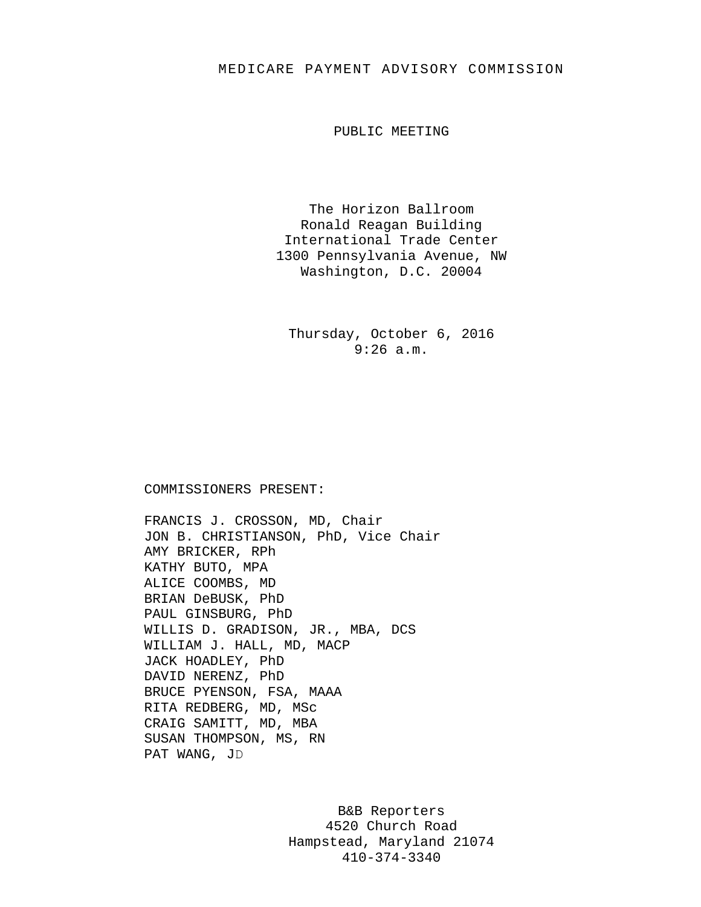# MEDICARE PAYMENT ADVISORY COMMISSION

## PUBLIC MEETING

The Horizon Ballroom
Ronald Reagan Building
International Trade Center
1300 Pennsylvania Avenue, NW
Washington, D.C. 20004

Thursday, October 6, 2016
9:26 a.m.

COMMISSIONERS PRESENT:

FRANCIS J. CROSSON, MD, Chair
JON B. CHRISTIANSON, PhD, Vice Chair
AMY BRICKER, RPh
KATHY BUTO, MPA
ALICE COOMBS, MD
BRIAN DeBUSK, PhD
PAUL GINSBURG, PhD
WILLIS D. GRADISON, JR., MBA, DCS
WILLIAM J. HALL, MD, MACP
JACK HOADLEY, PhD
DAVID NERENZ, PhD
BRUCE PYENSON, FSA, MAAA
RITA REDBERG, MD, MSc
CRAIG SAMITT, MD, MBA
SUSAN THOMPSON, MS, RN
PAT WANG, JD

B&B Reporters
4520 Church Road
Hampstead, Maryland 21074
410-374-3340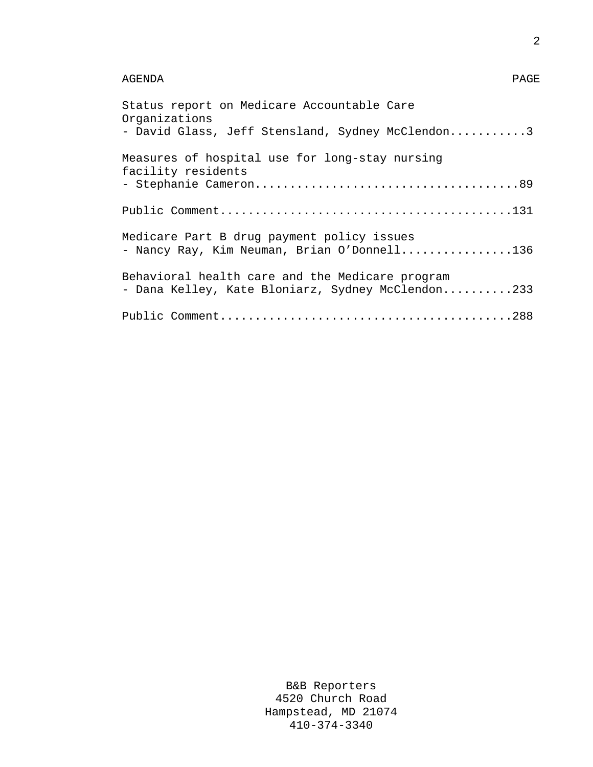| AGENDA | PAGE |
| --- | --- |
| Status report on Medicare Accountable Care Organizations<br>- David Glass, Jeff Stensland, Sydney McClendon | 3 |
| Measures of hospital use for long-stay nursing facility residents<br>- Stephanie Cameron | 89 |
| Public Comment | 131 |
| Medicare Part B drug payment policy issues<br>- Nancy Ray, Kim Neuman, Brian O'Donnell | 136 |
| Behavioral health care and the Medicare program<br>- Dana Kelley, Kate Bloniarz, Sydney McClendon | 233 |
| Public Comment | 288 |

B&B Reporters
4520 Church Road
Hampstead, MD 21074
410-374-3340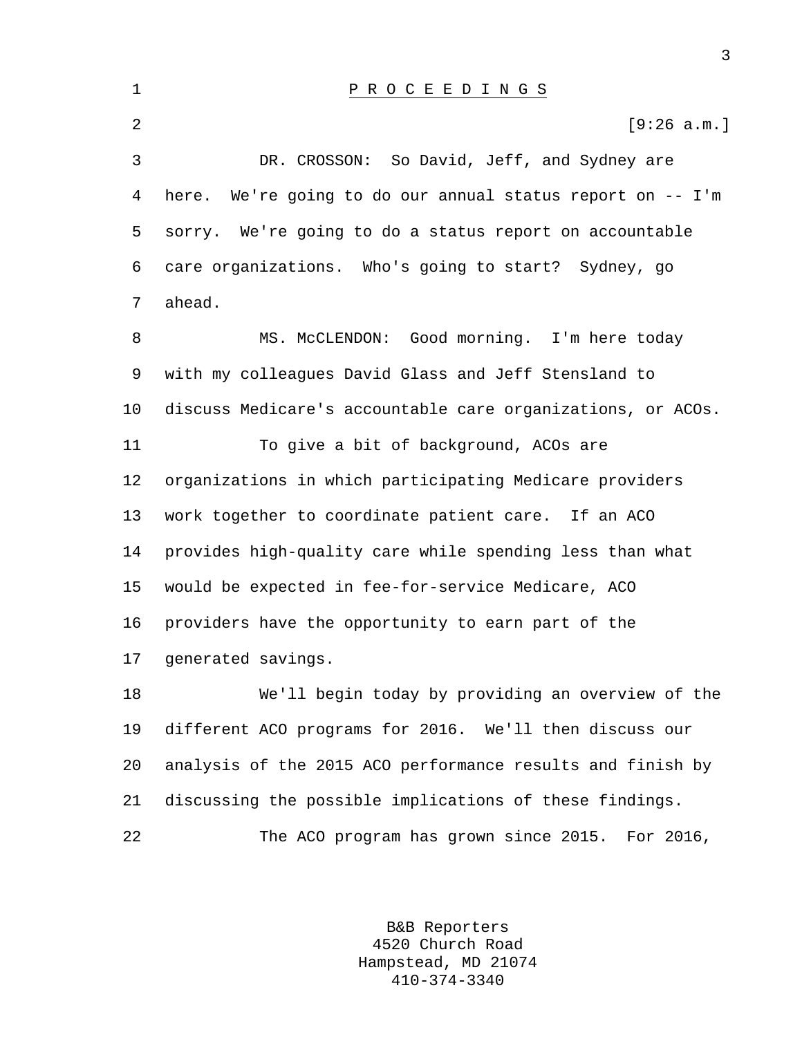P R O C E E D I N G S

[9:26 a.m.]

DR. CROSSON: So David, Jeff, and Sydney are here. We're going to do our annual status report on -- I'm sorry. We're going to do a status report on accountable care organizations. Who's going to start? Sydney, go ahead.

MS. McCLENDON: Good morning. I'm here today with my colleagues David Glass and Jeff Stensland to discuss Medicare's accountable care organizations, or ACOs.

To give a bit of background, ACOs are organizations in which participating Medicare providers work together to coordinate patient care. If an ACO provides high-quality care while spending less than what would be expected in fee-for-service Medicare, ACO providers have the opportunity to earn part of the generated savings.

We'll begin today by providing an overview of the different ACO programs for 2016. We'll then discuss our analysis of the 2015 ACO performance results and finish by discussing the possible implications of these findings.

The ACO program has grown since 2015. For 2016,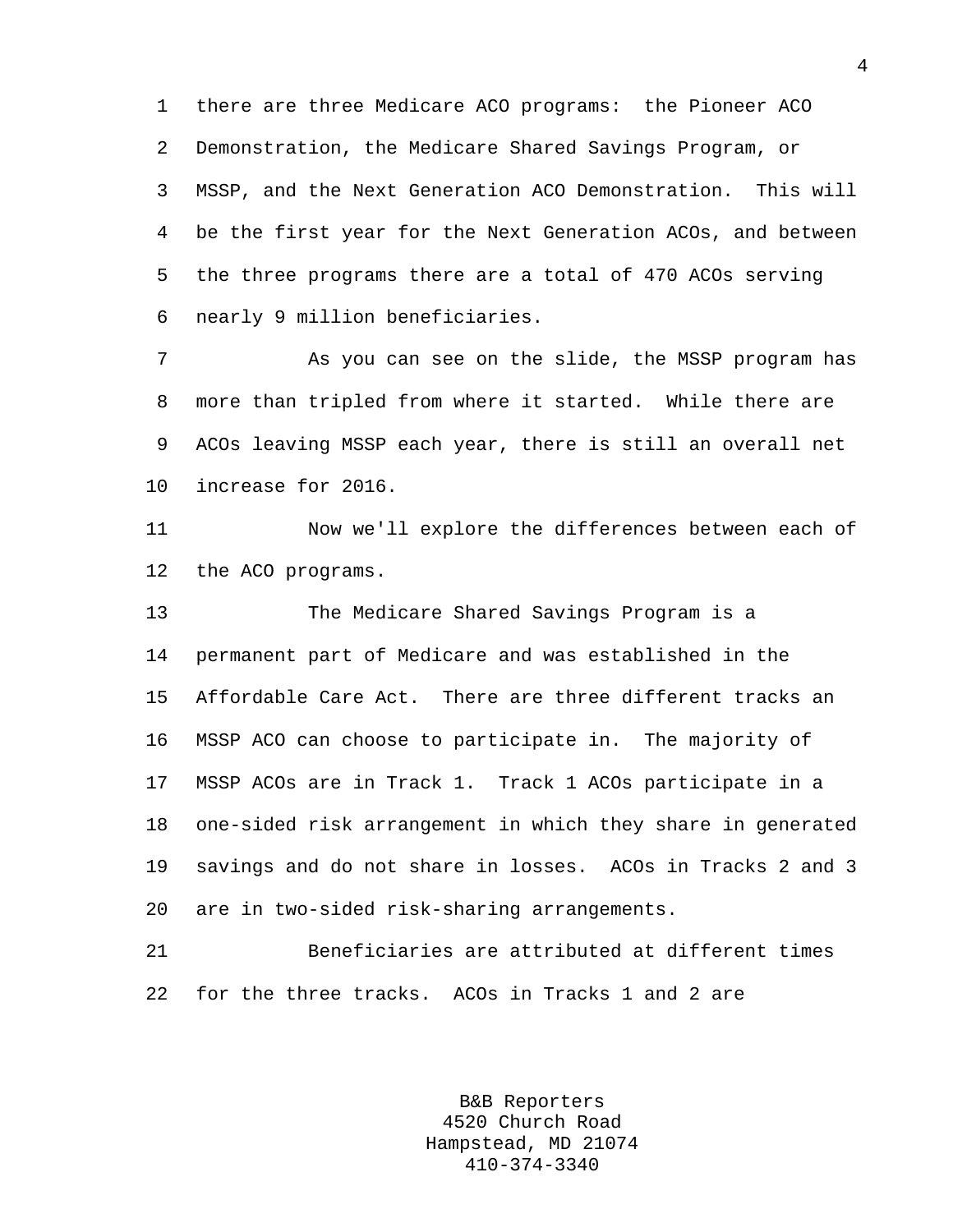there are three Medicare ACO programs: the Pioneer ACO Demonstration, the Medicare Shared Savings Program, or MSSP, and the Next Generation ACO Demonstration. This will be the first year for the Next Generation ACOs, and between the three programs there are a total of 470 ACOs serving nearly 9 million beneficiaries.

As you can see on the slide, the MSSP program has more than tripled from where it started. While there are ACOs leaving MSSP each year, there is still an overall net increase for 2016.

Now we'll explore the differences between each of the ACO programs.

The Medicare Shared Savings Program is a permanent part of Medicare and was established in the Affordable Care Act. There are three different tracks an MSSP ACO can choose to participate in. The majority of MSSP ACOs are in Track 1. Track 1 ACOs participate in a one-sided risk arrangement in which they share in generated savings and do not share in losses. ACOs in Tracks 2 and 3 are in two-sided risk-sharing arrangements.

Beneficiaries are attributed at different times for the three tracks. ACOs in Tracks 1 and 2 are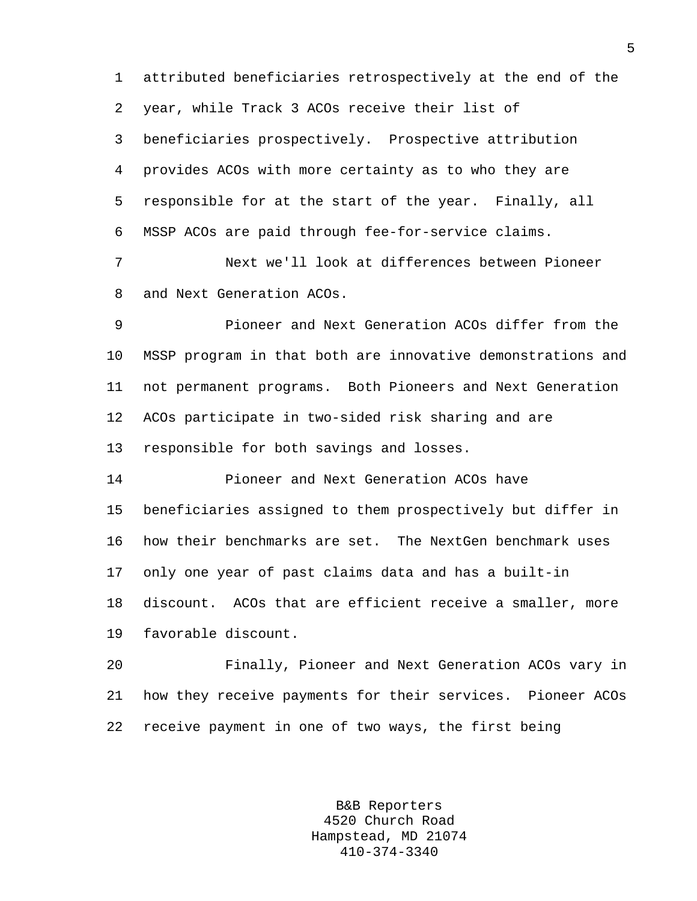attributed beneficiaries retrospectively at the end of the year, while Track 3 ACOs receive their list of beneficiaries prospectively. Prospective attribution provides ACOs with more certainty as to who they are responsible for at the start of the year. Finally, all MSSP ACOs are paid through fee-for-service claims.

Next we'll look at differences between Pioneer and Next Generation ACOs.

Pioneer and Next Generation ACOs differ from the MSSP program in that both are innovative demonstrations and not permanent programs. Both Pioneers and Next Generation ACOs participate in two-sided risk sharing and are responsible for both savings and losses.

Pioneer and Next Generation ACOs have beneficiaries assigned to them prospectively but differ in how their benchmarks are set. The NextGen benchmark uses only one year of past claims data and has a built-in discount. ACOs that are efficient receive a smaller, more favorable discount.

Finally, Pioneer and Next Generation ACOs vary in how they receive payments for their services. Pioneer ACOs receive payment in one of two ways, the first being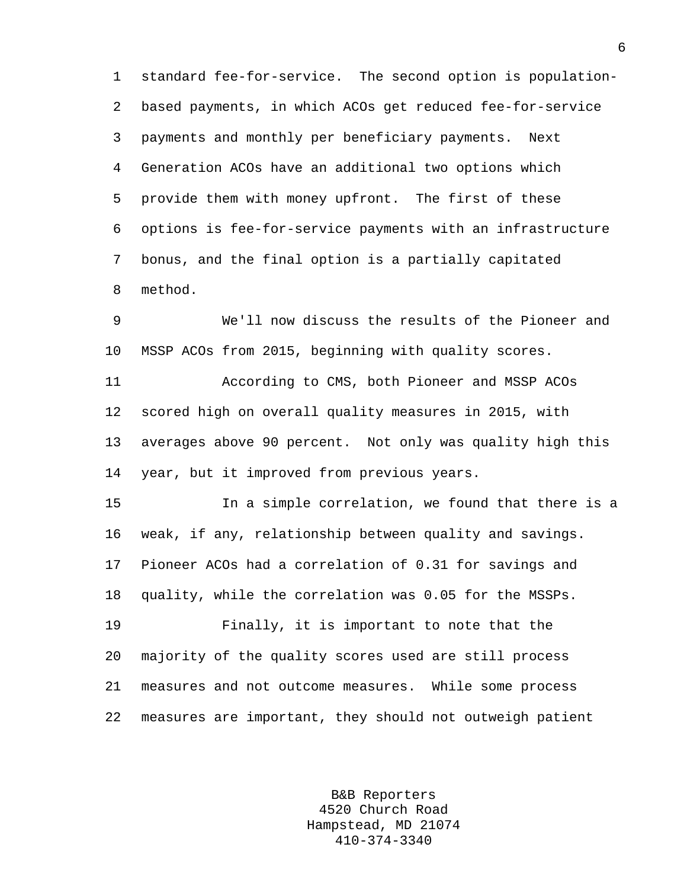standard fee-for-service. The second option is population-based payments, in which ACOs get reduced fee-for-service payments and monthly per beneficiary payments. Next Generation ACOs have an additional two options which provide them with money upfront. The first of these options is fee-for-service payments with an infrastructure bonus, and the final option is a partially capitated method.

We'll now discuss the results of the Pioneer and MSSP ACOs from 2015, beginning with quality scores.

According to CMS, both Pioneer and MSSP ACOs scored high on overall quality measures in 2015, with averages above 90 percent. Not only was quality high this year, but it improved from previous years.

In a simple correlation, we found that there is a weak, if any, relationship between quality and savings. Pioneer ACOs had a correlation of 0.31 for savings and quality, while the correlation was 0.05 for the MSSPs.

Finally, it is important to note that the majority of the quality scores used are still process measures and not outcome measures. While some process measures are important, they should not outweigh patient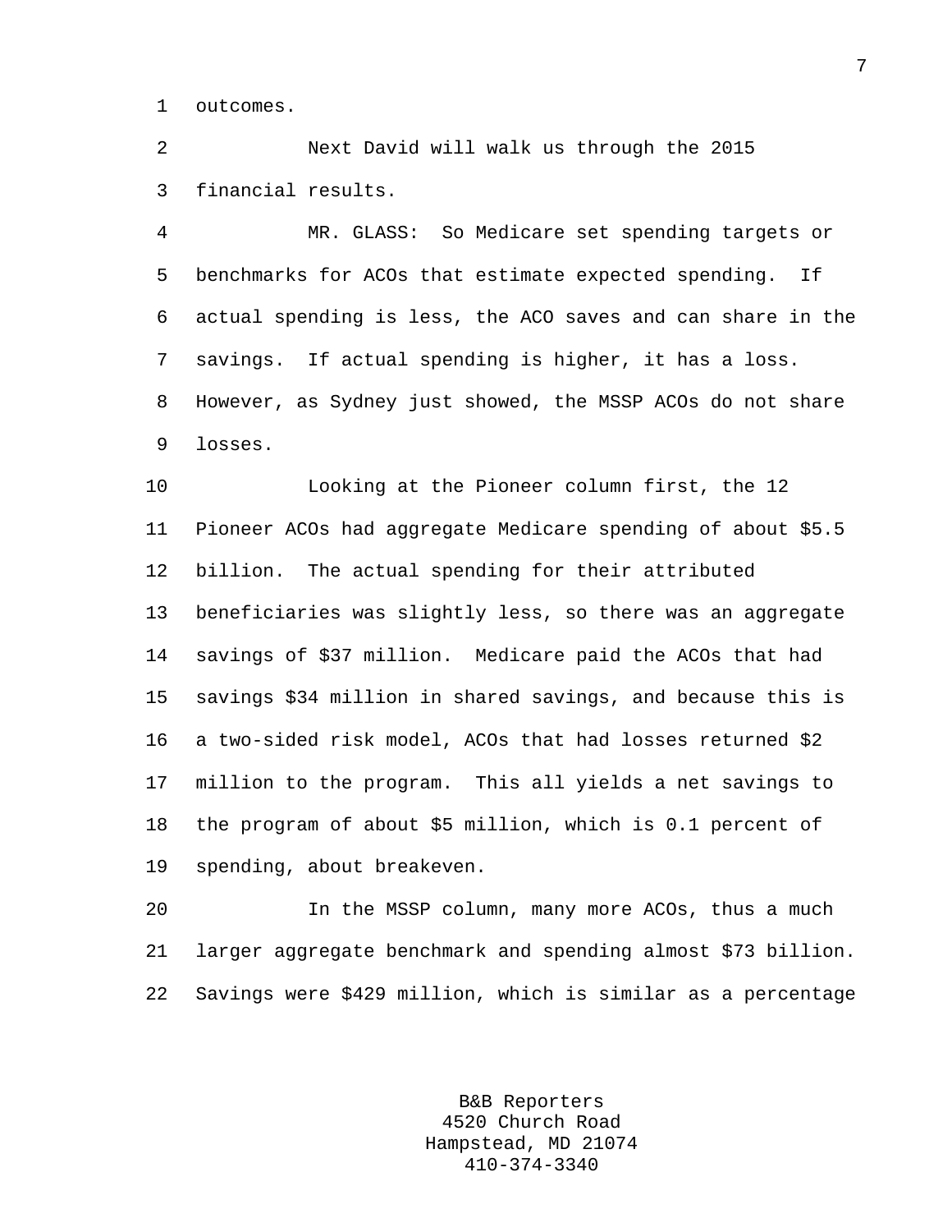outcomes.

Next David will walk us through the 2015 financial results.

MR. GLASS: So Medicare set spending targets or benchmarks for ACOs that estimate expected spending. If actual spending is less, the ACO saves and can share in the savings. If actual spending is higher, it has a loss. However, as Sydney just showed, the MSSP ACOs do not share losses.

Looking at the Pioneer column first, the 12 Pioneer ACOs had aggregate Medicare spending of about $5.5 billion. The actual spending for their attributed beneficiaries was slightly less, so there was an aggregate savings of $37 million. Medicare paid the ACOs that had savings $34 million in shared savings, and because this is a two-sided risk model, ACOs that had losses returned $2 million to the program. This all yields a net savings to the program of about $5 million, which is 0.1 percent of spending, about breakeven.

In the MSSP column, many more ACOs, thus a much larger aggregate benchmark and spending almost $73 billion. Savings were $429 million, which is similar as a percentage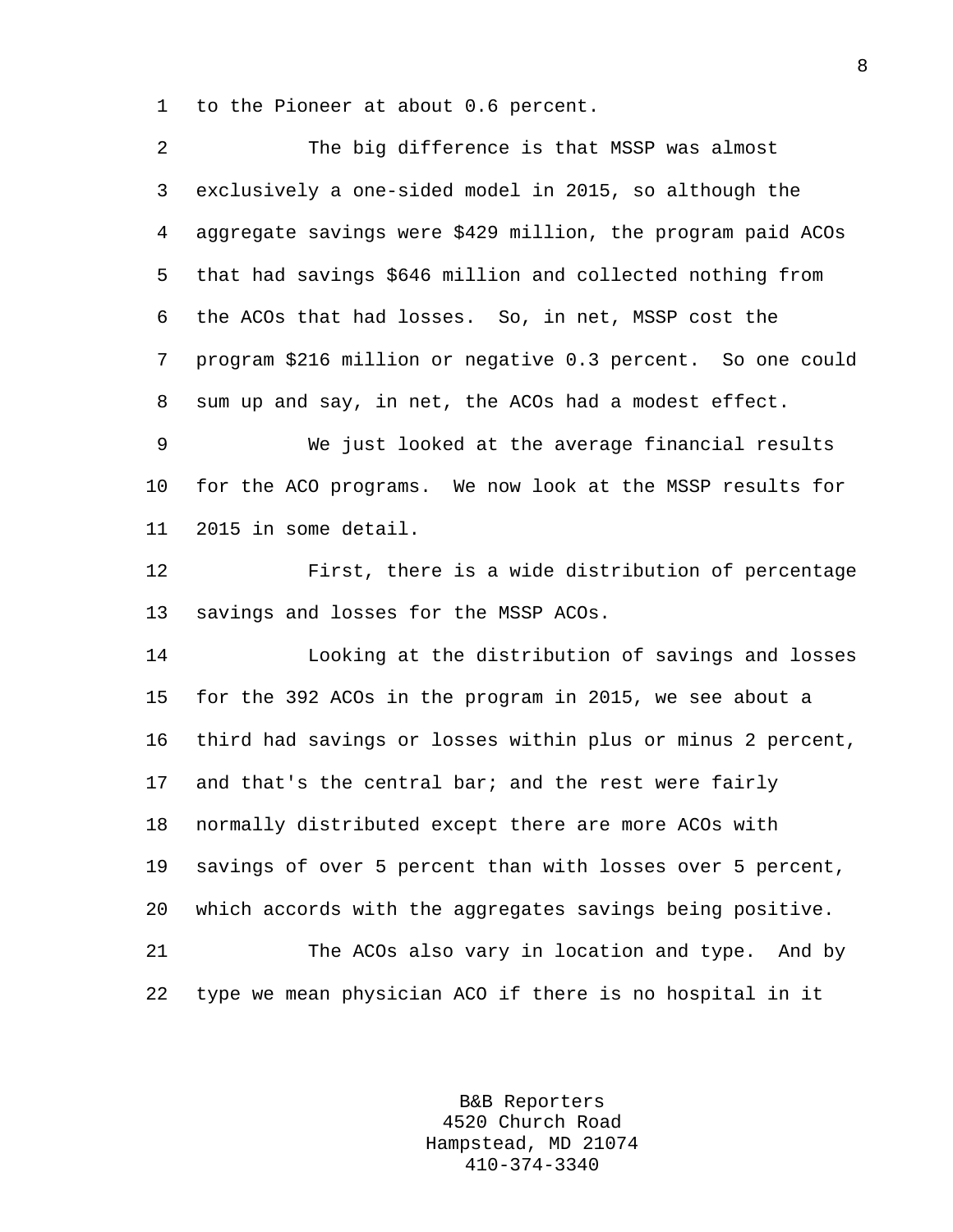to the Pioneer at about 0.6 percent.

The big difference is that MSSP was almost exclusively a one-sided model in 2015, so although the aggregate savings were $429 million, the program paid ACOs that had savings $646 million and collected nothing from the ACOs that had losses. So, in net, MSSP cost the program $216 million or negative 0.3 percent. So one could sum up and say, in net, the ACOs had a modest effect.

We just looked at the average financial results for the ACO programs. We now look at the MSSP results for 2015 in some detail.

First, there is a wide distribution of percentage savings and losses for the MSSP ACOs.

Looking at the distribution of savings and losses for the 392 ACOs in the program in 2015, we see about a third had savings or losses within plus or minus 2 percent, and that's the central bar; and the rest were fairly normally distributed except there are more ACOs with savings of over 5 percent than with losses over 5 percent, which accords with the aggregates savings being positive.

The ACOs also vary in location and type. And by type we mean physician ACO if there is no hospital in it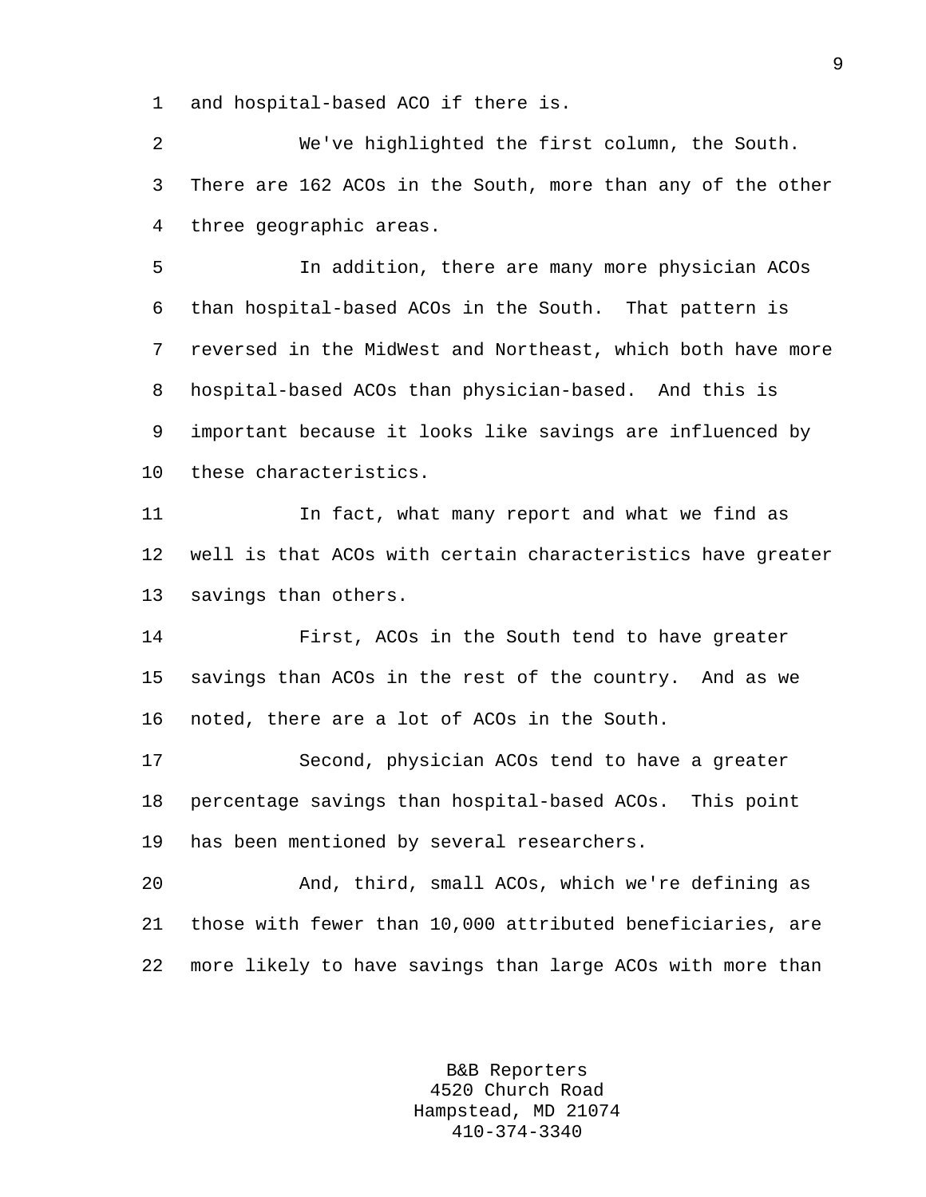and hospital-based ACO if there is.

We've highlighted the first column, the South. There are 162 ACOs in the South, more than any of the other three geographic areas.

In addition, there are many more physician ACOs than hospital-based ACOs in the South. That pattern is reversed in the MidWest and Northeast, which both have more hospital-based ACOs than physician-based. And this is important because it looks like savings are influenced by these characteristics.

In fact, what many report and what we find as well is that ACOs with certain characteristics have greater savings than others.

First, ACOs in the South tend to have greater savings than ACOs in the rest of the country. And as we noted, there are a lot of ACOs in the South.

Second, physician ACOs tend to have a greater percentage savings than hospital-based ACOs. This point has been mentioned by several researchers.

And, third, small ACOs, which we're defining as those with fewer than 10,000 attributed beneficiaries, are more likely to have savings than large ACOs with more than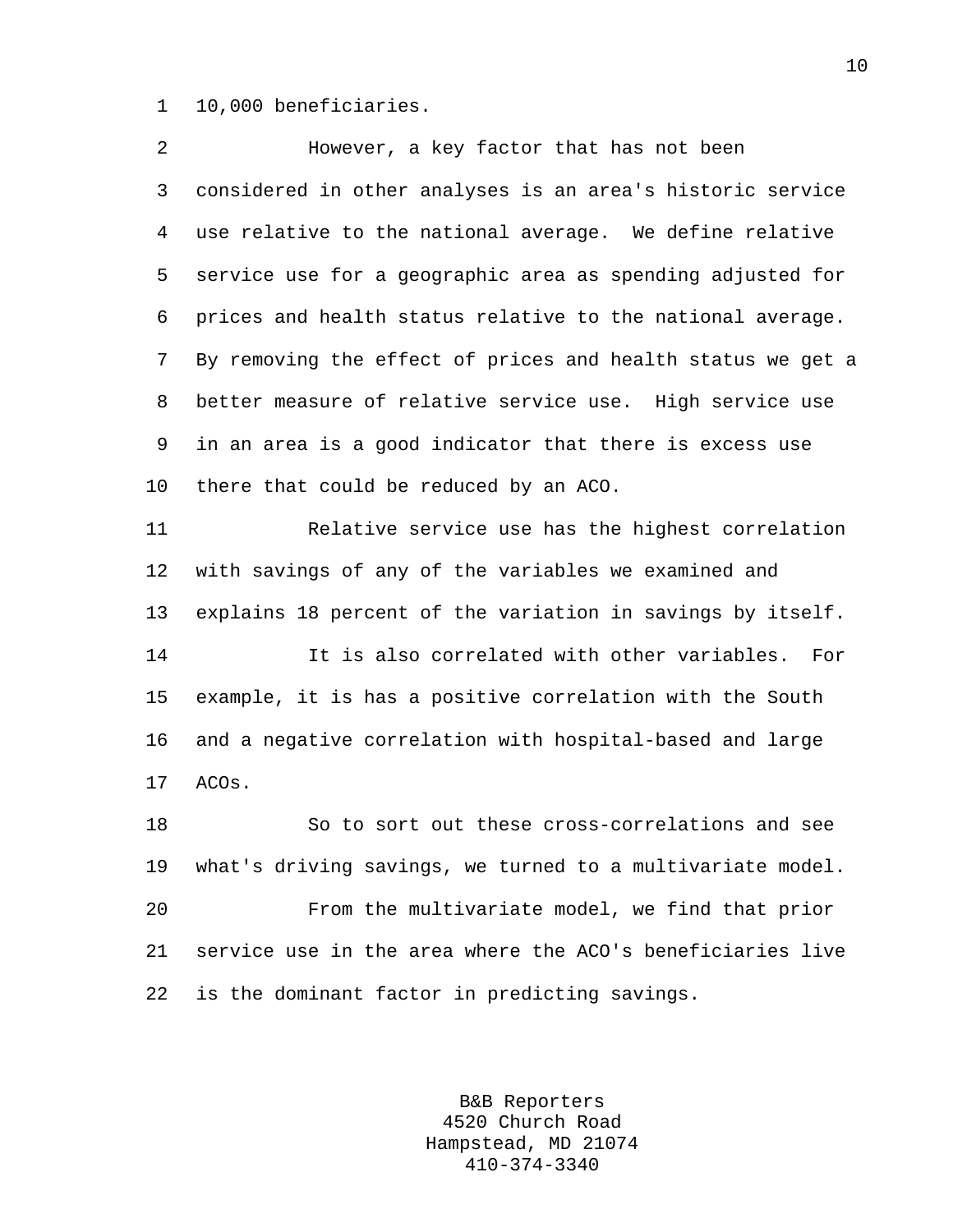10,000 beneficiaries.

However, a key factor that has not been considered in other analyses is an area's historic service use relative to the national average. We define relative service use for a geographic area as spending adjusted for prices and health status relative to the national average. By removing the effect of prices and health status we get a better measure of relative service use. High service use in an area is a good indicator that there is excess use there that could be reduced by an ACO.

Relative service use has the highest correlation with savings of any of the variables we examined and explains 18 percent of the variation in savings by itself.

It is also correlated with other variables. For example, it is has a positive correlation with the South and a negative correlation with hospital-based and large ACOs.

So to sort out these cross-correlations and see what's driving savings, we turned to a multivariate model.

From the multivariate model, we find that prior service use in the area where the ACO's beneficiaries live is the dominant factor in predicting savings.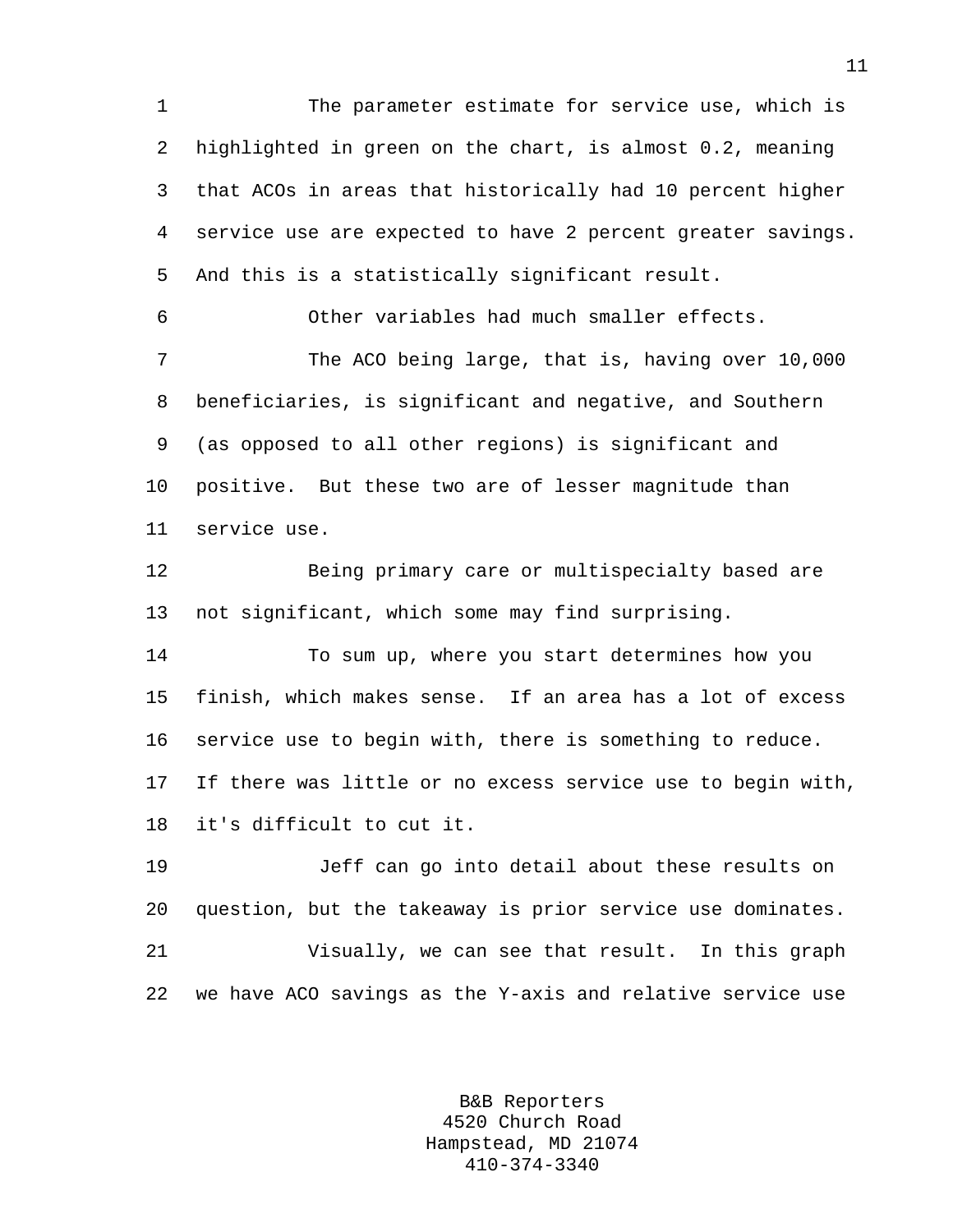The parameter estimate for service use, which is highlighted in green on the chart, is almost 0.2, meaning that ACOs in areas that historically had 10 percent higher service use are expected to have 2 percent greater savings. And this is a statistically significant result.

Other variables had much smaller effects.

The ACO being large, that is, having over 10,000 beneficiaries, is significant and negative, and Southern (as opposed to all other regions) is significant and positive. But these two are of lesser magnitude than service use.

Being primary care or multispecialty based are not significant, which some may find surprising.

To sum up, where you start determines how you finish, which makes sense. If an area has a lot of excess service use to begin with, there is something to reduce. If there was little or no excess service use to begin with, it's difficult to cut it.

Jeff can go into detail about these results on question, but the takeaway is prior service use dominates.

Visually, we can see that result. In this graph we have ACO savings as the Y-axis and relative service use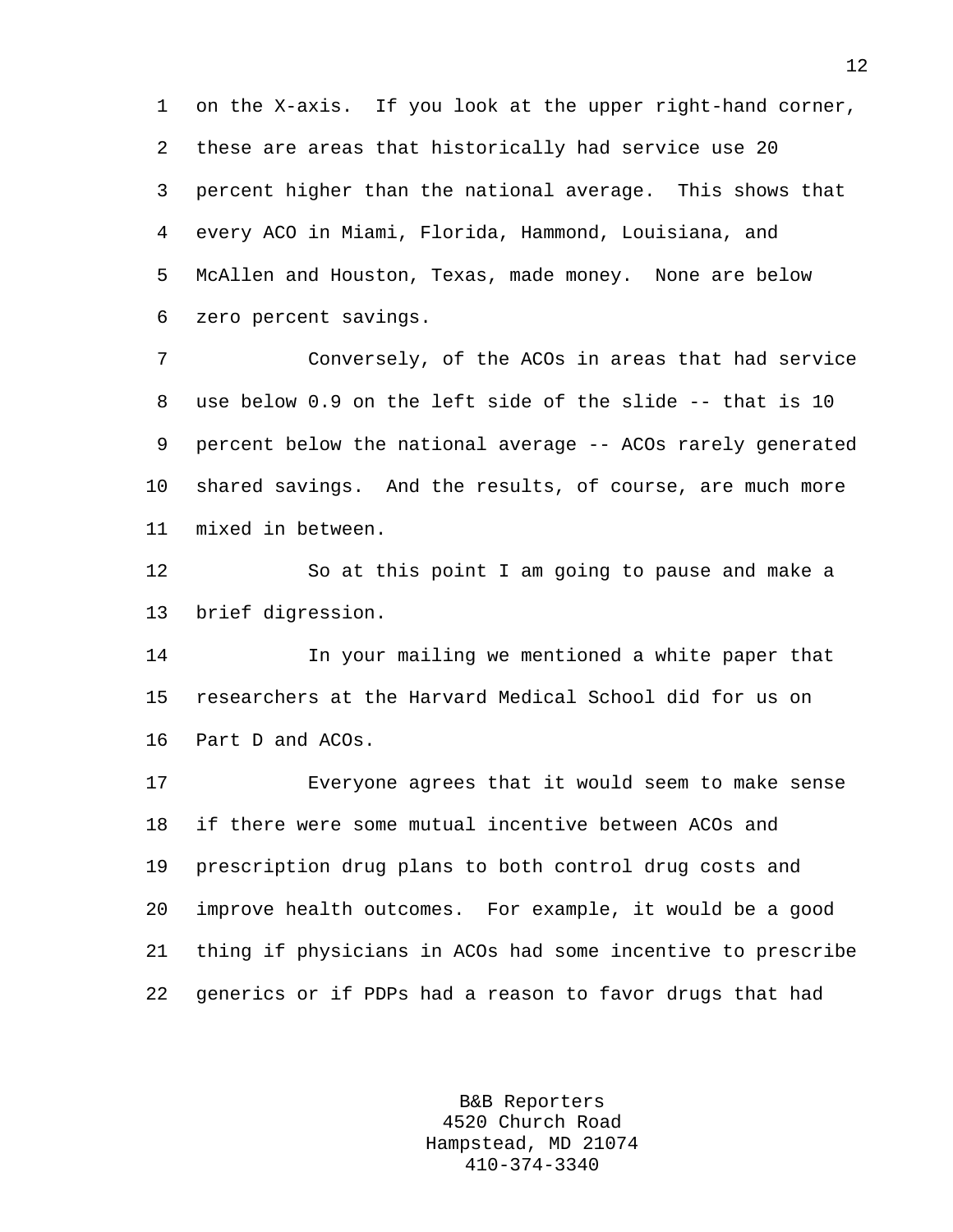on the X-axis. If you look at the upper right-hand corner, these are areas that historically had service use 20 percent higher than the national average. This shows that every ACO in Miami, Florida, Hammond, Louisiana, and McAllen and Houston, Texas, made money. None are below zero percent savings.

Conversely, of the ACOs in areas that had service use below 0.9 on the left side of the slide -- that is 10 percent below the national average -- ACOs rarely generated shared savings. And the results, of course, are much more mixed in between.

So at this point I am going to pause and make a brief digression.

In your mailing we mentioned a white paper that researchers at the Harvard Medical School did for us on Part D and ACOs.

Everyone agrees that it would seem to make sense if there were some mutual incentive between ACOs and prescription drug plans to both control drug costs and improve health outcomes. For example, it would be a good thing if physicians in ACOs had some incentive to prescribe generics or if PDPs had a reason to favor drugs that had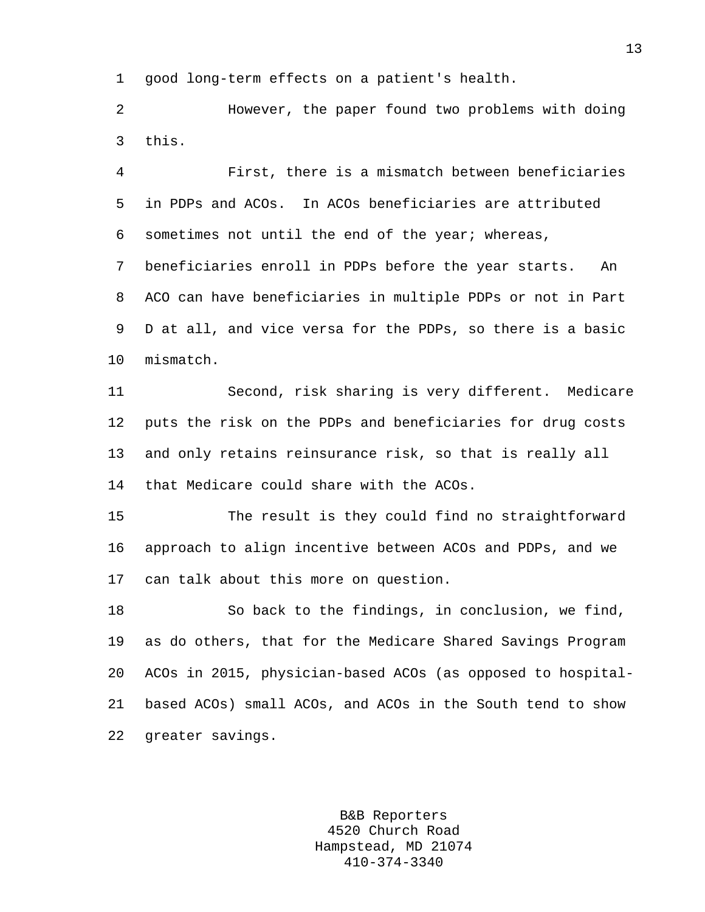good long-term effects on a patient's health.

However, the paper found two problems with doing this.

First, there is a mismatch between beneficiaries in PDPs and ACOs. In ACOs beneficiaries are attributed sometimes not until the end of the year; whereas, beneficiaries enroll in PDPs before the year starts. An ACO can have beneficiaries in multiple PDPs or not in Part D at all, and vice versa for the PDPs, so there is a basic mismatch.

Second, risk sharing is very different. Medicare puts the risk on the PDPs and beneficiaries for drug costs and only retains reinsurance risk, so that is really all that Medicare could share with the ACOs.

The result is they could find no straightforward approach to align incentive between ACOs and PDPs, and we can talk about this more on question.

So back to the findings, in conclusion, we find, as do others, that for the Medicare Shared Savings Program ACOs in 2015, physician-based ACOs (as opposed to hospital-based ACOs) small ACOs, and ACOs in the South tend to show greater savings.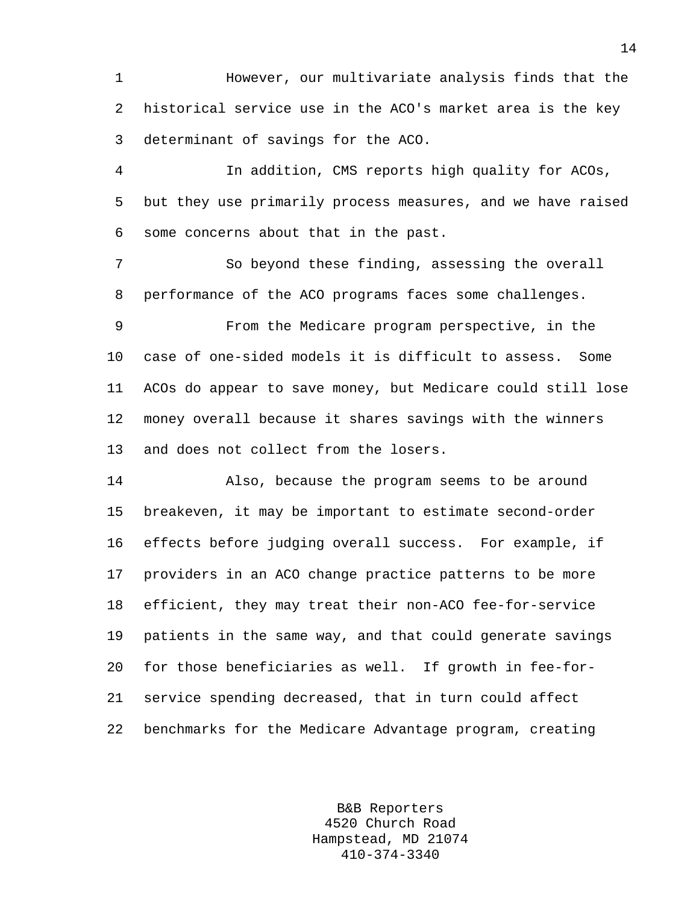However, our multivariate analysis finds that the historical service use in the ACO's market area is the key determinant of savings for the ACO.

In addition, CMS reports high quality for ACOs, but they use primarily process measures, and we have raised some concerns about that in the past.

So beyond these finding, assessing the overall performance of the ACO programs faces some challenges.

From the Medicare program perspective, in the case of one-sided models it is difficult to assess. Some ACOs do appear to save money, but Medicare could still lose money overall because it shares savings with the winners and does not collect from the losers.

Also, because the program seems to be around breakeven, it may be important to estimate second-order effects before judging overall success. For example, if providers in an ACO change practice patterns to be more efficient, they may treat their non-ACO fee-for-service patients in the same way, and that could generate savings for those beneficiaries as well. If growth in fee-for-service spending decreased, that in turn could affect benchmarks for the Medicare Advantage program, creating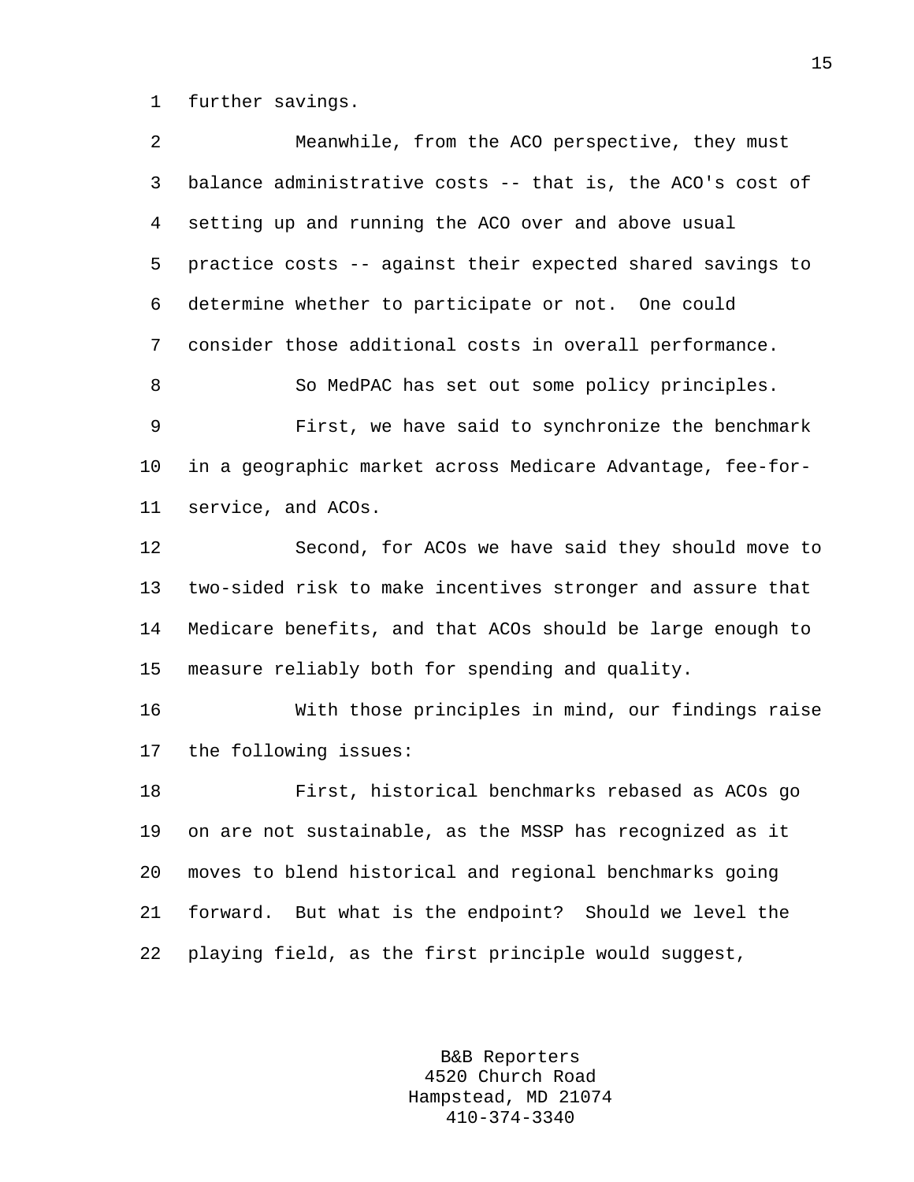further savings.

Meanwhile, from the ACO perspective, they must balance administrative costs -- that is, the ACO's cost of setting up and running the ACO over and above usual practice costs -- against their expected shared savings to determine whether to participate or not. One could consider those additional costs in overall performance.

So MedPAC has set out some policy principles.

First, we have said to synchronize the benchmark in a geographic market across Medicare Advantage, fee-for-service, and ACOs.

Second, for ACOs we have said they should move to two-sided risk to make incentives stronger and assure that Medicare benefits, and that ACOs should be large enough to measure reliably both for spending and quality.

With those principles in mind, our findings raise the following issues:

First, historical benchmarks rebased as ACOs go on are not sustainable, as the MSSP has recognized as it moves to blend historical and regional benchmarks going forward. But what is the endpoint? Should we level the playing field, as the first principle would suggest,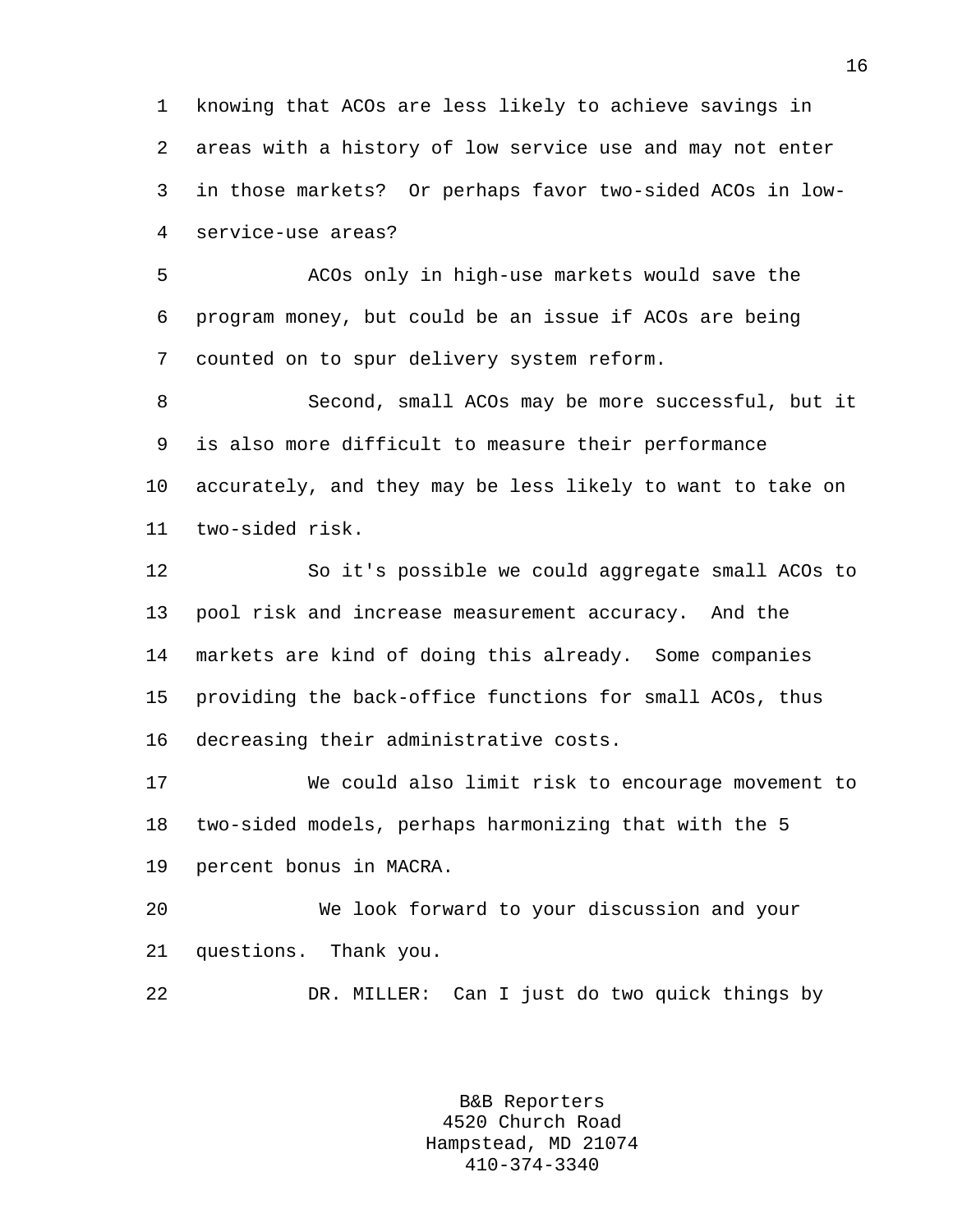knowing that ACOs are less likely to achieve savings in areas with a history of low service use and may not enter in those markets? Or perhaps favor two-sided ACOs in low-service-use areas?

ACOs only in high-use markets would save the program money, but could be an issue if ACOs are being counted on to spur delivery system reform.

Second, small ACOs may be more successful, but it is also more difficult to measure their performance accurately, and they may be less likely to want to take on two-sided risk.

So it's possible we could aggregate small ACOs to pool risk and increase measurement accuracy. And the markets are kind of doing this already. Some companies providing the back-office functions for small ACOs, thus decreasing their administrative costs.

We could also limit risk to encourage movement to two-sided models, perhaps harmonizing that with the 5 percent bonus in MACRA.

We look forward to your discussion and your questions. Thank you.

DR. MILLER: Can I just do two quick things by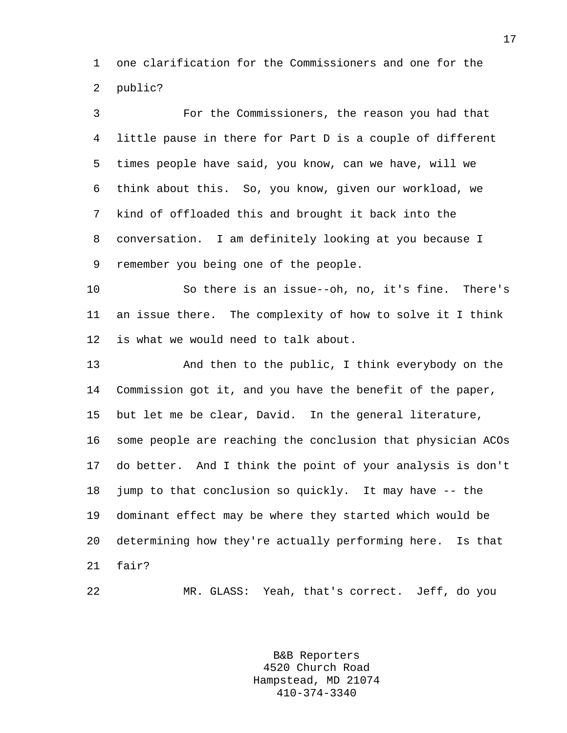one clarification for the Commissioners and one for the public?

For the Commissioners, the reason you had that little pause in there for Part D is a couple of different times people have said, you know, can we have, will we think about this. So, you know, given our workload, we kind of offloaded this and brought it back into the conversation. I am definitely looking at you because I remember you being one of the people.

So there is an issue--oh, no, it's fine. There's an issue there. The complexity of how to solve it I think is what we would need to talk about.

And then to the public, I think everybody on the Commission got it, and you have the benefit of the paper, but let me be clear, David. In the general literature, some people are reaching the conclusion that physician ACOs do better. And I think the point of your analysis is don't jump to that conclusion so quickly. It may have -- the dominant effect may be where they started which would be determining how they're actually performing here. Is that fair?

MR. GLASS: Yeah, that's correct. Jeff, do you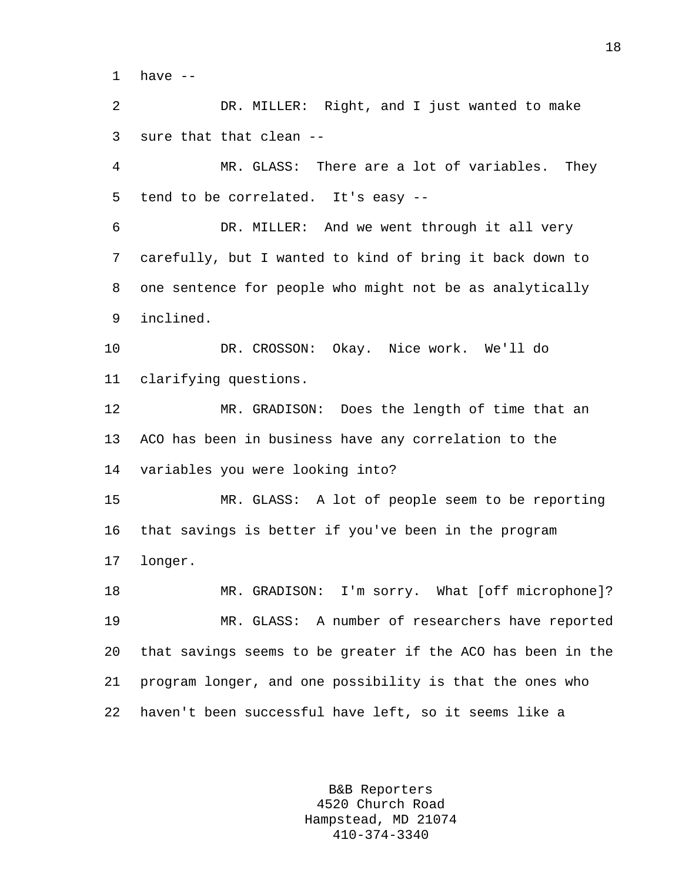have --

DR. MILLER: Right, and I just wanted to make sure that that clean --

MR. GLASS: There are a lot of variables. They tend to be correlated. It's easy --

DR. MILLER: And we went through it all very carefully, but I wanted to kind of bring it back down to one sentence for people who might not be as analytically inclined.

DR. CROSSON: Okay. Nice work. We'll do clarifying questions.

MR. GRADISON: Does the length of time that an ACO has been in business have any correlation to the variables you were looking into?

MR. GLASS: A lot of people seem to be reporting that savings is better if you've been in the program longer.

MR. GRADISON: I'm sorry. What [off microphone]?

MR. GLASS: A number of researchers have reported that savings seems to be greater if the ACO has been in the program longer, and one possibility is that the ones who haven't been successful have left, so it seems like a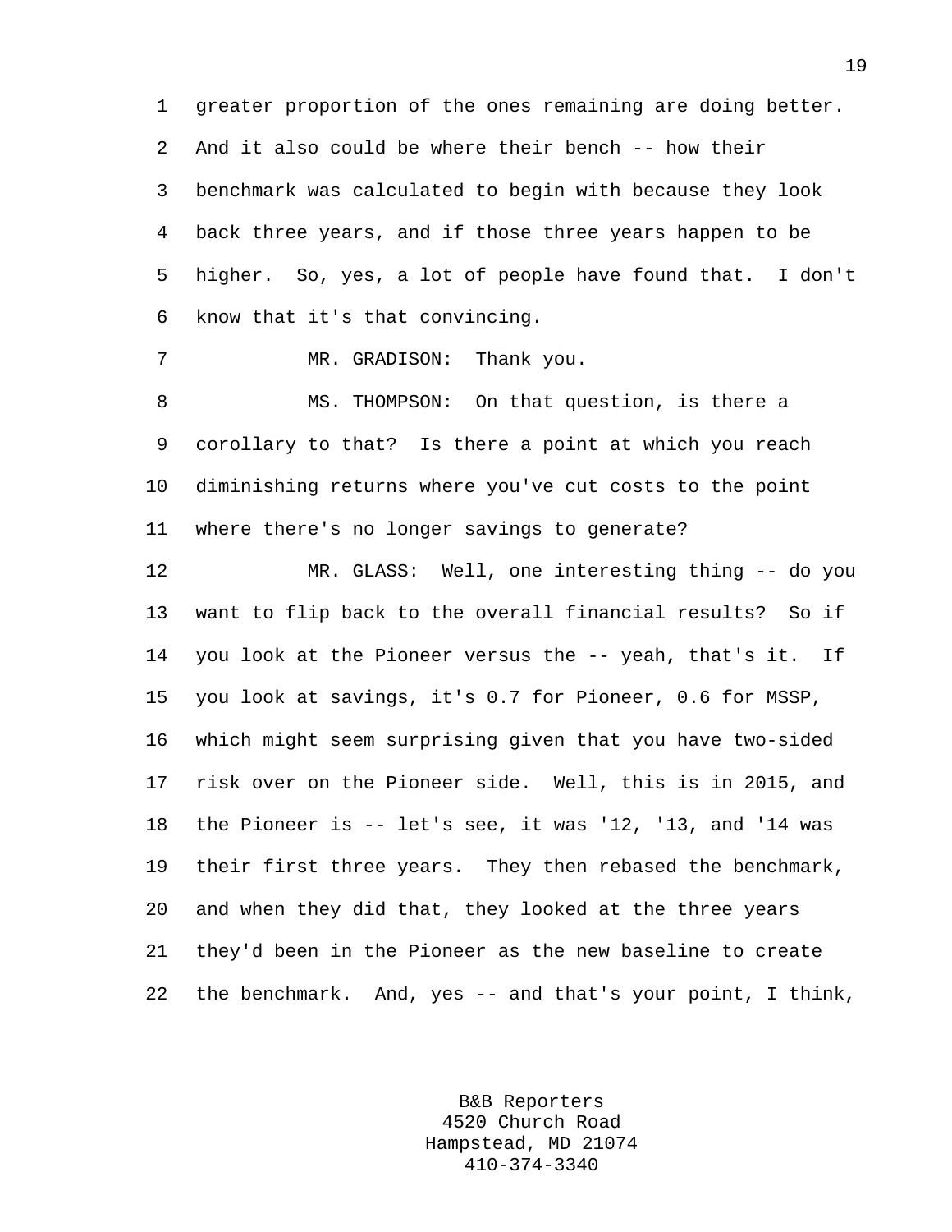greater proportion of the ones remaining are doing better. And it also could be where their bench -- how their benchmark was calculated to begin with because they look back three years, and if those three years happen to be higher. So, yes, a lot of people have found that. I don't know that it's that convincing.

MR. GRADISON: Thank you.

MS. THOMPSON: On that question, is there a corollary to that? Is there a point at which you reach diminishing returns where you've cut costs to the point where there's no longer savings to generate?

MR. GLASS: Well, one interesting thing -- do you want to flip back to the overall financial results? So if you look at the Pioneer versus the -- yeah, that's it. If you look at savings, it's 0.7 for Pioneer, 0.6 for MSSP, which might seem surprising given that you have two-sided risk over on the Pioneer side. Well, this is in 2015, and the Pioneer is -- let's see, it was '12, '13, and '14 was their first three years. They then rebased the benchmark, and when they did that, they looked at the three years they'd been in the Pioneer as the new baseline to create the benchmark. And, yes -- and that's your point, I think,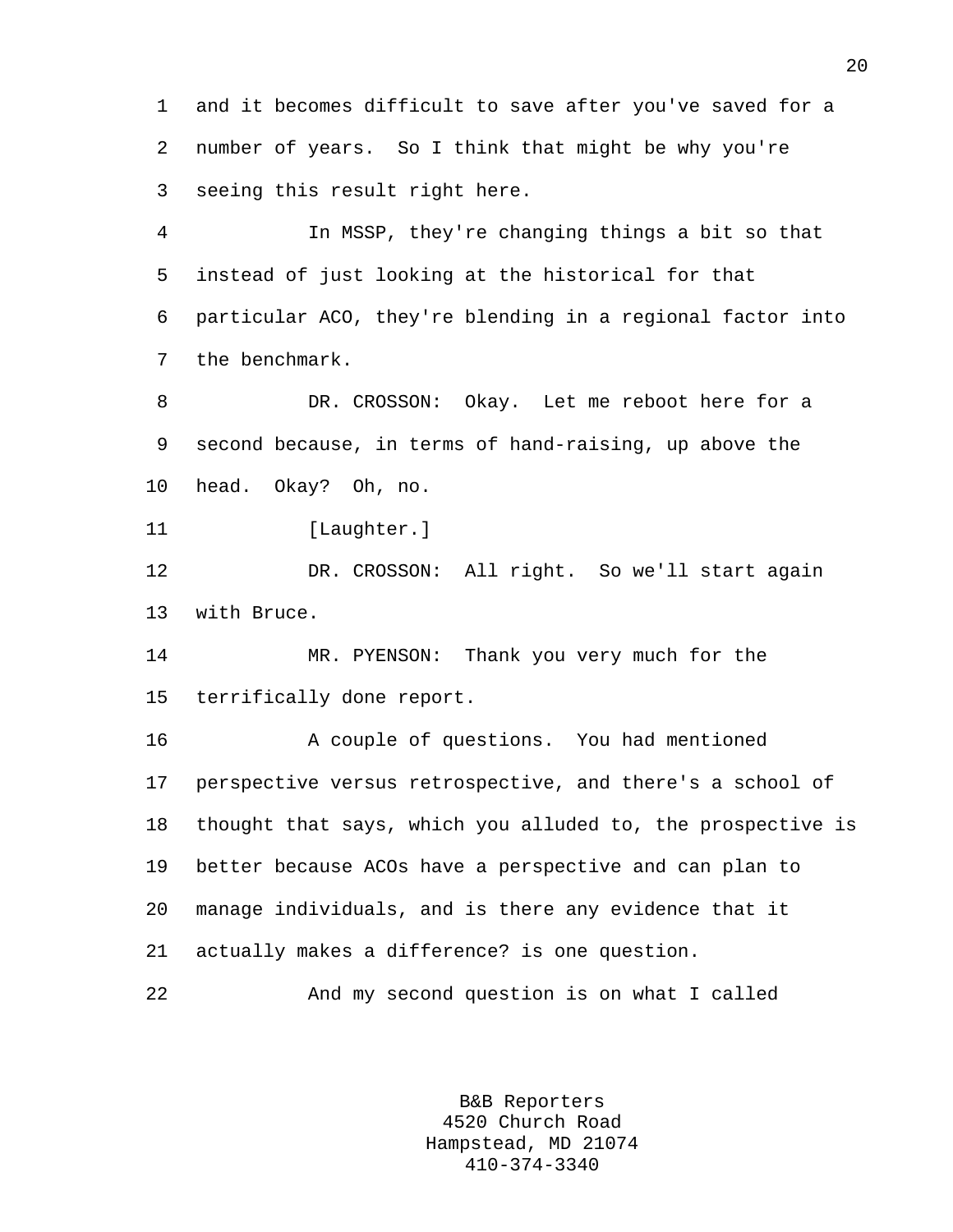and it becomes difficult to save after you've saved for a number of years. So I think that might be why you're seeing this result right here.

In MSSP, they're changing things a bit so that instead of just looking at the historical for that particular ACO, they're blending in a regional factor into the benchmark.

DR. CROSSON: Okay. Let me reboot here for a second because, in terms of hand-raising, up above the head. Okay? Oh, no.

[Laughter.]

DR. CROSSON: All right. So we'll start again with Bruce.

MR. PYENSON: Thank you very much for the terrifically done report.

A couple of questions. You had mentioned perspective versus retrospective, and there's a school of thought that says, which you alluded to, the prospective is better because ACOs have a perspective and can plan to manage individuals, and is there any evidence that it actually makes a difference? is one question.

And my second question is on what I called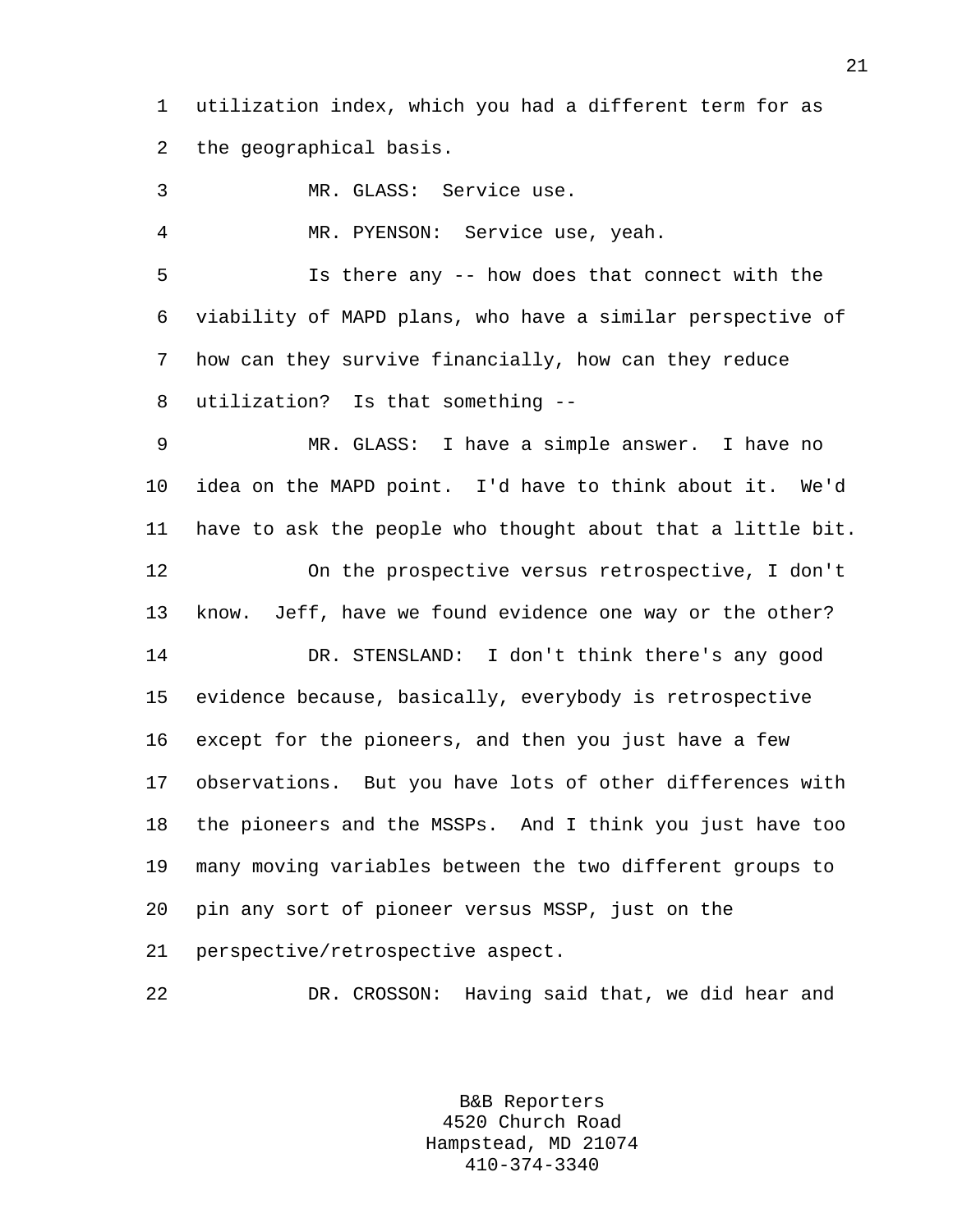utilization index, which you had a different term for as the geographical basis.

MR. GLASS: Service use.

MR. PYENSON: Service use, yeah.

Is there any -- how does that connect with the viability of MAPD plans, who have a similar perspective of how can they survive financially, how can they reduce utilization? Is that something --

MR. GLASS: I have a simple answer. I have no idea on the MAPD point. I'd have to think about it. We'd have to ask the people who thought about that a little bit.

On the prospective versus retrospective, I don't know. Jeff, have we found evidence one way or the other?

DR. STENSLAND: I don't think there's any good evidence because, basically, everybody is retrospective except for the pioneers, and then you just have a few observations. But you have lots of other differences with the pioneers and the MSSPs. And I think you just have too many moving variables between the two different groups to pin any sort of pioneer versus MSSP, just on the perspective/retrospective aspect.

DR. CROSSON: Having said that, we did hear and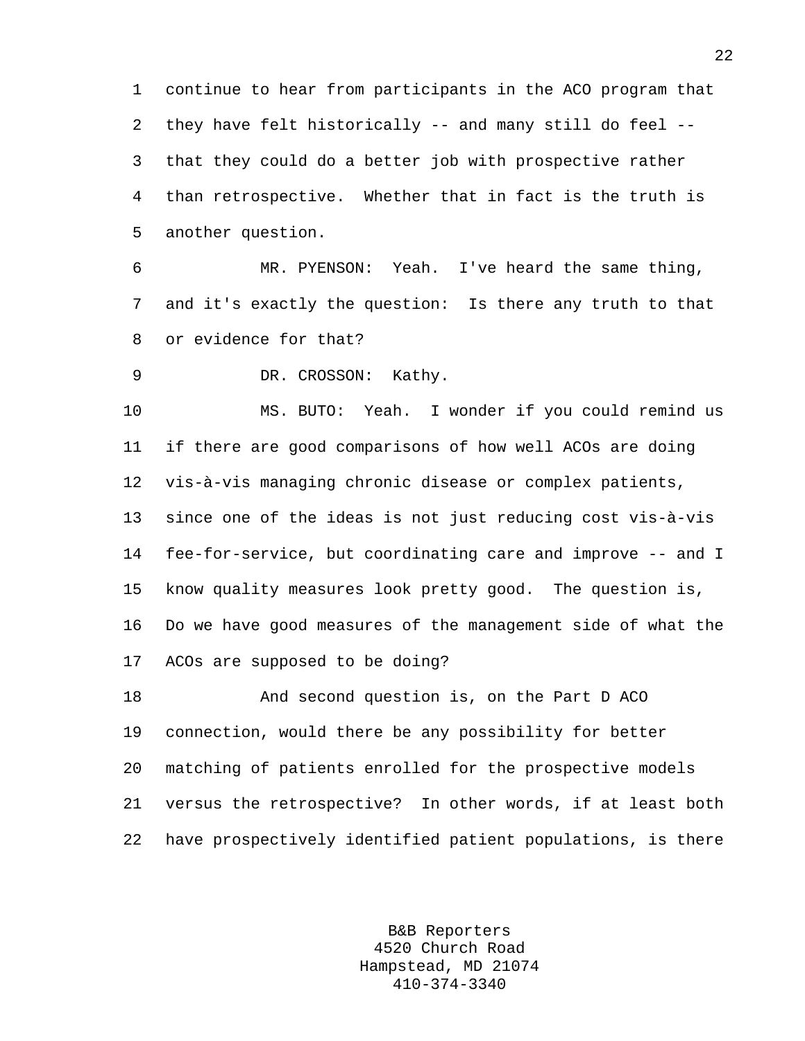continue to hear from participants in the ACO program that they have felt historically -- and many still do feel -- that they could do a better job with prospective rather than retrospective. Whether that in fact is the truth is another question.

MR. PYENSON: Yeah. I've heard the same thing, and it's exactly the question: Is there any truth to that or evidence for that?

DR. CROSSON: Kathy.

MS. BUTO: Yeah. I wonder if you could remind us if there are good comparisons of how well ACOs are doing vis-à-vis managing chronic disease or complex patients, since one of the ideas is not just reducing cost vis-à-vis fee-for-service, but coordinating care and improve -- and I know quality measures look pretty good. The question is, Do we have good measures of the management side of what the ACOs are supposed to be doing?

And second question is, on the Part D ACO connection, would there be any possibility for better matching of patients enrolled for the prospective models versus the retrospective? In other words, if at least both have prospectively identified patient populations, is there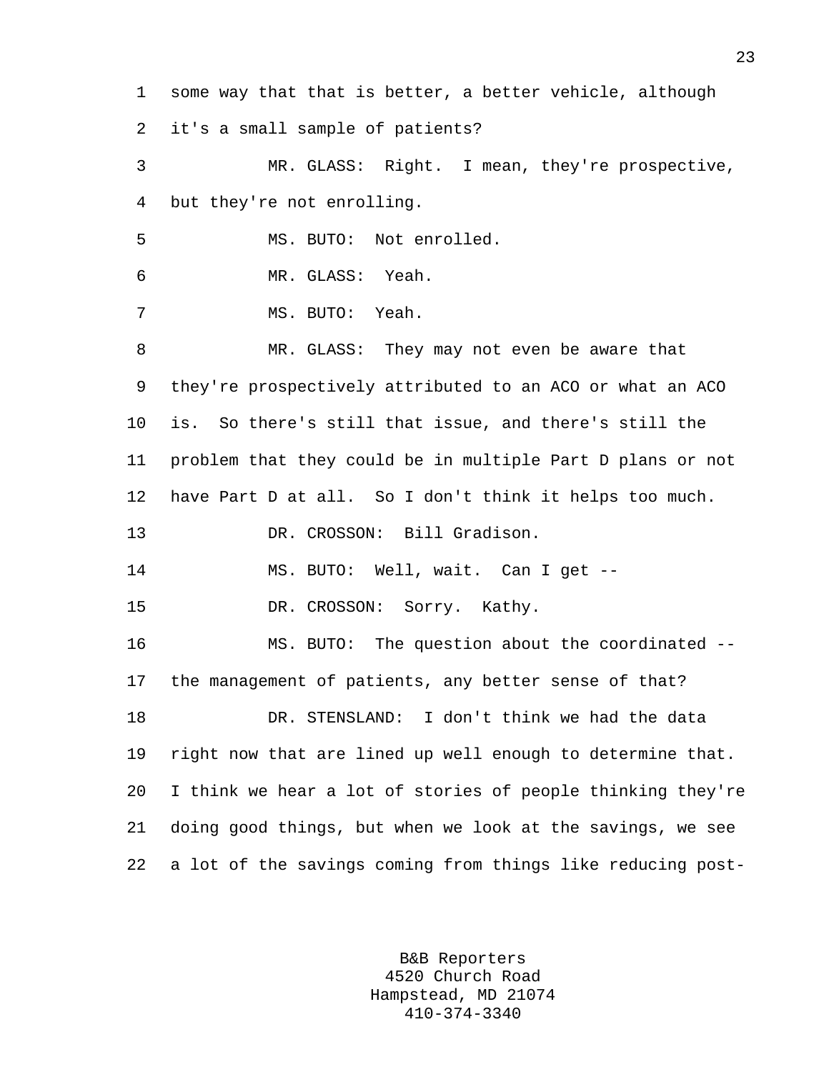some way that that is better, a better vehicle, although it's a small sample of patients?

MR. GLASS: Right. I mean, they're prospective, but they're not enrolling.

MS. BUTO: Not enrolled.

MR. GLASS: Yeah.

MS. BUTO: Yeah.

MR. GLASS: They may not even be aware that they're prospectively attributed to an ACO or what an ACO is. So there's still that issue, and there's still the problem that they could be in multiple Part D plans or not have Part D at all. So I don't think it helps too much.

DR. CROSSON: Bill Gradison.

MS. BUTO: Well, wait. Can I get --

DR. CROSSON: Sorry. Kathy.

MS. BUTO: The question about the coordinated -- the management of patients, any better sense of that?

DR. STENSLAND: I don't think we had the data right now that are lined up well enough to determine that. I think we hear a lot of stories of people thinking they're doing good things, but when we look at the savings, we see a lot of the savings coming from things like reducing post-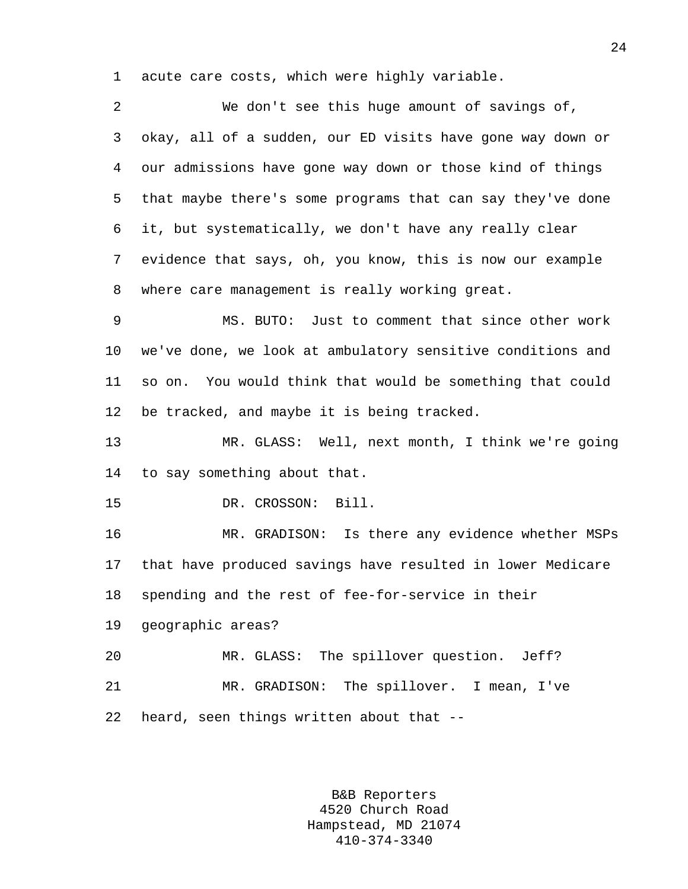acute care costs, which were highly variable.

We don't see this huge amount of savings of, okay, all of a sudden, our ED visits have gone way down or our admissions have gone way down or those kind of things that maybe there's some programs that can say they've done it, but systematically, we don't have any really clear evidence that says, oh, you know, this is now our example where care management is really working great.

MS. BUTO: Just to comment that since other work we've done, we look at ambulatory sensitive conditions and so on. You would think that would be something that could be tracked, and maybe it is being tracked.

MR. GLASS: Well, next month, I think we're going to say something about that.

DR. CROSSON: Bill.

MR. GRADISON: Is there any evidence whether MSPs that have produced savings have resulted in lower Medicare spending and the rest of fee-for-service in their geographic areas?

MR. GLASS: The spillover question. Jeff?

MR. GRADISON: The spillover. I mean, I've heard, seen things written about that --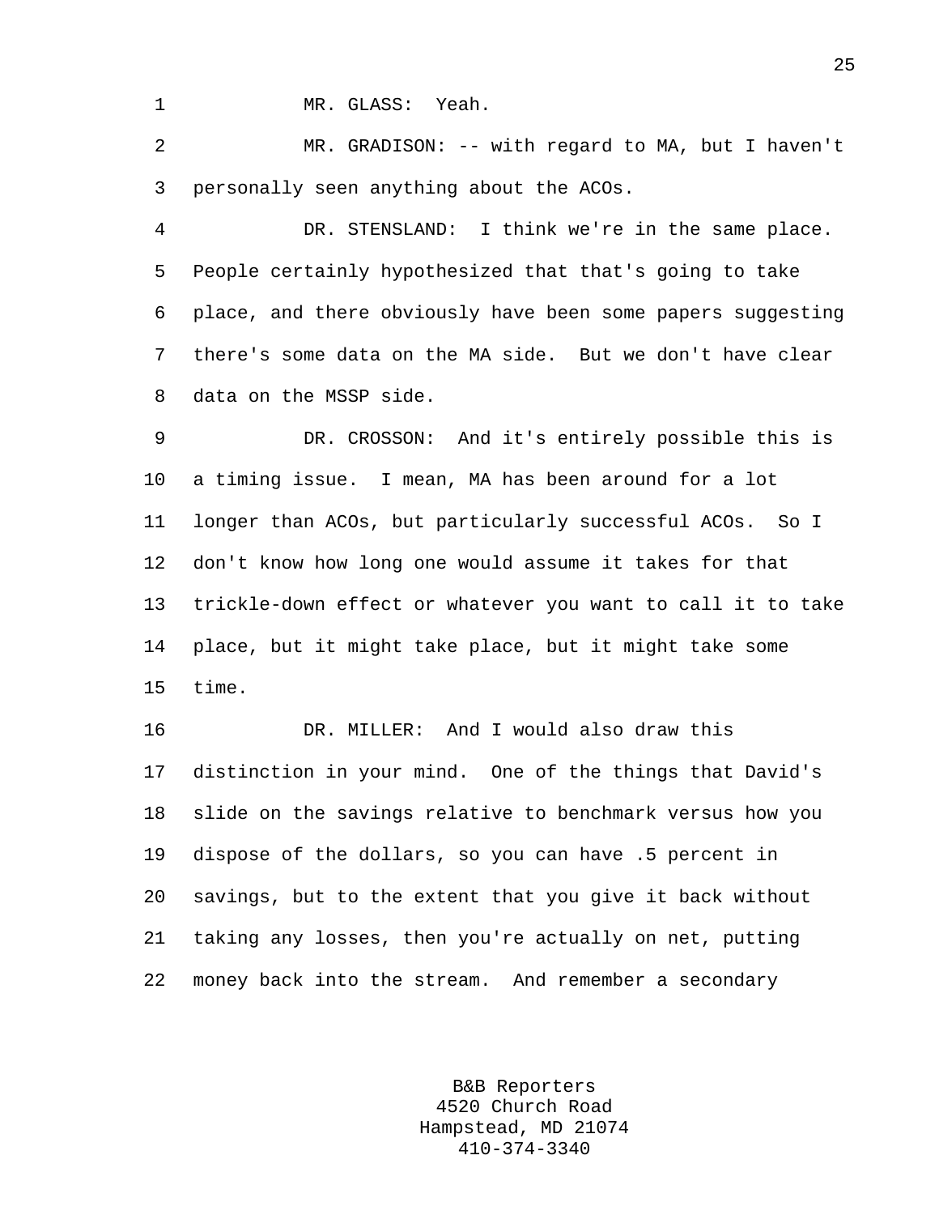MR. GLASS: Yeah.

MR. GRADISON: -- with regard to MA, but I haven't personally seen anything about the ACOs.

DR. STENSLAND: I think we're in the same place. People certainly hypothesized that that's going to take place, and there obviously have been some papers suggesting there's some data on the MA side. But we don't have clear data on the MSSP side.

DR. CROSSON: And it's entirely possible this is a timing issue. I mean, MA has been around for a lot longer than ACOs, but particularly successful ACOs. So I don't know how long one would assume it takes for that trickle-down effect or whatever you want to call it to take place, but it might take place, but it might take some time.

DR. MILLER: And I would also draw this distinction in your mind. One of the things that David's slide on the savings relative to benchmark versus how you dispose of the dollars, so you can have .5 percent in savings, but to the extent that you give it back without taking any losses, then you're actually on net, putting money back into the stream. And remember a secondary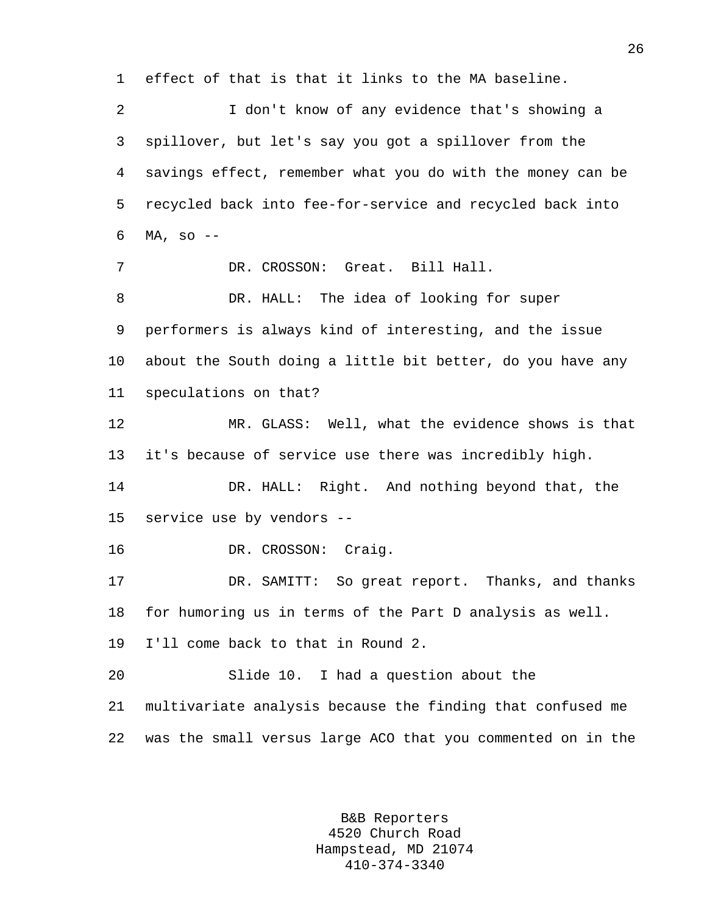effect of that is that it links to the MA baseline.

I don't know of any evidence that's showing a spillover, but let's say you got a spillover from the savings effect, remember what you do with the money can be recycled back into fee-for-service and recycled back into MA, so --

DR. CROSSON: Great. Bill Hall.

DR. HALL: The idea of looking for super performers is always kind of interesting, and the issue about the South doing a little bit better, do you have any speculations on that?

MR. GLASS: Well, what the evidence shows is that it's because of service use there was incredibly high.

DR. HALL: Right. And nothing beyond that, the service use by vendors --

DR. CROSSON: Craig.

DR. SAMITT: So great report. Thanks, and thanks for humoring us in terms of the Part D analysis as well. I'll come back to that in Round 2.

Slide 10. I had a question about the multivariate analysis because the finding that confused me was the small versus large ACO that you commented on in the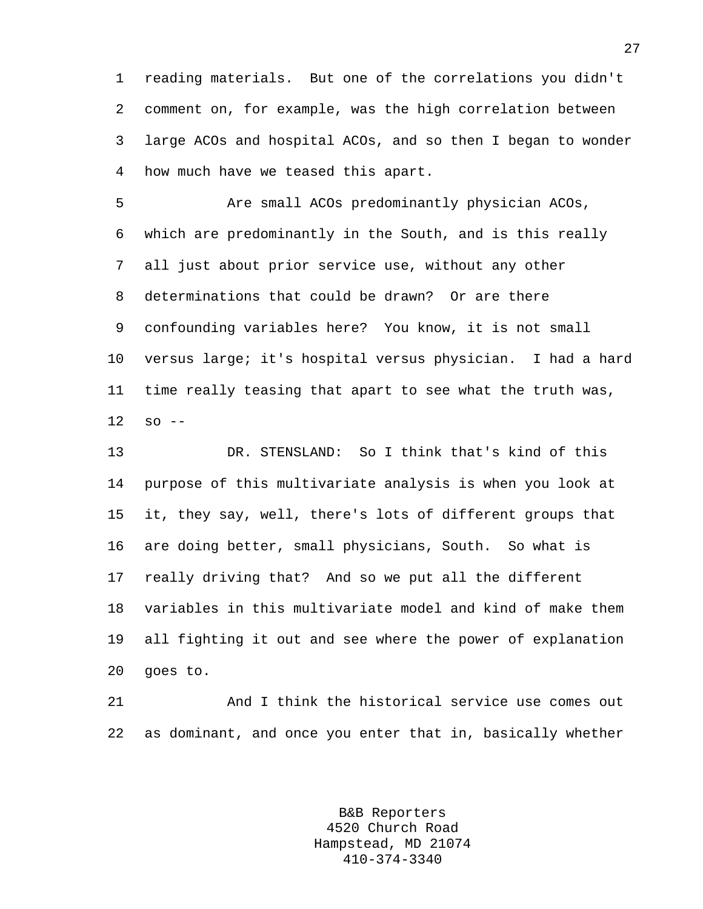reading materials. But one of the correlations you didn't comment on, for example, was the high correlation between large ACOs and hospital ACOs, and so then I began to wonder how much have we teased this apart.

Are small ACOs predominantly physician ACOs, which are predominantly in the South, and is this really all just about prior service use, without any other determinations that could be drawn? Or are there confounding variables here? You know, it is not small versus large; it's hospital versus physician. I had a hard time really teasing that apart to see what the truth was, so --

DR. STENSLAND: So I think that's kind of this purpose of this multivariate analysis is when you look at it, they say, well, there's lots of different groups that are doing better, small physicians, South. So what is really driving that? And so we put all the different variables in this multivariate model and kind of make them all fighting it out and see where the power of explanation goes to.

And I think the historical service use comes out as dominant, and once you enter that in, basically whether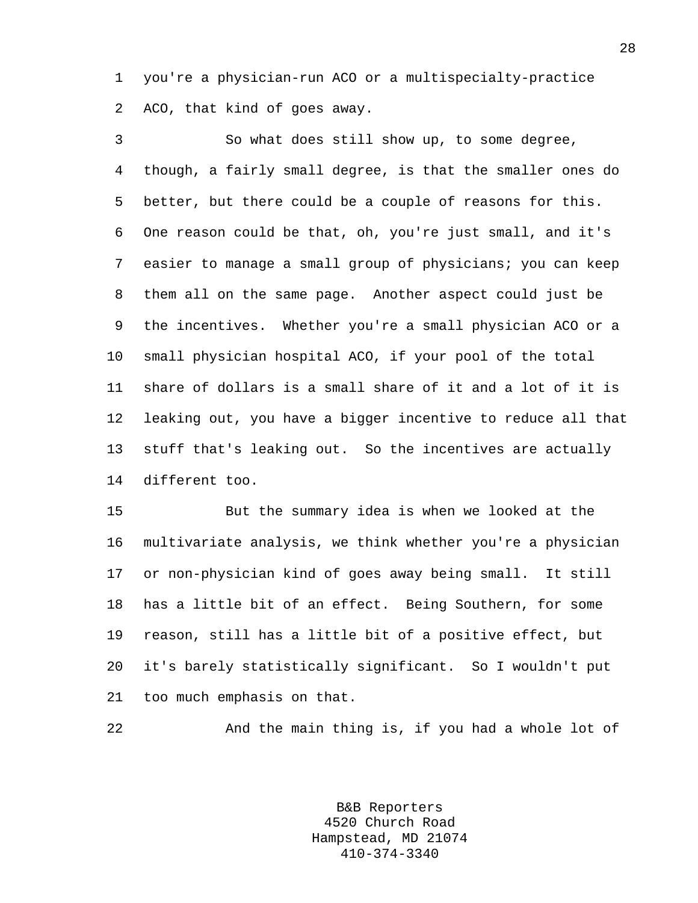you're a physician-run ACO or a multispecialty-practice ACO, that kind of goes away.

So what does still show up, to some degree, though, a fairly small degree, is that the smaller ones do better, but there could be a couple of reasons for this. One reason could be that, oh, you're just small, and it's easier to manage a small group of physicians; you can keep them all on the same page. Another aspect could just be the incentives. Whether you're a small physician ACO or a small physician hospital ACO, if your pool of the total share of dollars is a small share of it and a lot of it is leaking out, you have a bigger incentive to reduce all that stuff that's leaking out. So the incentives are actually different too.

But the summary idea is when we looked at the multivariate analysis, we think whether you're a physician or non-physician kind of goes away being small. It still has a little bit of an effect. Being Southern, for some reason, still has a little bit of a positive effect, but it's barely statistically significant. So I wouldn't put too much emphasis on that.

And the main thing is, if you had a whole lot of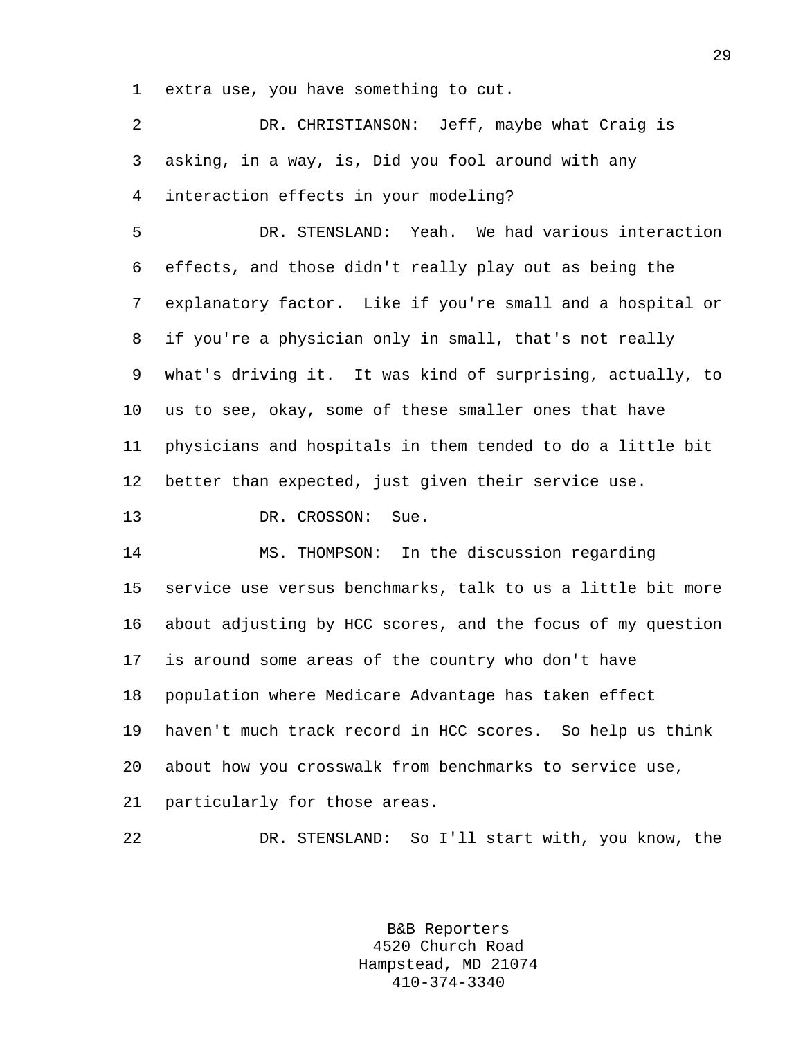extra use, you have something to cut.

DR. CHRISTIANSON: Jeff, maybe what Craig is asking, in a way, is, Did you fool around with any interaction effects in your modeling?

DR. STENSLAND: Yeah. We had various interaction effects, and those didn't really play out as being the explanatory factor. Like if you're small and a hospital or if you're a physician only in small, that's not really what's driving it. It was kind of surprising, actually, to us to see, okay, some of these smaller ones that have physicians and hospitals in them tended to do a little bit better than expected, just given their service use.

DR. CROSSON: Sue.

MS. THOMPSON: In the discussion regarding service use versus benchmarks, talk to us a little bit more about adjusting by HCC scores, and the focus of my question is around some areas of the country who don't have population where Medicare Advantage has taken effect haven't much track record in HCC scores. So help us think about how you crosswalk from benchmarks to service use, particularly for those areas.

DR. STENSLAND: So I'll start with, you know, the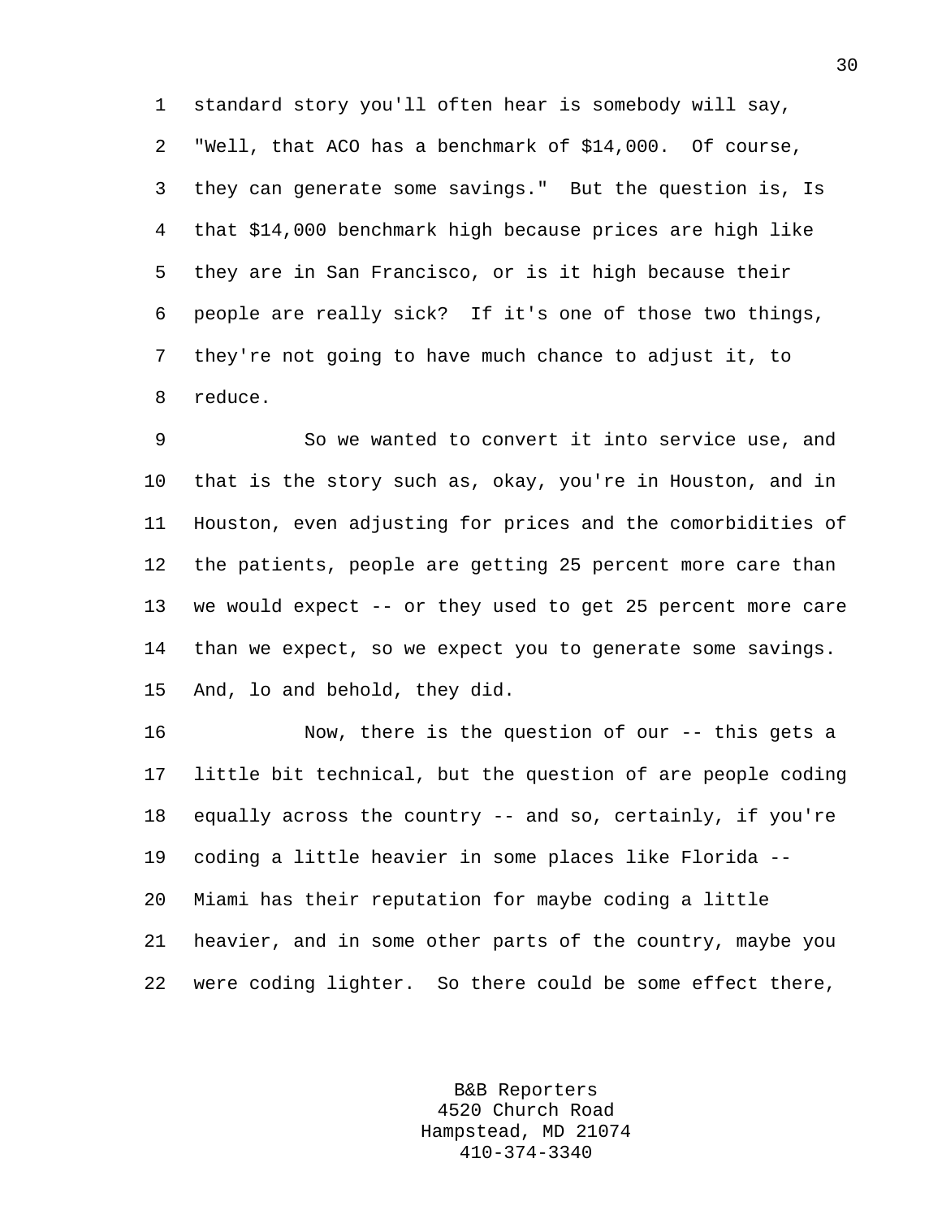standard story you'll often hear is somebody will say, "Well, that ACO has a benchmark of $14,000. Of course, they can generate some savings." But the question is, Is that $14,000 benchmark high because prices are high like they are in San Francisco, or is it high because their people are really sick? If it's one of those two things, they're not going to have much chance to adjust it, to reduce.

So we wanted to convert it into service use, and that is the story such as, okay, you're in Houston, and in Houston, even adjusting for prices and the comorbidities of the patients, people are getting 25 percent more care than we would expect -- or they used to get 25 percent more care than we expect, so we expect you to generate some savings. And, lo and behold, they did.

Now, there is the question of our -- this gets a little bit technical, but the question of are people coding equally across the country -- and so, certainly, if you're coding a little heavier in some places like Florida -- Miami has their reputation for maybe coding a little heavier, and in some other parts of the country, maybe you were coding lighter. So there could be some effect there,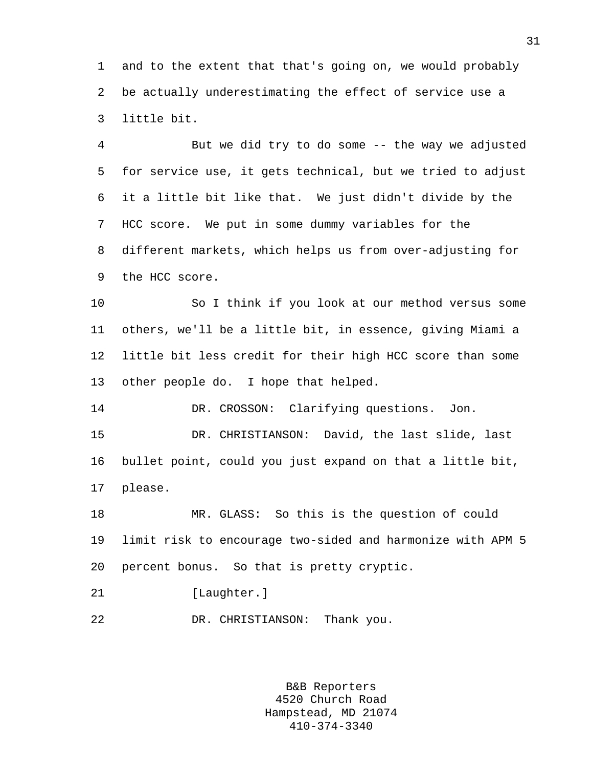1 and to the extent that that's going on, we would probably
2 be actually underestimating the effect of service use a
3 little bit.

4 But we did try to do some -- the way we adjusted
5 for service use, it gets technical, but we tried to adjust
6 it a little bit like that. We just didn't divide by the
7 HCC score. We put in some dummy variables for the
8 different markets, which helps us from over-adjusting for
9 the HCC score.

10 So I think if you look at our method versus some
11 others, we'll be a little bit, in essence, giving Miami a
12 little bit less credit for their high HCC score than some
13 other people do. I hope that helped.

14 DR. CROSSON: Clarifying questions. Jon.

15 DR. CHRISTIANSON: David, the last slide, last
16 bullet point, could you just expand on that a little bit,
17 please.

18 MR. GLASS: So this is the question of could
19 limit risk to encourage two-sided and harmonize with APM 5
20 percent bonus. So that is pretty cryptic.

21 [Laughter.]

22 DR. CHRISTIANSON: Thank you.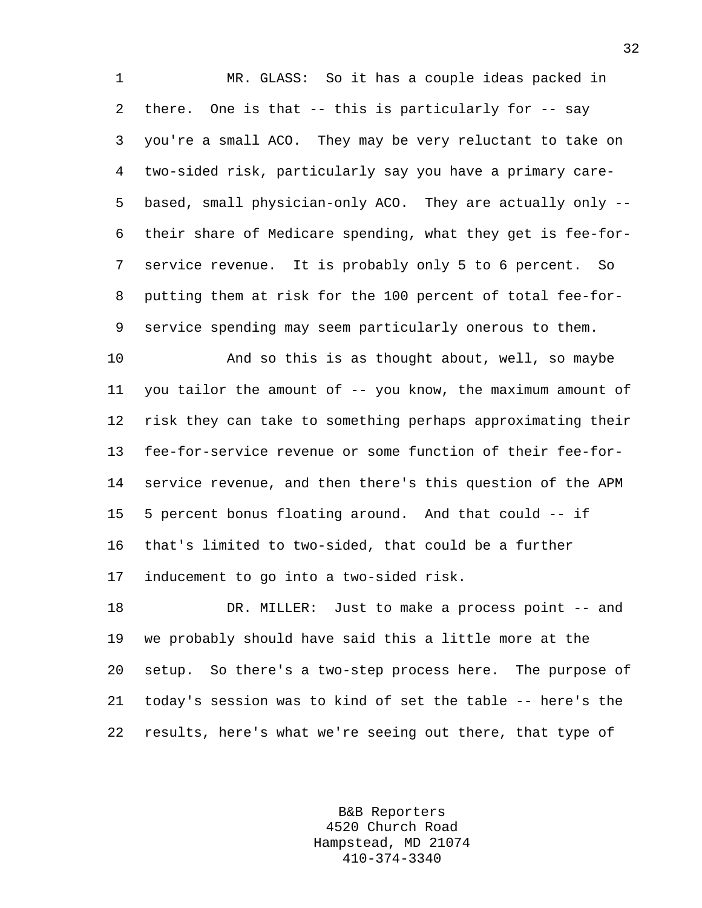MR. GLASS: So it has a couple ideas packed in there. One is that -- this is particularly for -- say you're a small ACO. They may be very reluctant to take on two-sided risk, particularly say you have a primary care-based, small physician-only ACO. They are actually only -- their share of Medicare spending, what they get is fee-for-service revenue. It is probably only 5 to 6 percent. So putting them at risk for the 100 percent of total fee-for-service spending may seem particularly onerous to them.

And so this is as thought about, well, so maybe you tailor the amount of -- you know, the maximum amount of risk they can take to something perhaps approximating their fee-for-service revenue or some function of their fee-for-service revenue, and then there's this question of the APM 5 percent bonus floating around. And that could -- if that's limited to two-sided, that could be a further inducement to go into a two-sided risk.

DR. MILLER: Just to make a process point -- and we probably should have said this a little more at the setup. So there's a two-step process here. The purpose of today's session was to kind of set the table -- here's the results, here's what we're seeing out there, that type of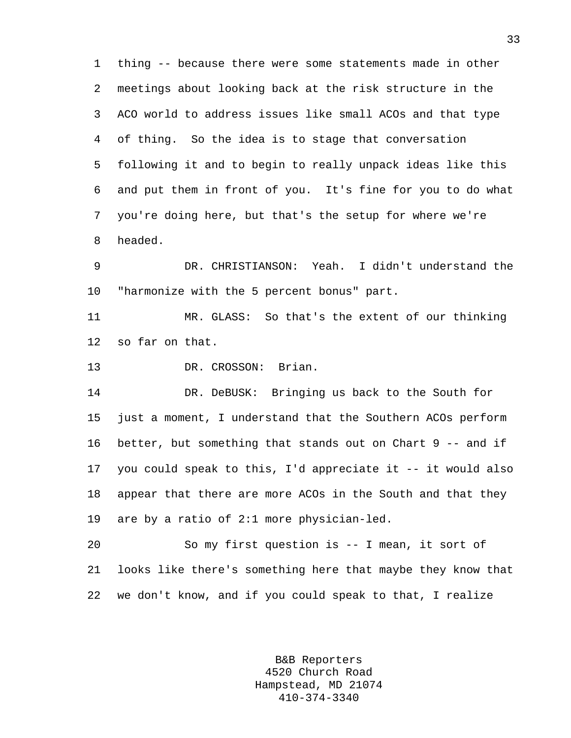thing -- because there were some statements made in other meetings about looking back at the risk structure in the ACO world to address issues like small ACOs and that type of thing. So the idea is to stage that conversation following it and to begin to really unpack ideas like this and put them in front of you. It's fine for you to do what you're doing here, but that's the setup for where we're headed.

DR. CHRISTIANSON: Yeah. I didn't understand the "harmonize with the 5 percent bonus" part.

MR. GLASS: So that's the extent of our thinking so far on that.

DR. CROSSON: Brian.

DR. DeBUSK: Bringing us back to the South for just a moment, I understand that the Southern ACOs perform better, but something that stands out on Chart 9 -- and if you could speak to this, I'd appreciate it -- it would also appear that there are more ACOs in the South and that they are by a ratio of 2:1 more physician-led.

So my first question is -- I mean, it sort of looks like there's something here that maybe they know that we don't know, and if you could speak to that, I realize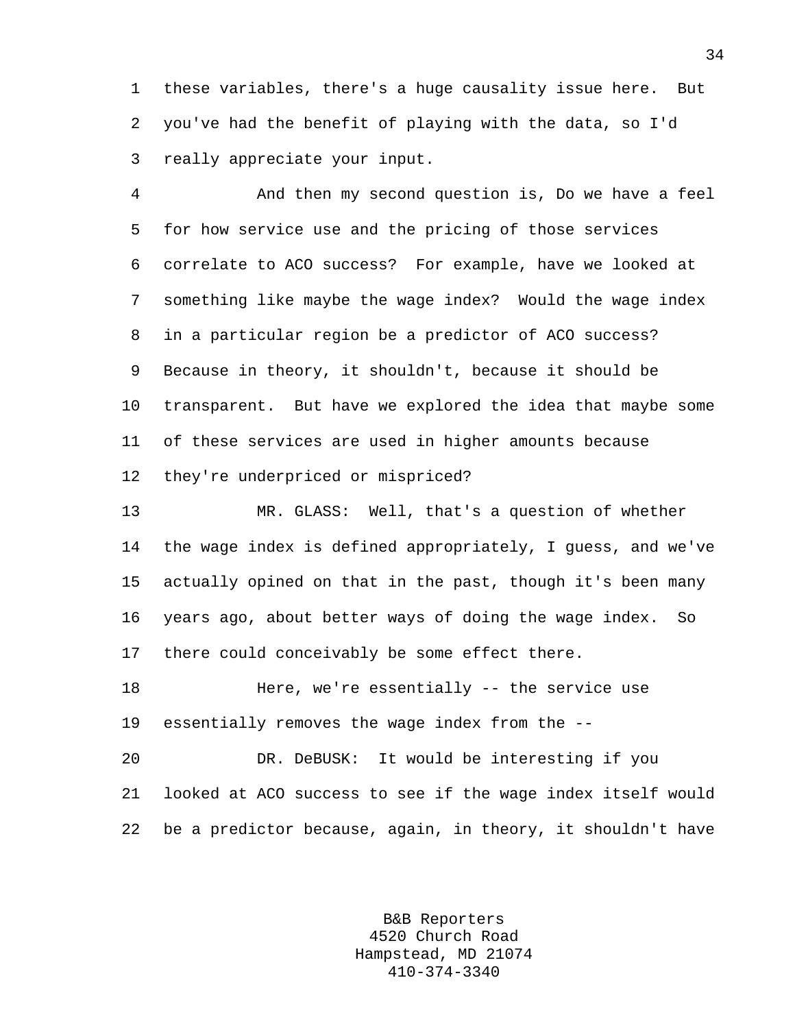these variables, there's a huge causality issue here. But you've had the benefit of playing with the data, so I'd really appreciate your input.

And then my second question is, Do we have a feel for how service use and the pricing of those services correlate to ACO success? For example, have we looked at something like maybe the wage index? Would the wage index in a particular region be a predictor of ACO success? Because in theory, it shouldn't, because it should be transparent. But have we explored the idea that maybe some of these services are used in higher amounts because they're underpriced or mispriced?

MR. GLASS: Well, that's a question of whether the wage index is defined appropriately, I guess, and we've actually opined on that in the past, though it's been many years ago, about better ways of doing the wage index. So there could conceivably be some effect there.

Here, we're essentially -- the service use essentially removes the wage index from the --

DR. DeBUSK: It would be interesting if you looked at ACO success to see if the wage index itself would be a predictor because, again, in theory, it shouldn't have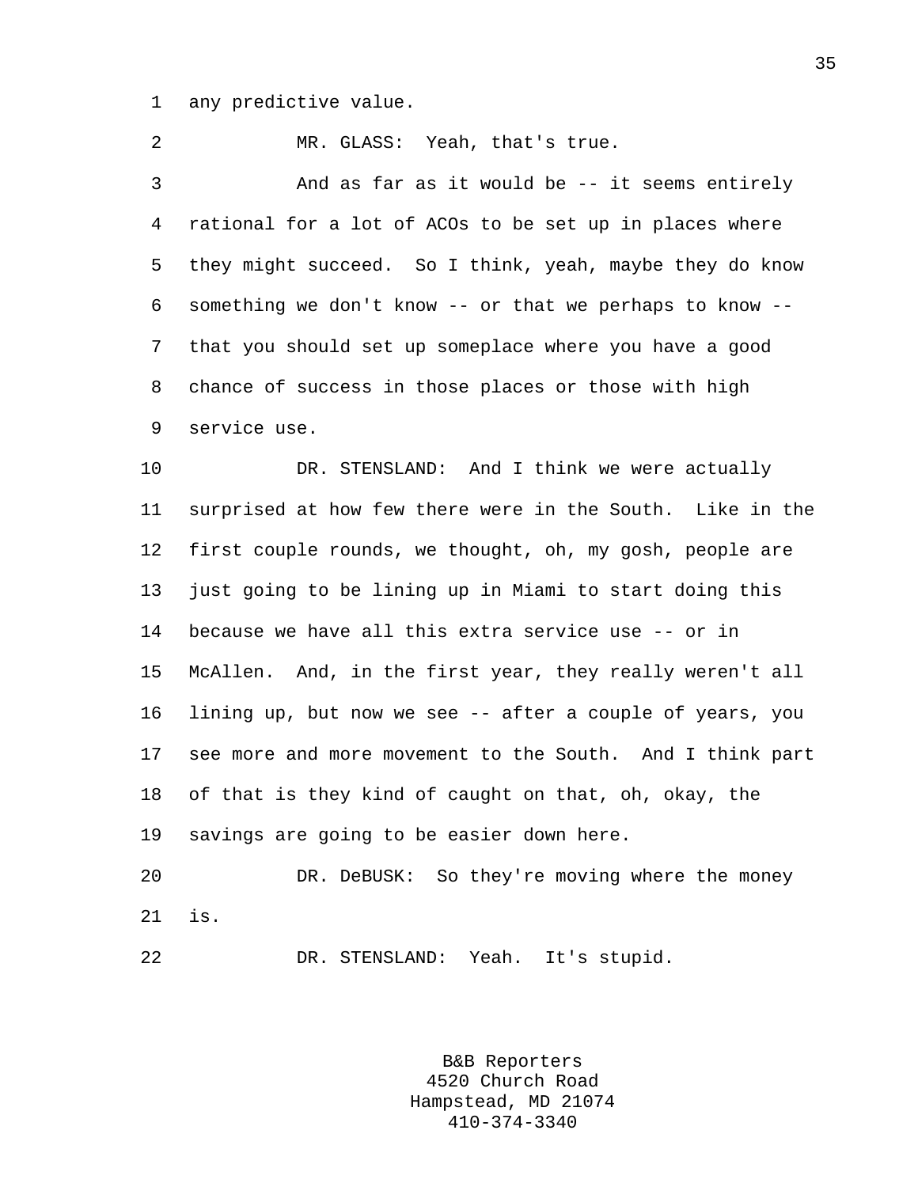any predictive value.

MR. GLASS: Yeah, that's true.

And as far as it would be -- it seems entirely rational for a lot of ACOs to be set up in places where they might succeed. So I think, yeah, maybe they do know something we don't know -- or that we perhaps to know -- that you should set up someplace where you have a good chance of success in those places or those with high service use.

DR. STENSLAND: And I think we were actually surprised at how few there were in the South. Like in the first couple rounds, we thought, oh, my gosh, people are just going to be lining up in Miami to start doing this because we have all this extra service use -- or in McAllen. And, in the first year, they really weren't all lining up, but now we see -- after a couple of years, you see more and more movement to the South. And I think part of that is they kind of caught on that, oh, okay, the savings are going to be easier down here.

DR. DeBUSK: So they're moving where the money is.

DR. STENSLAND: Yeah. It's stupid.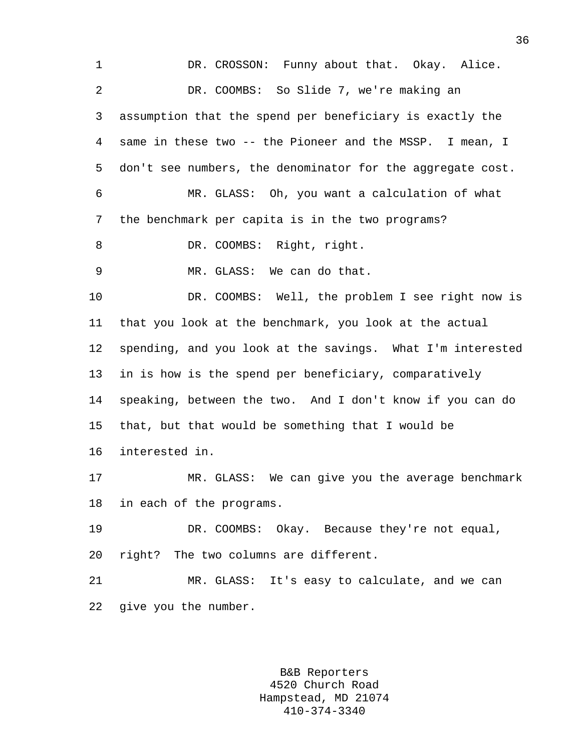DR. CROSSON: Funny about that. Okay. Alice.

DR. COOMBS: So Slide 7, we're making an assumption that the spend per beneficiary is exactly the same in these two -- the Pioneer and the MSSP. I mean, I don't see numbers, the denominator for the aggregate cost.

MR. GLASS: Oh, you want a calculation of what the benchmark per capita is in the two programs?

DR. COOMBS: Right, right.

MR. GLASS: We can do that.

DR. COOMBS: Well, the problem I see right now is that you look at the benchmark, you look at the actual spending, and you look at the savings. What I'm interested in is how is the spend per beneficiary, comparatively speaking, between the two. And I don't know if you can do that, but that would be something that I would be interested in.

MR. GLASS: We can give you the average benchmark in each of the programs.

DR. COOMBS: Okay. Because they're not equal, right? The two columns are different.

MR. GLASS: It's easy to calculate, and we can give you the number.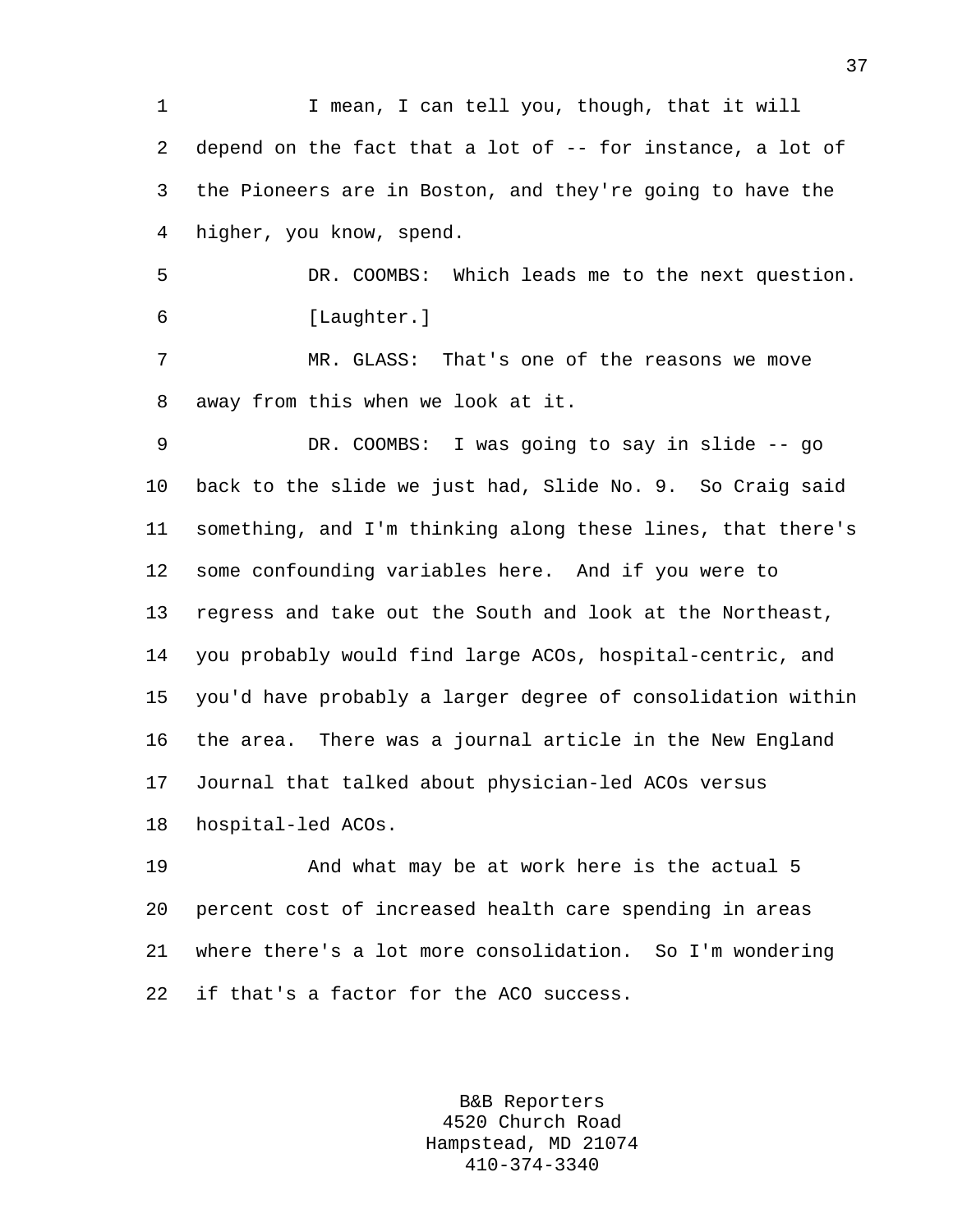I mean, I can tell you, though, that it will depend on the fact that a lot of -- for instance, a lot of the Pioneers are in Boston, and they're going to have the higher, you know, spend.

DR. COOMBS: Which leads me to the next question.

[Laughter.]

MR. GLASS: That's one of the reasons we move away from this when we look at it.

DR. COOMBS: I was going to say in slide -- go back to the slide we just had, Slide No. 9. So Craig said something, and I'm thinking along these lines, that there's some confounding variables here. And if you were to regress and take out the South and look at the Northeast, you probably would find large ACOs, hospital-centric, and you'd have probably a larger degree of consolidation within the area. There was a journal article in the New England Journal that talked about physician-led ACOs versus hospital-led ACOs.

And what may be at work here is the actual 5 percent cost of increased health care spending in areas where there's a lot more consolidation. So I'm wondering if that's a factor for the ACO success.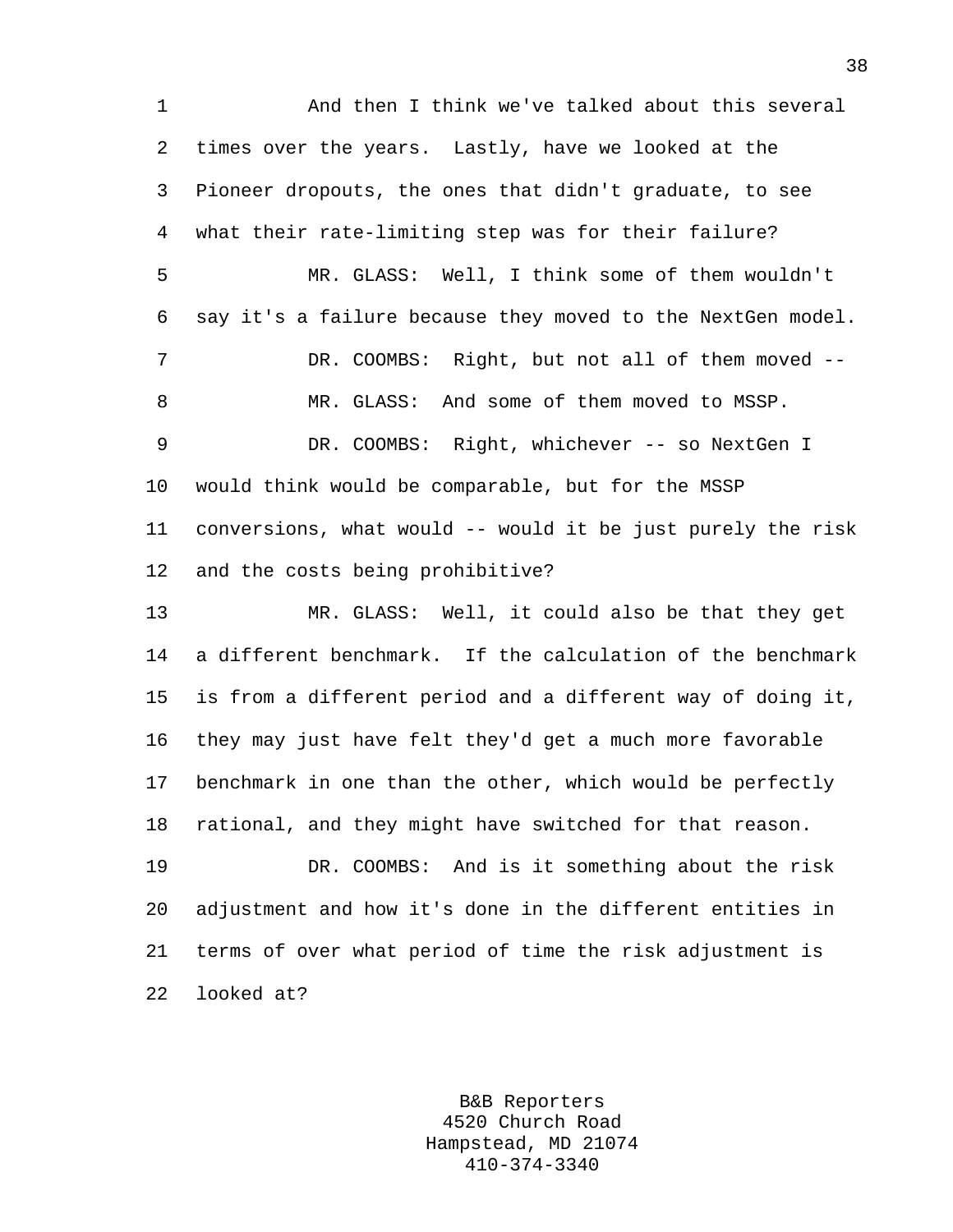And then I think we've talked about this several times over the years. Lastly, have we looked at the Pioneer dropouts, the ones that didn't graduate, to see what their rate-limiting step was for their failure?

MR. GLASS: Well, I think some of them wouldn't say it's a failure because they moved to the NextGen model.

DR. COOMBS: Right, but not all of them moved --

MR. GLASS: And some of them moved to MSSP.

DR. COOMBS: Right, whichever -- so NextGen I would think would be comparable, but for the MSSP conversions, what would -- would it be just purely the risk and the costs being prohibitive?

MR. GLASS: Well, it could also be that they get a different benchmark. If the calculation of the benchmark is from a different period and a different way of doing it, they may just have felt they'd get a much more favorable benchmark in one than the other, which would be perfectly rational, and they might have switched for that reason.

DR. COOMBS: And is it something about the risk adjustment and how it's done in the different entities in terms of over what period of time the risk adjustment is looked at?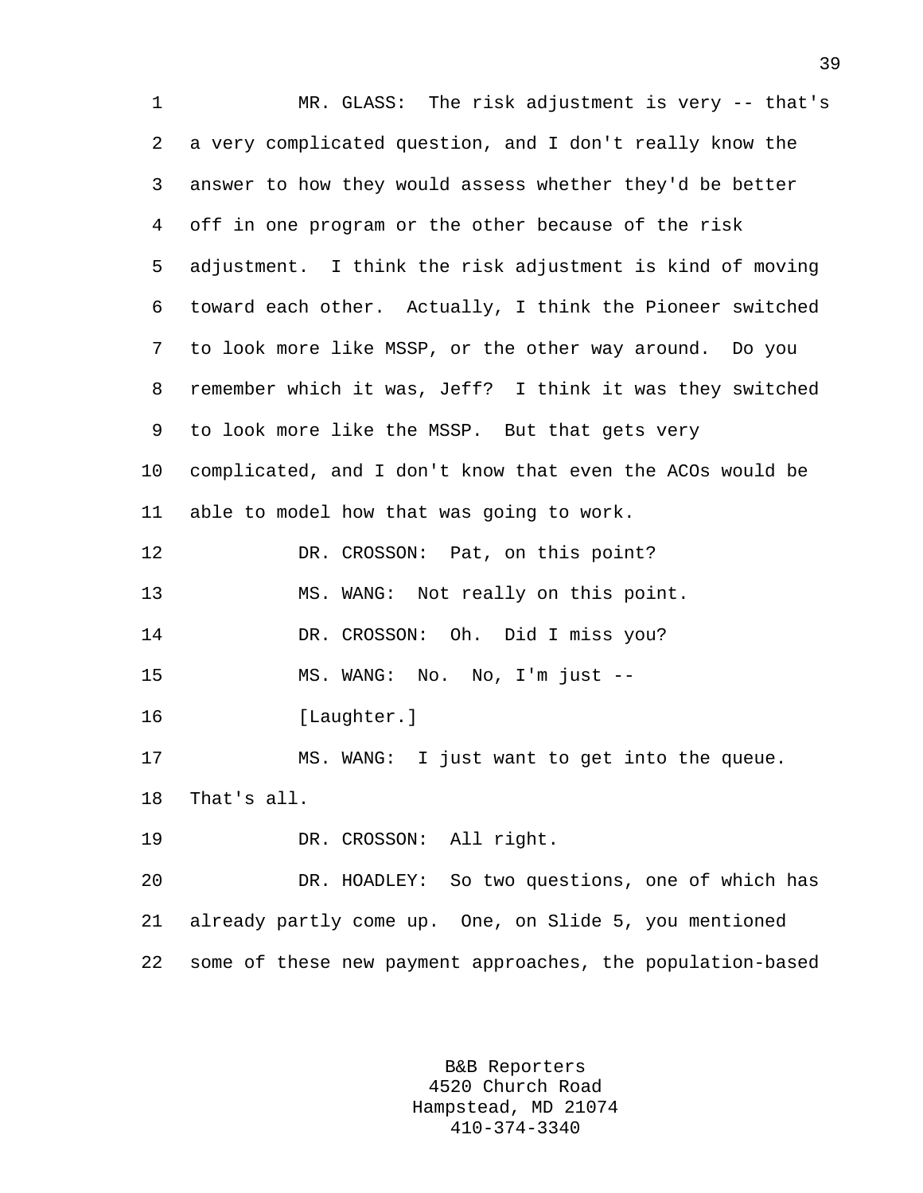MR. GLASS: The risk adjustment is very -- that's a very complicated question, and I don't really know the answer to how they would assess whether they'd be better off in one program or the other because of the risk adjustment. I think the risk adjustment is kind of moving toward each other. Actually, I think the Pioneer switched to look more like MSSP, or the other way around. Do you remember which it was, Jeff? I think it was they switched to look more like the MSSP. But that gets very complicated, and I don't know that even the ACOs would be able to model how that was going to work.

DR. CROSSON: Pat, on this point?

MS. WANG: Not really on this point.

DR. CROSSON: Oh. Did I miss you?

MS. WANG: No. No, I'm just --

[Laughter.]

MS. WANG: I just want to get into the queue. That's all.

DR. CROSSON: All right.

DR. HOADLEY: So two questions, one of which has already partly come up. One, on Slide 5, you mentioned some of these new payment approaches, the population-based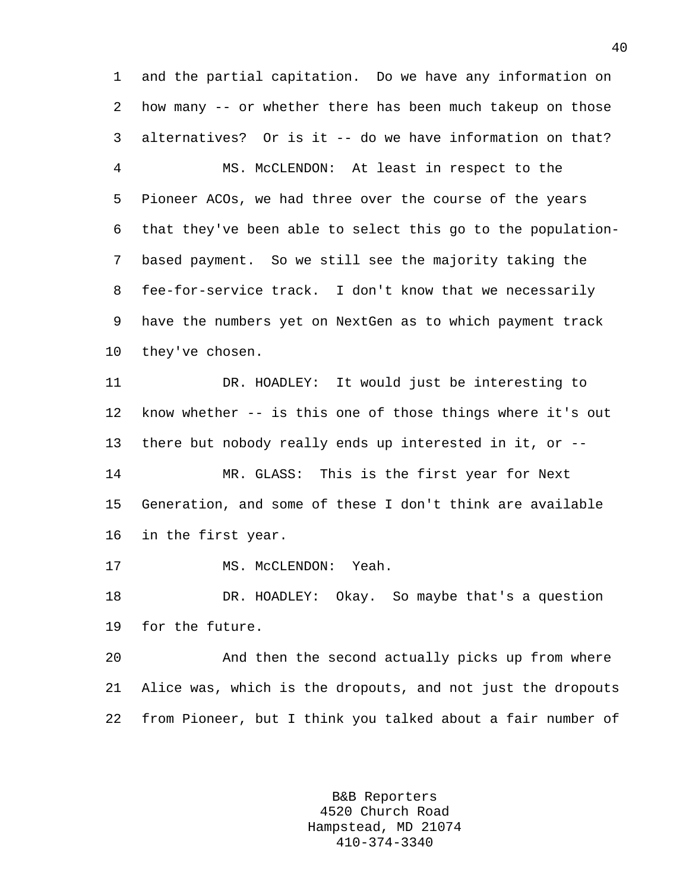and the partial capitation. Do we have any information on how many -- or whether there has been much takeup on those alternatives? Or is it -- do we have information on that?

MS. McCLENDON: At least in respect to the Pioneer ACOs, we had three over the course of the years that they've been able to select this go to the population-based payment. So we still see the majority taking the fee-for-service track. I don't know that we necessarily have the numbers yet on NextGen as to which payment track they've chosen.

DR. HOADLEY: It would just be interesting to know whether -- is this one of those things where it's out there but nobody really ends up interested in it, or --

MR. GLASS: This is the first year for Next Generation, and some of these I don't think are available in the first year.

MS. McCLENDON: Yeah.

DR. HOADLEY: Okay. So maybe that's a question for the future.

And then the second actually picks up from where Alice was, which is the dropouts, and not just the dropouts from Pioneer, but I think you talked about a fair number of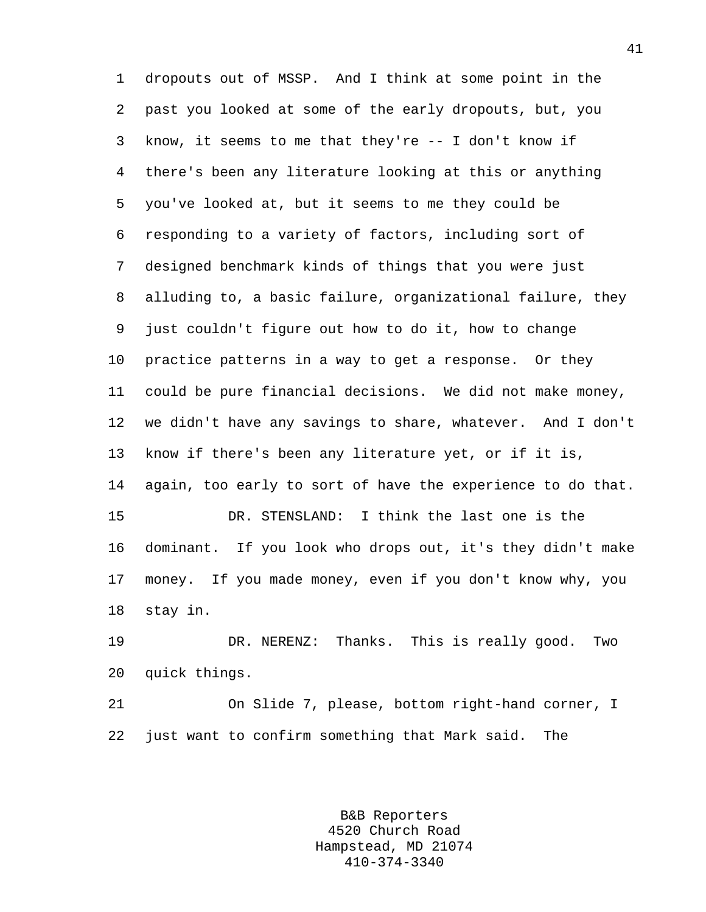dropouts out of MSSP. And I think at some point in the past you looked at some of the early dropouts, but, you know, it seems to me that they're -- I don't know if there's been any literature looking at this or anything you've looked at, but it seems to me they could be responding to a variety of factors, including sort of designed benchmark kinds of things that you were just alluding to, a basic failure, organizational failure, they just couldn't figure out how to do it, how to change practice patterns in a way to get a response. Or they could be pure financial decisions. We did not make money, we didn't have any savings to share, whatever. And I don't know if there's been any literature yet, or if it is, again, too early to sort of have the experience to do that.

DR. STENSLAND: I think the last one is the dominant. If you look who drops out, it's they didn't make money. If you made money, even if you don't know why, you stay in.

DR. NERENZ: Thanks. This is really good. Two quick things.

On Slide 7, please, bottom right-hand corner, I just want to confirm something that Mark said. The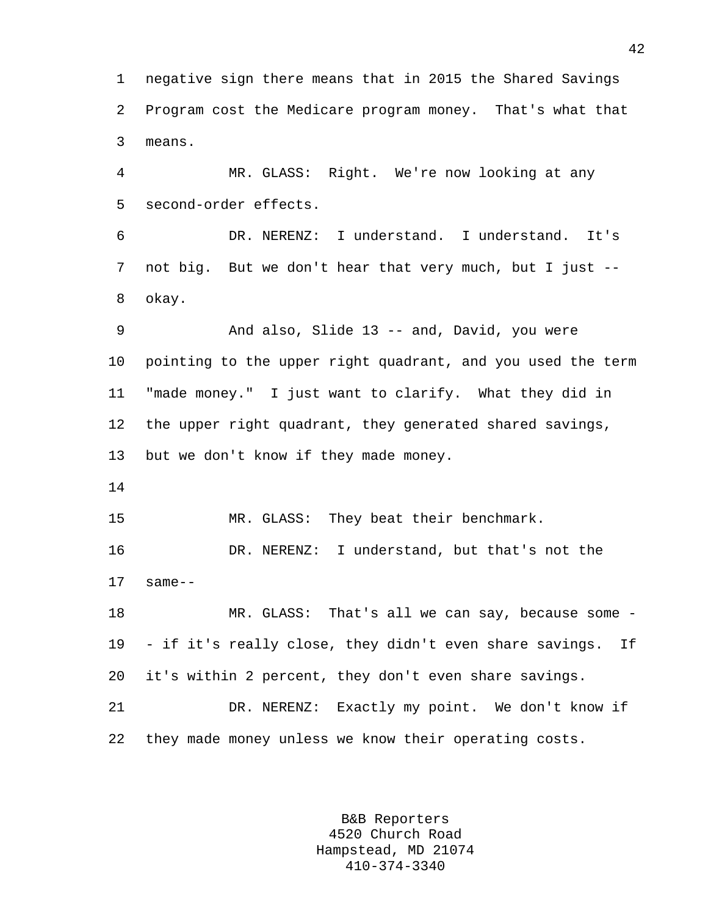negative sign there means that in 2015 the Shared Savings Program cost the Medicare program money. That's what that means.

MR. GLASS: Right. We're now looking at any second-order effects.

DR. NERENZ: I understand. I understand. It's not big. But we don't hear that very much, but I just -- okay.

And also, Slide 13 -- and, David, you were pointing to the upper right quadrant, and you used the term "made money." I just want to clarify. What they did in the upper right quadrant, they generated shared savings, but we don't know if they made money.

MR. GLASS: They beat their benchmark.

DR. NERENZ: I understand, but that's not the same--

MR. GLASS: That's all we can say, because some - - if it's really close, they didn't even share savings. If it's within 2 percent, they don't even share savings.

DR. NERENZ: Exactly my point. We don't know if they made money unless we know their operating costs.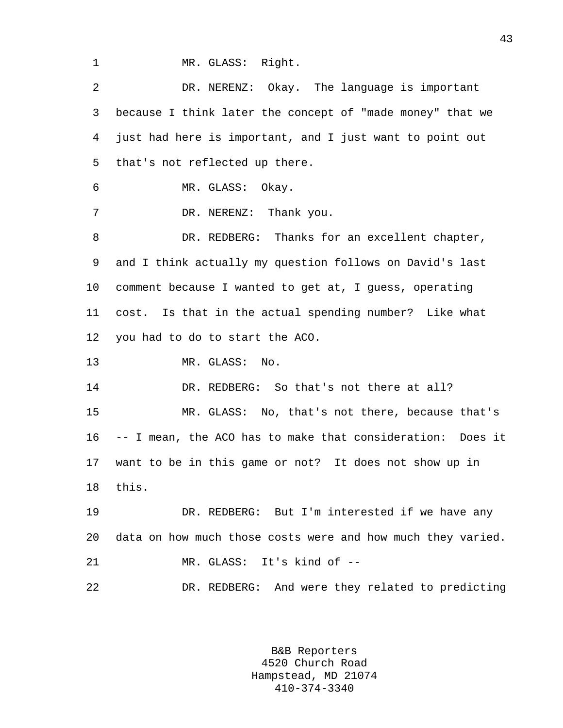MR. GLASS: Right.

DR. NERENZ: Okay. The language is important because I think later the concept of "made money" that we just had here is important, and I just want to point out that's not reflected up there.

MR. GLASS: Okay.

DR. NERENZ: Thank you.

DR. REDBERG: Thanks for an excellent chapter, and I think actually my question follows on David's last comment because I wanted to get at, I guess, operating cost. Is that in the actual spending number? Like what you had to do to start the ACO.

MR. GLASS: No.

DR. REDBERG: So that's not there at all?

MR. GLASS: No, that's not there, because that's -- I mean, the ACO has to make that consideration: Does it want to be in this game or not? It does not show up in this.

DR. REDBERG: But I'm interested if we have any data on how much those costs were and how much they varied.

MR. GLASS: It's kind of --

DR. REDBERG: And were they related to predicting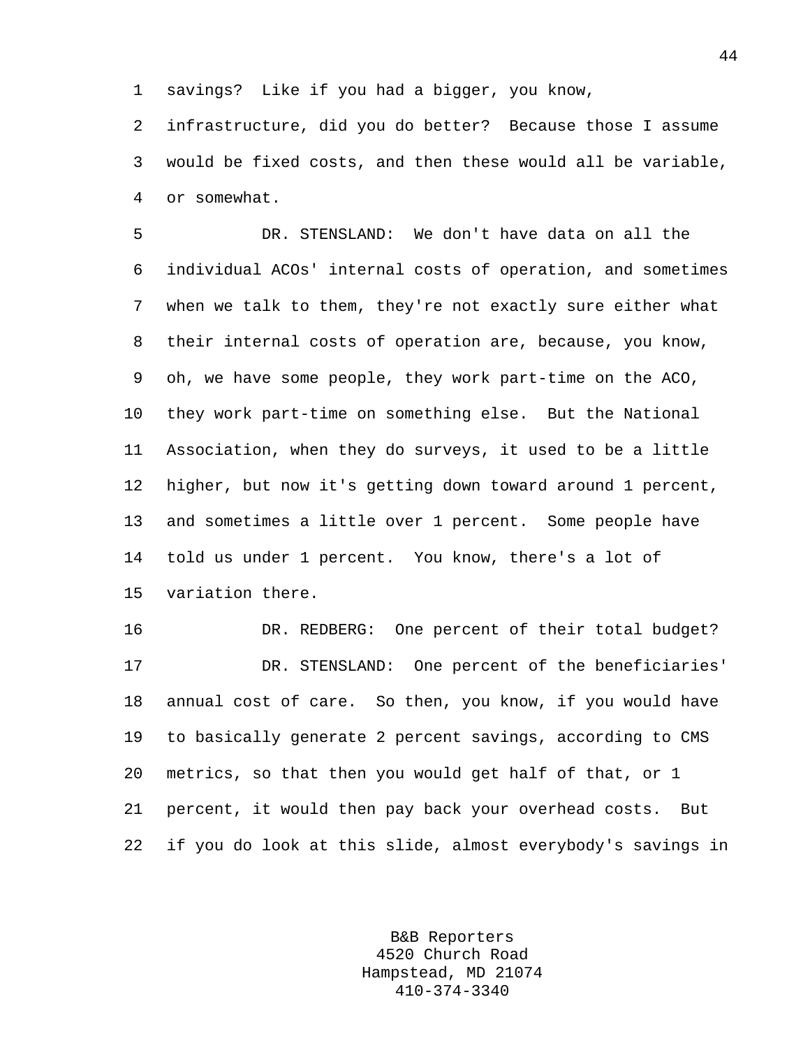savings? Like if you had a bigger, you know, infrastructure, did you do better? Because those I assume would be fixed costs, and then these would all be variable, or somewhat.

DR. STENSLAND: We don't have data on all the individual ACOs' internal costs of operation, and sometimes when we talk to them, they're not exactly sure either what their internal costs of operation are, because, you know, oh, we have some people, they work part-time on the ACO, they work part-time on something else. But the National Association, when they do surveys, it used to be a little higher, but now it's getting down toward around 1 percent, and sometimes a little over 1 percent. Some people have told us under 1 percent. You know, there's a lot of variation there.

DR. REDBERG: One percent of their total budget?

DR. STENSLAND: One percent of the beneficiaries' annual cost of care. So then, you know, if you would have to basically generate 2 percent savings, according to CMS metrics, so that then you would get half of that, or 1 percent, it would then pay back your overhead costs. But if you do look at this slide, almost everybody's savings in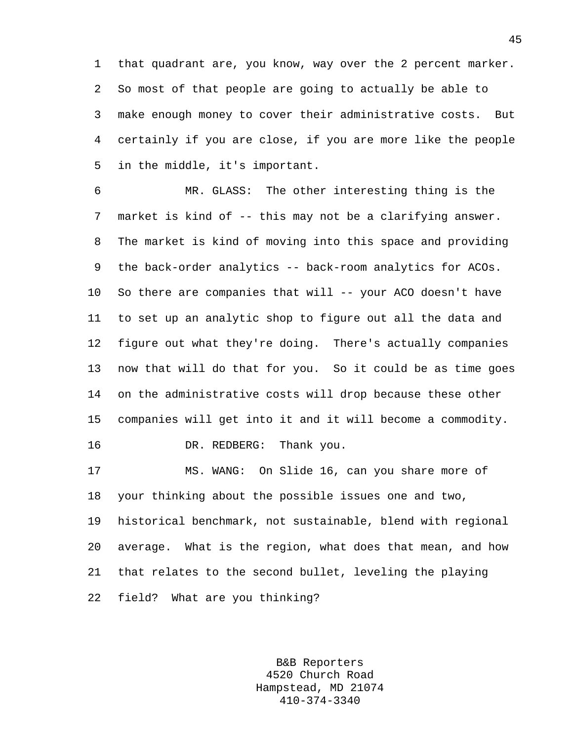1 that quadrant are, you know, way over the 2 percent marker.
2 So most of that people are going to actually be able to
3 make enough money to cover their administrative costs. But
4 certainly if you are close, if you are more like the people
5 in the middle, it's important.

6 MR. GLASS: The other interesting thing is the
7 market is kind of -- this may not be a clarifying answer.
8 The market is kind of moving into this space and providing
9 the back-order analytics -- back-room analytics for ACOs.
10 So there are companies that will -- your ACO doesn't have
11 to set up an analytic shop to figure out all the data and
12 figure out what they're doing. There's actually companies
13 now that will do that for you. So it could be as time goes
14 on the administrative costs will drop because these other
15 companies will get into it and it will become a commodity.

16 DR. REDBERG: Thank you.

17 MS. WANG: On Slide 16, can you share more of
18 your thinking about the possible issues one and two,
19 historical benchmark, not sustainable, blend with regional
20 average. What is the region, what does that mean, and how
21 that relates to the second bullet, leveling the playing
22 field? What are you thinking?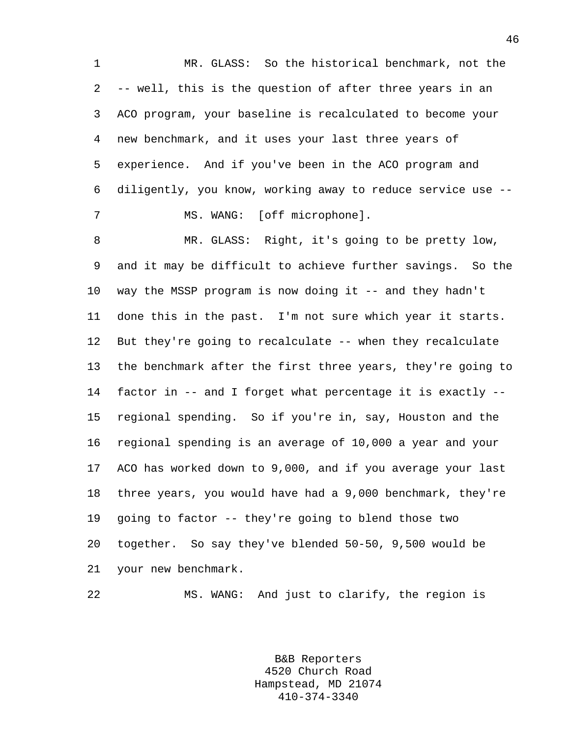MR. GLASS: So the historical benchmark, not the -- well, this is the question of after three years in an ACO program, your baseline is recalculated to become your new benchmark, and it uses your last three years of experience. And if you've been in the ACO program and diligently, you know, working away to reduce service use --

MS. WANG: [off microphone].

MR. GLASS: Right, it's going to be pretty low, and it may be difficult to achieve further savings. So the way the MSSP program is now doing it -- and they hadn't done this in the past. I'm not sure which year it starts. But they're going to recalculate -- when they recalculate the benchmark after the first three years, they're going to factor in -- and I forget what percentage it is exactly -- regional spending. So if you're in, say, Houston and the regional spending is an average of 10,000 a year and your ACO has worked down to 9,000, and if you average your last three years, you would have had a 9,000 benchmark, they're going to factor -- they're going to blend those two together. So say they've blended 50-50, 9,500 would be your new benchmark.

MS. WANG: And just to clarify, the region is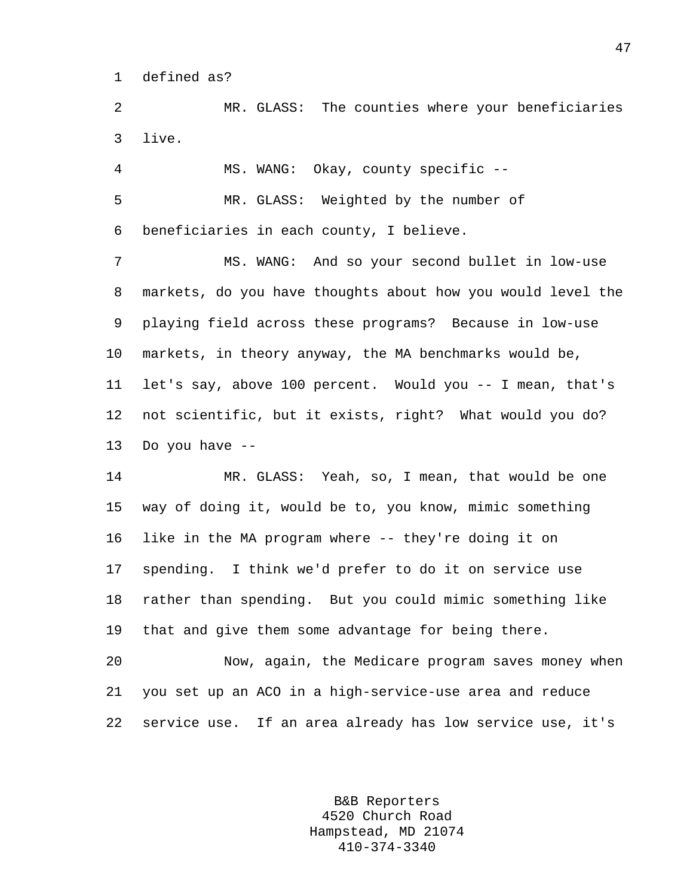defined as?

MR. GLASS: The counties where your beneficiaries live.

MS. WANG: Okay, county specific --

MR. GLASS: Weighted by the number of beneficiaries in each county, I believe.

MS. WANG: And so your second bullet in low-use markets, do you have thoughts about how you would level the playing field across these programs? Because in low-use markets, in theory anyway, the MA benchmarks would be, let's say, above 100 percent. Would you -- I mean, that's not scientific, but it exists, right? What would you do? Do you have --

MR. GLASS: Yeah, so, I mean, that would be one way of doing it, would be to, you know, mimic something like in the MA program where -- they're doing it on spending. I think we'd prefer to do it on service use rather than spending. But you could mimic something like that and give them some advantage for being there.

Now, again, the Medicare program saves money when you set up an ACO in a high-service-use area and reduce service use. If an area already has low service use, it's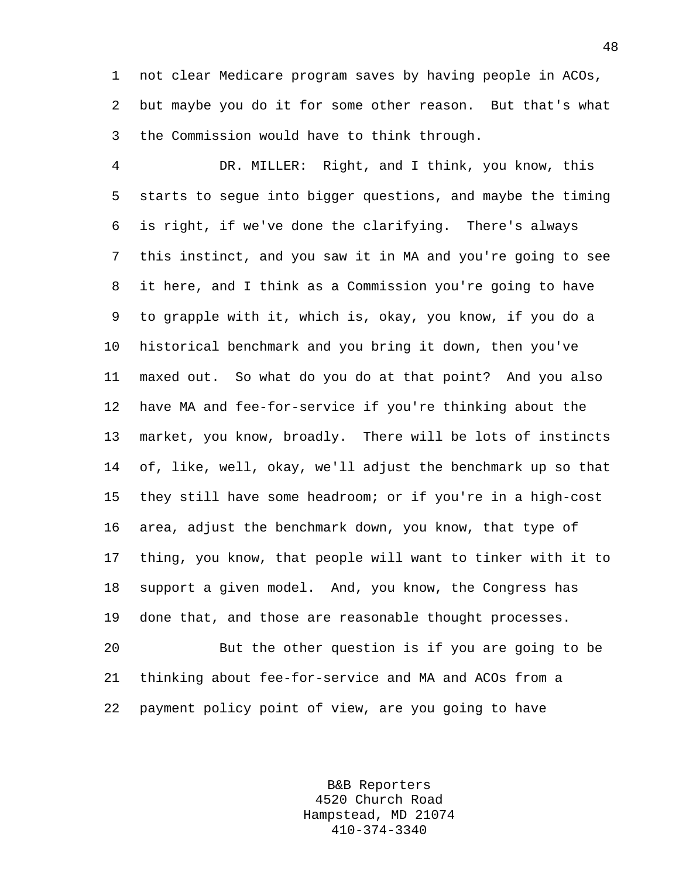not clear Medicare program saves by having people in ACOs, but maybe you do it for some other reason. But that's what the Commission would have to think through.

DR. MILLER: Right, and I think, you know, this starts to segue into bigger questions, and maybe the timing is right, if we've done the clarifying. There's always this instinct, and you saw it in MA and you're going to see it here, and I think as a Commission you're going to have to grapple with it, which is, okay, you know, if you do a historical benchmark and you bring it down, then you've maxed out. So what do you do at that point? And you also have MA and fee-for-service if you're thinking about the market, you know, broadly. There will be lots of instincts of, like, well, okay, we'll adjust the benchmark up so that they still have some headroom; or if you're in a high-cost area, adjust the benchmark down, you know, that type of thing, you know, that people will want to tinker with it to support a given model. And, you know, the Congress has done that, and those are reasonable thought processes.

But the other question is if you are going to be thinking about fee-for-service and MA and ACOs from a payment policy point of view, are you going to have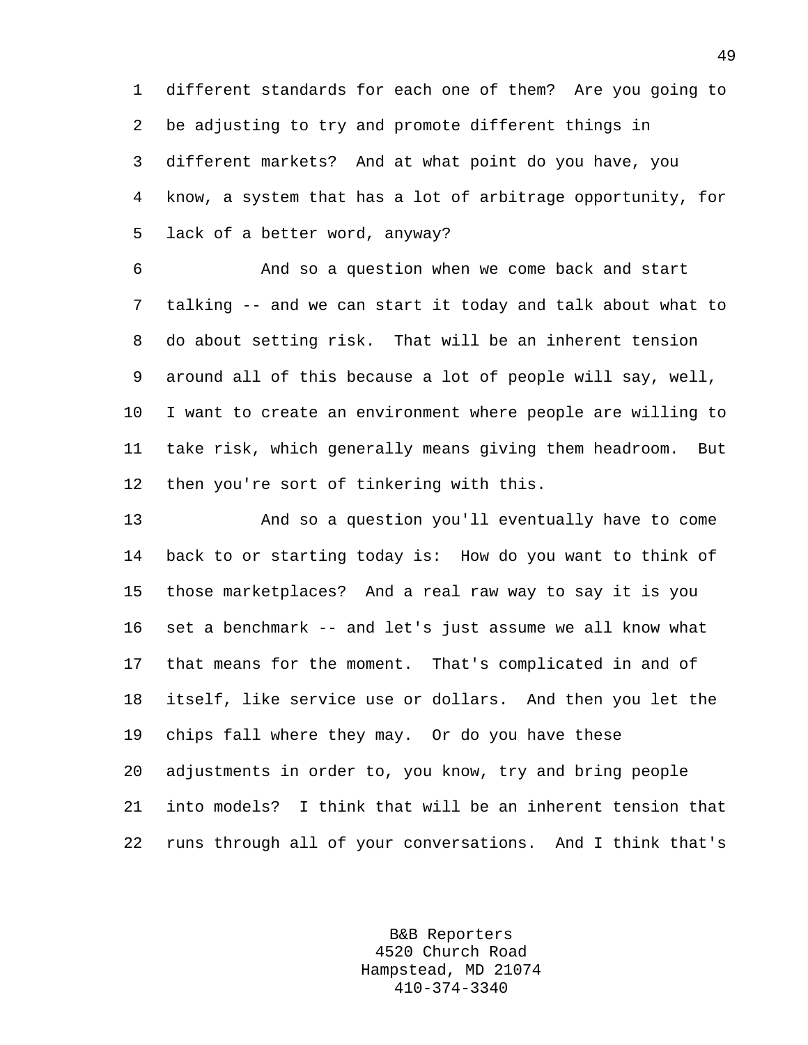different standards for each one of them? Are you going to be adjusting to try and promote different things in different markets? And at what point do you have, you know, a system that has a lot of arbitrage opportunity, for lack of a better word, anyway?

And so a question when we come back and start talking -- and we can start it today and talk about what to do about setting risk. That will be an inherent tension around all of this because a lot of people will say, well, I want to create an environment where people are willing to take risk, which generally means giving them headroom. But then you're sort of tinkering with this.

And so a question you'll eventually have to come back to or starting today is: How do you want to think of those marketplaces? And a real raw way to say it is you set a benchmark -- and let's just assume we all know what that means for the moment. That's complicated in and of itself, like service use or dollars. And then you let the chips fall where they may. Or do you have these adjustments in order to, you know, try and bring people into models? I think that will be an inherent tension that runs through all of your conversations. And I think that's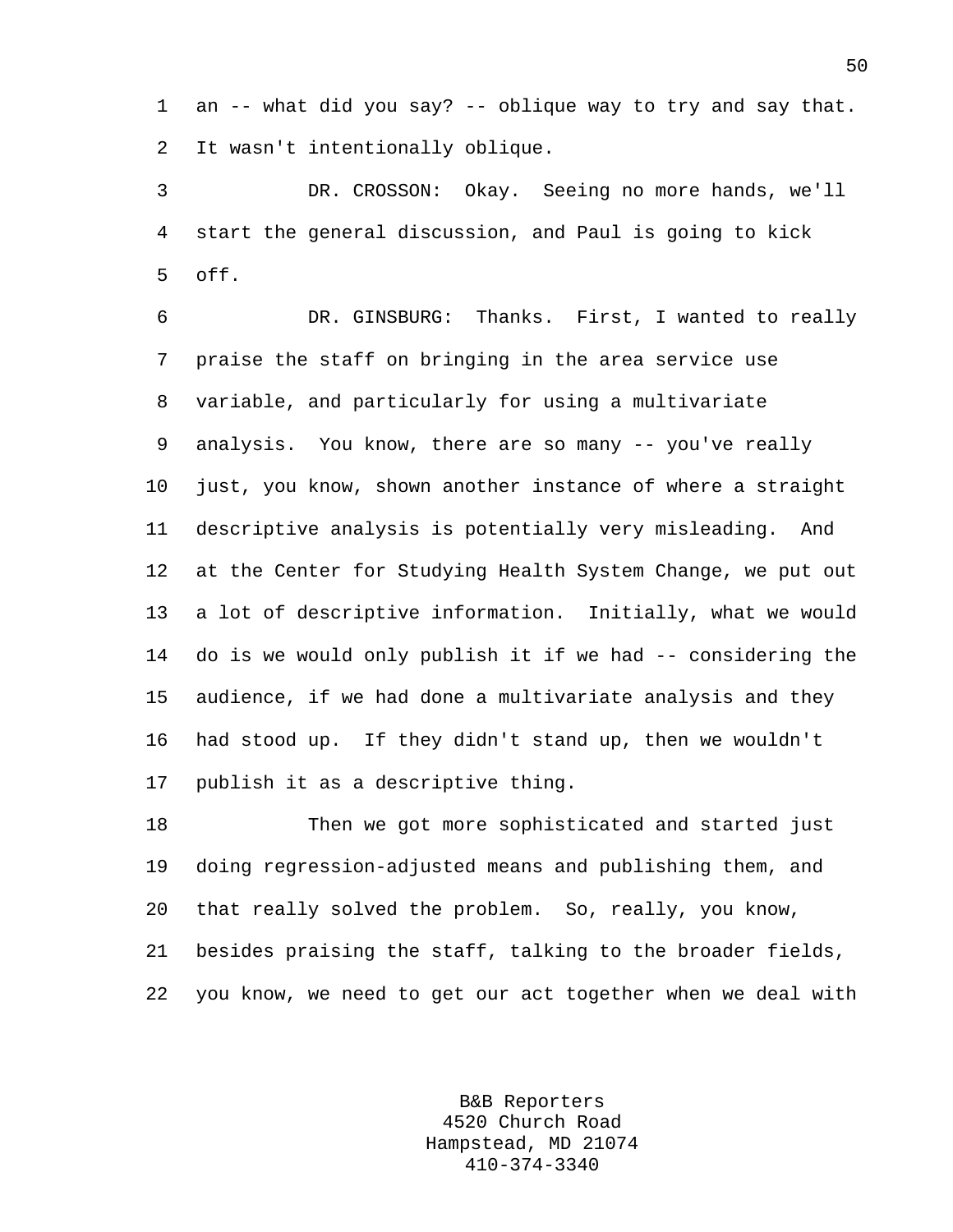an -- what did you say? -- oblique way to try and say that. It wasn't intentionally oblique.

DR. CROSSON: Okay. Seeing no more hands, we'll start the general discussion, and Paul is going to kick off.

DR. GINSBURG: Thanks. First, I wanted to really praise the staff on bringing in the area service use variable, and particularly for using a multivariate analysis. You know, there are so many -- you've really just, you know, shown another instance of where a straight descriptive analysis is potentially very misleading. And at the Center for Studying Health System Change, we put out a lot of descriptive information. Initially, what we would do is we would only publish it if we had -- considering the audience, if we had done a multivariate analysis and they had stood up. If they didn't stand up, then we wouldn't publish it as a descriptive thing.

Then we got more sophisticated and started just doing regression-adjusted means and publishing them, and that really solved the problem. So, really, you know, besides praising the staff, talking to the broader fields, you know, we need to get our act together when we deal with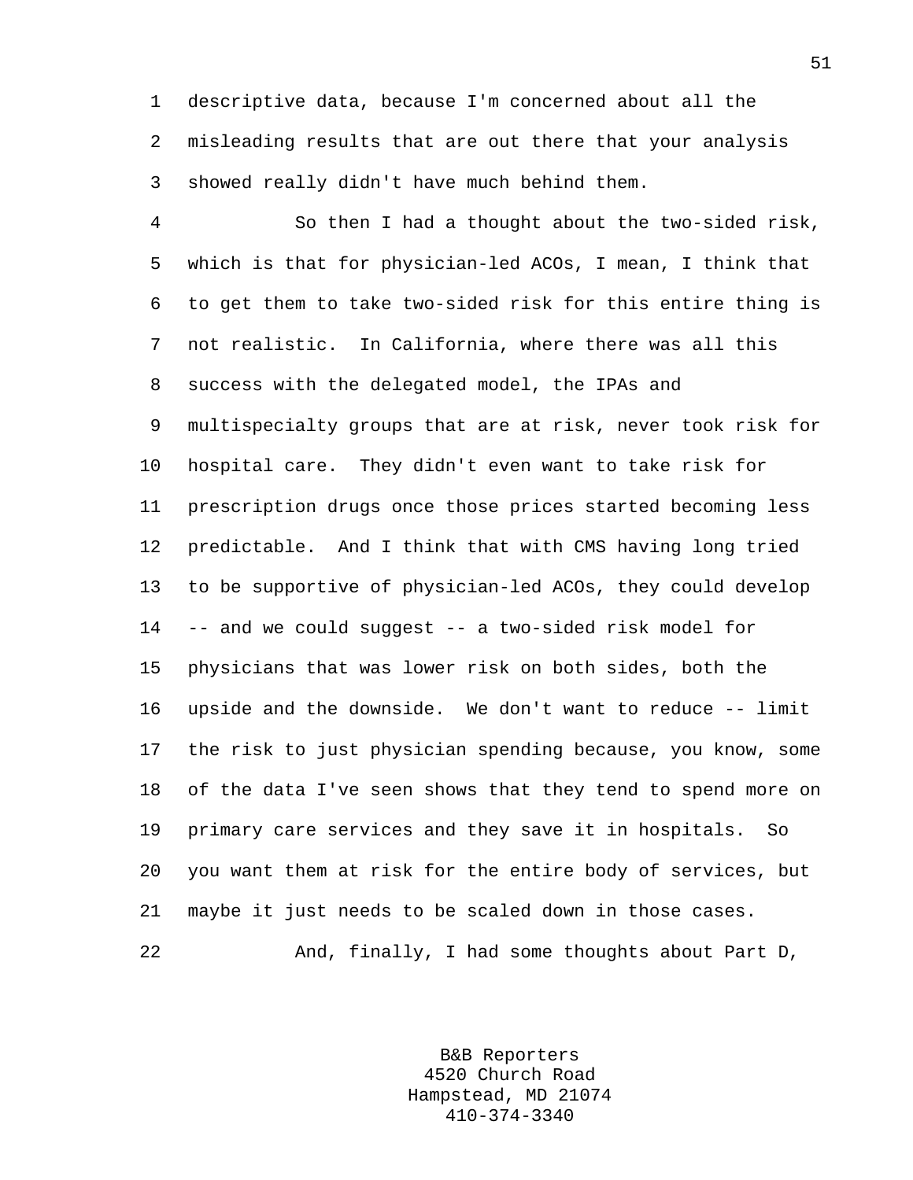descriptive data, because I'm concerned about all the misleading results that are out there that your analysis showed really didn't have much behind them.

So then I had a thought about the two-sided risk, which is that for physician-led ACOs, I mean, I think that to get them to take two-sided risk for this entire thing is not realistic. In California, where there was all this success with the delegated model, the IPAs and multispecialty groups that are at risk, never took risk for hospital care. They didn't even want to take risk for prescription drugs once those prices started becoming less predictable. And I think that with CMS having long tried to be supportive of physician-led ACOs, they could develop -- and we could suggest -- a two-sided risk model for physicians that was lower risk on both sides, both the upside and the downside. We don't want to reduce -- limit the risk to just physician spending because, you know, some of the data I've seen shows that they tend to spend more on primary care services and they save it in hospitals. So you want them at risk for the entire body of services, but maybe it just needs to be scaled down in those cases.

And, finally, I had some thoughts about Part D,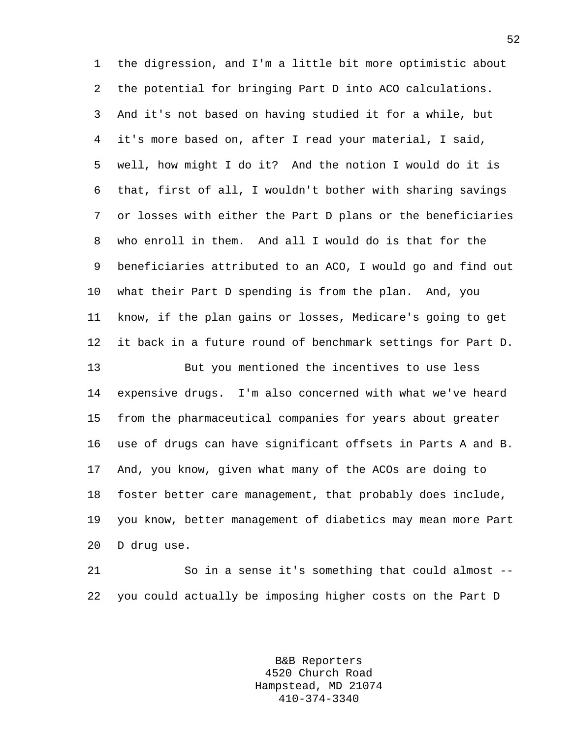the digression, and I'm a little bit more optimistic about the potential for bringing Part D into ACO calculations. And it's not based on having studied it for a while, but it's more based on, after I read your material, I said, well, how might I do it? And the notion I would do it is that, first of all, I wouldn't bother with sharing savings or losses with either the Part D plans or the beneficiaries who enroll in them. And all I would do is that for the beneficiaries attributed to an ACO, I would go and find out what their Part D spending is from the plan. And, you know, if the plan gains or losses, Medicare's going to get it back in a future round of benchmark settings for Part D.

But you mentioned the incentives to use less expensive drugs. I'm also concerned with what we've heard from the pharmaceutical companies for years about greater use of drugs can have significant offsets in Parts A and B. And, you know, given what many of the ACOs are doing to foster better care management, that probably does include, you know, better management of diabetics may mean more Part D drug use.

So in a sense it's something that could almost -- you could actually be imposing higher costs on the Part D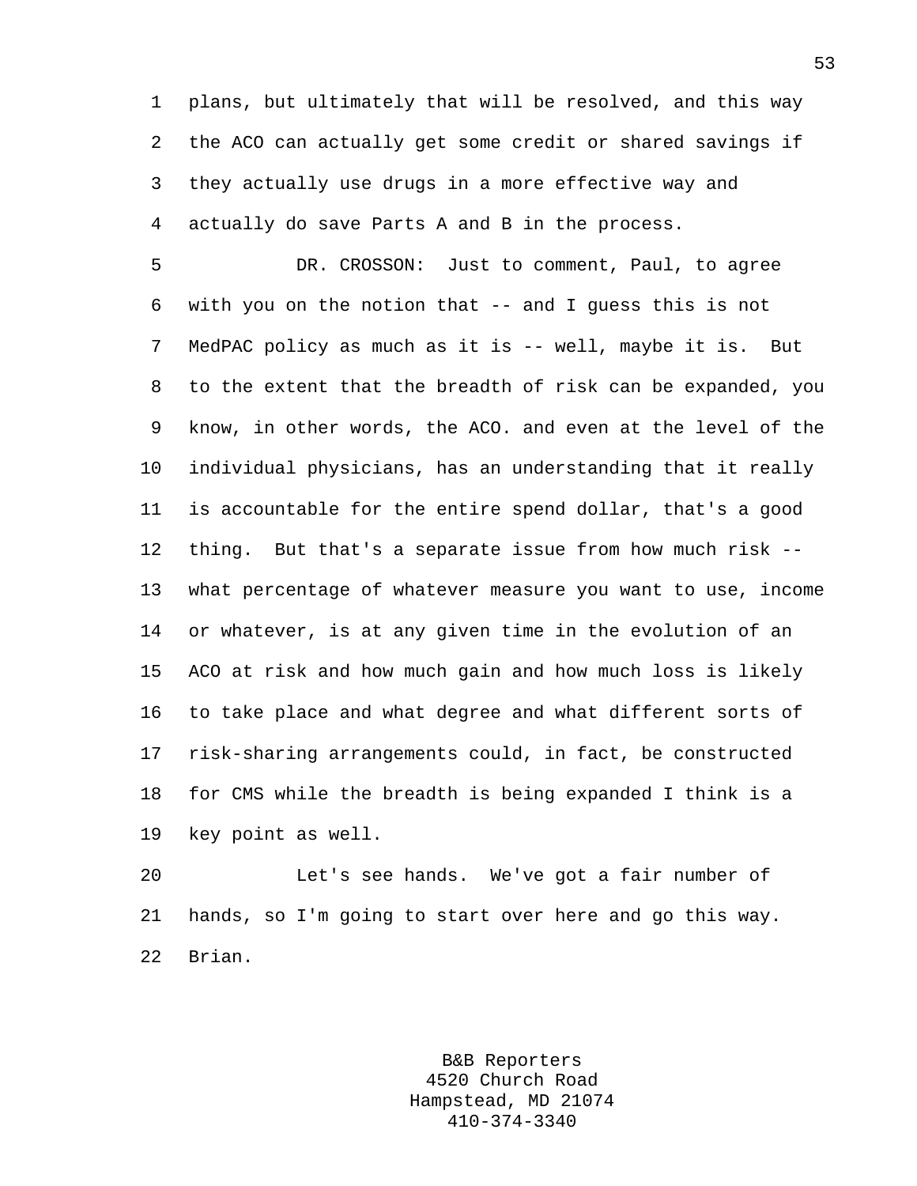plans, but ultimately that will be resolved, and this way the ACO can actually get some credit or shared savings if they actually use drugs in a more effective way and actually do save Parts A and B in the process.

DR. CROSSON: Just to comment, Paul, to agree with you on the notion that -- and I guess this is not MedPAC policy as much as it is -- well, maybe it is. But to the extent that the breadth of risk can be expanded, you know, in other words, the ACO. and even at the level of the individual physicians, has an understanding that it really is accountable for the entire spend dollar, that's a good thing. But that's a separate issue from how much risk -- what percentage of whatever measure you want to use, income or whatever, is at any given time in the evolution of an ACO at risk and how much gain and how much loss is likely to take place and what degree and what different sorts of risk-sharing arrangements could, in fact, be constructed for CMS while the breadth is being expanded I think is a key point as well.

Let's see hands. We've got a fair number of hands, so I'm going to start over here and go this way. Brian.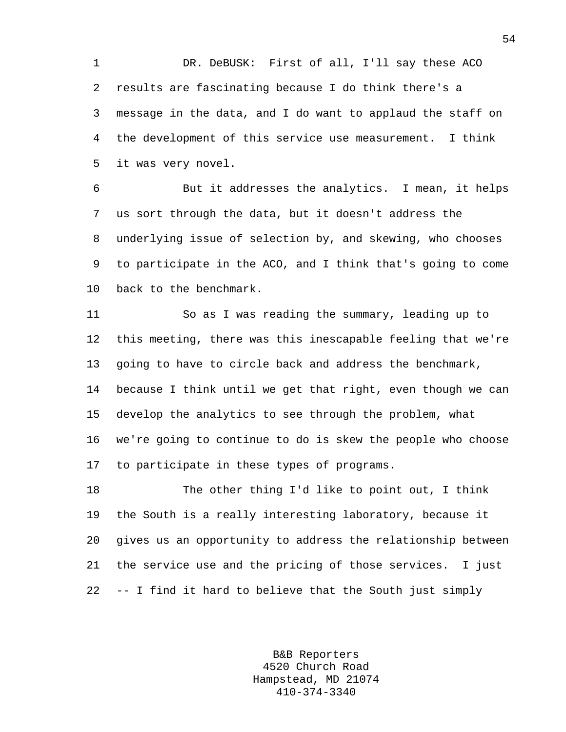DR. DeBUSK: First of all, I'll say these ACO results are fascinating because I do think there's a message in the data, and I do want to applaud the staff on the development of this service use measurement. I think it was very novel.

But it addresses the analytics. I mean, it helps us sort through the data, but it doesn't address the underlying issue of selection by, and skewing, who chooses to participate in the ACO, and I think that's going to come back to the benchmark.

So as I was reading the summary, leading up to this meeting, there was this inescapable feeling that we're going to have to circle back and address the benchmark, because I think until we get that right, even though we can develop the analytics to see through the problem, what we're going to continue to do is skew the people who choose to participate in these types of programs.

The other thing I'd like to point out, I think the South is a really interesting laboratory, because it gives us an opportunity to address the relationship between the service use and the pricing of those services. I just -- I find it hard to believe that the South just simply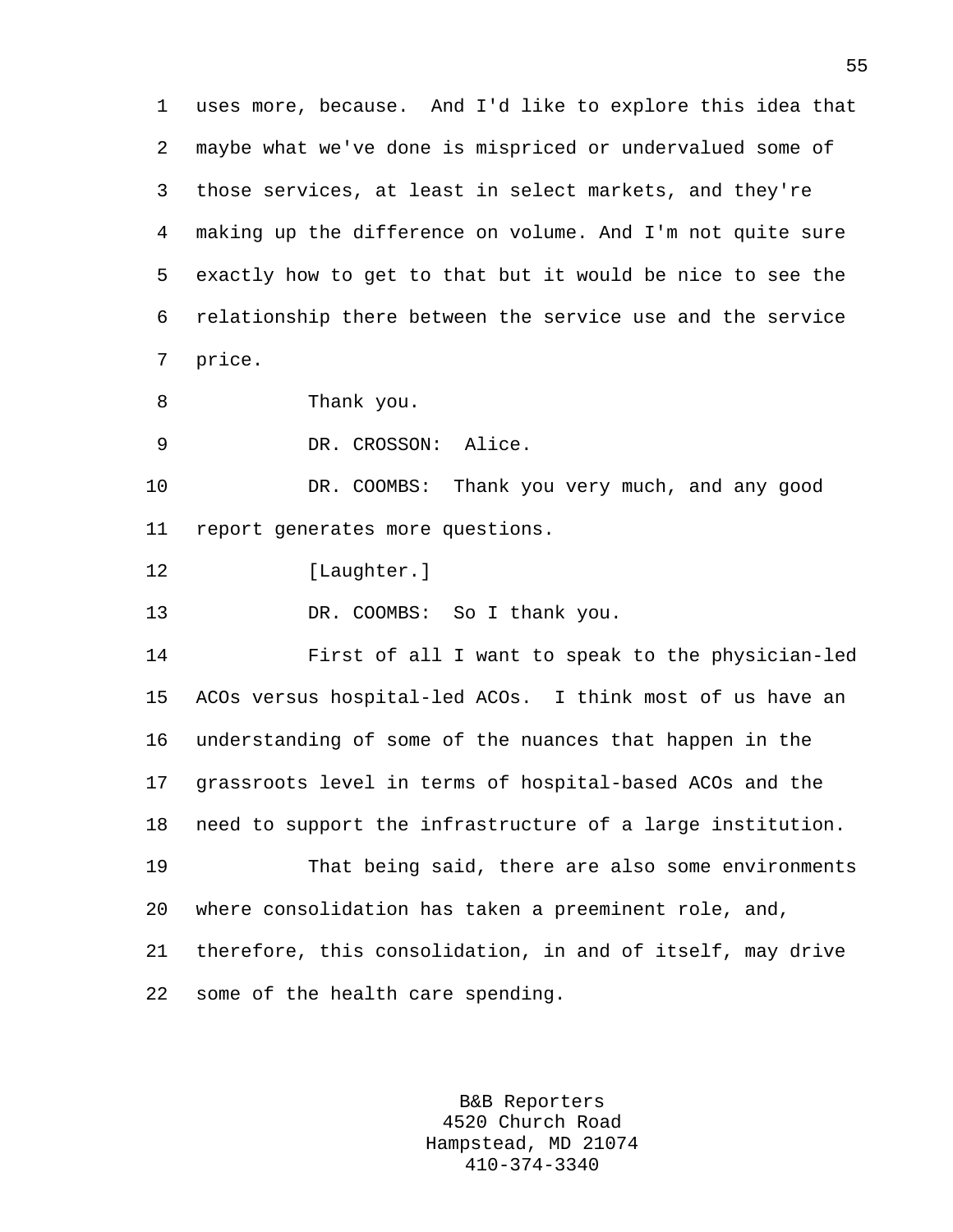uses more, because. And I'd like to explore this idea that maybe what we've done is mispriced or undervalued some of those services, at least in select markets, and they're making up the difference on volume. And I'm not quite sure exactly how to get to that but it would be nice to see the relationship there between the service use and the service price.

Thank you.

DR. CROSSON: Alice.

DR. COOMBS: Thank you very much, and any good report generates more questions.

[Laughter.]

DR. COOMBS: So I thank you.

First of all I want to speak to the physician-led ACOs versus hospital-led ACOs. I think most of us have an understanding of some of the nuances that happen in the grassroots level in terms of hospital-based ACOs and the need to support the infrastructure of a large institution.

That being said, there are also some environments where consolidation has taken a preeminent role, and, therefore, this consolidation, in and of itself, may drive some of the health care spending.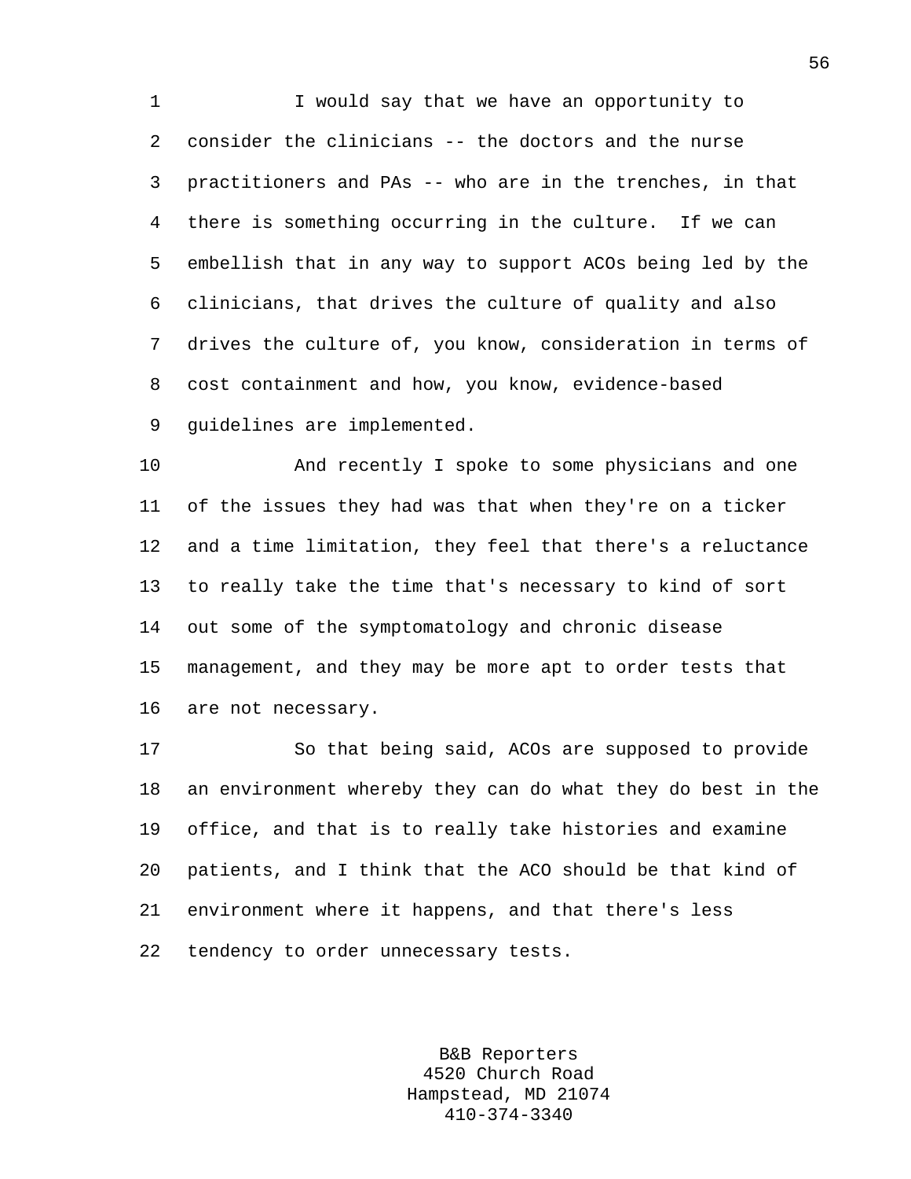I would say that we have an opportunity to consider the clinicians -- the doctors and the nurse practitioners and PAs -- who are in the trenches, in that there is something occurring in the culture. If we can embellish that in any way to support ACOs being led by the clinicians, that drives the culture of quality and also drives the culture of, you know, consideration in terms of cost containment and how, you know, evidence-based guidelines are implemented.

And recently I spoke to some physicians and one of the issues they had was that when they're on a ticker and a time limitation, they feel that there's a reluctance to really take the time that's necessary to kind of sort out some of the symptomatology and chronic disease management, and they may be more apt to order tests that are not necessary.

So that being said, ACOs are supposed to provide an environment whereby they can do what they do best in the office, and that is to really take histories and examine patients, and I think that the ACO should be that kind of environment where it happens, and that there's less tendency to order unnecessary tests.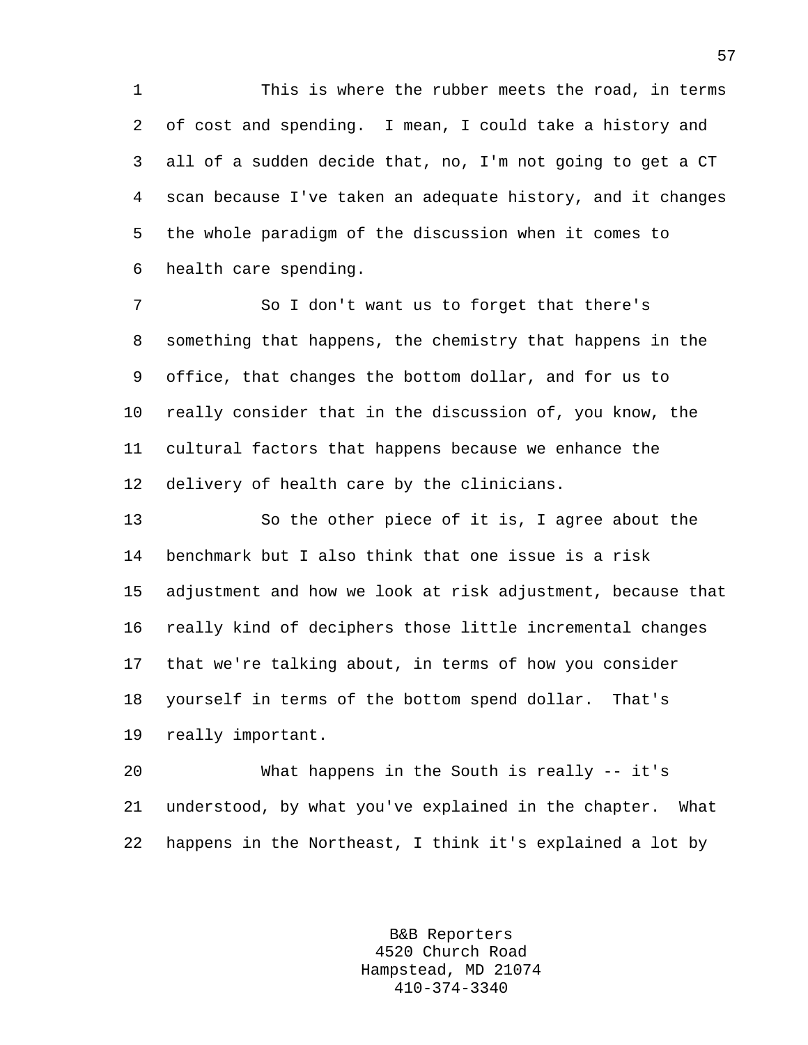This is where the rubber meets the road, in terms of cost and spending. I mean, I could take a history and all of a sudden decide that, no, I'm not going to get a CT scan because I've taken an adequate history, and it changes the whole paradigm of the discussion when it comes to health care spending.

So I don't want us to forget that there's something that happens, the chemistry that happens in the office, that changes the bottom dollar, and for us to really consider that in the discussion of, you know, the cultural factors that happens because we enhance the delivery of health care by the clinicians.

So the other piece of it is, I agree about the benchmark but I also think that one issue is a risk adjustment and how we look at risk adjustment, because that really kind of deciphers those little incremental changes that we're talking about, in terms of how you consider yourself in terms of the bottom spend dollar. That's really important.

What happens in the South is really -- it's understood, by what you've explained in the chapter. What happens in the Northeast, I think it's explained a lot by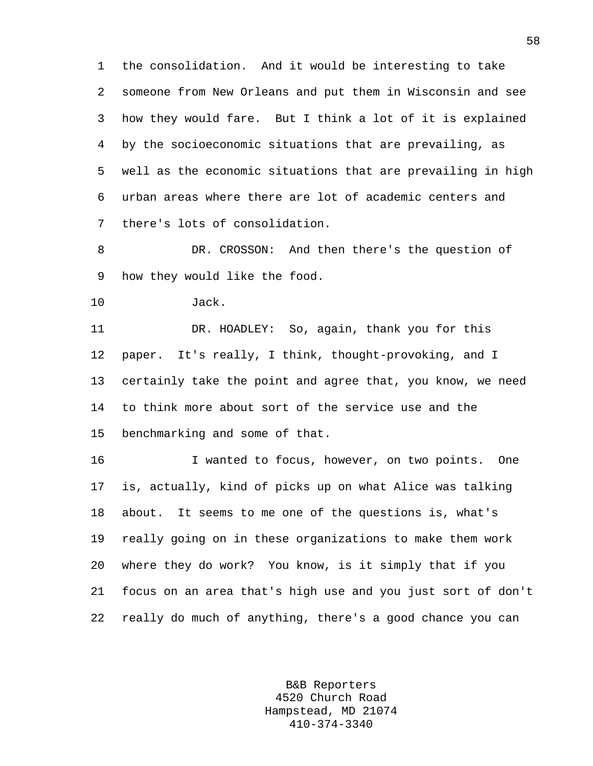the consolidation. And it would be interesting to take someone from New Orleans and put them in Wisconsin and see how they would fare. But I think a lot of it is explained by the socioeconomic situations that are prevailing, as well as the economic situations that are prevailing in high urban areas where there are lot of academic centers and there's lots of consolidation.

DR. CROSSON: And then there's the question of how they would like the food.

Jack.

DR. HOADLEY: So, again, thank you for this paper. It's really, I think, thought-provoking, and I certainly take the point and agree that, you know, we need to think more about sort of the service use and the benchmarking and some of that.

I wanted to focus, however, on two points. One is, actually, kind of picks up on what Alice was talking about. It seems to me one of the questions is, what's really going on in these organizations to make them work where they do work? You know, is it simply that if you focus on an area that's high use and you just sort of don't really do much of anything, there's a good chance you can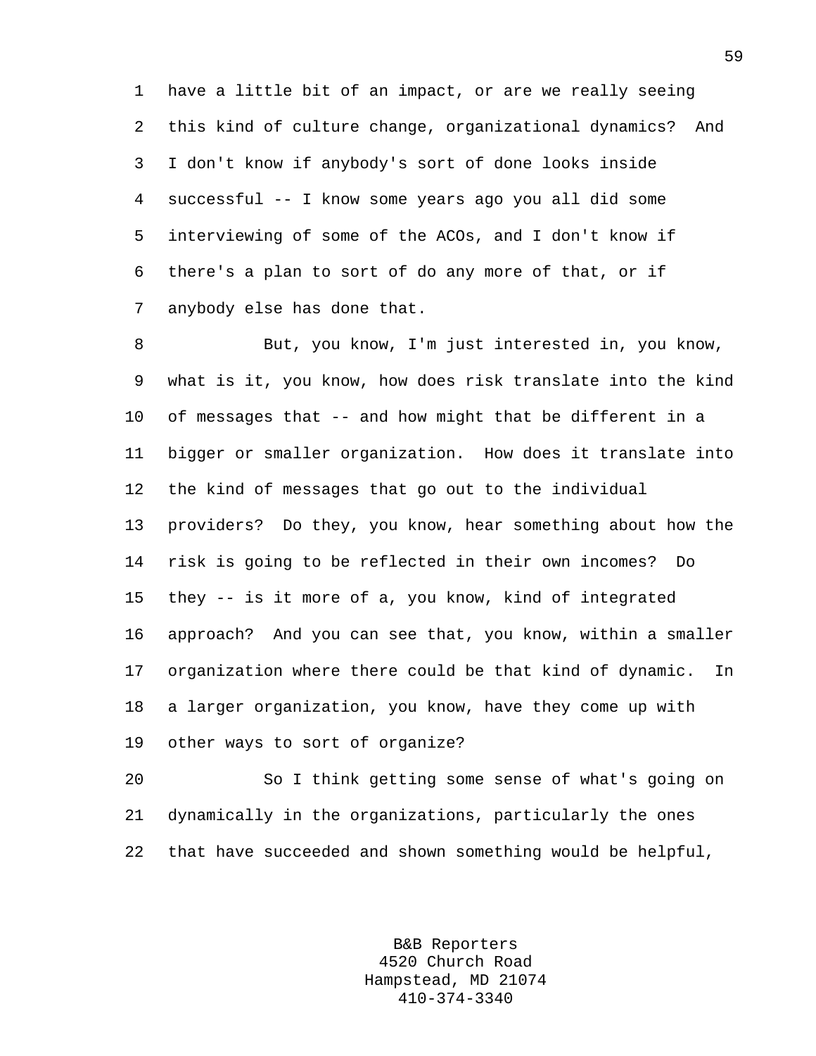have a little bit of an impact, or are we really seeing this kind of culture change, organizational dynamics? And I don't know if anybody's sort of done looks inside successful -- I know some years ago you all did some interviewing of some of the ACOs, and I don't know if there's a plan to sort of do any more of that, or if anybody else has done that.

But, you know, I'm just interested in, you know, what is it, you know, how does risk translate into the kind of messages that -- and how might that be different in a bigger or smaller organization. How does it translate into the kind of messages that go out to the individual providers? Do they, you know, hear something about how the risk is going to be reflected in their own incomes? Do they -- is it more of a, you know, kind of integrated approach? And you can see that, you know, within a smaller organization where there could be that kind of dynamic. In a larger organization, you know, have they come up with other ways to sort of organize?

So I think getting some sense of what's going on dynamically in the organizations, particularly the ones that have succeeded and shown something would be helpful,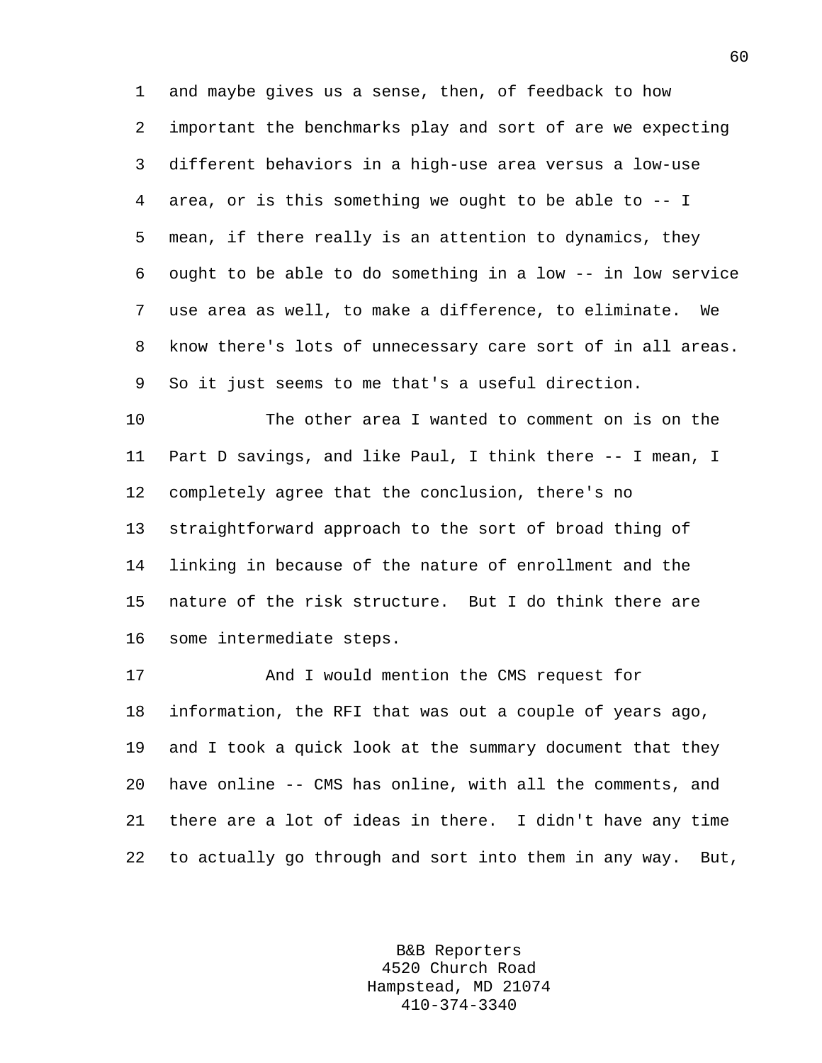and maybe gives us a sense, then, of feedback to how important the benchmarks play and sort of are we expecting different behaviors in a high-use area versus a low-use area, or is this something we ought to be able to -- I mean, if there really is an attention to dynamics, they ought to be able to do something in a low -- in low service use area as well, to make a difference, to eliminate. We know there's lots of unnecessary care sort of in all areas. So it just seems to me that's a useful direction.

The other area I wanted to comment on is on the Part D savings, and like Paul, I think there -- I mean, I completely agree that the conclusion, there's no straightforward approach to the sort of broad thing of linking in because of the nature of enrollment and the nature of the risk structure. But I do think there are some intermediate steps.

And I would mention the CMS request for information, the RFI that was out a couple of years ago, and I took a quick look at the summary document that they have online -- CMS has online, with all the comments, and there are a lot of ideas in there. I didn't have any time to actually go through and sort into them in any way. But,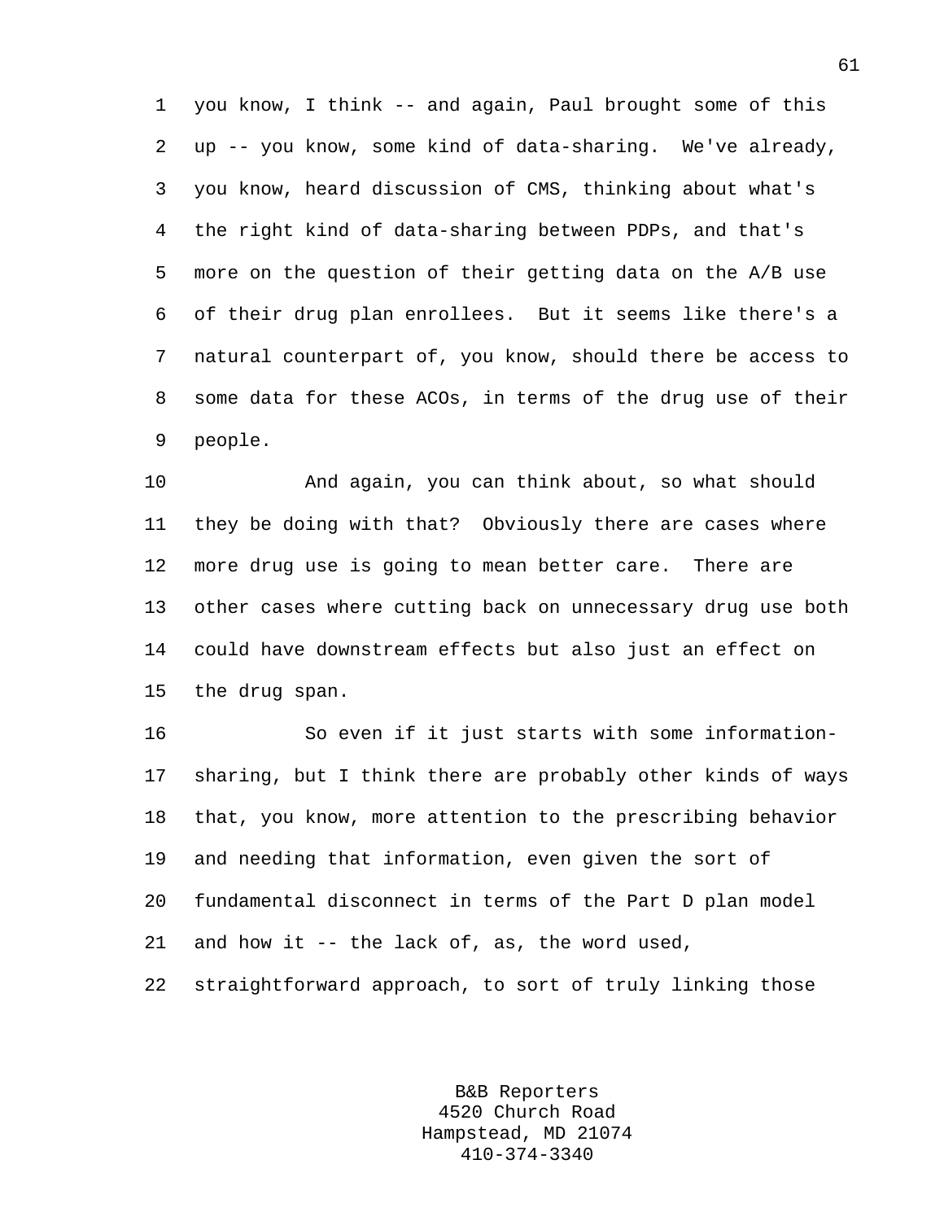you know, I think -- and again, Paul brought some of this up -- you know, some kind of data-sharing. We've already, you know, heard discussion of CMS, thinking about what's the right kind of data-sharing between PDPs, and that's more on the question of their getting data on the A/B use of their drug plan enrollees. But it seems like there's a natural counterpart of, you know, should there be access to some data for these ACOs, in terms of the drug use of their people.

And again, you can think about, so what should they be doing with that? Obviously there are cases where more drug use is going to mean better care. There are other cases where cutting back on unnecessary drug use both could have downstream effects but also just an effect on the drug span.

So even if it just starts with some information-sharing, but I think there are probably other kinds of ways that, you know, more attention to the prescribing behavior and needing that information, even given the sort of fundamental disconnect in terms of the Part D plan model and how it -- the lack of, as, the word used, straightforward approach, to sort of truly linking those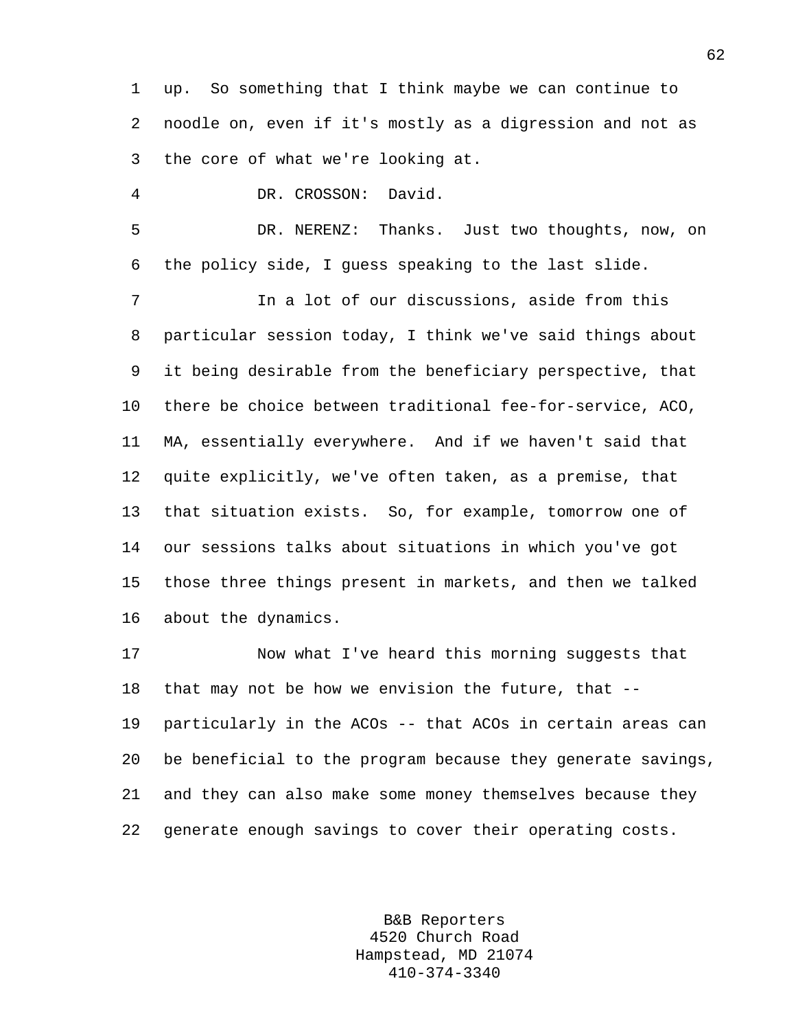up. So something that I think maybe we can continue to noodle on, even if it's mostly as a digression and not as the core of what we're looking at.

DR. CROSSON: David.

DR. NERENZ: Thanks. Just two thoughts, now, on the policy side, I guess speaking to the last slide.

In a lot of our discussions, aside from this particular session today, I think we've said things about it being desirable from the beneficiary perspective, that there be choice between traditional fee-for-service, ACO, MA, essentially everywhere. And if we haven't said that quite explicitly, we've often taken, as a premise, that that situation exists. So, for example, tomorrow one of our sessions talks about situations in which you've got those three things present in markets, and then we talked about the dynamics.

Now what I've heard this morning suggests that that may not be how we envision the future, that -- particularly in the ACOs -- that ACOs in certain areas can be beneficial to the program because they generate savings, and they can also make some money themselves because they generate enough savings to cover their operating costs.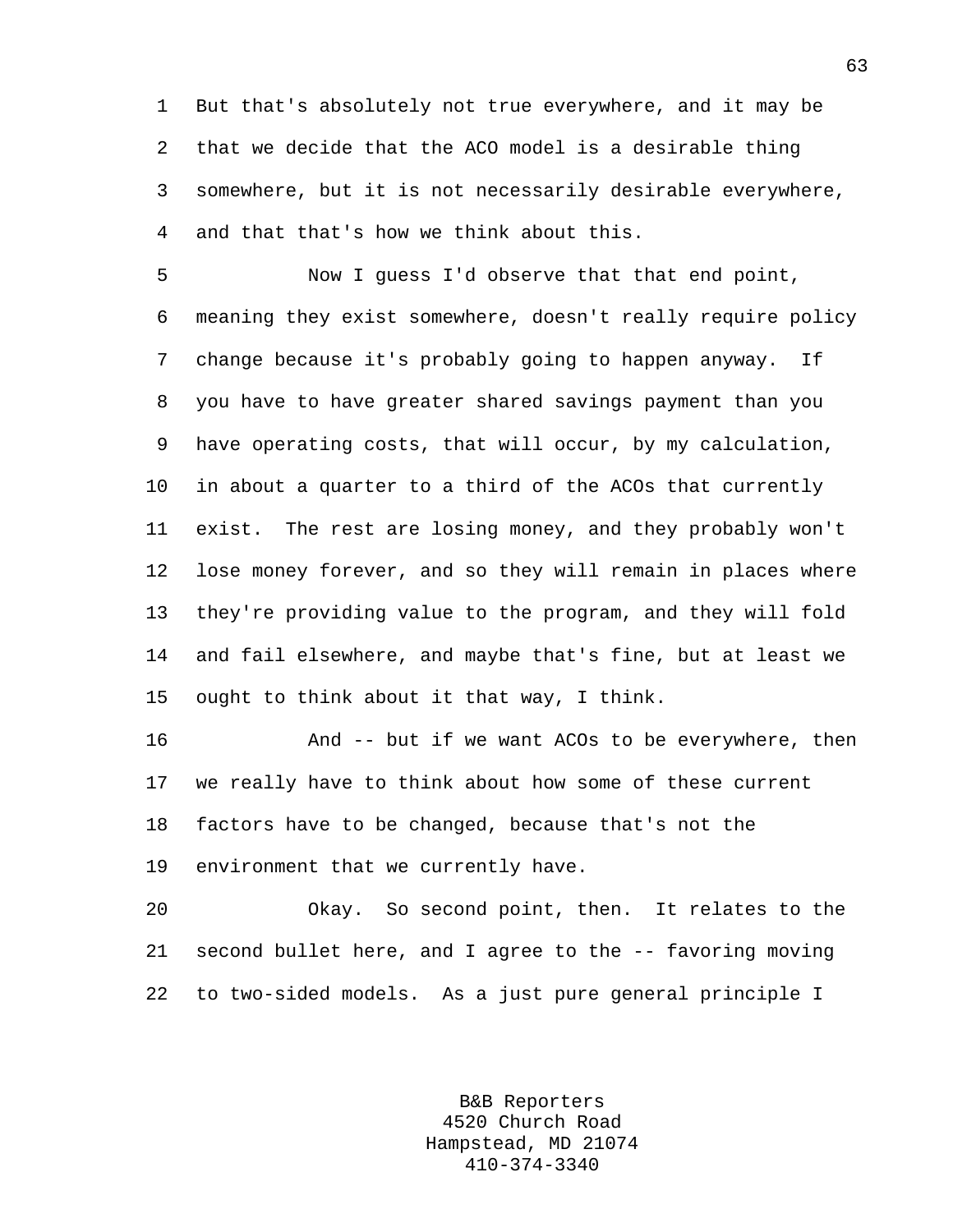But that's absolutely not true everywhere, and it may be that we decide that the ACO model is a desirable thing somewhere, but it is not necessarily desirable everywhere, and that that's how we think about this.

Now I guess I'd observe that that end point, meaning they exist somewhere, doesn't really require policy change because it's probably going to happen anyway. If you have to have greater shared savings payment than you have operating costs, that will occur, by my calculation, in about a quarter to a third of the ACOs that currently exist. The rest are losing money, and they probably won't lose money forever, and so they will remain in places where they're providing value to the program, and they will fold and fail elsewhere, and maybe that's fine, but at least we ought to think about it that way, I think.

And -- but if we want ACOs to be everywhere, then we really have to think about how some of these current factors have to be changed, because that's not the environment that we currently have.

Okay. So second point, then. It relates to the second bullet here, and I agree to the -- favoring moving to two-sided models. As a just pure general principle I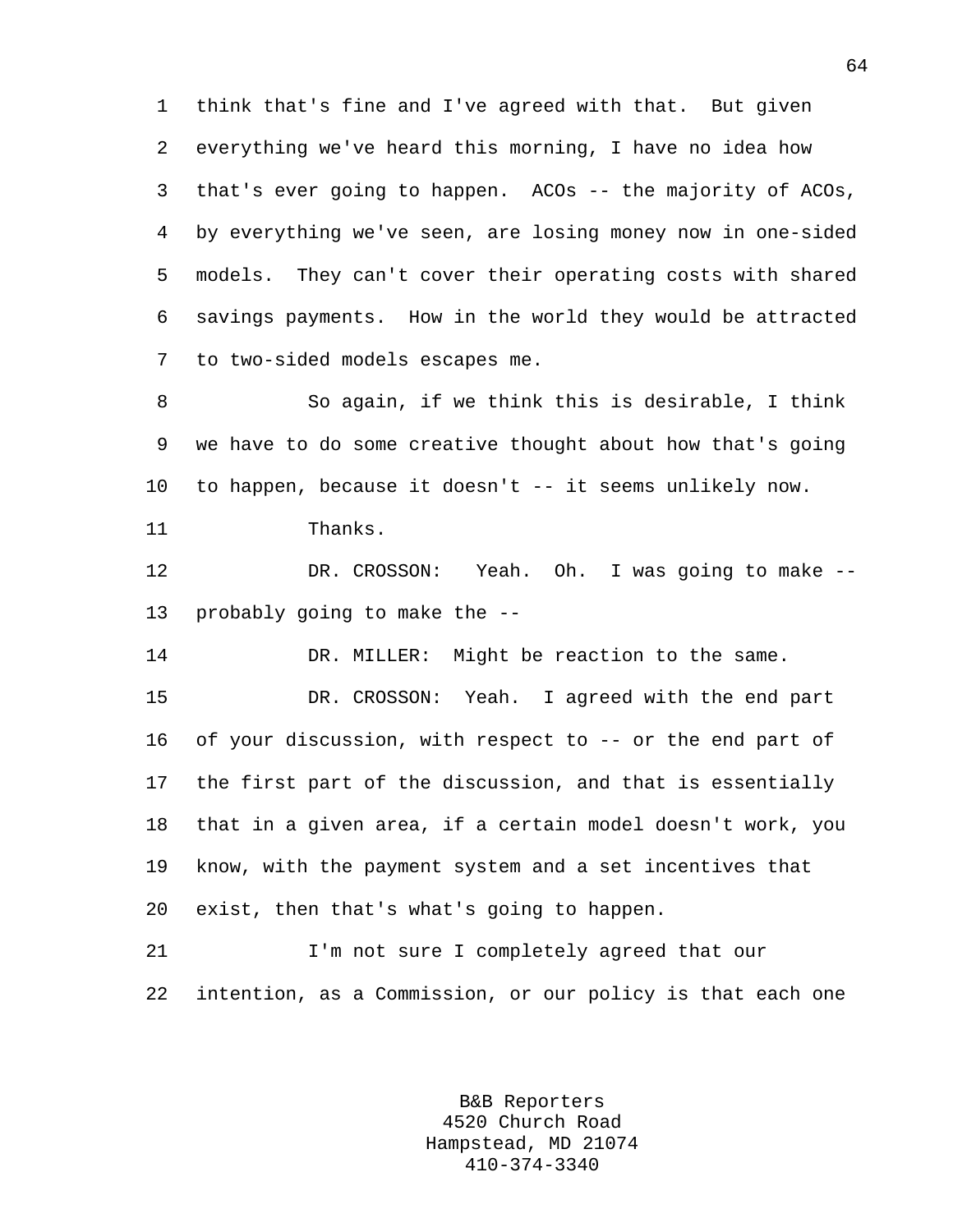think that's fine and I've agreed with that. But given everything we've heard this morning, I have no idea how that's ever going to happen. ACOs -- the majority of ACOs, by everything we've seen, are losing money now in one-sided models. They can't cover their operating costs with shared savings payments. How in the world they would be attracted to two-sided models escapes me.

So again, if we think this is desirable, I think we have to do some creative thought about how that's going to happen, because it doesn't -- it seems unlikely now.

Thanks.

DR. CROSSON: Yeah. Oh. I was going to make -- probably going to make the --

DR. MILLER: Might be reaction to the same.

DR. CROSSON: Yeah. I agreed with the end part of your discussion, with respect to -- or the end part of the first part of the discussion, and that is essentially that in a given area, if a certain model doesn't work, you know, with the payment system and a set incentives that exist, then that's what's going to happen.

I'm not sure I completely agreed that our intention, as a Commission, or our policy is that each one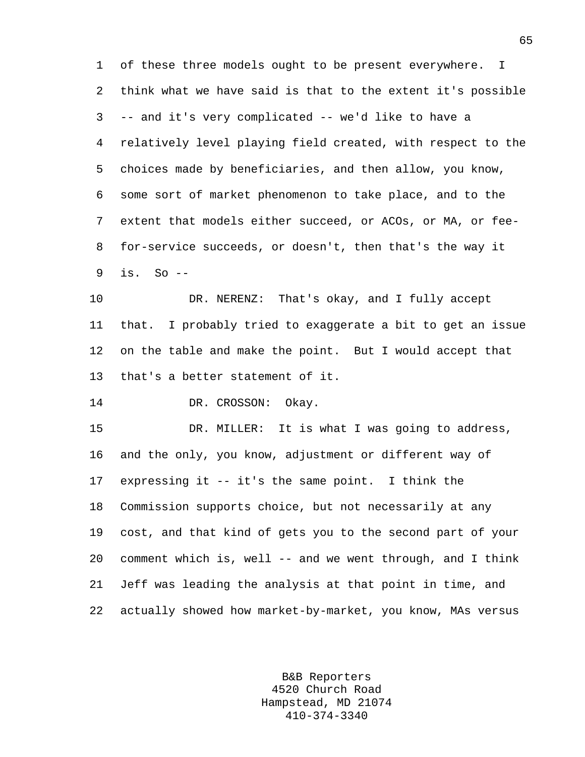of these three models ought to be present everywhere. I think what we have said is that to the extent it's possible -- and it's very complicated -- we'd like to have a relatively level playing field created, with respect to the choices made by beneficiaries, and then allow, you know, some sort of market phenomenon to take place, and to the extent that models either succeed, or ACOs, or MA, or fee-for-service succeeds, or doesn't, then that's the way it is. So --

DR. NERENZ: That's okay, and I fully accept that. I probably tried to exaggerate a bit to get an issue on the table and make the point. But I would accept that that's a better statement of it.

DR. CROSSON: Okay.

DR. MILLER: It is what I was going to address, and the only, you know, adjustment or different way of expressing it -- it's the same point. I think the Commission supports choice, but not necessarily at any cost, and that kind of gets you to the second part of your comment which is, well -- and we went through, and I think Jeff was leading the analysis at that point in time, and actually showed how market-by-market, you know, MAs versus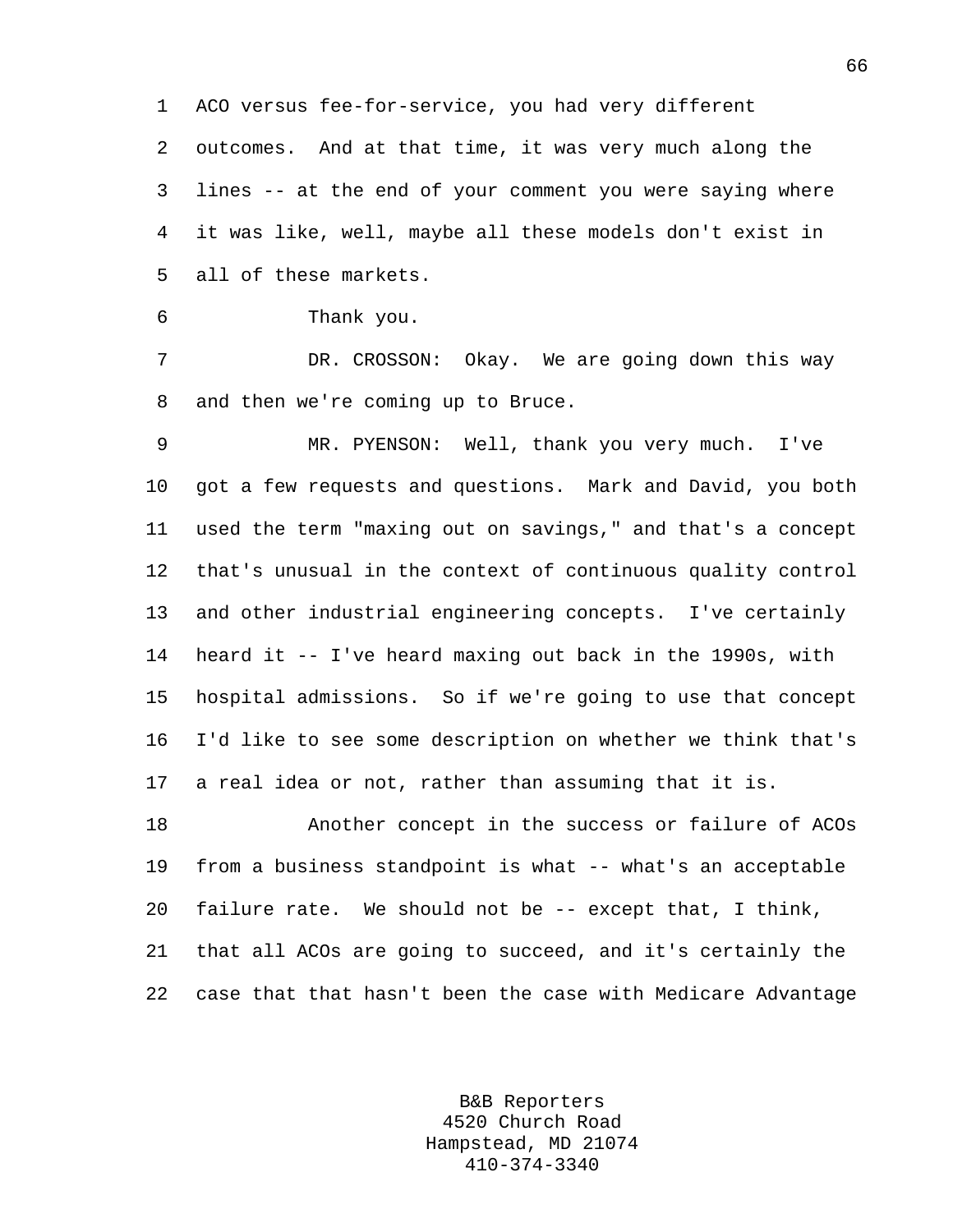ACO versus fee-for-service, you had very different outcomes. And at that time, it was very much along the lines -- at the end of your comment you were saying where it was like, well, maybe all these models don't exist in all of these markets.

Thank you.

DR. CROSSON: Okay. We are going down this way and then we're coming up to Bruce.

MR. PYENSON: Well, thank you very much. I've got a few requests and questions. Mark and David, you both used the term "maxing out on savings," and that's a concept that's unusual in the context of continuous quality control and other industrial engineering concepts. I've certainly heard it -- I've heard maxing out back in the 1990s, with hospital admissions. So if we're going to use that concept I'd like to see some description on whether we think that's a real idea or not, rather than assuming that it is.

Another concept in the success or failure of ACOs from a business standpoint is what -- what's an acceptable failure rate. We should not be -- except that, I think, that all ACOs are going to succeed, and it's certainly the case that that hasn't been the case with Medicare Advantage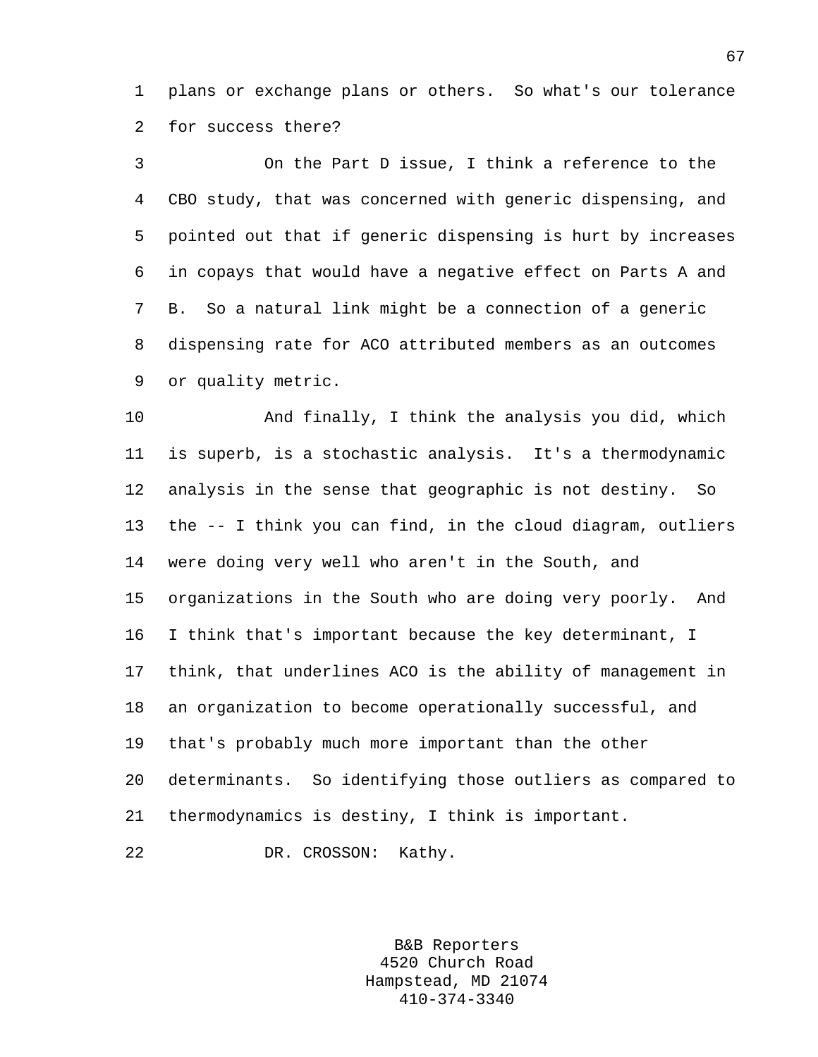plans or exchange plans or others. So what's our tolerance for success there?

On the Part D issue, I think a reference to the CBO study, that was concerned with generic dispensing, and pointed out that if generic dispensing is hurt by increases in copays that would have a negative effect on Parts A and B. So a natural link might be a connection of a generic dispensing rate for ACO attributed members as an outcomes or quality metric.

And finally, I think the analysis you did, which is superb, is a stochastic analysis. It's a thermodynamic analysis in the sense that geographic is not destiny. So the -- I think you can find, in the cloud diagram, outliers were doing very well who aren't in the South, and organizations in the South who are doing very poorly. And I think that's important because the key determinant, I think, that underlines ACO is the ability of management in an organization to become operationally successful, and that's probably much more important than the other determinants. So identifying those outliers as compared to thermodynamics is destiny, I think is important.

DR. CROSSON: Kathy.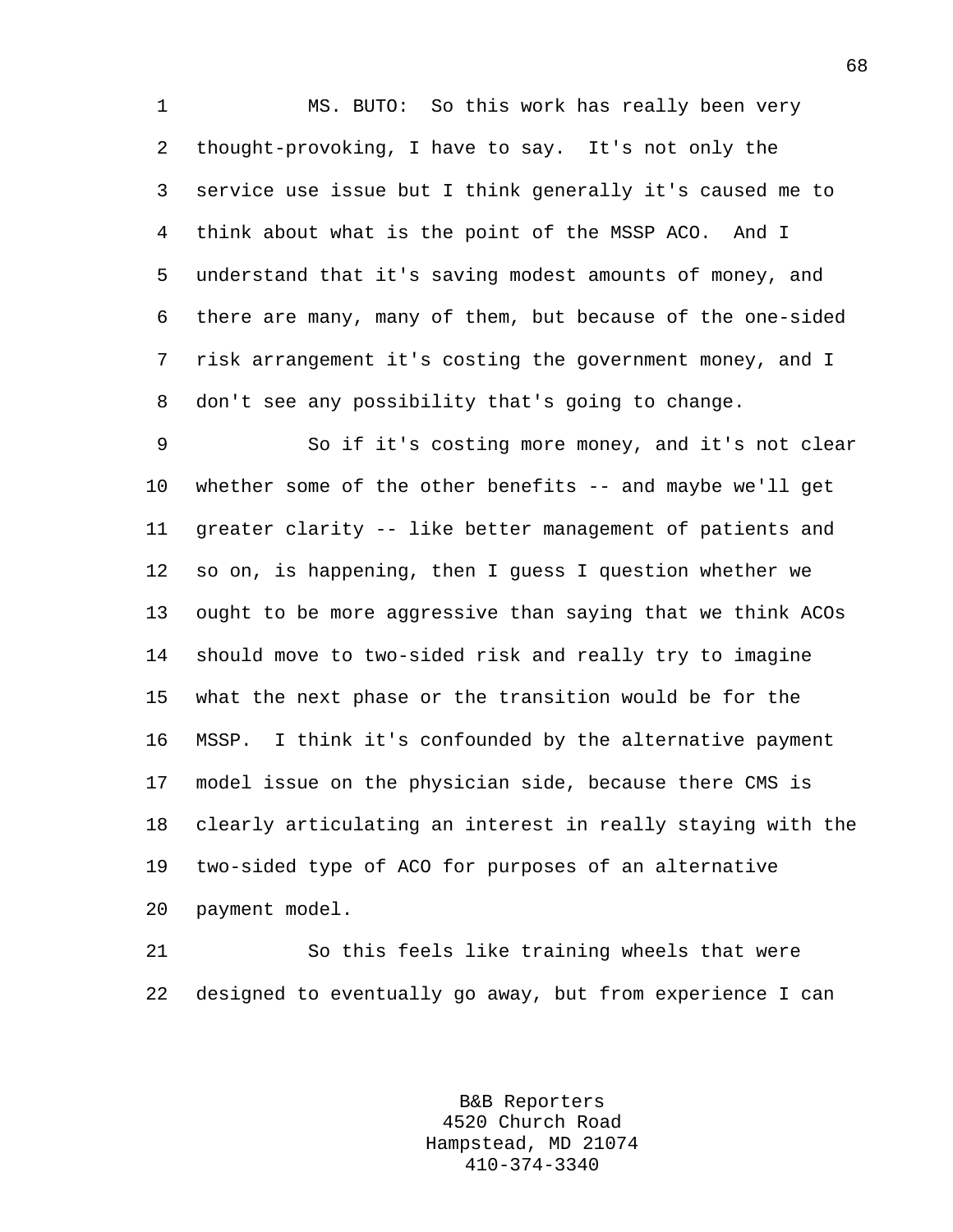MS. BUTO: So this work has really been very thought-provoking, I have to say. It's not only the service use issue but I think generally it's caused me to think about what is the point of the MSSP ACO. And I understand that it's saving modest amounts of money, and there are many, many of them, but because of the one-sided risk arrangement it's costing the government money, and I don't see any possibility that's going to change.

So if it's costing more money, and it's not clear whether some of the other benefits -- and maybe we'll get greater clarity -- like better management of patients and so on, is happening, then I guess I question whether we ought to be more aggressive than saying that we think ACOs should move to two-sided risk and really try to imagine what the next phase or the transition would be for the MSSP. I think it's confounded by the alternative payment model issue on the physician side, because there CMS is clearly articulating an interest in really staying with the two-sided type of ACO for purposes of an alternative payment model.

So this feels like training wheels that were designed to eventually go away, but from experience I can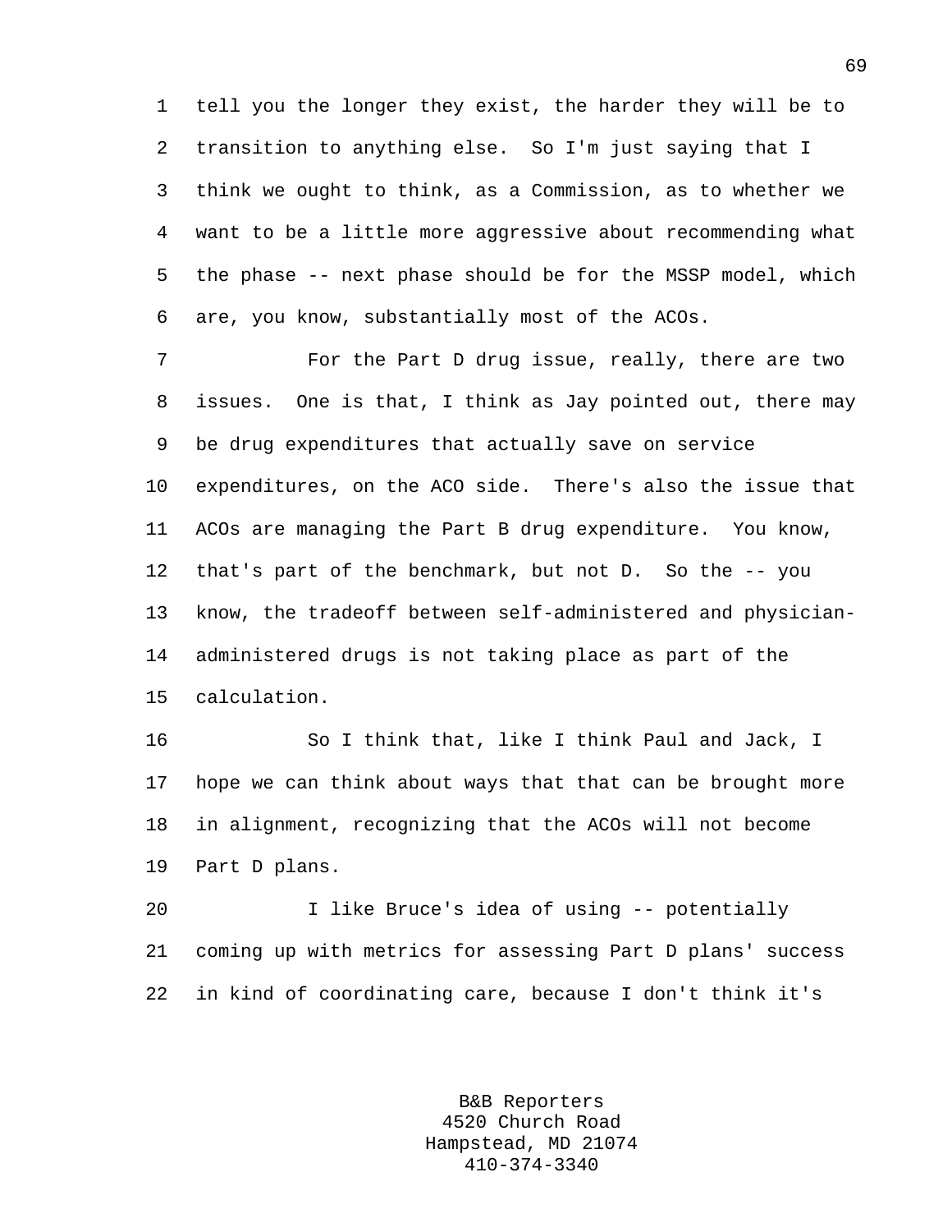tell you the longer they exist, the harder they will be to transition to anything else. So I'm just saying that I think we ought to think, as a Commission, as to whether we want to be a little more aggressive about recommending what the phase -- next phase should be for the MSSP model, which are, you know, substantially most of the ACOs.

For the Part D drug issue, really, there are two issues. One is that, I think as Jay pointed out, there may be drug expenditures that actually save on service expenditures, on the ACO side. There's also the issue that ACOs are managing the Part B drug expenditure. You know, that's part of the benchmark, but not D. So the -- you know, the tradeoff between self-administered and physician-administered drugs is not taking place as part of the calculation.

So I think that, like I think Paul and Jack, I hope we can think about ways that that can be brought more in alignment, recognizing that the ACOs will not become Part D plans.

I like Bruce's idea of using -- potentially coming up with metrics for assessing Part D plans' success in kind of coordinating care, because I don't think it's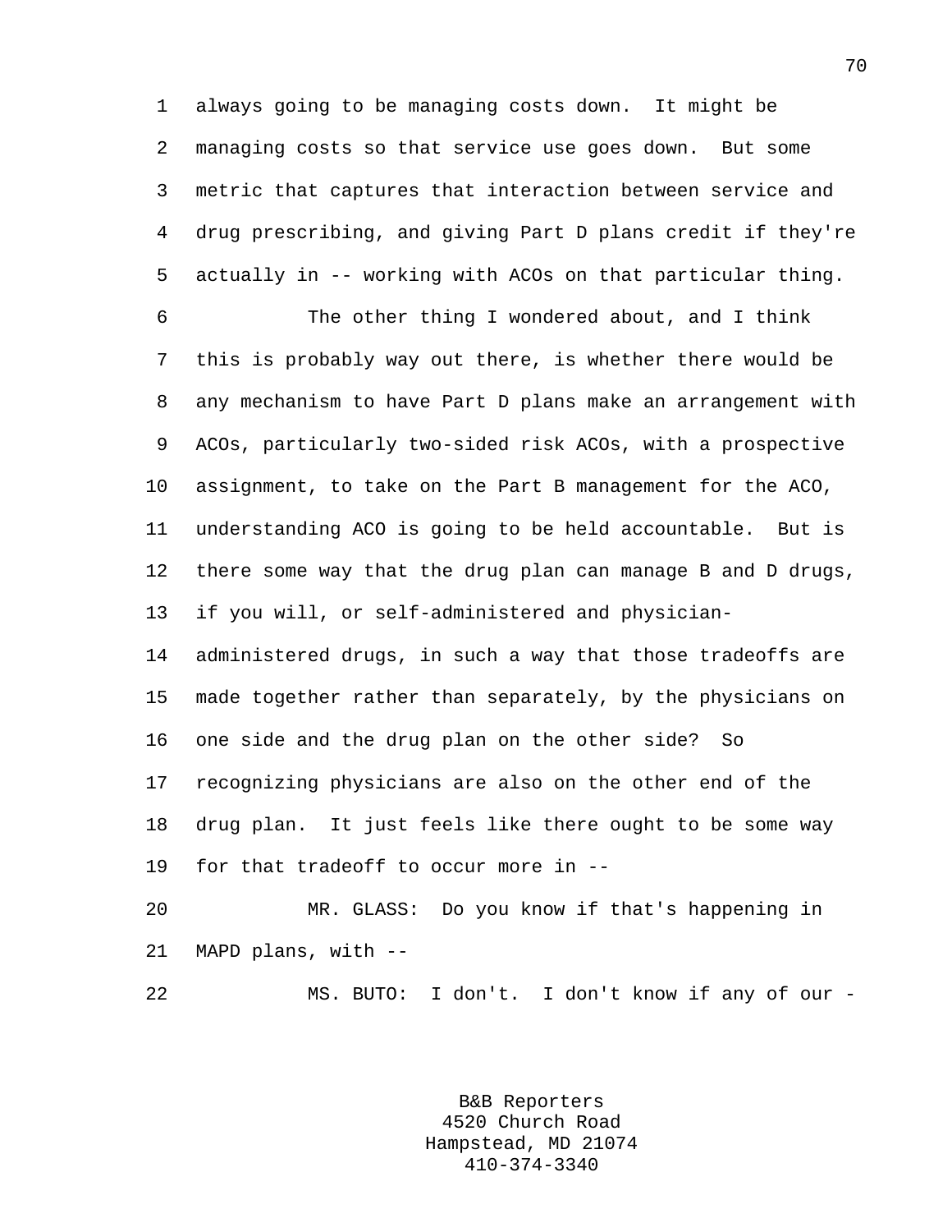always going to be managing costs down. It might be managing costs so that service use goes down. But some metric that captures that interaction between service and drug prescribing, and giving Part D plans credit if they're actually in -- working with ACOs on that particular thing.

The other thing I wondered about, and I think this is probably way out there, is whether there would be any mechanism to have Part D plans make an arrangement with ACOs, particularly two-sided risk ACOs, with a prospective assignment, to take on the Part B management for the ACO, understanding ACO is going to be held accountable. But is there some way that the drug plan can manage B and D drugs, if you will, or self-administered and physician-administered drugs, in such a way that those tradeoffs are made together rather than separately, by the physicians on one side and the drug plan on the other side? So recognizing physicians are also on the other end of the drug plan. It just feels like there ought to be some way for that tradeoff to occur more in --

MR. GLASS: Do you know if that's happening in MAPD plans, with --

MS. BUTO: I don't. I don't know if any of our -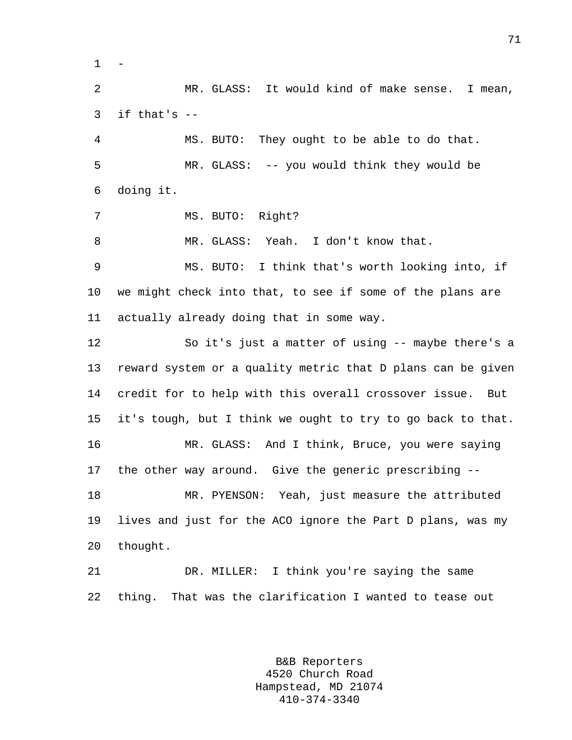-

MR. GLASS: It would kind of make sense. I mean, if that's --

MS. BUTO: They ought to be able to do that.

MR. GLASS: -- you would think they would be doing it.

MS. BUTO: Right?

MR. GLASS: Yeah. I don't know that.

MS. BUTO: I think that's worth looking into, if we might check into that, to see if some of the plans are actually already doing that in some way.

So it's just a matter of using -- maybe there's a reward system or a quality metric that D plans can be given credit for to help with this overall crossover issue. But it's tough, but I think we ought to try to go back to that.

MR. GLASS: And I think, Bruce, you were saying the other way around. Give the generic prescribing --

MR. PYENSON: Yeah, just measure the attributed lives and just for the ACO ignore the Part D plans, was my thought.

DR. MILLER: I think you're saying the same thing. That was the clarification I wanted to tease out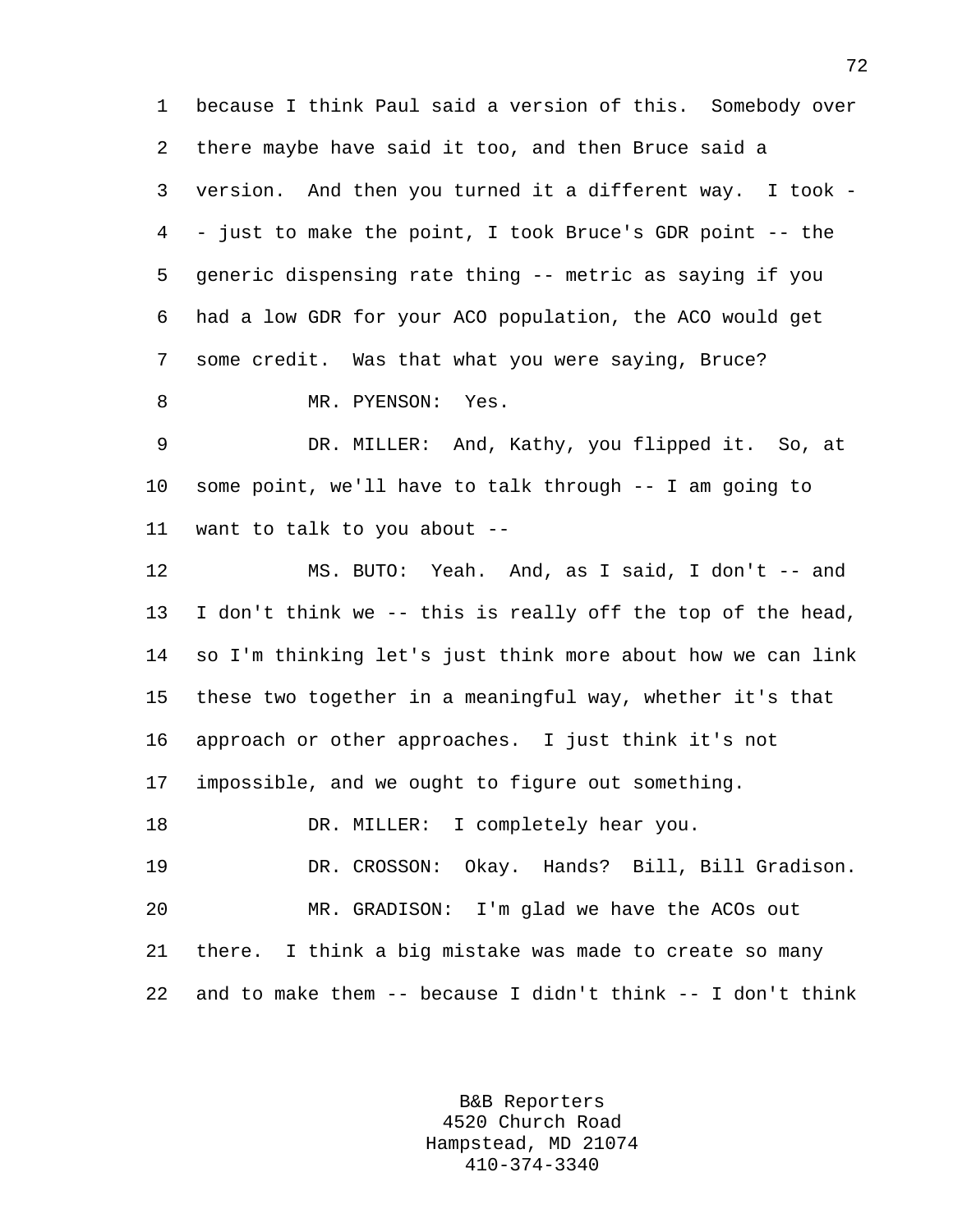because I think Paul said a version of this. Somebody over there maybe have said it too, and then Bruce said a version. And then you turned it a different way. I took -- just to make the point, I took Bruce's GDR point -- the generic dispensing rate thing -- metric as saying if you had a low GDR for your ACO population, the ACO would get some credit. Was that what you were saying, Bruce?

MR. PYENSON: Yes.

DR. MILLER: And, Kathy, you flipped it. So, at some point, we'll have to talk through -- I am going to want to talk to you about --

MS. BUTO: Yeah. And, as I said, I don't -- and I don't think we -- this is really off the top of the head, so I'm thinking let's just think more about how we can link these two together in a meaningful way, whether it's that approach or other approaches. I just think it's not impossible, and we ought to figure out something.

DR. MILLER: I completely hear you.

DR. CROSSON: Okay. Hands? Bill, Bill Gradison.

MR. GRADISON: I'm glad we have the ACOs out there. I think a big mistake was made to create so many and to make them -- because I didn't think -- I don't think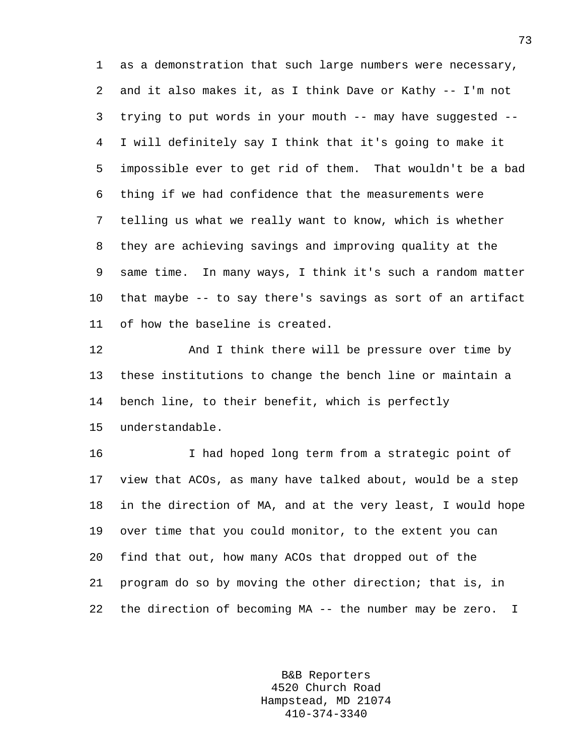as a demonstration that such large numbers were necessary, and it also makes it, as I think Dave or Kathy -- I'm not trying to put words in your mouth -- may have suggested -- I will definitely say I think that it's going to make it impossible ever to get rid of them.  That wouldn't be a bad thing if we had confidence that the measurements were telling us what we really want to know, which is whether they are achieving savings and improving quality at the same time.  In many ways, I think it's such a random matter that maybe -- to say there's savings as sort of an artifact of how the baseline is created.

And I think there will be pressure over time by these institutions to change the bench line or maintain a bench line, to their benefit, which is perfectly understandable.

I had hoped long term from a strategic point of view that ACOs, as many have talked about, would be a step in the direction of MA, and at the very least, I would hope over time that you could monitor, to the extent you can find that out, how many ACOs that dropped out of the program do so by moving the other direction; that is, in the direction of becoming MA -- the number may be zero.  I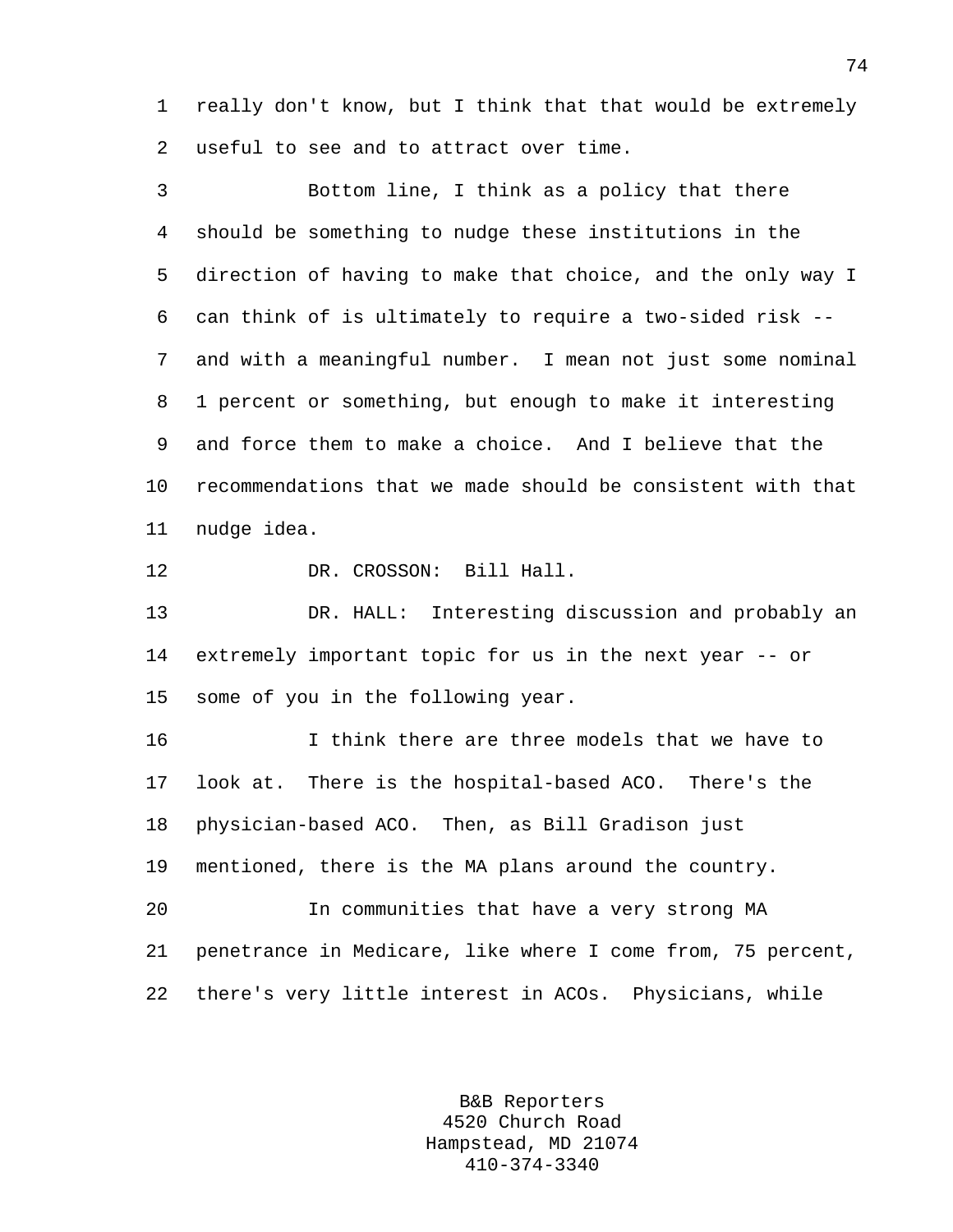really don't know, but I think that that would be extremely useful to see and to attract over time.

Bottom line, I think as a policy that there should be something to nudge these institutions in the direction of having to make that choice, and the only way I can think of is ultimately to require a two-sided risk -- and with a meaningful number. I mean not just some nominal 1 percent or something, but enough to make it interesting and force them to make a choice. And I believe that the recommendations that we made should be consistent with that nudge idea.

DR. CROSSON: Bill Hall.

DR. HALL: Interesting discussion and probably an extremely important topic for us in the next year -- or some of you in the following year.

I think there are three models that we have to look at. There is the hospital-based ACO. There's the physician-based ACO. Then, as Bill Gradison just mentioned, there is the MA plans around the country.

In communities that have a very strong MA penetrance in Medicare, like where I come from, 75 percent, there's very little interest in ACOs. Physicians, while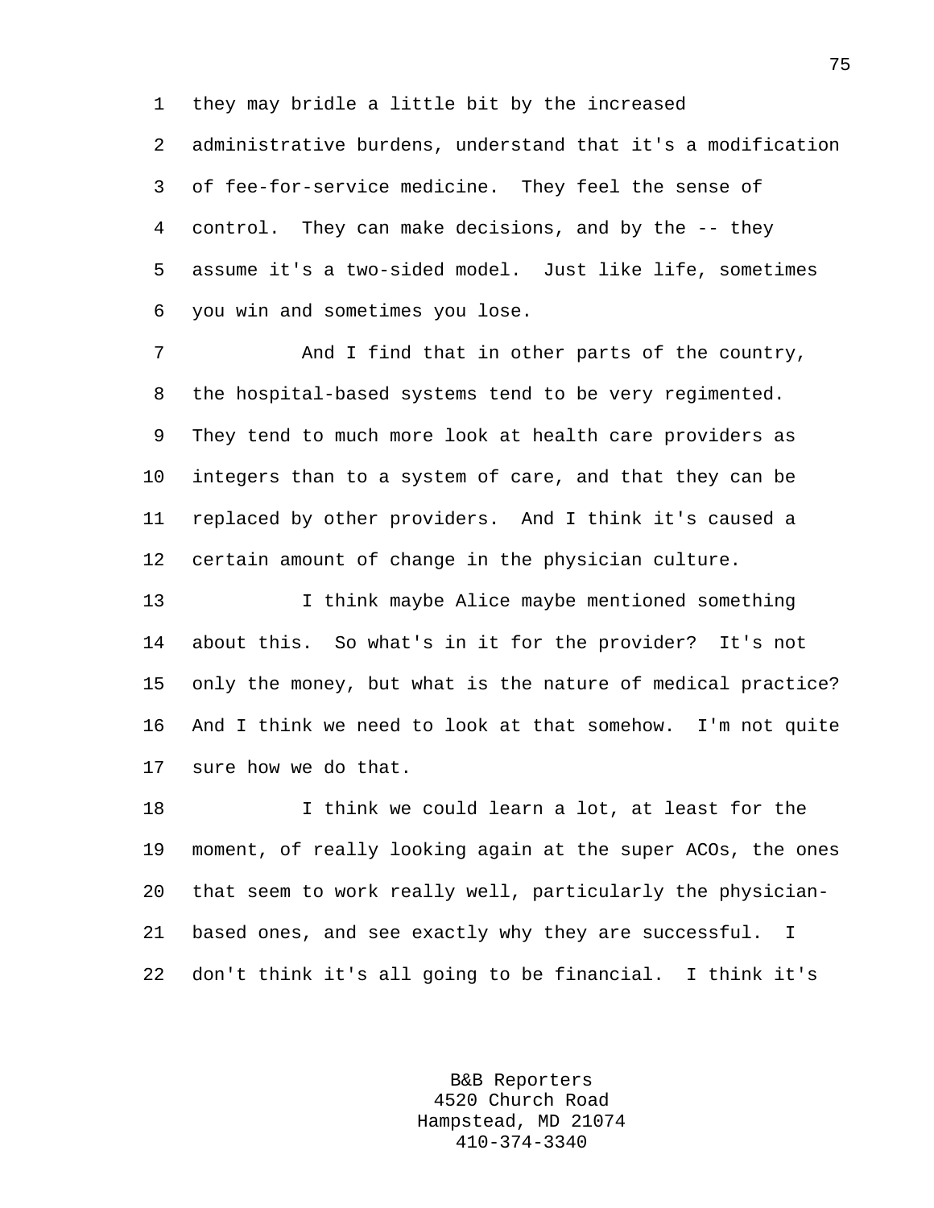they may bridle a little bit by the increased administrative burdens, understand that it's a modification of fee-for-service medicine. They feel the sense of control. They can make decisions, and by the -- they assume it's a two-sided model. Just like life, sometimes you win and sometimes you lose.

And I find that in other parts of the country, the hospital-based systems tend to be very regimented. They tend to much more look at health care providers as integers than to a system of care, and that they can be replaced by other providers. And I think it's caused a certain amount of change in the physician culture.

I think maybe Alice maybe mentioned something about this. So what's in it for the provider? It's not only the money, but what is the nature of medical practice? And I think we need to look at that somehow. I'm not quite sure how we do that.

I think we could learn a lot, at least for the moment, of really looking again at the super ACOs, the ones that seem to work really well, particularly the physician-based ones, and see exactly why they are successful. I don't think it's all going to be financial. I think it's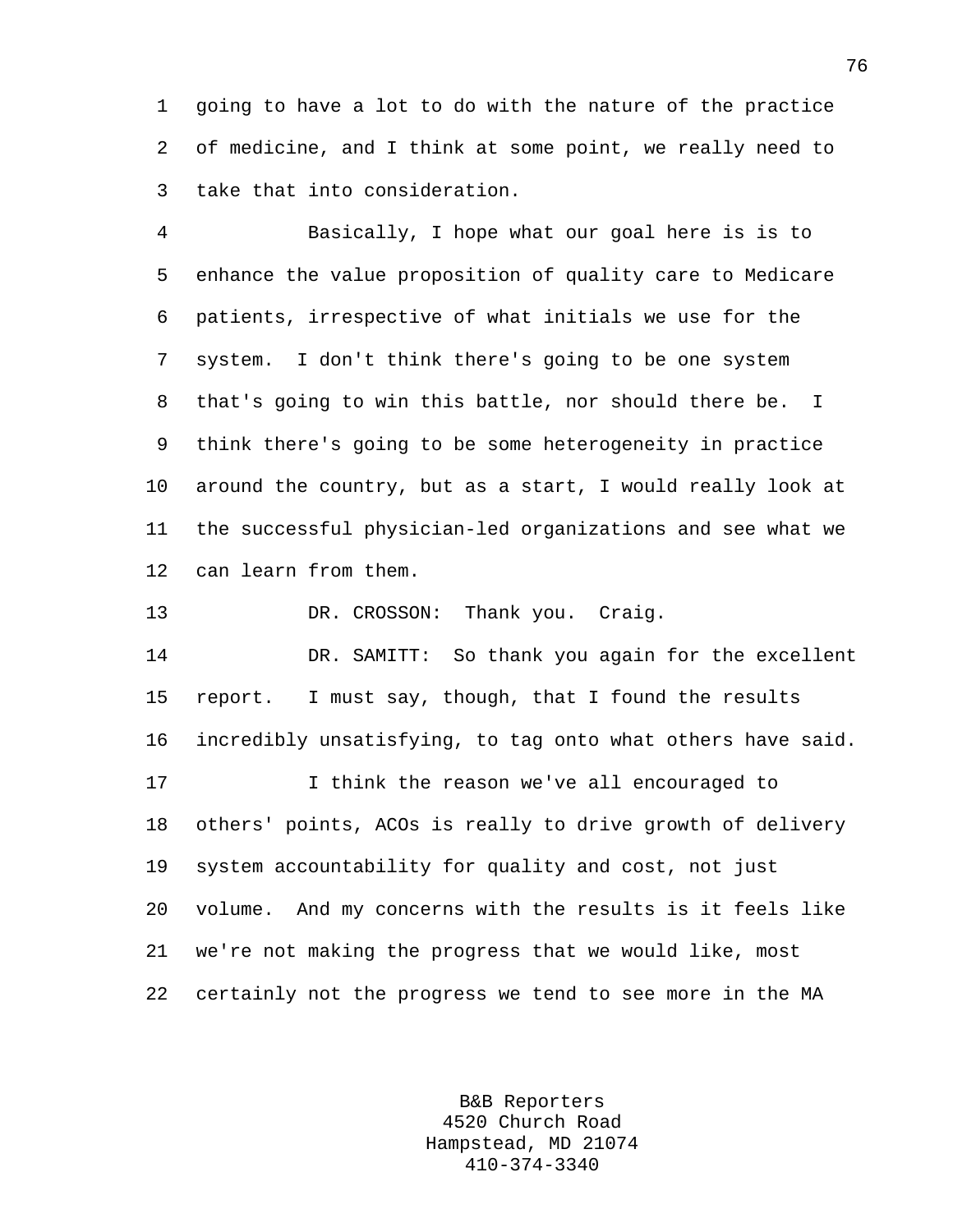going to have a lot to do with the nature of the practice of medicine, and I think at some point, we really need to take that into consideration.

Basically, I hope what our goal here is is to enhance the value proposition of quality care to Medicare patients, irrespective of what initials we use for the system. I don't think there's going to be one system that's going to win this battle, nor should there be. I think there's going to be some heterogeneity in practice around the country, but as a start, I would really look at the successful physician-led organizations and see what we can learn from them.

DR. CROSSON: Thank you. Craig.

DR. SAMITT: So thank you again for the excellent report. I must say, though, that I found the results incredibly unsatisfying, to tag onto what others have said.

I think the reason we've all encouraged to others' points, ACOs is really to drive growth of delivery system accountability for quality and cost, not just volume. And my concerns with the results is it feels like we're not making the progress that we would like, most certainly not the progress we tend to see more in the MA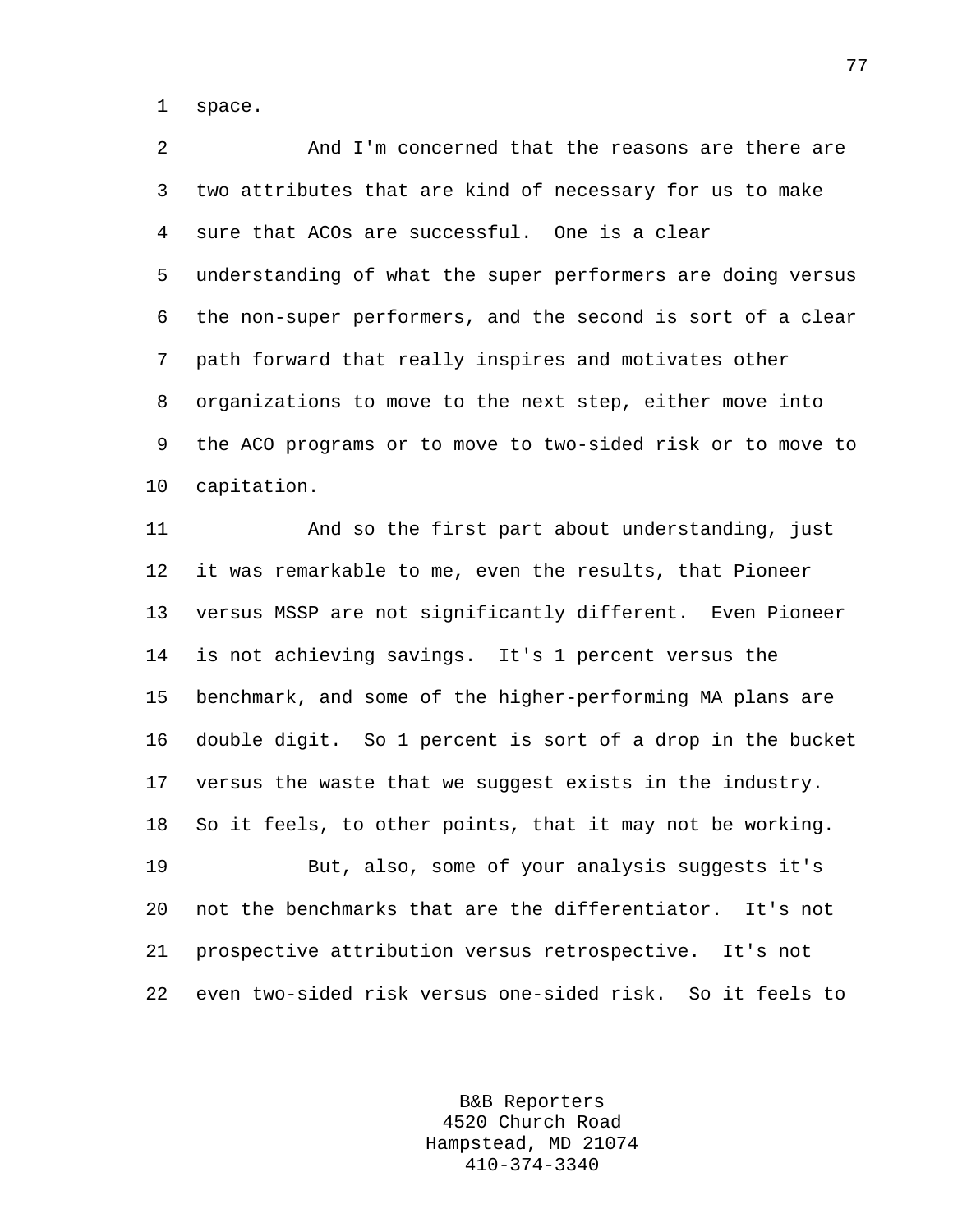space.

And I'm concerned that the reasons are there are two attributes that are kind of necessary for us to make sure that ACOs are successful. One is a clear understanding of what the super performers are doing versus the non-super performers, and the second is sort of a clear path forward that really inspires and motivates other organizations to move to the next step, either move into the ACO programs or to move to two-sided risk or to move to capitation.

And so the first part about understanding, just it was remarkable to me, even the results, that Pioneer versus MSSP are not significantly different. Even Pioneer is not achieving savings. It's 1 percent versus the benchmark, and some of the higher-performing MA plans are double digit. So 1 percent is sort of a drop in the bucket versus the waste that we suggest exists in the industry. So it feels, to other points, that it may not be working.

But, also, some of your analysis suggests it's not the benchmarks that are the differentiator. It's not prospective attribution versus retrospective. It's not even two-sided risk versus one-sided risk. So it feels to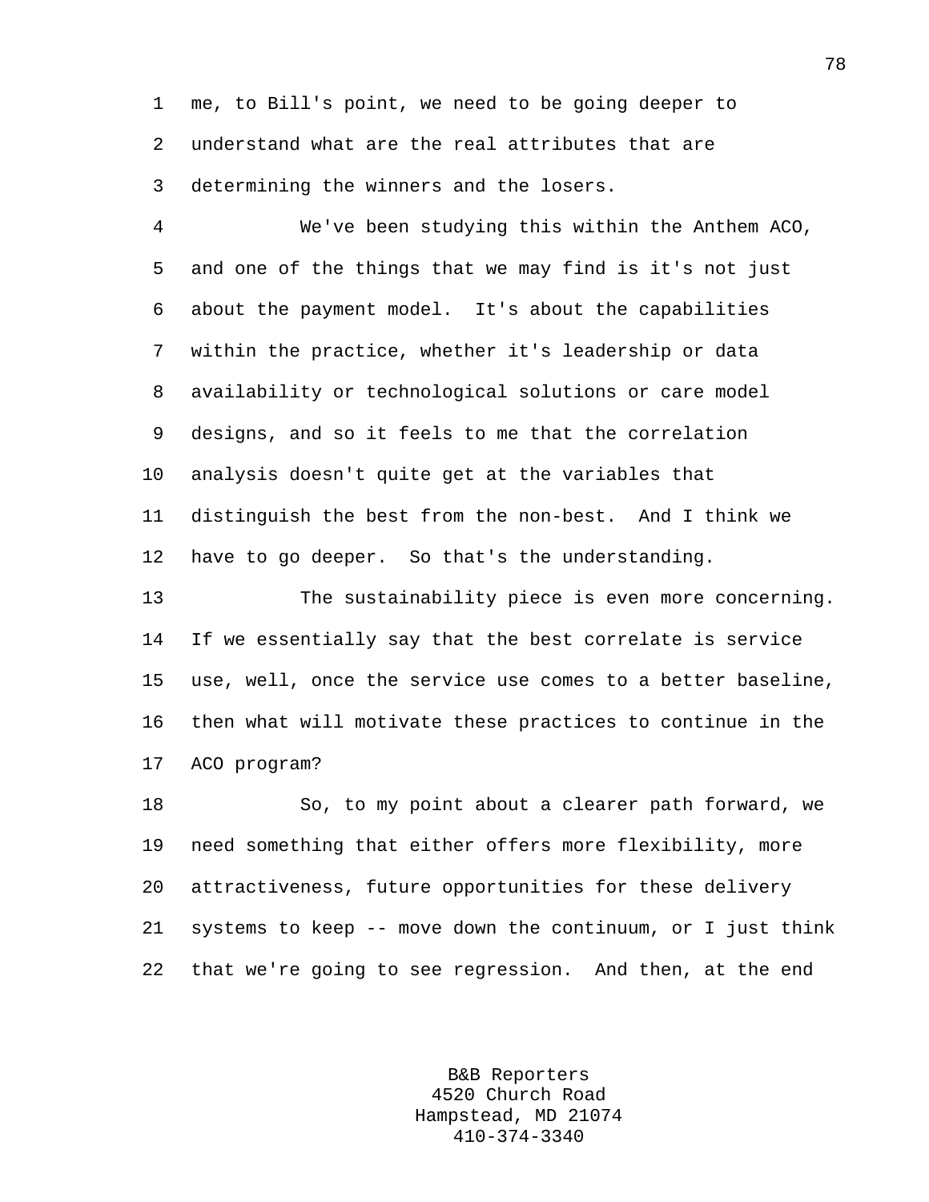me, to Bill's point, we need to be going deeper to understand what are the real attributes that are determining the winners and the losers.

We've been studying this within the Anthem ACO, and one of the things that we may find is it's not just about the payment model. It's about the capabilities within the practice, whether it's leadership or data availability or technological solutions or care model designs, and so it feels to me that the correlation analysis doesn't quite get at the variables that distinguish the best from the non-best. And I think we have to go deeper. So that's the understanding.

The sustainability piece is even more concerning. If we essentially say that the best correlate is service use, well, once the service use comes to a better baseline, then what will motivate these practices to continue in the ACO program?

So, to my point about a clearer path forward, we need something that either offers more flexibility, more attractiveness, future opportunities for these delivery systems to keep -- move down the continuum, or I just think that we're going to see regression. And then, at the end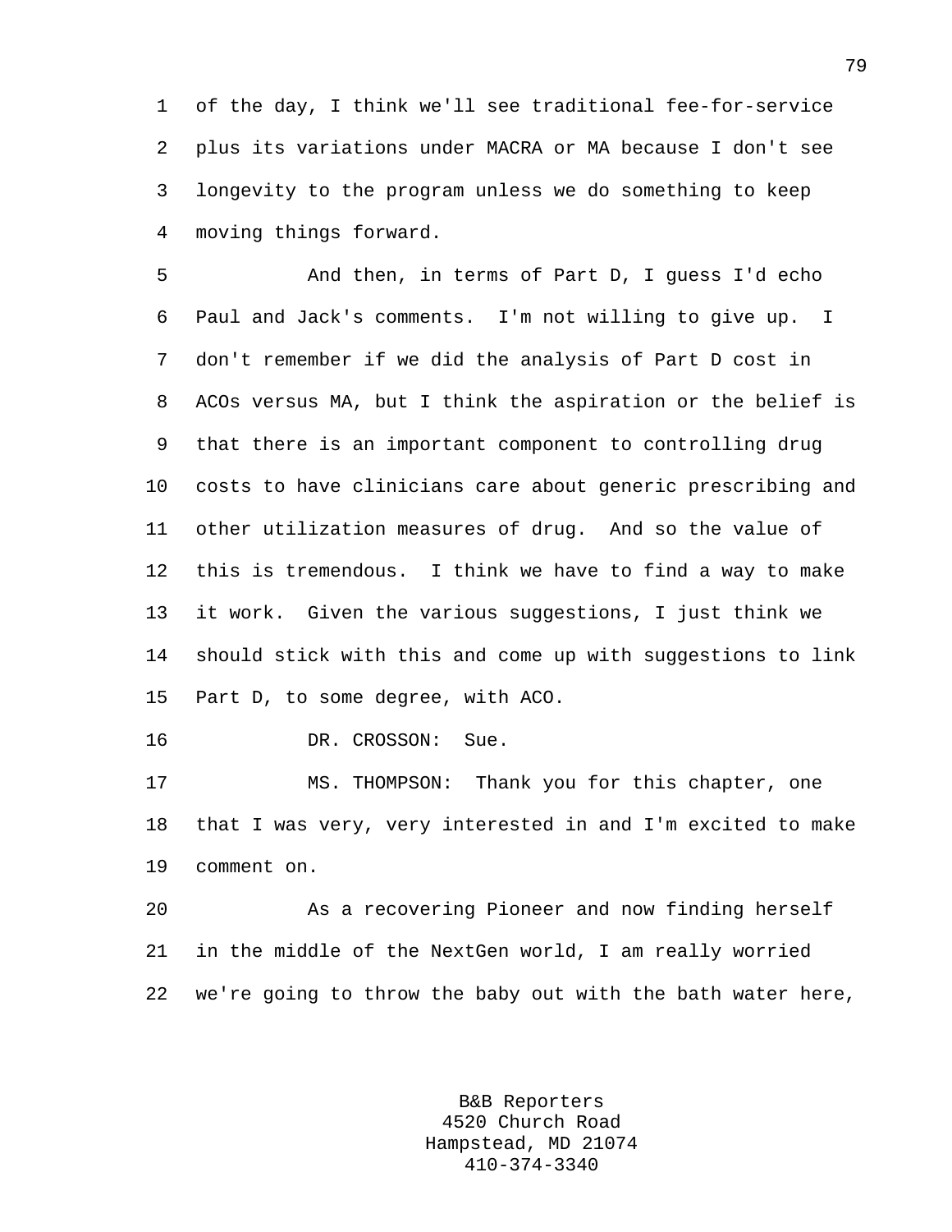of the day, I think we'll see traditional fee-for-service plus its variations under MACRA or MA because I don't see longevity to the program unless we do something to keep moving things forward.

And then, in terms of Part D, I guess I'd echo Paul and Jack's comments. I'm not willing to give up. I don't remember if we did the analysis of Part D cost in ACOs versus MA, but I think the aspiration or the belief is that there is an important component to controlling drug costs to have clinicians care about generic prescribing and other utilization measures of drug. And so the value of this is tremendous. I think we have to find a way to make it work. Given the various suggestions, I just think we should stick with this and come up with suggestions to link Part D, to some degree, with ACO.

DR. CROSSON: Sue.

MS. THOMPSON: Thank you for this chapter, one that I was very, very interested in and I'm excited to make comment on.

As a recovering Pioneer and now finding herself in the middle of the NextGen world, I am really worried we're going to throw the baby out with the bath water here,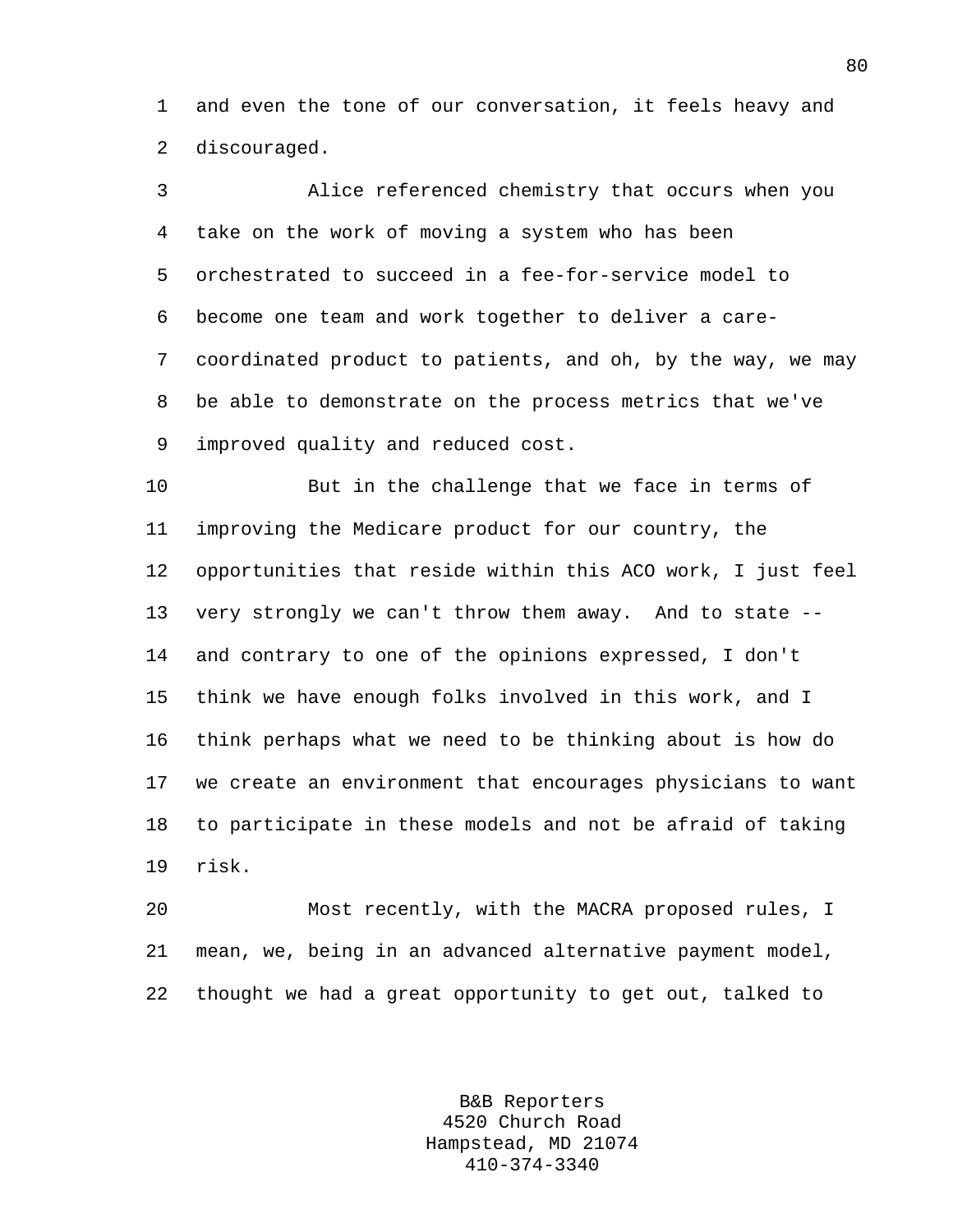and even the tone of our conversation, it feels heavy and discouraged.

Alice referenced chemistry that occurs when you take on the work of moving a system who has been orchestrated to succeed in a fee-for-service model to become one team and work together to deliver a care-coordinated product to patients, and oh, by the way, we may be able to demonstrate on the process metrics that we've improved quality and reduced cost.

But in the challenge that we face in terms of improving the Medicare product for our country, the opportunities that reside within this ACO work, I just feel very strongly we can't throw them away. And to state -- and contrary to one of the opinions expressed, I don't think we have enough folks involved in this work, and I think perhaps what we need to be thinking about is how do we create an environment that encourages physicians to want to participate in these models and not be afraid of taking risk.

Most recently, with the MACRA proposed rules, I mean, we, being in an advanced alternative payment model, thought we had a great opportunity to get out, talked to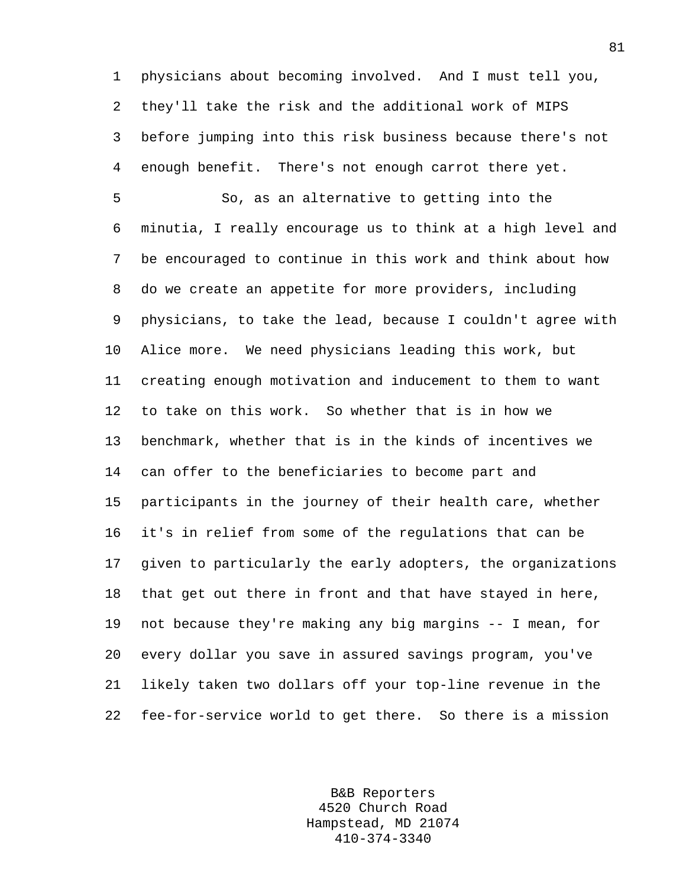physicians about becoming involved. And I must tell you, they'll take the risk and the additional work of MIPS before jumping into this risk business because there's not enough benefit. There's not enough carrot there yet.

So, as an alternative to getting into the minutia, I really encourage us to think at a high level and be encouraged to continue in this work and think about how do we create an appetite for more providers, including physicians, to take the lead, because I couldn't agree with Alice more. We need physicians leading this work, but creating enough motivation and inducement to them to want to take on this work. So whether that is in how we benchmark, whether that is in the kinds of incentives we can offer to the beneficiaries to become part and participants in the journey of their health care, whether it's in relief from some of the regulations that can be given to particularly the early adopters, the organizations that get out there in front and that have stayed in here, not because they're making any big margins -- I mean, for every dollar you save in assured savings program, you've likely taken two dollars off your top-line revenue in the fee-for-service world to get there. So there is a mission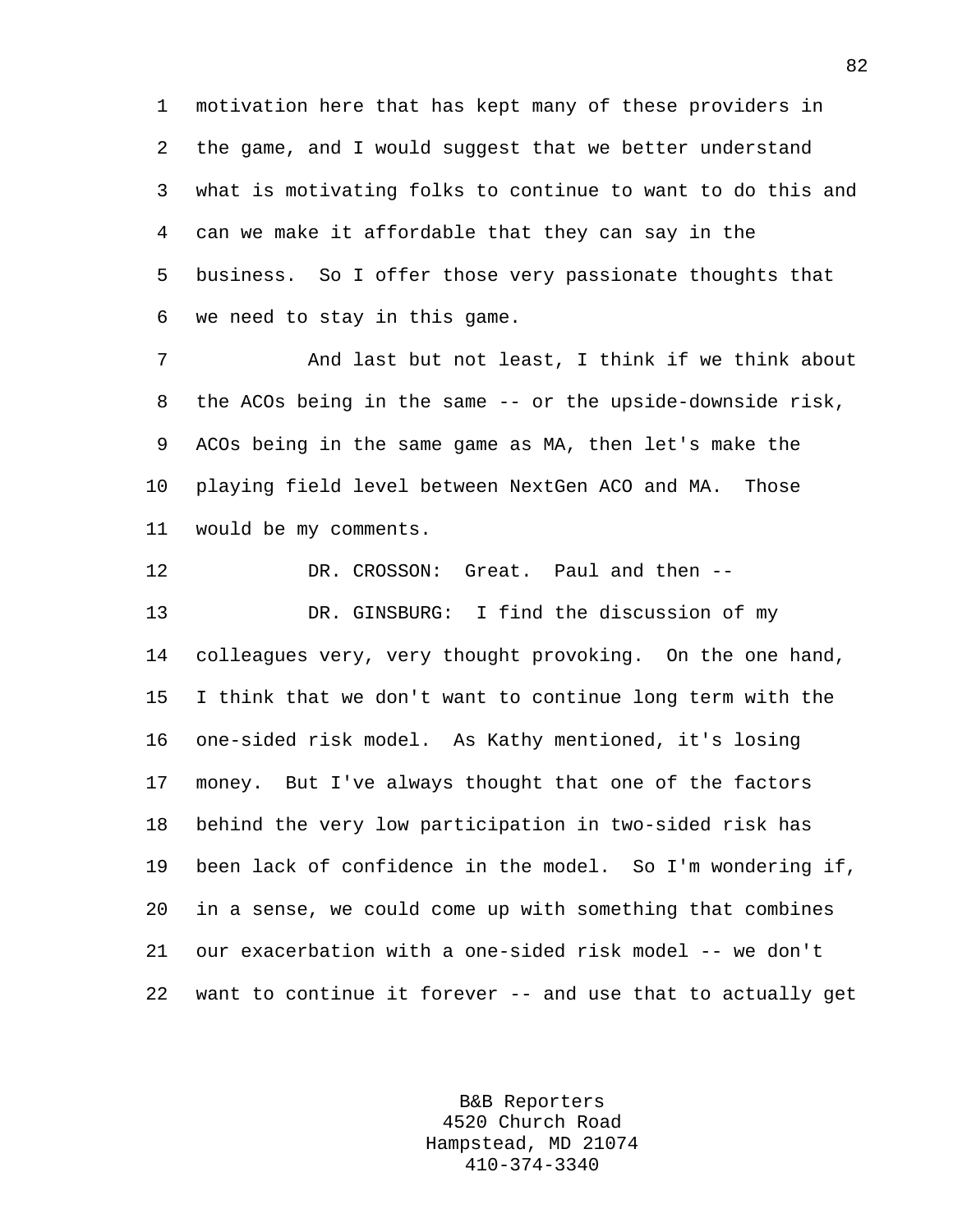motivation here that has kept many of these providers in the game, and I would suggest that we better understand what is motivating folks to continue to want to do this and can we make it affordable that they can say in the business. So I offer those very passionate thoughts that we need to stay in this game.

And last but not least, I think if we think about the ACOs being in the same -- or the upside-downside risk, ACOs being in the same game as MA, then let's make the playing field level between NextGen ACO and MA. Those would be my comments.

DR. CROSSON: Great. Paul and then --

DR. GINSBURG: I find the discussion of my colleagues very, very thought provoking. On the one hand, I think that we don't want to continue long term with the one-sided risk model. As Kathy mentioned, it's losing money. But I've always thought that one of the factors behind the very low participation in two-sided risk has been lack of confidence in the model. So I'm wondering if, in a sense, we could come up with something that combines our exacerbation with a one-sided risk model -- we don't want to continue it forever -- and use that to actually get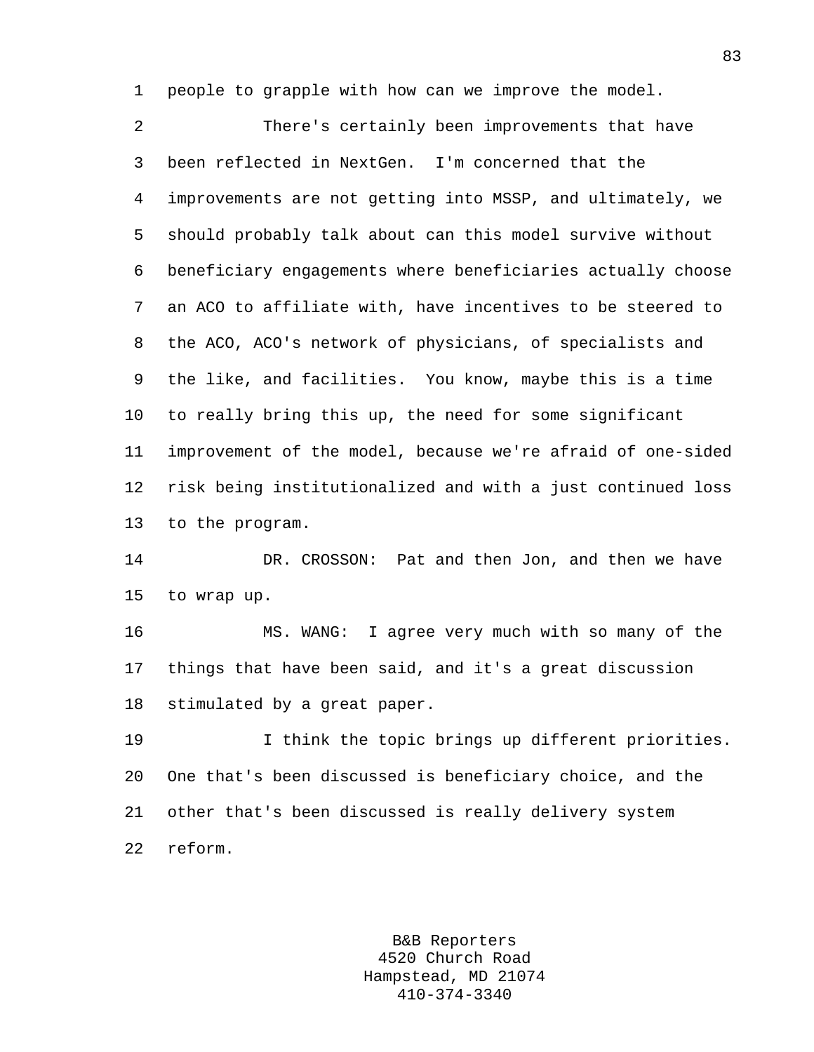people to grapple with how can we improve the model.

There's certainly been improvements that have been reflected in NextGen. I'm concerned that the improvements are not getting into MSSP, and ultimately, we should probably talk about can this model survive without beneficiary engagements where beneficiaries actually choose an ACO to affiliate with, have incentives to be steered to the ACO, ACO's network of physicians, of specialists and the like, and facilities. You know, maybe this is a time to really bring this up, the need for some significant improvement of the model, because we're afraid of one-sided risk being institutionalized and with a just continued loss to the program.

DR. CROSSON: Pat and then Jon, and then we have to wrap up.

MS. WANG: I agree very much with so many of the things that have been said, and it's a great discussion stimulated by a great paper.

I think the topic brings up different priorities. One that's been discussed is beneficiary choice, and the other that's been discussed is really delivery system reform.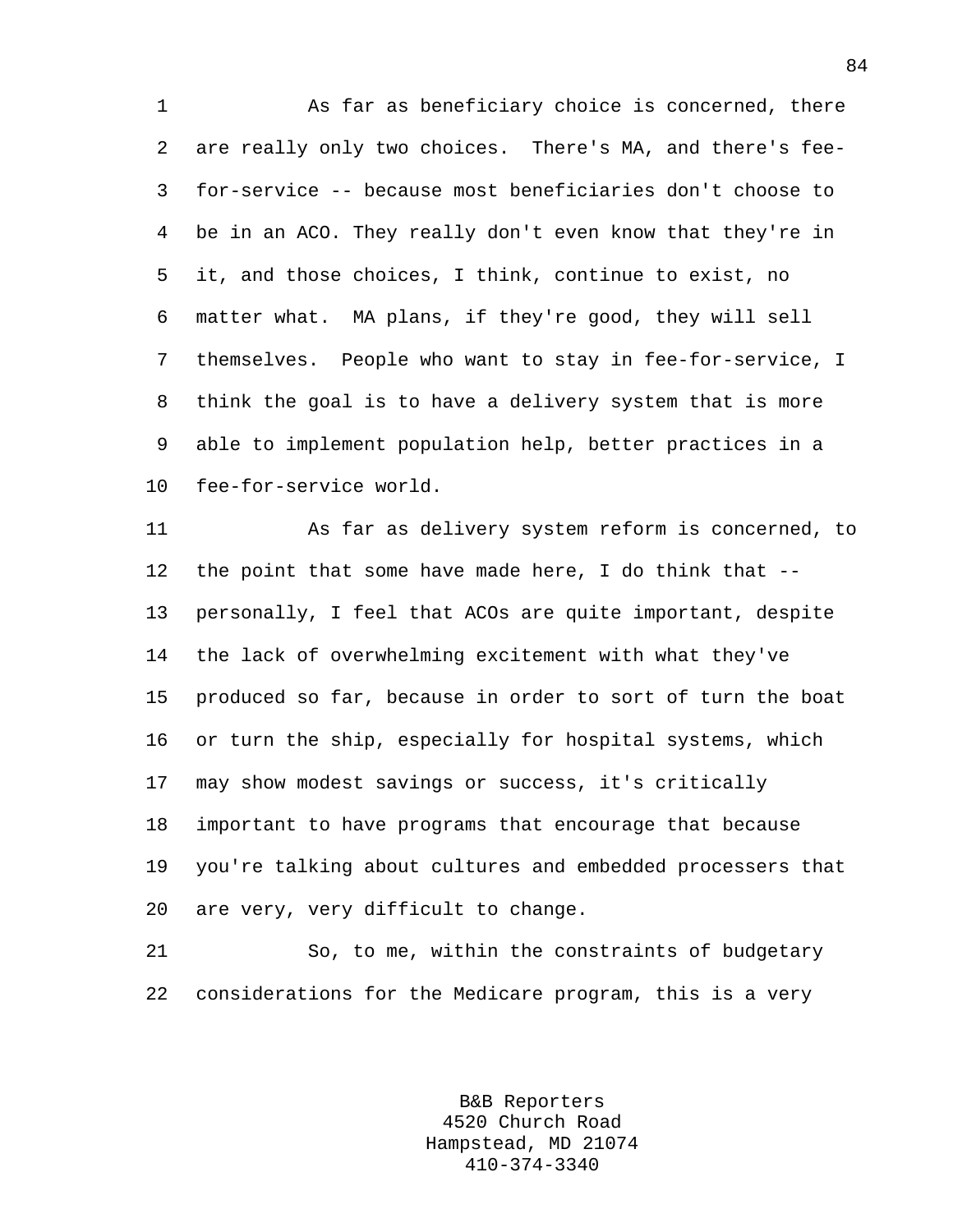As far as beneficiary choice is concerned, there are really only two choices. There's MA, and there's fee-for-service -- because most beneficiaries don't choose to be in an ACO. They really don't even know that they're in it, and those choices, I think, continue to exist, no matter what. MA plans, if they're good, they will sell themselves. People who want to stay in fee-for-service, I think the goal is to have a delivery system that is more able to implement population help, better practices in a fee-for-service world.

As far as delivery system reform is concerned, to the point that some have made here, I do think that -- personally, I feel that ACOs are quite important, despite the lack of overwhelming excitement with what they've produced so far, because in order to sort of turn the boat or turn the ship, especially for hospital systems, which may show modest savings or success, it's critically important to have programs that encourage that because you're talking about cultures and embedded processers that are very, very difficult to change.

So, to me, within the constraints of budgetary considerations for the Medicare program, this is a very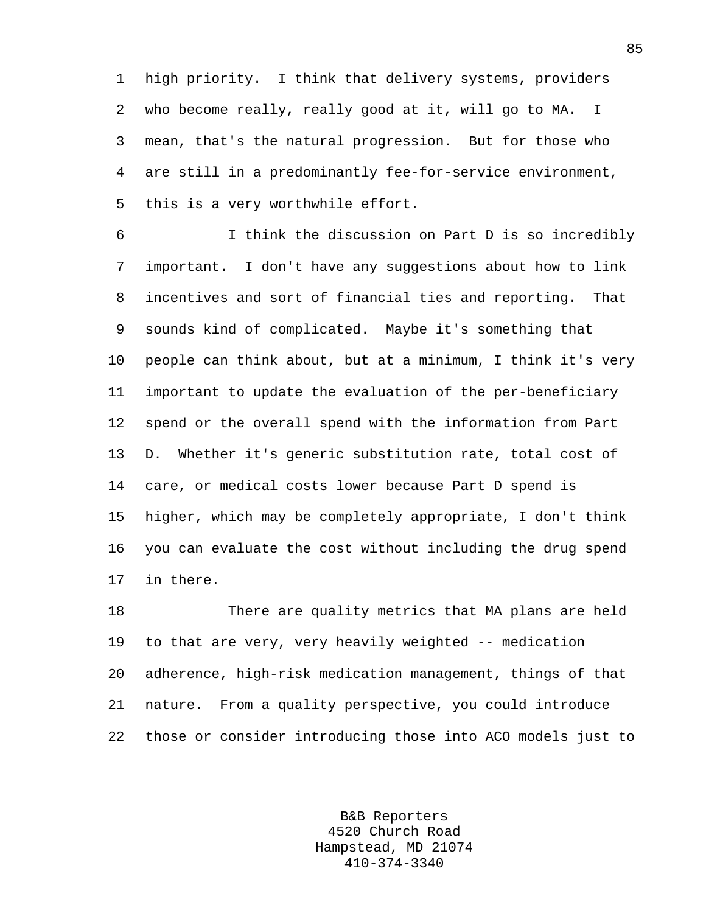high priority. I think that delivery systems, providers who become really, really good at it, will go to MA. I mean, that's the natural progression. But for those who are still in a predominantly fee-for-service environment, this is a very worthwhile effort.

I think the discussion on Part D is so incredibly important. I don't have any suggestions about how to link incentives and sort of financial ties and reporting. That sounds kind of complicated. Maybe it's something that people can think about, but at a minimum, I think it's very important to update the evaluation of the per-beneficiary spend or the overall spend with the information from Part D. Whether it's generic substitution rate, total cost of care, or medical costs lower because Part D spend is higher, which may be completely appropriate, I don't think you can evaluate the cost without including the drug spend in there.

There are quality metrics that MA plans are held to that are very, very heavily weighted -- medication adherence, high-risk medication management, things of that nature. From a quality perspective, you could introduce those or consider introducing those into ACO models just to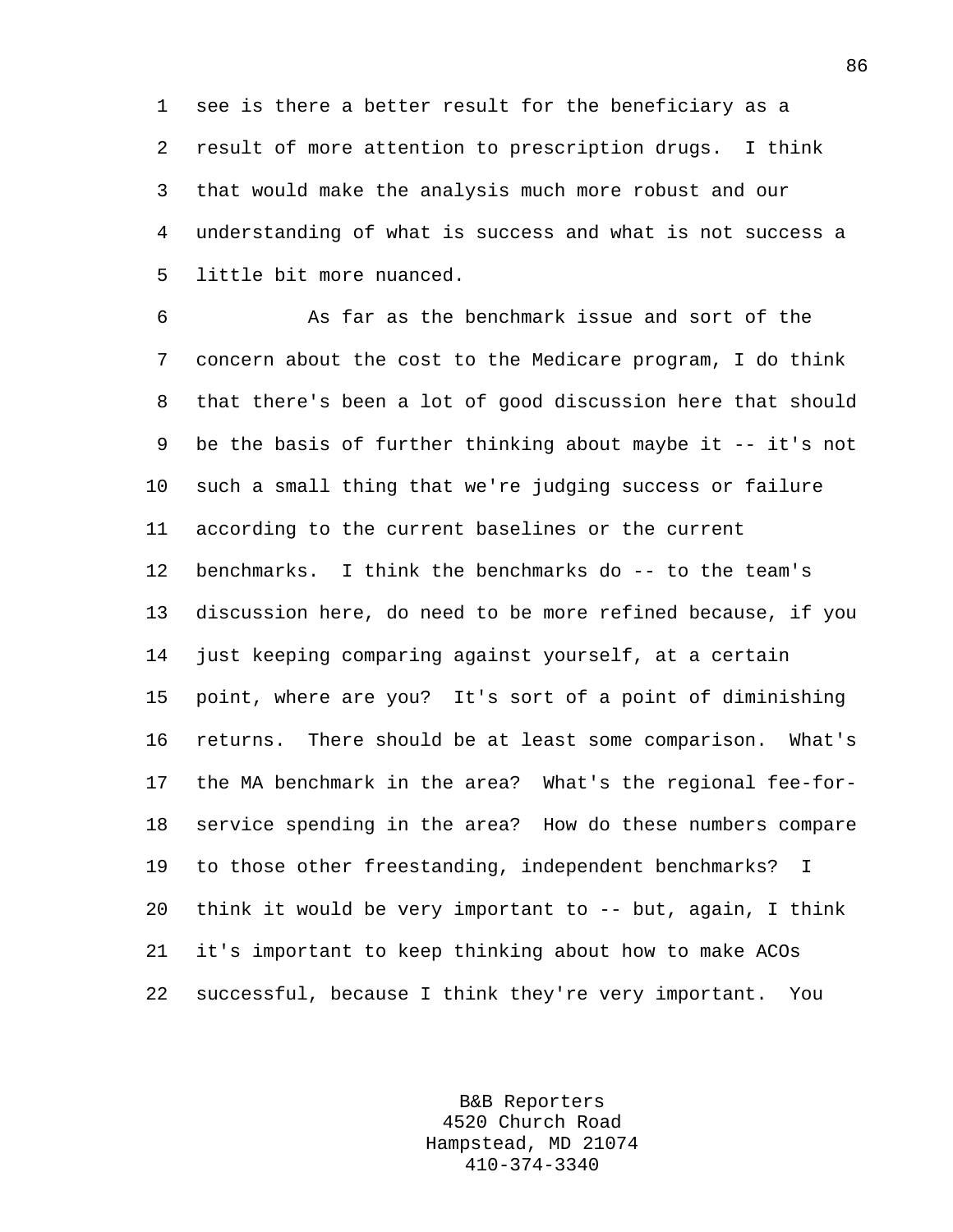see is there a better result for the beneficiary as a result of more attention to prescription drugs. I think that would make the analysis much more robust and our understanding of what is success and what is not success a little bit more nuanced.

As far as the benchmark issue and sort of the concern about the cost to the Medicare program, I do think that there's been a lot of good discussion here that should be the basis of further thinking about maybe it -- it's not such a small thing that we're judging success or failure according to the current baselines or the current benchmarks. I think the benchmarks do -- to the team's discussion here, do need to be more refined because, if you just keeping comparing against yourself, at a certain point, where are you? It's sort of a point of diminishing returns. There should be at least some comparison. What's the MA benchmark in the area? What's the regional fee-for-service spending in the area? How do these numbers compare to those other freestanding, independent benchmarks? I think it would be very important to -- but, again, I think it's important to keep thinking about how to make ACOs successful, because I think they're very important. You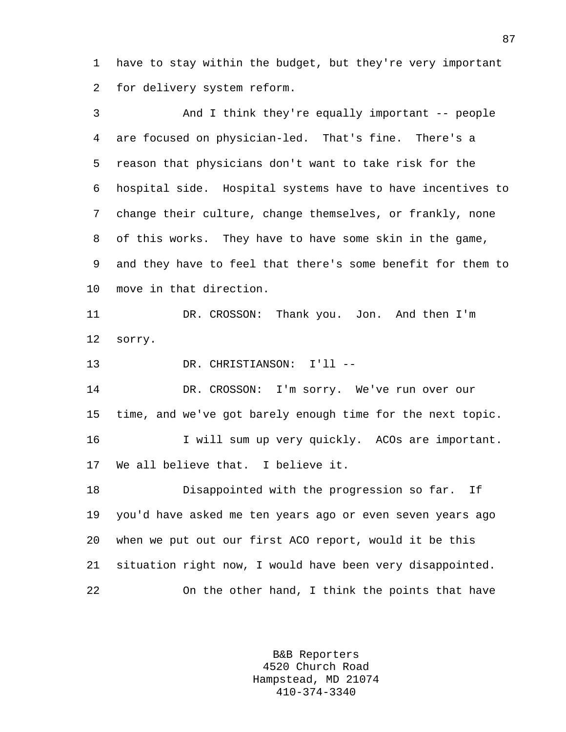have to stay within the budget, but they're very important for delivery system reform.

And I think they're equally important -- people are focused on physician-led. That's fine. There's a reason that physicians don't want to take risk for the hospital side. Hospital systems have to have incentives to change their culture, change themselves, or frankly, none of this works. They have to have some skin in the game, and they have to feel that there's some benefit for them to move in that direction.

DR. CROSSON: Thank you. Jon. And then I'm sorry.

DR. CHRISTIANSON: I'll --

DR. CROSSON: I'm sorry. We've run over our time, and we've got barely enough time for the next topic.

I will sum up very quickly. ACOs are important. We all believe that. I believe it.

Disappointed with the progression so far. If you'd have asked me ten years ago or even seven years ago when we put out our first ACO report, would it be this situation right now, I would have been very disappointed.

On the other hand, I think the points that have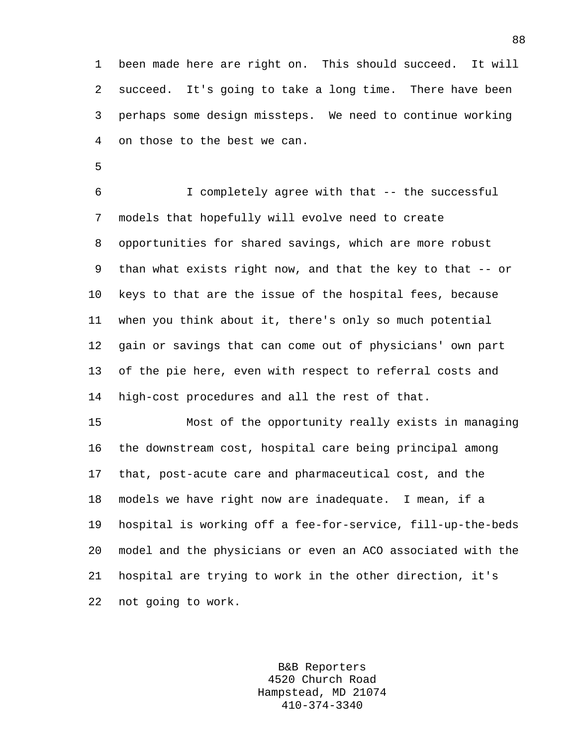been made here are right on. This should succeed. It will succeed. It's going to take a long time. There have been perhaps some design missteps. We need to continue working on those to the best we can.

I completely agree with that -- the successful models that hopefully will evolve need to create opportunities for shared savings, which are more robust than what exists right now, and that the key to that -- or keys to that are the issue of the hospital fees, because when you think about it, there's only so much potential gain or savings that can come out of physicians' own part of the pie here, even with respect to referral costs and high-cost procedures and all the rest of that.

Most of the opportunity really exists in managing the downstream cost, hospital care being principal among that, post-acute care and pharmaceutical cost, and the models we have right now are inadequate. I mean, if a hospital is working off a fee-for-service, fill-up-the-beds model and the physicians or even an ACO associated with the hospital are trying to work in the other direction, it's not going to work.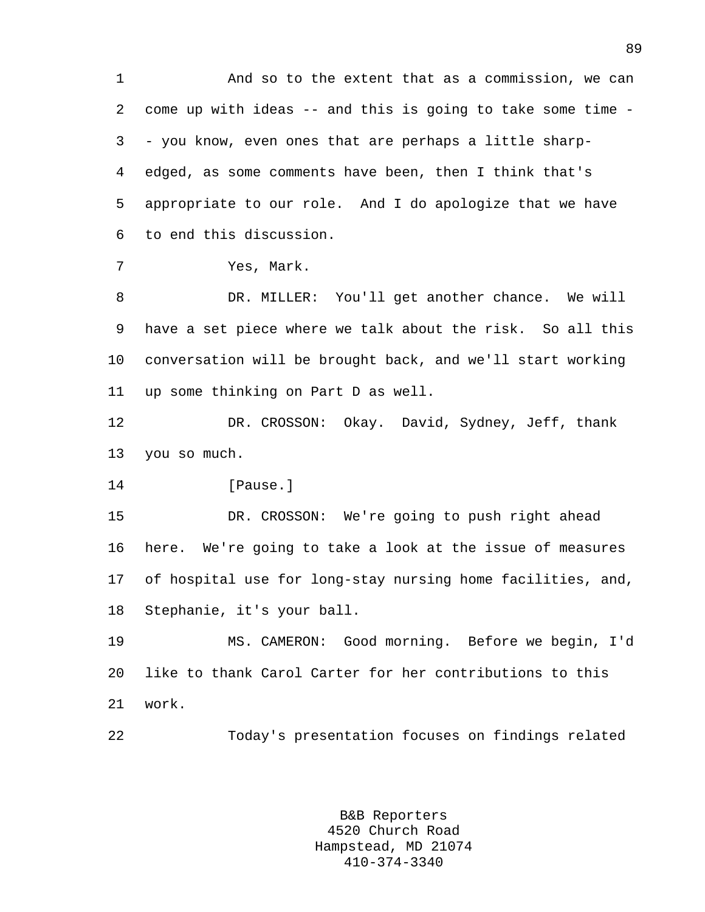And so to the extent that as a commission, we can come up with ideas -- and this is going to take some time -- you know, even ones that are perhaps a little sharp-edged, as some comments have been, then I think that's appropriate to our role. And I do apologize that we have to end this discussion.

Yes, Mark.

DR. MILLER: You'll get another chance. We will have a set piece where we talk about the risk. So all this conversation will be brought back, and we'll start working up some thinking on Part D as well.

DR. CROSSON: Okay. David, Sydney, Jeff, thank you so much.

[Pause.]

DR. CROSSON: We're going to push right ahead here. We're going to take a look at the issue of measures of hospital use for long-stay nursing home facilities, and, Stephanie, it's your ball.

MS. CAMERON: Good morning. Before we begin, I'd like to thank Carol Carter for her contributions to this work.

Today's presentation focuses on findings related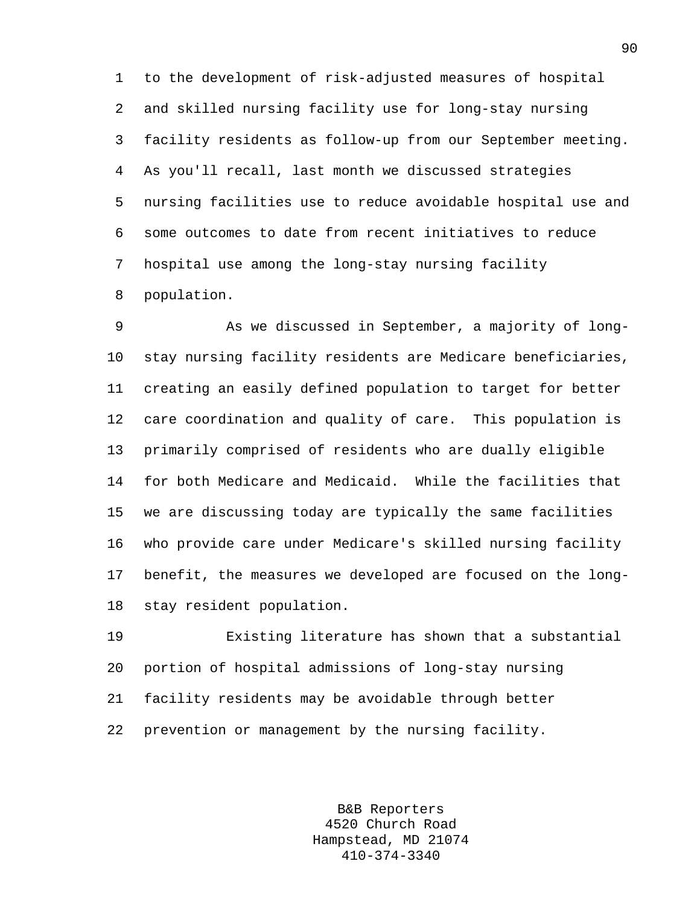to the development of risk-adjusted measures of hospital and skilled nursing facility use for long-stay nursing facility residents as follow-up from our September meeting. As you'll recall, last month we discussed strategies nursing facilities use to reduce avoidable hospital use and some outcomes to date from recent initiatives to reduce hospital use among the long-stay nursing facility population.

As we discussed in September, a majority of long-stay nursing facility residents are Medicare beneficiaries, creating an easily defined population to target for better care coordination and quality of care. This population is primarily comprised of residents who are dually eligible for both Medicare and Medicaid. While the facilities that we are discussing today are typically the same facilities who provide care under Medicare's skilled nursing facility benefit, the measures we developed are focused on the long-stay resident population.

Existing literature has shown that a substantial portion of hospital admissions of long-stay nursing facility residents may be avoidable through better prevention or management by the nursing facility.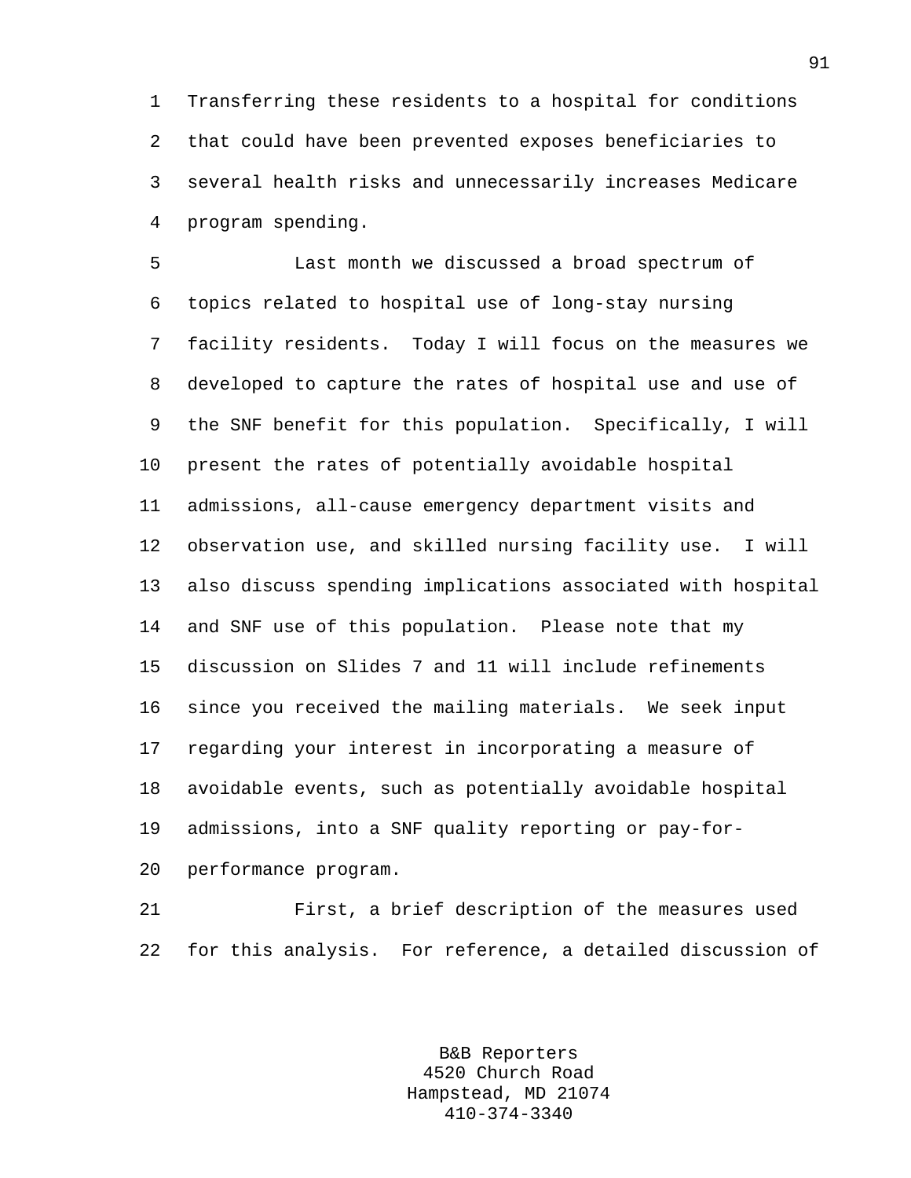Transferring these residents to a hospital for conditions that could have been prevented exposes beneficiaries to several health risks and unnecessarily increases Medicare program spending.

Last month we discussed a broad spectrum of topics related to hospital use of long-stay nursing facility residents. Today I will focus on the measures we developed to capture the rates of hospital use and use of the SNF benefit for this population. Specifically, I will present the rates of potentially avoidable hospital admissions, all-cause emergency department visits and observation use, and skilled nursing facility use. I will also discuss spending implications associated with hospital and SNF use of this population. Please note that my discussion on Slides 7 and 11 will include refinements since you received the mailing materials. We seek input regarding your interest in incorporating a measure of avoidable events, such as potentially avoidable hospital admissions, into a SNF quality reporting or pay-for-performance program.

First, a brief description of the measures used for this analysis. For reference, a detailed discussion of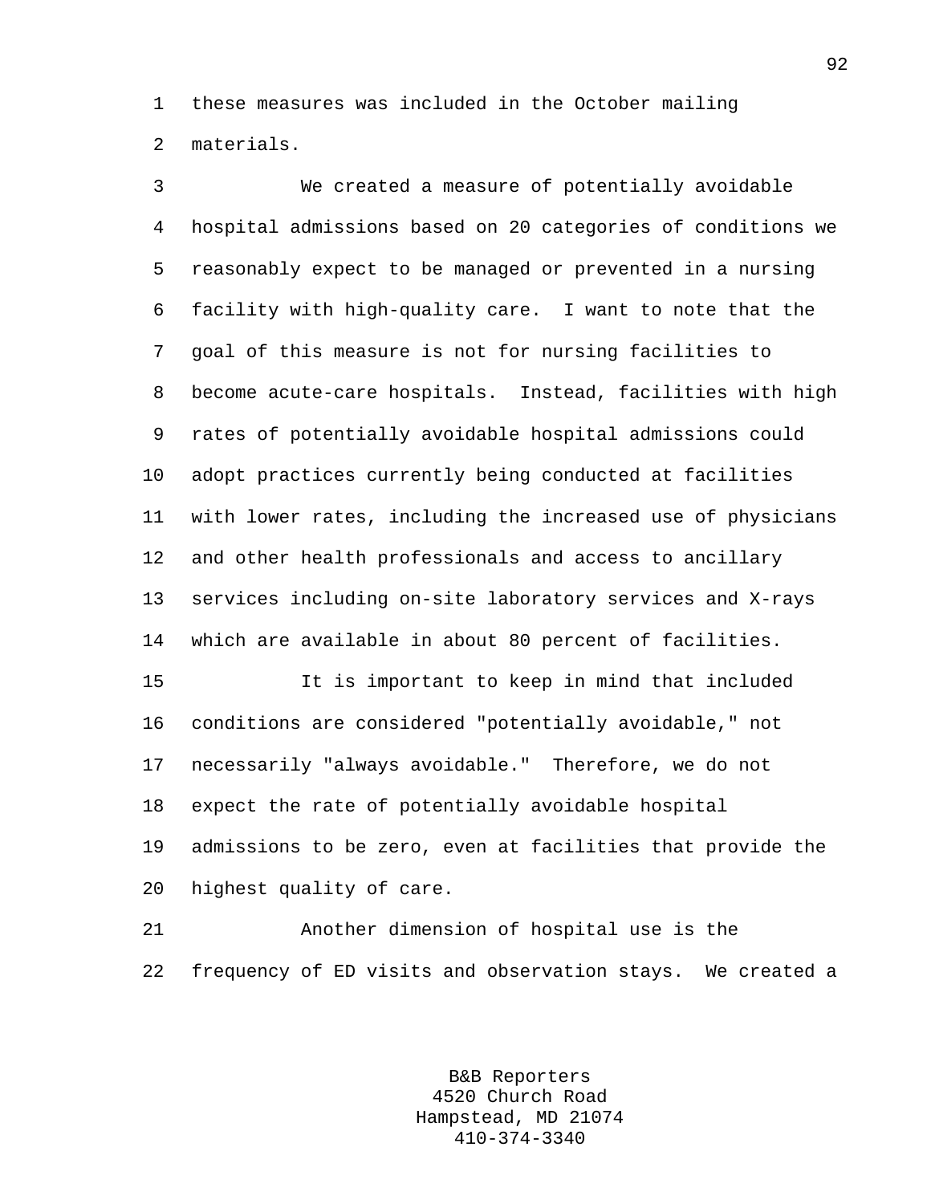these measures was included in the October mailing materials.

We created a measure of potentially avoidable hospital admissions based on 20 categories of conditions we reasonably expect to be managed or prevented in a nursing facility with high-quality care. I want to note that the goal of this measure is not for nursing facilities to become acute-care hospitals. Instead, facilities with high rates of potentially avoidable hospital admissions could adopt practices currently being conducted at facilities with lower rates, including the increased use of physicians and other health professionals and access to ancillary services including on-site laboratory services and X-rays which are available in about 80 percent of facilities.

It is important to keep in mind that included conditions are considered "potentially avoidable," not necessarily "always avoidable." Therefore, we do not expect the rate of potentially avoidable hospital admissions to be zero, even at facilities that provide the highest quality of care.

Another dimension of hospital use is the frequency of ED visits and observation stays. We created a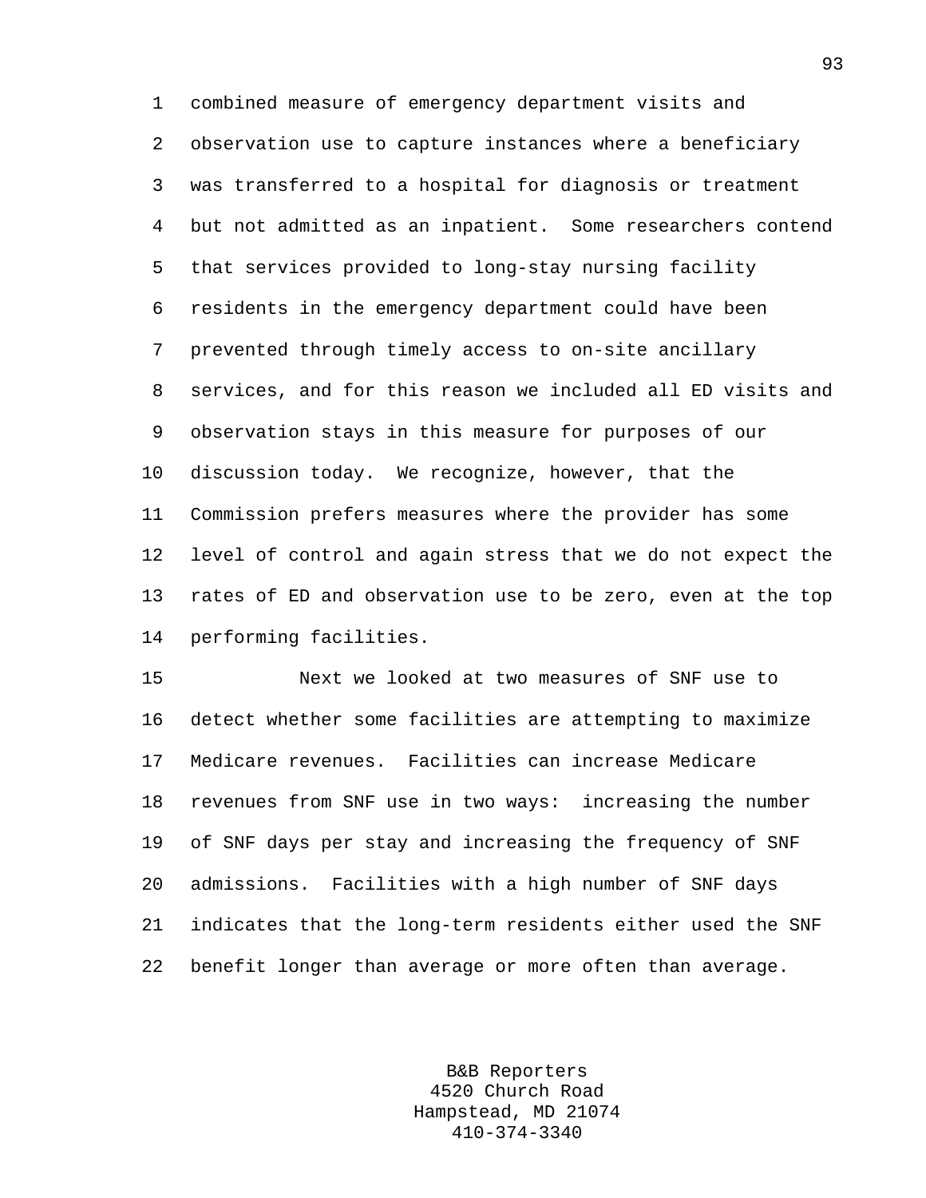combined measure of emergency department visits and observation use to capture instances where a beneficiary was transferred to a hospital for diagnosis or treatment but not admitted as an inpatient. Some researchers contend that services provided to long-stay nursing facility residents in the emergency department could have been prevented through timely access to on-site ancillary services, and for this reason we included all ED visits and observation stays in this measure for purposes of our discussion today. We recognize, however, that the Commission prefers measures where the provider has some level of control and again stress that we do not expect the rates of ED and observation use to be zero, even at the top performing facilities.

Next we looked at two measures of SNF use to detect whether some facilities are attempting to maximize Medicare revenues. Facilities can increase Medicare revenues from SNF use in two ways: increasing the number of SNF days per stay and increasing the frequency of SNF admissions. Facilities with a high number of SNF days indicates that the long-term residents either used the SNF benefit longer than average or more often than average.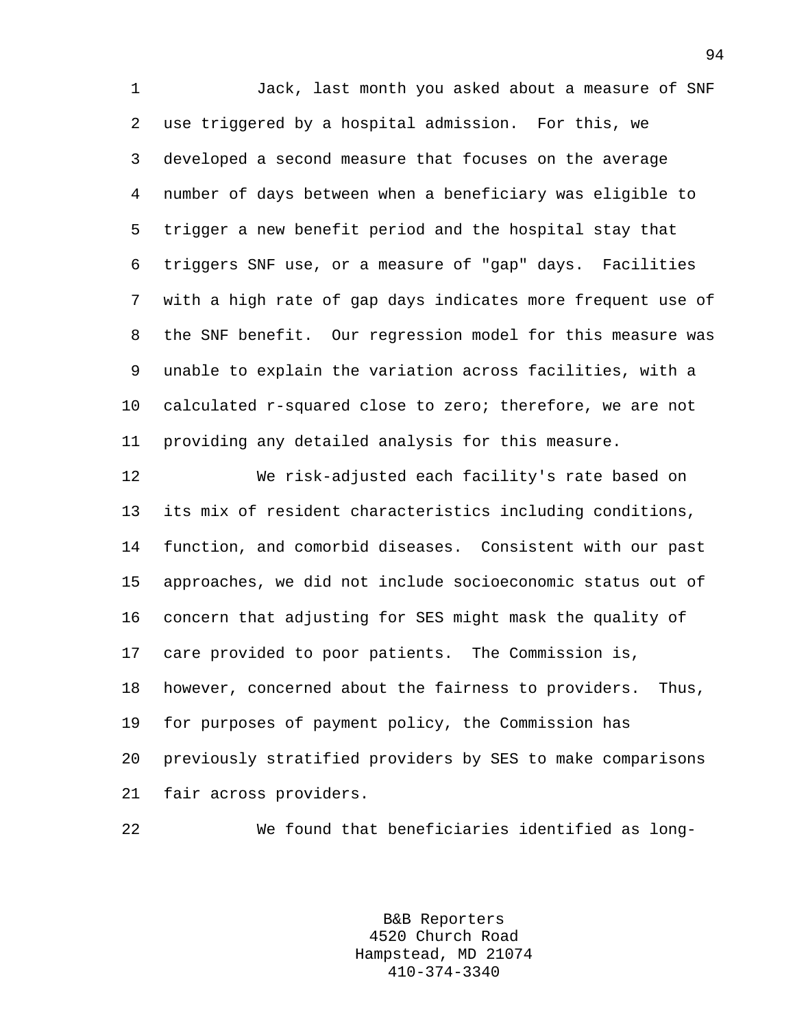Jack, last month you asked about a measure of SNF use triggered by a hospital admission. For this, we developed a second measure that focuses on the average number of days between when a beneficiary was eligible to trigger a new benefit period and the hospital stay that triggers SNF use, or a measure of "gap" days. Facilities with a high rate of gap days indicates more frequent use of the SNF benefit. Our regression model for this measure was unable to explain the variation across facilities, with a calculated r-squared close to zero; therefore, we are not providing any detailed analysis for this measure.

We risk-adjusted each facility's rate based on its mix of resident characteristics including conditions, function, and comorbid diseases. Consistent with our past approaches, we did not include socioeconomic status out of concern that adjusting for SES might mask the quality of care provided to poor patients. The Commission is, however, concerned about the fairness to providers. Thus, for purposes of payment policy, the Commission has previously stratified providers by SES to make comparisons fair across providers.

We found that beneficiaries identified as long-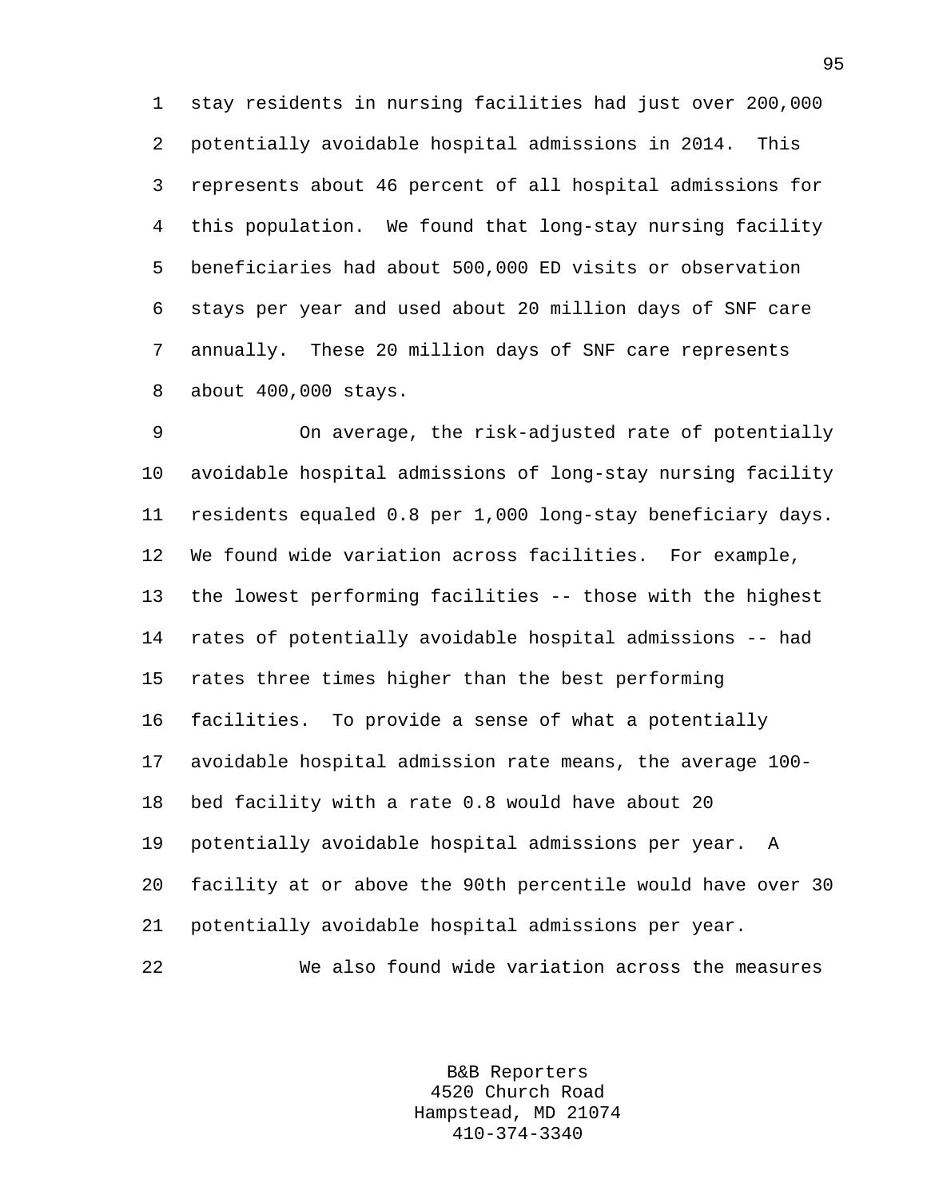stay residents in nursing facilities had just over 200,000 potentially avoidable hospital admissions in 2014. This represents about 46 percent of all hospital admissions for this population. We found that long-stay nursing facility beneficiaries had about 500,000 ED visits or observation stays per year and used about 20 million days of SNF care annually. These 20 million days of SNF care represents about 400,000 stays.

On average, the risk-adjusted rate of potentially avoidable hospital admissions of long-stay nursing facility residents equaled 0.8 per 1,000 long-stay beneficiary days. We found wide variation across facilities. For example, the lowest performing facilities -- those with the highest rates of potentially avoidable hospital admissions -- had rates three times higher than the best performing facilities. To provide a sense of what a potentially avoidable hospital admission rate means, the average 100-bed facility with a rate 0.8 would have about 20 potentially avoidable hospital admissions per year. A facility at or above the 90th percentile would have over 30 potentially avoidable hospital admissions per year.

We also found wide variation across the measures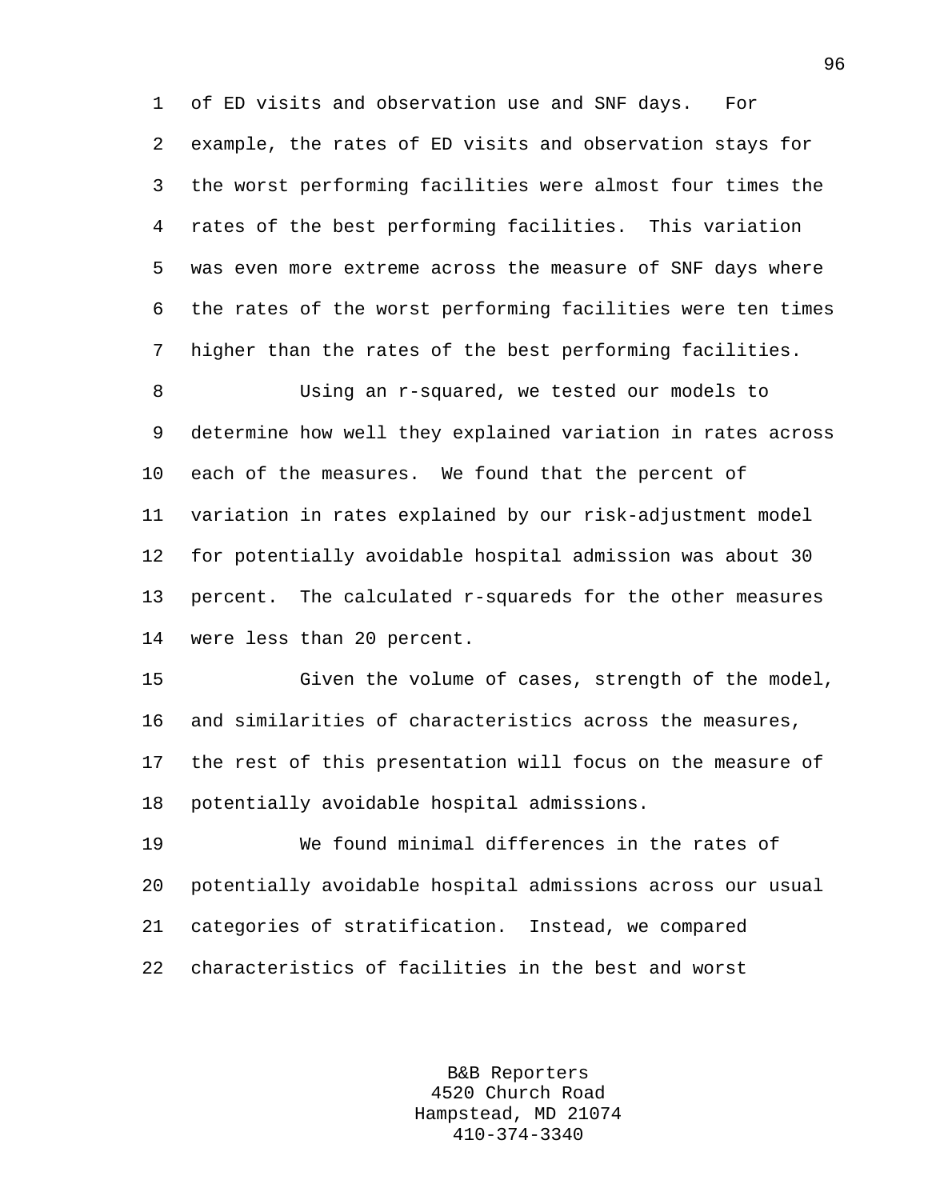of ED visits and observation use and SNF days. For example, the rates of ED visits and observation stays for the worst performing facilities were almost four times the rates of the best performing facilities. This variation was even more extreme across the measure of SNF days where the rates of the worst performing facilities were ten times higher than the rates of the best performing facilities.

Using an r-squared, we tested our models to determine how well they explained variation in rates across each of the measures. We found that the percent of variation in rates explained by our risk-adjustment model for potentially avoidable hospital admission was about 30 percent. The calculated r-squareds for the other measures were less than 20 percent.

Given the volume of cases, strength of the model, and similarities of characteristics across the measures, the rest of this presentation will focus on the measure of potentially avoidable hospital admissions.

We found minimal differences in the rates of potentially avoidable hospital admissions across our usual categories of stratification. Instead, we compared characteristics of facilities in the best and worst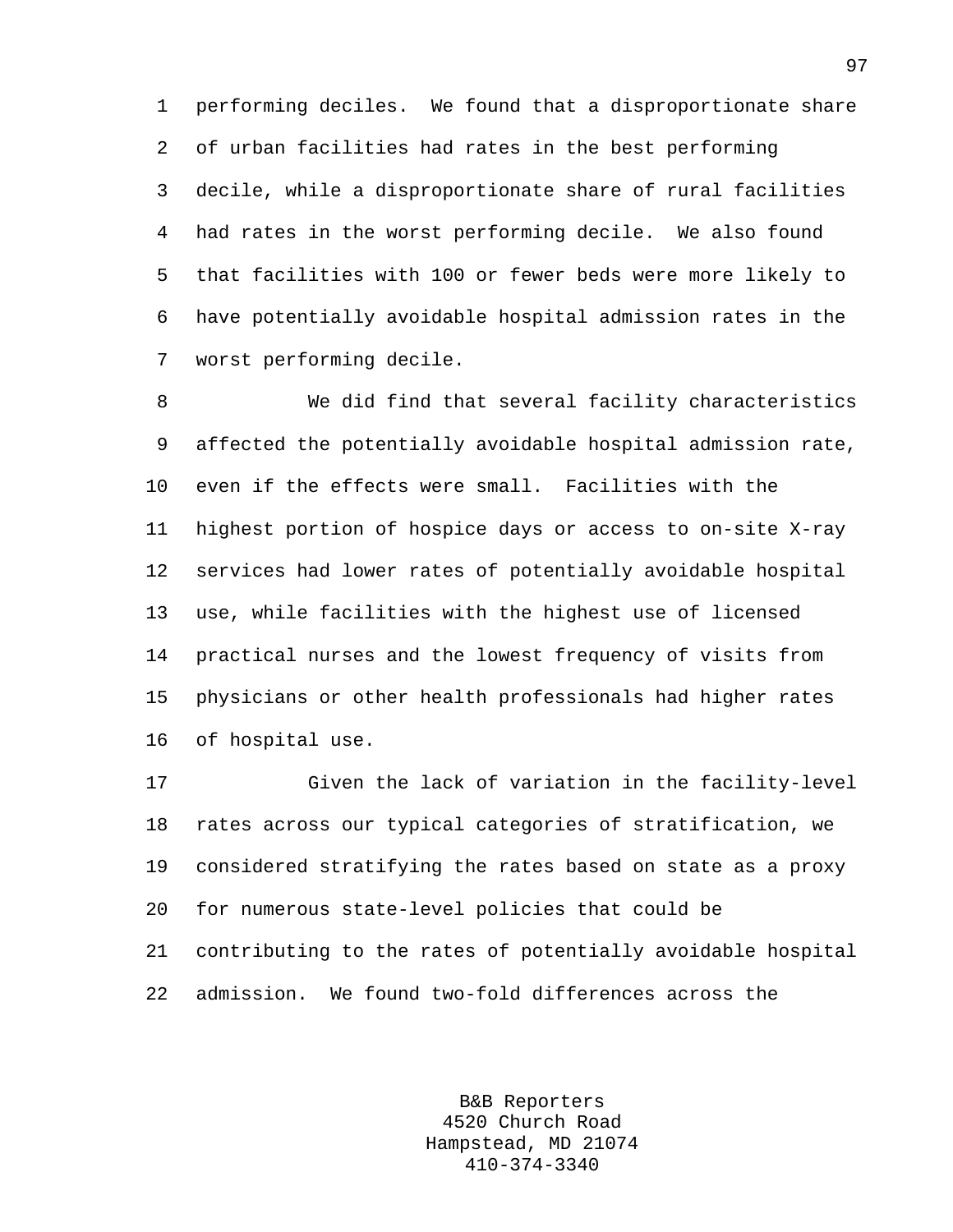performing deciles. We found that a disproportionate share of urban facilities had rates in the best performing decile, while a disproportionate share of rural facilities had rates in the worst performing decile. We also found that facilities with 100 or fewer beds were more likely to have potentially avoidable hospital admission rates in the worst performing decile.

We did find that several facility characteristics affected the potentially avoidable hospital admission rate, even if the effects were small. Facilities with the highest portion of hospice days or access to on-site X-ray services had lower rates of potentially avoidable hospital use, while facilities with the highest use of licensed practical nurses and the lowest frequency of visits from physicians or other health professionals had higher rates of hospital use.

Given the lack of variation in the facility-level rates across our typical categories of stratification, we considered stratifying the rates based on state as a proxy for numerous state-level policies that could be contributing to the rates of potentially avoidable hospital admission. We found two-fold differences across the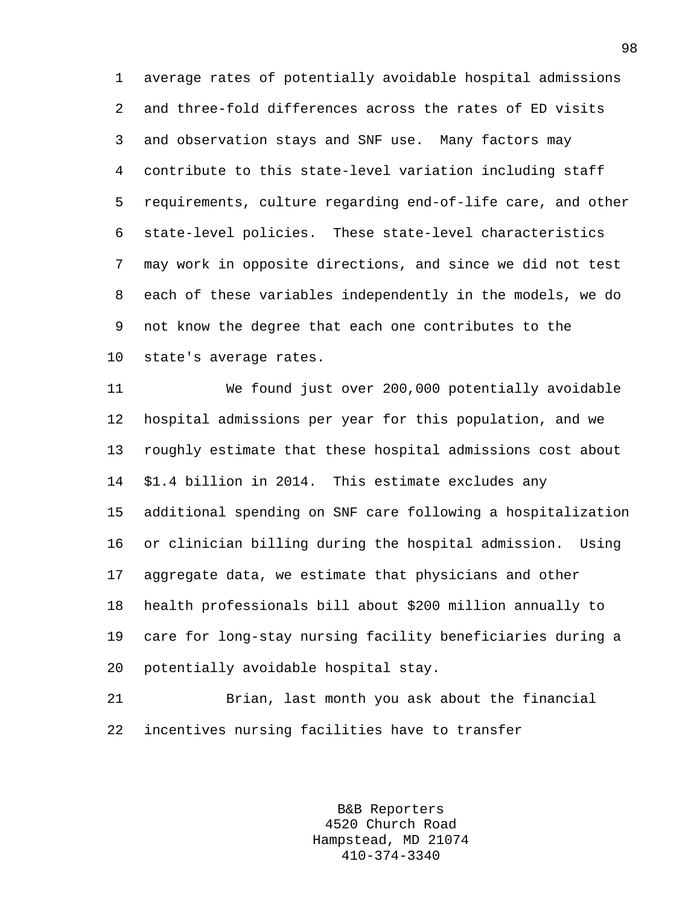average rates of potentially avoidable hospital admissions and three-fold differences across the rates of ED visits and observation stays and SNF use. Many factors may contribute to this state-level variation including staff requirements, culture regarding end-of-life care, and other state-level policies. These state-level characteristics may work in opposite directions, and since we did not test each of these variables independently in the models, we do not know the degree that each one contributes to the state's average rates.

We found just over 200,000 potentially avoidable hospital admissions per year for this population, and we roughly estimate that these hospital admissions cost about $1.4 billion in 2014. This estimate excludes any additional spending on SNF care following a hospitalization or clinician billing during the hospital admission. Using aggregate data, we estimate that physicians and other health professionals bill about $200 million annually to care for long-stay nursing facility beneficiaries during a potentially avoidable hospital stay.

Brian, last month you ask about the financial incentives nursing facilities have to transfer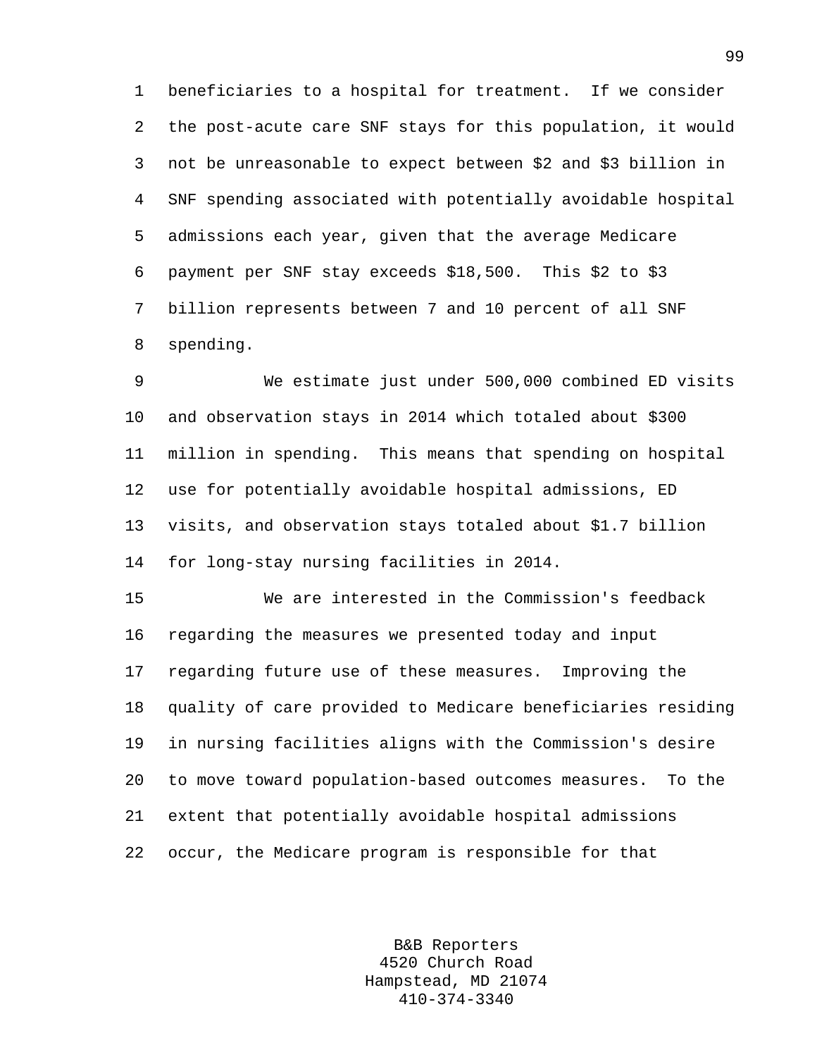beneficiaries to a hospital for treatment. If we consider the post-acute care SNF stays for this population, it would not be unreasonable to expect between $2 and $3 billion in SNF spending associated with potentially avoidable hospital admissions each year, given that the average Medicare payment per SNF stay exceeds $18,500. This $2 to $3 billion represents between 7 and 10 percent of all SNF spending.

We estimate just under 500,000 combined ED visits and observation stays in 2014 which totaled about $300 million in spending. This means that spending on hospital use for potentially avoidable hospital admissions, ED visits, and observation stays totaled about $1.7 billion for long-stay nursing facilities in 2014.

We are interested in the Commission's feedback regarding the measures we presented today and input regarding future use of these measures. Improving the quality of care provided to Medicare beneficiaries residing in nursing facilities aligns with the Commission's desire to move toward population-based outcomes measures. To the extent that potentially avoidable hospital admissions occur, the Medicare program is responsible for that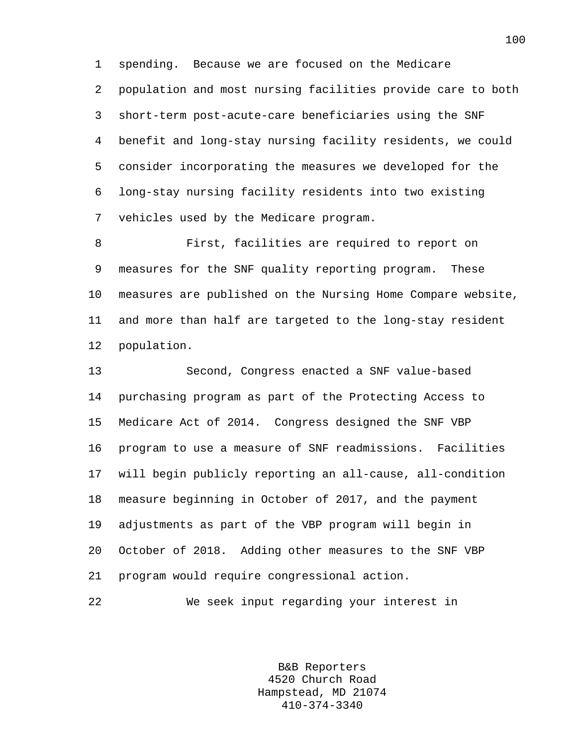spending. Because we are focused on the Medicare population and most nursing facilities provide care to both short-term post-acute-care beneficiaries using the SNF benefit and long-stay nursing facility residents, we could consider incorporating the measures we developed for the long-stay nursing facility residents into two existing vehicles used by the Medicare program.

First, facilities are required to report on measures for the SNF quality reporting program. These measures are published on the Nursing Home Compare website, and more than half are targeted to the long-stay resident population.

Second, Congress enacted a SNF value-based purchasing program as part of the Protecting Access to Medicare Act of 2014. Congress designed the SNF VBP program to use a measure of SNF readmissions. Facilities will begin publicly reporting an all-cause, all-condition measure beginning in October of 2017, and the payment adjustments as part of the VBP program will begin in October of 2018. Adding other measures to the SNF VBP program would require congressional action.

We seek input regarding your interest in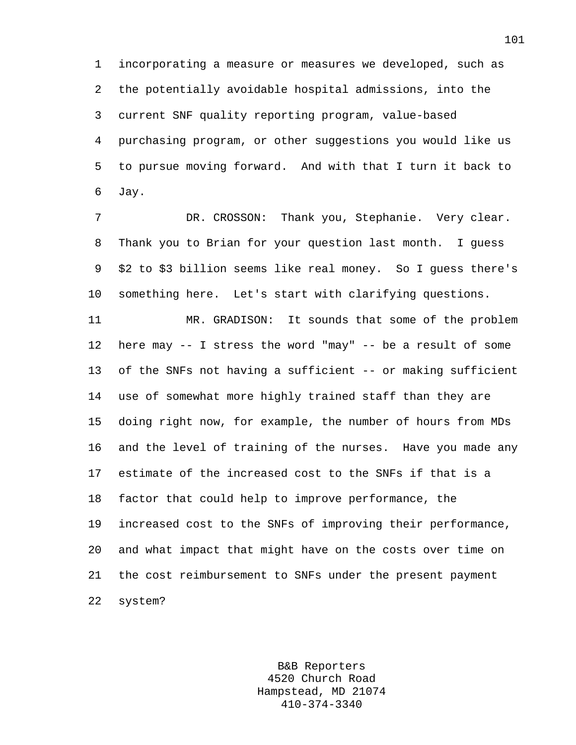incorporating a measure or measures we developed, such as the potentially avoidable hospital admissions, into the current SNF quality reporting program, value-based purchasing program, or other suggestions you would like us to pursue moving forward. And with that I turn it back to Jay.

DR. CROSSON: Thank you, Stephanie. Very clear. Thank you to Brian for your question last month. I guess $2 to $3 billion seems like real money. So I guess there's something here. Let's start with clarifying questions.

MR. GRADISON: It sounds that some of the problem here may -- I stress the word "may" -- be a result of some of the SNFs not having a sufficient -- or making sufficient use of somewhat more highly trained staff than they are doing right now, for example, the number of hours from MDs and the level of training of the nurses. Have you made any estimate of the increased cost to the SNFs if that is a factor that could help to improve performance, the increased cost to the SNFs of improving their performance, and what impact that might have on the costs over time on the cost reimbursement to SNFs under the present payment system?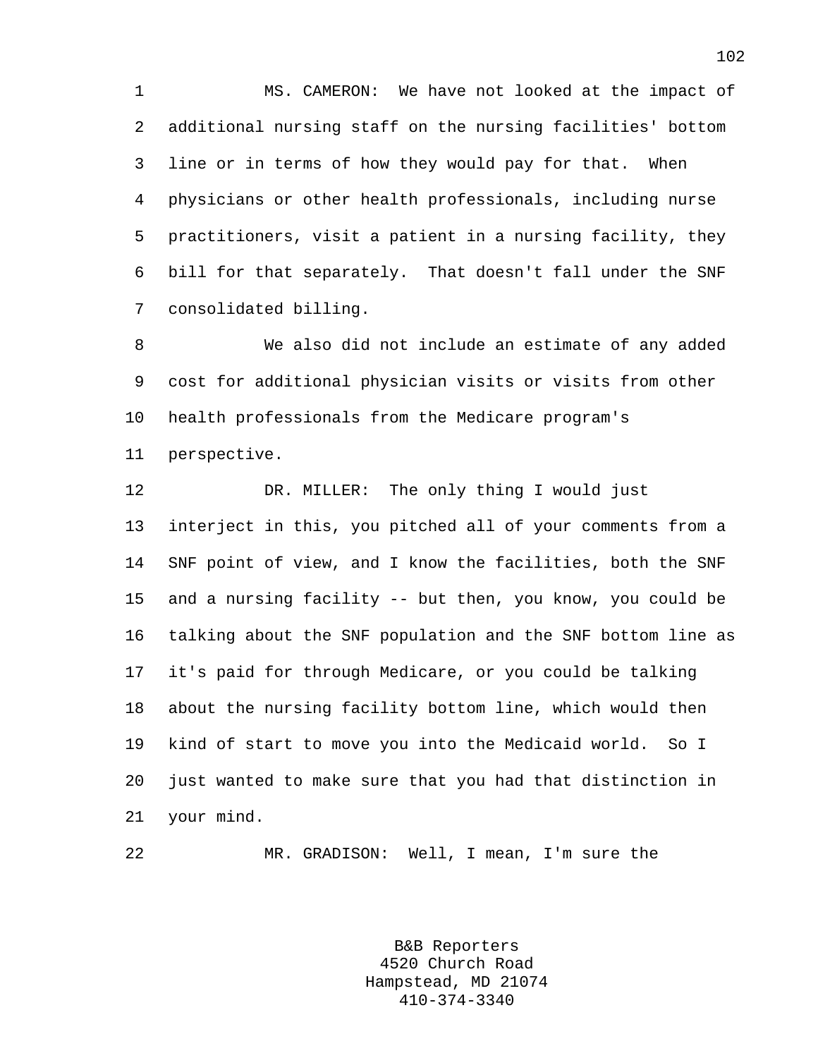MS. CAMERON: We have not looked at the impact of additional nursing staff on the nursing facilities' bottom line or in terms of how they would pay for that. When physicians or other health professionals, including nurse practitioners, visit a patient in a nursing facility, they bill for that separately. That doesn't fall under the SNF consolidated billing.

We also did not include an estimate of any added cost for additional physician visits or visits from other health professionals from the Medicare program's perspective.

DR. MILLER: The only thing I would just interject in this, you pitched all of your comments from a SNF point of view, and I know the facilities, both the SNF and a nursing facility -- but then, you know, you could be talking about the SNF population and the SNF bottom line as it's paid for through Medicare, or you could be talking about the nursing facility bottom line, which would then kind of start to move you into the Medicaid world. So I just wanted to make sure that you had that distinction in your mind.

MR. GRADISON: Well, I mean, I'm sure the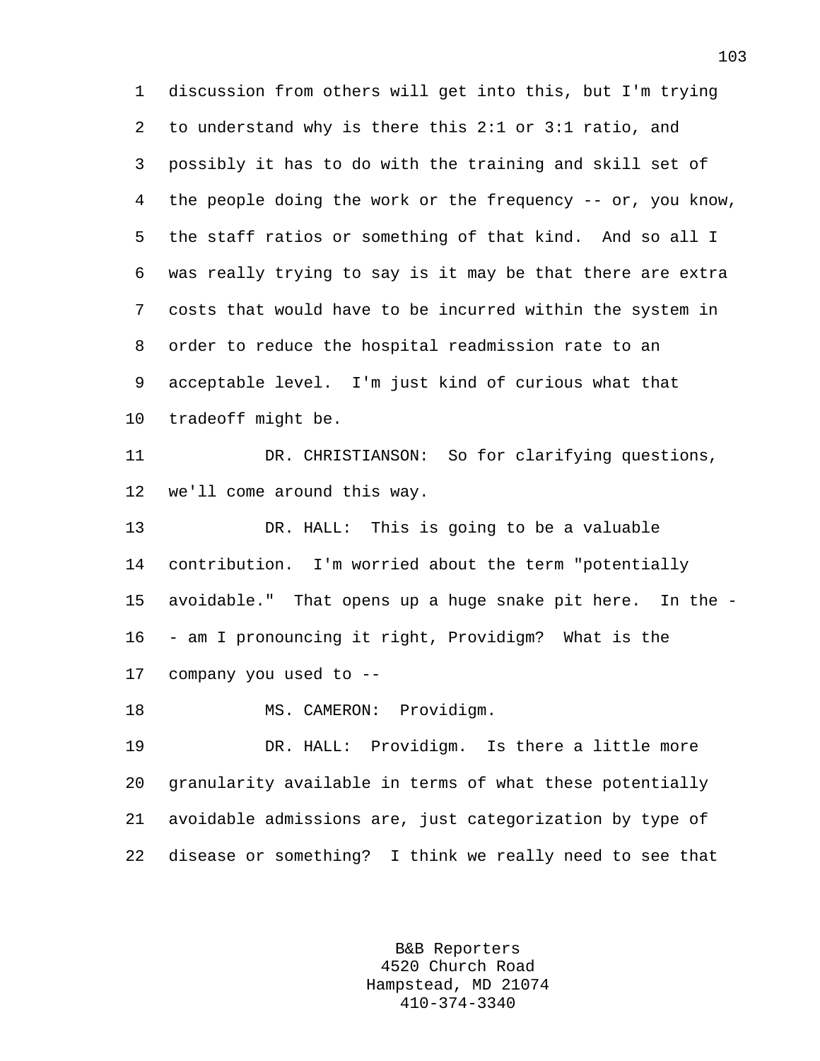discussion from others will get into this, but I'm trying to understand why is there this 2:1 or 3:1 ratio, and possibly it has to do with the training and skill set of the people doing the work or the frequency -- or, you know, the staff ratios or something of that kind. And so all I was really trying to say is it may be that there are extra costs that would have to be incurred within the system in order to reduce the hospital readmission rate to an acceptable level. I'm just kind of curious what that tradeoff might be.

DR. CHRISTIANSON: So for clarifying questions, we'll come around this way.

DR. HALL: This is going to be a valuable contribution. I'm worried about the term "potentially avoidable." That opens up a huge snake pit here. In the -- am I pronouncing it right, Providigm? What is the company you used to --

MS. CAMERON: Providigm.

DR. HALL: Providigm. Is there a little more granularity available in terms of what these potentially avoidable admissions are, just categorization by type of disease or something? I think we really need to see that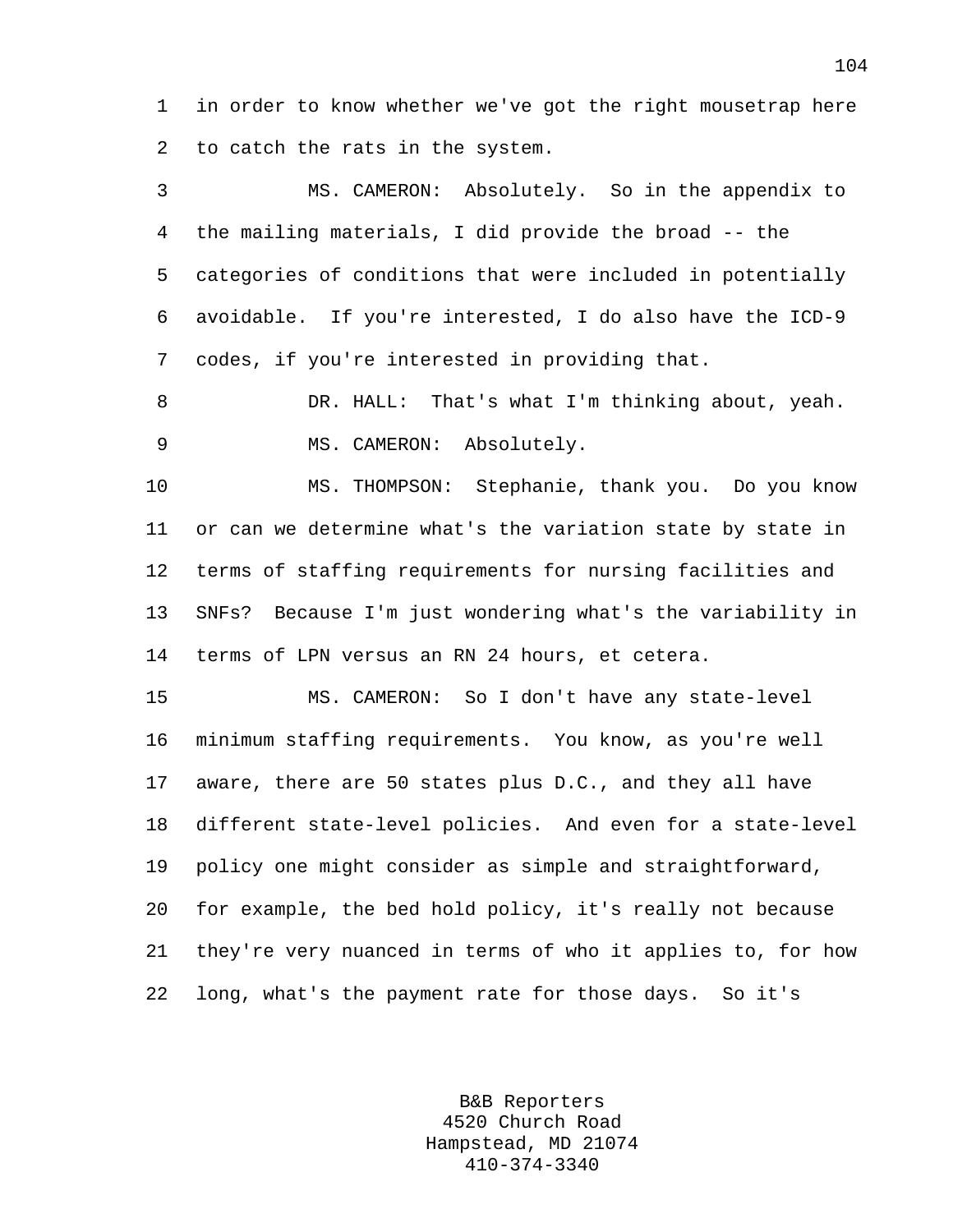in order to know whether we've got the right mousetrap here to catch the rats in the system.

MS. CAMERON: Absolutely. So in the appendix to the mailing materials, I did provide the broad -- the categories of conditions that were included in potentially avoidable. If you're interested, I do also have the ICD-9 codes, if you're interested in providing that.

DR. HALL: That's what I'm thinking about, yeah.

MS. CAMERON: Absolutely.

MS. THOMPSON: Stephanie, thank you. Do you know or can we determine what's the variation state by state in terms of staffing requirements for nursing facilities and SNFs? Because I'm just wondering what's the variability in terms of LPN versus an RN 24 hours, et cetera.

MS. CAMERON: So I don't have any state-level minimum staffing requirements. You know, as you're well aware, there are 50 states plus D.C., and they all have different state-level policies. And even for a state-level policy one might consider as simple and straightforward, for example, the bed hold policy, it's really not because they're very nuanced in terms of who it applies to, for how long, what's the payment rate for those days. So it's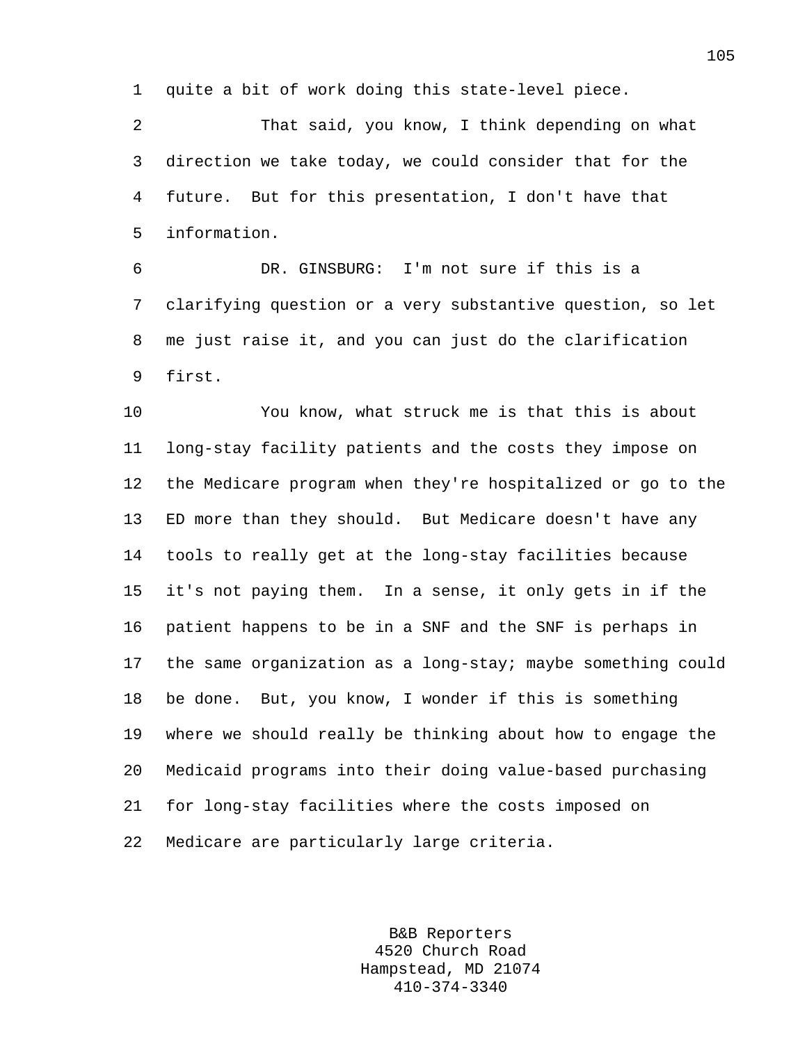quite a bit of work doing this state-level piece.

That said, you know, I think depending on what direction we take today, we could consider that for the future. But for this presentation, I don't have that information.

DR. GINSBURG: I'm not sure if this is a clarifying question or a very substantive question, so let me just raise it, and you can just do the clarification first.

You know, what struck me is that this is about long-stay facility patients and the costs they impose on the Medicare program when they're hospitalized or go to the ED more than they should. But Medicare doesn't have any tools to really get at the long-stay facilities because it's not paying them. In a sense, it only gets in if the patient happens to be in a SNF and the SNF is perhaps in the same organization as a long-stay; maybe something could be done. But, you know, I wonder if this is something where we should really be thinking about how to engage the Medicaid programs into their doing value-based purchasing for long-stay facilities where the costs imposed on Medicare are particularly large criteria.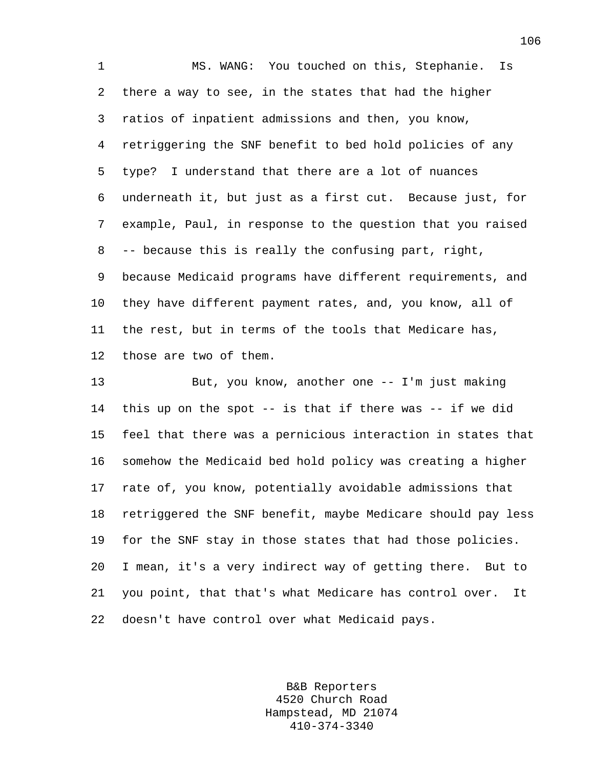MS. WANG: You touched on this, Stephanie. Is there a way to see, in the states that had the higher ratios of inpatient admissions and then, you know, retriggering the SNF benefit to bed hold policies of any type? I understand that there are a lot of nuances underneath it, but just as a first cut. Because just, for example, Paul, in response to the question that you raised -- because this is really the confusing part, right, because Medicaid programs have different requirements, and they have different payment rates, and, you know, all of the rest, but in terms of the tools that Medicare has, those are two of them.

But, you know, another one -- I'm just making this up on the spot -- is that if there was -- if we did feel that there was a pernicious interaction in states that somehow the Medicaid bed hold policy was creating a higher rate of, you know, potentially avoidable admissions that retriggered the SNF benefit, maybe Medicare should pay less for the SNF stay in those states that had those policies. I mean, it's a very indirect way of getting there. But to you point, that that's what Medicare has control over. It doesn't have control over what Medicaid pays.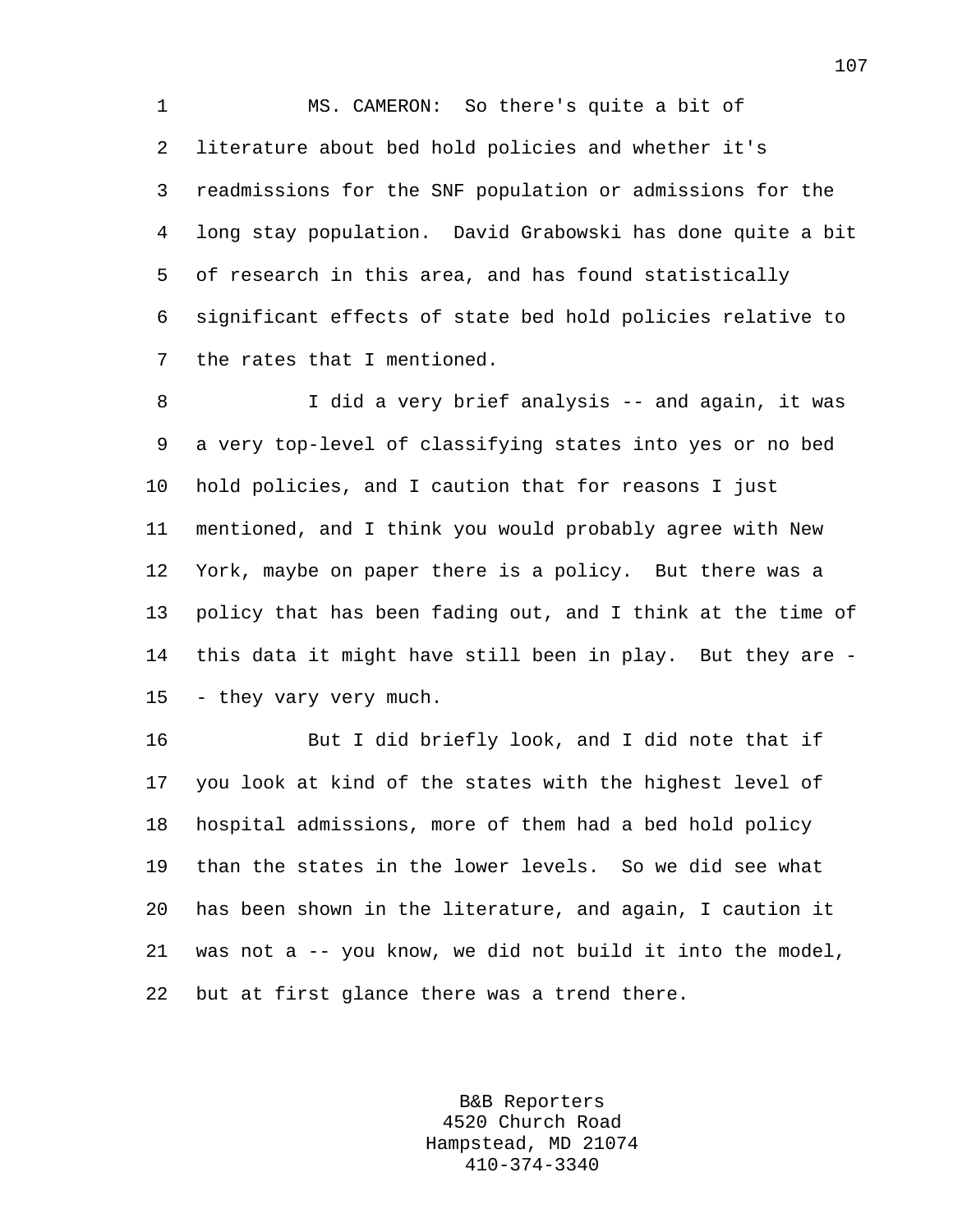MS. CAMERON: So there's quite a bit of literature about bed hold policies and whether it's readmissions for the SNF population or admissions for the long stay population. David Grabowski has done quite a bit of research in this area, and has found statistically significant effects of state bed hold policies relative to the rates that I mentioned.

I did a very brief analysis -- and again, it was a very top-level of classifying states into yes or no bed hold policies, and I caution that for reasons I just mentioned, and I think you would probably agree with New York, maybe on paper there is a policy. But there was a policy that has been fading out, and I think at the time of this data it might have still been in play. But they are -- they vary very much.

But I did briefly look, and I did note that if you look at kind of the states with the highest level of hospital admissions, more of them had a bed hold policy than the states in the lower levels. So we did see what has been shown in the literature, and again, I caution it was not a -- you know, we did not build it into the model, but at first glance there was a trend there.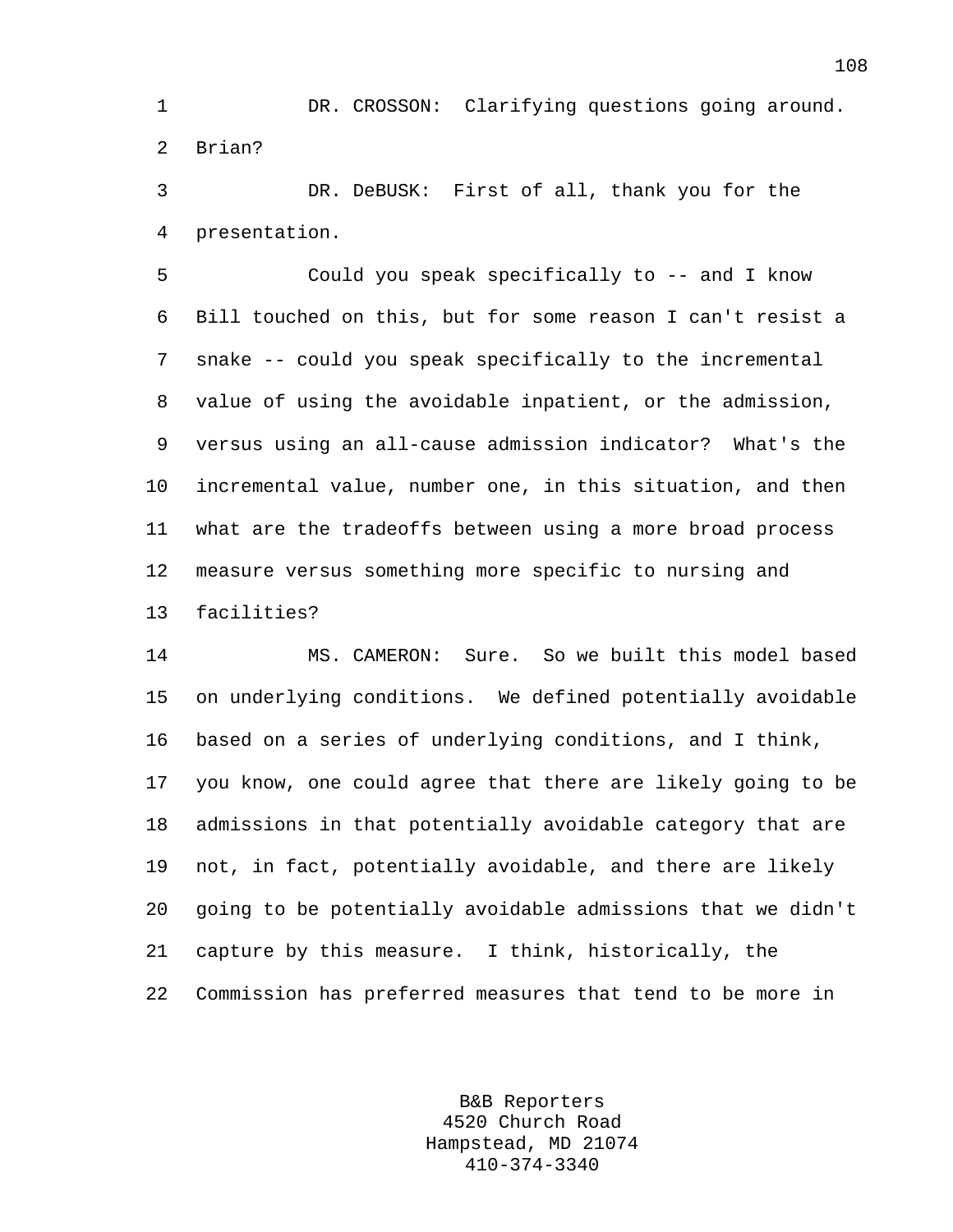DR. CROSSON: Clarifying questions going around. Brian?

DR. DeBUSK: First of all, thank you for the presentation.

Could you speak specifically to -- and I know Bill touched on this, but for some reason I can't resist a snake -- could you speak specifically to the incremental value of using the avoidable inpatient, or the admission, versus using an all-cause admission indicator? What's the incremental value, number one, in this situation, and then what are the tradeoffs between using a more broad process measure versus something more specific to nursing and facilities?

MS. CAMERON: Sure. So we built this model based on underlying conditions. We defined potentially avoidable based on a series of underlying conditions, and I think, you know, one could agree that there are likely going to be admissions in that potentially avoidable category that are not, in fact, potentially avoidable, and there are likely going to be potentially avoidable admissions that we didn't capture by this measure. I think, historically, the Commission has preferred measures that tend to be more in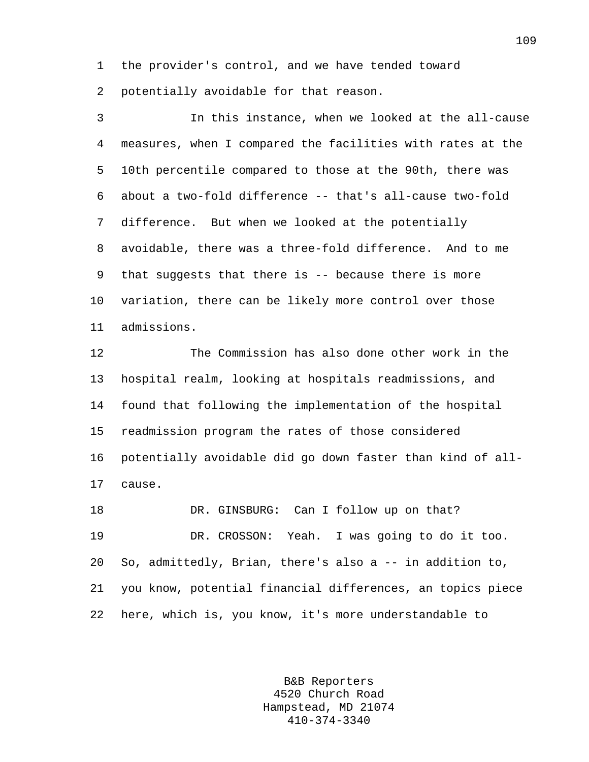the provider's control, and we have tended toward potentially avoidable for that reason.

In this instance, when we looked at the all-cause measures, when I compared the facilities with rates at the 10th percentile compared to those at the 90th, there was about a two-fold difference -- that's all-cause two-fold difference. But when we looked at the potentially avoidable, there was a three-fold difference. And to me that suggests that there is -- because there is more variation, there can be likely more control over those admissions.

The Commission has also done other work in the hospital realm, looking at hospitals readmissions, and found that following the implementation of the hospital readmission program the rates of those considered potentially avoidable did go down faster than kind of all-cause.

DR. GINSBURG: Can I follow up on that?

DR. CROSSON: Yeah. I was going to do it too. So, admittedly, Brian, there's also a -- in addition to, you know, potential financial differences, an topics piece here, which is, you know, it's more understandable to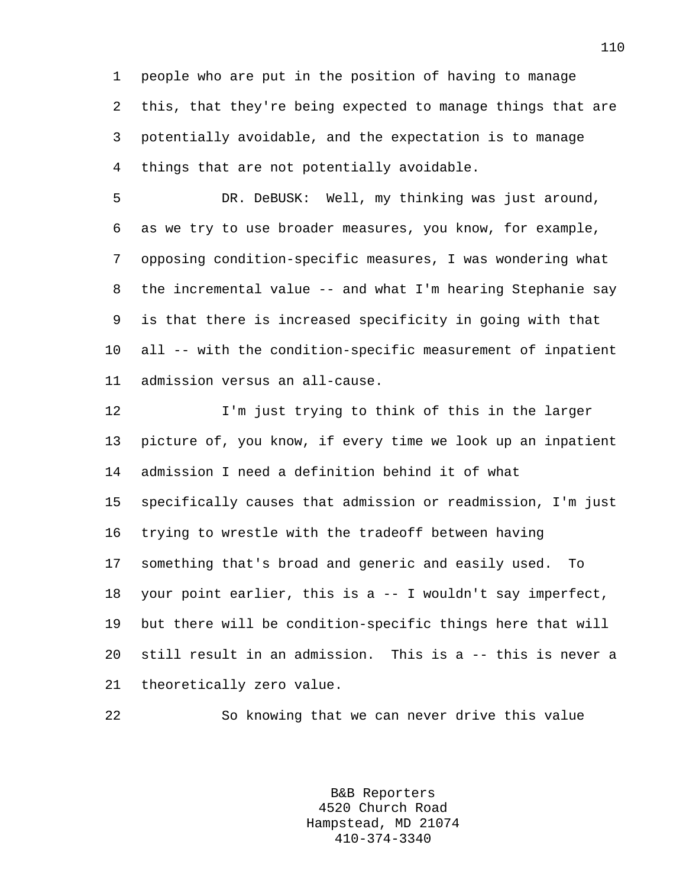people who are put in the position of having to manage this, that they're being expected to manage things that are potentially avoidable, and the expectation is to manage things that are not potentially avoidable.

DR. DeBUSK: Well, my thinking was just around, as we try to use broader measures, you know, for example, opposing condition-specific measures, I was wondering what the incremental value -- and what I'm hearing Stephanie say is that there is increased specificity in going with that all -- with the condition-specific measurement of inpatient admission versus an all-cause.

I'm just trying to think of this in the larger picture of, you know, if every time we look up an inpatient admission I need a definition behind it of what specifically causes that admission or readmission, I'm just trying to wrestle with the tradeoff between having something that's broad and generic and easily used. To your point earlier, this is a -- I wouldn't say imperfect, but there will be condition-specific things here that will still result in an admission. This is a -- this is never a theoretically zero value.

So knowing that we can never drive this value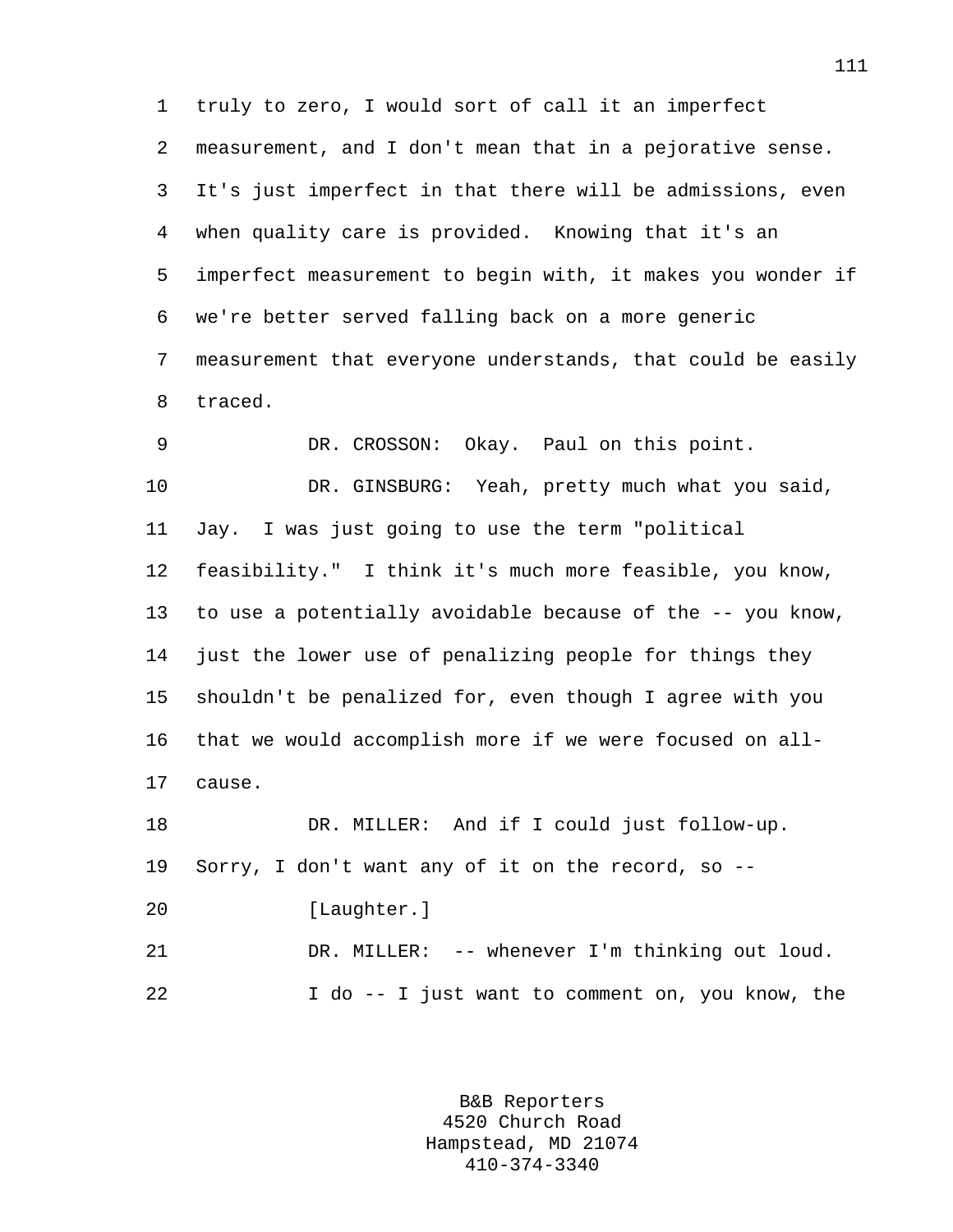truly to zero, I would sort of call it an imperfect measurement, and I don't mean that in a pejorative sense. It's just imperfect in that there will be admissions, even when quality care is provided. Knowing that it's an imperfect measurement to begin with, it makes you wonder if we're better served falling back on a more generic measurement that everyone understands, that could be easily traced.

DR. CROSSON: Okay. Paul on this point.

DR. GINSBURG: Yeah, pretty much what you said, Jay. I was just going to use the term "political feasibility." I think it's much more feasible, you know, to use a potentially avoidable because of the -- you know, just the lower use of penalizing people for things they shouldn't be penalized for, even though I agree with you that we would accomplish more if we were focused on all-cause.

DR. MILLER: And if I could just follow-up. Sorry, I don't want any of it on the record, so --

[Laughter.]

DR. MILLER: -- whenever I'm thinking out loud.

I do -- I just want to comment on, you know, the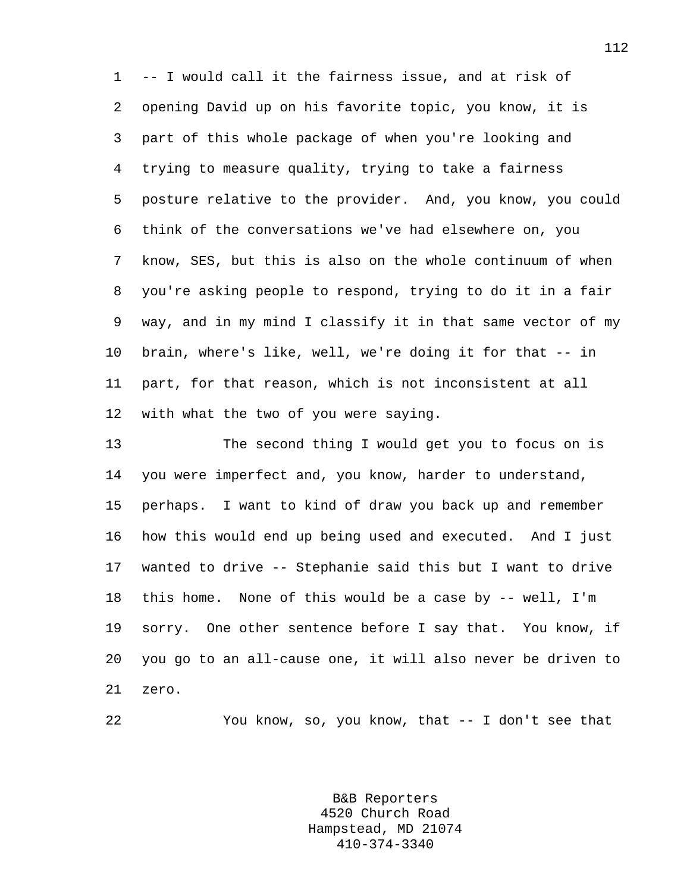-- I would call it the fairness issue, and at risk of opening David up on his favorite topic, you know, it is part of this whole package of when you're looking and trying to measure quality, trying to take a fairness posture relative to the provider. And, you know, you could think of the conversations we've had elsewhere on, you know, SES, but this is also on the whole continuum of when you're asking people to respond, trying to do it in a fair way, and in my mind I classify it in that same vector of my brain, where's like, well, we're doing it for that -- in part, for that reason, which is not inconsistent at all with what the two of you were saying.

The second thing I would get you to focus on is you were imperfect and, you know, harder to understand, perhaps. I want to kind of draw you back up and remember how this would end up being used and executed. And I just wanted to drive -- Stephanie said this but I want to drive this home. None of this would be a case by -- well, I'm sorry. One other sentence before I say that. You know, if you go to an all-cause one, it will also never be driven to zero.

You know, so, you know, that -- I don't see that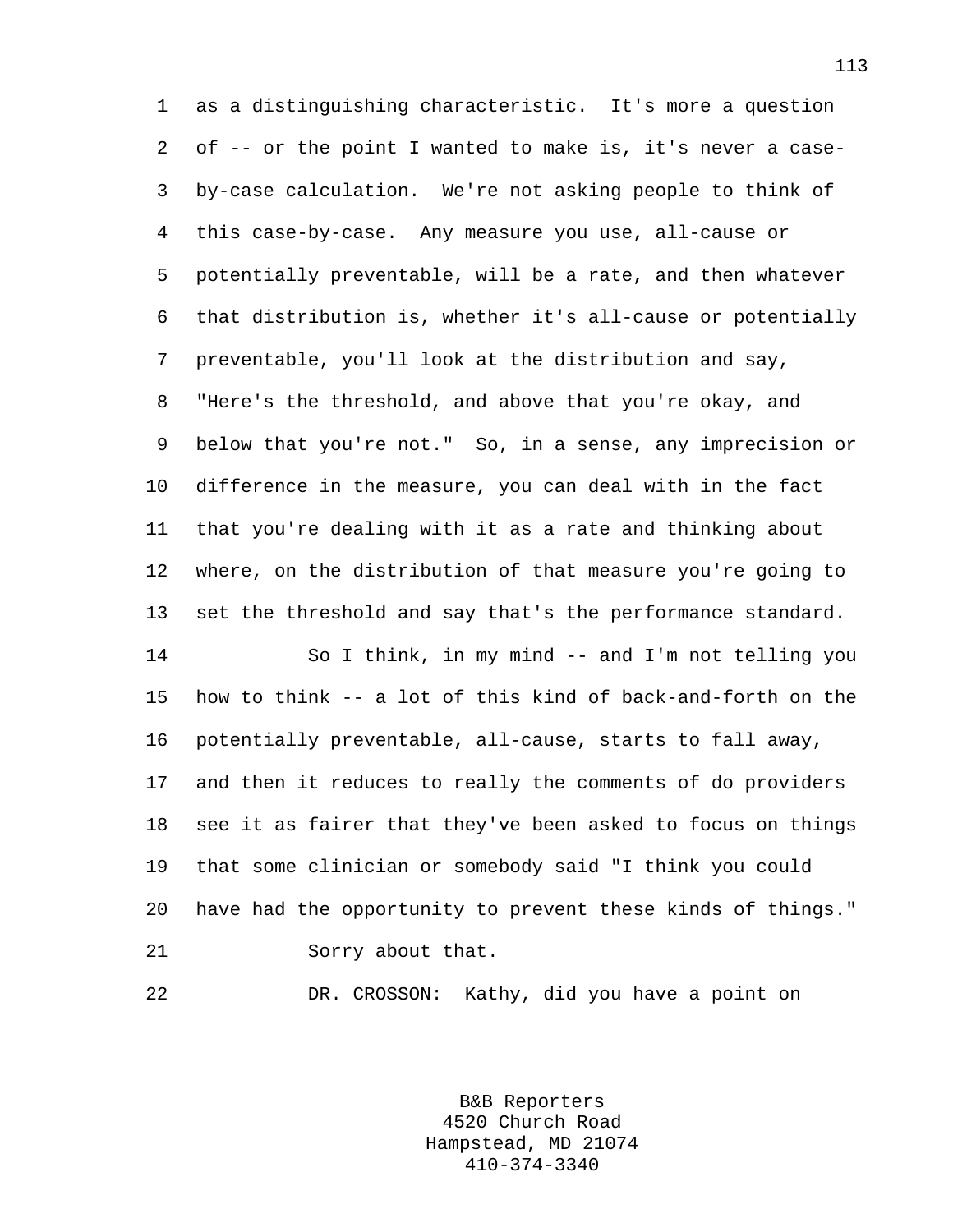as a distinguishing characteristic. It's more a question of -- or the point I wanted to make is, it's never a case-by-case calculation. We're not asking people to think of this case-by-case. Any measure you use, all-cause or potentially preventable, will be a rate, and then whatever that distribution is, whether it's all-cause or potentially preventable, you'll look at the distribution and say, "Here's the threshold, and above that you're okay, and below that you're not." So, in a sense, any imprecision or difference in the measure, you can deal with in the fact that you're dealing with it as a rate and thinking about where, on the distribution of that measure you're going to set the threshold and say that's the performance standard.

So I think, in my mind -- and I'm not telling you how to think -- a lot of this kind of back-and-forth on the potentially preventable, all-cause, starts to fall away, and then it reduces to really the comments of do providers see it as fairer that they've been asked to focus on things that some clinician or somebody said "I think you could have had the opportunity to prevent these kinds of things."

Sorry about that.

DR. CROSSON: Kathy, did you have a point on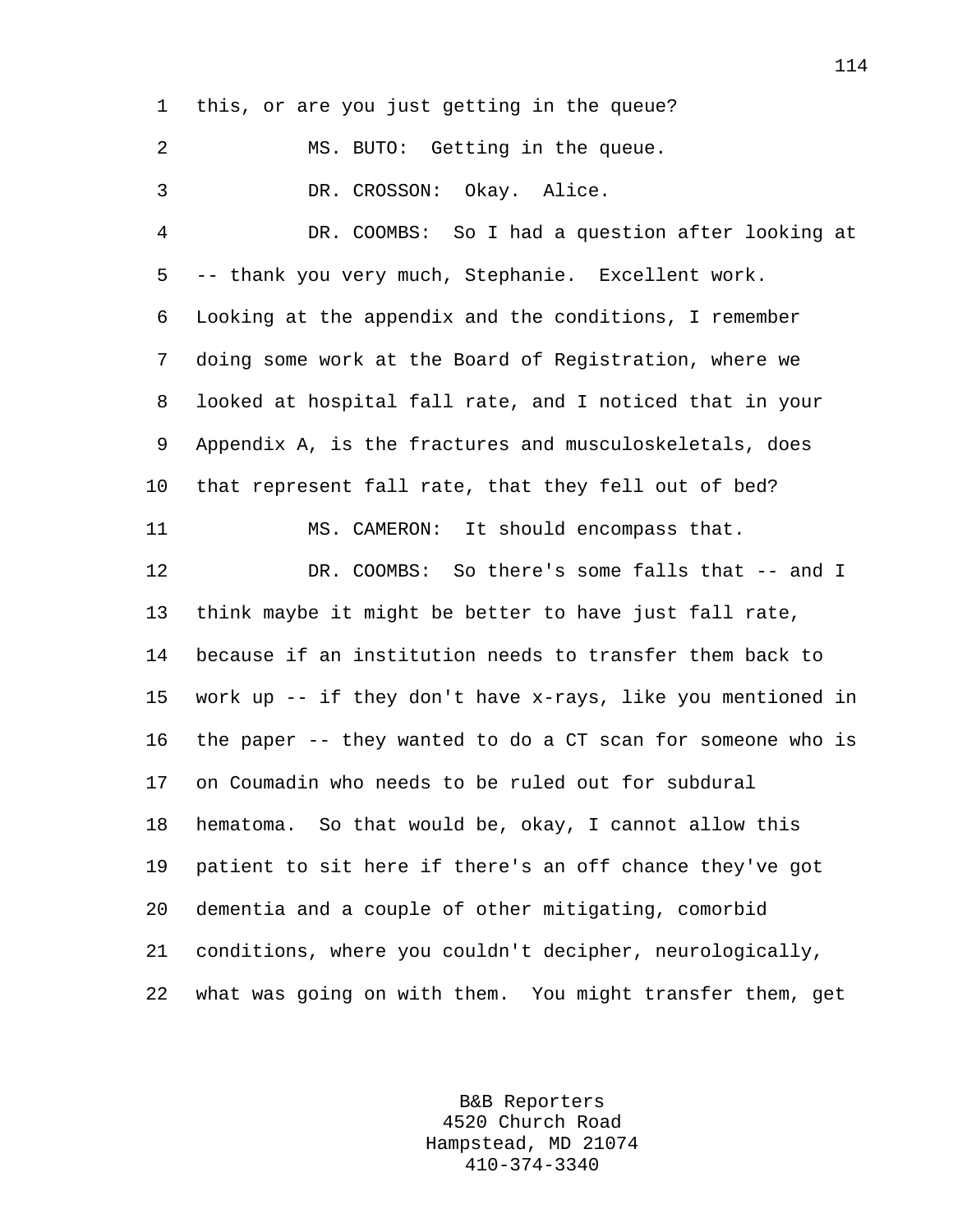this, or are you just getting in the queue?

MS. BUTO: Getting in the queue.

DR. CROSSON: Okay. Alice.

DR. COOMBS: So I had a question after looking at -- thank you very much, Stephanie. Excellent work. Looking at the appendix and the conditions, I remember doing some work at the Board of Registration, where we looked at hospital fall rate, and I noticed that in your Appendix A, is the fractures and musculoskeletals, does that represent fall rate, that they fell out of bed?

MS. CAMERON: It should encompass that.

DR. COOMBS: So there's some falls that -- and I think maybe it might be better to have just fall rate, because if an institution needs to transfer them back to work up -- if they don't have x-rays, like you mentioned in the paper -- they wanted to do a CT scan for someone who is on Coumadin who needs to be ruled out for subdural hematoma. So that would be, okay, I cannot allow this patient to sit here if there's an off chance they've got dementia and a couple of other mitigating, comorbid conditions, where you couldn't decipher, neurologically, what was going on with them. You might transfer them, get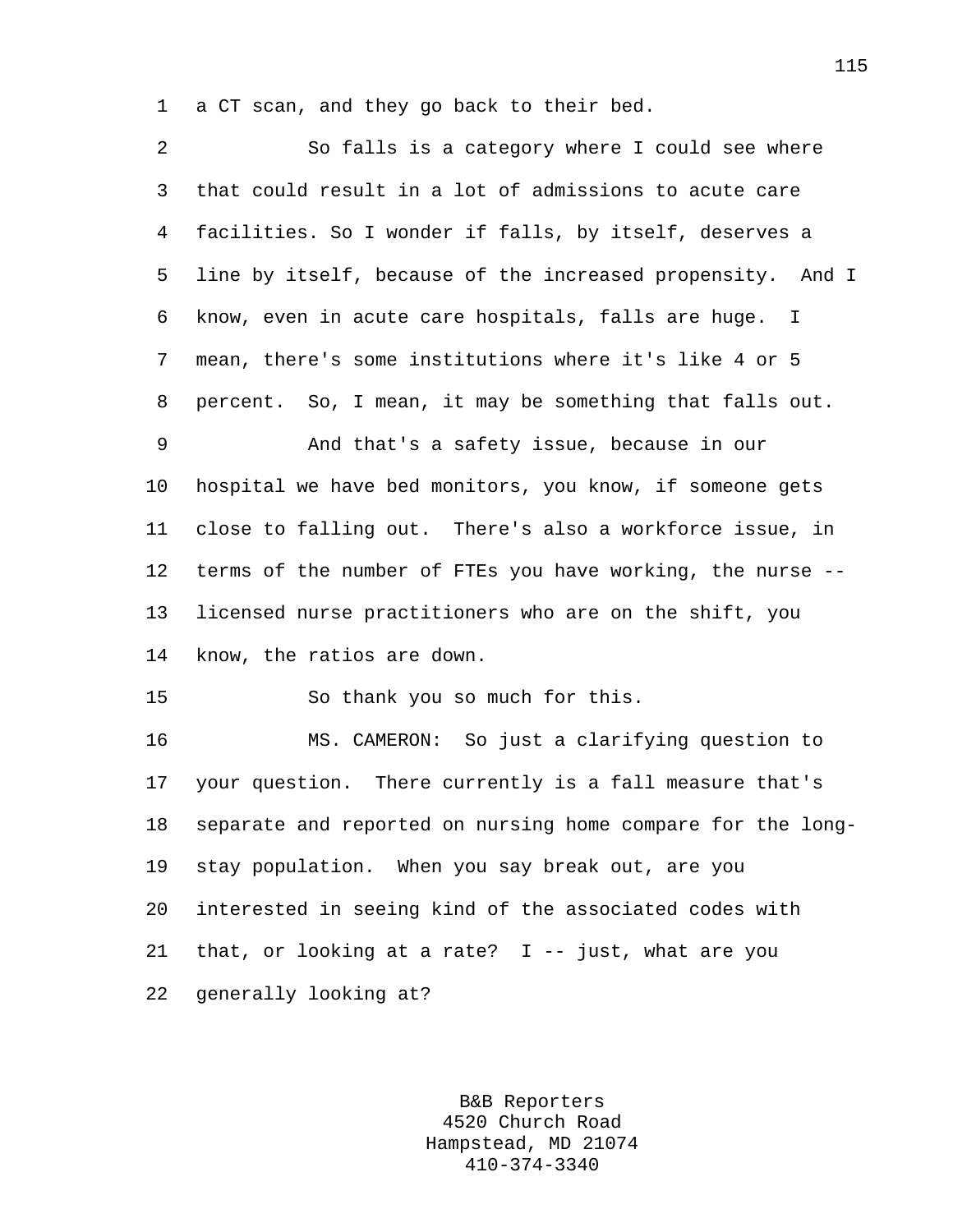a CT scan, and they go back to their bed.

So falls is a category where I could see where that could result in a lot of admissions to acute care facilities. So I wonder if falls, by itself, deserves a line by itself, because of the increased propensity. And I know, even in acute care hospitals, falls are huge. I mean, there's some institutions where it's like 4 or 5 percent. So, I mean, it may be something that falls out.

And that's a safety issue, because in our hospital we have bed monitors, you know, if someone gets close to falling out. There's also a workforce issue, in terms of the number of FTEs you have working, the nurse -- licensed nurse practitioners who are on the shift, you know, the ratios are down.

So thank you so much for this.

MS. CAMERON: So just a clarifying question to your question. There currently is a fall measure that's separate and reported on nursing home compare for the long-stay population. When you say break out, are you interested in seeing kind of the associated codes with that, or looking at a rate? I -- just, what are you generally looking at?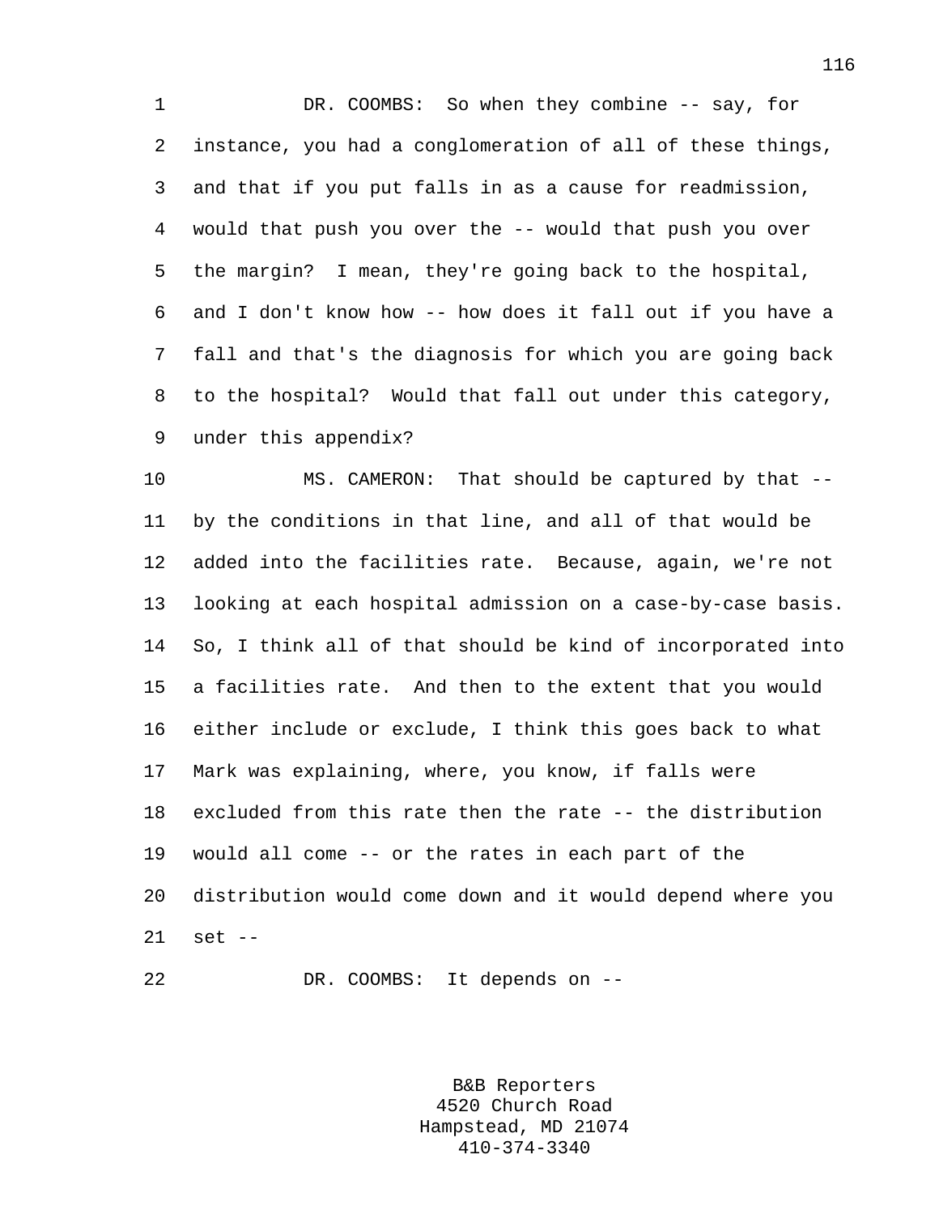DR. COOMBS: So when they combine -- say, for instance, you had a conglomeration of all of these things, and that if you put falls in as a cause for readmission, would that push you over the -- would that push you over the margin? I mean, they're going back to the hospital, and I don't know how -- how does it fall out if you have a fall and that's the diagnosis for which you are going back to the hospital? Would that fall out under this category, under this appendix?

MS. CAMERON: That should be captured by that -- by the conditions in that line, and all of that would be added into the facilities rate. Because, again, we're not looking at each hospital admission on a case-by-case basis. So, I think all of that should be kind of incorporated into a facilities rate. And then to the extent that you would either include or exclude, I think this goes back to what Mark was explaining, where, you know, if falls were excluded from this rate then the rate -- the distribution would all come -- or the rates in each part of the distribution would come down and it would depend where you set --

DR. COOMBS: It depends on --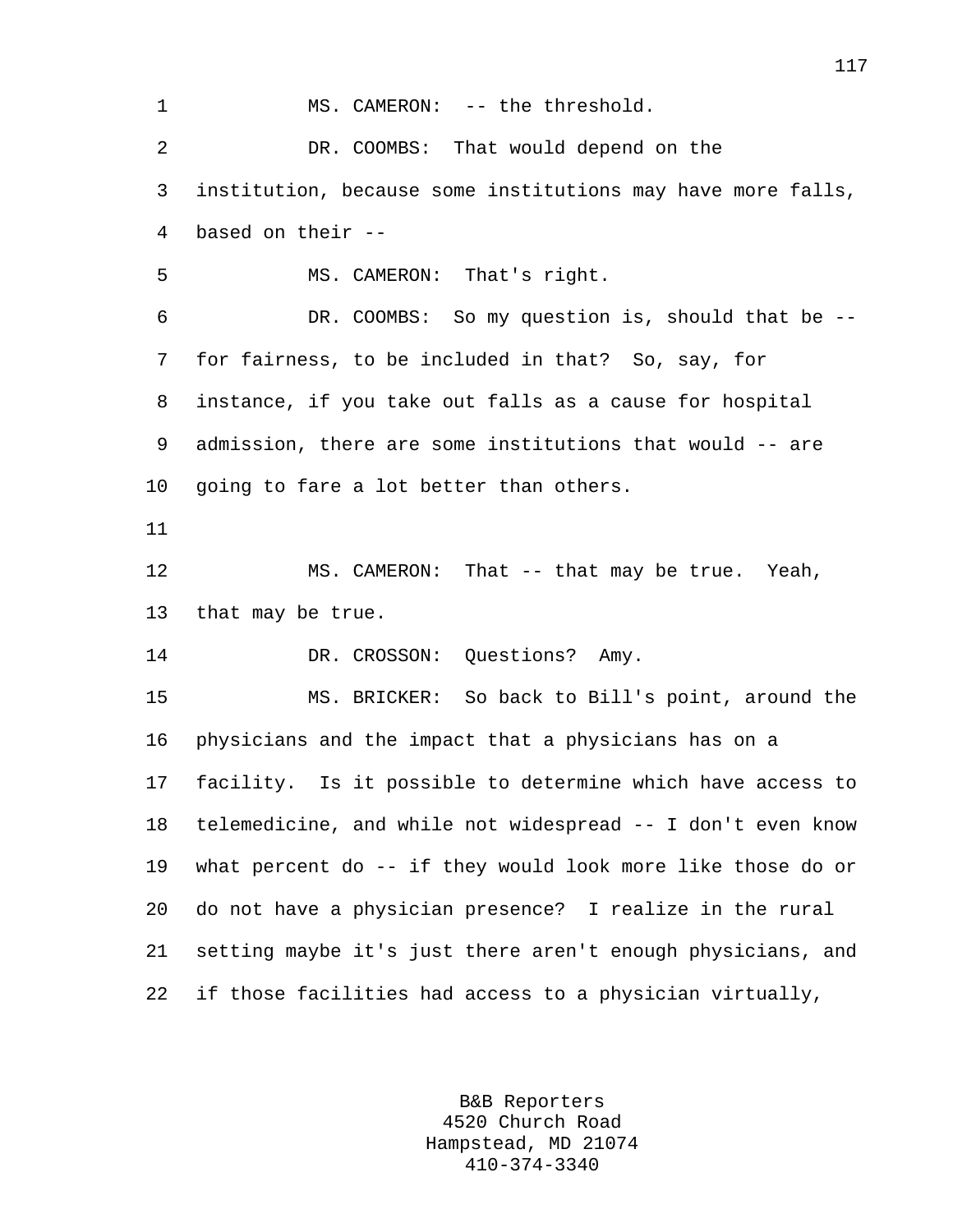MS. CAMERON: -- the threshold.

DR. COOMBS: That would depend on the institution, because some institutions may have more falls, based on their --

MS. CAMERON: That's right.

DR. COOMBS: So my question is, should that be -- for fairness, to be included in that? So, say, for instance, if you take out falls as a cause for hospital admission, there are some institutions that would -- are going to fare a lot better than others.

MS. CAMERON: That -- that may be true. Yeah, that may be true.

DR. CROSSON: Questions? Amy.

MS. BRICKER: So back to Bill's point, around the physicians and the impact that a physicians has on a facility. Is it possible to determine which have access to telemedicine, and while not widespread -- I don't even know what percent do -- if they would look more like those do or do not have a physician presence? I realize in the rural setting maybe it's just there aren't enough physicians, and if those facilities had access to a physician virtually,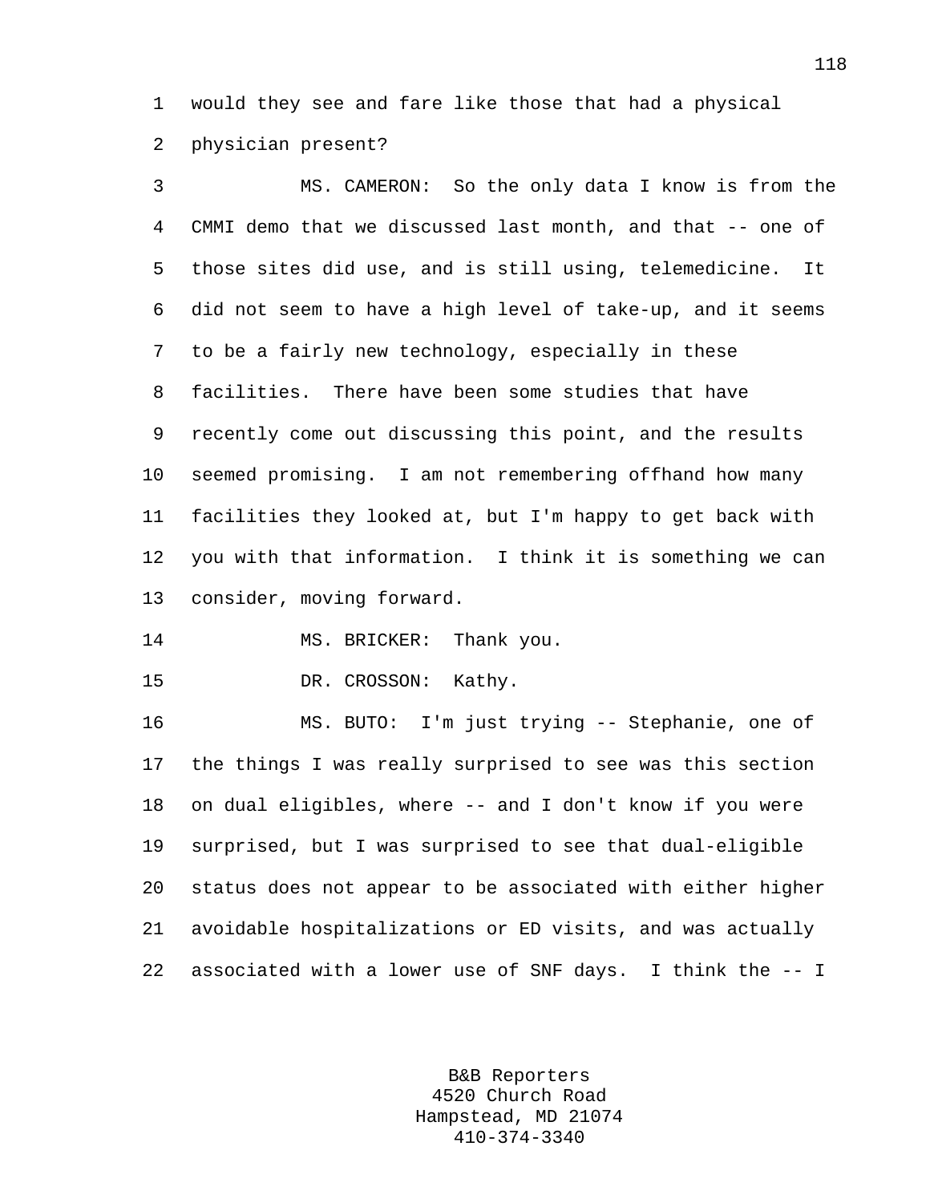would they see and fare like those that had a physical physician present?

MS. CAMERON: So the only data I know is from the CMMI demo that we discussed last month, and that -- one of those sites did use, and is still using, telemedicine. It did not seem to have a high level of take-up, and it seems to be a fairly new technology, especially in these facilities. There have been some studies that have recently come out discussing this point, and the results seemed promising. I am not remembering offhand how many facilities they looked at, but I'm happy to get back with you with that information. I think it is something we can consider, moving forward.

MS. BRICKER: Thank you.

DR. CROSSON: Kathy.

MS. BUTO: I'm just trying -- Stephanie, one of the things I was really surprised to see was this section on dual eligibles, where -- and I don't know if you were surprised, but I was surprised to see that dual-eligible status does not appear to be associated with either higher avoidable hospitalizations or ED visits, and was actually associated with a lower use of SNF days. I think the -- I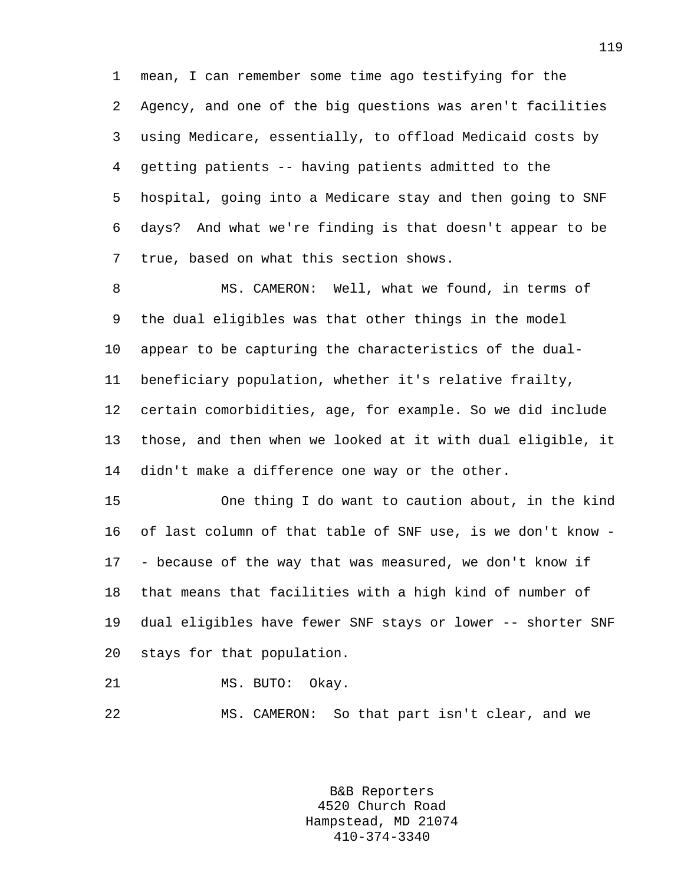mean, I can remember some time ago testifying for the Agency, and one of the big questions was aren't facilities using Medicare, essentially, to offload Medicaid costs by getting patients -- having patients admitted to the hospital, going into a Medicare stay and then going to SNF days? And what we're finding is that doesn't appear to be true, based on what this section shows.

MS. CAMERON: Well, what we found, in terms of the dual eligibles was that other things in the model appear to be capturing the characteristics of the dual-beneficiary population, whether it's relative frailty, certain comorbidities, age, for example. So we did include those, and then when we looked at it with dual eligible, it didn't make a difference one way or the other.

One thing I do want to caution about, in the kind of last column of that table of SNF use, is we don't know -- because of the way that was measured, we don't know if that means that facilities with a high kind of number of dual eligibles have fewer SNF stays or lower -- shorter SNF stays for that population.

MS. BUTO: Okay.

MS. CAMERON: So that part isn't clear, and we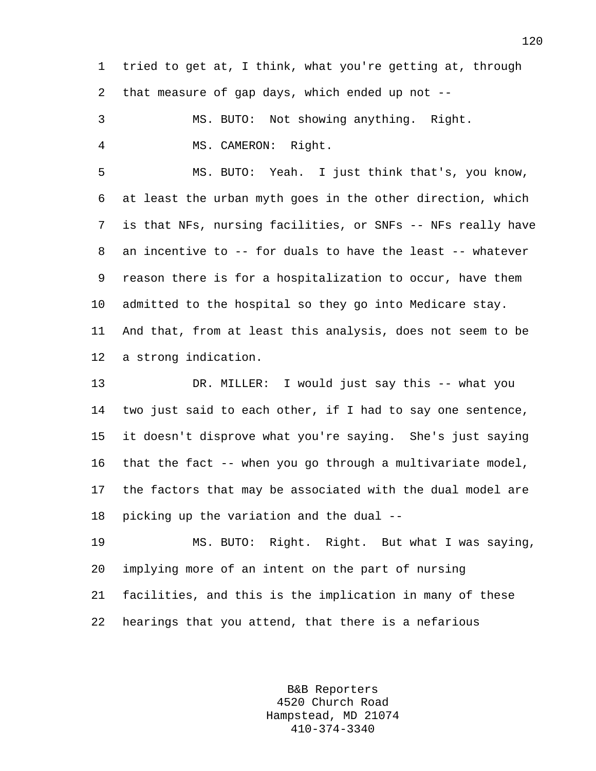tried to get at, I think, what you're getting at, through that measure of gap days, which ended up not --

MS. BUTO: Not showing anything. Right.

MS. CAMERON: Right.

MS. BUTO: Yeah. I just think that's, you know, at least the urban myth goes in the other direction, which is that NFs, nursing facilities, or SNFs -- NFs really have an incentive to -- for duals to have the least -- whatever reason there is for a hospitalization to occur, have them admitted to the hospital so they go into Medicare stay. And that, from at least this analysis, does not seem to be a strong indication.

DR. MILLER: I would just say this -- what you two just said to each other, if I had to say one sentence, it doesn't disprove what you're saying. She's just saying that the fact -- when you go through a multivariate model, the factors that may be associated with the dual model are picking up the variation and the dual --

MS. BUTO: Right. Right. But what I was saying, implying more of an intent on the part of nursing facilities, and this is the implication in many of these hearings that you attend, that there is a nefarious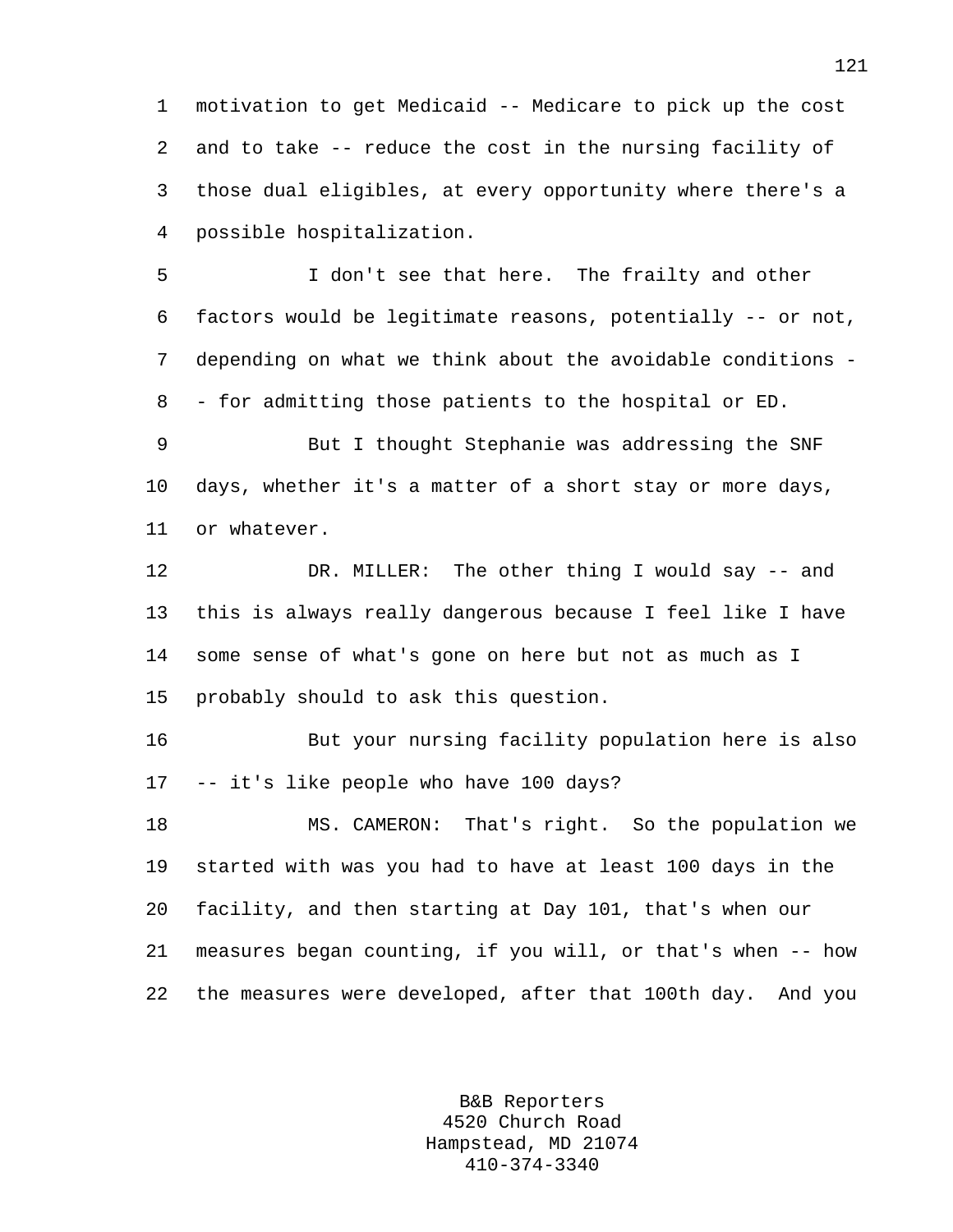motivation to get Medicaid -- Medicare to pick up the cost and to take -- reduce the cost in the nursing facility of those dual eligibles, at every opportunity where there's a possible hospitalization.

I don't see that here. The frailty and other factors would be legitimate reasons, potentially -- or not, depending on what we think about the avoidable conditions -- for admitting those patients to the hospital or ED.

But I thought Stephanie was addressing the SNF days, whether it's a matter of a short stay or more days, or whatever.

DR. MILLER: The other thing I would say -- and this is always really dangerous because I feel like I have some sense of what's gone on here but not as much as I probably should to ask this question.

But your nursing facility population here is also -- it's like people who have 100 days?

MS. CAMERON: That's right. So the population we started with was you had to have at least 100 days in the facility, and then starting at Day 101, that's when our measures began counting, if you will, or that's when -- how the measures were developed, after that 100th day. And you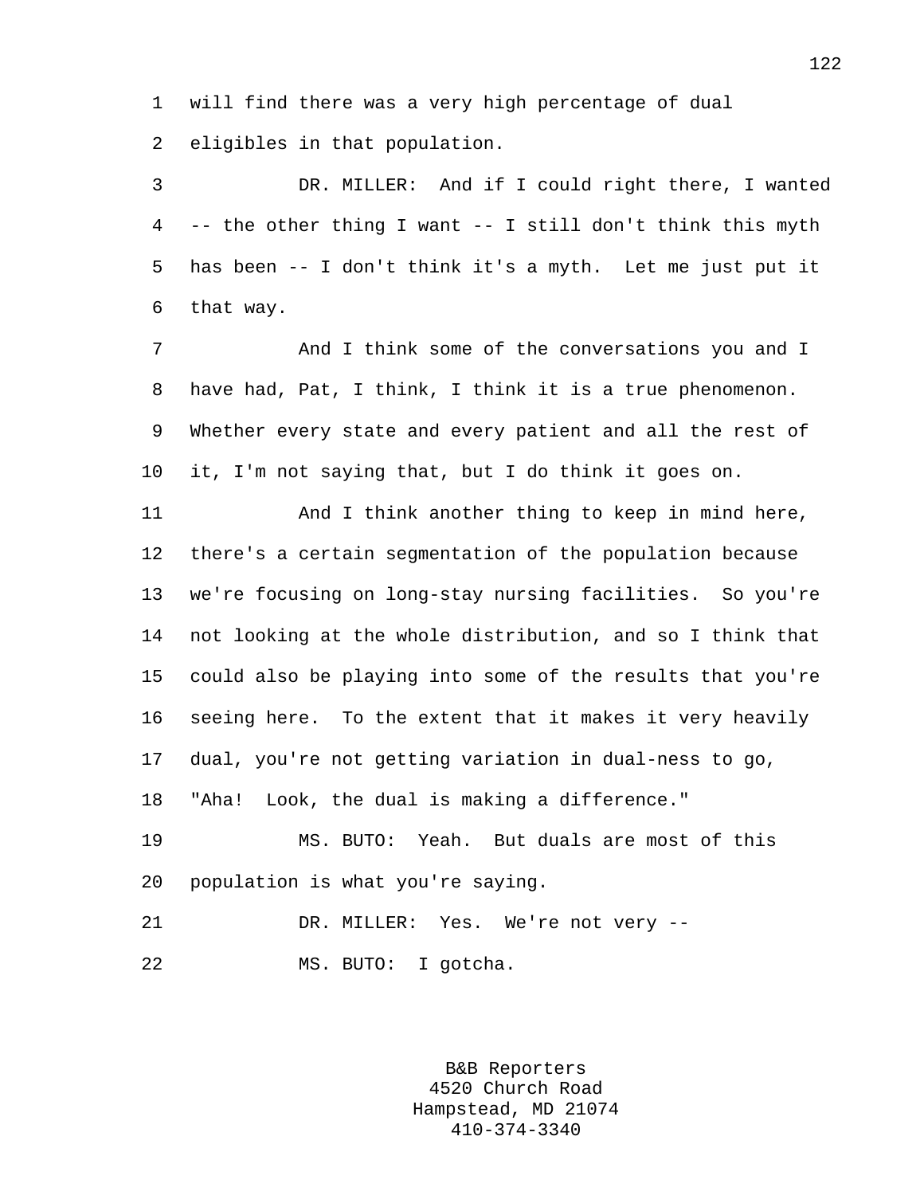will find there was a very high percentage of dual eligibles in that population.

DR. MILLER: And if I could right there, I wanted -- the other thing I want -- I still don't think this myth has been -- I don't think it's a myth. Let me just put it that way.

And I think some of the conversations you and I have had, Pat, I think, I think it is a true phenomenon. Whether every state and every patient and all the rest of it, I'm not saying that, but I do think it goes on.

And I think another thing to keep in mind here, there's a certain segmentation of the population because we're focusing on long-stay nursing facilities. So you're not looking at the whole distribution, and so I think that could also be playing into some of the results that you're seeing here. To the extent that it makes it very heavily dual, you're not getting variation in dual-ness to go, "Aha! Look, the dual is making a difference."

MS. BUTO: Yeah. But duals are most of this population is what you're saying.

DR. MILLER: Yes. We're not very --

MS. BUTO: I gotcha.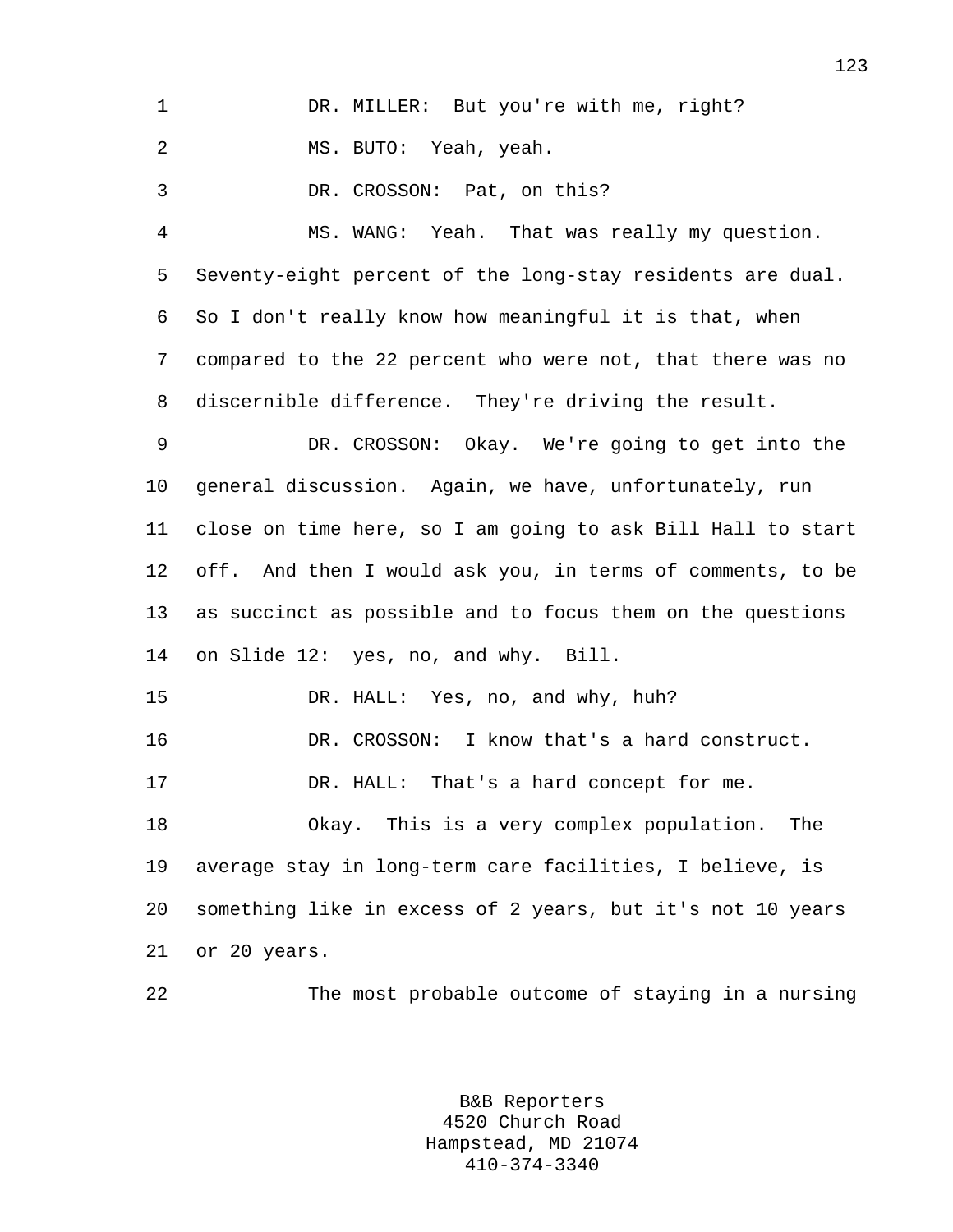DR. MILLER: But you're with me, right?

MS. BUTO: Yeah, yeah.

DR. CROSSON: Pat, on this?

MS. WANG: Yeah. That was really my question. Seventy-eight percent of the long-stay residents are dual. So I don't really know how meaningful it is that, when compared to the 22 percent who were not, that there was no discernible difference. They're driving the result.

DR. CROSSON: Okay. We're going to get into the general discussion. Again, we have, unfortunately, run close on time here, so I am going to ask Bill Hall to start off. And then I would ask you, in terms of comments, to be as succinct as possible and to focus them on the questions on Slide 12: yes, no, and why. Bill.

DR. HALL: Yes, no, and why, huh?

DR. CROSSON: I know that's a hard construct.

DR. HALL: That's a hard concept for me.

Okay. This is a very complex population. The average stay in long-term care facilities, I believe, is something like in excess of 2 years, but it's not 10 years or 20 years.

The most probable outcome of staying in a nursing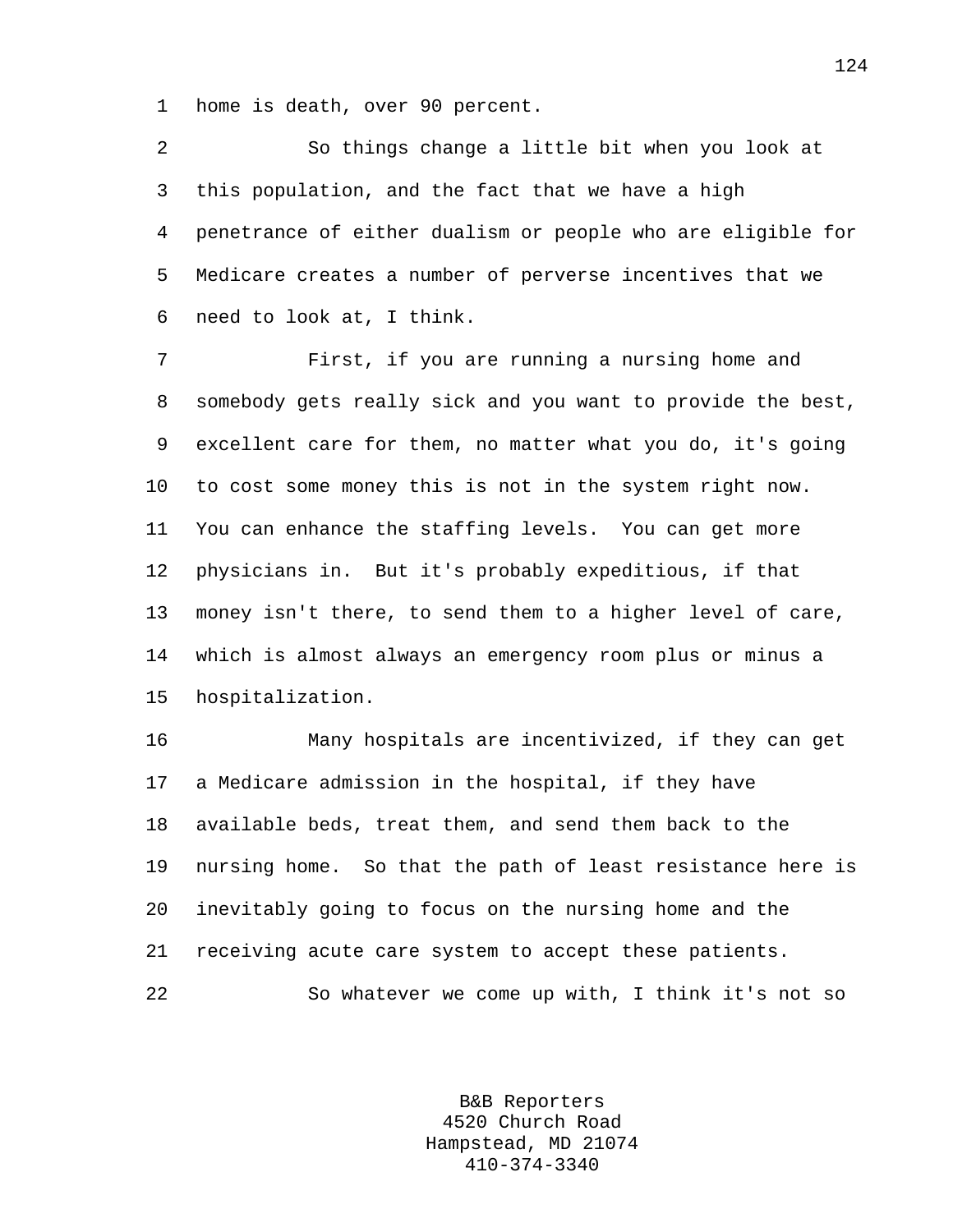home is death, over 90 percent.

So things change a little bit when you look at this population, and the fact that we have a high penetrance of either dualism or people who are eligible for Medicare creates a number of perverse incentives that we need to look at, I think.

First, if you are running a nursing home and somebody gets really sick and you want to provide the best, excellent care for them, no matter what you do, it's going to cost some money this is not in the system right now. You can enhance the staffing levels. You can get more physicians in. But it's probably expeditious, if that money isn't there, to send them to a higher level of care, which is almost always an emergency room plus or minus a hospitalization.

Many hospitals are incentivized, if they can get a Medicare admission in the hospital, if they have available beds, treat them, and send them back to the nursing home. So that the path of least resistance here is inevitably going to focus on the nursing home and the receiving acute care system to accept these patients.

So whatever we come up with, I think it's not so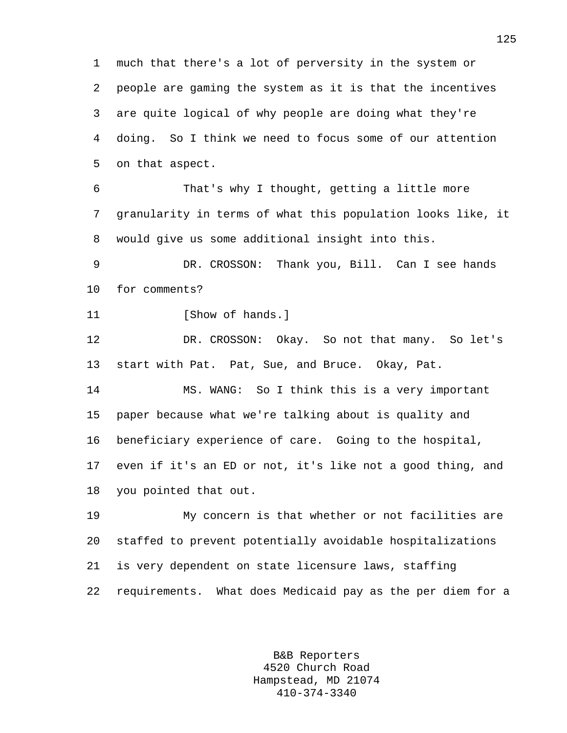much that there's a lot of perversity in the system or people are gaming the system as it is that the incentives are quite logical of why people are doing what they're doing. So I think we need to focus some of our attention on that aspect.

That's why I thought, getting a little more granularity in terms of what this population looks like, it would give us some additional insight into this.

DR. CROSSON: Thank you, Bill. Can I see hands for comments?

[Show of hands.]

DR. CROSSON: Okay. So not that many. So let's start with Pat. Pat, Sue, and Bruce. Okay, Pat.

MS. WANG: So I think this is a very important paper because what we're talking about is quality and beneficiary experience of care. Going to the hospital, even if it's an ED or not, it's like not a good thing, and you pointed that out.

My concern is that whether or not facilities are staffed to prevent potentially avoidable hospitalizations is very dependent on state licensure laws, staffing requirements. What does Medicaid pay as the per diem for a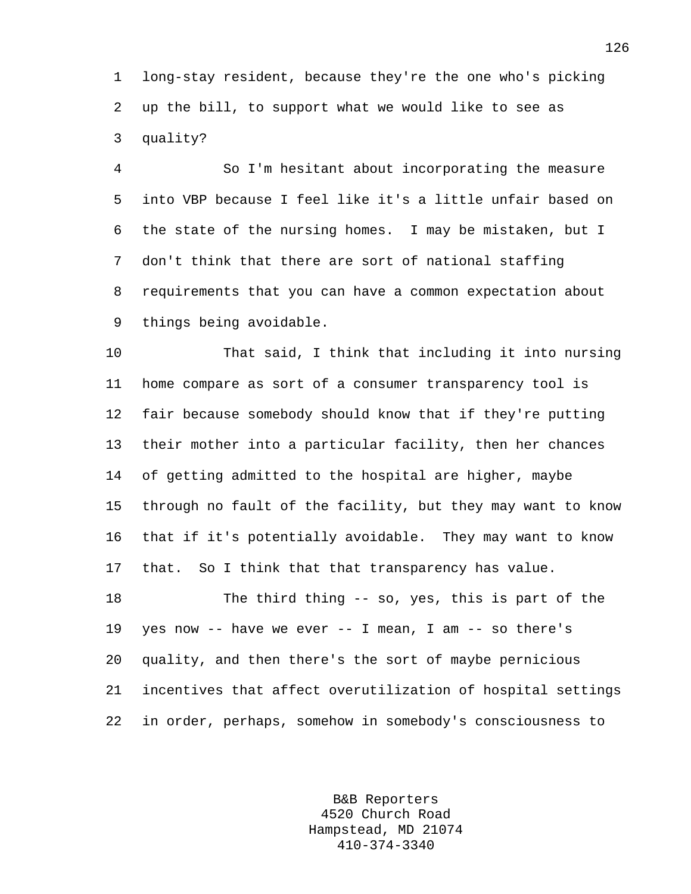long-stay resident, because they're the one who's picking up the bill, to support what we would like to see as quality?

So I'm hesitant about incorporating the measure into VBP because I feel like it's a little unfair based on the state of the nursing homes. I may be mistaken, but I don't think that there are sort of national staffing requirements that you can have a common expectation about things being avoidable.

That said, I think that including it into nursing home compare as sort of a consumer transparency tool is fair because somebody should know that if they're putting their mother into a particular facility, then her chances of getting admitted to the hospital are higher, maybe through no fault of the facility, but they may want to know that if it's potentially avoidable. They may want to know that. So I think that that transparency has value.

The third thing -- so, yes, this is part of the yes now -- have we ever -- I mean, I am -- so there's quality, and then there's the sort of maybe pernicious incentives that affect overutilization of hospital settings in order, perhaps, somehow in somebody's consciousness to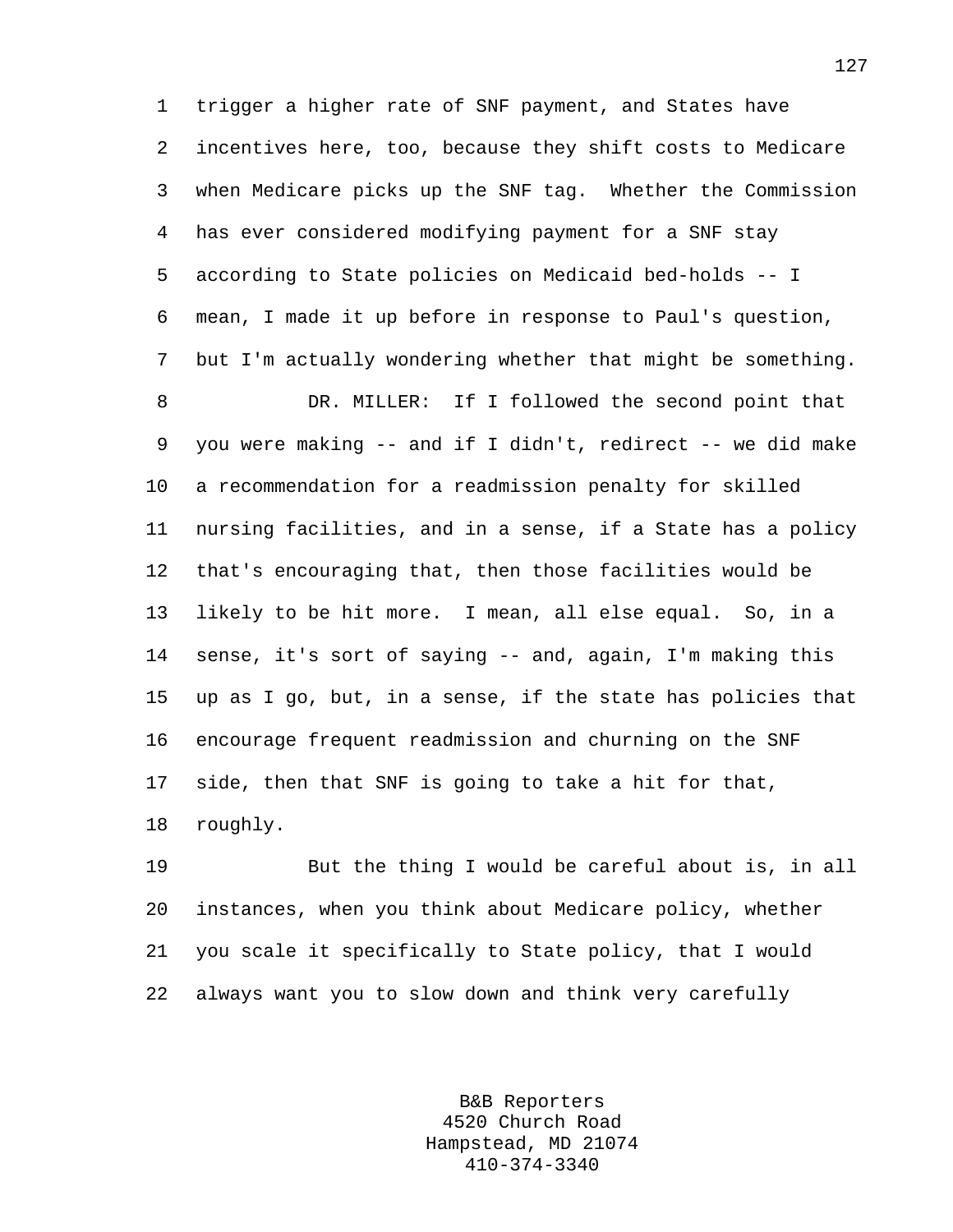trigger a higher rate of SNF payment, and States have incentives here, too, because they shift costs to Medicare when Medicare picks up the SNF tag. Whether the Commission has ever considered modifying payment for a SNF stay according to State policies on Medicaid bed-holds -- I mean, I made it up before in response to Paul's question, but I'm actually wondering whether that might be something.

DR. MILLER: If I followed the second point that you were making -- and if I didn't, redirect -- we did make a recommendation for a readmission penalty for skilled nursing facilities, and in a sense, if a State has a policy that's encouraging that, then those facilities would be likely to be hit more. I mean, all else equal. So, in a sense, it's sort of saying -- and, again, I'm making this up as I go, but, in a sense, if the state has policies that encourage frequent readmission and churning on the SNF side, then that SNF is going to take a hit for that, roughly.

But the thing I would be careful about is, in all instances, when you think about Medicare policy, whether you scale it specifically to State policy, that I would always want you to slow down and think very carefully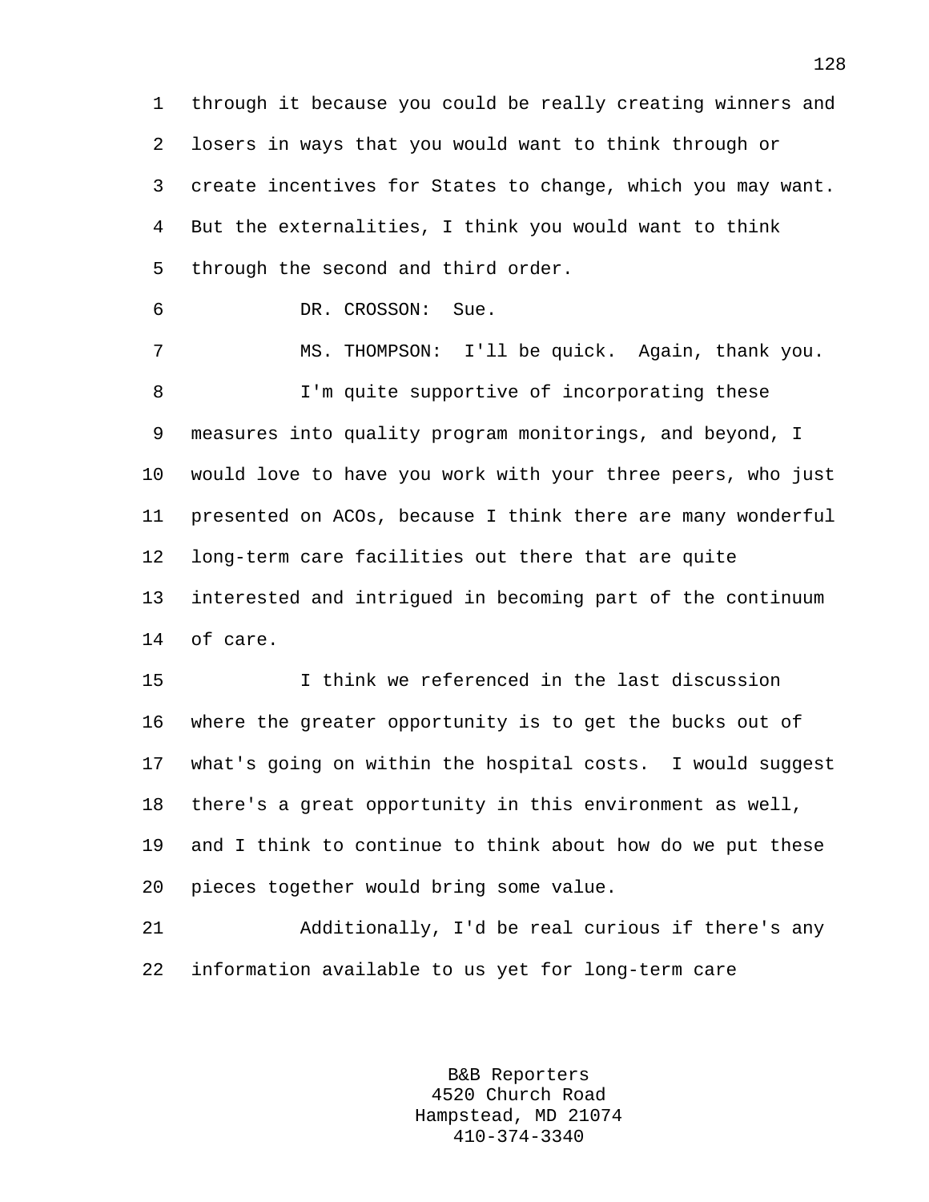through it because you could be really creating winners and losers in ways that you would want to think through or create incentives for States to change, which you may want. But the externalities, I think you would want to think through the second and third order.

DR. CROSSON: Sue.

MS. THOMPSON: I'll be quick. Again, thank you.

I'm quite supportive of incorporating these measures into quality program monitorings, and beyond, I would love to have you work with your three peers, who just presented on ACOs, because I think there are many wonderful long-term care facilities out there that are quite interested and intrigued in becoming part of the continuum of care.

I think we referenced in the last discussion where the greater opportunity is to get the bucks out of what's going on within the hospital costs. I would suggest there's a great opportunity in this environment as well, and I think to continue to think about how do we put these pieces together would bring some value.

Additionally, I'd be real curious if there's any information available to us yet for long-term care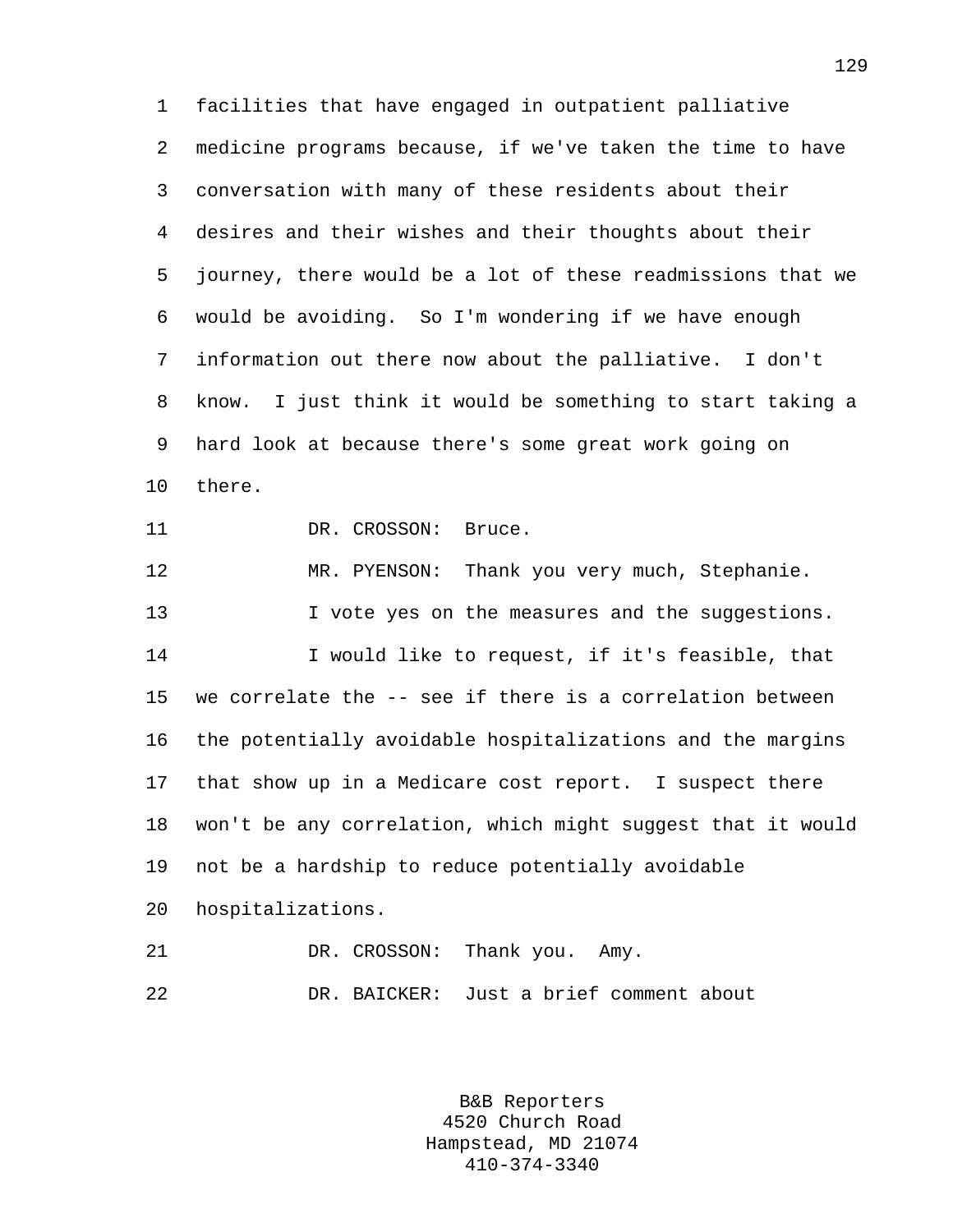facilities that have engaged in outpatient palliative medicine programs because, if we've taken the time to have conversation with many of these residents about their desires and their wishes and their thoughts about their journey, there would be a lot of these readmissions that we would be avoiding. So I'm wondering if we have enough information out there now about the palliative. I don't know. I just think it would be something to start taking a hard look at because there's some great work going on there.

DR. CROSSON: Bruce.

MR. PYENSON: Thank you very much, Stephanie.

I vote yes on the measures and the suggestions.

I would like to request, if it's feasible, that we correlate the -- see if there is a correlation between the potentially avoidable hospitalizations and the margins that show up in a Medicare cost report. I suspect there won't be any correlation, which might suggest that it would not be a hardship to reduce potentially avoidable hospitalizations.

DR. CROSSON: Thank you. Amy.

DR. BAICKER: Just a brief comment about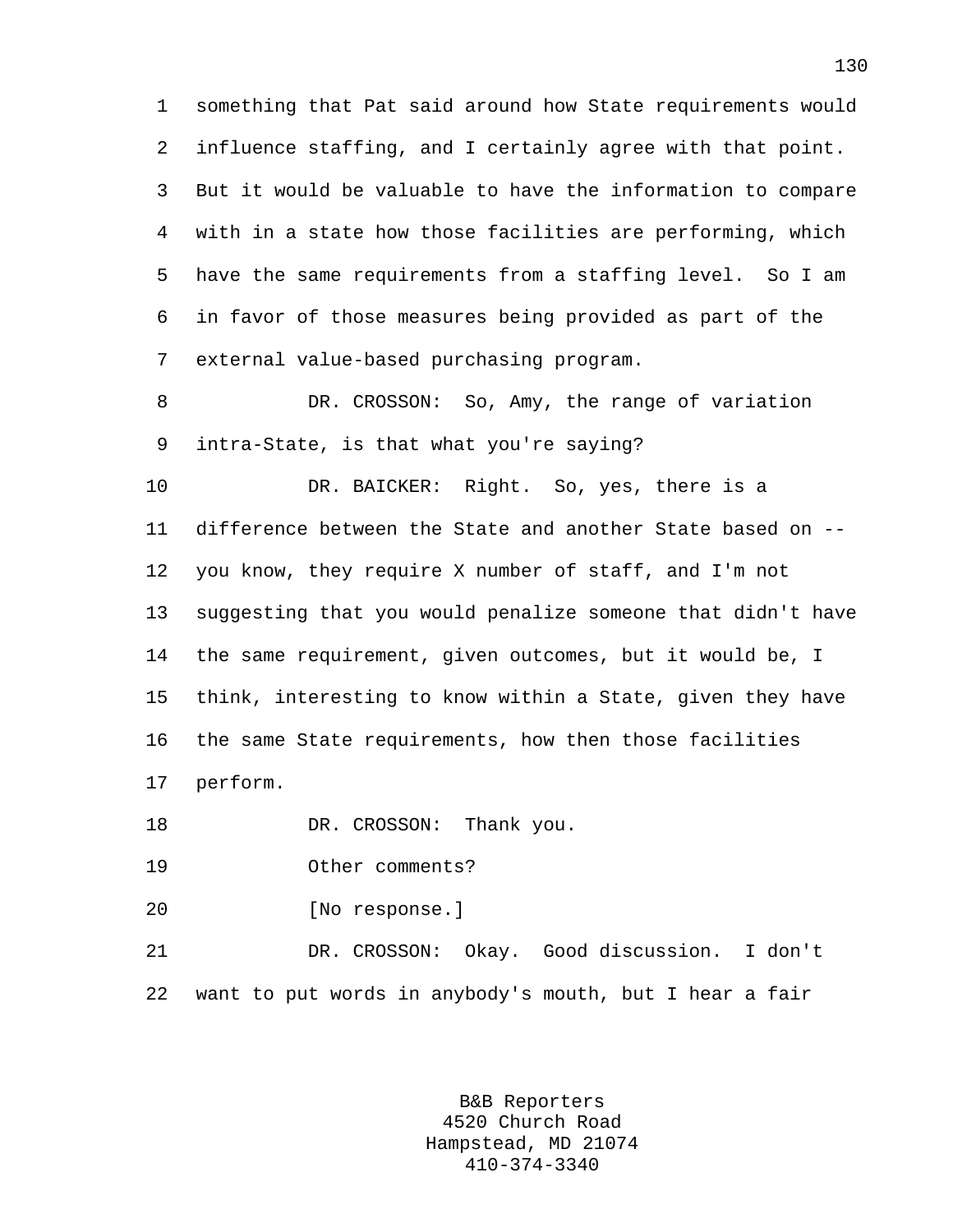something that Pat said around how State requirements would influence staffing, and I certainly agree with that point. But it would be valuable to have the information to compare with in a state how those facilities are performing, which have the same requirements from a staffing level. So I am in favor of those measures being provided as part of the external value-based purchasing program.

DR. CROSSON: So, Amy, the range of variation intra-State, is that what you're saying?

DR. BAICKER: Right. So, yes, there is a difference between the State and another State based on -- you know, they require X number of staff, and I'm not suggesting that you would penalize someone that didn't have the same requirement, given outcomes, but it would be, I think, interesting to know within a State, given they have the same State requirements, how then those facilities perform.

DR. CROSSON: Thank you.

Other comments?

[No response.]

DR. CROSSON: Okay. Good discussion. I don't want to put words in anybody's mouth, but I hear a fair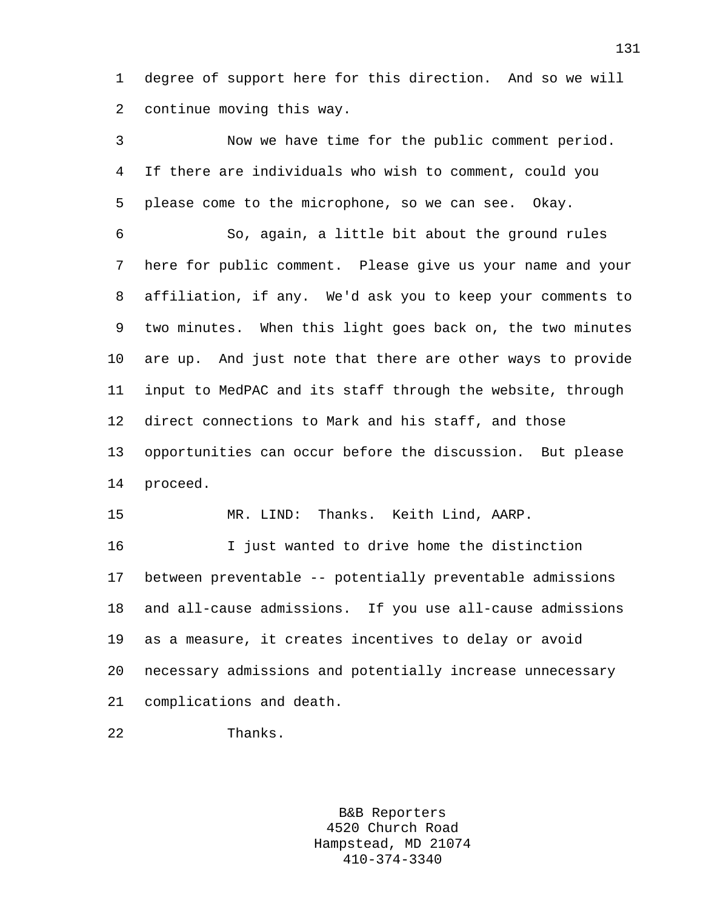degree of support here for this direction. And so we will continue moving this way.

Now we have time for the public comment period. If there are individuals who wish to comment, could you please come to the microphone, so we can see. Okay.

So, again, a little bit about the ground rules here for public comment. Please give us your name and your affiliation, if any. We'd ask you to keep your comments to two minutes. When this light goes back on, the two minutes are up. And just note that there are other ways to provide input to MedPAC and its staff through the website, through direct connections to Mark and his staff, and those opportunities can occur before the discussion. But please proceed.

MR. LIND: Thanks. Keith Lind, AARP.

I just wanted to drive home the distinction between preventable -- potentially preventable admissions and all-cause admissions. If you use all-cause admissions as a measure, it creates incentives to delay or avoid necessary admissions and potentially increase unnecessary complications and death.

Thanks.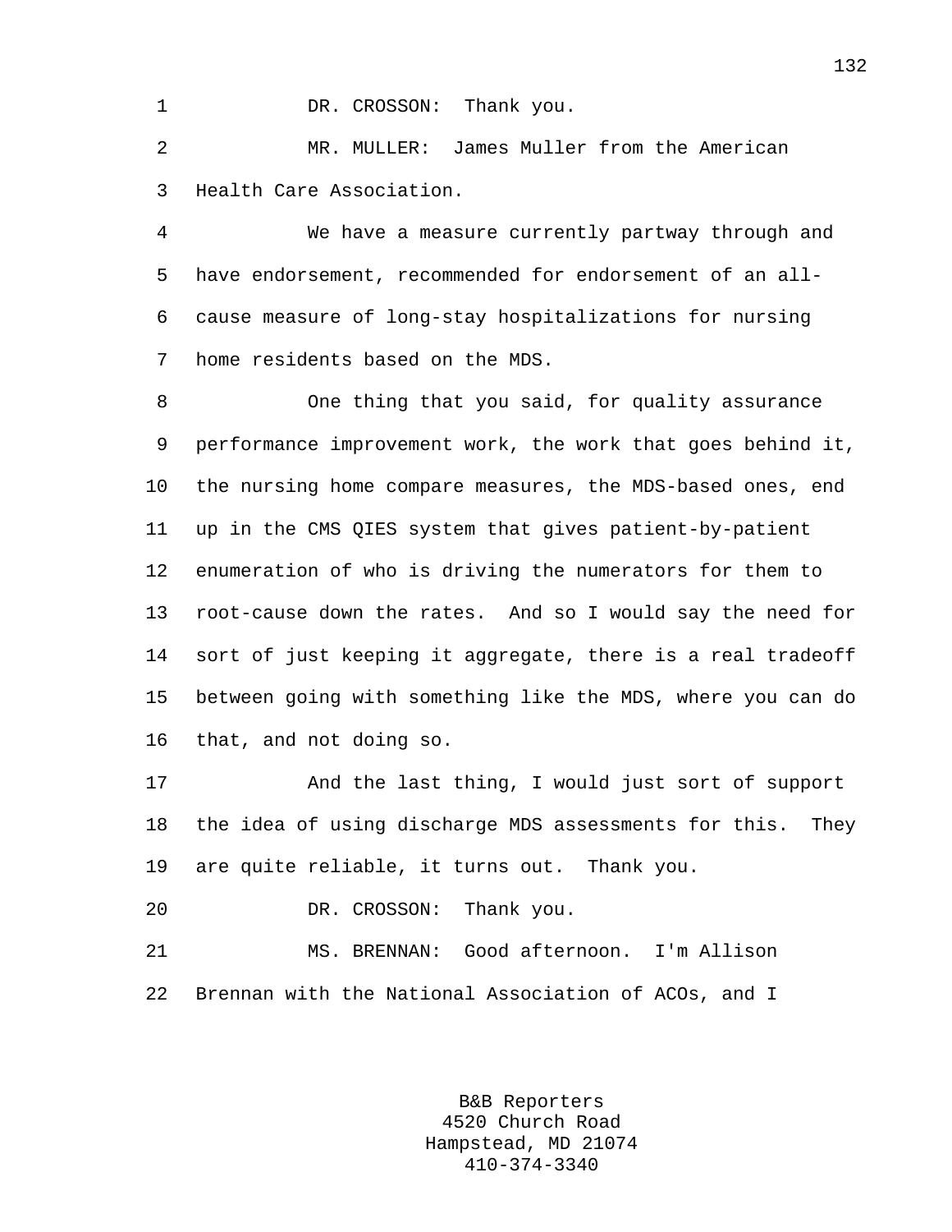DR. CROSSON: Thank you.

MR. MULLER: James Muller from the American Health Care Association.

We have a measure currently partway through and have endorsement, recommended for endorsement of an all-cause measure of long-stay hospitalizations for nursing home residents based on the MDS.

One thing that you said, for quality assurance performance improvement work, the work that goes behind it, the nursing home compare measures, the MDS-based ones, end up in the CMS QIES system that gives patient-by-patient enumeration of who is driving the numerators for them to root-cause down the rates. And so I would say the need for sort of just keeping it aggregate, there is a real tradeoff between going with something like the MDS, where you can do that, and not doing so.

And the last thing, I would just sort of support the idea of using discharge MDS assessments for this. They are quite reliable, it turns out. Thank you.

DR. CROSSON: Thank you.

MS. BRENNAN: Good afternoon. I'm Allison Brennan with the National Association of ACOs, and I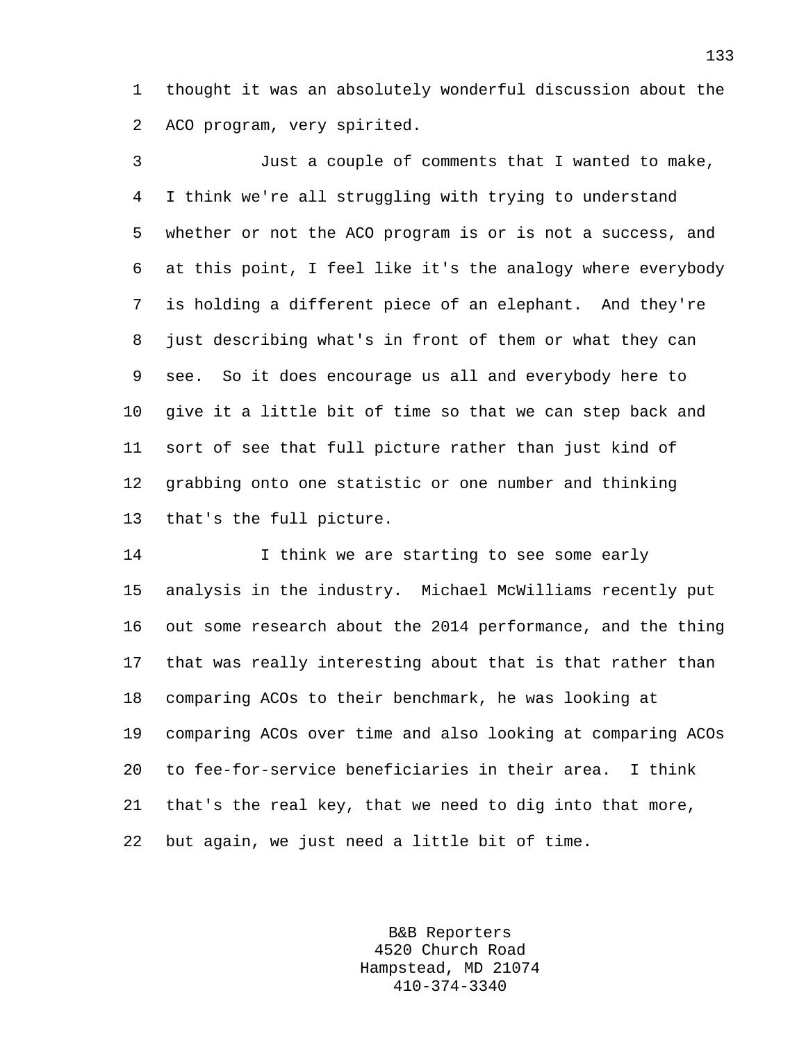thought it was an absolutely wonderful discussion about the ACO program, very spirited.

Just a couple of comments that I wanted to make, I think we're all struggling with trying to understand whether or not the ACO program is or is not a success, and at this point, I feel like it's the analogy where everybody is holding a different piece of an elephant. And they're just describing what's in front of them or what they can see. So it does encourage us all and everybody here to give it a little bit of time so that we can step back and sort of see that full picture rather than just kind of grabbing onto one statistic or one number and thinking that's the full picture.

I think we are starting to see some early analysis in the industry. Michael McWilliams recently put out some research about the 2014 performance, and the thing that was really interesting about that is that rather than comparing ACOs to their benchmark, he was looking at comparing ACOs over time and also looking at comparing ACOs to fee-for-service beneficiaries in their area. I think that's the real key, that we need to dig into that more, but again, we just need a little bit of time.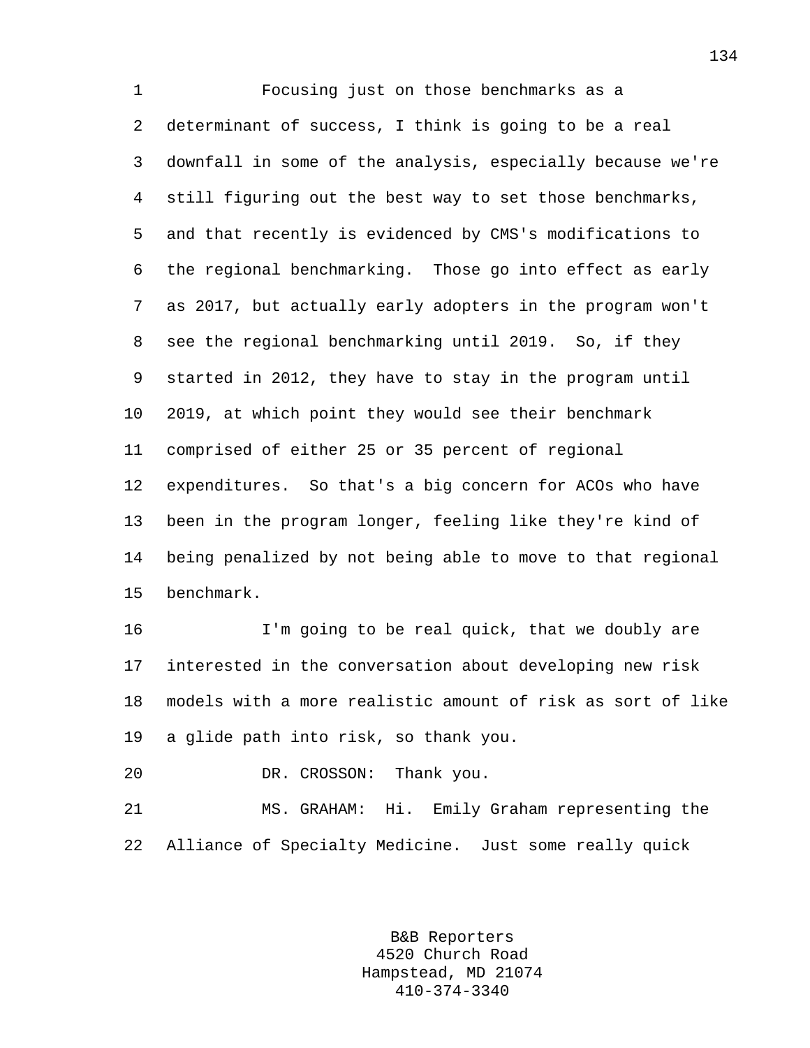Focusing just on those benchmarks as a determinant of success, I think is going to be a real downfall in some of the analysis, especially because we're still figuring out the best way to set those benchmarks, and that recently is evidenced by CMS's modifications to the regional benchmarking. Those go into effect as early as 2017, but actually early adopters in the program won't see the regional benchmarking until 2019. So, if they started in 2012, they have to stay in the program until 2019, at which point they would see their benchmark comprised of either 25 or 35 percent of regional expenditures. So that's a big concern for ACOs who have been in the program longer, feeling like they're kind of being penalized by not being able to move to that regional benchmark.

I'm going to be real quick, that we doubly are interested in the conversation about developing new risk models with a more realistic amount of risk as sort of like a glide path into risk, so thank you.

DR. CROSSON: Thank you.

MS. GRAHAM: Hi. Emily Graham representing the Alliance of Specialty Medicine. Just some really quick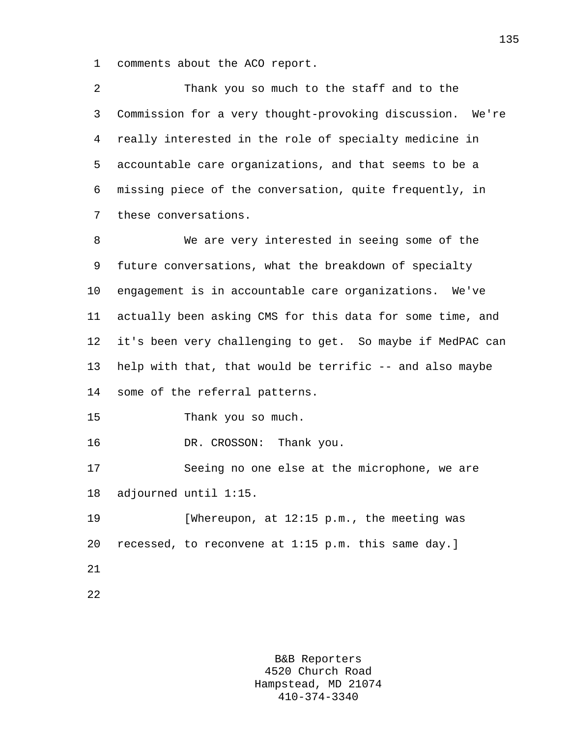comments about the ACO report.

Thank you so much to the staff and to the Commission for a very thought-provoking discussion. We're really interested in the role of specialty medicine in accountable care organizations, and that seems to be a missing piece of the conversation, quite frequently, in these conversations.

We are very interested in seeing some of the future conversations, what the breakdown of specialty engagement is in accountable care organizations. We've actually been asking CMS for this data for some time, and it's been very challenging to get. So maybe if MedPAC can help with that, that would be terrific -- and also maybe some of the referral patterns.

Thank you so much.

DR. CROSSON: Thank you.

Seeing no one else at the microphone, we are adjourned until 1:15.

[Whereupon, at 12:15 p.m., the meeting was recessed, to reconvene at 1:15 p.m. this same day.]

B&B Reporters
4520 Church Road
Hampstead, MD 21074
410-374-3340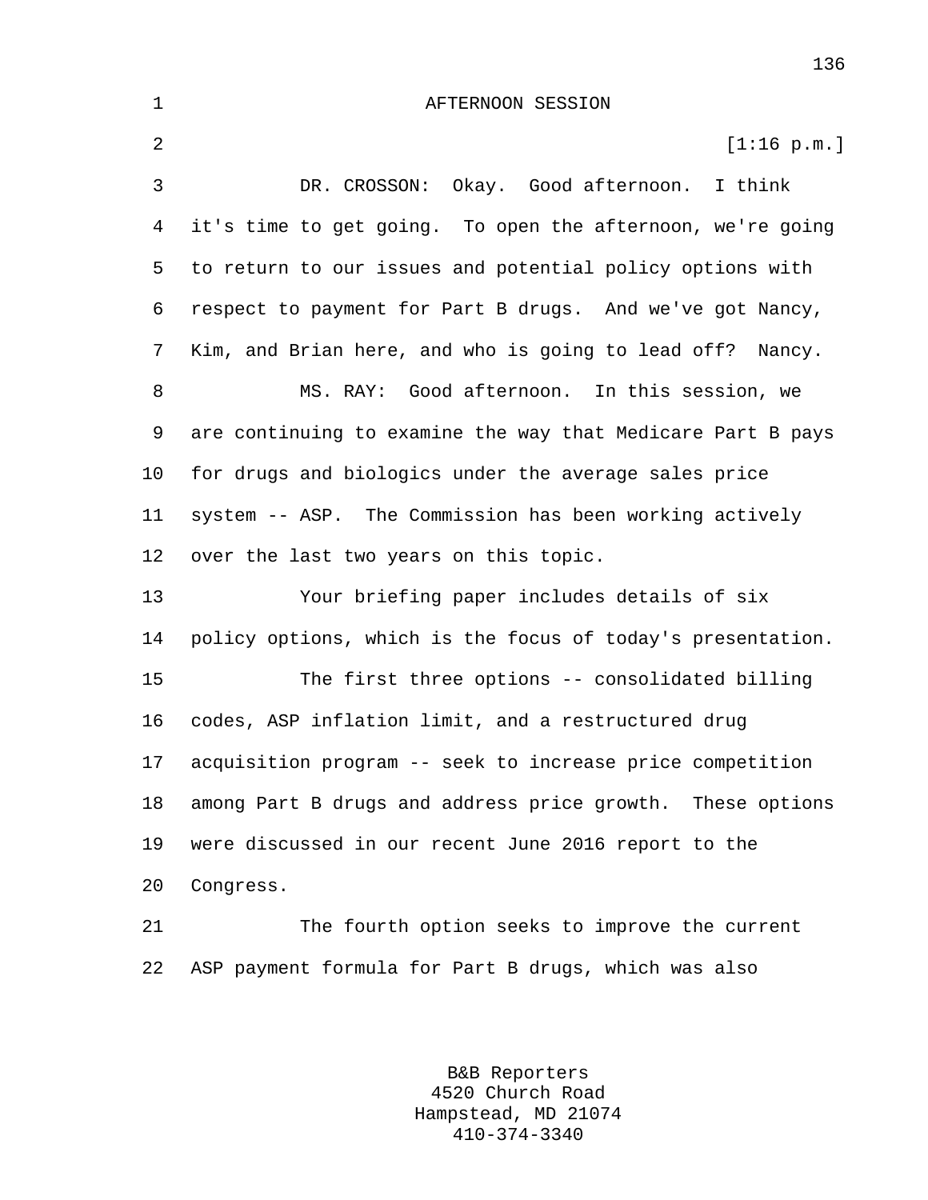AFTERNOON SESSION

[1:16 p.m.]

DR. CROSSON: Okay. Good afternoon. I think it's time to get going. To open the afternoon, we're going to return to our issues and potential policy options with respect to payment for Part B drugs. And we've got Nancy, Kim, and Brian here, and who is going to lead off? Nancy.

MS. RAY: Good afternoon. In this session, we are continuing to examine the way that Medicare Part B pays for drugs and biologics under the average sales price system -- ASP. The Commission has been working actively over the last two years on this topic.

Your briefing paper includes details of six policy options, which is the focus of today's presentation.

The first three options -- consolidated billing codes, ASP inflation limit, and a restructured drug acquisition program -- seek to increase price competition among Part B drugs and address price growth. These options were discussed in our recent June 2016 report to the Congress.

The fourth option seeks to improve the current ASP payment formula for Part B drugs, which was also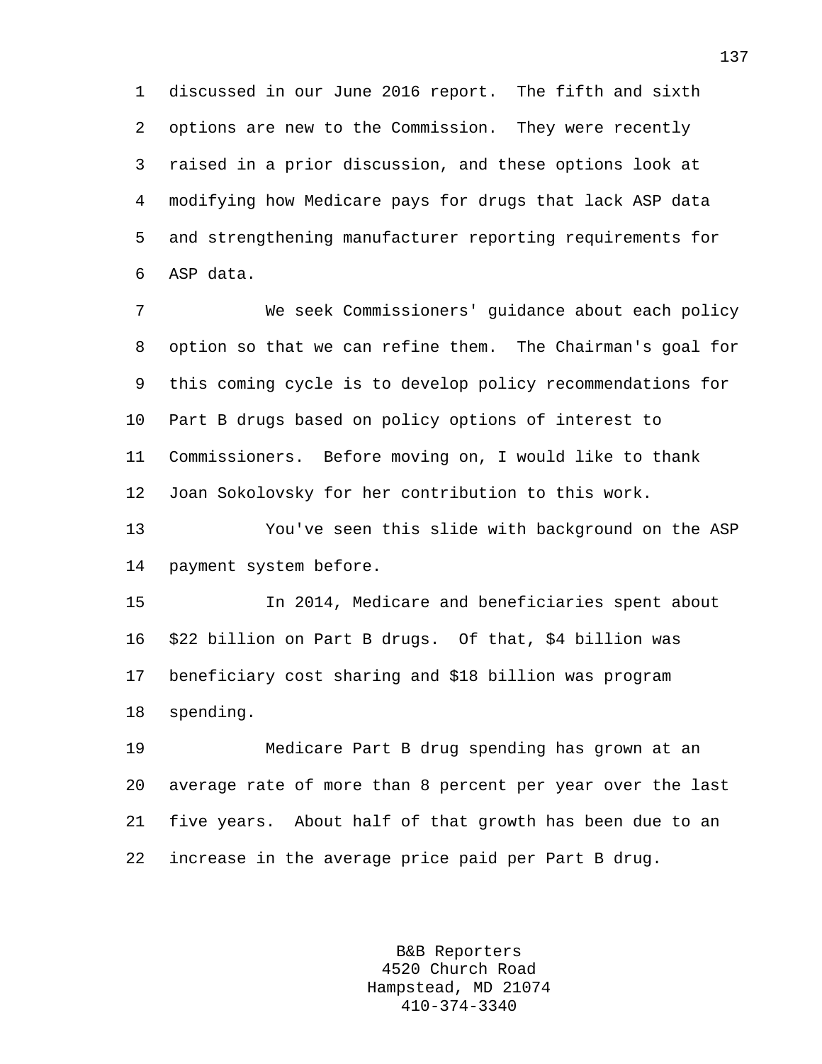discussed in our June 2016 report. The fifth and sixth options are new to the Commission. They were recently raised in a prior discussion, and these options look at modifying how Medicare pays for drugs that lack ASP data and strengthening manufacturer reporting requirements for ASP data.

We seek Commissioners' guidance about each policy option so that we can refine them. The Chairman's goal for this coming cycle is to develop policy recommendations for Part B drugs based on policy options of interest to Commissioners. Before moving on, I would like to thank Joan Sokolovsky for her contribution to this work.

You've seen this slide with background on the ASP payment system before.

In 2014, Medicare and beneficiaries spent about $22 billion on Part B drugs. Of that, $4 billion was beneficiary cost sharing and $18 billion was program spending.

Medicare Part B drug spending has grown at an average rate of more than 8 percent per year over the last five years. About half of that growth has been due to an increase in the average price paid per Part B drug.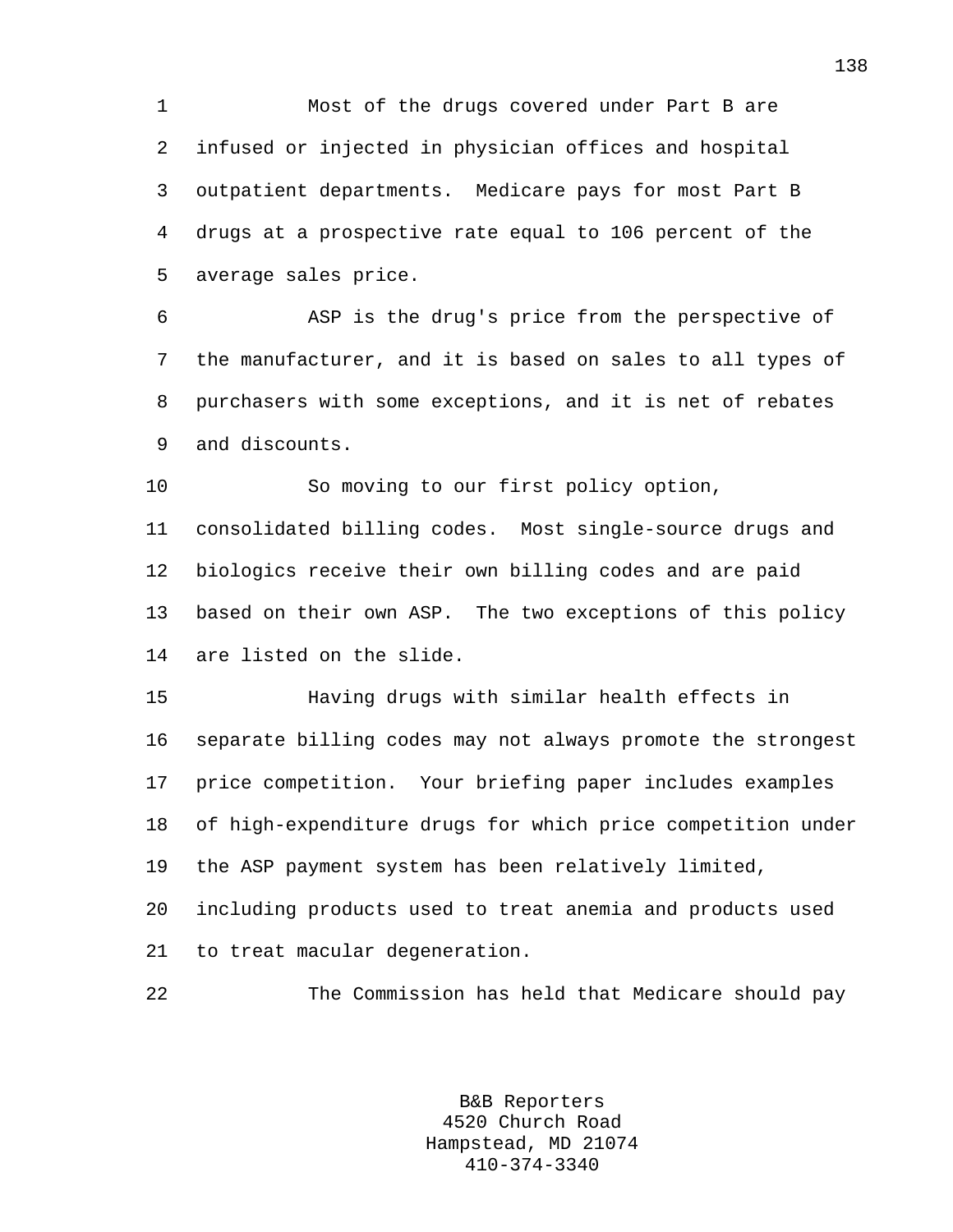Most of the drugs covered under Part B are infused or injected in physician offices and hospital outpatient departments. Medicare pays for most Part B drugs at a prospective rate equal to 106 percent of the average sales price.

ASP is the drug's price from the perspective of the manufacturer, and it is based on sales to all types of purchasers with some exceptions, and it is net of rebates and discounts.

So moving to our first policy option, consolidated billing codes. Most single-source drugs and biologics receive their own billing codes and are paid based on their own ASP. The two exceptions of this policy are listed on the slide.

Having drugs with similar health effects in separate billing codes may not always promote the strongest price competition. Your briefing paper includes examples of high-expenditure drugs for which price competition under the ASP payment system has been relatively limited, including products used to treat anemia and products used to treat macular degeneration.

The Commission has held that Medicare should pay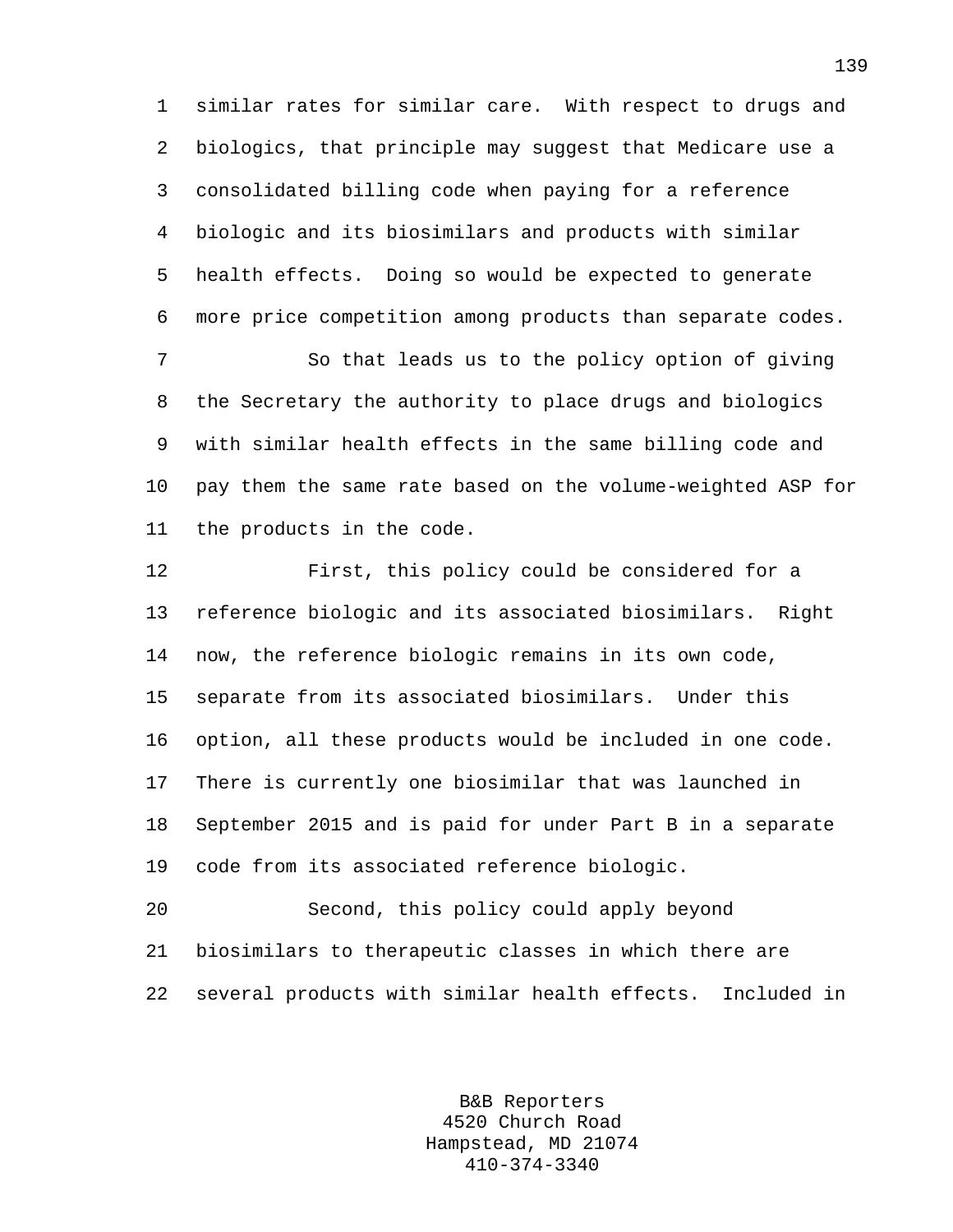similar rates for similar care. With respect to drugs and biologics, that principle may suggest that Medicare use a consolidated billing code when paying for a reference biologic and its biosimilars and products with similar health effects. Doing so would be expected to generate more price competition among products than separate codes.

So that leads us to the policy option of giving the Secretary the authority to place drugs and biologics with similar health effects in the same billing code and pay them the same rate based on the volume-weighted ASP for the products in the code.

First, this policy could be considered for a reference biologic and its associated biosimilars. Right now, the reference biologic remains in its own code, separate from its associated biosimilars. Under this option, all these products would be included in one code. There is currently one biosimilar that was launched in September 2015 and is paid for under Part B in a separate code from its associated reference biologic.

Second, this policy could apply beyond biosimilars to therapeutic classes in which there are several products with similar health effects. Included in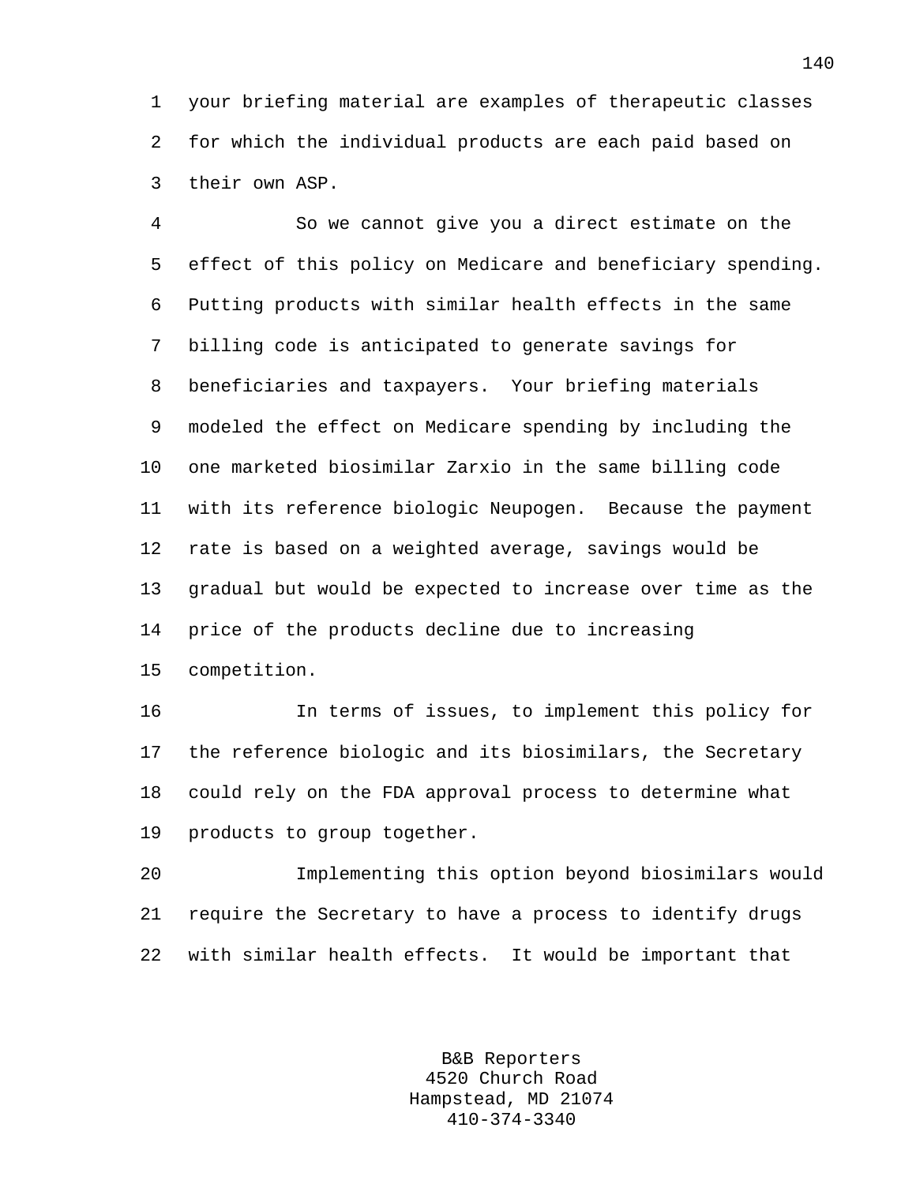your briefing material are examples of therapeutic classes for which the individual products are each paid based on their own ASP.

So we cannot give you a direct estimate on the effect of this policy on Medicare and beneficiary spending. Putting products with similar health effects in the same billing code is anticipated to generate savings for beneficiaries and taxpayers. Your briefing materials modeled the effect on Medicare spending by including the one marketed biosimilar Zarxio in the same billing code with its reference biologic Neupogen. Because the payment rate is based on a weighted average, savings would be gradual but would be expected to increase over time as the price of the products decline due to increasing competition.

In terms of issues, to implement this policy for the reference biologic and its biosimilars, the Secretary could rely on the FDA approval process to determine what products to group together.

Implementing this option beyond biosimilars would require the Secretary to have a process to identify drugs with similar health effects. It would be important that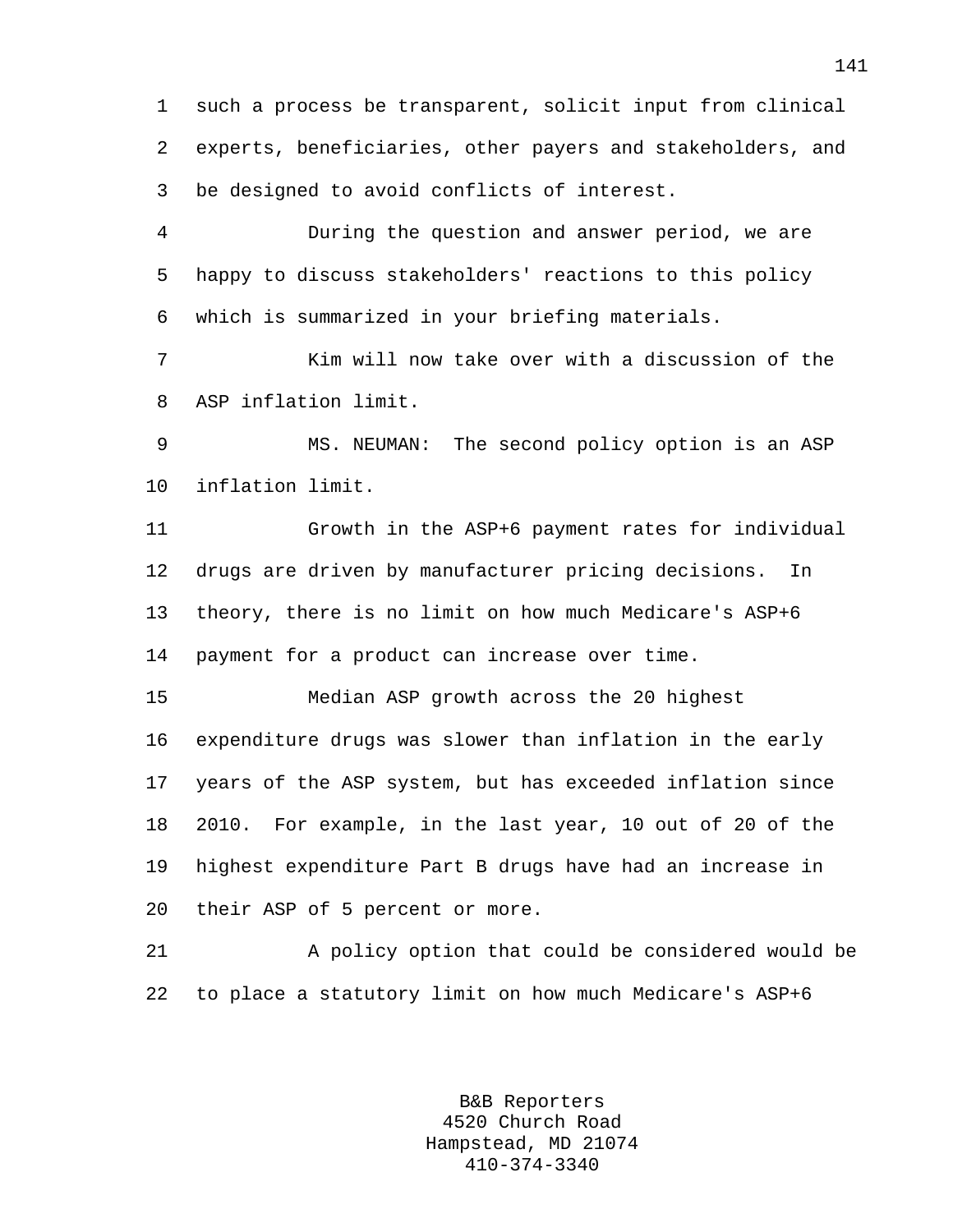such a process be transparent, solicit input from clinical experts, beneficiaries, other payers and stakeholders, and be designed to avoid conflicts of interest.

During the question and answer period, we are happy to discuss stakeholders' reactions to this policy which is summarized in your briefing materials.

Kim will now take over with a discussion of the ASP inflation limit.

MS. NEUMAN: The second policy option is an ASP inflation limit.

Growth in the ASP+6 payment rates for individual drugs are driven by manufacturer pricing decisions. In theory, there is no limit on how much Medicare's ASP+6 payment for a product can increase over time.

Median ASP growth across the 20 highest expenditure drugs was slower than inflation in the early years of the ASP system, but has exceeded inflation since 2010. For example, in the last year, 10 out of 20 of the highest expenditure Part B drugs have had an increase in their ASP of 5 percent or more.

A policy option that could be considered would be to place a statutory limit on how much Medicare's ASP+6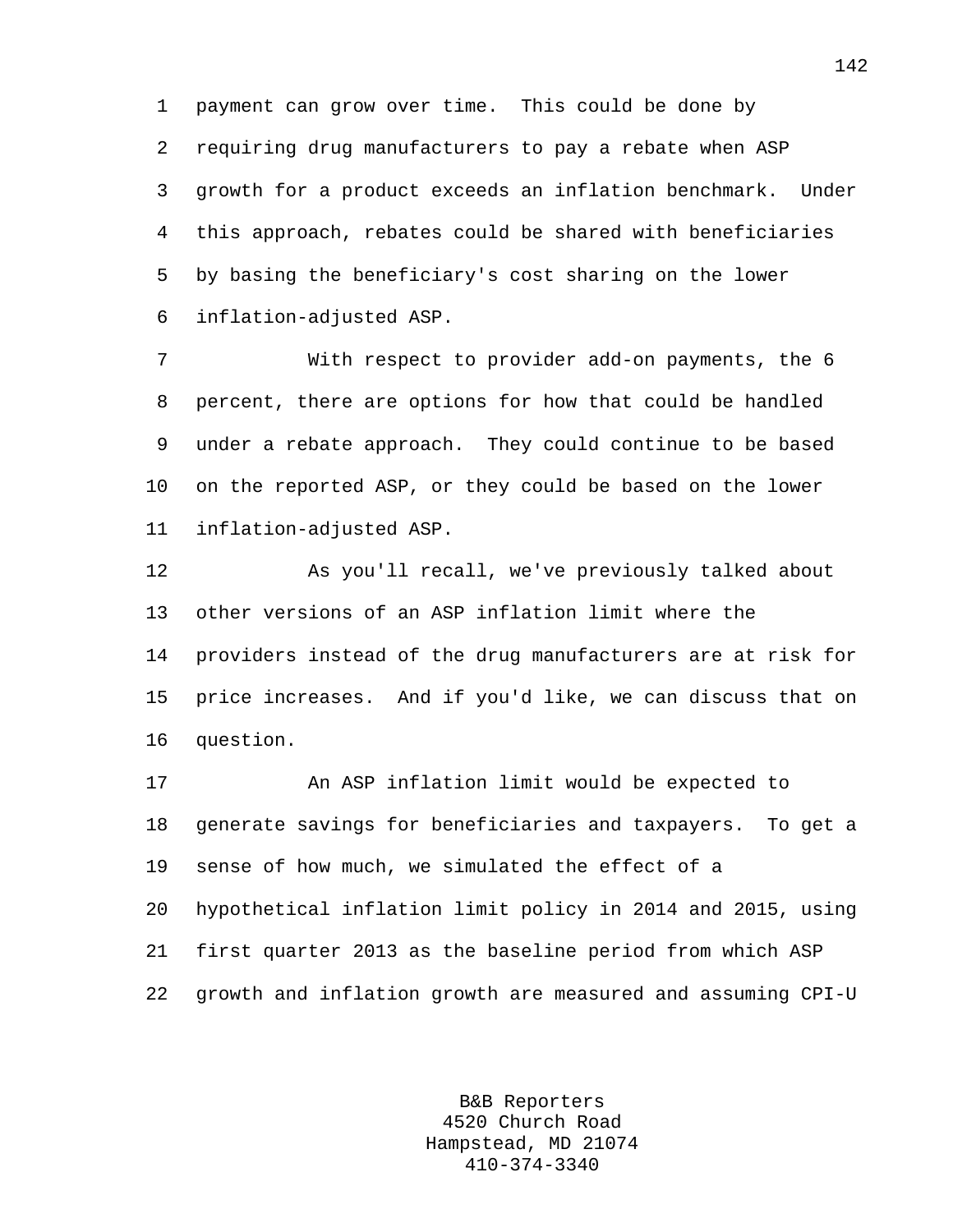payment can grow over time. This could be done by requiring drug manufacturers to pay a rebate when ASP growth for a product exceeds an inflation benchmark. Under this approach, rebates could be shared with beneficiaries by basing the beneficiary's cost sharing on the lower inflation-adjusted ASP.

With respect to provider add-on payments, the 6 percent, there are options for how that could be handled under a rebate approach. They could continue to be based on the reported ASP, or they could be based on the lower inflation-adjusted ASP.

As you'll recall, we've previously talked about other versions of an ASP inflation limit where the providers instead of the drug manufacturers are at risk for price increases. And if you'd like, we can discuss that on question.

An ASP inflation limit would be expected to generate savings for beneficiaries and taxpayers. To get a sense of how much, we simulated the effect of a hypothetical inflation limit policy in 2014 and 2015, using first quarter 2013 as the baseline period from which ASP growth and inflation growth are measured and assuming CPI-U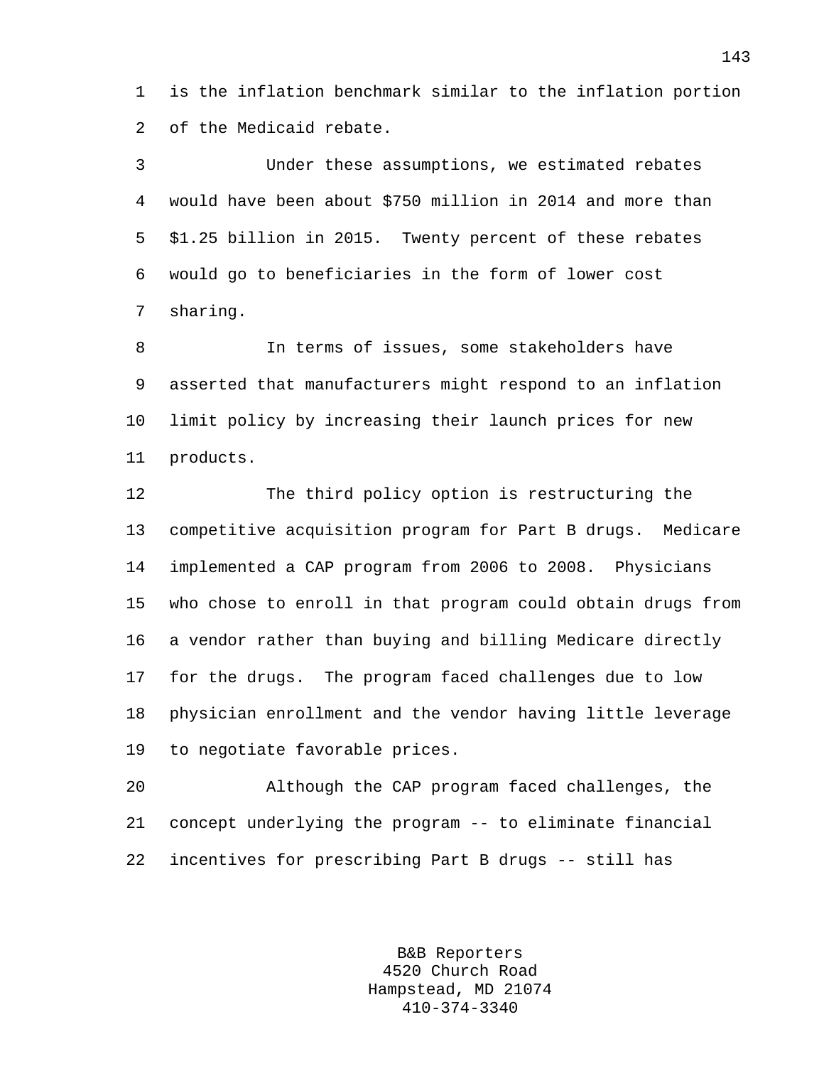is the inflation benchmark similar to the inflation portion of the Medicaid rebate.

Under these assumptions, we estimated rebates would have been about $750 million in 2014 and more than $1.25 billion in 2015. Twenty percent of these rebates would go to beneficiaries in the form of lower cost sharing.

In terms of issues, some stakeholders have asserted that manufacturers might respond to an inflation limit policy by increasing their launch prices for new products.

The third policy option is restructuring the competitive acquisition program for Part B drugs. Medicare implemented a CAP program from 2006 to 2008. Physicians who chose to enroll in that program could obtain drugs from a vendor rather than buying and billing Medicare directly for the drugs. The program faced challenges due to low physician enrollment and the vendor having little leverage to negotiate favorable prices.

Although the CAP program faced challenges, the concept underlying the program -- to eliminate financial incentives for prescribing Part B drugs -- still has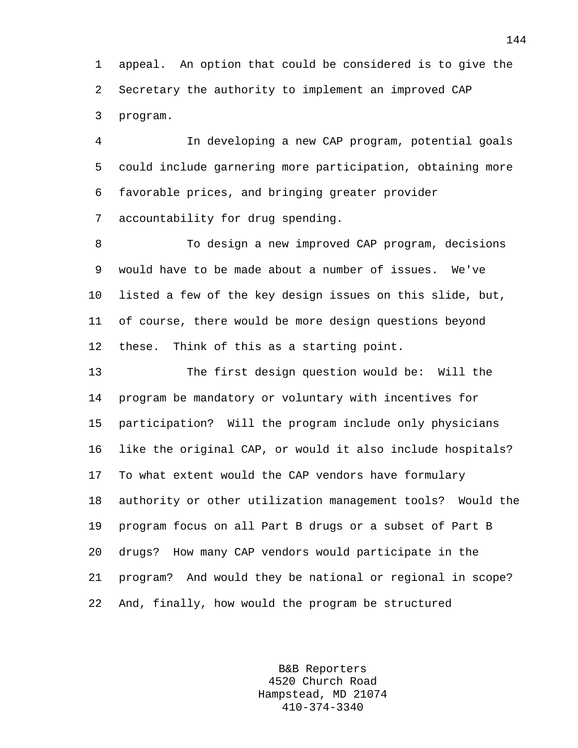appeal. An option that could be considered is to give the Secretary the authority to implement an improved CAP program.

In developing a new CAP program, potential goals could include garnering more participation, obtaining more favorable prices, and bringing greater provider accountability for drug spending.

To design a new improved CAP program, decisions would have to be made about a number of issues. We've listed a few of the key design issues on this slide, but, of course, there would be more design questions beyond these. Think of this as a starting point.

The first design question would be: Will the program be mandatory or voluntary with incentives for participation? Will the program include only physicians like the original CAP, or would it also include hospitals? To what extent would the CAP vendors have formulary authority or other utilization management tools? Would the program focus on all Part B drugs or a subset of Part B drugs? How many CAP vendors would participate in the program? And would they be national or regional in scope? And, finally, how would the program be structured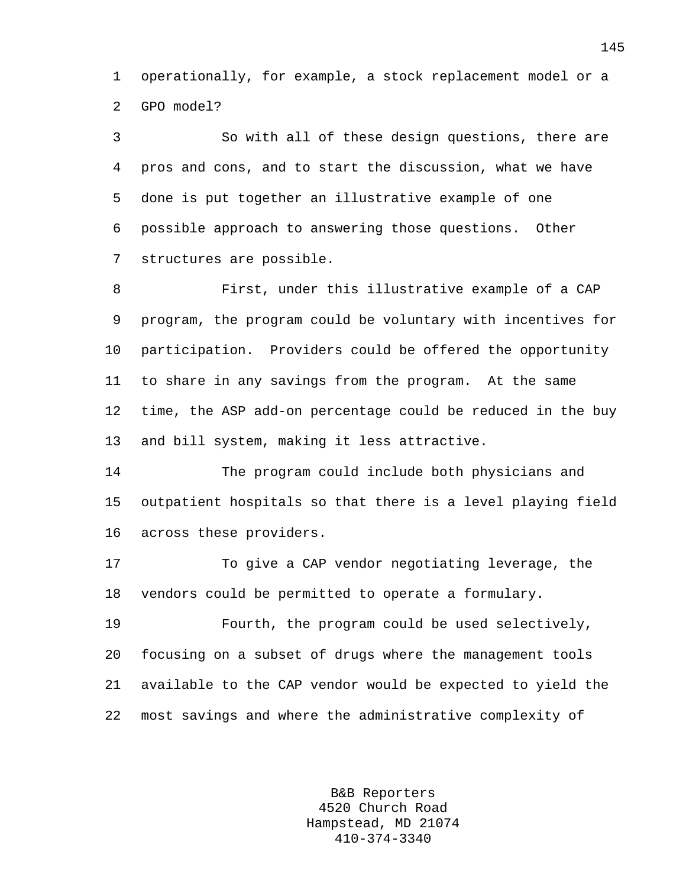operationally, for example, a stock replacement model or a GPO model?

So with all of these design questions, there are pros and cons, and to start the discussion, what we have done is put together an illustrative example of one possible approach to answering those questions. Other structures are possible.

First, under this illustrative example of a CAP program, the program could be voluntary with incentives for participation. Providers could be offered the opportunity to share in any savings from the program. At the same time, the ASP add-on percentage could be reduced in the buy and bill system, making it less attractive.

The program could include both physicians and outpatient hospitals so that there is a level playing field across these providers.

To give a CAP vendor negotiating leverage, the vendors could be permitted to operate a formulary.

Fourth, the program could be used selectively, focusing on a subset of drugs where the management tools available to the CAP vendor would be expected to yield the most savings and where the administrative complexity of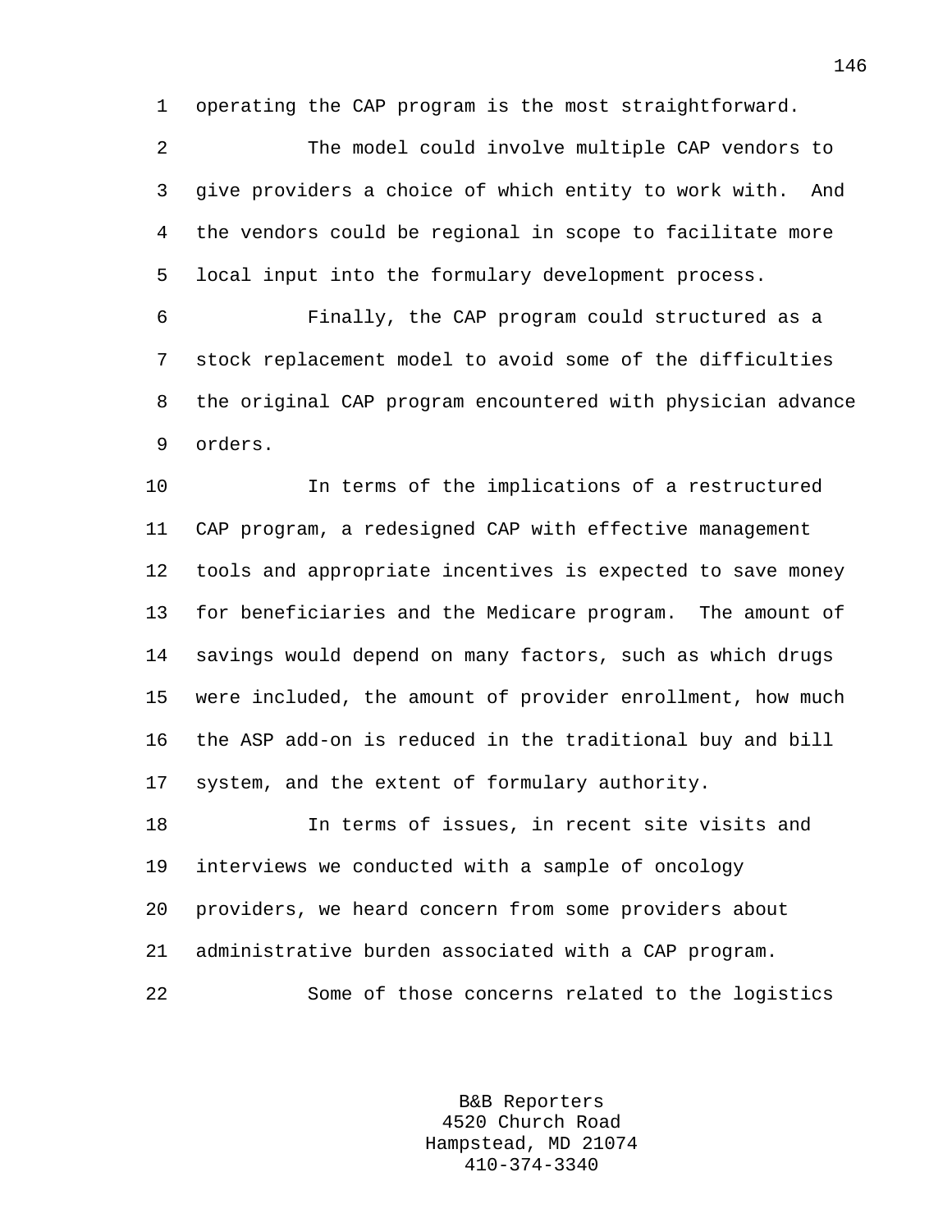operating the CAP program is the most straightforward.

The model could involve multiple CAP vendors to give providers a choice of which entity to work with. And the vendors could be regional in scope to facilitate more local input into the formulary development process.

Finally, the CAP program could structured as a stock replacement model to avoid some of the difficulties the original CAP program encountered with physician advance orders.

In terms of the implications of a restructured CAP program, a redesigned CAP with effective management tools and appropriate incentives is expected to save money for beneficiaries and the Medicare program. The amount of savings would depend on many factors, such as which drugs were included, the amount of provider enrollment, how much the ASP add-on is reduced in the traditional buy and bill system, and the extent of formulary authority.

In terms of issues, in recent site visits and interviews we conducted with a sample of oncology providers, we heard concern from some providers about administrative burden associated with a CAP program.

Some of those concerns related to the logistics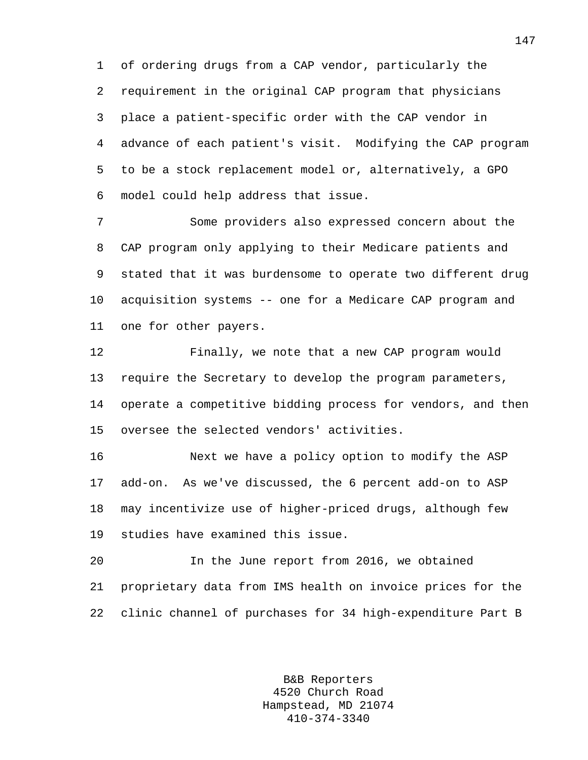of ordering drugs from a CAP vendor, particularly the requirement in the original CAP program that physicians place a patient-specific order with the CAP vendor in advance of each patient's visit. Modifying the CAP program to be a stock replacement model or, alternatively, a GPO model could help address that issue.

Some providers also expressed concern about the CAP program only applying to their Medicare patients and stated that it was burdensome to operate two different drug acquisition systems -- one for a Medicare CAP program and one for other payers.

Finally, we note that a new CAP program would require the Secretary to develop the program parameters, operate a competitive bidding process for vendors, and then oversee the selected vendors' activities.

Next we have a policy option to modify the ASP add-on. As we've discussed, the 6 percent add-on to ASP may incentivize use of higher-priced drugs, although few studies have examined this issue.

In the June report from 2016, we obtained proprietary data from IMS health on invoice prices for the clinic channel of purchases for 34 high-expenditure Part B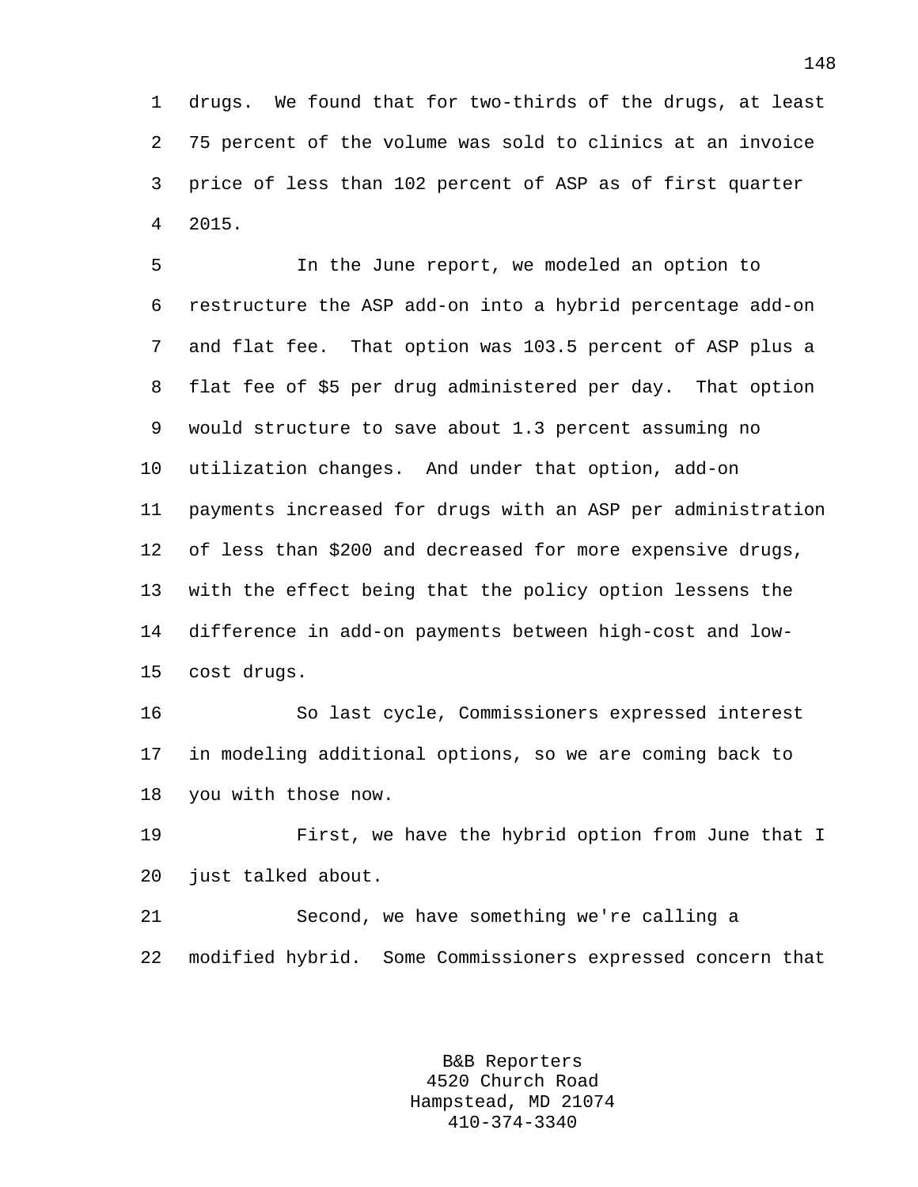drugs. We found that for two-thirds of the drugs, at least 75 percent of the volume was sold to clinics at an invoice price of less than 102 percent of ASP as of first quarter 2015.

In the June report, we modeled an option to restructure the ASP add-on into a hybrid percentage add-on and flat fee. That option was 103.5 percent of ASP plus a flat fee of $5 per drug administered per day. That option would structure to save about 1.3 percent assuming no utilization changes. And under that option, add-on payments increased for drugs with an ASP per administration of less than $200 and decreased for more expensive drugs, with the effect being that the policy option lessens the difference in add-on payments between high-cost and low-cost drugs.

So last cycle, Commissioners expressed interest in modeling additional options, so we are coming back to you with those now.

First, we have the hybrid option from June that I just talked about.

Second, we have something we're calling a modified hybrid. Some Commissioners expressed concern that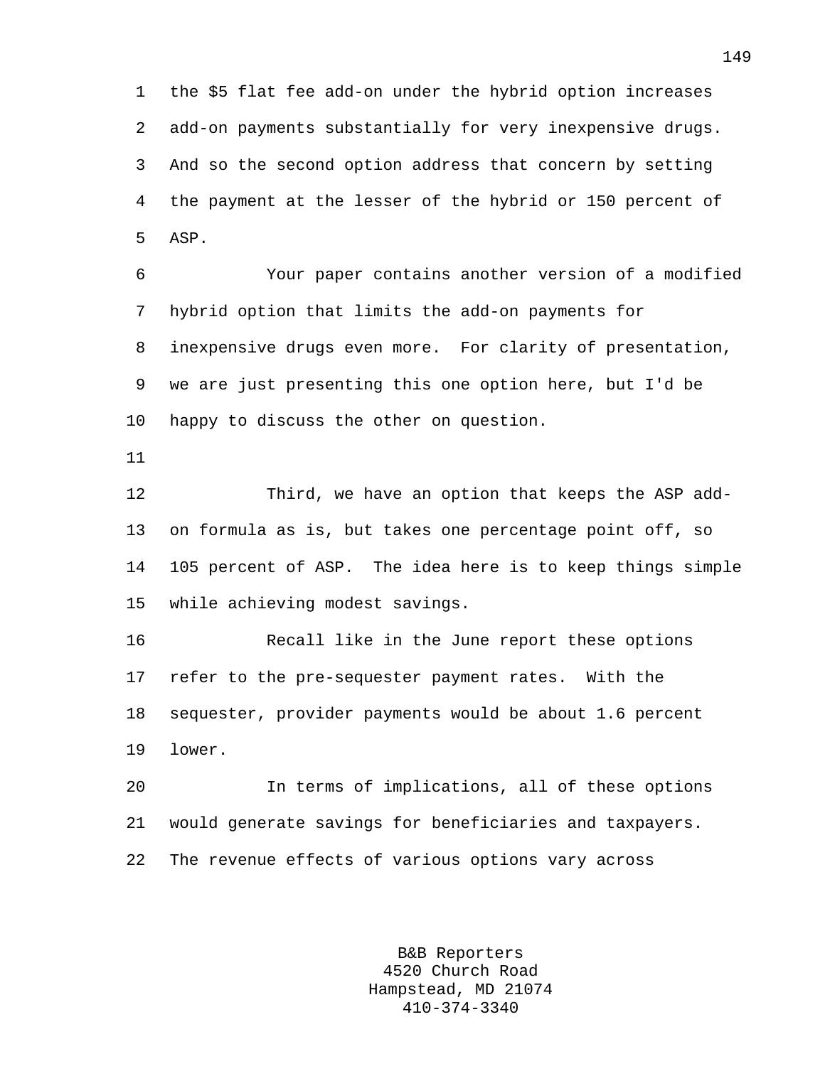the $5 flat fee add-on under the hybrid option increases add-on payments substantially for very inexpensive drugs. And so the second option address that concern by setting the payment at the lesser of the hybrid or 150 percent of ASP.

Your paper contains another version of a modified hybrid option that limits the add-on payments for inexpensive drugs even more. For clarity of presentation, we are just presenting this one option here, but I'd be happy to discuss the other on question.

Third, we have an option that keeps the ASP add-on formula as is, but takes one percentage point off, so 105 percent of ASP. The idea here is to keep things simple while achieving modest savings.

Recall like in the June report these options refer to the pre-sequester payment rates. With the sequester, provider payments would be about 1.6 percent lower.

In terms of implications, all of these options would generate savings for beneficiaries and taxpayers. The revenue effects of various options vary across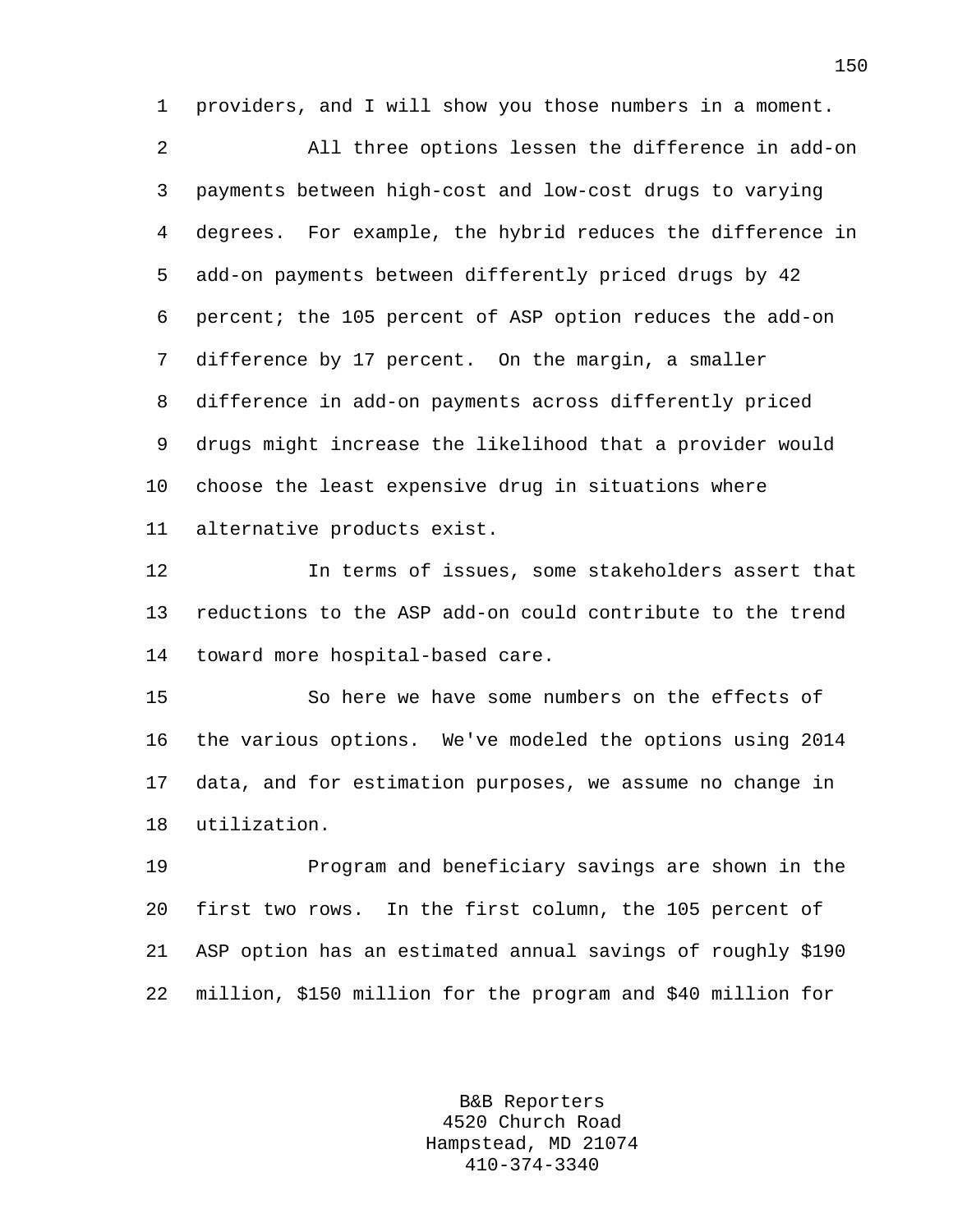providers, and I will show you those numbers in a moment.

All three options lessen the difference in add-on payments between high-cost and low-cost drugs to varying degrees. For example, the hybrid reduces the difference in add-on payments between differently priced drugs by 42 percent; the 105 percent of ASP option reduces the add-on difference by 17 percent. On the margin, a smaller difference in add-on payments across differently priced drugs might increase the likelihood that a provider would choose the least expensive drug in situations where alternative products exist.

In terms of issues, some stakeholders assert that reductions to the ASP add-on could contribute to the trend toward more hospital-based care.

So here we have some numbers on the effects of the various options. We've modeled the options using 2014 data, and for estimation purposes, we assume no change in utilization.

Program and beneficiary savings are shown in the first two rows. In the first column, the 105 percent of ASP option has an estimated annual savings of roughly $190 million, $150 million for the program and $40 million for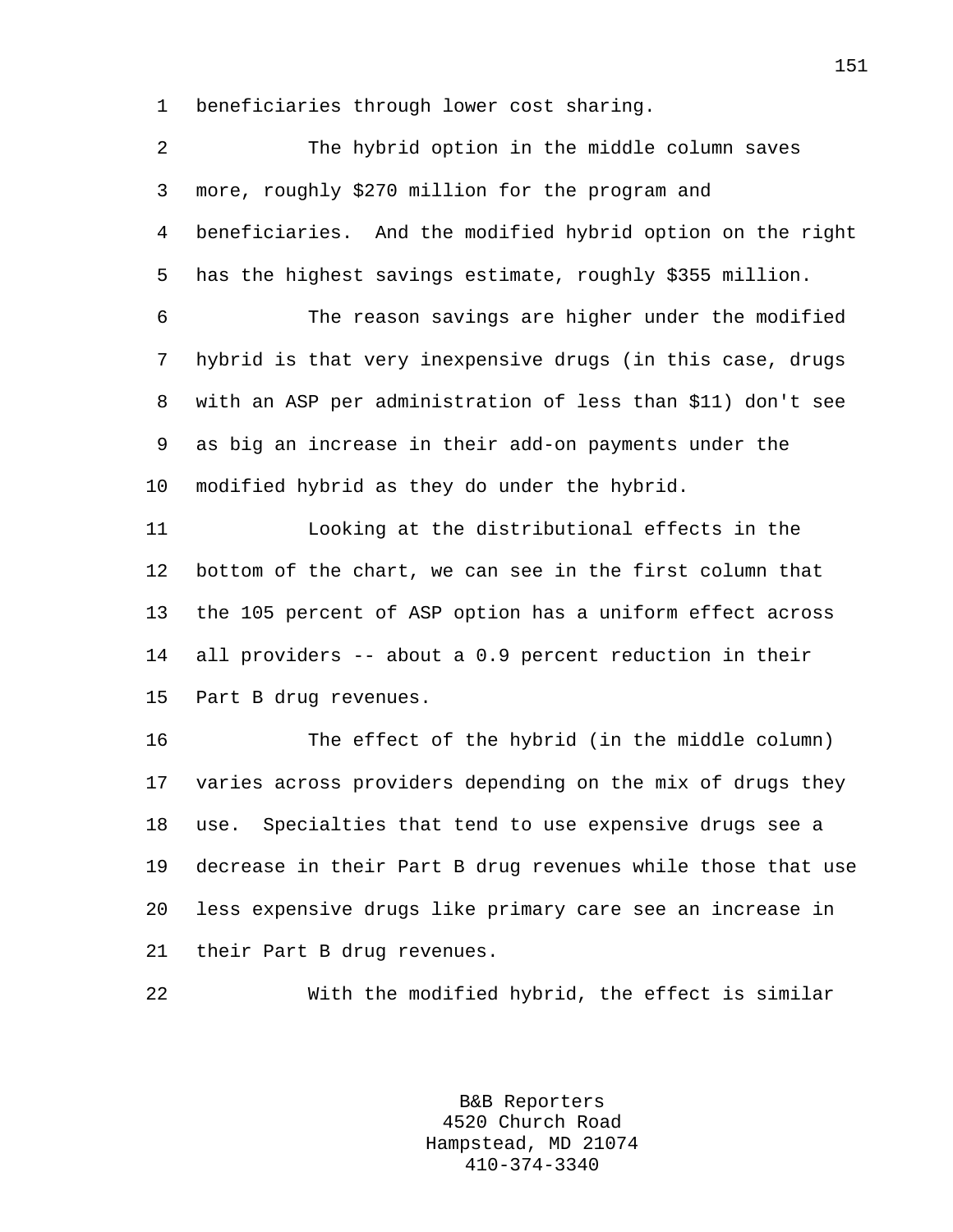beneficiaries through lower cost sharing.

The hybrid option in the middle column saves more, roughly $270 million for the program and beneficiaries. And the modified hybrid option on the right has the highest savings estimate, roughly $355 million.

The reason savings are higher under the modified hybrid is that very inexpensive drugs (in this case, drugs with an ASP per administration of less than $11) don't see as big an increase in their add-on payments under the modified hybrid as they do under the hybrid.

Looking at the distributional effects in the bottom of the chart, we can see in the first column that the 105 percent of ASP option has a uniform effect across all providers -- about a 0.9 percent reduction in their Part B drug revenues.

The effect of the hybrid (in the middle column) varies across providers depending on the mix of drugs they use. Specialties that tend to use expensive drugs see a decrease in their Part B drug revenues while those that use less expensive drugs like primary care see an increase in their Part B drug revenues.

With the modified hybrid, the effect is similar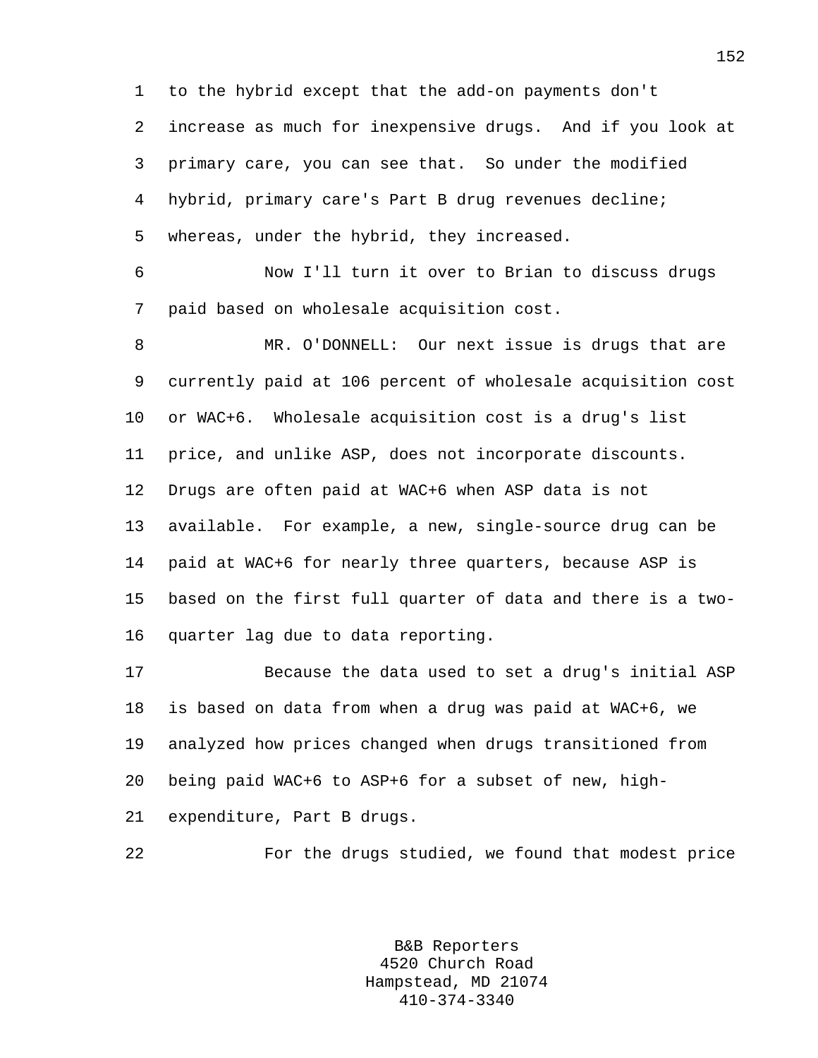to the hybrid except that the add-on payments don't increase as much for inexpensive drugs. And if you look at primary care, you can see that. So under the modified hybrid, primary care's Part B drug revenues decline; whereas, under the hybrid, they increased.

Now I'll turn it over to Brian to discuss drugs paid based on wholesale acquisition cost.

MR. O'DONNELL: Our next issue is drugs that are currently paid at 106 percent of wholesale acquisition cost or WAC+6. Wholesale acquisition cost is a drug's list price, and unlike ASP, does not incorporate discounts. Drugs are often paid at WAC+6 when ASP data is not available. For example, a new, single-source drug can be paid at WAC+6 for nearly three quarters, because ASP is based on the first full quarter of data and there is a two-quarter lag due to data reporting.

Because the data used to set a drug's initial ASP is based on data from when a drug was paid at WAC+6, we analyzed how prices changed when drugs transitioned from being paid WAC+6 to ASP+6 for a subset of new, high-expenditure, Part B drugs.

For the drugs studied, we found that modest price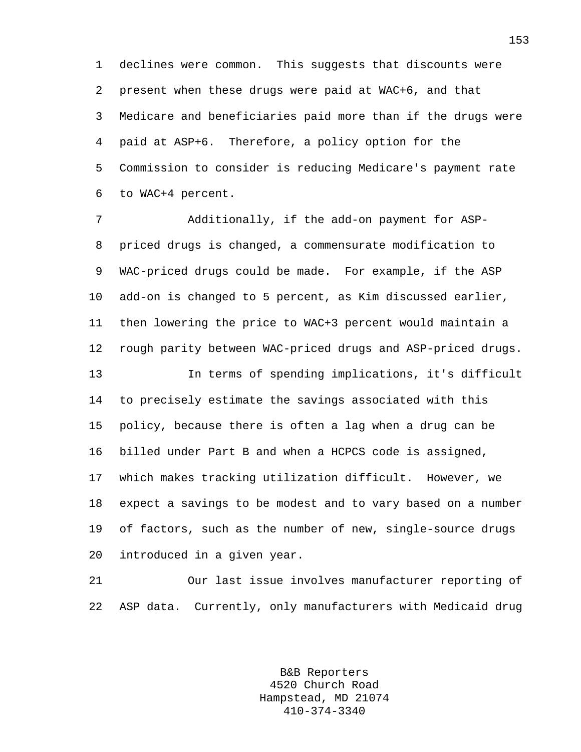declines were common. This suggests that discounts were present when these drugs were paid at WAC+6, and that Medicare and beneficiaries paid more than if the drugs were paid at ASP+6. Therefore, a policy option for the Commission to consider is reducing Medicare's payment rate to WAC+4 percent.

Additionally, if the add-on payment for ASP-priced drugs is changed, a commensurate modification to WAC-priced drugs could be made. For example, if the ASP add-on is changed to 5 percent, as Kim discussed earlier, then lowering the price to WAC+3 percent would maintain a rough parity between WAC-priced drugs and ASP-priced drugs.

In terms of spending implications, it's difficult to precisely estimate the savings associated with this policy, because there is often a lag when a drug can be billed under Part B and when a HCPCS code is assigned, which makes tracking utilization difficult. However, we expect a savings to be modest and to vary based on a number of factors, such as the number of new, single-source drugs introduced in a given year.

Our last issue involves manufacturer reporting of ASP data. Currently, only manufacturers with Medicaid drug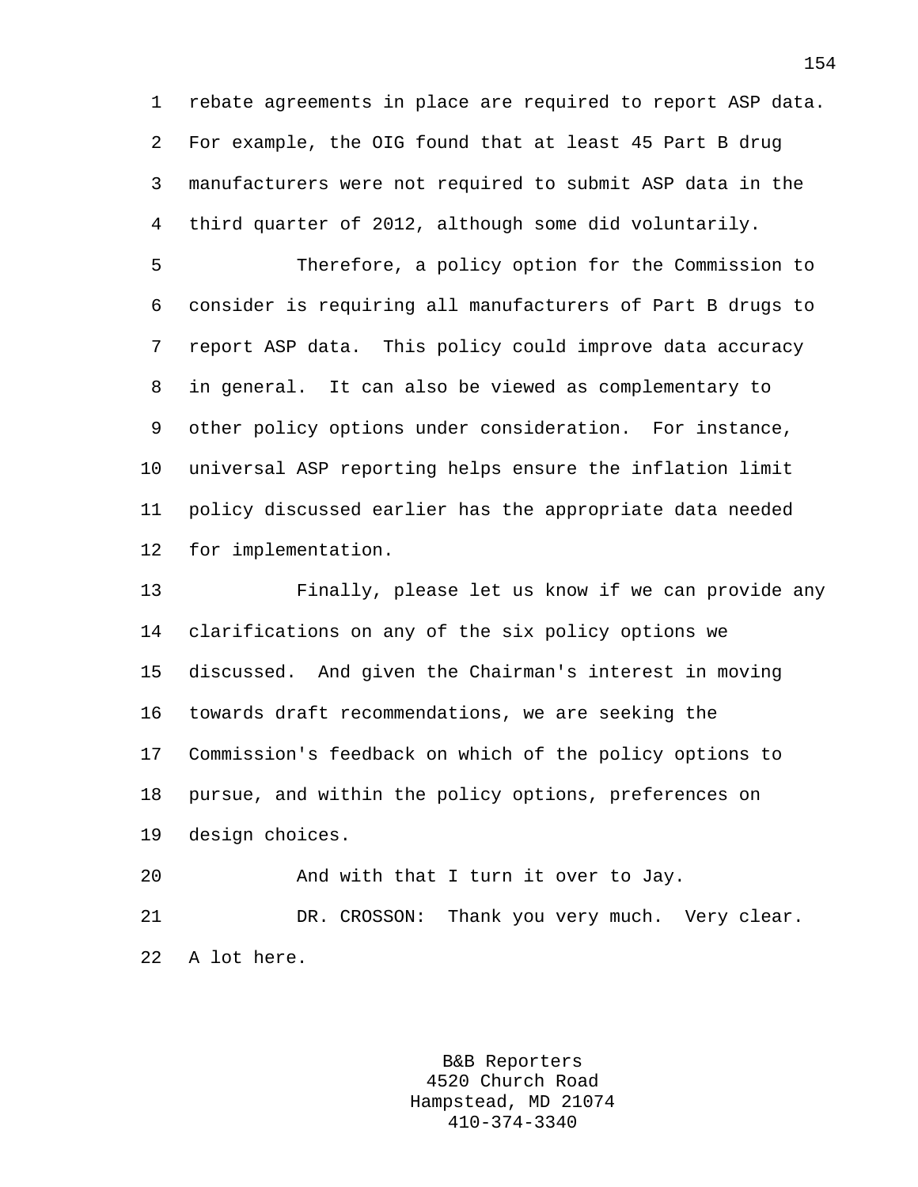rebate agreements in place are required to report ASP data. For example, the OIG found that at least 45 Part B drug manufacturers were not required to submit ASP data in the third quarter of 2012, although some did voluntarily.

Therefore, a policy option for the Commission to consider is requiring all manufacturers of Part B drugs to report ASP data. This policy could improve data accuracy in general. It can also be viewed as complementary to other policy options under consideration. For instance, universal ASP reporting helps ensure the inflation limit policy discussed earlier has the appropriate data needed for implementation.

Finally, please let us know if we can provide any clarifications on any of the six policy options we discussed. And given the Chairman's interest in moving towards draft recommendations, we are seeking the Commission's feedback on which of the policy options to pursue, and within the policy options, preferences on design choices.

And with that I turn it over to Jay.

DR. CROSSON: Thank you very much. Very clear. A lot here.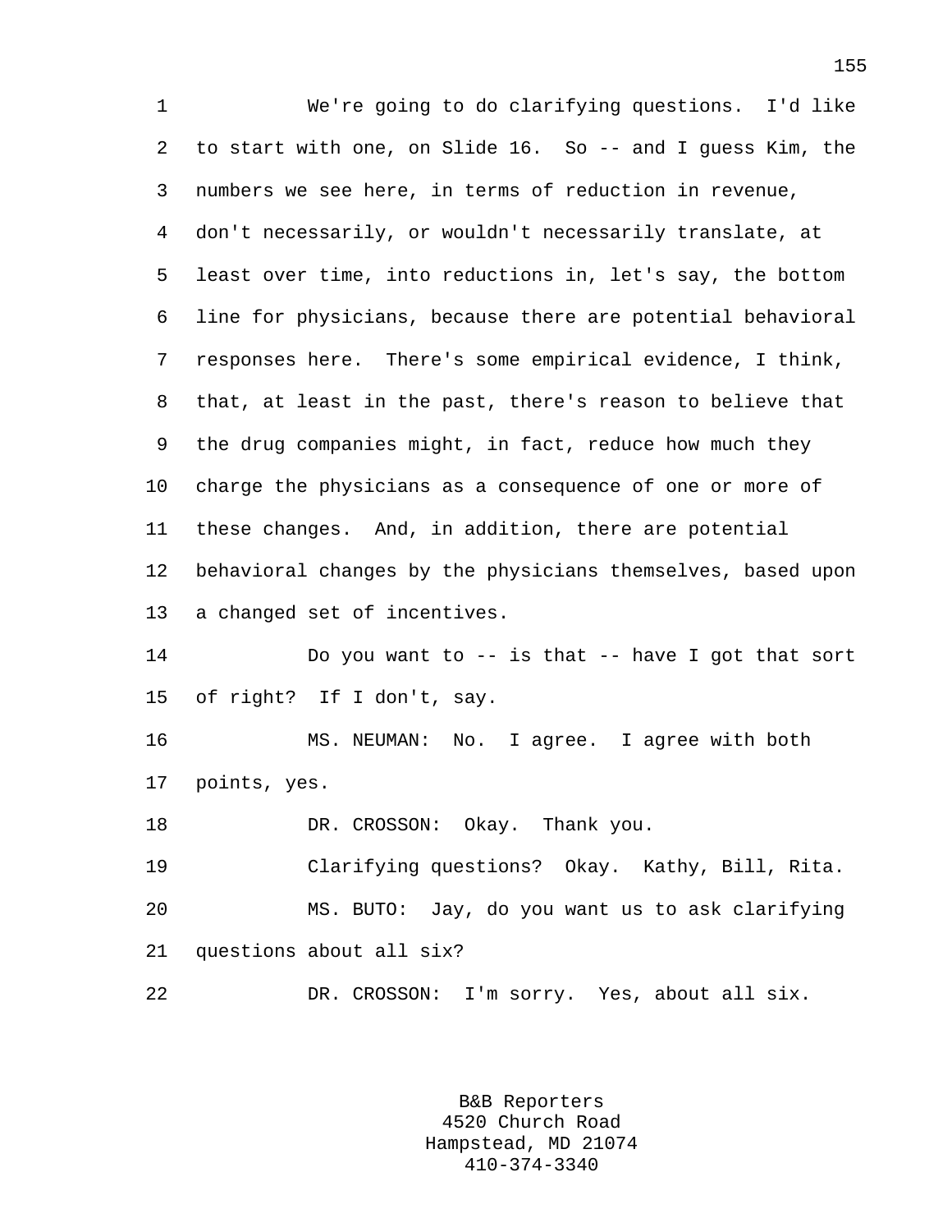We're going to do clarifying questions. I'd like to start with one, on Slide 16. So -- and I guess Kim, the numbers we see here, in terms of reduction in revenue, don't necessarily, or wouldn't necessarily translate, at least over time, into reductions in, let's say, the bottom line for physicians, because there are potential behavioral responses here. There's some empirical evidence, I think, that, at least in the past, there's reason to believe that the drug companies might, in fact, reduce how much they charge the physicians as a consequence of one or more of these changes. And, in addition, there are potential behavioral changes by the physicians themselves, based upon a changed set of incentives.

Do you want to -- is that -- have I got that sort of right? If I don't, say.

MS. NEUMAN: No. I agree. I agree with both points, yes.

DR. CROSSON: Okay. Thank you.

Clarifying questions? Okay. Kathy, Bill, Rita.

MS. BUTO: Jay, do you want us to ask clarifying questions about all six?

DR. CROSSON: I'm sorry. Yes, about all six.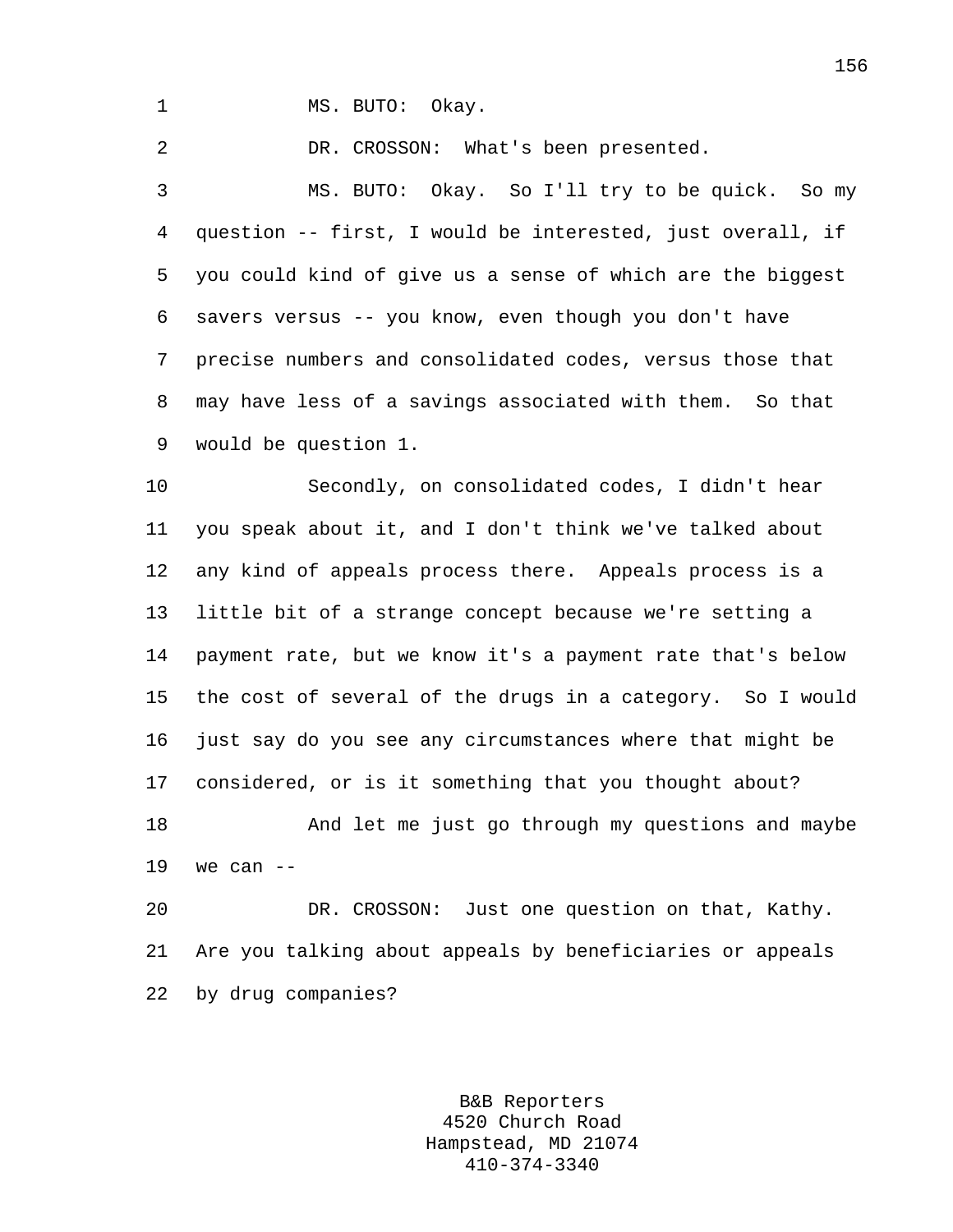MS. BUTO: Okay.

DR. CROSSON: What's been presented.

MS. BUTO: Okay. So I'll try to be quick. So my question -- first, I would be interested, just overall, if you could kind of give us a sense of which are the biggest savers versus -- you know, even though you don't have precise numbers and consolidated codes, versus those that may have less of a savings associated with them. So that would be question 1.

Secondly, on consolidated codes, I didn't hear you speak about it, and I don't think we've talked about any kind of appeals process there. Appeals process is a little bit of a strange concept because we're setting a payment rate, but we know it's a payment rate that's below the cost of several of the drugs in a category. So I would just say do you see any circumstances where that might be considered, or is it something that you thought about?

And let me just go through my questions and maybe we can --

DR. CROSSON: Just one question on that, Kathy. Are you talking about appeals by beneficiaries or appeals by drug companies?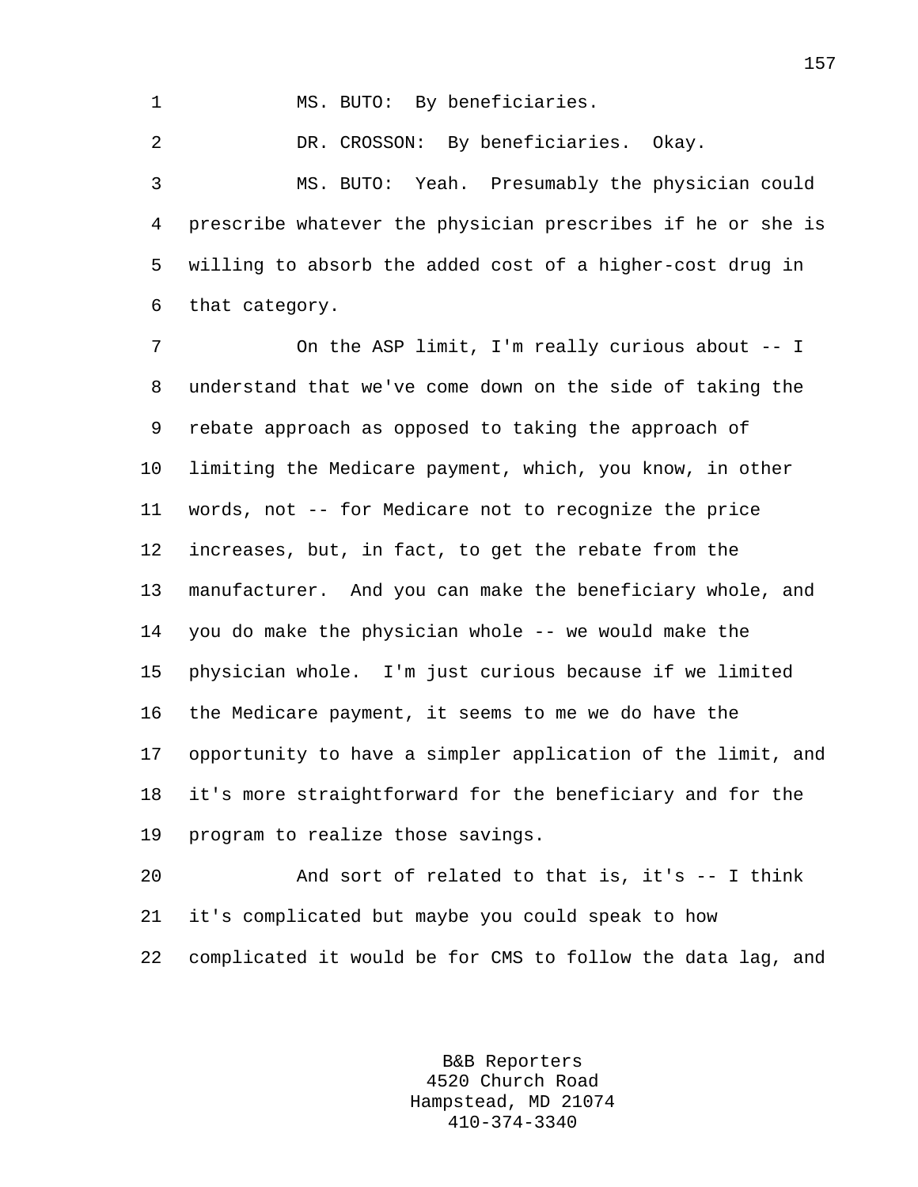MS. BUTO: By beneficiaries.

DR. CROSSON: By beneficiaries. Okay.

MS. BUTO: Yeah. Presumably the physician could prescribe whatever the physician prescribes if he or she is willing to absorb the added cost of a higher-cost drug in that category.

On the ASP limit, I'm really curious about -- I understand that we've come down on the side of taking the rebate approach as opposed to taking the approach of limiting the Medicare payment, which, you know, in other words, not -- for Medicare not to recognize the price increases, but, in fact, to get the rebate from the manufacturer. And you can make the beneficiary whole, and you do make the physician whole -- we would make the physician whole. I'm just curious because if we limited the Medicare payment, it seems to me we do have the opportunity to have a simpler application of the limit, and it's more straightforward for the beneficiary and for the program to realize those savings.

And sort of related to that is, it's -- I think it's complicated but maybe you could speak to how complicated it would be for CMS to follow the data lag, and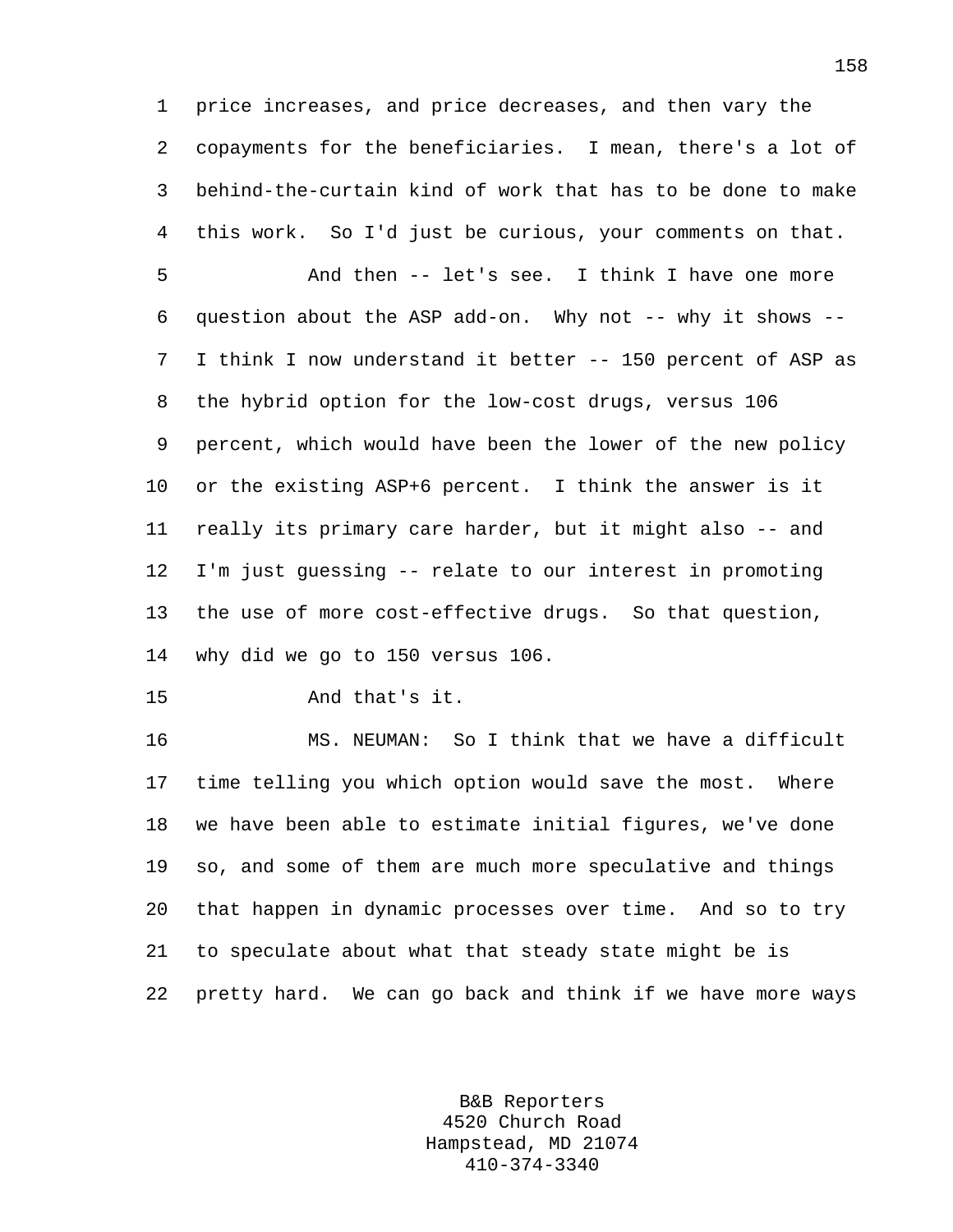price increases, and price decreases, and then vary the copayments for the beneficiaries. I mean, there's a lot of behind-the-curtain kind of work that has to be done to make this work. So I'd just be curious, your comments on that.

And then -- let's see. I think I have one more question about the ASP add-on. Why not -- why it shows -- I think I now understand it better -- 150 percent of ASP as the hybrid option for the low-cost drugs, versus 106 percent, which would have been the lower of the new policy or the existing ASP+6 percent. I think the answer is it really its primary care harder, but it might also -- and I'm just guessing -- relate to our interest in promoting the use of more cost-effective drugs. So that question, why did we go to 150 versus 106.

And that's it.

MS. NEUMAN: So I think that we have a difficult time telling you which option would save the most. Where we have been able to estimate initial figures, we've done so, and some of them are much more speculative and things that happen in dynamic processes over time. And so to try to speculate about what that steady state might be is pretty hard. We can go back and think if we have more ways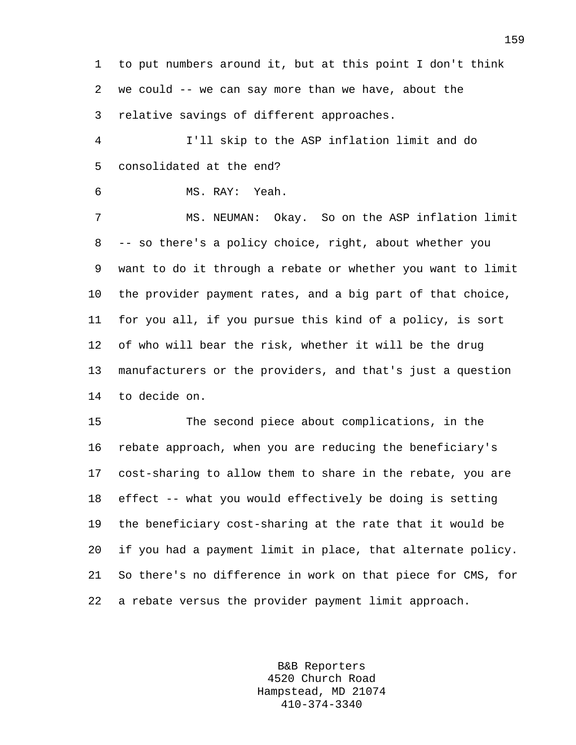to put numbers around it, but at this point I don't think we could -- we can say more than we have, about the relative savings of different approaches.

I'll skip to the ASP inflation limit and do consolidated at the end?

MS. RAY: Yeah.

MS. NEUMAN: Okay. So on the ASP inflation limit -- so there's a policy choice, right, about whether you want to do it through a rebate or whether you want to limit the provider payment rates, and a big part of that choice, for you all, if you pursue this kind of a policy, is sort of who will bear the risk, whether it will be the drug manufacturers or the providers, and that's just a question to decide on.

The second piece about complications, in the rebate approach, when you are reducing the beneficiary's cost-sharing to allow them to share in the rebate, you are effect -- what you would effectively be doing is setting the beneficiary cost-sharing at the rate that it would be if you had a payment limit in place, that alternate policy. So there's no difference in work on that piece for CMS, for a rebate versus the provider payment limit approach.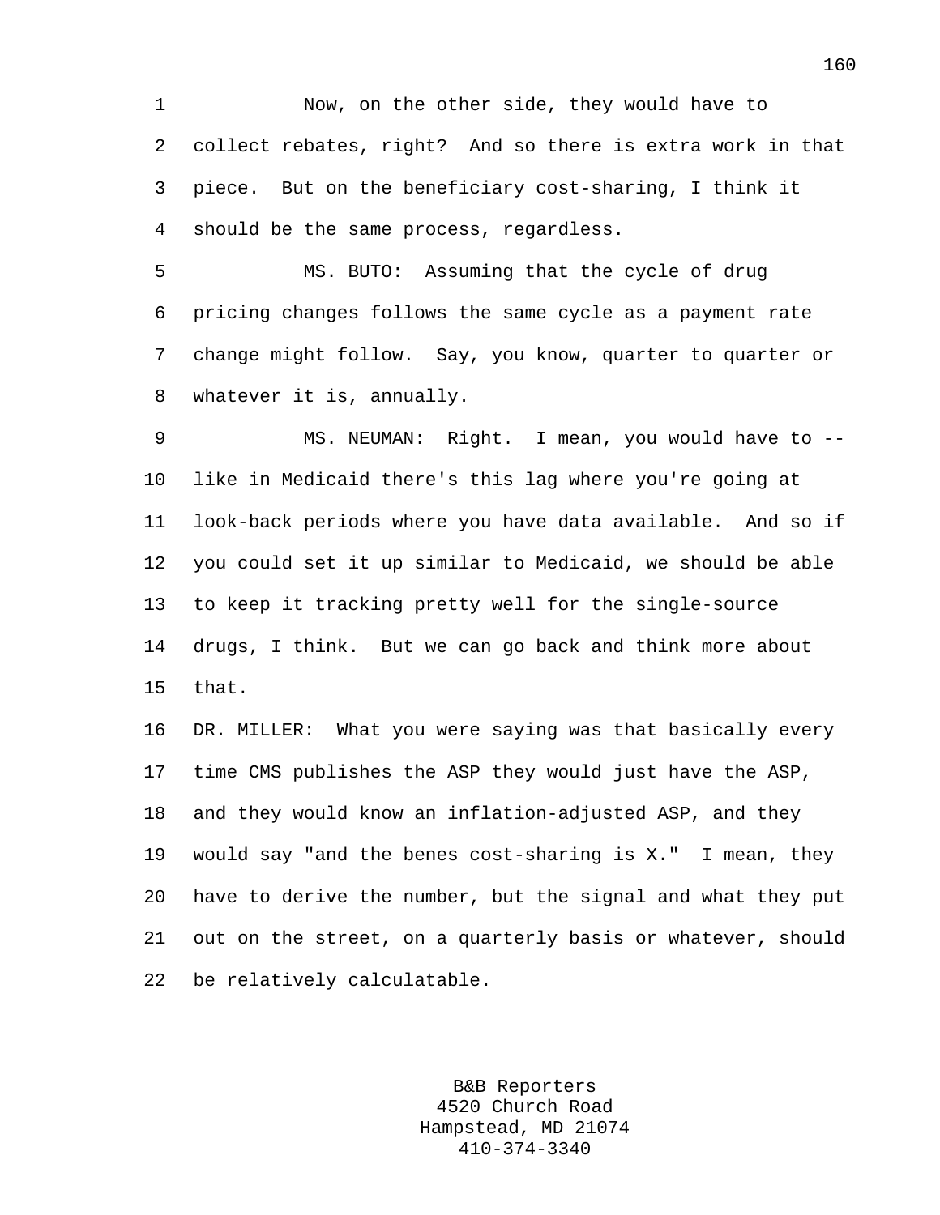Now, on the other side, they would have to collect rebates, right? And so there is extra work in that piece. But on the beneficiary cost-sharing, I think it should be the same process, regardless.

MS. BUTO: Assuming that the cycle of drug pricing changes follows the same cycle as a payment rate change might follow. Say, you know, quarter to quarter or whatever it is, annually.

MS. NEUMAN: Right. I mean, you would have to -- like in Medicaid there's this lag where you're going at look-back periods where you have data available. And so if you could set it up similar to Medicaid, we should be able to keep it tracking pretty well for the single-source drugs, I think. But we can go back and think more about that.

DR. MILLER: What you were saying was that basically every time CMS publishes the ASP they would just have the ASP, and they would know an inflation-adjusted ASP, and they would say "and the benes cost-sharing is X." I mean, they have to derive the number, but the signal and what they put out on the street, on a quarterly basis or whatever, should be relatively calculatable.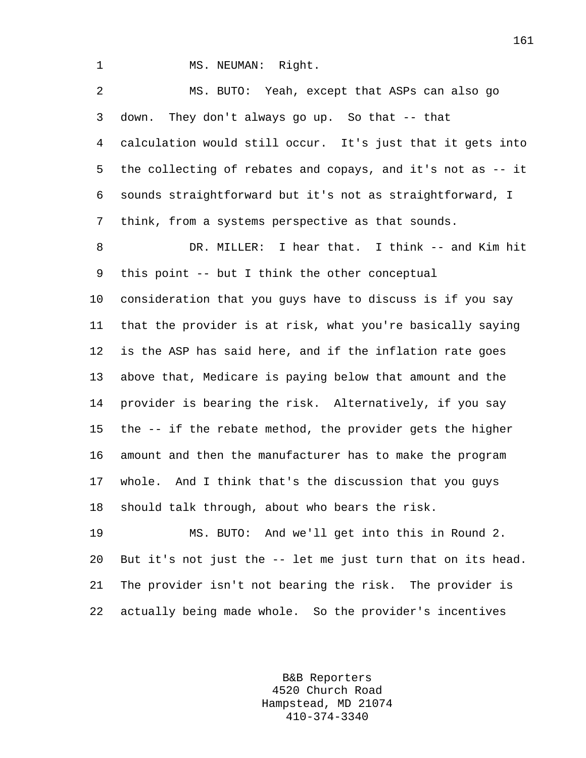MS. NEUMAN: Right.

MS. BUTO: Yeah, except that ASPs can also go down. They don't always go up. So that -- that calculation would still occur. It's just that it gets into the collecting of rebates and copays, and it's not as -- it sounds straightforward but it's not as straightforward, I think, from a systems perspective as that sounds.

DR. MILLER: I hear that. I think -- and Kim hit this point -- but I think the other conceptual consideration that you guys have to discuss is if you say that the provider is at risk, what you're basically saying is the ASP has said here, and if the inflation rate goes above that, Medicare is paying below that amount and the provider is bearing the risk. Alternatively, if you say the -- if the rebate method, the provider gets the higher amount and then the manufacturer has to make the program whole. And I think that's the discussion that you guys should talk through, about who bears the risk.

MS. BUTO: And we'll get into this in Round 2. But it's not just the -- let me just turn that on its head. The provider isn't not bearing the risk. The provider is actually being made whole. So the provider's incentives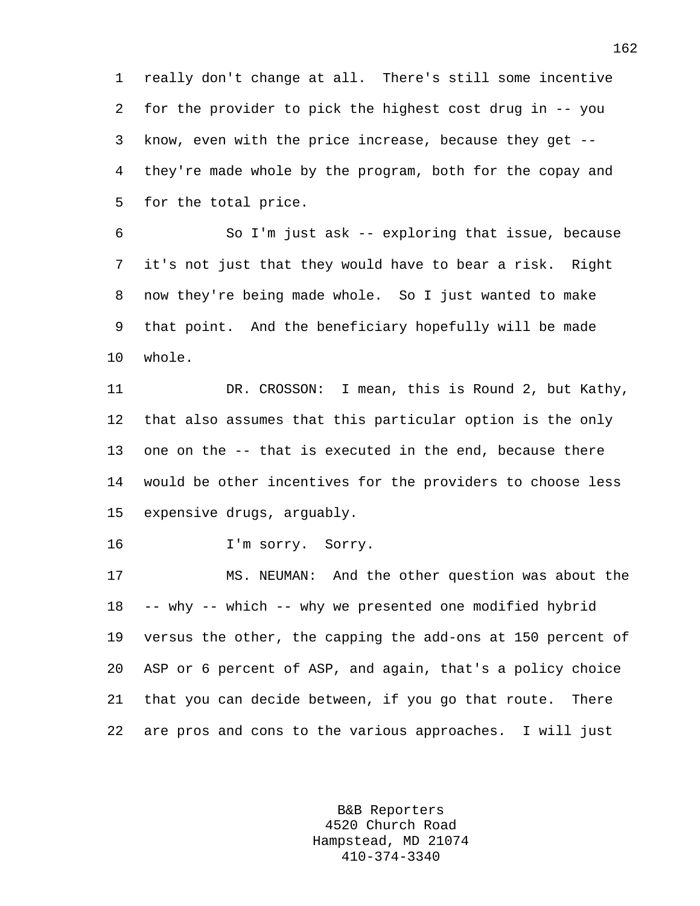really don't change at all. There's still some incentive for the provider to pick the highest cost drug in -- you know, even with the price increase, because they get -- they're made whole by the program, both for the copay and for the total price.

So I'm just ask -- exploring that issue, because it's not just that they would have to bear a risk. Right now they're being made whole. So I just wanted to make that point. And the beneficiary hopefully will be made whole.

DR. CROSSON: I mean, this is Round 2, but Kathy, that also assumes that this particular option is the only one on the -- that is executed in the end, because there would be other incentives for the providers to choose less expensive drugs, arguably.

I'm sorry. Sorry.

MS. NEUMAN: And the other question was about the -- why -- which -- why we presented one modified hybrid versus the other, the capping the add-ons at 150 percent of ASP or 6 percent of ASP, and again, that's a policy choice that you can decide between, if you go that route. There are pros and cons to the various approaches. I will just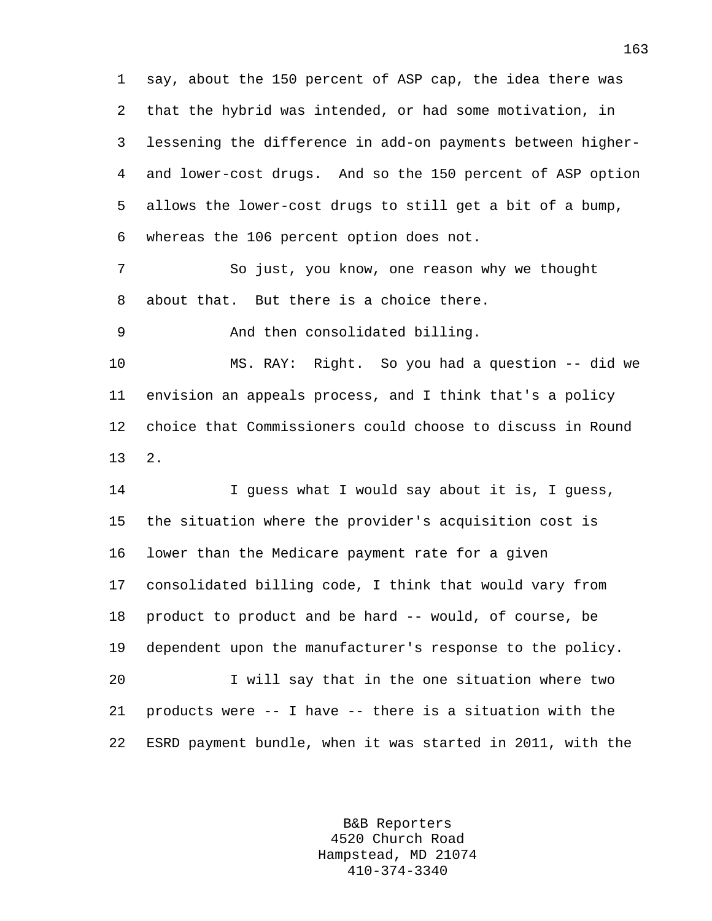say, about the 150 percent of ASP cap, the idea there was that the hybrid was intended, or had some motivation, in lessening the difference in add-on payments between higher- and lower-cost drugs. And so the 150 percent of ASP option allows the lower-cost drugs to still get a bit of a bump, whereas the 106 percent option does not.

So just, you know, one reason why we thought about that. But there is a choice there.

And then consolidated billing.

MS. RAY: Right. So you had a question -- did we envision an appeals process, and I think that's a policy choice that Commissioners could choose to discuss in Round 2.

I guess what I would say about it is, I guess, the situation where the provider's acquisition cost is lower than the Medicare payment rate for a given consolidated billing code, I think that would vary from product to product and be hard -- would, of course, be dependent upon the manufacturer's response to the policy.

I will say that in the one situation where two products were -- I have -- there is a situation with the ESRD payment bundle, when it was started in 2011, with the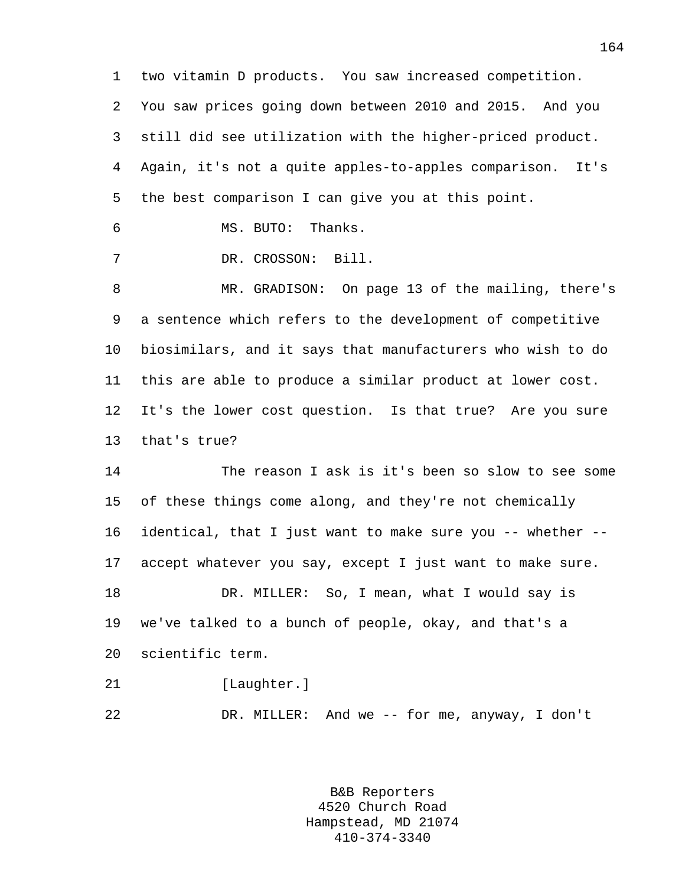two vitamin D products. You saw increased competition. You saw prices going down between 2010 and 2015. And you still did see utilization with the higher-priced product. Again, it's not a quite apples-to-apples comparison. It's the best comparison I can give you at this point.

MS. BUTO: Thanks.

DR. CROSSON: Bill.

MR. GRADISON: On page 13 of the mailing, there's a sentence which refers to the development of competitive biosimilars, and it says that manufacturers who wish to do this are able to produce a similar product at lower cost. It's the lower cost question. Is that true? Are you sure that's true?

The reason I ask is it's been so slow to see some of these things come along, and they're not chemically identical, that I just want to make sure you -- whether -- accept whatever you say, except I just want to make sure.

DR. MILLER: So, I mean, what I would say is we've talked to a bunch of people, okay, and that's a scientific term.

[Laughter.]

DR. MILLER: And we -- for me, anyway, I don't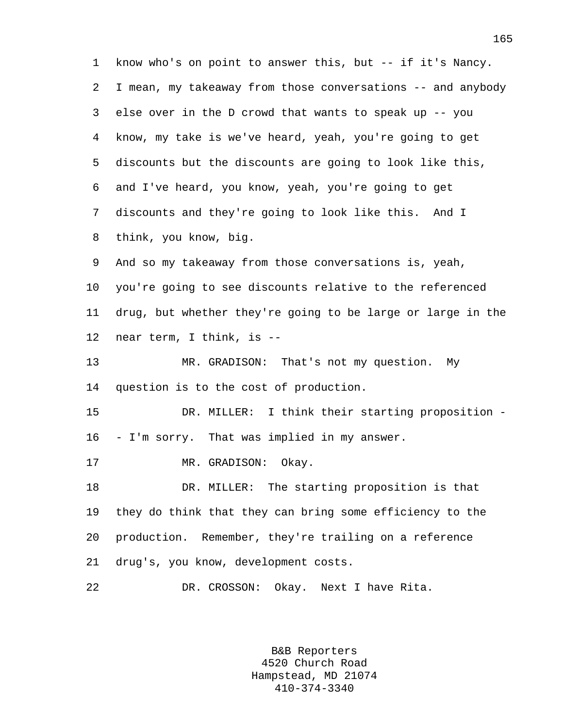know who's on point to answer this, but -- if it's Nancy. I mean, my takeaway from those conversations -- and anybody else over in the D crowd that wants to speak up -- you know, my take is we've heard, yeah, you're going to get discounts but the discounts are going to look like this, and I've heard, you know, yeah, you're going to get discounts and they're going to look like this. And I think, you know, big.

And so my takeaway from those conversations is, yeah, you're going to see discounts relative to the referenced drug, but whether they're going to be large or large in the near term, I think, is --

MR. GRADISON: That's not my question. My question is to the cost of production.

DR. MILLER: I think their starting proposition -- I'm sorry. That was implied in my answer.

MR. GRADISON: Okay.

DR. MILLER: The starting proposition is that they do think that they can bring some efficiency to the production. Remember, they're trailing on a reference drug's, you know, development costs.

DR. CROSSON: Okay. Next I have Rita.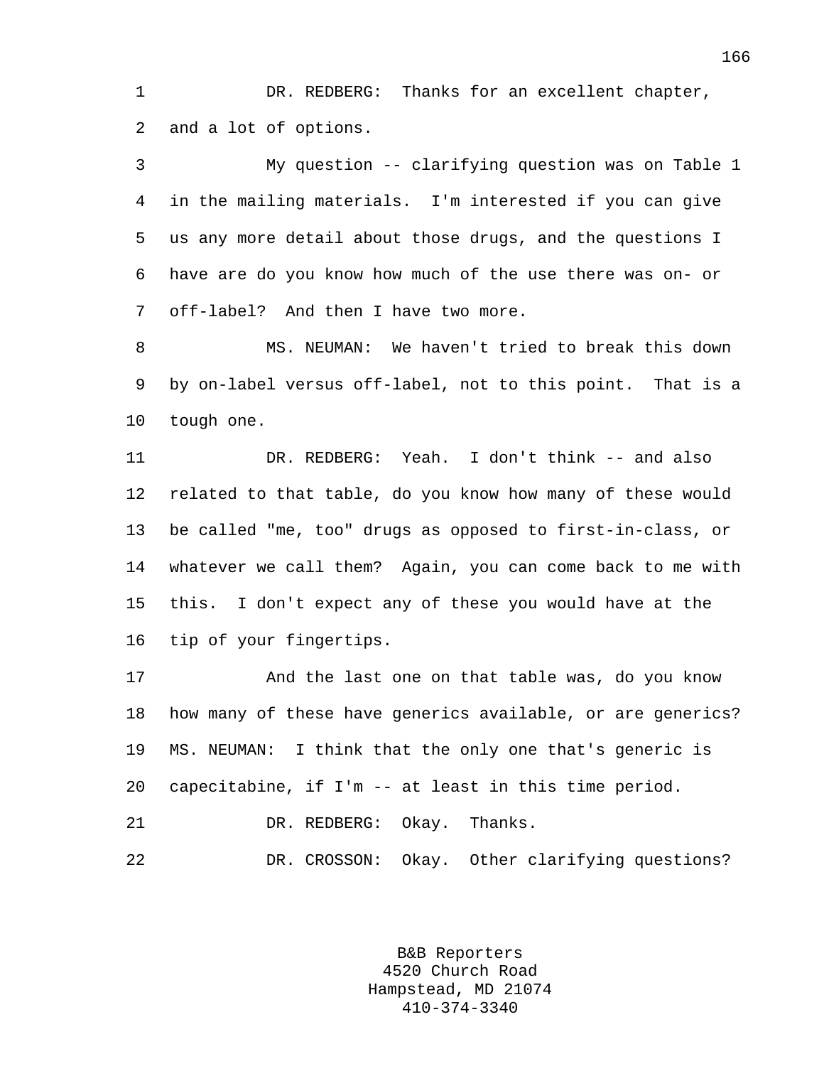DR. REDBERG: Thanks for an excellent chapter, and a lot of options.

My question -- clarifying question was on Table 1 in the mailing materials. I'm interested if you can give us any more detail about those drugs, and the questions I have are do you know how much of the use there was on- or off-label? And then I have two more.

MS. NEUMAN: We haven't tried to break this down by on-label versus off-label, not to this point. That is a tough one.

DR. REDBERG: Yeah. I don't think -- and also related to that table, do you know how many of these would be called "me, too" drugs as opposed to first-in-class, or whatever we call them? Again, you can come back to me with this. I don't expect any of these you would have at the tip of your fingertips.

And the last one on that table was, do you know how many of these have generics available, or are generics? MS. NEUMAN: I think that the only one that's generic is capecitabine, if I'm -- at least in this time period.

DR. REDBERG: Okay. Thanks.

DR. CROSSON: Okay. Other clarifying questions?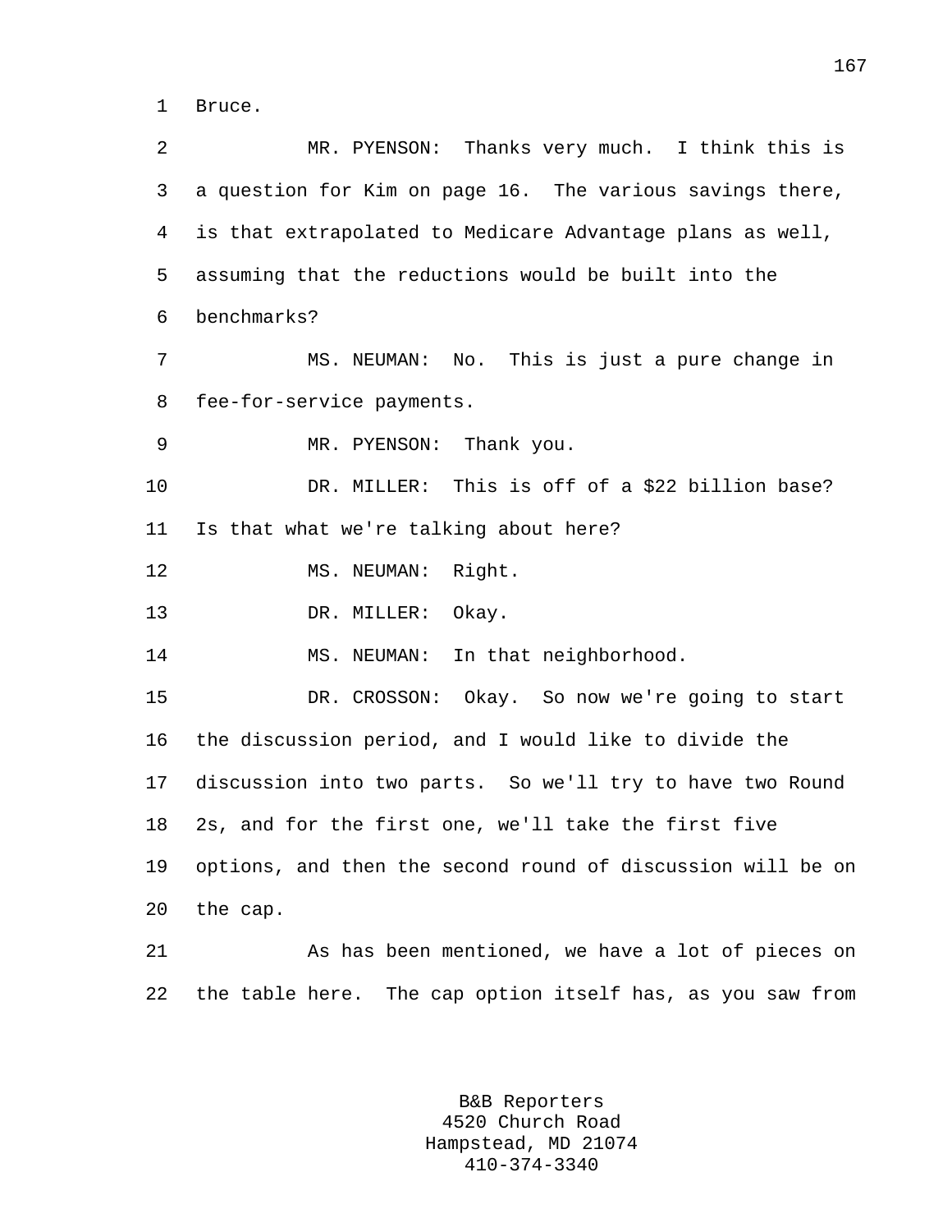Bruce.

MR. PYENSON: Thanks very much. I think this is a question for Kim on page 16. The various savings there, is that extrapolated to Medicare Advantage plans as well, assuming that the reductions would be built into the benchmarks?

MS. NEUMAN: No. This is just a pure change in fee-for-service payments.

MR. PYENSON: Thank you.

DR. MILLER: This is off of a $22 billion base? Is that what we're talking about here?

MS. NEUMAN: Right.

DR. MILLER: Okay.

MS. NEUMAN: In that neighborhood.

DR. CROSSON: Okay. So now we're going to start the discussion period, and I would like to divide the discussion into two parts. So we'll try to have two Round 2s, and for the first one, we'll take the first five options, and then the second round of discussion will be on the cap.

As has been mentioned, we have a lot of pieces on the table here. The cap option itself has, as you saw from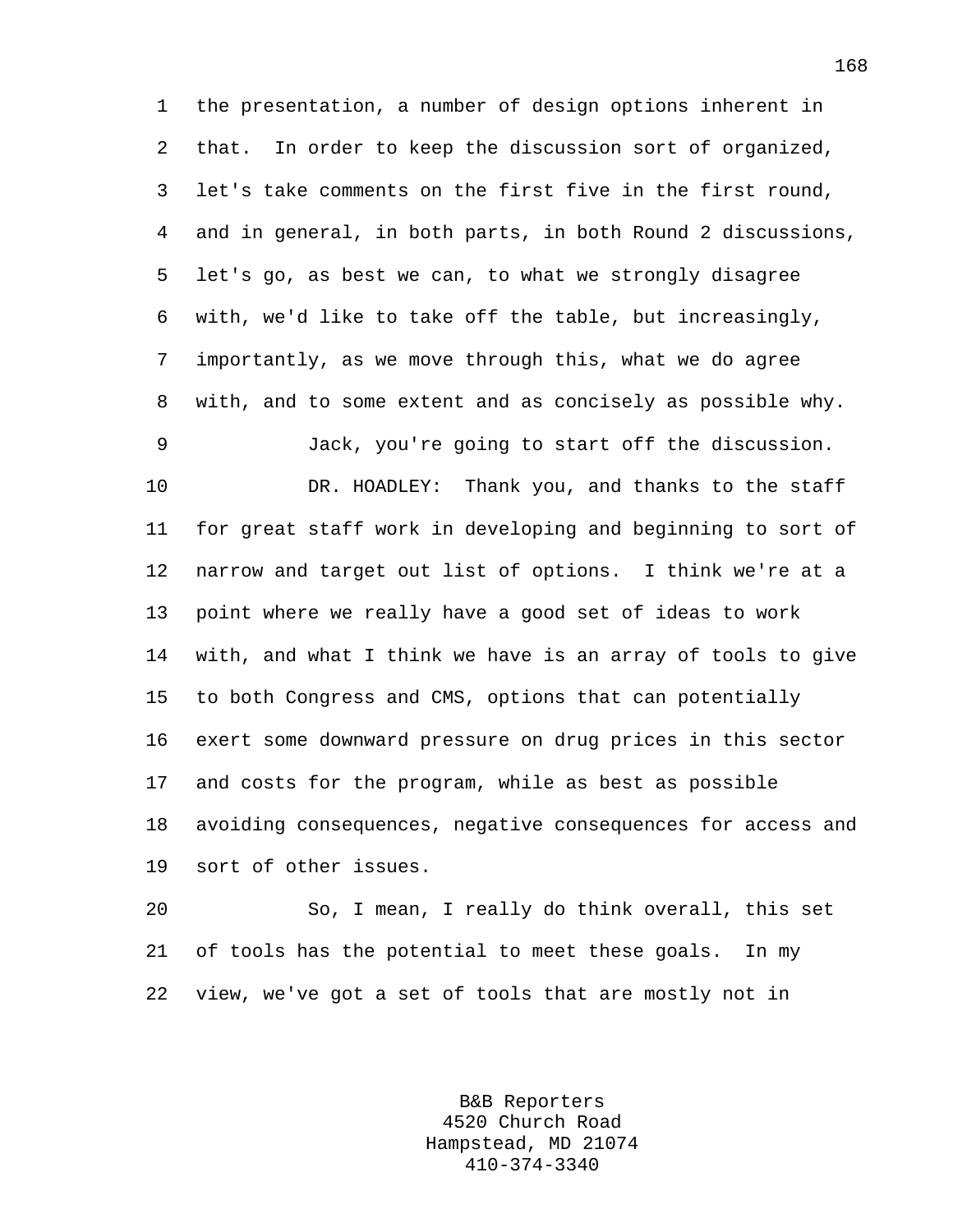the presentation, a number of design options inherent in that. In order to keep the discussion sort of organized, let's take comments on the first five in the first round, and in general, in both parts, in both Round 2 discussions, let's go, as best we can, to what we strongly disagree with, we'd like to take off the table, but increasingly, importantly, as we move through this, what we do agree with, and to some extent and as concisely as possible why.

Jack, you're going to start off the discussion.

DR. HOADLEY: Thank you, and thanks to the staff for great staff work in developing and beginning to sort of narrow and target out list of options. I think we're at a point where we really have a good set of ideas to work with, and what I think we have is an array of tools to give to both Congress and CMS, options that can potentially exert some downward pressure on drug prices in this sector and costs for the program, while as best as possible avoiding consequences, negative consequences for access and sort of other issues.

So, I mean, I really do think overall, this set of tools has the potential to meet these goals. In my view, we've got a set of tools that are mostly not in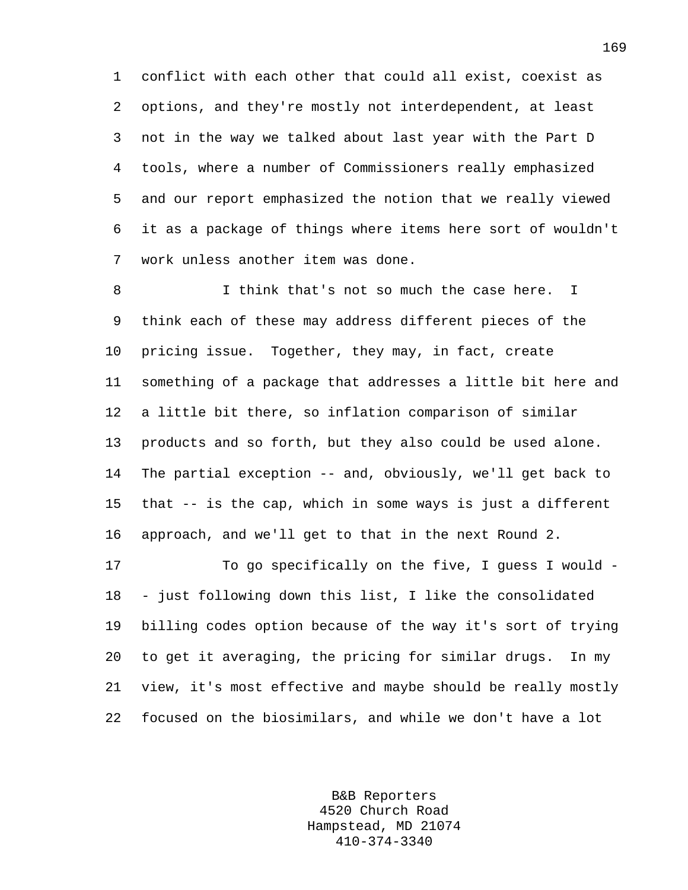conflict with each other that could all exist, coexist as options, and they're mostly not interdependent, at least not in the way we talked about last year with the Part D tools, where a number of Commissioners really emphasized and our report emphasized the notion that we really viewed it as a package of things where items here sort of wouldn't work unless another item was done.

I think that's not so much the case here. I think each of these may address different pieces of the pricing issue. Together, they may, in fact, create something of a package that addresses a little bit here and a little bit there, so inflation comparison of similar products and so forth, but they also could be used alone. The partial exception -- and, obviously, we'll get back to that -- is the cap, which in some ways is just a different approach, and we'll get to that in the next Round 2.

To go specifically on the five, I guess I would -- just following down this list, I like the consolidated billing codes option because of the way it's sort of trying to get it averaging, the pricing for similar drugs. In my view, it's most effective and maybe should be really mostly focused on the biosimilars, and while we don't have a lot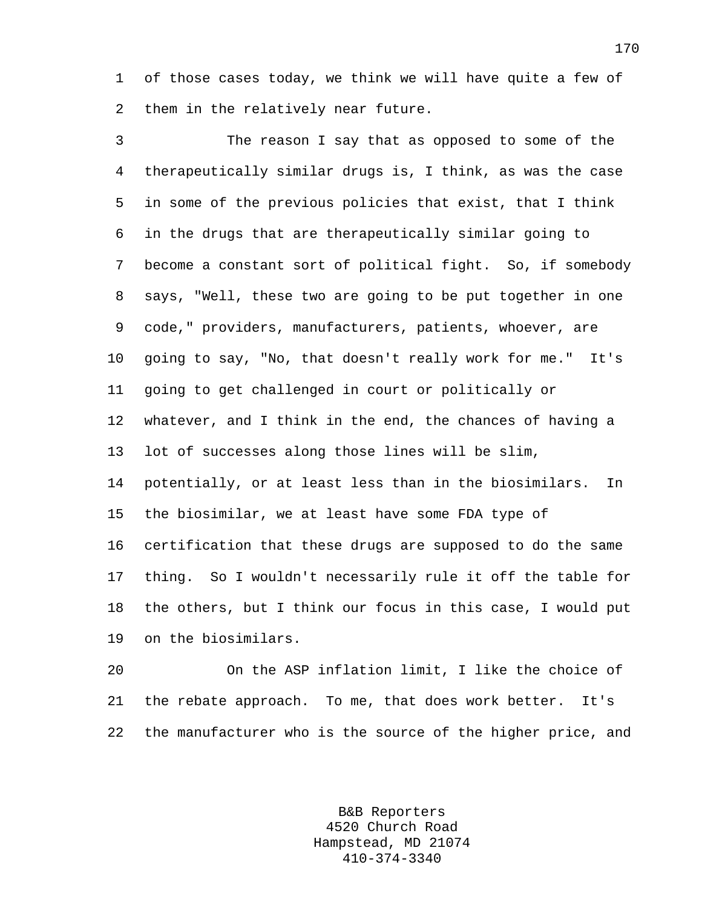of those cases today, we think we will have quite a few of them in the relatively near future.

The reason I say that as opposed to some of the therapeutically similar drugs is, I think, as was the case in some of the previous policies that exist, that I think in the drugs that are therapeutically similar going to become a constant sort of political fight. So, if somebody says, "Well, these two are going to be put together in one code," providers, manufacturers, patients, whoever, are going to say, "No, that doesn't really work for me." It's going to get challenged in court or politically or whatever, and I think in the end, the chances of having a lot of successes along those lines will be slim, potentially, or at least less than in the biosimilars. In the biosimilar, we at least have some FDA type of certification that these drugs are supposed to do the same thing. So I wouldn't necessarily rule it off the table for the others, but I think our focus in this case, I would put on the biosimilars.

On the ASP inflation limit, I like the choice of the rebate approach. To me, that does work better. It's the manufacturer who is the source of the higher price, and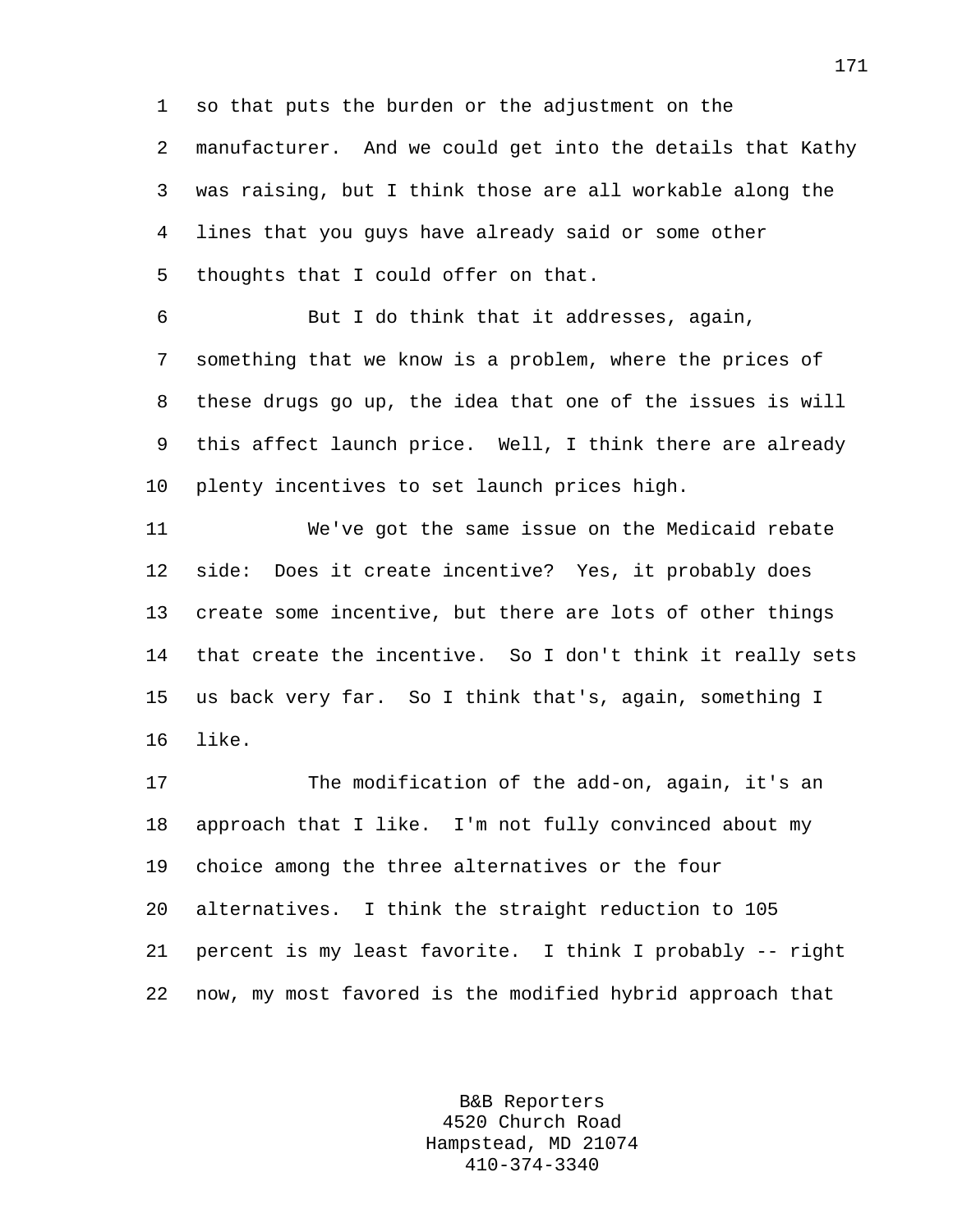so that puts the burden or the adjustment on the manufacturer. And we could get into the details that Kathy was raising, but I think those are all workable along the lines that you guys have already said or some other thoughts that I could offer on that.

But I do think that it addresses, again, something that we know is a problem, where the prices of these drugs go up, the idea that one of the issues is will this affect launch price. Well, I think there are already plenty incentives to set launch prices high.

We've got the same issue on the Medicaid rebate side: Does it create incentive? Yes, it probably does create some incentive, but there are lots of other things that create the incentive. So I don't think it really sets us back very far. So I think that's, again, something I like.

The modification of the add-on, again, it's an approach that I like. I'm not fully convinced about my choice among the three alternatives or the four alternatives. I think the straight reduction to 105 percent is my least favorite. I think I probably -- right now, my most favored is the modified hybrid approach that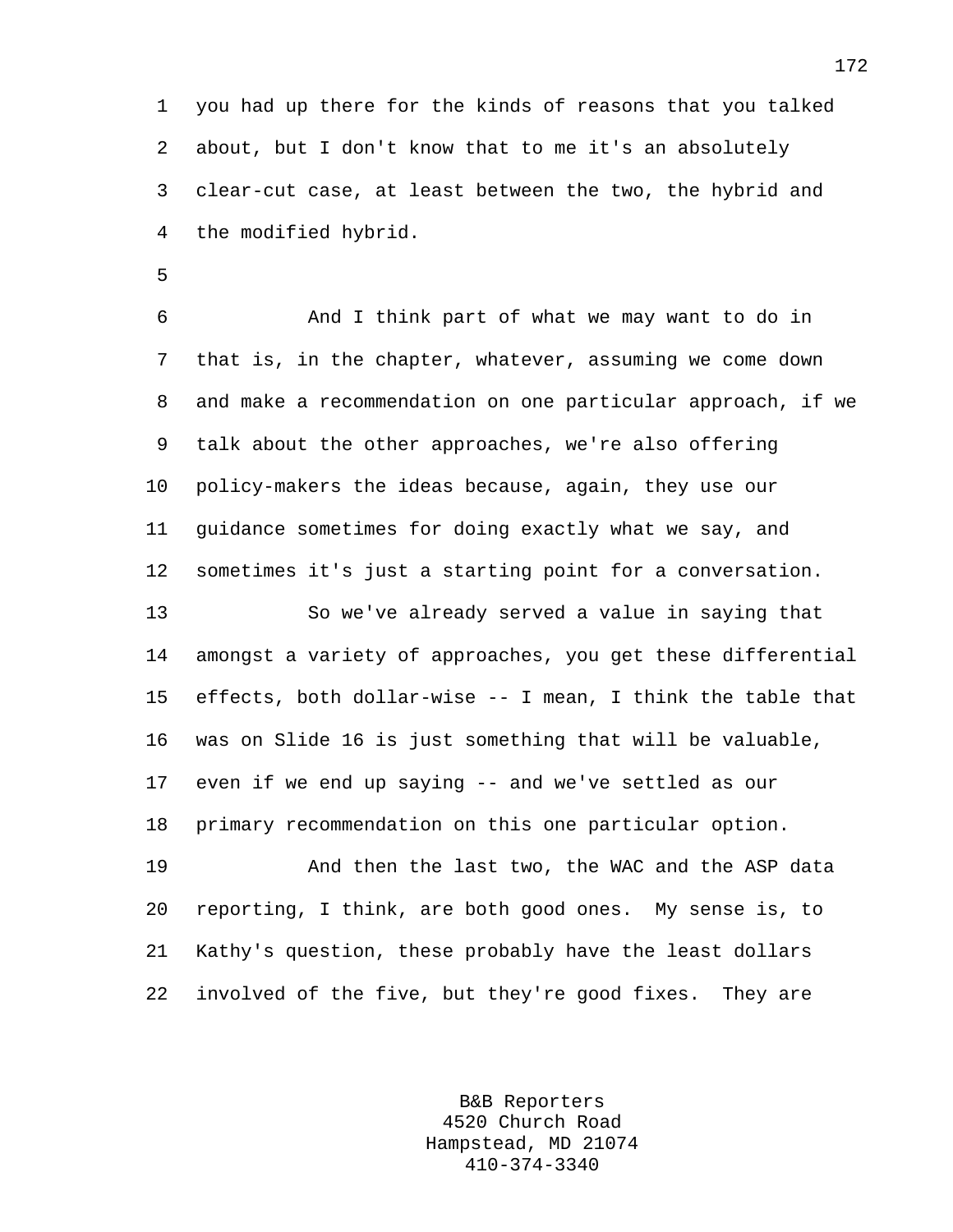you had up there for the kinds of reasons that you talked about, but I don't know that to me it's an absolutely clear-cut case, at least between the two, the hybrid and the modified hybrid.

And I think part of what we may want to do in that is, in the chapter, whatever, assuming we come down and make a recommendation on one particular approach, if we talk about the other approaches, we're also offering policy-makers the ideas because, again, they use our guidance sometimes for doing exactly what we say, and sometimes it's just a starting point for a conversation.

So we've already served a value in saying that amongst a variety of approaches, you get these differential effects, both dollar-wise -- I mean, I think the table that was on Slide 16 is just something that will be valuable, even if we end up saying -- and we've settled as our primary recommendation on this one particular option.

And then the last two, the WAC and the ASP data reporting, I think, are both good ones. My sense is, to Kathy's question, these probably have the least dollars involved of the five, but they're good fixes. They are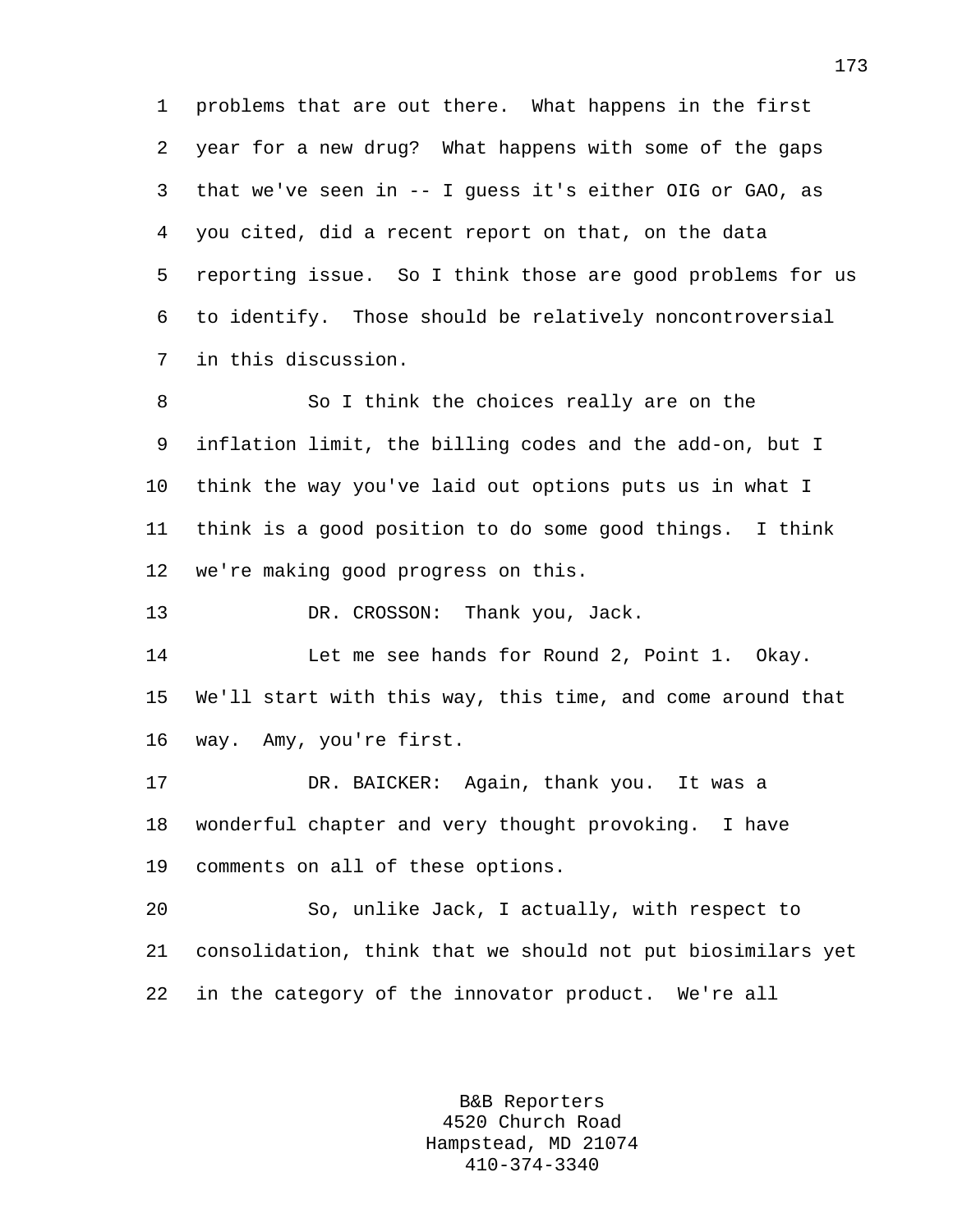problems that are out there. What happens in the first year for a new drug? What happens with some of the gaps that we've seen in -- I guess it's either OIG or GAO, as you cited, did a recent report on that, on the data reporting issue. So I think those are good problems for us to identify. Those should be relatively noncontroversial in this discussion.

So I think the choices really are on the inflation limit, the billing codes and the add-on, but I think the way you've laid out options puts us in what I think is a good position to do some good things. I think we're making good progress on this.

DR. CROSSON: Thank you, Jack.

Let me see hands for Round 2, Point 1. Okay. We'll start with this way, this time, and come around that way. Amy, you're first.

DR. BAICKER: Again, thank you. It was a wonderful chapter and very thought provoking. I have comments on all of these options.

So, unlike Jack, I actually, with respect to consolidation, think that we should not put biosimilars yet in the category of the innovator product. We're all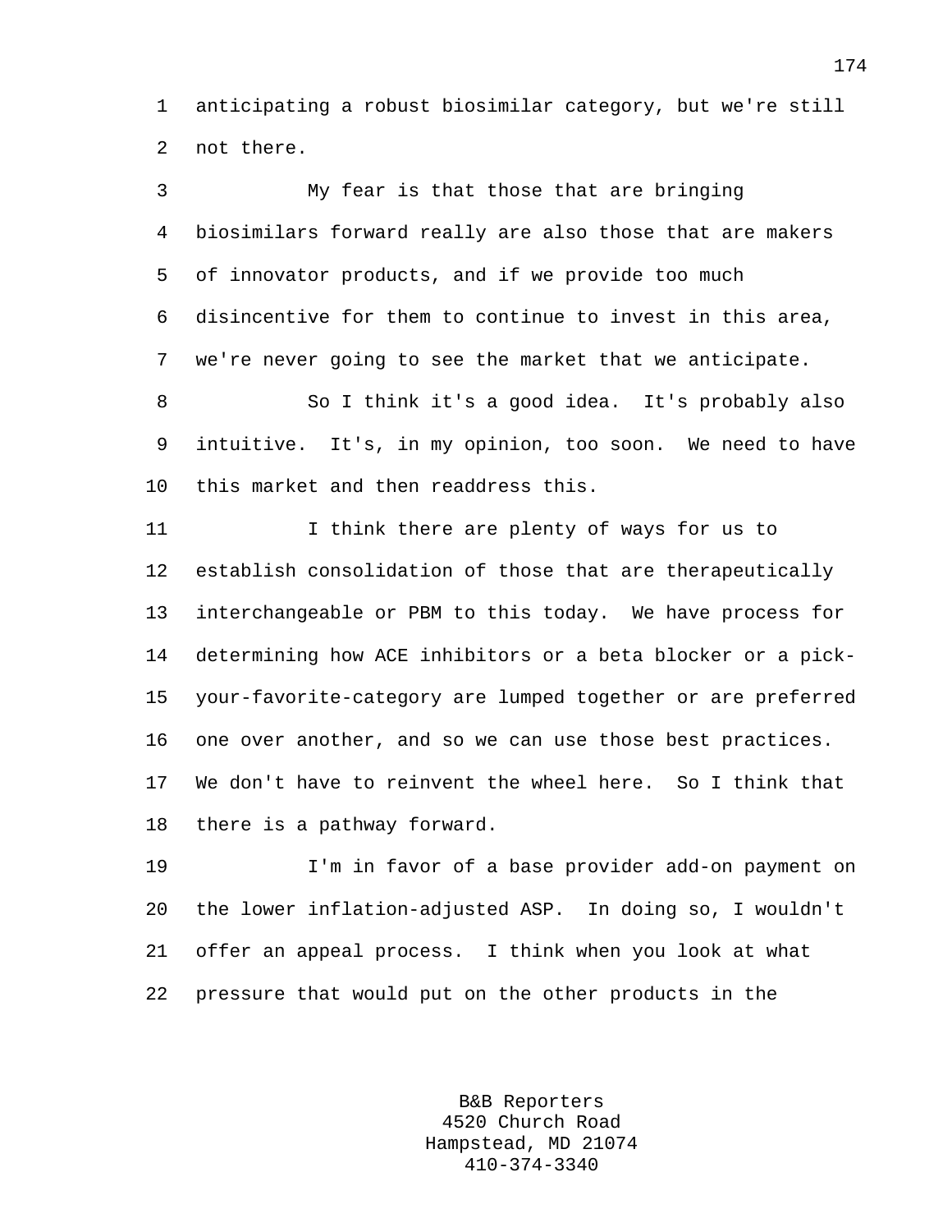anticipating a robust biosimilar category, but we're still not there.

My fear is that those that are bringing biosimilars forward really are also those that are makers of innovator products, and if we provide too much disincentive for them to continue to invest in this area, we're never going to see the market that we anticipate.

So I think it's a good idea. It's probably also intuitive. It's, in my opinion, too soon. We need to have this market and then readdress this.

I think there are plenty of ways for us to establish consolidation of those that are therapeutically interchangeable or PBM to this today. We have process for determining how ACE inhibitors or a beta blocker or a pick-your-favorite-category are lumped together or are preferred one over another, and so we can use those best practices. We don't have to reinvent the wheel here. So I think that there is a pathway forward.

I'm in favor of a base provider add-on payment on the lower inflation-adjusted ASP. In doing so, I wouldn't offer an appeal process. I think when you look at what pressure that would put on the other products in the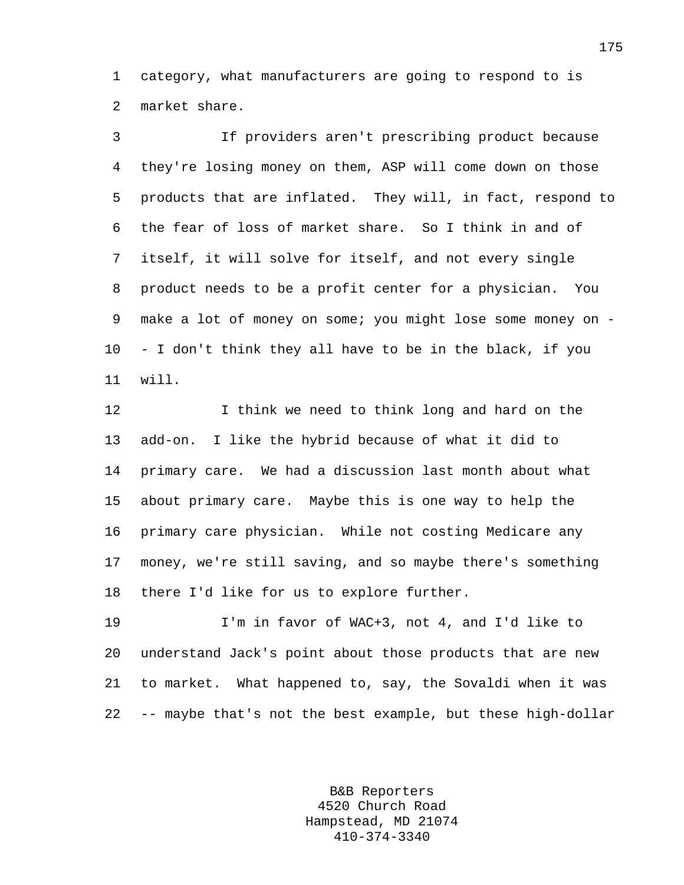category, what manufacturers are going to respond to is market share.

If providers aren't prescribing product because they're losing money on them, ASP will come down on those products that are inflated. They will, in fact, respond to the fear of loss of market share. So I think in and of itself, it will solve for itself, and not every single product needs to be a profit center for a physician. You make a lot of money on some; you might lose some money on -- I don't think they all have to be in the black, if you will.

I think we need to think long and hard on the add-on. I like the hybrid because of what it did to primary care. We had a discussion last month about what about primary care. Maybe this is one way to help the primary care physician. While not costing Medicare any money, we're still saving, and so maybe there's something there I'd like for us to explore further.

I'm in favor of WAC+3, not 4, and I'd like to understand Jack's point about those products that are new to market. What happened to, say, the Sovaldi when it was -- maybe that's not the best example, but these high-dollar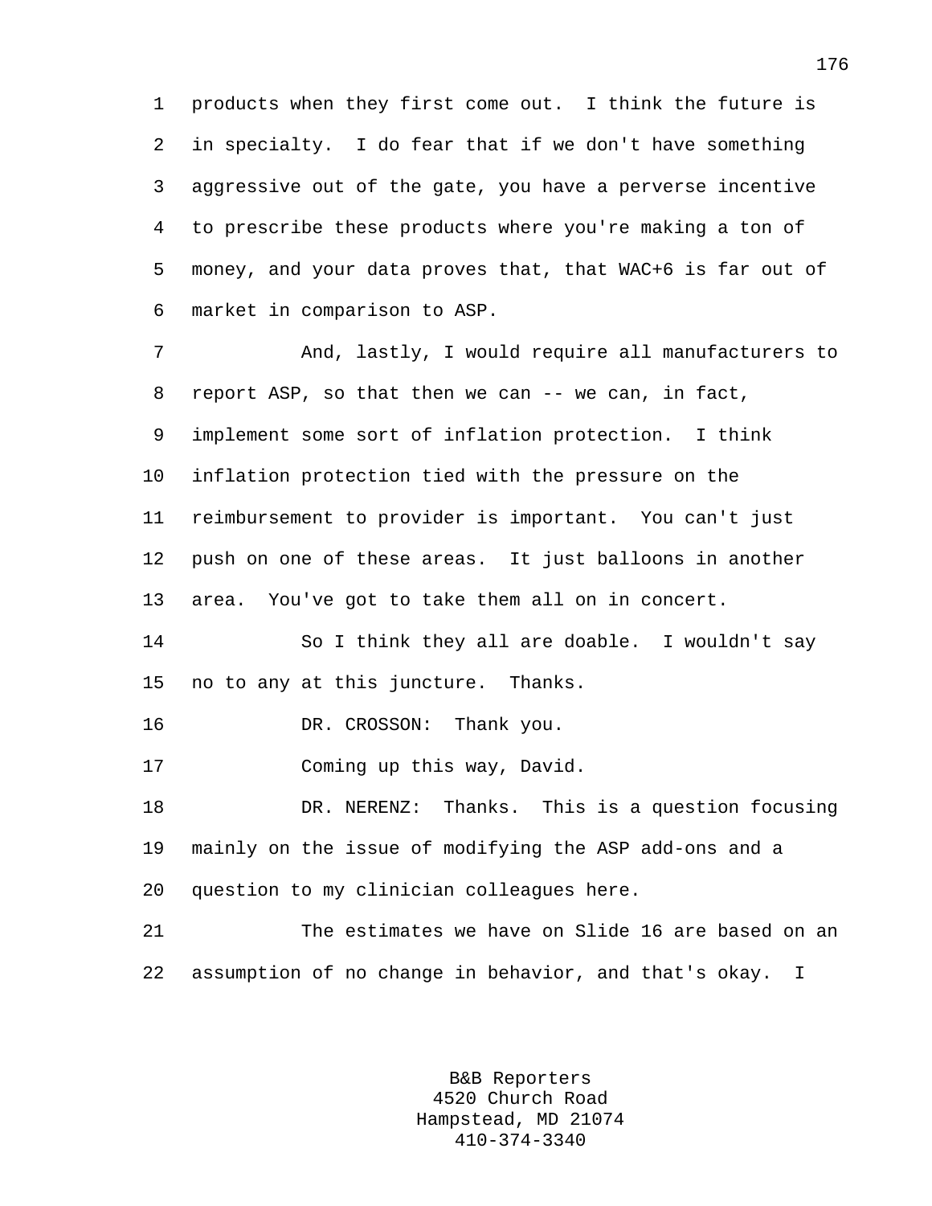products when they first come out. I think the future is in specialty. I do fear that if we don't have something aggressive out of the gate, you have a perverse incentive to prescribe these products where you're making a ton of money, and your data proves that, that WAC+6 is far out of market in comparison to ASP.

And, lastly, I would require all manufacturers to report ASP, so that then we can -- we can, in fact, implement some sort of inflation protection. I think inflation protection tied with the pressure on the reimbursement to provider is important. You can't just push on one of these areas. It just balloons in another area. You've got to take them all on in concert.

So I think they all are doable. I wouldn't say no to any at this juncture. Thanks.

DR. CROSSON: Thank you.

Coming up this way, David.

DR. NERENZ: Thanks. This is a question focusing mainly on the issue of modifying the ASP add-ons and a question to my clinician colleagues here.

The estimates we have on Slide 16 are based on an assumption of no change in behavior, and that's okay. I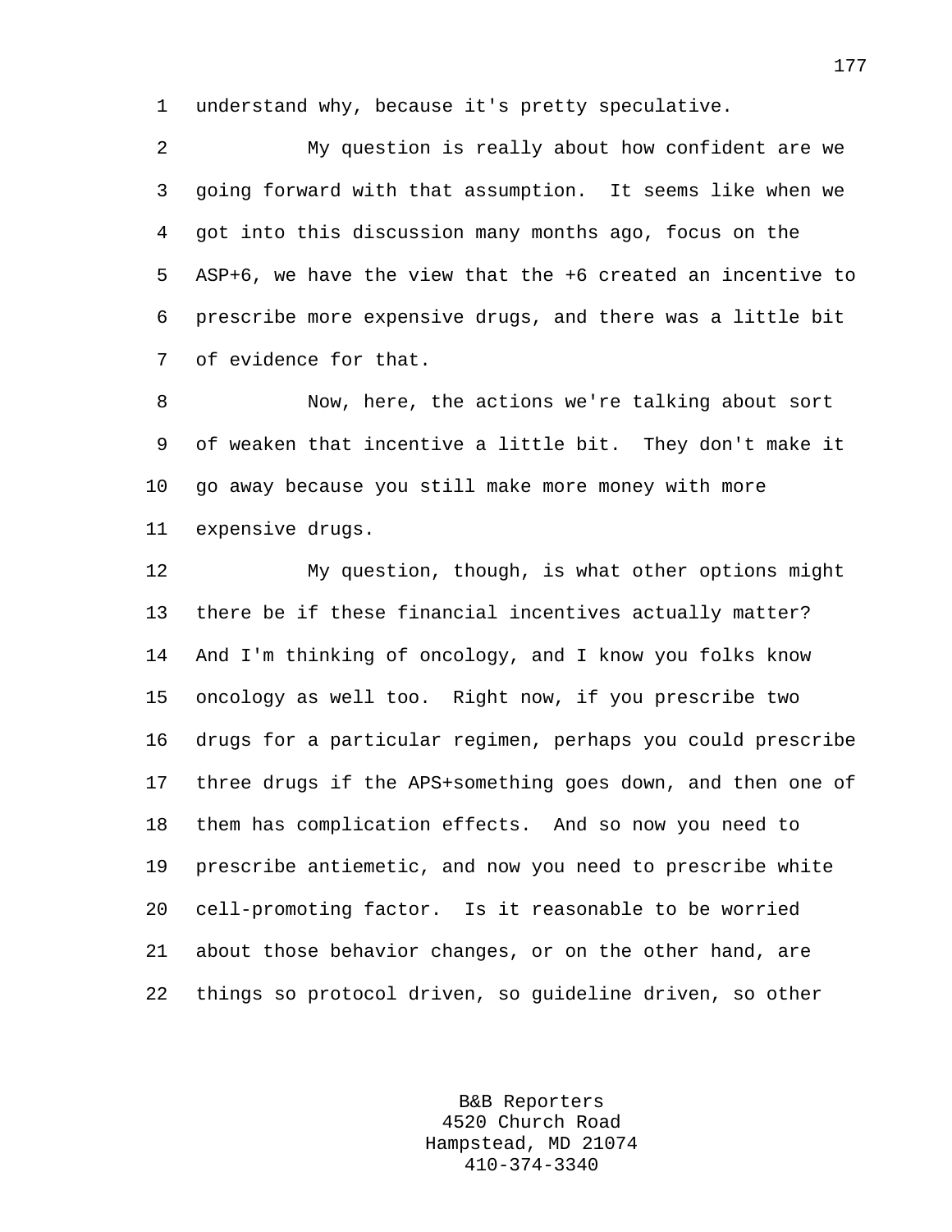understand why, because it's pretty speculative.

My question is really about how confident are we going forward with that assumption. It seems like when we got into this discussion many months ago, focus on the ASP+6, we have the view that the +6 created an incentive to prescribe more expensive drugs, and there was a little bit of evidence for that.

Now, here, the actions we're talking about sort of weaken that incentive a little bit. They don't make it go away because you still make more money with more expensive drugs.

My question, though, is what other options might there be if these financial incentives actually matter? And I'm thinking of oncology, and I know you folks know oncology as well too. Right now, if you prescribe two drugs for a particular regimen, perhaps you could prescribe three drugs if the APS+something goes down, and then one of them has complication effects. And so now you need to prescribe antiemetic, and now you need to prescribe white cell-promoting factor. Is it reasonable to be worried about those behavior changes, or on the other hand, are things so protocol driven, so guideline driven, so other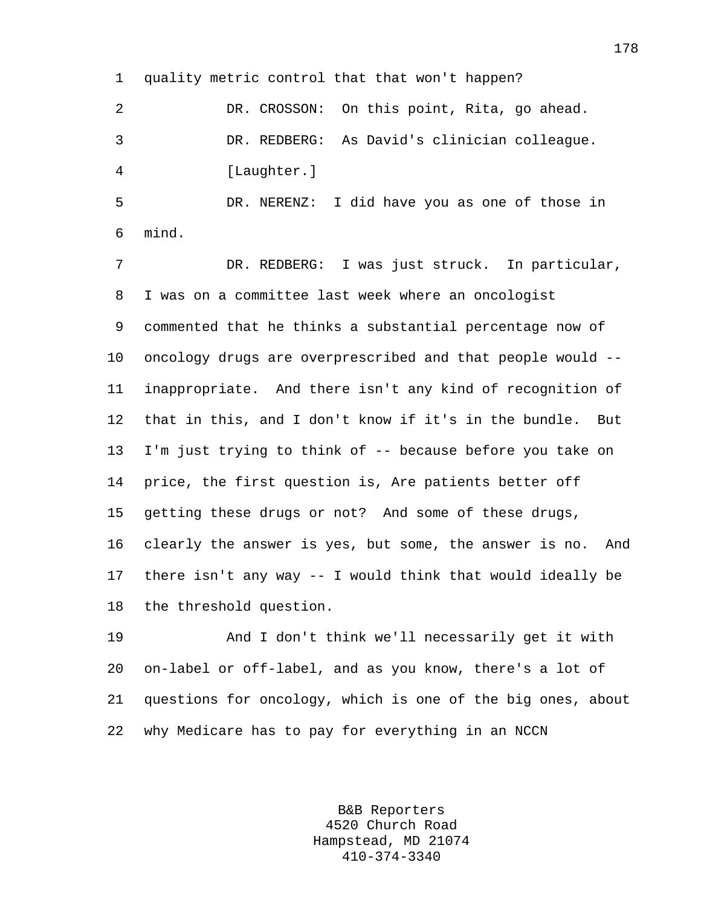quality metric control that that won't happen?

DR. CROSSON: On this point, Rita, go ahead.

DR. REDBERG: As David's clinician colleague.

[Laughter.]

DR. NERENZ: I did have you as one of those in mind.

DR. REDBERG: I was just struck. In particular, I was on a committee last week where an oncologist commented that he thinks a substantial percentage now of oncology drugs are overprescribed and that people would -- inappropriate. And there isn't any kind of recognition of that in this, and I don't know if it's in the bundle. But I'm just trying to think of -- because before you take on price, the first question is, Are patients better off getting these drugs or not? And some of these drugs, clearly the answer is yes, but some, the answer is no. And there isn't any way -- I would think that would ideally be the threshold question.

And I don't think we'll necessarily get it with on-label or off-label, and as you know, there's a lot of questions for oncology, which is one of the big ones, about why Medicare has to pay for everything in an NCCN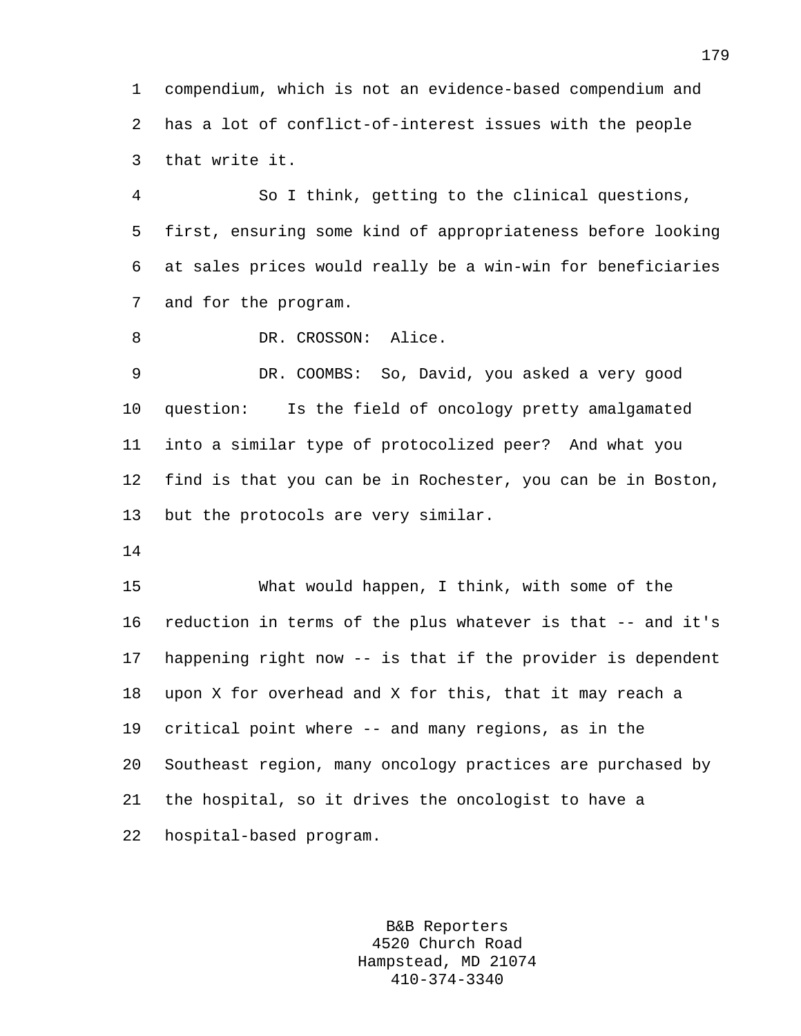compendium, which is not an evidence-based compendium and has a lot of conflict-of-interest issues with the people that write it.

So I think, getting to the clinical questions, first, ensuring some kind of appropriateness before looking at sales prices would really be a win-win for beneficiaries and for the program.

DR. CROSSON: Alice.

DR. COOMBS: So, David, you asked a very good question: Is the field of oncology pretty amalgamated into a similar type of protocolized peer? And what you find is that you can be in Rochester, you can be in Boston, but the protocols are very similar.

What would happen, I think, with some of the reduction in terms of the plus whatever is that -- and it's happening right now -- is that if the provider is dependent upon X for overhead and X for this, that it may reach a critical point where -- and many regions, as in the Southeast region, many oncology practices are purchased by the hospital, so it drives the oncologist to have a hospital-based program.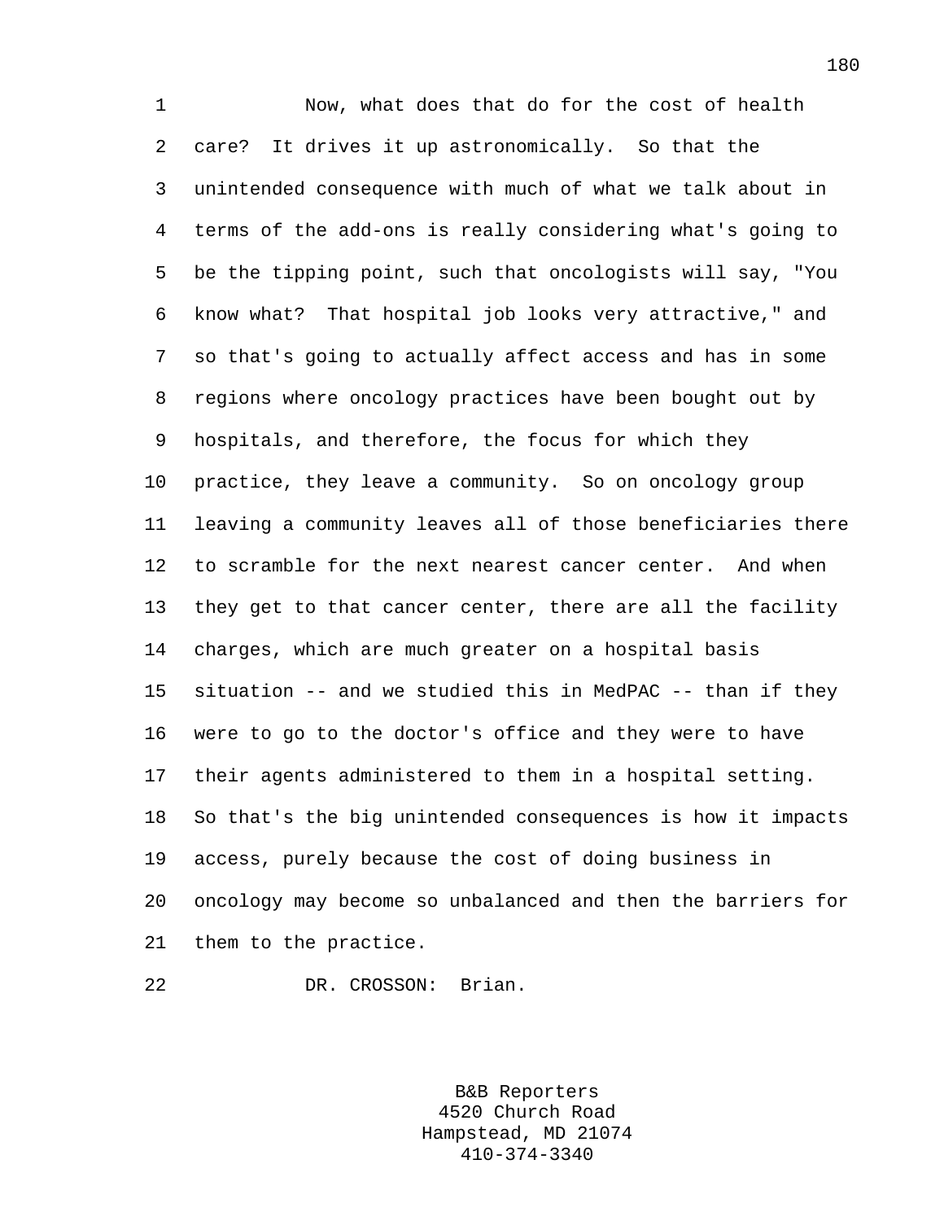Now, what does that do for the cost of health care? It drives it up astronomically. So that the unintended consequence with much of what we talk about in terms of the add-ons is really considering what's going to be the tipping point, such that oncologists will say, "You know what? That hospital job looks very attractive," and so that's going to actually affect access and has in some regions where oncology practices have been bought out by hospitals, and therefore, the focus for which they practice, they leave a community. So on oncology group leaving a community leaves all of those beneficiaries there to scramble for the next nearest cancer center. And when they get to that cancer center, there are all the facility charges, which are much greater on a hospital basis situation -- and we studied this in MedPAC -- than if they were to go to the doctor's office and they were to have their agents administered to them in a hospital setting. So that's the big unintended consequences is how it impacts access, purely because the cost of doing business in oncology may become so unbalanced and then the barriers for them to the practice.

DR. CROSSON: Brian.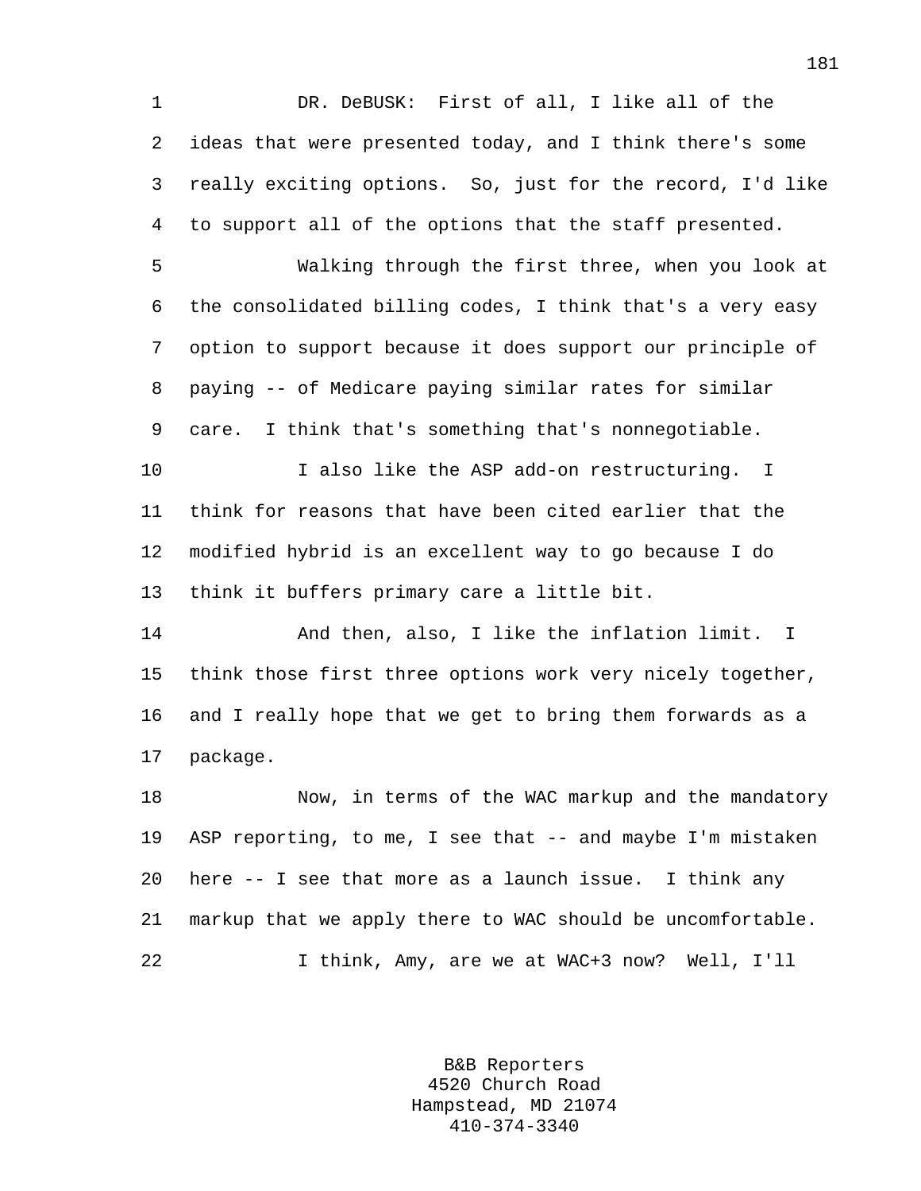DR. DeBUSK: First of all, I like all of the ideas that were presented today, and I think there's some really exciting options. So, just for the record, I'd like to support all of the options that the staff presented.

Walking through the first three, when you look at the consolidated billing codes, I think that's a very easy option to support because it does support our principle of paying -- of Medicare paying similar rates for similar care. I think that's something that's nonnegotiable.

I also like the ASP add-on restructuring. I think for reasons that have been cited earlier that the modified hybrid is an excellent way to go because I do think it buffers primary care a little bit.

And then, also, I like the inflation limit. I think those first three options work very nicely together, and I really hope that we get to bring them forwards as a package.

Now, in terms of the WAC markup and the mandatory ASP reporting, to me, I see that -- and maybe I'm mistaken here -- I see that more as a launch issue. I think any markup that we apply there to WAC should be uncomfortable.

I think, Amy, are we at WAC+3 now? Well, I'll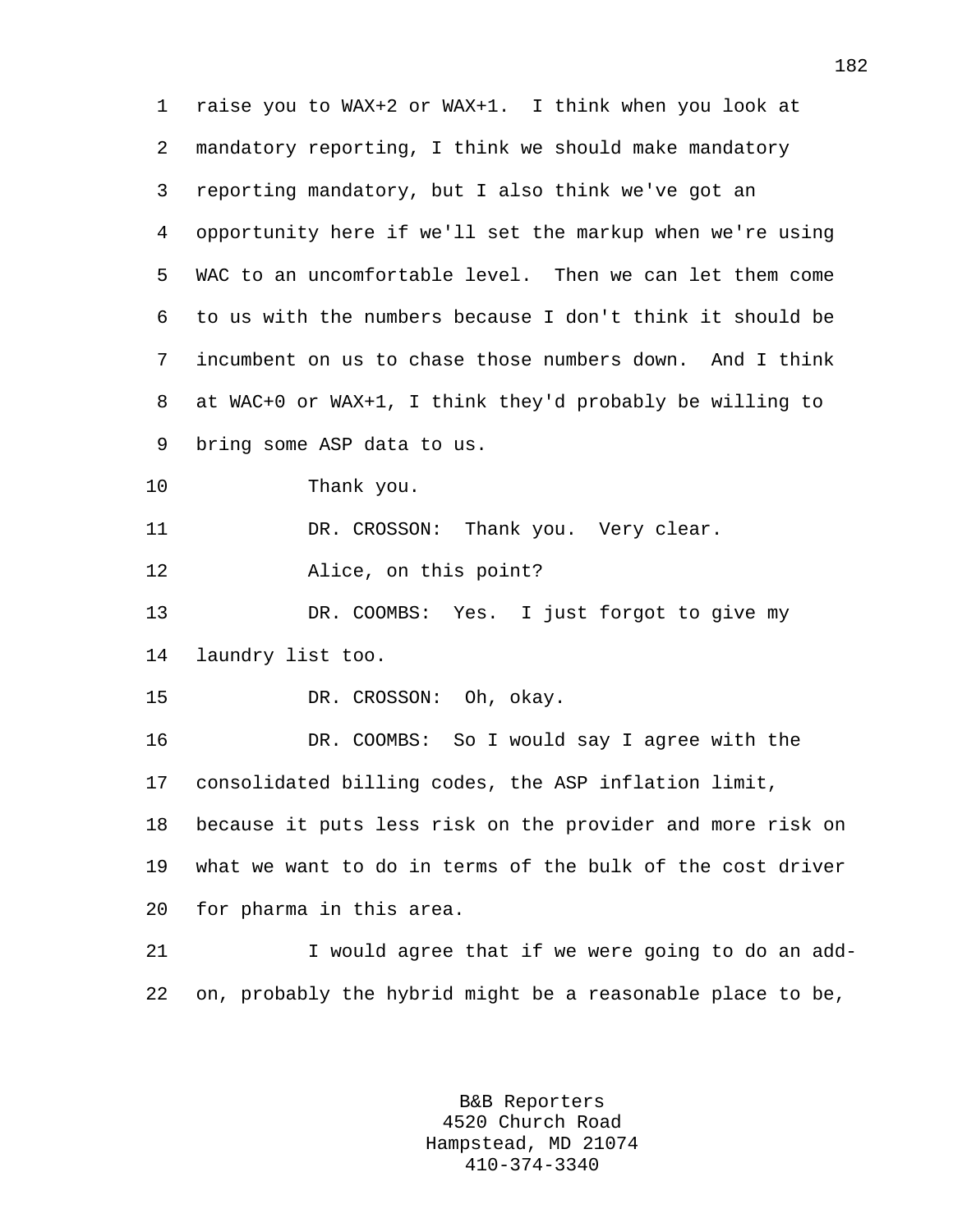raise you to WAX+2 or WAX+1. I think when you look at mandatory reporting, I think we should make mandatory reporting mandatory, but I also think we've got an opportunity here if we'll set the markup when we're using WAC to an uncomfortable level. Then we can let them come to us with the numbers because I don't think it should be incumbent on us to chase those numbers down. And I think at WAC+0 or WAX+1, I think they'd probably be willing to bring some ASP data to us.

Thank you.

DR. CROSSON: Thank you. Very clear.

Alice, on this point?

DR. COOMBS: Yes. I just forgot to give my laundry list too.

DR. CROSSON: Oh, okay.

DR. COOMBS: So I would say I agree with the consolidated billing codes, the ASP inflation limit, because it puts less risk on the provider and more risk on what we want to do in terms of the bulk of the cost driver for pharma in this area.

I would agree that if we were going to do an add-on, probably the hybrid might be a reasonable place to be,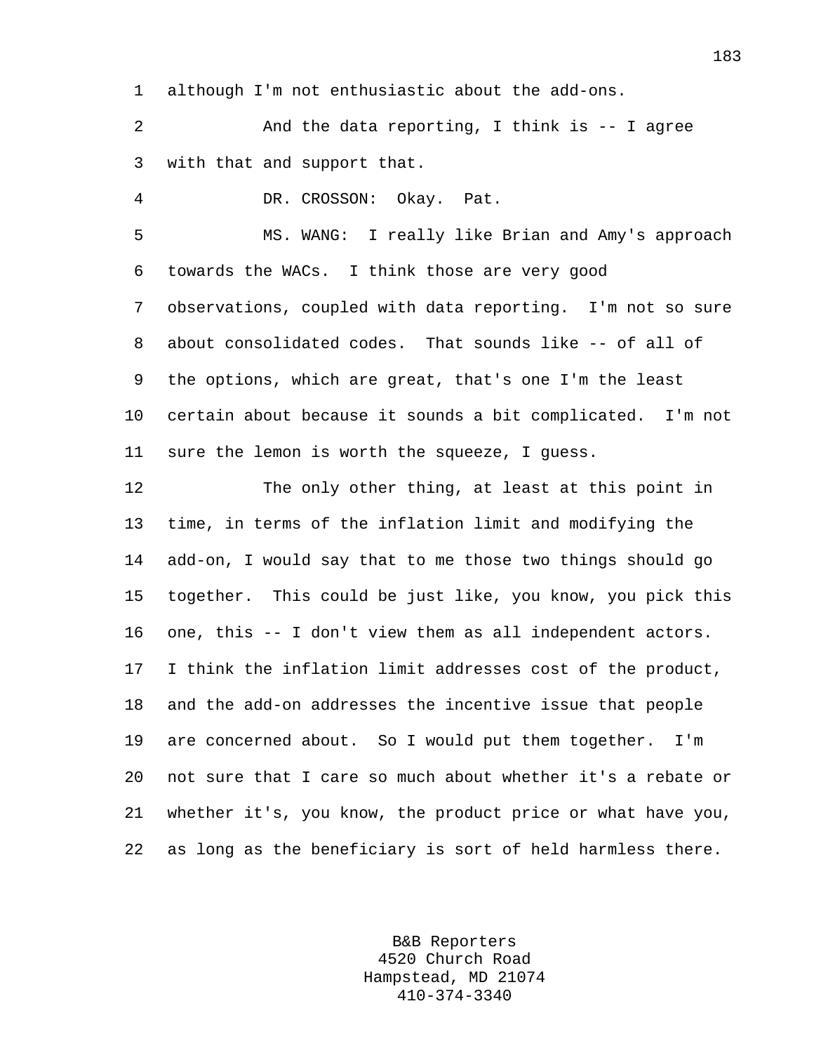although I'm not enthusiastic about the add-ons.

And the data reporting, I think is -- I agree with that and support that.

DR. CROSSON: Okay. Pat.

MS. WANG: I really like Brian and Amy's approach towards the WACs. I think those are very good observations, coupled with data reporting. I'm not so sure about consolidated codes. That sounds like -- of all of the options, which are great, that's one I'm the least certain about because it sounds a bit complicated. I'm not sure the lemon is worth the squeeze, I guess.

The only other thing, at least at this point in time, in terms of the inflation limit and modifying the add-on, I would say that to me those two things should go together. This could be just like, you know, you pick this one, this -- I don't view them as all independent actors. I think the inflation limit addresses cost of the product, and the add-on addresses the incentive issue that people are concerned about. So I would put them together. I'm not sure that I care so much about whether it's a rebate or whether it's, you know, the product price or what have you, as long as the beneficiary is sort of held harmless there.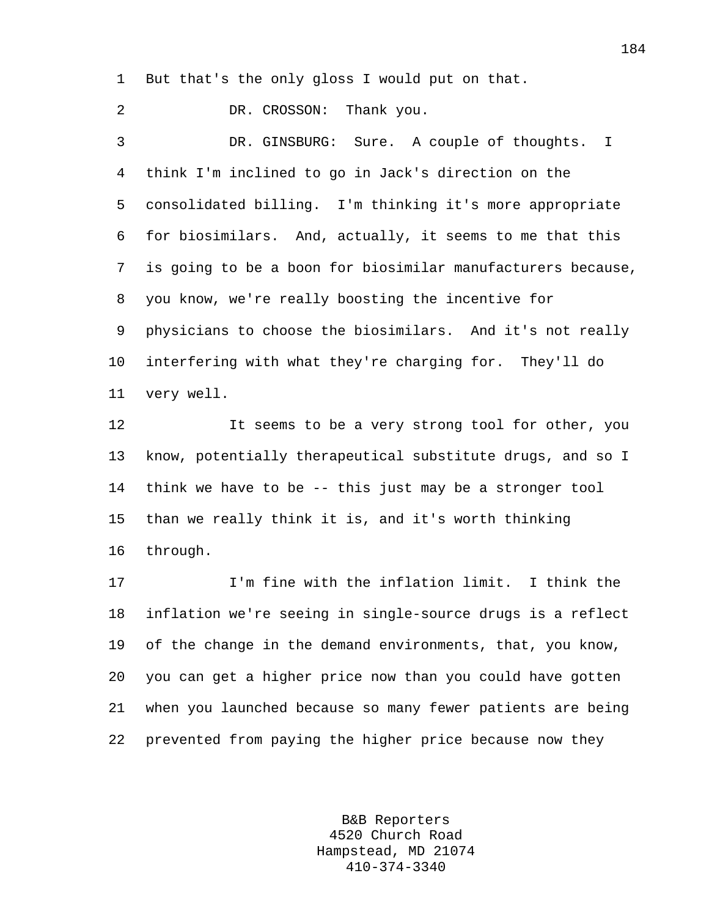But that's the only gloss I would put on that.

DR. CROSSON: Thank you.

DR. GINSBURG: Sure. A couple of thoughts. I think I'm inclined to go in Jack's direction on the consolidated billing. I'm thinking it's more appropriate for biosimilars. And, actually, it seems to me that this is going to be a boon for biosimilar manufacturers because, you know, we're really boosting the incentive for physicians to choose the biosimilars. And it's not really interfering with what they're charging for. They'll do very well.

It seems to be a very strong tool for other, you know, potentially therapeutical substitute drugs, and so I think we have to be -- this just may be a stronger tool than we really think it is, and it's worth thinking through.

I'm fine with the inflation limit. I think the inflation we're seeing in single-source drugs is a reflect of the change in the demand environments, that, you know, you can get a higher price now than you could have gotten when you launched because so many fewer patients are being prevented from paying the higher price because now they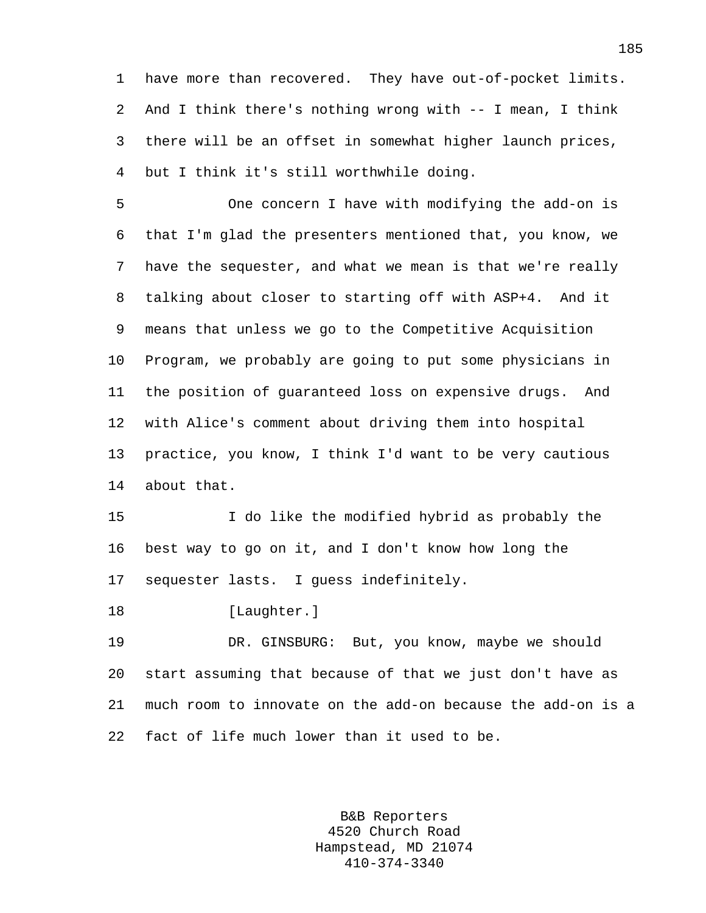have more than recovered. They have out-of-pocket limits. And I think there's nothing wrong with -- I mean, I think there will be an offset in somewhat higher launch prices, but I think it's still worthwhile doing.

One concern I have with modifying the add-on is that I'm glad the presenters mentioned that, you know, we have the sequester, and what we mean is that we're really talking about closer to starting off with ASP+4. And it means that unless we go to the Competitive Acquisition Program, we probably are going to put some physicians in the position of guaranteed loss on expensive drugs. And with Alice's comment about driving them into hospital practice, you know, I think I'd want to be very cautious about that.

I do like the modified hybrid as probably the best way to go on it, and I don't know how long the sequester lasts. I guess indefinitely.

[Laughter.]

DR. GINSBURG: But, you know, maybe we should start assuming that because of that we just don't have as much room to innovate on the add-on because the add-on is a fact of life much lower than it used to be.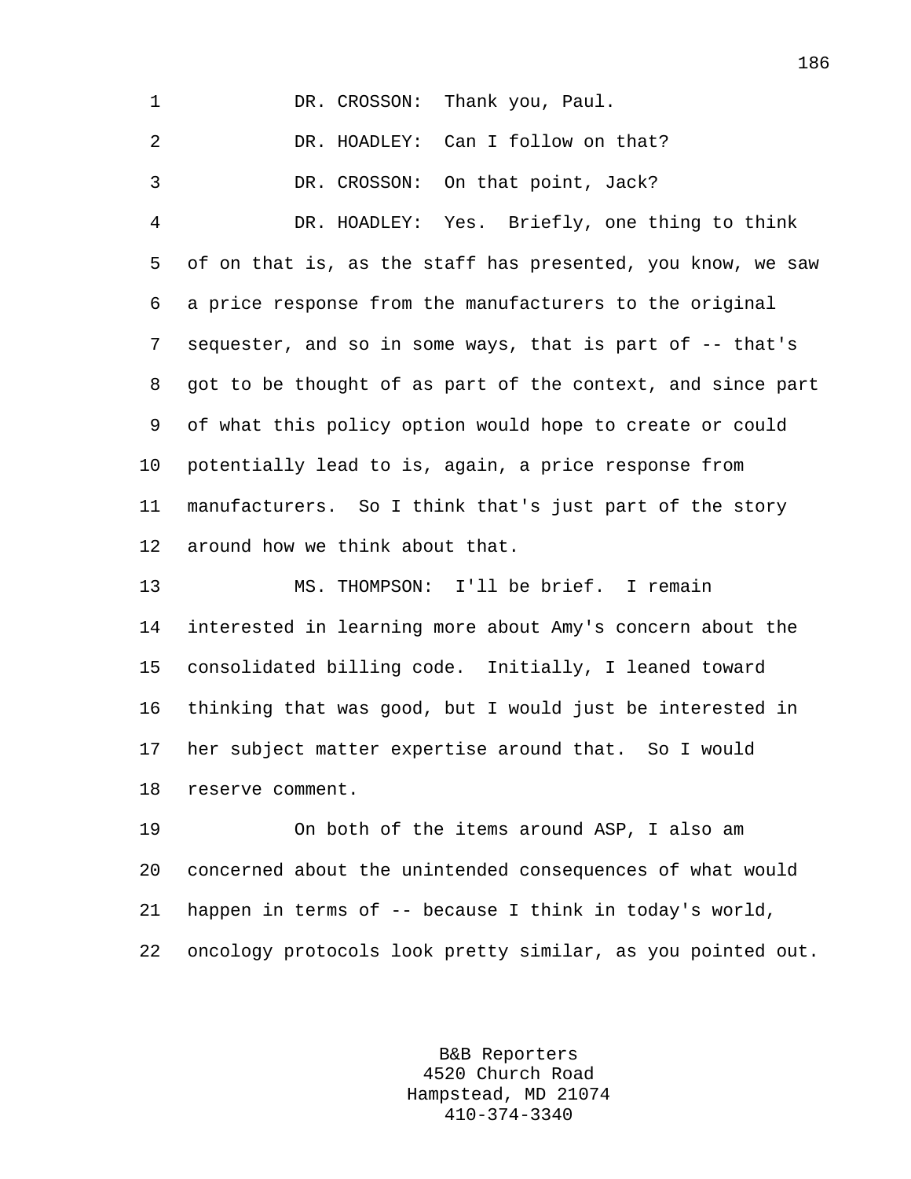DR. CROSSON: Thank you, Paul.

DR. HOADLEY: Can I follow on that?

DR. CROSSON: On that point, Jack?

DR. HOADLEY: Yes. Briefly, one thing to think of on that is, as the staff has presented, you know, we saw a price response from the manufacturers to the original sequester, and so in some ways, that is part of -- that's got to be thought of as part of the context, and since part of what this policy option would hope to create or could potentially lead to is, again, a price response from manufacturers. So I think that's just part of the story around how we think about that.

MS. THOMPSON: I'll be brief. I remain interested in learning more about Amy's concern about the consolidated billing code. Initially, I leaned toward thinking that was good, but I would just be interested in her subject matter expertise around that. So I would reserve comment.

On both of the items around ASP, I also am concerned about the unintended consequences of what would happen in terms of -- because I think in today's world, oncology protocols look pretty similar, as you pointed out.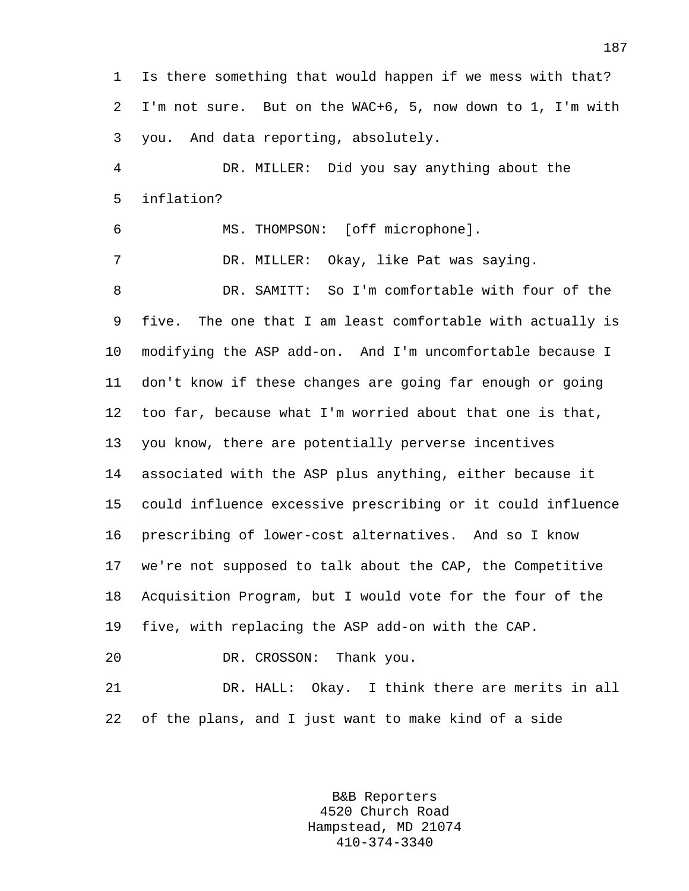Is there something that would happen if we mess with that? I'm not sure. But on the WAC+6, 5, now down to 1, I'm with you. And data reporting, absolutely.

DR. MILLER: Did you say anything about the inflation?

MS. THOMPSON: [off microphone].

DR. MILLER: Okay, like Pat was saying.

DR. SAMITT: So I'm comfortable with four of the five. The one that I am least comfortable with actually is modifying the ASP add-on. And I'm uncomfortable because I don't know if these changes are going far enough or going too far, because what I'm worried about that one is that, you know, there are potentially perverse incentives associated with the ASP plus anything, either because it could influence excessive prescribing or it could influence prescribing of lower-cost alternatives. And so I know we're not supposed to talk about the CAP, the Competitive Acquisition Program, but I would vote for the four of the five, with replacing the ASP add-on with the CAP.

DR. CROSSON: Thank you.

DR. HALL: Okay. I think there are merits in all of the plans, and I just want to make kind of a side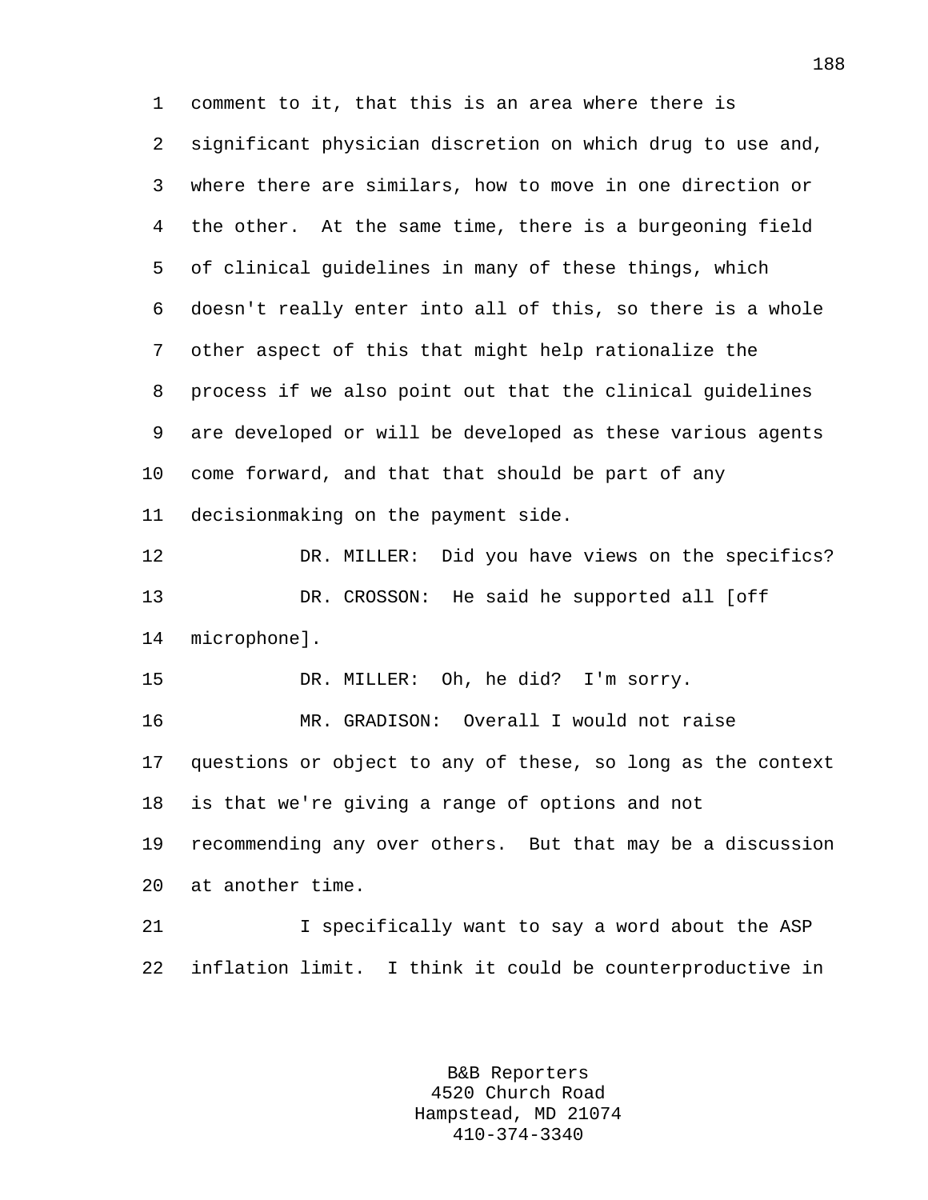comment to it, that this is an area where there is significant physician discretion on which drug to use and, where there are similars, how to move in one direction or the other. At the same time, there is a burgeoning field of clinical guidelines in many of these things, which doesn't really enter into all of this, so there is a whole other aspect of this that might help rationalize the process if we also point out that the clinical guidelines are developed or will be developed as these various agents come forward, and that that should be part of any decisionmaking on the payment side.

DR. MILLER: Did you have views on the specifics?

DR. CROSSON: He said he supported all [off microphone].

DR. MILLER: Oh, he did? I'm sorry.

MR. GRADISON: Overall I would not raise questions or object to any of these, so long as the context is that we're giving a range of options and not recommending any over others. But that may be a discussion at another time.

I specifically want to say a word about the ASP inflation limit. I think it could be counterproductive in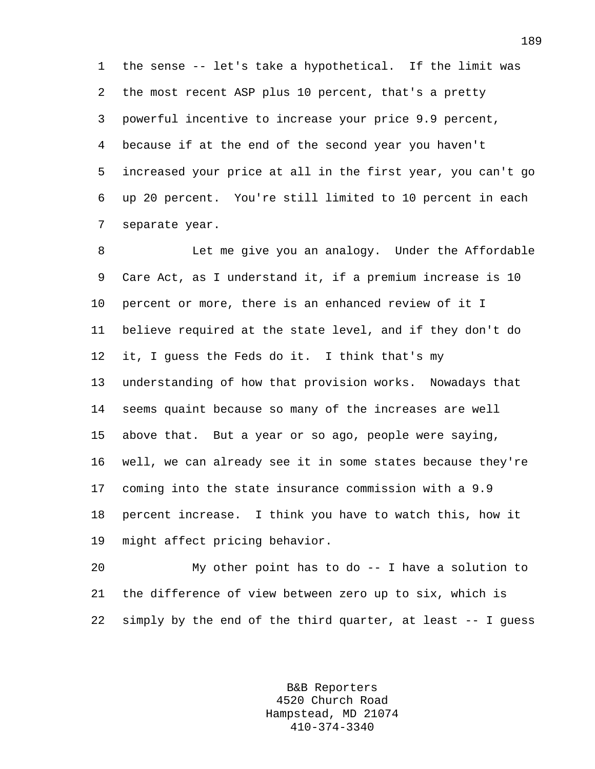the sense -- let's take a hypothetical. If the limit was the most recent ASP plus 10 percent, that's a pretty powerful incentive to increase your price 9.9 percent, because if at the end of the second year you haven't increased your price at all in the first year, you can't go up 20 percent. You're still limited to 10 percent in each separate year.

Let me give you an analogy. Under the Affordable Care Act, as I understand it, if a premium increase is 10 percent or more, there is an enhanced review of it I believe required at the state level, and if they don't do it, I guess the Feds do it. I think that's my understanding of how that provision works. Nowadays that seems quaint because so many of the increases are well above that. But a year or so ago, people were saying, well, we can already see it in some states because they're coming into the state insurance commission with a 9.9 percent increase. I think you have to watch this, how it might affect pricing behavior.

My other point has to do -- I have a solution to the difference of view between zero up to six, which is simply by the end of the third quarter, at least -- I guess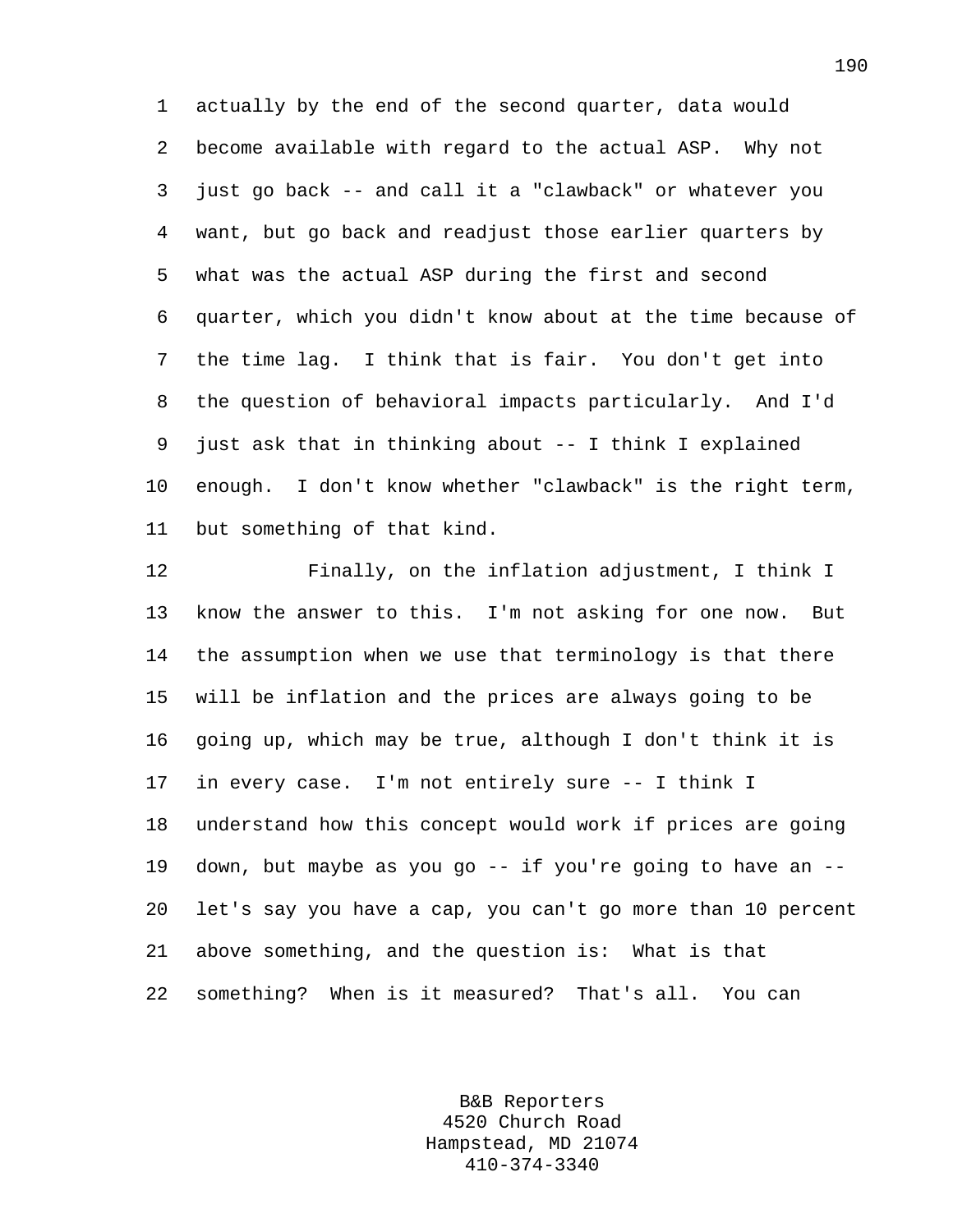actually by the end of the second quarter, data would become available with regard to the actual ASP. Why not just go back -- and call it a "clawback" or whatever you want, but go back and readjust those earlier quarters by what was the actual ASP during the first and second quarter, which you didn't know about at the time because of the time lag. I think that is fair. You don't get into the question of behavioral impacts particularly. And I'd just ask that in thinking about -- I think I explained enough. I don't know whether "clawback" is the right term, but something of that kind.

Finally, on the inflation adjustment, I think I know the answer to this. I'm not asking for one now. But the assumption when we use that terminology is that there will be inflation and the prices are always going to be going up, which may be true, although I don't think it is in every case. I'm not entirely sure -- I think I understand how this concept would work if prices are going down, but maybe as you go -- if you're going to have an -- let's say you have a cap, you can't go more than 10 percent above something, and the question is: What is that something? When is it measured? That's all. You can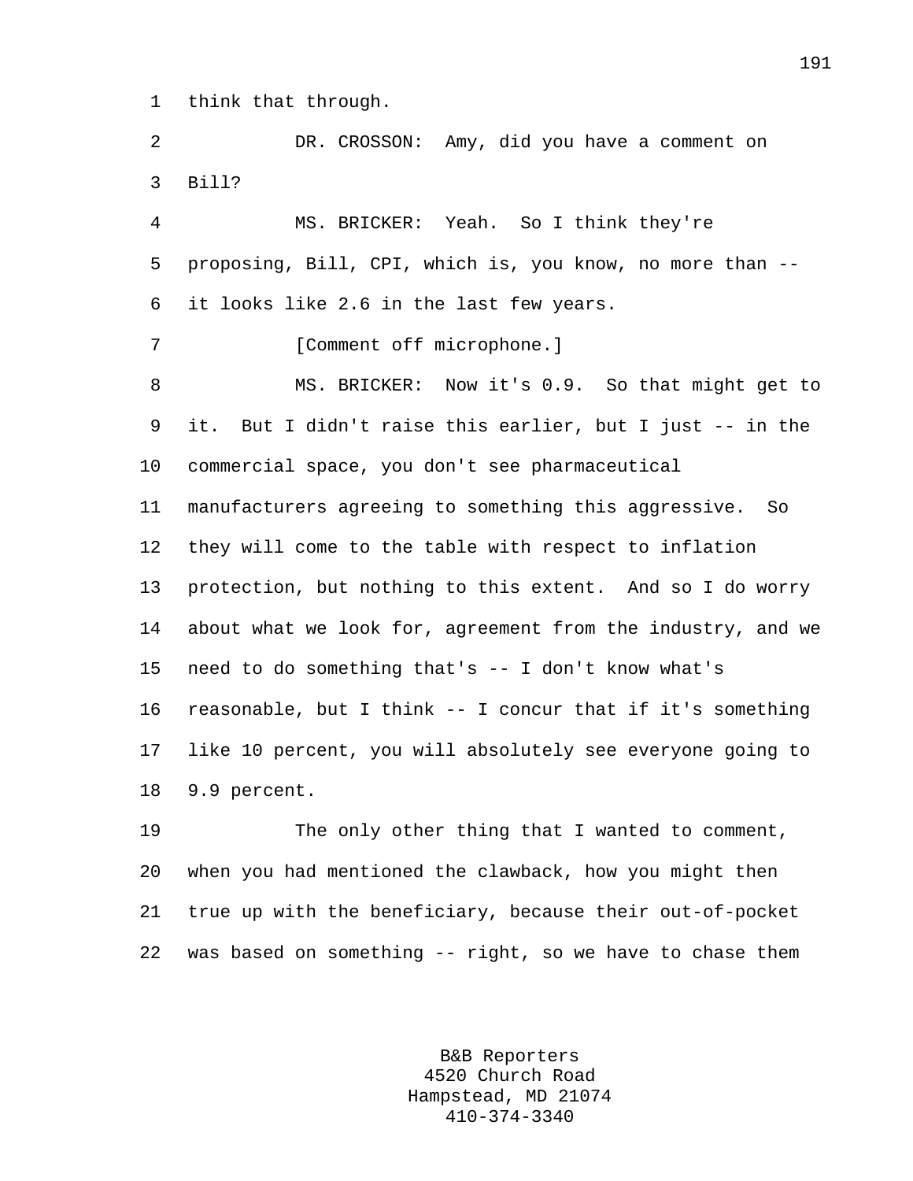think that through.

DR. CROSSON: Amy, did you have a comment on Bill?

MS. BRICKER: Yeah. So I think they're proposing, Bill, CPI, which is, you know, no more than -- it looks like 2.6 in the last few years.

[Comment off microphone.]

MS. BRICKER: Now it's 0.9. So that might get to it. But I didn't raise this earlier, but I just -- in the commercial space, you don't see pharmaceutical manufacturers agreeing to something this aggressive. So they will come to the table with respect to inflation protection, but nothing to this extent. And so I do worry about what we look for, agreement from the industry, and we need to do something that's -- I don't know what's reasonable, but I think -- I concur that if it's something like 10 percent, you will absolutely see everyone going to 9.9 percent.

The only other thing that I wanted to comment, when you had mentioned the clawback, how you might then true up with the beneficiary, because their out-of-pocket was based on something -- right, so we have to chase them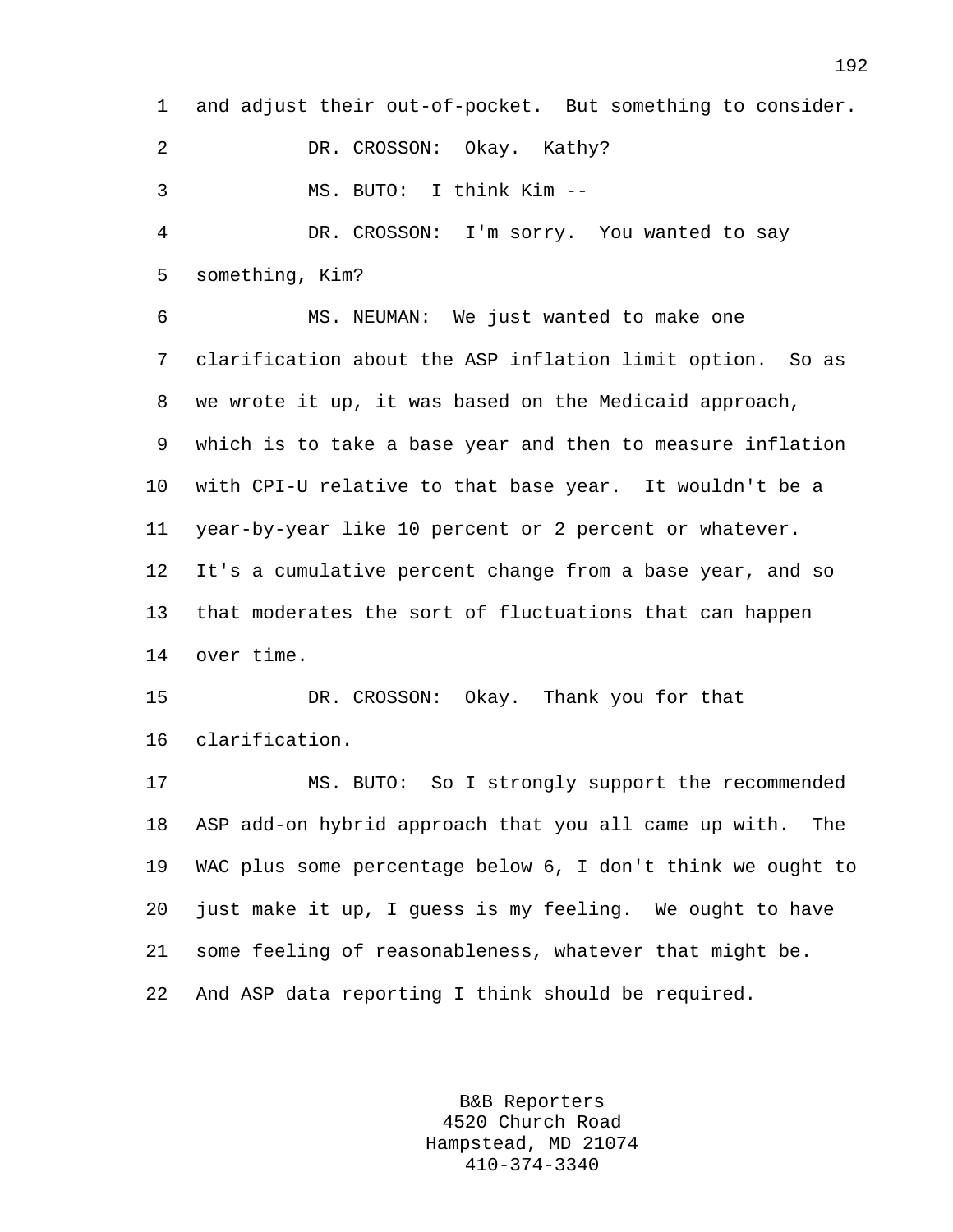and adjust their out-of-pocket. But something to consider.

DR. CROSSON: Okay. Kathy?

MS. BUTO: I think Kim --

DR. CROSSON: I'm sorry. You wanted to say something, Kim?

MS. NEUMAN: We just wanted to make one clarification about the ASP inflation limit option. So as we wrote it up, it was based on the Medicaid approach, which is to take a base year and then to measure inflation with CPI-U relative to that base year. It wouldn't be a year-by-year like 10 percent or 2 percent or whatever. It's a cumulative percent change from a base year, and so that moderates the sort of fluctuations that can happen over time.

DR. CROSSON: Okay. Thank you for that clarification.

MS. BUTO: So I strongly support the recommended ASP add-on hybrid approach that you all came up with. The WAC plus some percentage below 6, I don't think we ought to just make it up, I guess is my feeling. We ought to have some feeling of reasonableness, whatever that might be. And ASP data reporting I think should be required.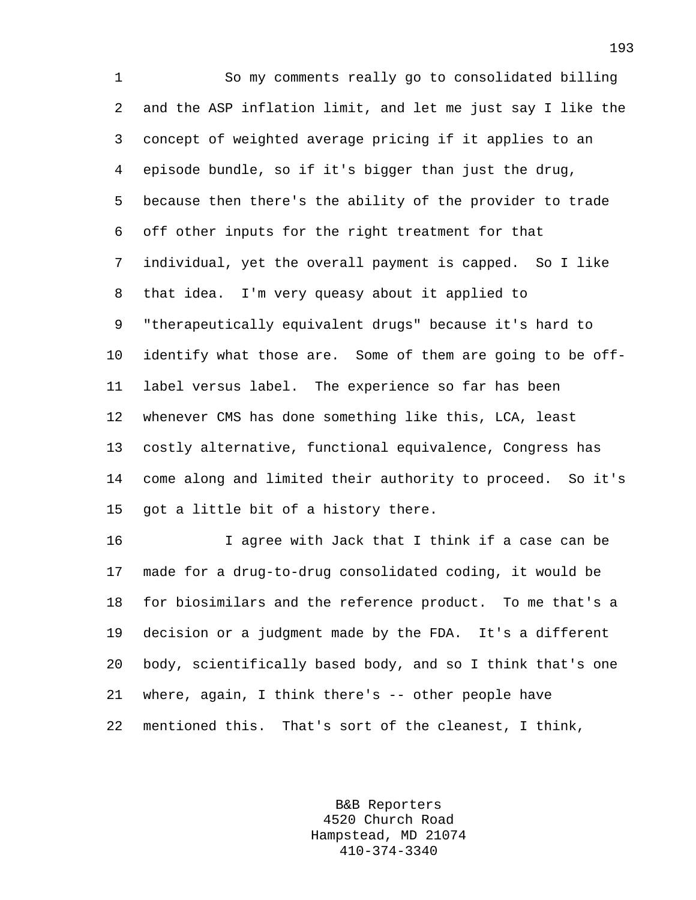So my comments really go to consolidated billing and the ASP inflation limit, and let me just say I like the concept of weighted average pricing if it applies to an episode bundle, so if it's bigger than just the drug, because then there's the ability of the provider to trade off other inputs for the right treatment for that individual, yet the overall payment is capped. So I like that idea. I'm very queasy about it applied to "therapeutically equivalent drugs" because it's hard to identify what those are. Some of them are going to be off-label versus label. The experience so far has been whenever CMS has done something like this, LCA, least costly alternative, functional equivalence, Congress has come along and limited their authority to proceed. So it's got a little bit of a history there.

I agree with Jack that I think if a case can be made for a drug-to-drug consolidated coding, it would be for biosimilars and the reference product. To me that's a decision or a judgment made by the FDA. It's a different body, scientifically based body, and so I think that's one where, again, I think there's -- other people have mentioned this. That's sort of the cleanest, I think,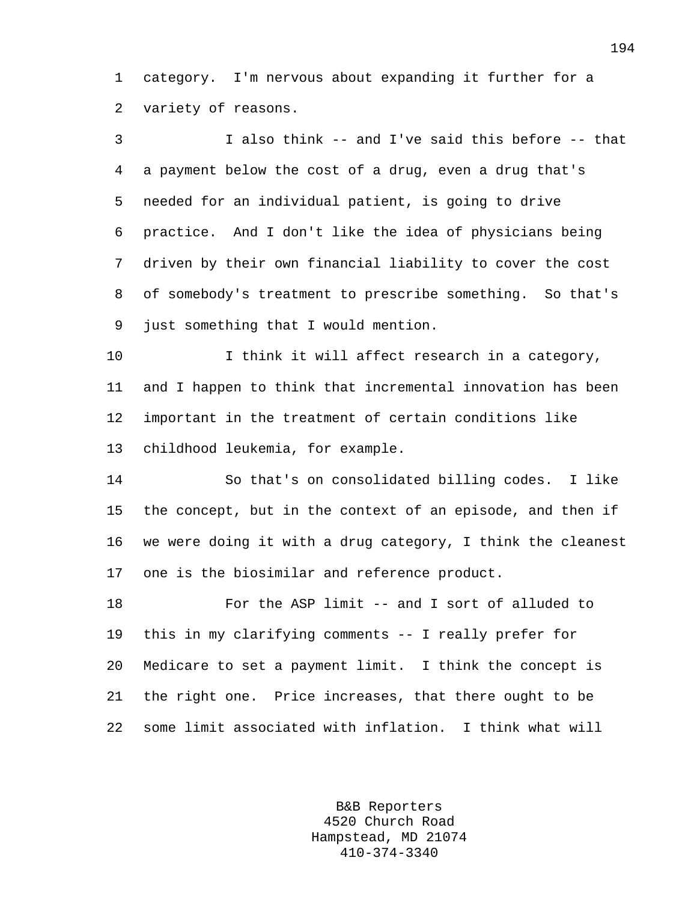category. I'm nervous about expanding it further for a variety of reasons.

I also think -- and I've said this before -- that a payment below the cost of a drug, even a drug that's needed for an individual patient, is going to drive practice. And I don't like the idea of physicians being driven by their own financial liability to cover the cost of somebody's treatment to prescribe something. So that's just something that I would mention.

I think it will affect research in a category, and I happen to think that incremental innovation has been important in the treatment of certain conditions like childhood leukemia, for example.

So that's on consolidated billing codes. I like the concept, but in the context of an episode, and then if we were doing it with a drug category, I think the cleanest one is the biosimilar and reference product.

For the ASP limit -- and I sort of alluded to this in my clarifying comments -- I really prefer for Medicare to set a payment limit. I think the concept is the right one. Price increases, that there ought to be some limit associated with inflation. I think what will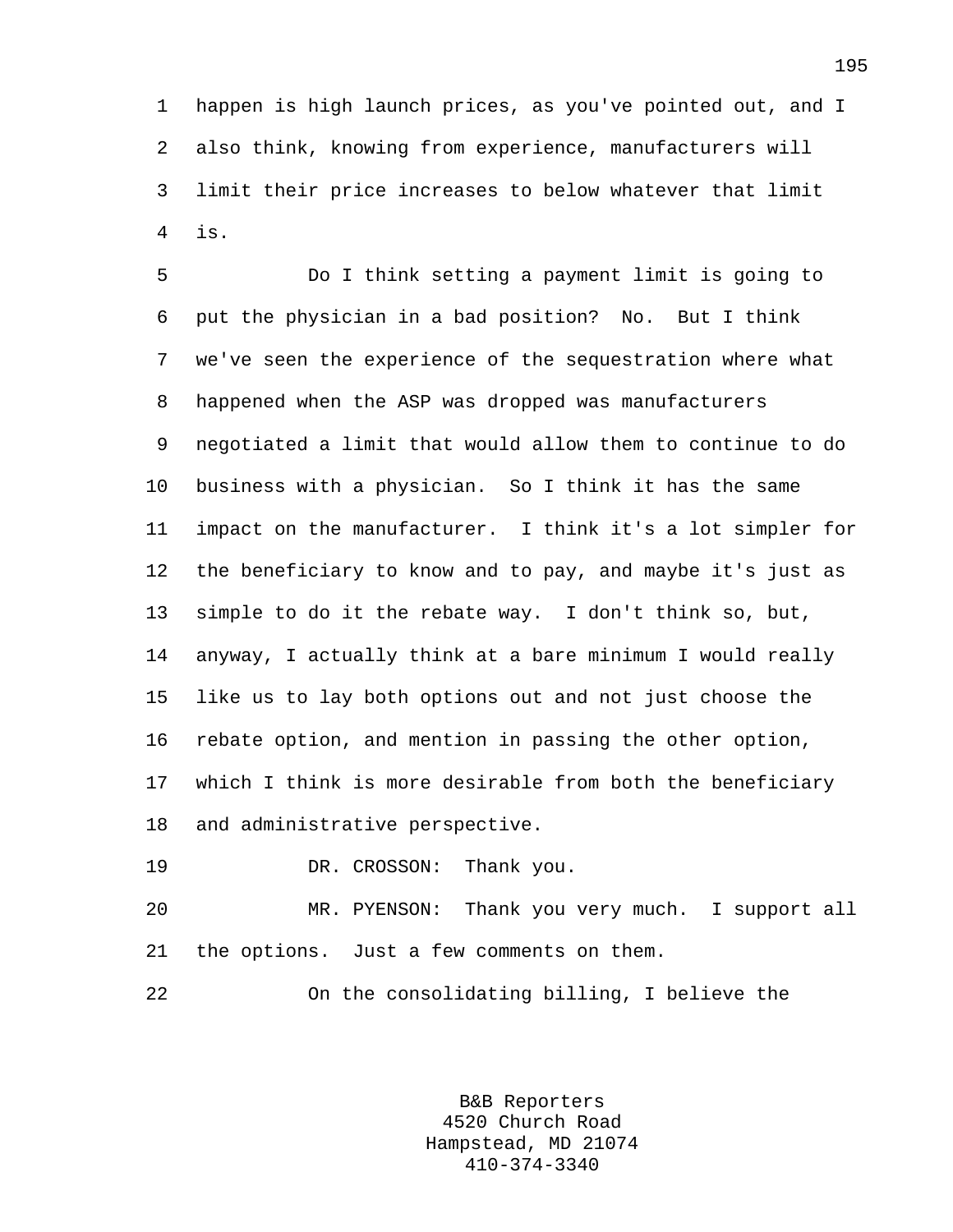happen is high launch prices, as you've pointed out, and I also think, knowing from experience, manufacturers will limit their price increases to below whatever that limit is.

Do I think setting a payment limit is going to put the physician in a bad position? No. But I think we've seen the experience of the sequestration where what happened when the ASP was dropped was manufacturers negotiated a limit that would allow them to continue to do business with a physician. So I think it has the same impact on the manufacturer. I think it's a lot simpler for the beneficiary to know and to pay, and maybe it's just as simple to do it the rebate way. I don't think so, but, anyway, I actually think at a bare minimum I would really like us to lay both options out and not just choose the rebate option, and mention in passing the other option, which I think is more desirable from both the beneficiary and administrative perspective.

DR. CROSSON: Thank you.

MR. PYENSON: Thank you very much. I support all the options. Just a few comments on them.

On the consolidating billing, I believe the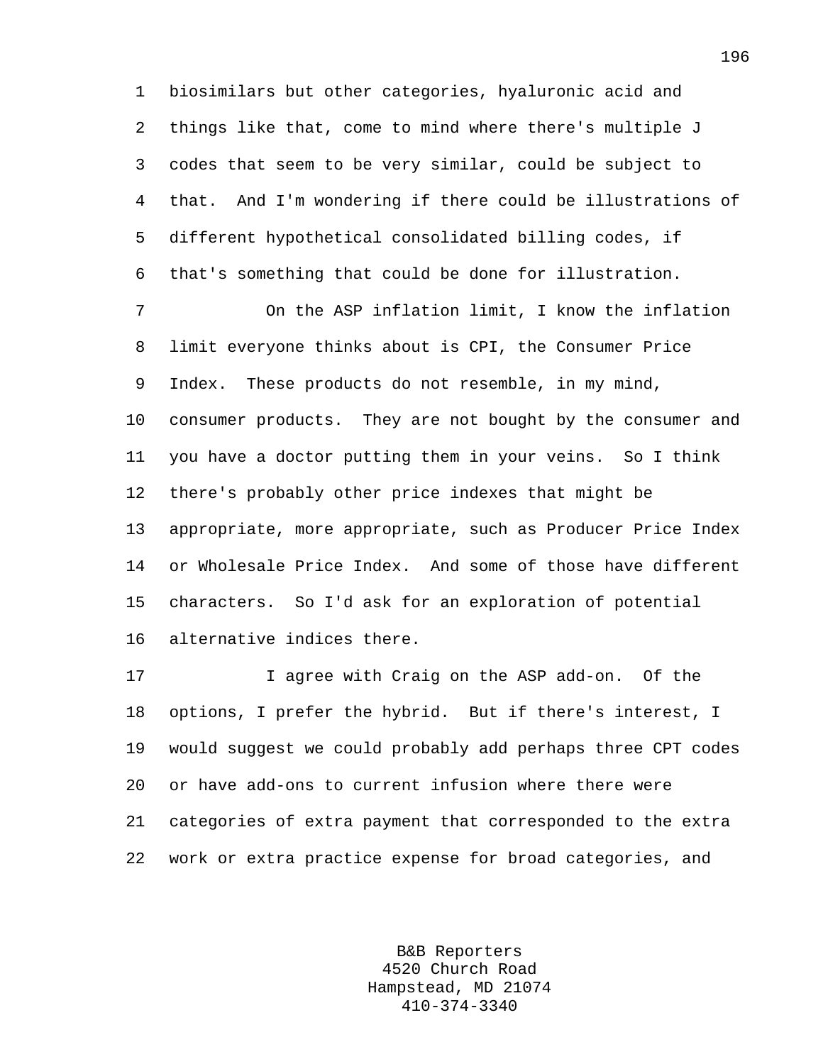biosimilars but other categories, hyaluronic acid and things like that, come to mind where there's multiple J codes that seem to be very similar, could be subject to that. And I'm wondering if there could be illustrations of different hypothetical consolidated billing codes, if that's something that could be done for illustration.

On the ASP inflation limit, I know the inflation limit everyone thinks about is CPI, the Consumer Price Index. These products do not resemble, in my mind, consumer products. They are not bought by the consumer and you have a doctor putting them in your veins. So I think there's probably other price indexes that might be appropriate, more appropriate, such as Producer Price Index or Wholesale Price Index. And some of those have different characters. So I'd ask for an exploration of potential alternative indices there.

I agree with Craig on the ASP add-on. Of the options, I prefer the hybrid. But if there's interest, I would suggest we could probably add perhaps three CPT codes or have add-ons to current infusion where there were categories of extra payment that corresponded to the extra work or extra practice expense for broad categories, and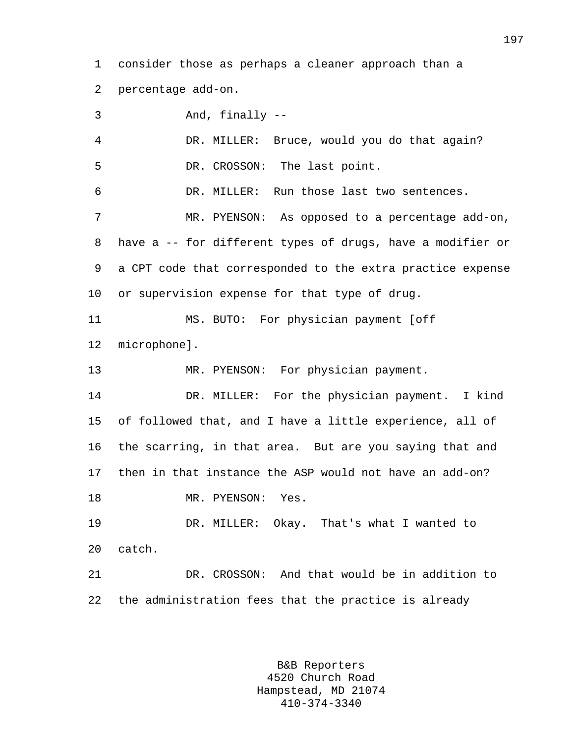consider those as perhaps a cleaner approach than a percentage add-on.

And, finally --

DR. MILLER: Bruce, would you do that again?

DR. CROSSON: The last point.

DR. MILLER: Run those last two sentences.

MR. PYENSON: As opposed to a percentage add-on, have a -- for different types of drugs, have a modifier or a CPT code that corresponded to the extra practice expense or supervision expense for that type of drug.

MS. BUTO: For physician payment [off microphone].

MR. PYENSON: For physician payment.

DR. MILLER: For the physician payment. I kind of followed that, and I have a little experience, all of the scarring, in that area. But are you saying that and then in that instance the ASP would not have an add-on?

MR. PYENSON: Yes.

DR. MILLER: Okay. That's what I wanted to catch.

DR. CROSSON: And that would be in addition to the administration fees that the practice is already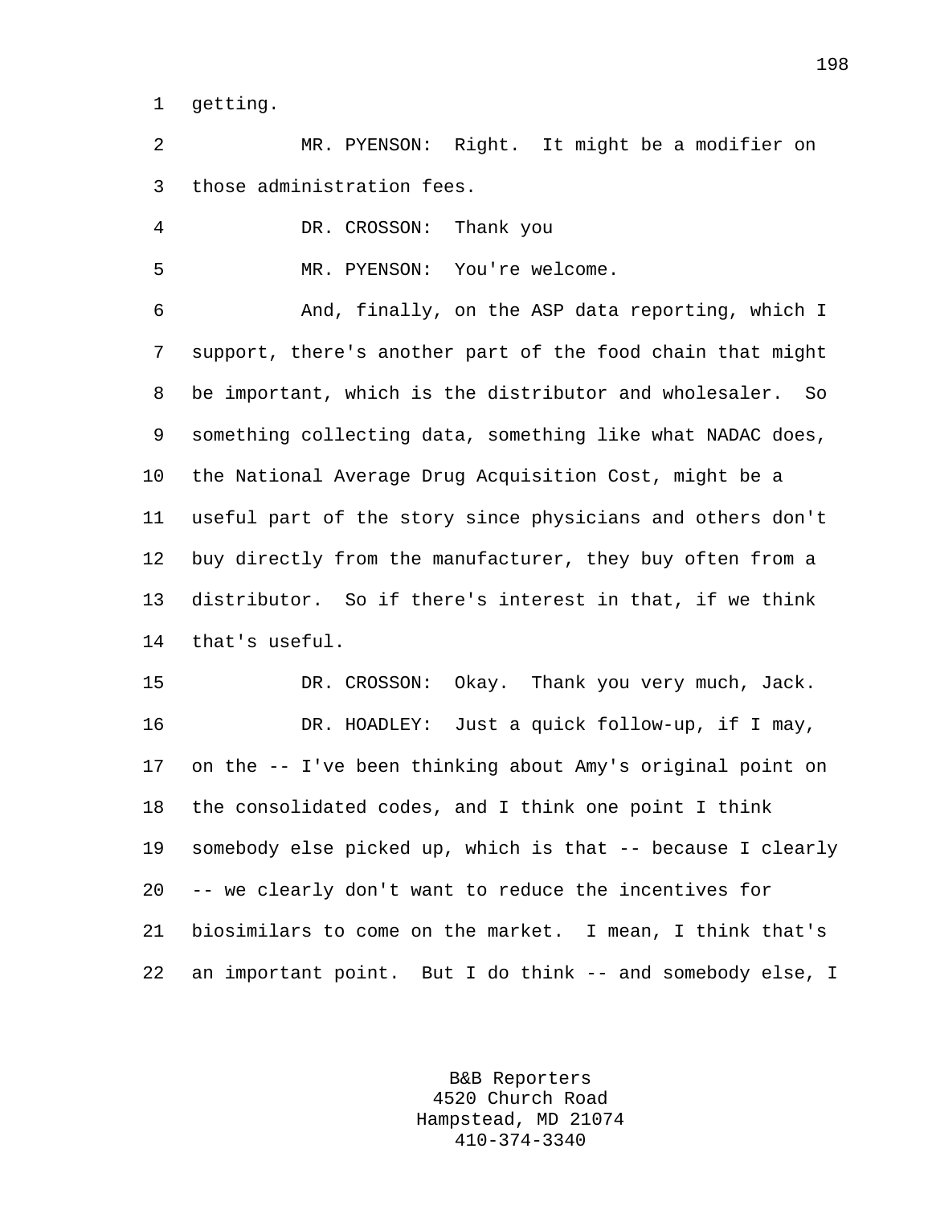getting.

MR. PYENSON: Right. It might be a modifier on those administration fees.

DR. CROSSON: Thank you

MR. PYENSON: You're welcome.

And, finally, on the ASP data reporting, which I support, there's another part of the food chain that might be important, which is the distributor and wholesaler. So something collecting data, something like what NADAC does, the National Average Drug Acquisition Cost, might be a useful part of the story since physicians and others don't buy directly from the manufacturer, they buy often from a distributor. So if there's interest in that, if we think that's useful.

DR. CROSSON: Okay. Thank you very much, Jack.

DR. HOADLEY: Just a quick follow-up, if I may, on the -- I've been thinking about Amy's original point on the consolidated codes, and I think one point I think somebody else picked up, which is that -- because I clearly -- we clearly don't want to reduce the incentives for biosimilars to come on the market. I mean, I think that's an important point. But I do think -- and somebody else, I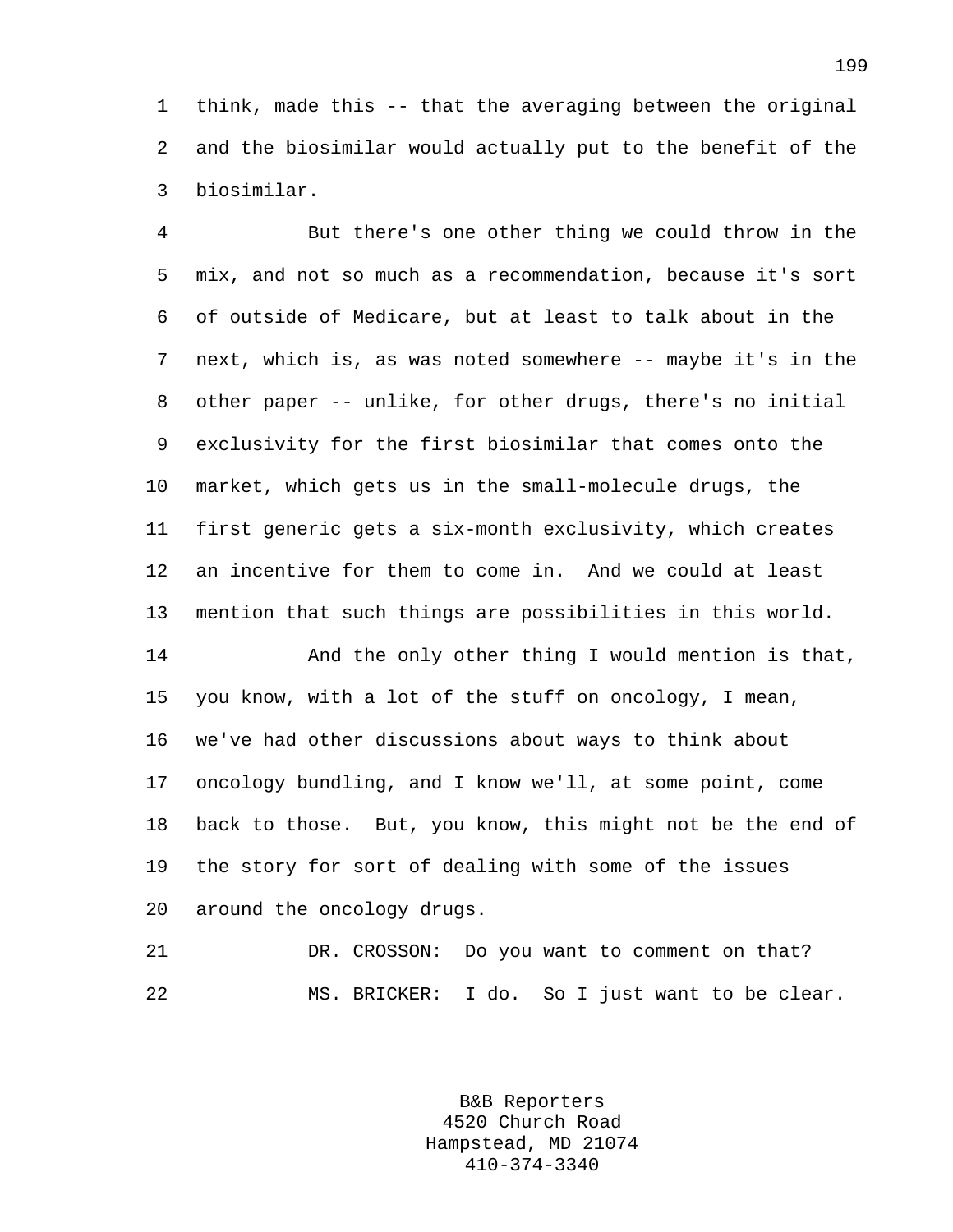think, made this -- that the averaging between the original and the biosimilar would actually put to the benefit of the biosimilar.

But there's one other thing we could throw in the mix, and not so much as a recommendation, because it's sort of outside of Medicare, but at least to talk about in the next, which is, as was noted somewhere -- maybe it's in the other paper -- unlike, for other drugs, there's no initial exclusivity for the first biosimilar that comes onto the market, which gets us in the small-molecule drugs, the first generic gets a six-month exclusivity, which creates an incentive for them to come in. And we could at least mention that such things are possibilities in this world.

And the only other thing I would mention is that, you know, with a lot of the stuff on oncology, I mean, we've had other discussions about ways to think about oncology bundling, and I know we'll, at some point, come back to those. But, you know, this might not be the end of the story for sort of dealing with some of the issues around the oncology drugs.

DR. CROSSON: Do you want to comment on that?

MS. BRICKER: I do. So I just want to be clear.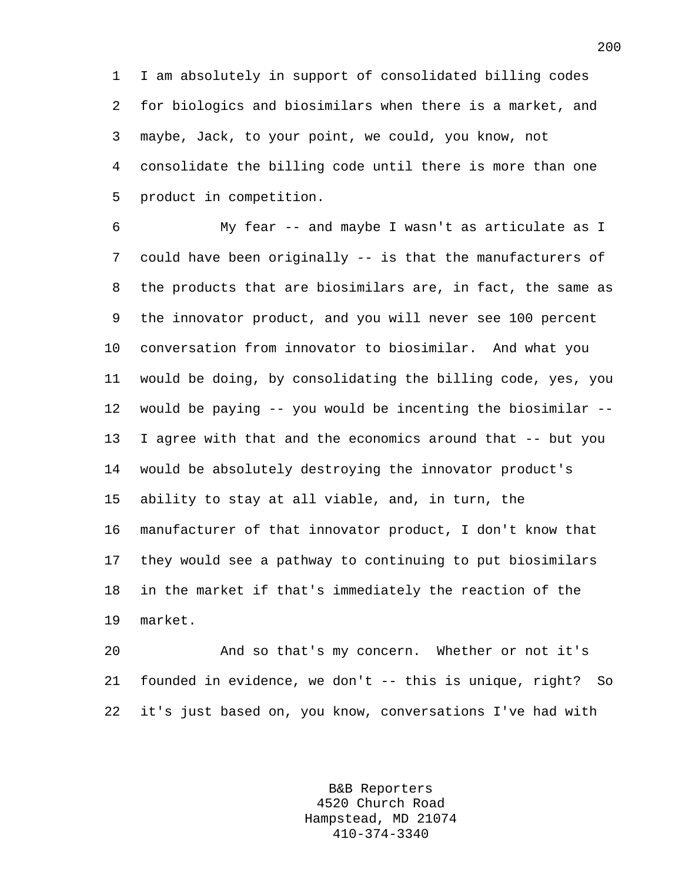I am absolutely in support of consolidated billing codes for biologics and biosimilars when there is a market, and maybe, Jack, to your point, we could, you know, not consolidate the billing code until there is more than one product in competition.

My fear -- and maybe I wasn't as articulate as I could have been originally -- is that the manufacturers of the products that are biosimilars are, in fact, the same as the innovator product, and you will never see 100 percent conversation from innovator to biosimilar. And what you would be doing, by consolidating the billing code, yes, you would be paying -- you would be incenting the biosimilar -- I agree with that and the economics around that -- but you would be absolutely destroying the innovator product's ability to stay at all viable, and, in turn, the manufacturer of that innovator product, I don't know that they would see a pathway to continuing to put biosimilars in the market if that's immediately the reaction of the market.

And so that's my concern. Whether or not it's founded in evidence, we don't -- this is unique, right? So it's just based on, you know, conversations I've had with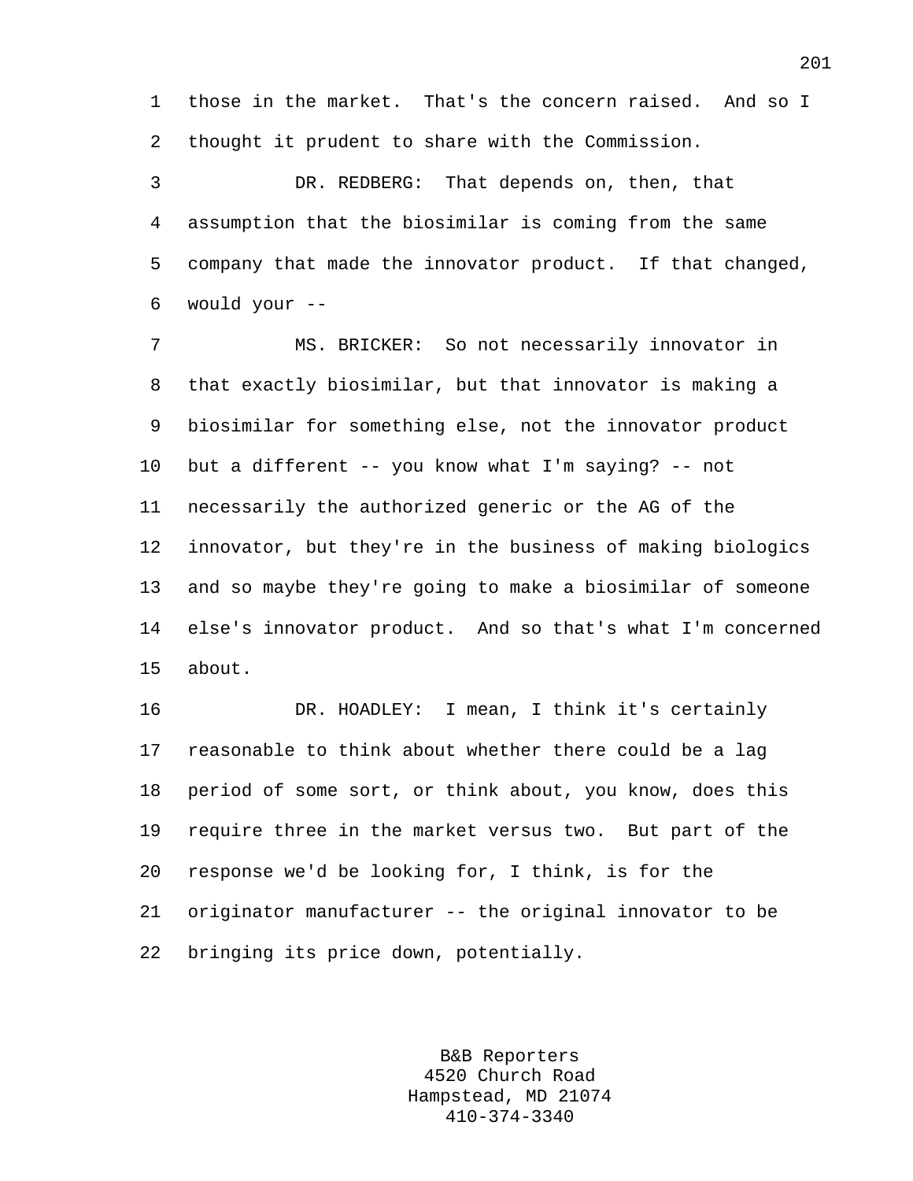those in the market. That's the concern raised. And so I thought it prudent to share with the Commission.

DR. REDBERG: That depends on, then, that assumption that the biosimilar is coming from the same company that made the innovator product. If that changed, would your --

MS. BRICKER: So not necessarily innovator in that exactly biosimilar, but that innovator is making a biosimilar for something else, not the innovator product but a different -- you know what I'm saying? -- not necessarily the authorized generic or the AG of the innovator, but they're in the business of making biologics and so maybe they're going to make a biosimilar of someone else's innovator product. And so that's what I'm concerned about.

DR. HOADLEY: I mean, I think it's certainly reasonable to think about whether there could be a lag period of some sort, or think about, you know, does this require three in the market versus two. But part of the response we'd be looking for, I think, is for the originator manufacturer -- the original innovator to be bringing its price down, potentially.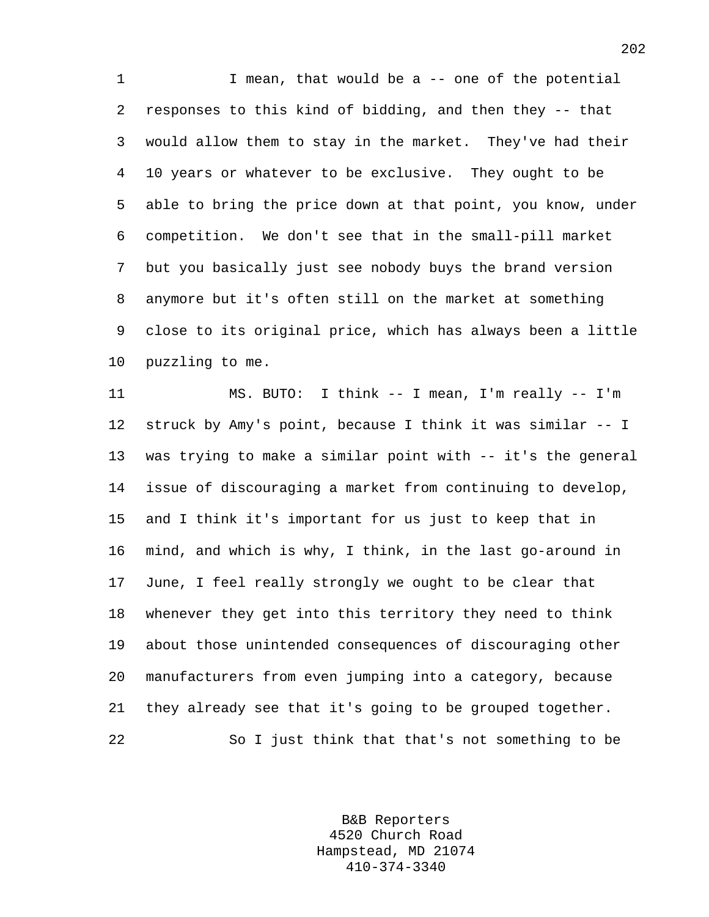I mean, that would be a -- one of the potential responses to this kind of bidding, and then they -- that would allow them to stay in the market. They've had their 10 years or whatever to be exclusive. They ought to be able to bring the price down at that point, you know, under competition. We don't see that in the small-pill market but you basically just see nobody buys the brand version anymore but it's often still on the market at something close to its original price, which has always been a little puzzling to me.

MS. BUTO: I think -- I mean, I'm really -- I'm struck by Amy's point, because I think it was similar -- I was trying to make a similar point with -- it's the general issue of discouraging a market from continuing to develop, and I think it's important for us just to keep that in mind, and which is why, I think, in the last go-around in June, I feel really strongly we ought to be clear that whenever they get into this territory they need to think about those unintended consequences of discouraging other manufacturers from even jumping into a category, because they already see that it's going to be grouped together.

So I just think that that's not something to be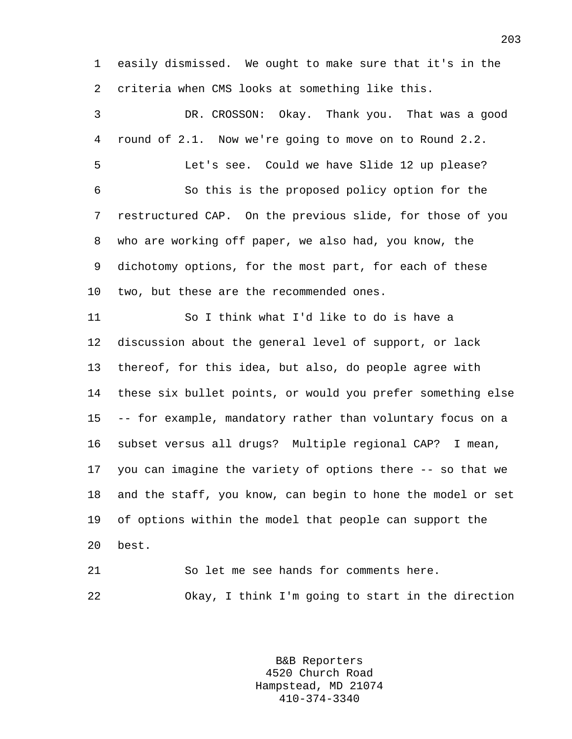easily dismissed. We ought to make sure that it's in the criteria when CMS looks at something like this.

DR. CROSSON: Okay. Thank you. That was a good round of 2.1. Now we're going to move on to Round 2.2.

Let's see. Could we have Slide 12 up please?

So this is the proposed policy option for the restructured CAP. On the previous slide, for those of you who are working off paper, we also had, you know, the dichotomy options, for the most part, for each of these two, but these are the recommended ones.

So I think what I'd like to do is have a discussion about the general level of support, or lack thereof, for this idea, but also, do people agree with these six bullet points, or would you prefer something else -- for example, mandatory rather than voluntary focus on a subset versus all drugs? Multiple regional CAP? I mean, you can imagine the variety of options there -- so that we and the staff, you know, can begin to hone the model or set of options within the model that people can support the best.

So let me see hands for comments here.

Okay, I think I'm going to start in the direction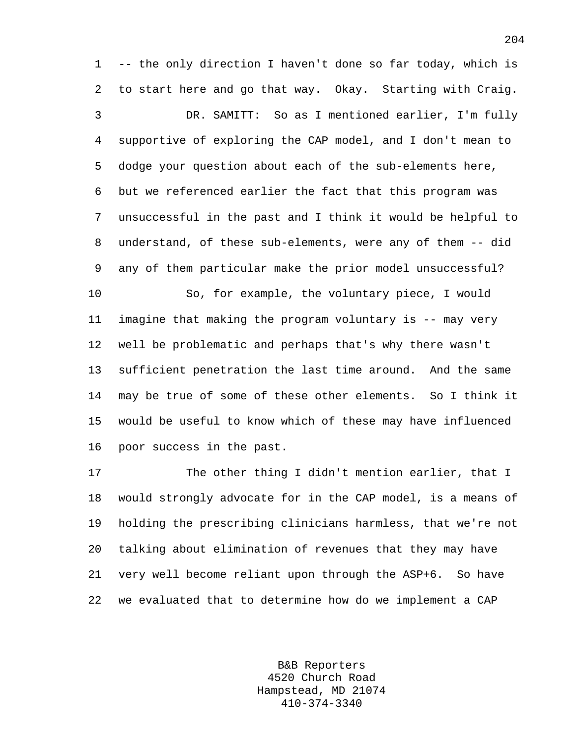-- the only direction I haven't done so far today, which is to start here and go that way. Okay. Starting with Craig.

DR. SAMITT: So as I mentioned earlier, I'm fully supportive of exploring the CAP model, and I don't mean to dodge your question about each of the sub-elements here, but we referenced earlier the fact that this program was unsuccessful in the past and I think it would be helpful to understand, of these sub-elements, were any of them -- did any of them particular make the prior model unsuccessful?

So, for example, the voluntary piece, I would imagine that making the program voluntary is -- may very well be problematic and perhaps that's why there wasn't sufficient penetration the last time around. And the same may be true of some of these other elements. So I think it would be useful to know which of these may have influenced poor success in the past.

The other thing I didn't mention earlier, that I would strongly advocate for in the CAP model, is a means of holding the prescribing clinicians harmless, that we're not talking about elimination of revenues that they may have very well become reliant upon through the ASP+6. So have we evaluated that to determine how do we implement a CAP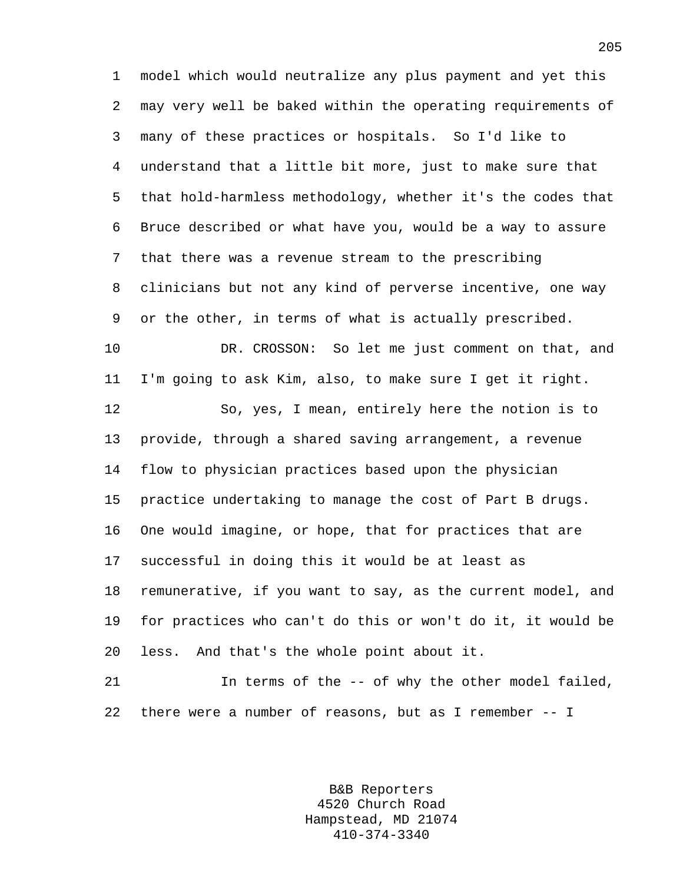model which would neutralize any plus payment and yet this may very well be baked within the operating requirements of many of these practices or hospitals. So I'd like to understand that a little bit more, just to make sure that that hold-harmless methodology, whether it's the codes that Bruce described or what have you, would be a way to assure that there was a revenue stream to the prescribing clinicians but not any kind of perverse incentive, one way or the other, in terms of what is actually prescribed.

DR. CROSSON: So let me just comment on that, and I'm going to ask Kim, also, to make sure I get it right.

So, yes, I mean, entirely here the notion is to provide, through a shared saving arrangement, a revenue flow to physician practices based upon the physician practice undertaking to manage the cost of Part B drugs. One would imagine, or hope, that for practices that are successful in doing this it would be at least as remunerative, if you want to say, as the current model, and for practices who can't do this or won't do it, it would be less. And that's the whole point about it.

In terms of the -- of why the other model failed, there were a number of reasons, but as I remember -- I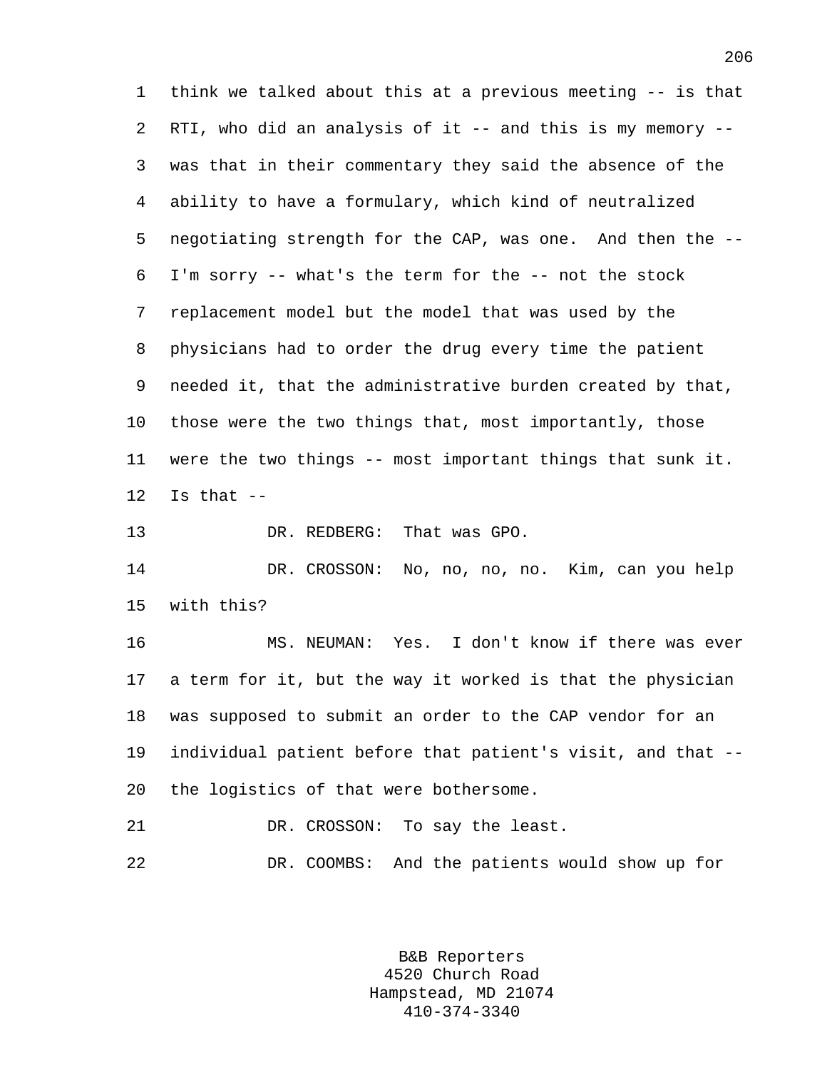think we talked about this at a previous meeting -- is that RTI, who did an analysis of it -- and this is my memory -- was that in their commentary they said the absence of the ability to have a formulary, which kind of neutralized negotiating strength for the CAP, was one. And then the -- I'm sorry -- what's the term for the -- not the stock replacement model but the model that was used by the physicians had to order the drug every time the patient needed it, that the administrative burden created by that, those were the two things that, most importantly, those were the two things -- most important things that sunk it. Is that --

DR. REDBERG: That was GPO.

DR. CROSSON: No, no, no, no. Kim, can you help with this?

MS. NEUMAN: Yes. I don't know if there was ever a term for it, but the way it worked is that the physician was supposed to submit an order to the CAP vendor for an individual patient before that patient's visit, and that -- the logistics of that were bothersome.

DR. CROSSON: To say the least.

DR. COOMBS: And the patients would show up for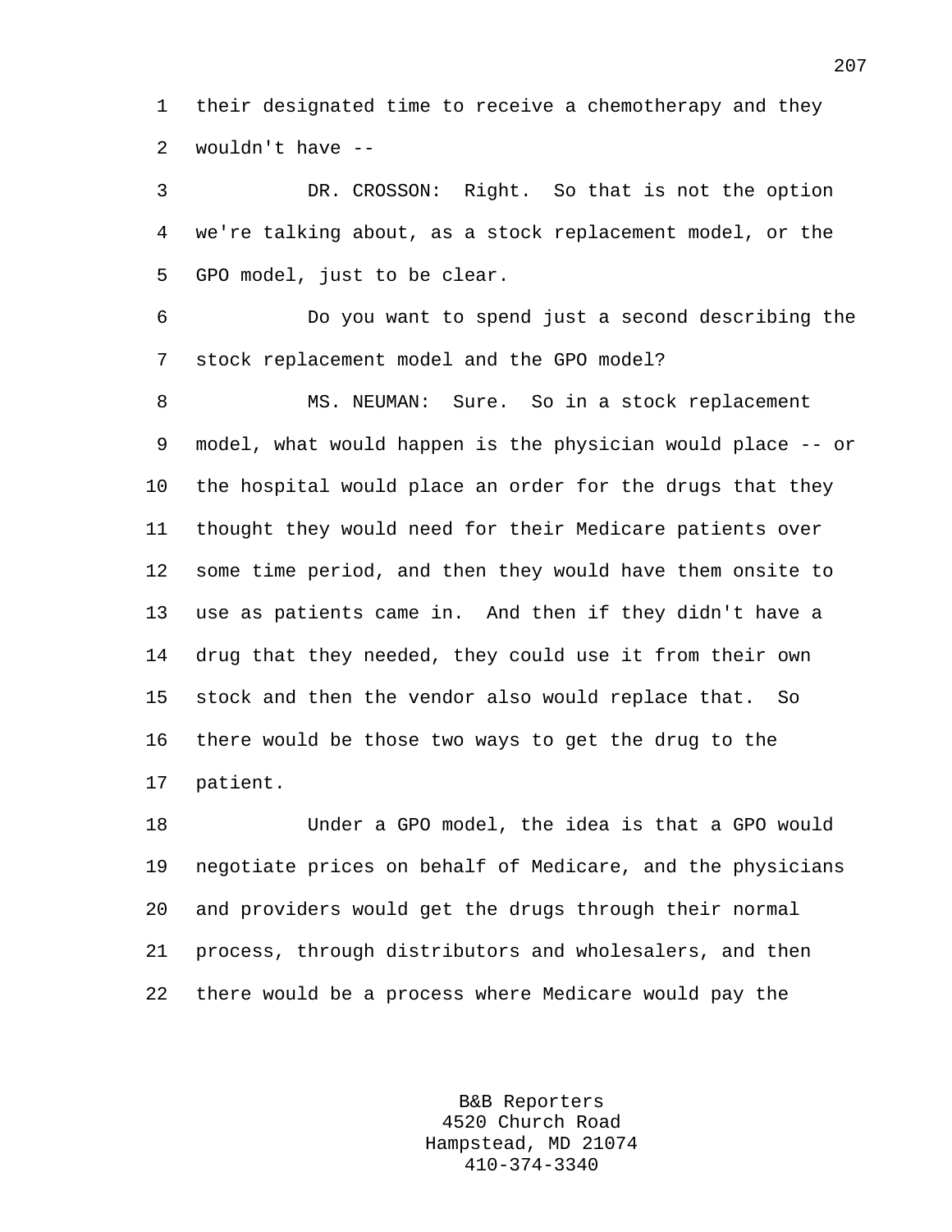their designated time to receive a chemotherapy and they wouldn't have --

DR. CROSSON: Right. So that is not the option we're talking about, as a stock replacement model, or the GPO model, just to be clear.

Do you want to spend just a second describing the stock replacement model and the GPO model?

MS. NEUMAN: Sure. So in a stock replacement model, what would happen is the physician would place -- or the hospital would place an order for the drugs that they thought they would need for their Medicare patients over some time period, and then they would have them onsite to use as patients came in. And then if they didn't have a drug that they needed, they could use it from their own stock and then the vendor also would replace that. So there would be those two ways to get the drug to the patient.

Under a GPO model, the idea is that a GPO would negotiate prices on behalf of Medicare, and the physicians and providers would get the drugs through their normal process, through distributors and wholesalers, and then there would be a process where Medicare would pay the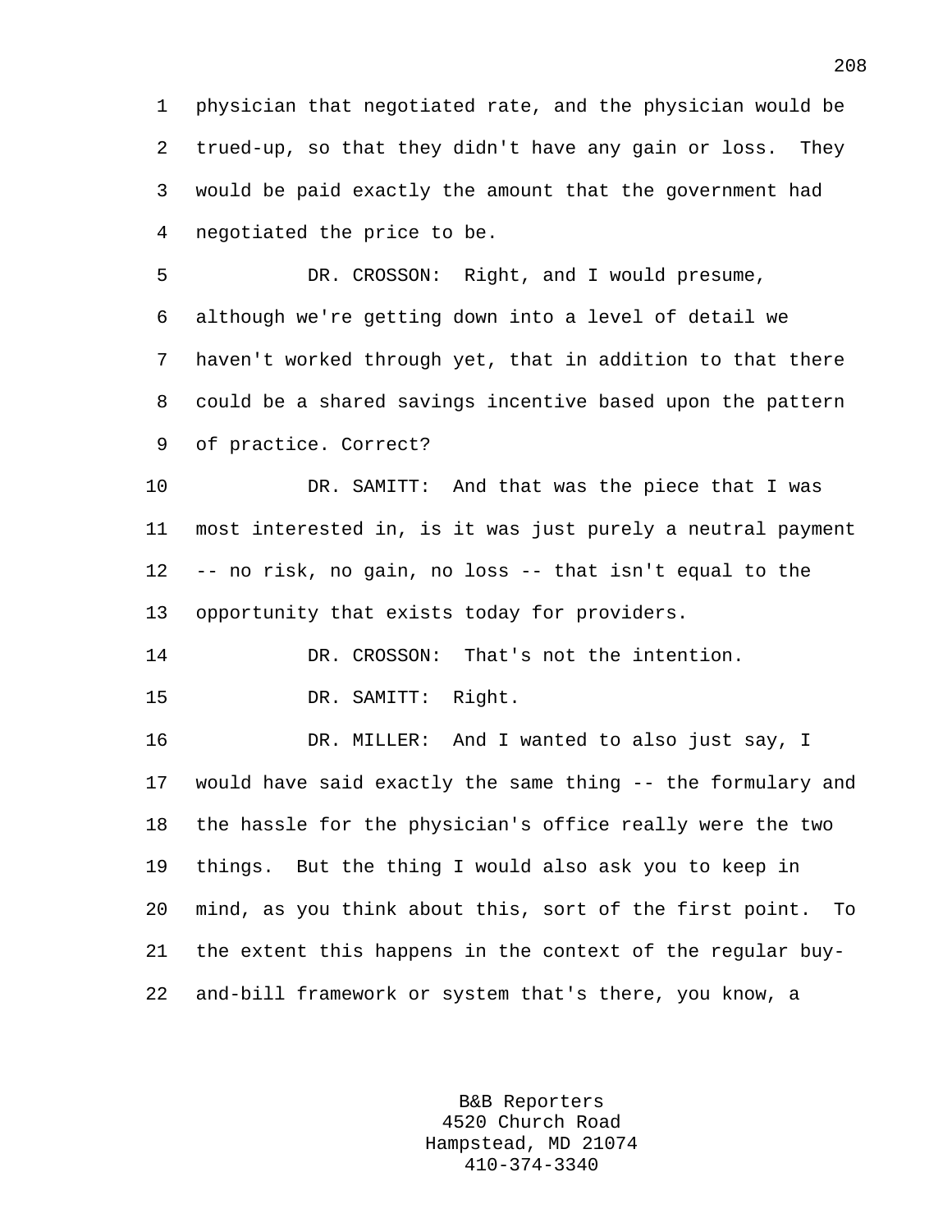physician that negotiated rate, and the physician would be trued-up, so that they didn't have any gain or loss. They would be paid exactly the amount that the government had negotiated the price to be.

DR. CROSSON: Right, and I would presume, although we're getting down into a level of detail we haven't worked through yet, that in addition to that there could be a shared savings incentive based upon the pattern of practice. Correct?

DR. SAMITT: And that was the piece that I was most interested in, is it was just purely a neutral payment -- no risk, no gain, no loss -- that isn't equal to the opportunity that exists today for providers.

DR. CROSSON: That's not the intention.

DR. SAMITT: Right.

DR. MILLER: And I wanted to also just say, I would have said exactly the same thing -- the formulary and the hassle for the physician's office really were the two things. But the thing I would also ask you to keep in mind, as you think about this, sort of the first point. To the extent this happens in the context of the regular buy-and-bill framework or system that's there, you know, a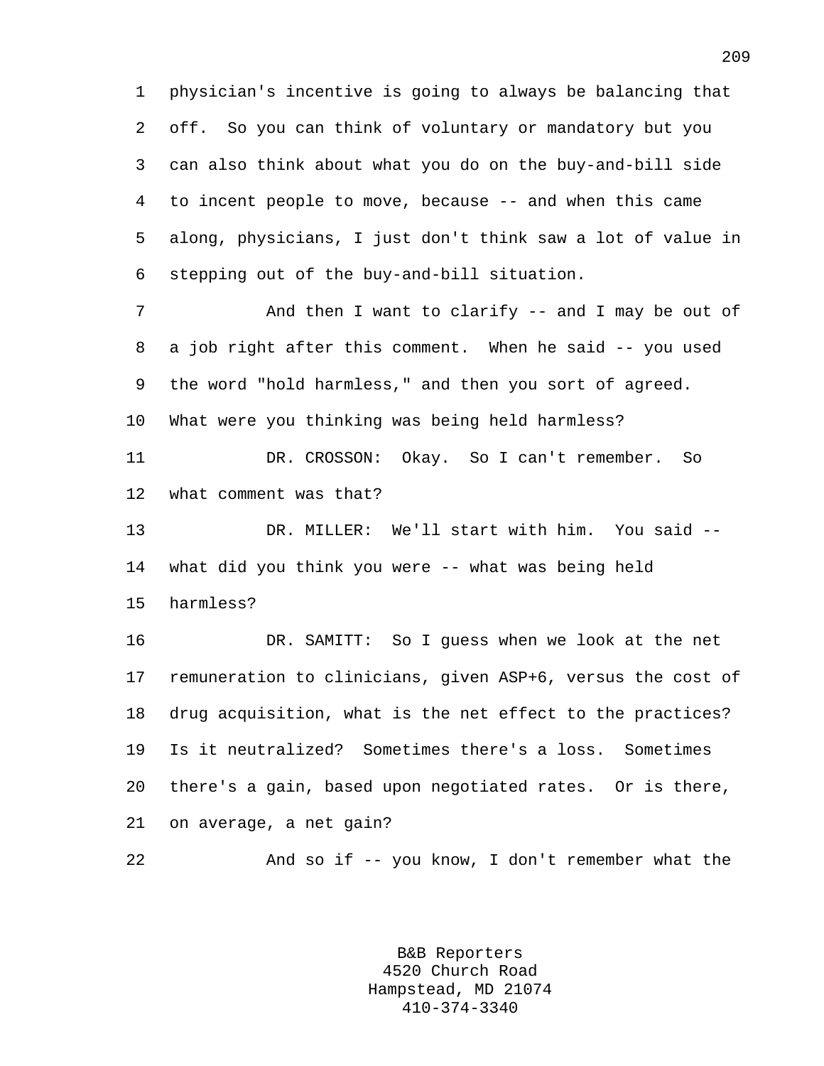physician's incentive is going to always be balancing that off. So you can think of voluntary or mandatory but you can also think about what you do on the buy-and-bill side to incent people to move, because -- and when this came along, physicians, I just don't think saw a lot of value in stepping out of the buy-and-bill situation.

And then I want to clarify -- and I may be out of a job right after this comment. When he said -- you used the word "hold harmless," and then you sort of agreed. What were you thinking was being held harmless?

DR. CROSSON: Okay. So I can't remember. So what comment was that?

DR. MILLER: We'll start with him. You said -- what did you think you were -- what was being held harmless?

DR. SAMITT: So I guess when we look at the net remuneration to clinicians, given ASP+6, versus the cost of drug acquisition, what is the net effect to the practices? Is it neutralized? Sometimes there's a loss. Sometimes there's a gain, based upon negotiated rates. Or is there, on average, a net gain?

And so if -- you know, I don't remember what the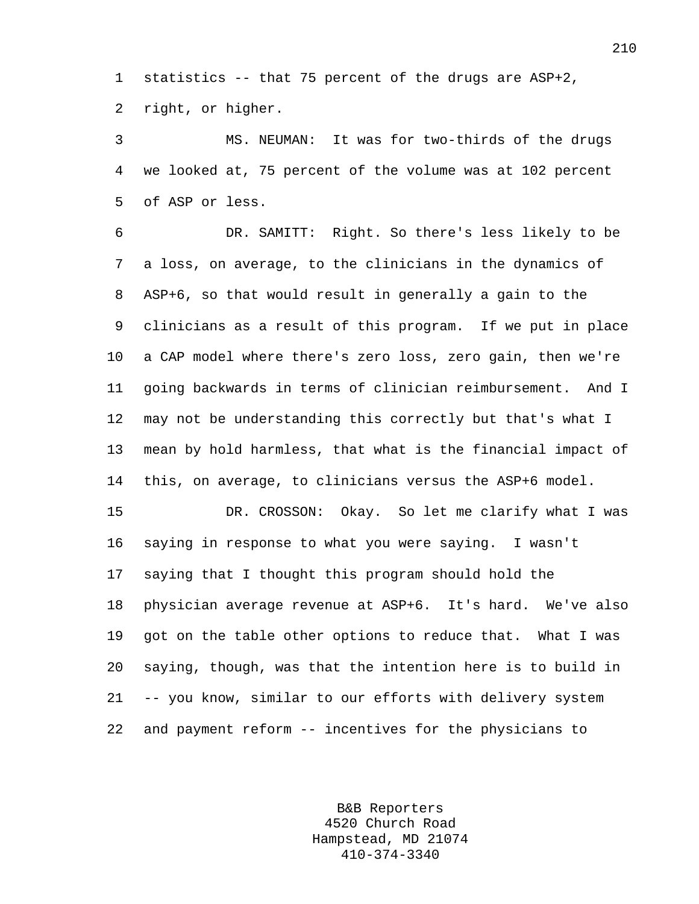statistics -- that 75 percent of the drugs are ASP+2, right, or higher.

MS. NEUMAN: It was for two-thirds of the drugs we looked at, 75 percent of the volume was at 102 percent of ASP or less.

DR. SAMITT: Right. So there's less likely to be a loss, on average, to the clinicians in the dynamics of ASP+6, so that would result in generally a gain to the clinicians as a result of this program. If we put in place a CAP model where there's zero loss, zero gain, then we're going backwards in terms of clinician reimbursement. And I may not be understanding this correctly but that's what I mean by hold harmless, that what is the financial impact of this, on average, to clinicians versus the ASP+6 model.

DR. CROSSON: Okay. So let me clarify what I was saying in response to what you were saying. I wasn't saying that I thought this program should hold the physician average revenue at ASP+6. It's hard. We've also got on the table other options to reduce that. What I was saying, though, was that the intention here is to build in -- you know, similar to our efforts with delivery system and payment reform -- incentives for the physicians to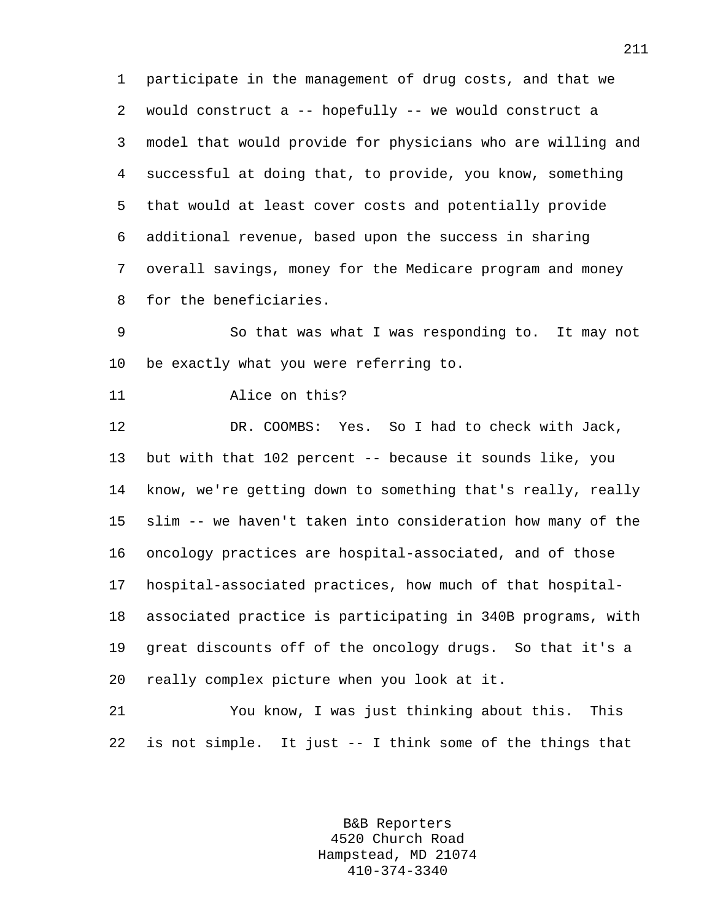participate in the management of drug costs, and that we would construct a -- hopefully -- we would construct a model that would provide for physicians who are willing and successful at doing that, to provide, you know, something that would at least cover costs and potentially provide additional revenue, based upon the success in sharing overall savings, money for the Medicare program and money for the beneficiaries.

So that was what I was responding to. It may not be exactly what you were referring to.

Alice on this?

DR. COOMBS: Yes. So I had to check with Jack, but with that 102 percent -- because it sounds like, you know, we're getting down to something that's really, really slim -- we haven't taken into consideration how many of the oncology practices are hospital-associated, and of those hospital-associated practices, how much of that hospital-associated practice is participating in 340B programs, with great discounts off of the oncology drugs. So that it's a really complex picture when you look at it.

You know, I was just thinking about this. This is not simple. It just -- I think some of the things that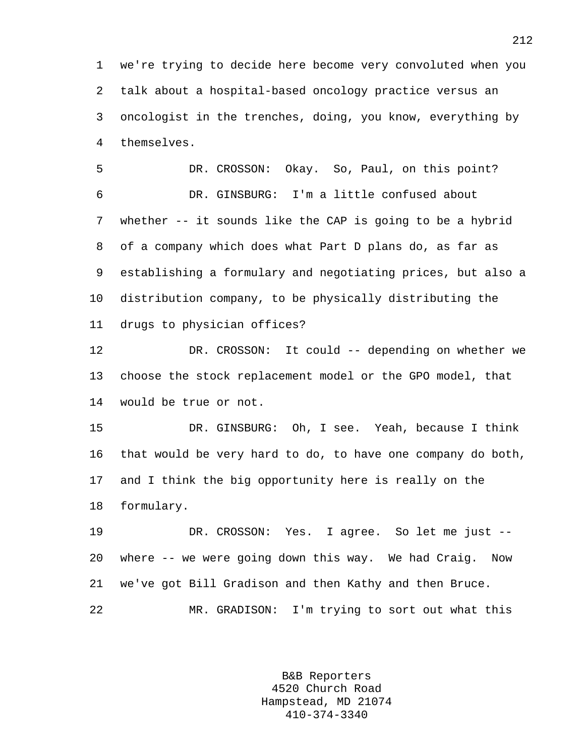we're trying to decide here become very convoluted when you talk about a hospital-based oncology practice versus an oncologist in the trenches, doing, you know, everything by themselves.

DR. CROSSON: Okay. So, Paul, on this point?

DR. GINSBURG: I'm a little confused about whether -- it sounds like the CAP is going to be a hybrid of a company which does what Part D plans do, as far as establishing a formulary and negotiating prices, but also a distribution company, to be physically distributing the drugs to physician offices?

DR. CROSSON: It could -- depending on whether we choose the stock replacement model or the GPO model, that would be true or not.

DR. GINSBURG: Oh, I see. Yeah, because I think that would be very hard to do, to have one company do both, and I think the big opportunity here is really on the formulary.

DR. CROSSON: Yes. I agree. So let me just -- where -- we were going down this way. We had Craig. Now we've got Bill Gradison and then Kathy and then Bruce.

MR. GRADISON: I'm trying to sort out what this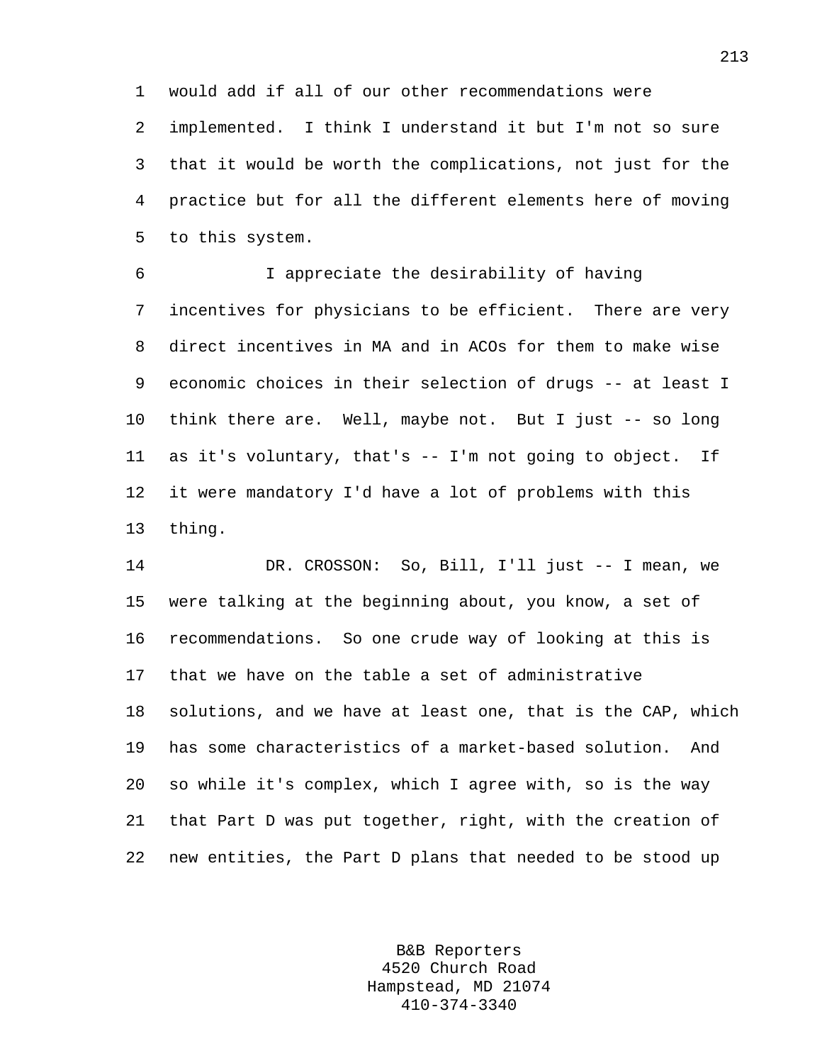would add if all of our other recommendations were implemented. I think I understand it but I'm not so sure that it would be worth the complications, not just for the practice but for all the different elements here of moving to this system.

I appreciate the desirability of having incentives for physicians to be efficient. There are very direct incentives in MA and in ACOs for them to make wise economic choices in their selection of drugs -- at least I think there are. Well, maybe not. But I just -- so long as it's voluntary, that's -- I'm not going to object. If it were mandatory I'd have a lot of problems with this thing.

DR. CROSSON: So, Bill, I'll just -- I mean, we were talking at the beginning about, you know, a set of recommendations. So one crude way of looking at this is that we have on the table a set of administrative solutions, and we have at least one, that is the CAP, which has some characteristics of a market-based solution. And so while it's complex, which I agree with, so is the way that Part D was put together, right, with the creation of new entities, the Part D plans that needed to be stood up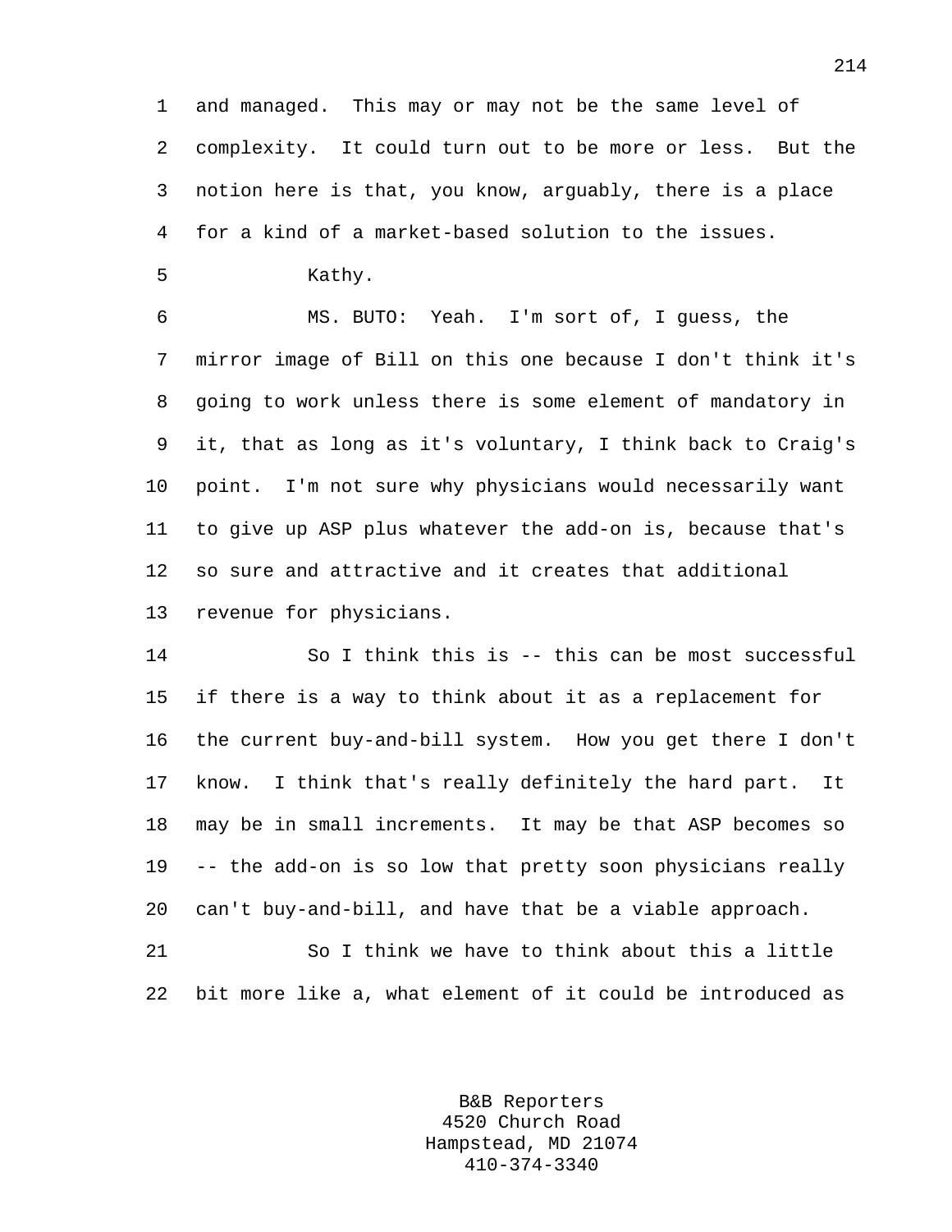and managed. This may or may not be the same level of complexity. It could turn out to be more or less. But the notion here is that, you know, arguably, there is a place for a kind of a market-based solution to the issues.

Kathy.

MS. BUTO: Yeah. I'm sort of, I guess, the mirror image of Bill on this one because I don't think it's going to work unless there is some element of mandatory in it, that as long as it's voluntary, I think back to Craig's point. I'm not sure why physicians would necessarily want to give up ASP plus whatever the add-on is, because that's so sure and attractive and it creates that additional revenue for physicians.

So I think this is -- this can be most successful if there is a way to think about it as a replacement for the current buy-and-bill system. How you get there I don't know. I think that's really definitely the hard part. It may be in small increments. It may be that ASP becomes so -- the add-on is so low that pretty soon physicians really can't buy-and-bill, and have that be a viable approach.

So I think we have to think about this a little bit more like a, what element of it could be introduced as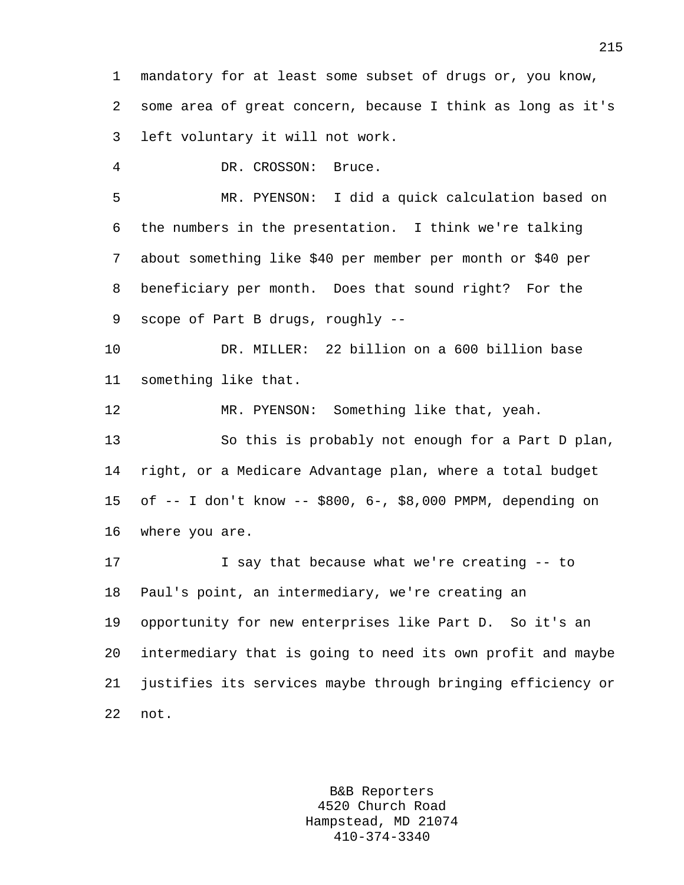mandatory for at least some subset of drugs or, you know, some area of great concern, because I think as long as it's left voluntary it will not work.

DR. CROSSON: Bruce.

MR. PYENSON: I did a quick calculation based on the numbers in the presentation. I think we're talking about something like $40 per member per month or $40 per beneficiary per month. Does that sound right? For the scope of Part B drugs, roughly --

DR. MILLER: 22 billion on a 600 billion base something like that.

MR. PYENSON: Something like that, yeah.

So this is probably not enough for a Part D plan, right, or a Medicare Advantage plan, where a total budget of -- I don't know -- $800, 6-, $8,000 PMPM, depending on where you are.

I say that because what we're creating -- to Paul's point, an intermediary, we're creating an opportunity for new enterprises like Part D. So it's an intermediary that is going to need its own profit and maybe justifies its services maybe through bringing efficiency or not.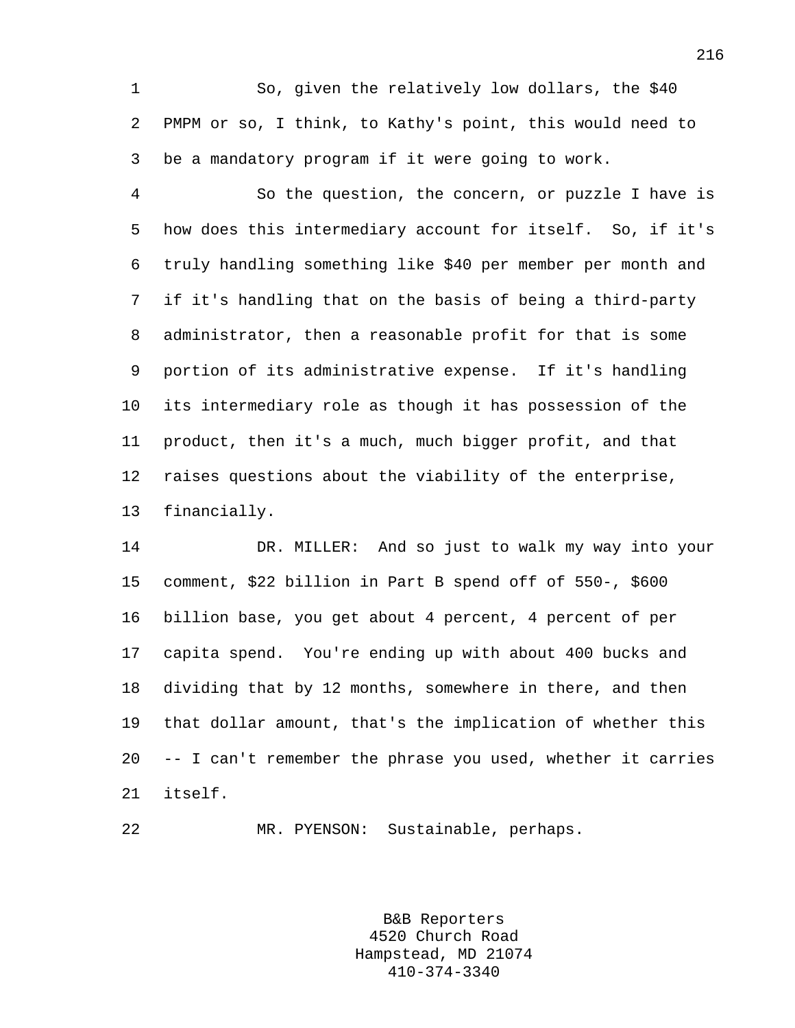So, given the relatively low dollars, the $40 PMPM or so, I think, to Kathy's point, this would need to be a mandatory program if it were going to work.

So the question, the concern, or puzzle I have is how does this intermediary account for itself. So, if it's truly handling something like $40 per member per month and if it's handling that on the basis of being a third-party administrator, then a reasonable profit for that is some portion of its administrative expense. If it's handling its intermediary role as though it has possession of the product, then it's a much, much bigger profit, and that raises questions about the viability of the enterprise, financially.

DR. MILLER: And so just to walk my way into your comment, $22 billion in Part B spend off of 550-, $600 billion base, you get about 4 percent, 4 percent of per capita spend. You're ending up with about 400 bucks and dividing that by 12 months, somewhere in there, and then that dollar amount, that's the implication of whether this -- I can't remember the phrase you used, whether it carries itself.

MR. PYENSON: Sustainable, perhaps.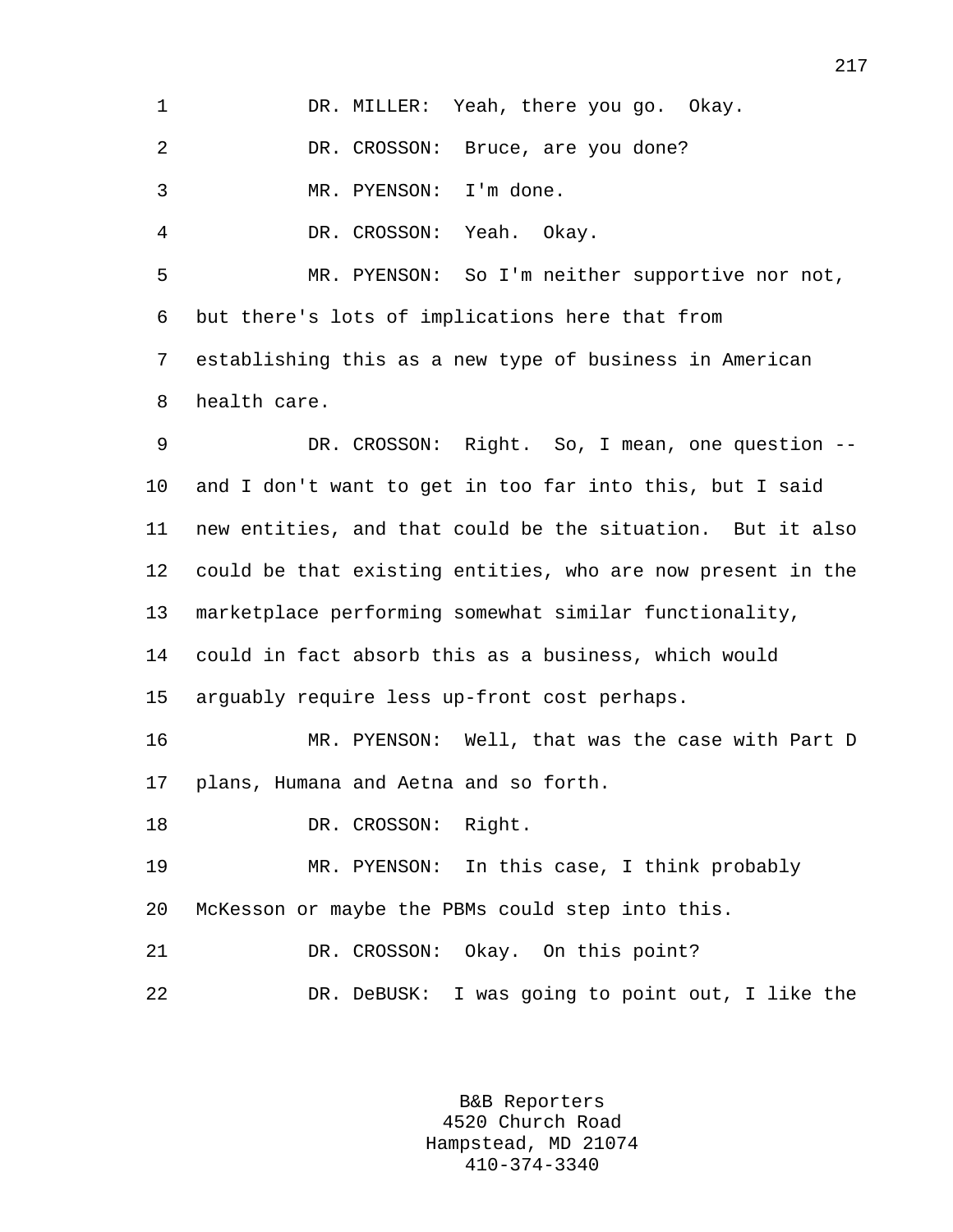DR. MILLER: Yeah, there you go. Okay.

DR. CROSSON: Bruce, are you done?

MR. PYENSON: I'm done.

DR. CROSSON: Yeah. Okay.

MR. PYENSON: So I'm neither supportive nor not, but there's lots of implications here that from establishing this as a new type of business in American health care.

DR. CROSSON: Right. So, I mean, one question -- and I don't want to get in too far into this, but I said new entities, and that could be the situation. But it also could be that existing entities, who are now present in the marketplace performing somewhat similar functionality, could in fact absorb this as a business, which would arguably require less up-front cost perhaps.

MR. PYENSON: Well, that was the case with Part D plans, Humana and Aetna and so forth.

DR. CROSSON: Right.

MR. PYENSON: In this case, I think probably McKesson or maybe the PBMs could step into this.

DR. CROSSON: Okay. On this point?

DR. DeBUSK: I was going to point out, I like the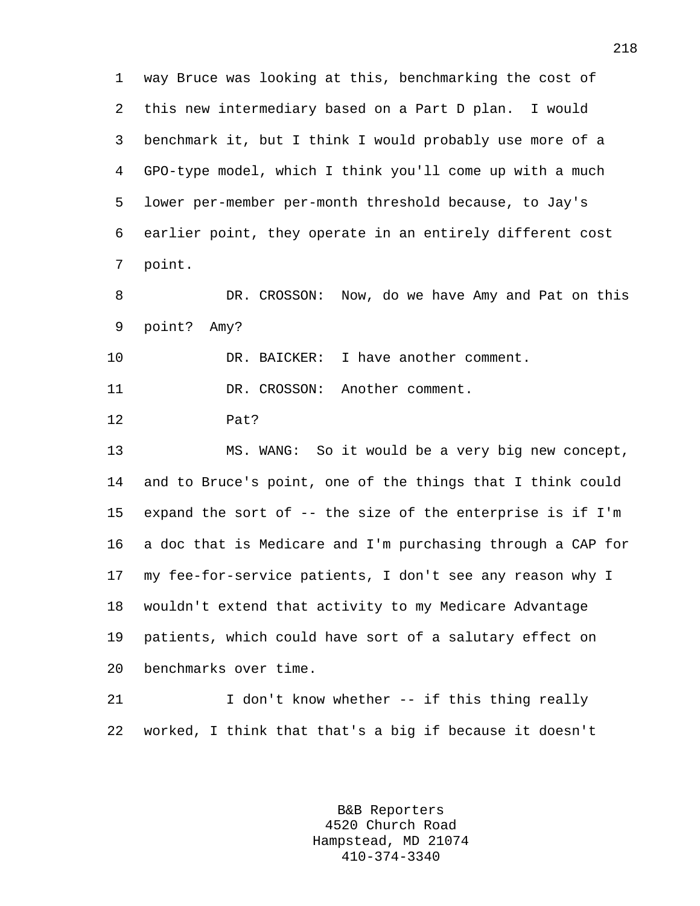way Bruce was looking at this, benchmarking the cost of this new intermediary based on a Part D plan. I would benchmark it, but I think I would probably use more of a GPO-type model, which I think you'll come up with a much lower per-member per-month threshold because, to Jay's earlier point, they operate in an entirely different cost point.

DR. CROSSON: Now, do we have Amy and Pat on this point? Amy?

DR. BAICKER: I have another comment.

DR. CROSSON: Another comment.

Pat?

MS. WANG: So it would be a very big new concept, and to Bruce's point, one of the things that I think could expand the sort of -- the size of the enterprise is if I'm a doc that is Medicare and I'm purchasing through a CAP for my fee-for-service patients, I don't see any reason why I wouldn't extend that activity to my Medicare Advantage patients, which could have sort of a salutary effect on benchmarks over time.

I don't know whether -- if this thing really worked, I think that that's a big if because it doesn't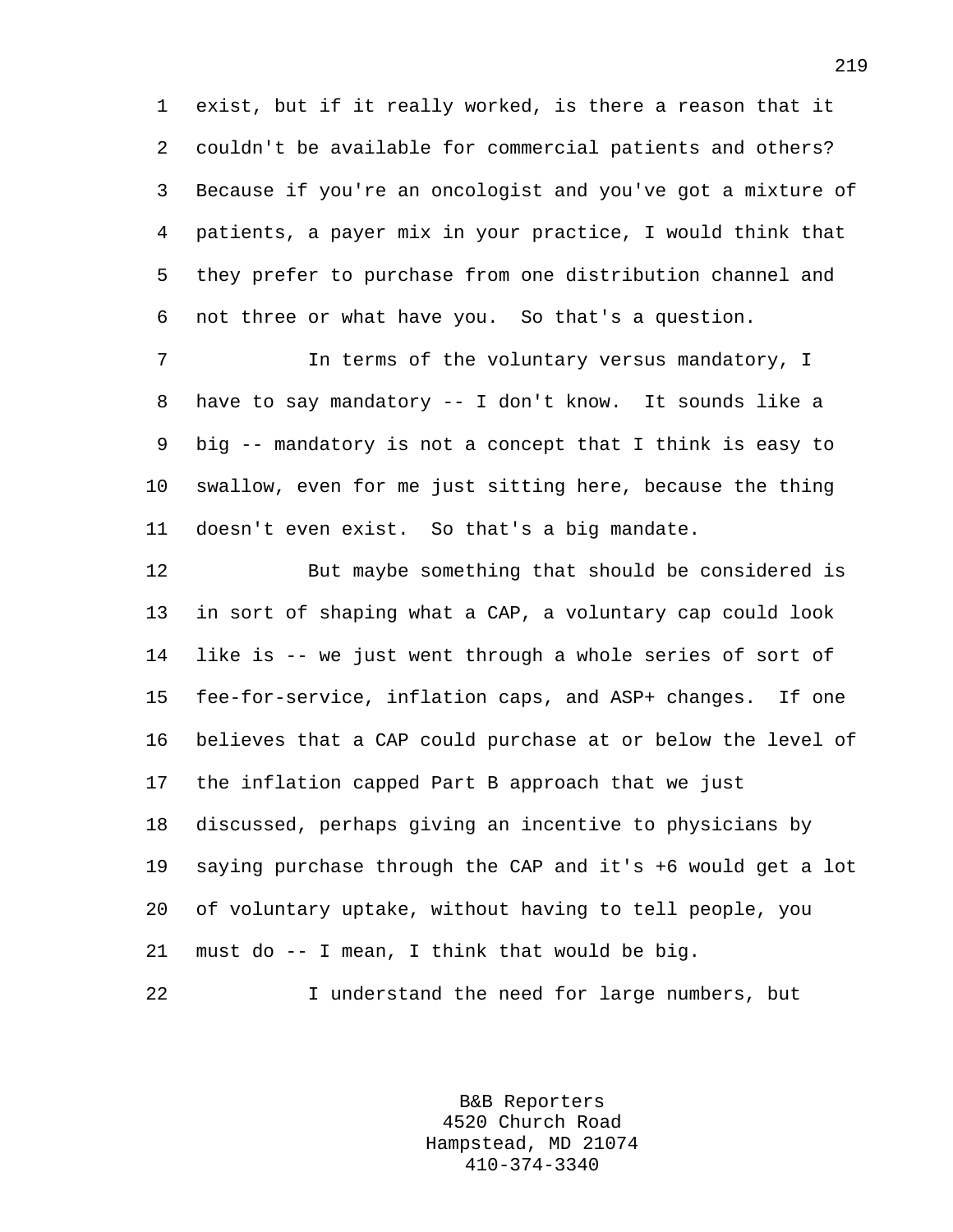exist, but if it really worked, is there a reason that it couldn't be available for commercial patients and others? Because if you're an oncologist and you've got a mixture of patients, a payer mix in your practice, I would think that they prefer to purchase from one distribution channel and not three or what have you. So that's a question.

In terms of the voluntary versus mandatory, I have to say mandatory -- I don't know. It sounds like a big -- mandatory is not a concept that I think is easy to swallow, even for me just sitting here, because the thing doesn't even exist. So that's a big mandate.

But maybe something that should be considered is in sort of shaping what a CAP, a voluntary cap could look like is -- we just went through a whole series of sort of fee-for-service, inflation caps, and ASP+ changes. If one believes that a CAP could purchase at or below the level of the inflation capped Part B approach that we just discussed, perhaps giving an incentive to physicians by saying purchase through the CAP and it's +6 would get a lot of voluntary uptake, without having to tell people, you must do -- I mean, I think that would be big.

I understand the need for large numbers, but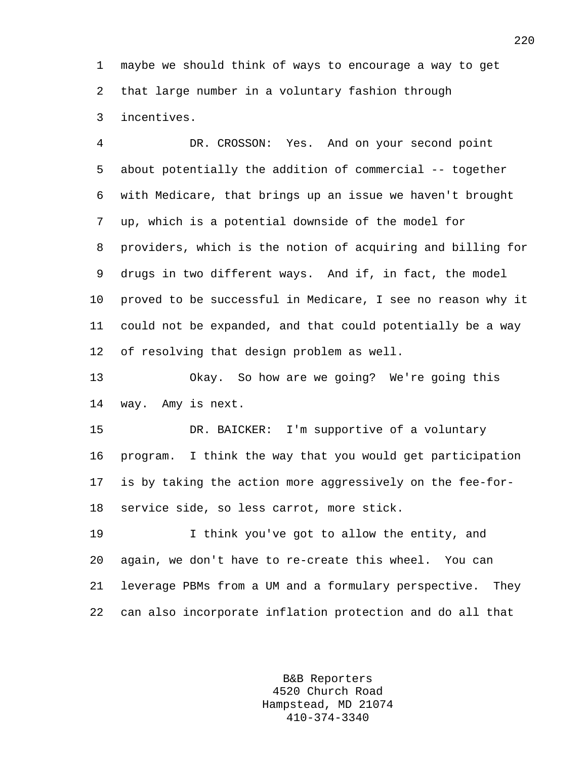maybe we should think of ways to encourage a way to get that large number in a voluntary fashion through incentives.

DR. CROSSON: Yes. And on your second point about potentially the addition of commercial -- together with Medicare, that brings up an issue we haven't brought up, which is a potential downside of the model for providers, which is the notion of acquiring and billing for drugs in two different ways. And if, in fact, the model proved to be successful in Medicare, I see no reason why it could not be expanded, and that could potentially be a way of resolving that design problem as well.

Okay. So how are we going? We're going this way. Amy is next.

DR. BAICKER: I'm supportive of a voluntary program. I think the way that you would get participation is by taking the action more aggressively on the fee-for-service side, so less carrot, more stick.

I think you've got to allow the entity, and again, we don't have to re-create this wheel. You can leverage PBMs from a UM and a formulary perspective. They can also incorporate inflation protection and do all that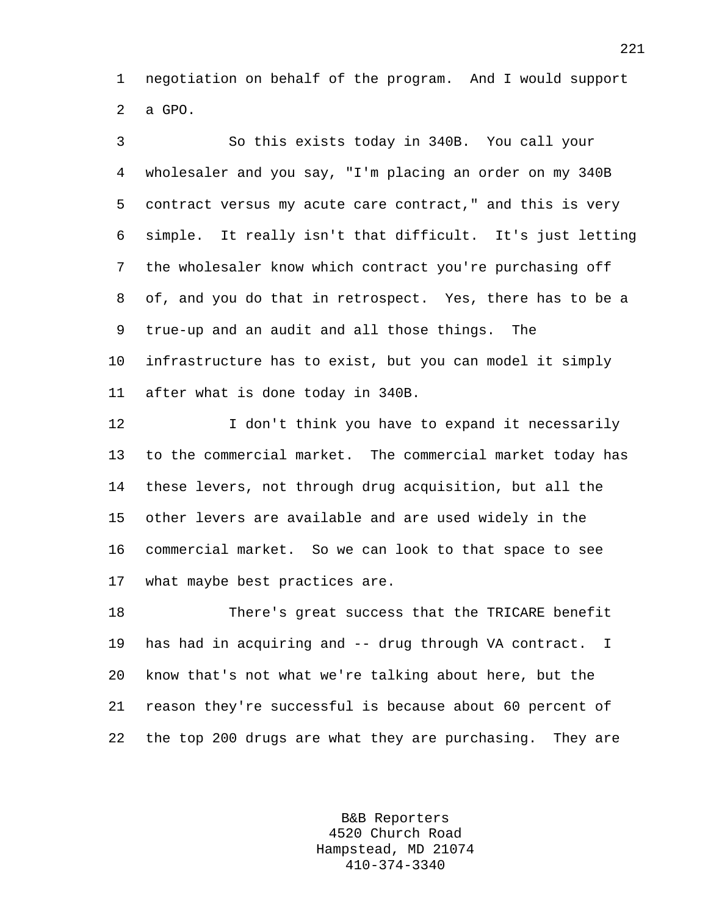negotiation on behalf of the program. And I would support a GPO.

So this exists today in 340B. You call your wholesaler and you say, "I'm placing an order on my 340B contract versus my acute care contract," and this is very simple. It really isn't that difficult. It's just letting the wholesaler know which contract you're purchasing off of, and you do that in retrospect. Yes, there has to be a true-up and an audit and all those things. The infrastructure has to exist, but you can model it simply after what is done today in 340B.

I don't think you have to expand it necessarily to the commercial market. The commercial market today has these levers, not through drug acquisition, but all the other levers are available and are used widely in the commercial market. So we can look to that space to see what maybe best practices are.

There's great success that the TRICARE benefit has had in acquiring and -- drug through VA contract. I know that's not what we're talking about here, but the reason they're successful is because about 60 percent of the top 200 drugs are what they are purchasing. They are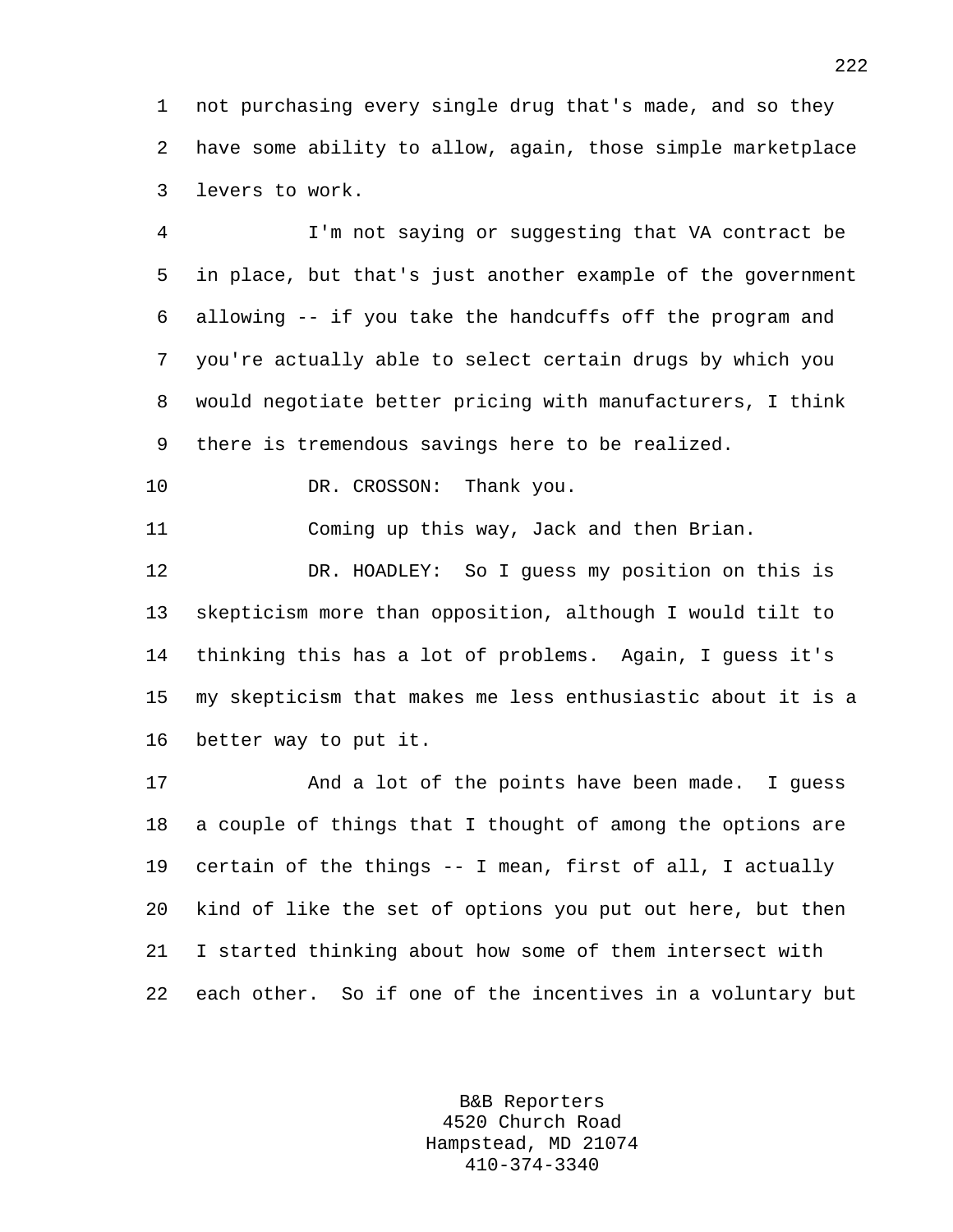not purchasing every single drug that's made, and so they have some ability to allow, again, those simple marketplace levers to work.

I'm not saying or suggesting that VA contract be in place, but that's just another example of the government allowing -- if you take the handcuffs off the program and you're actually able to select certain drugs by which you would negotiate better pricing with manufacturers, I think there is tremendous savings here to be realized.

DR. CROSSON: Thank you.

Coming up this way, Jack and then Brian.

DR. HOADLEY: So I guess my position on this is skepticism more than opposition, although I would tilt to thinking this has a lot of problems. Again, I guess it's my skepticism that makes me less enthusiastic about it is a better way to put it.

And a lot of the points have been made. I guess a couple of things that I thought of among the options are certain of the things -- I mean, first of all, I actually kind of like the set of options you put out here, but then I started thinking about how some of them intersect with each other. So if one of the incentives in a voluntary but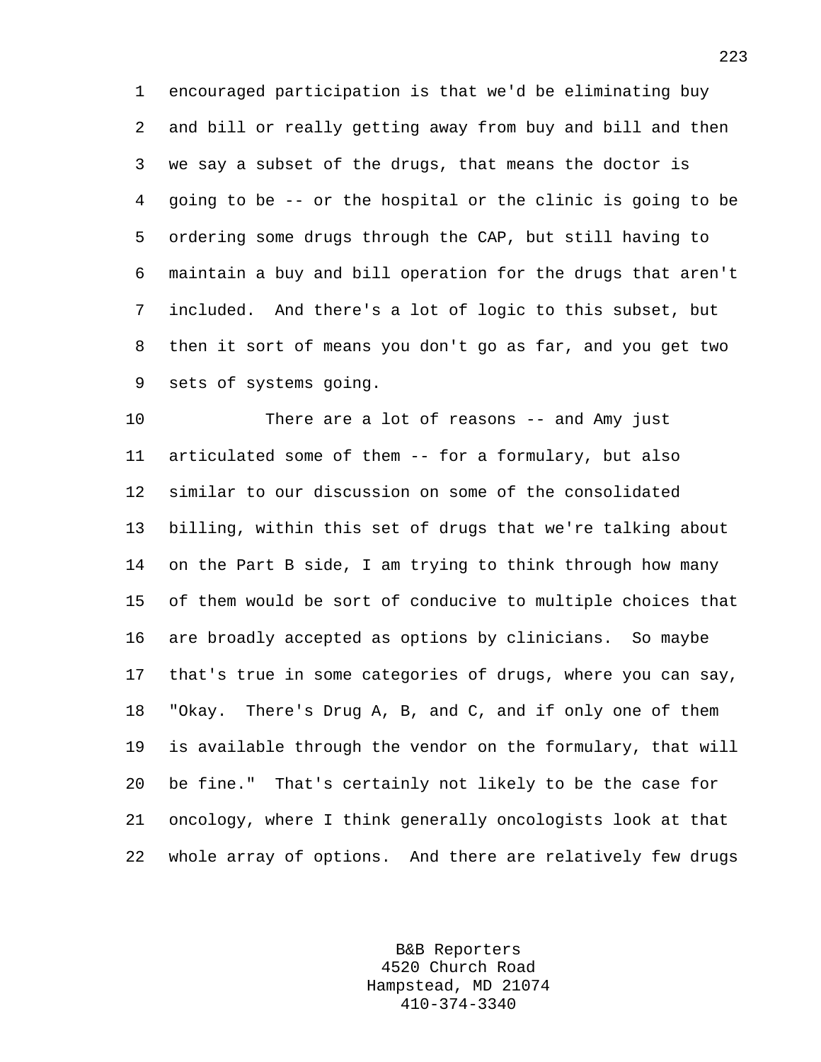encouraged participation is that we'd be eliminating buy and bill or really getting away from buy and bill and then we say a subset of the drugs, that means the doctor is going to be -- or the hospital or the clinic is going to be ordering some drugs through the CAP, but still having to maintain a buy and bill operation for the drugs that aren't included. And there's a lot of logic to this subset, but then it sort of means you don't go as far, and you get two sets of systems going.

There are a lot of reasons -- and Amy just articulated some of them -- for a formulary, but also similar to our discussion on some of the consolidated billing, within this set of drugs that we're talking about on the Part B side, I am trying to think through how many of them would be sort of conducive to multiple choices that are broadly accepted as options by clinicians. So maybe that's true in some categories of drugs, where you can say, "Okay. There's Drug A, B, and C, and if only one of them is available through the vendor on the formulary, that will be fine." That's certainly not likely to be the case for oncology, where I think generally oncologists look at that whole array of options. And there are relatively few drugs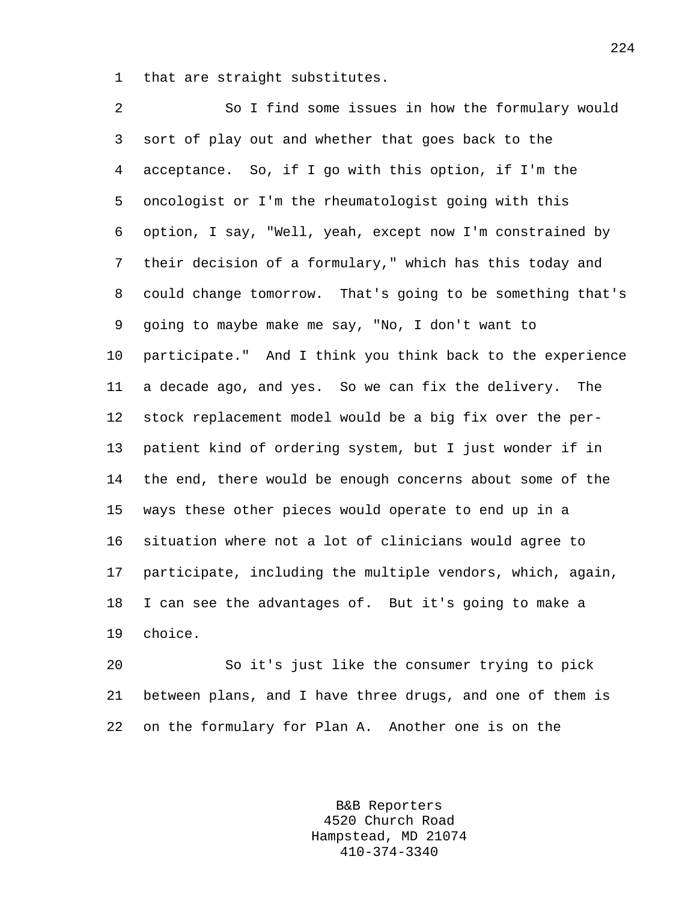that are straight substitutes.

So I find some issues in how the formulary would sort of play out and whether that goes back to the acceptance. So, if I go with this option, if I'm the oncologist or I'm the rheumatologist going with this option, I say, "Well, yeah, except now I'm constrained by their decision of a formulary," which has this today and could change tomorrow. That's going to be something that's going to maybe make me say, "No, I don't want to participate." And I think you think back to the experience a decade ago, and yes. So we can fix the delivery. The stock replacement model would be a big fix over the per-patient kind of ordering system, but I just wonder if in the end, there would be enough concerns about some of the ways these other pieces would operate to end up in a situation where not a lot of clinicians would agree to participate, including the multiple vendors, which, again, I can see the advantages of. But it's going to make a choice.

So it's just like the consumer trying to pick between plans, and I have three drugs, and one of them is on the formulary for Plan A. Another one is on the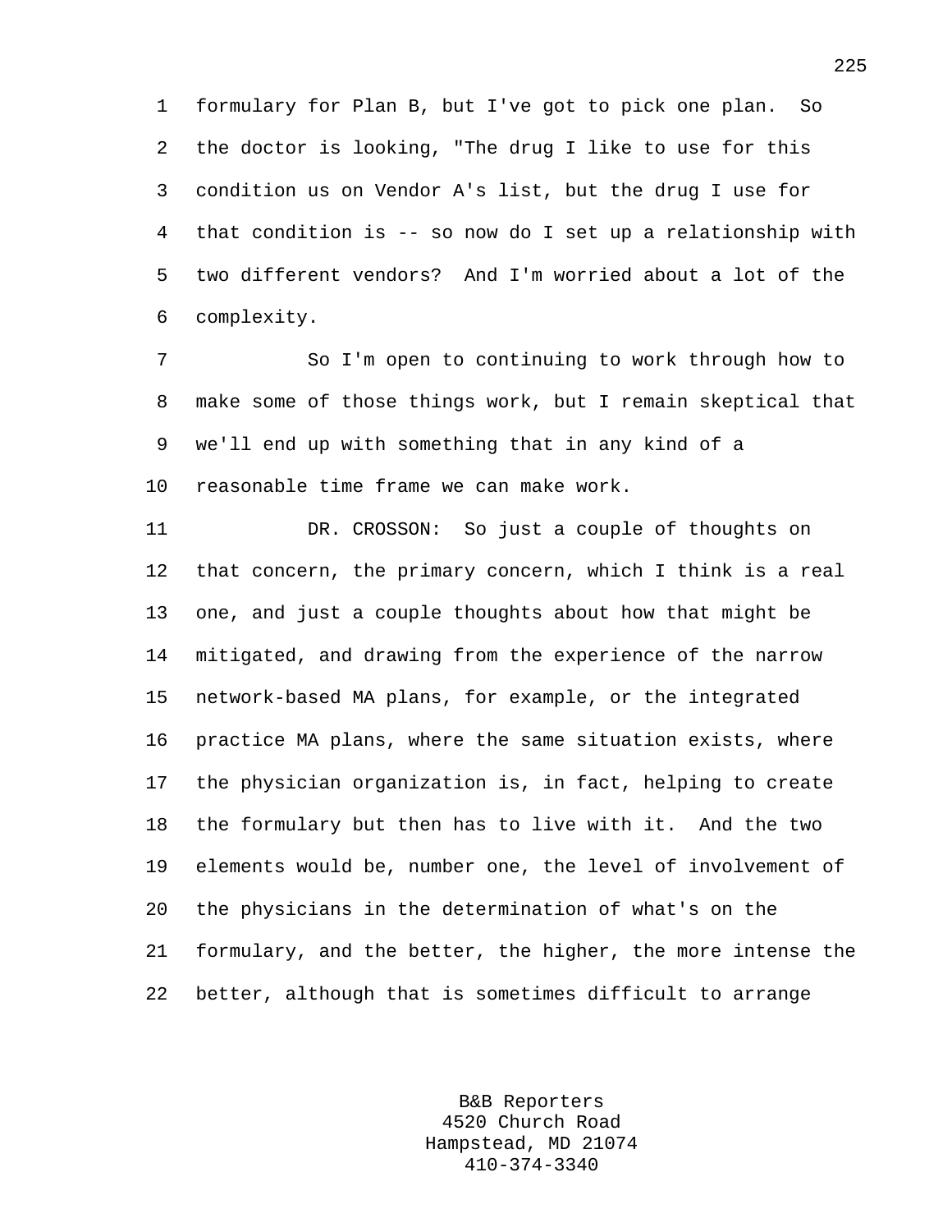formulary for Plan B, but I've got to pick one plan. So the doctor is looking, "The drug I like to use for this condition us on Vendor A's list, but the drug I use for that condition is -- so now do I set up a relationship with two different vendors? And I'm worried about a lot of the complexity.

So I'm open to continuing to work through how to make some of those things work, but I remain skeptical that we'll end up with something that in any kind of a reasonable time frame we can make work.

DR. CROSSON: So just a couple of thoughts on that concern, the primary concern, which I think is a real one, and just a couple thoughts about how that might be mitigated, and drawing from the experience of the narrow network-based MA plans, for example, or the integrated practice MA plans, where the same situation exists, where the physician organization is, in fact, helping to create the formulary but then has to live with it. And the two elements would be, number one, the level of involvement of the physicians in the determination of what's on the formulary, and the better, the higher, the more intense the better, although that is sometimes difficult to arrange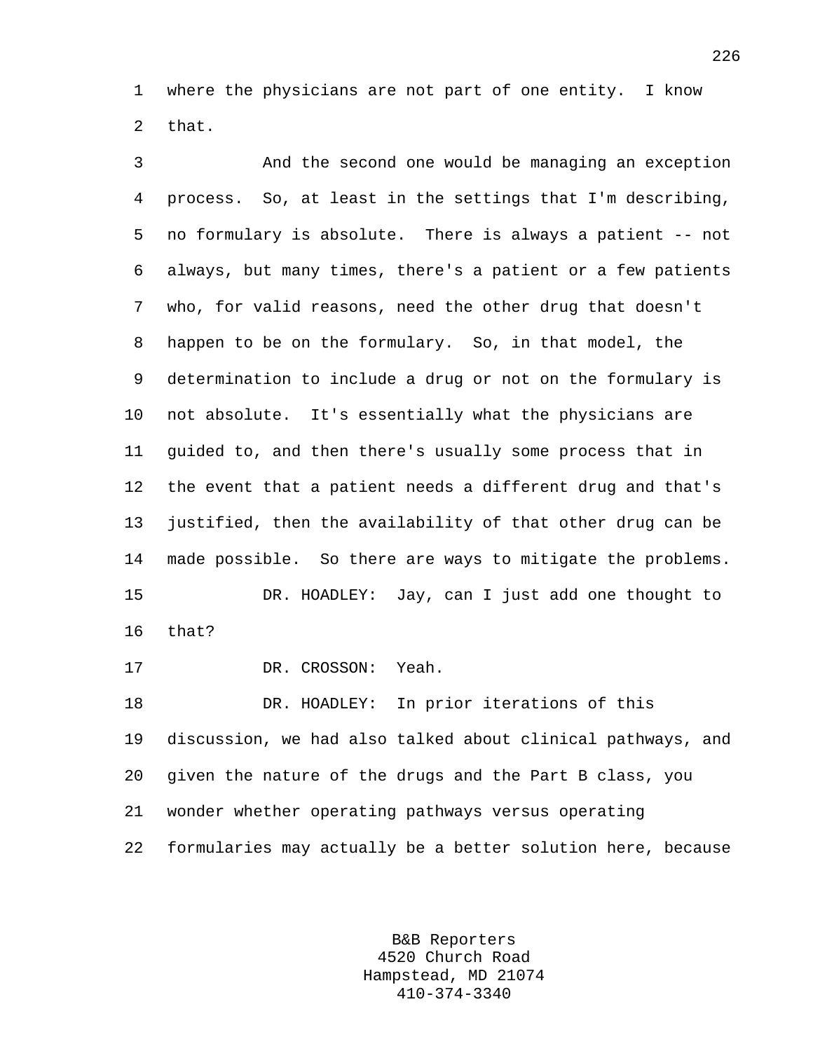where the physicians are not part of one entity. I know that.

And the second one would be managing an exception process. So, at least in the settings that I'm describing, no formulary is absolute. There is always a patient -- not always, but many times, there's a patient or a few patients who, for valid reasons, need the other drug that doesn't happen to be on the formulary. So, in that model, the determination to include a drug or not on the formulary is not absolute. It's essentially what the physicians are guided to, and then there's usually some process that in the event that a patient needs a different drug and that's justified, then the availability of that other drug can be made possible. So there are ways to mitigate the problems.

DR. HOADLEY: Jay, can I just add one thought to that?

DR. CROSSON: Yeah.

DR. HOADLEY: In prior iterations of this discussion, we had also talked about clinical pathways, and given the nature of the drugs and the Part B class, you wonder whether operating pathways versus operating formularies may actually be a better solution here, because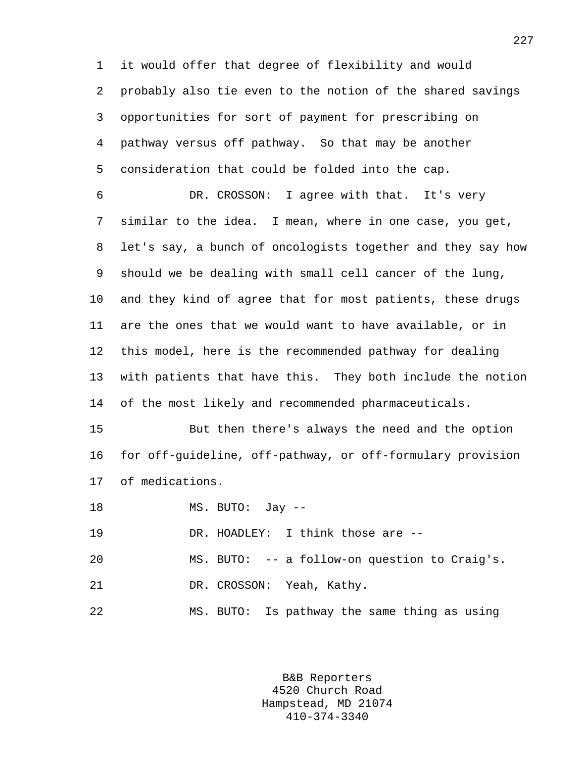it would offer that degree of flexibility and would probably also tie even to the notion of the shared savings opportunities for sort of payment for prescribing on pathway versus off pathway. So that may be another consideration that could be folded into the cap.

DR. CROSSON: I agree with that. It's very similar to the idea. I mean, where in one case, you get, let's say, a bunch of oncologists together and they say how should we be dealing with small cell cancer of the lung, and they kind of agree that for most patients, these drugs are the ones that we would want to have available, or in this model, here is the recommended pathway for dealing with patients that have this. They both include the notion of the most likely and recommended pharmaceuticals.

But then there's always the need and the option for off-guideline, off-pathway, or off-formulary provision of medications.

MS. BUTO: Jay --

DR. HOADLEY: I think those are --

MS. BUTO: -- a follow-on question to Craig's.

DR. CROSSON: Yeah, Kathy.

MS. BUTO: Is pathway the same thing as using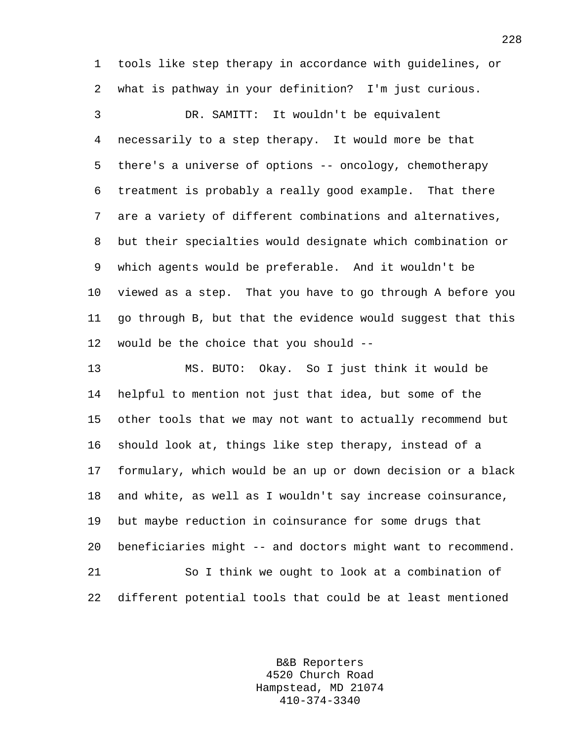tools like step therapy in accordance with guidelines, or what is pathway in your definition? I'm just curious.

DR. SAMITT: It wouldn't be equivalent necessarily to a step therapy. It would more be that there's a universe of options -- oncology, chemotherapy treatment is probably a really good example. That there are a variety of different combinations and alternatives, but their specialties would designate which combination or which agents would be preferable. And it wouldn't be viewed as a step. That you have to go through A before you go through B, but that the evidence would suggest that this would be the choice that you should --

MS. BUTO: Okay. So I just think it would be helpful to mention not just that idea, but some of the other tools that we may not want to actually recommend but should look at, things like step therapy, instead of a formulary, which would be an up or down decision or a black and white, as well as I wouldn't say increase coinsurance, but maybe reduction in coinsurance for some drugs that beneficiaries might -- and doctors might want to recommend.

So I think we ought to look at a combination of different potential tools that could be at least mentioned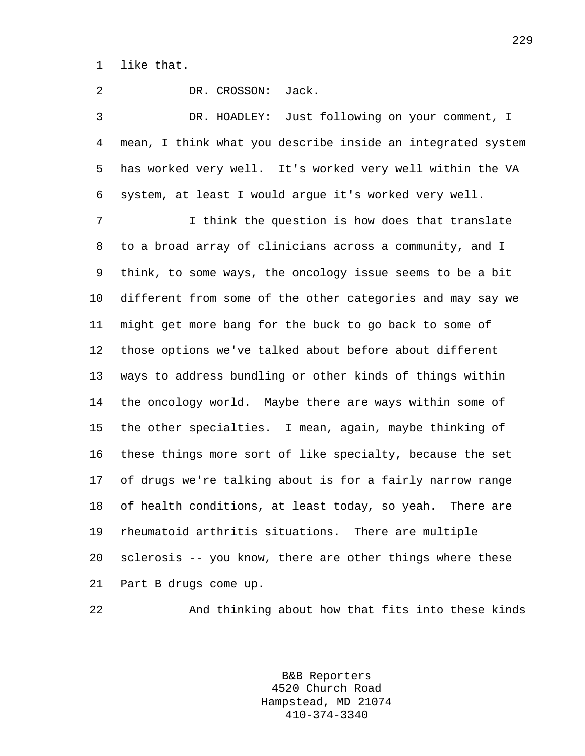like that.

DR. CROSSON: Jack.

DR. HOADLEY: Just following on your comment, I mean, I think what you describe inside an integrated system has worked very well. It's worked very well within the VA system, at least I would argue it's worked very well.

I think the question is how does that translate to a broad array of clinicians across a community, and I think, to some ways, the oncology issue seems to be a bit different from some of the other categories and may say we might get more bang for the buck to go back to some of those options we've talked about before about different ways to address bundling or other kinds of things within the oncology world. Maybe there are ways within some of the other specialties. I mean, again, maybe thinking of these things more sort of like specialty, because the set of drugs we're talking about is for a fairly narrow range of health conditions, at least today, so yeah. There are rheumatoid arthritis situations. There are multiple sclerosis -- you know, there are other things where these Part B drugs come up.

And thinking about how that fits into these kinds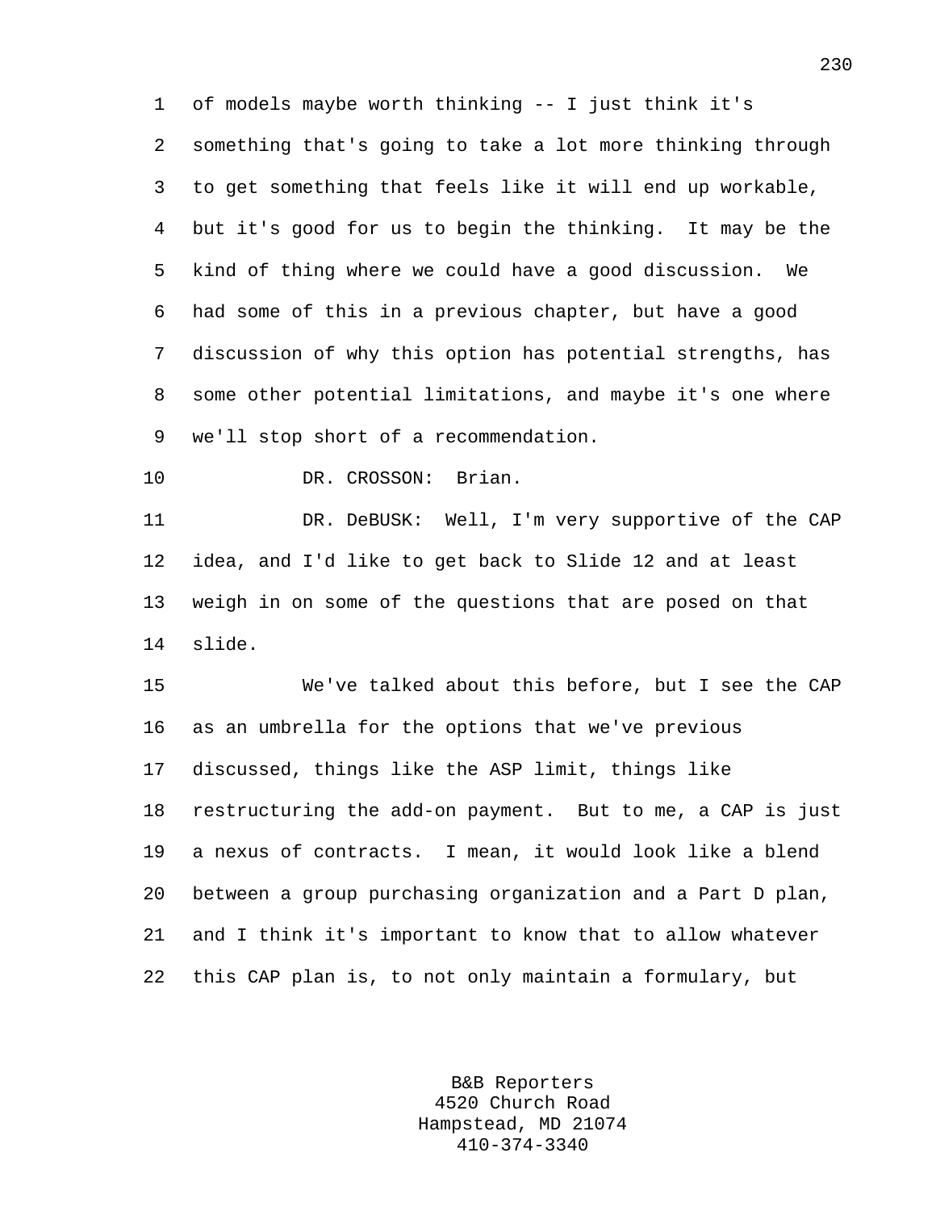of models maybe worth thinking -- I just think it's something that's going to take a lot more thinking through to get something that feels like it will end up workable, but it's good for us to begin the thinking. It may be the kind of thing where we could have a good discussion. We had some of this in a previous chapter, but have a good discussion of why this option has potential strengths, has some other potential limitations, and maybe it's one where we'll stop short of a recommendation.

DR. CROSSON: Brian.

DR. DeBUSK: Well, I'm very supportive of the CAP idea, and I'd like to get back to Slide 12 and at least weigh in on some of the questions that are posed on that slide.

We've talked about this before, but I see the CAP as an umbrella for the options that we've previous discussed, things like the ASP limit, things like restructuring the add-on payment. But to me, a CAP is just a nexus of contracts. I mean, it would look like a blend between a group purchasing organization and a Part D plan, and I think it's important to know that to allow whatever this CAP plan is, to not only maintain a formulary, but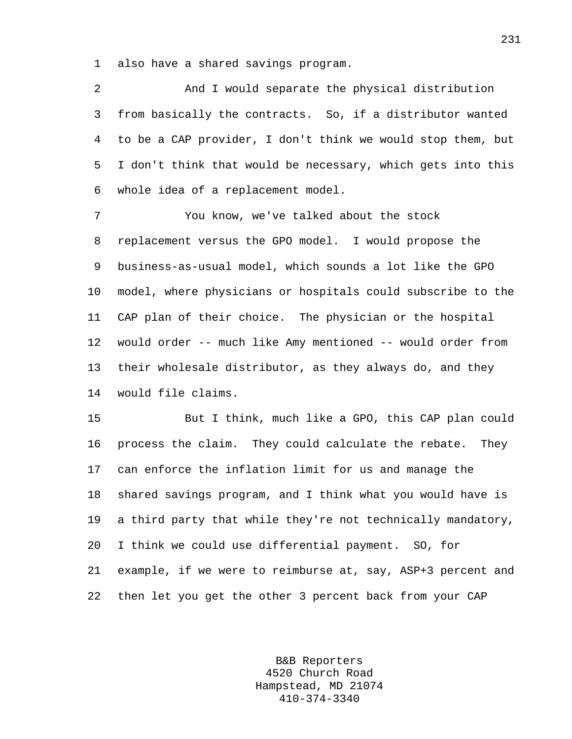also have a shared savings program.

And I would separate the physical distribution from basically the contracts. So, if a distributor wanted to be a CAP provider, I don't think we would stop them, but I don't think that would be necessary, which gets into this whole idea of a replacement model.

You know, we've talked about the stock replacement versus the GPO model. I would propose the business-as-usual model, which sounds a lot like the GPO model, where physicians or hospitals could subscribe to the CAP plan of their choice. The physician or the hospital would order -- much like Amy mentioned -- would order from their wholesale distributor, as they always do, and they would file claims.

But I think, much like a GPO, this CAP plan could process the claim. They could calculate the rebate. They can enforce the inflation limit for us and manage the shared savings program, and I think what you would have is a third party that while they're not technically mandatory, I think we could use differential payment. SO, for example, if we were to reimburse at, say, ASP+3 percent and then let you get the other 3 percent back from your CAP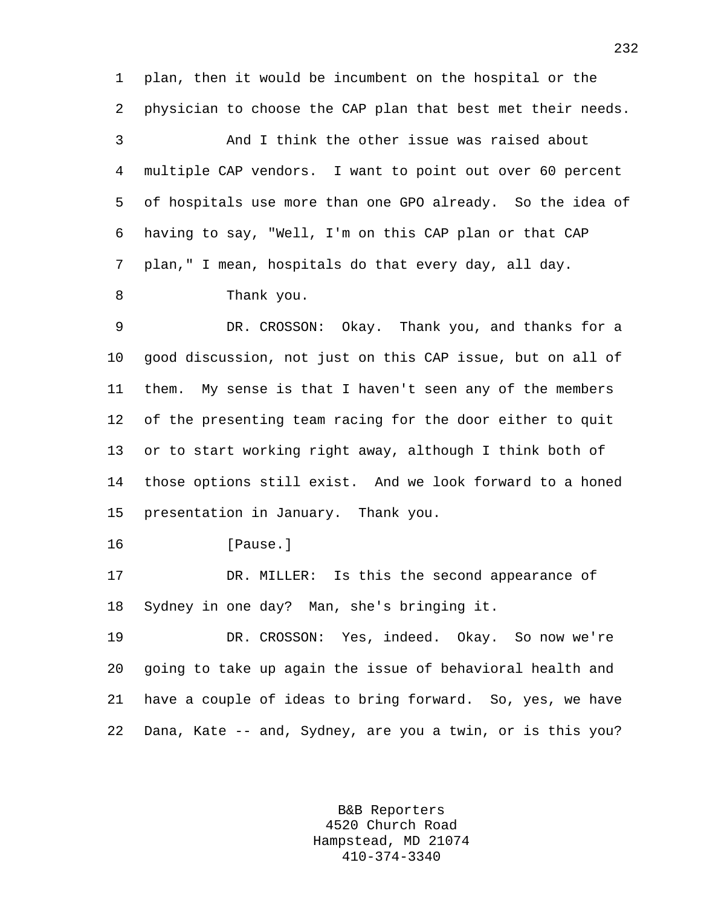plan, then it would be incumbent on the hospital or the physician to choose the CAP plan that best met their needs.

And I think the other issue was raised about multiple CAP vendors. I want to point out over 60 percent of hospitals use more than one GPO already. So the idea of having to say, "Well, I'm on this CAP plan or that CAP plan," I mean, hospitals do that every day, all day.

Thank you.

DR. CROSSON: Okay. Thank you, and thanks for a good discussion, not just on this CAP issue, but on all of them. My sense is that I haven't seen any of the members of the presenting team racing for the door either to quit or to start working right away, although I think both of those options still exist. And we look forward to a honed presentation in January. Thank you.

[Pause.]

DR. MILLER: Is this the second appearance of Sydney in one day? Man, she's bringing it.

DR. CROSSON: Yes, indeed. Okay. So now we're going to take up again the issue of behavioral health and have a couple of ideas to bring forward. So, yes, we have Dana, Kate -- and, Sydney, are you a twin, or is this you?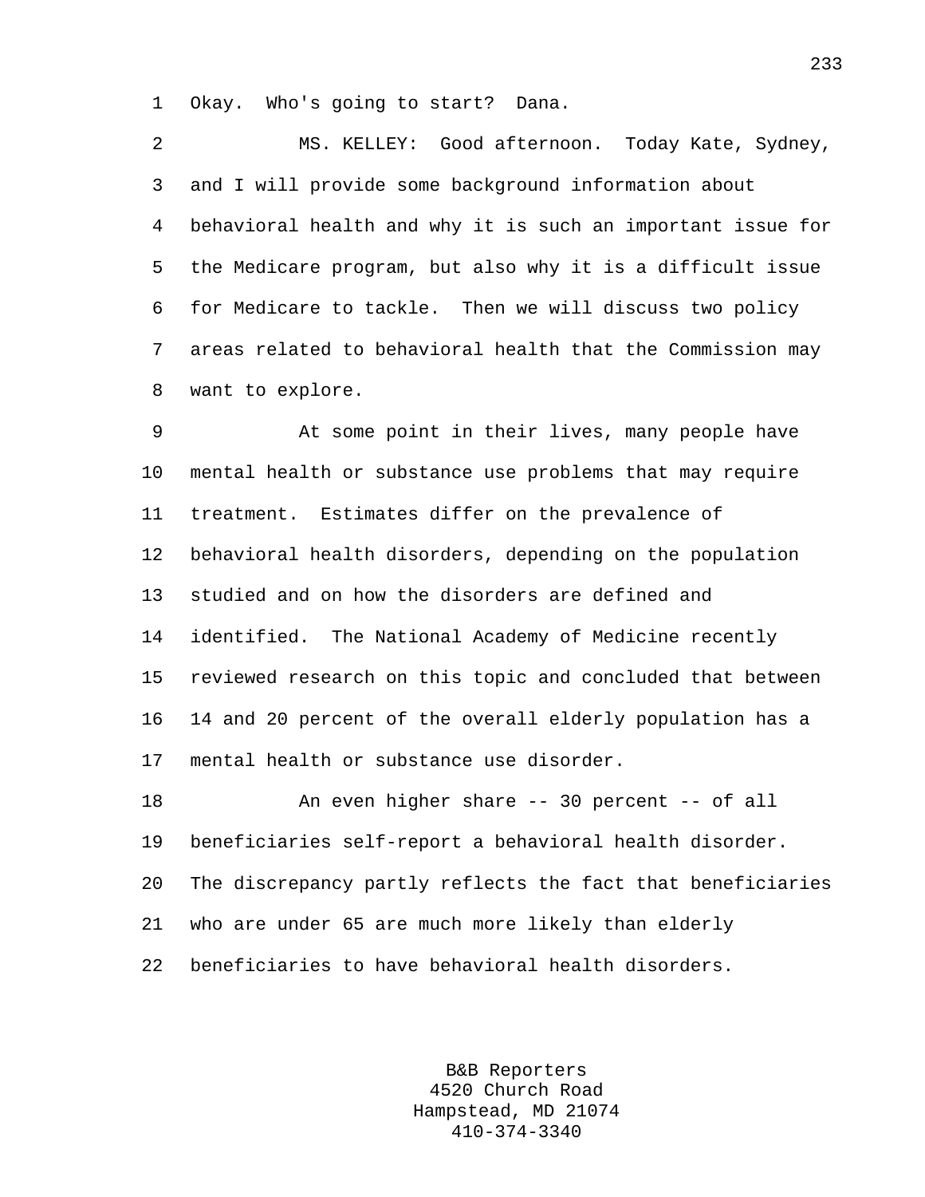Okay. Who's going to start? Dana.

MS. KELLEY: Good afternoon. Today Kate, Sydney, and I will provide some background information about behavioral health and why it is such an important issue for the Medicare program, but also why it is a difficult issue for Medicare to tackle. Then we will discuss two policy areas related to behavioral health that the Commission may want to explore.

At some point in their lives, many people have mental health or substance use problems that may require treatment. Estimates differ on the prevalence of behavioral health disorders, depending on the population studied and on how the disorders are defined and identified. The National Academy of Medicine recently reviewed research on this topic and concluded that between 14 and 20 percent of the overall elderly population has a mental health or substance use disorder.

An even higher share -- 30 percent -- of all beneficiaries self-report a behavioral health disorder. The discrepancy partly reflects the fact that beneficiaries who are under 65 are much more likely than elderly beneficiaries to have behavioral health disorders.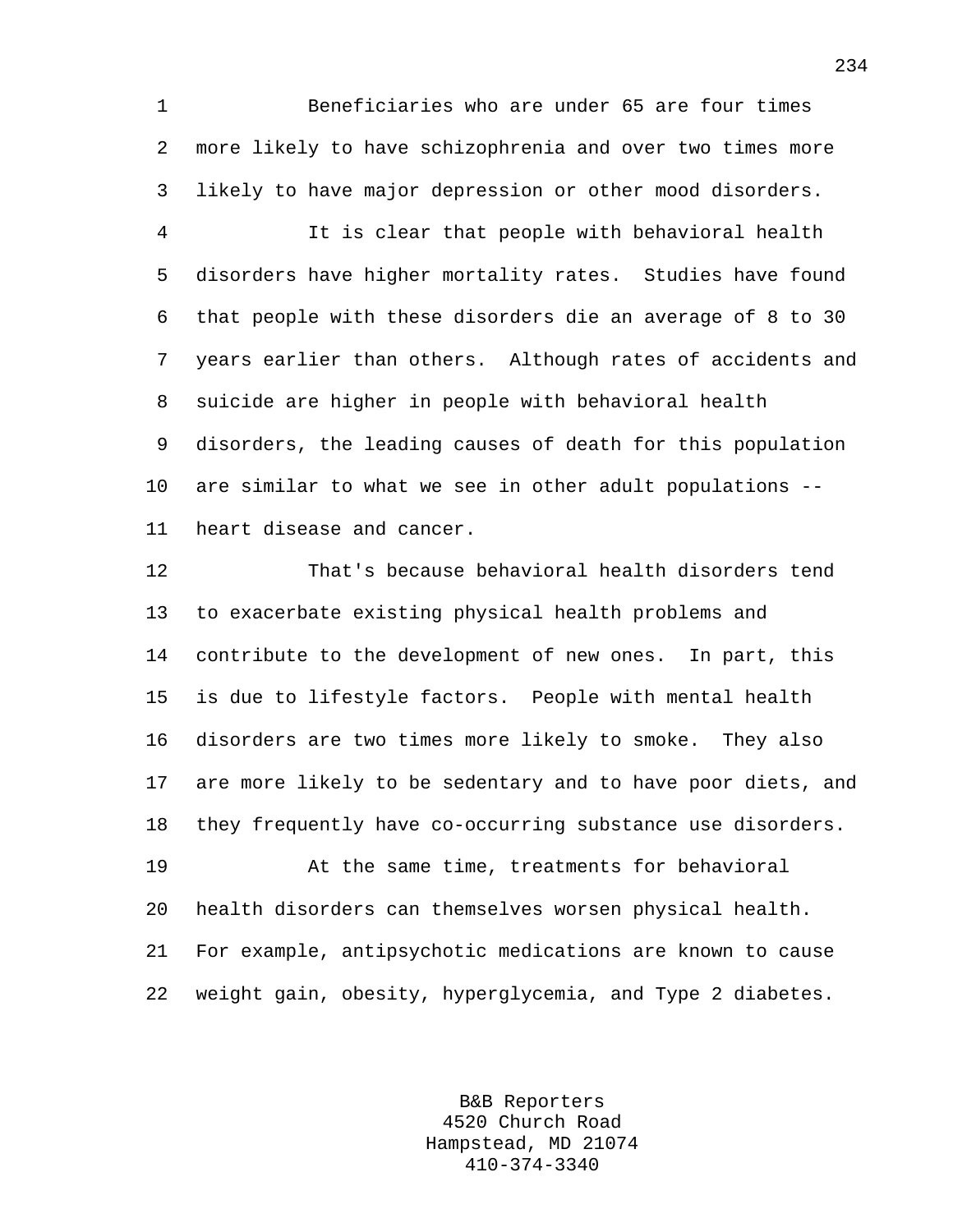Beneficiaries who are under 65 are four times more likely to have schizophrenia and over two times more likely to have major depression or other mood disorders.

It is clear that people with behavioral health disorders have higher mortality rates. Studies have found that people with these disorders die an average of 8 to 30 years earlier than others. Although rates of accidents and suicide are higher in people with behavioral health disorders, the leading causes of death for this population are similar to what we see in other adult populations -- heart disease and cancer.

That's because behavioral health disorders tend to exacerbate existing physical health problems and contribute to the development of new ones. In part, this is due to lifestyle factors. People with mental health disorders are two times more likely to smoke. They also are more likely to be sedentary and to have poor diets, and they frequently have co-occurring substance use disorders.

At the same time, treatments for behavioral health disorders can themselves worsen physical health. For example, antipsychotic medications are known to cause weight gain, obesity, hyperglycemia, and Type 2 diabetes.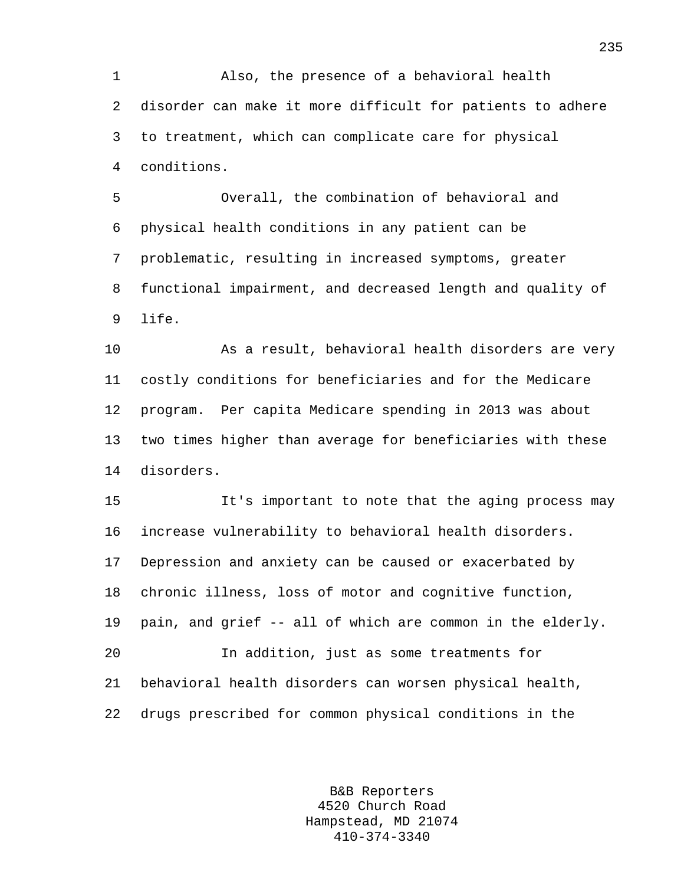Also, the presence of a behavioral health disorder can make it more difficult for patients to adhere to treatment, which can complicate care for physical conditions.

Overall, the combination of behavioral and physical health conditions in any patient can be problematic, resulting in increased symptoms, greater functional impairment, and decreased length and quality of life.

As a result, behavioral health disorders are very costly conditions for beneficiaries and for the Medicare program. Per capita Medicare spending in 2013 was about two times higher than average for beneficiaries with these disorders.

It's important to note that the aging process may increase vulnerability to behavioral health disorders. Depression and anxiety can be caused or exacerbated by chronic illness, loss of motor and cognitive function, pain, and grief -- all of which are common in the elderly.

In addition, just as some treatments for behavioral health disorders can worsen physical health, drugs prescribed for common physical conditions in the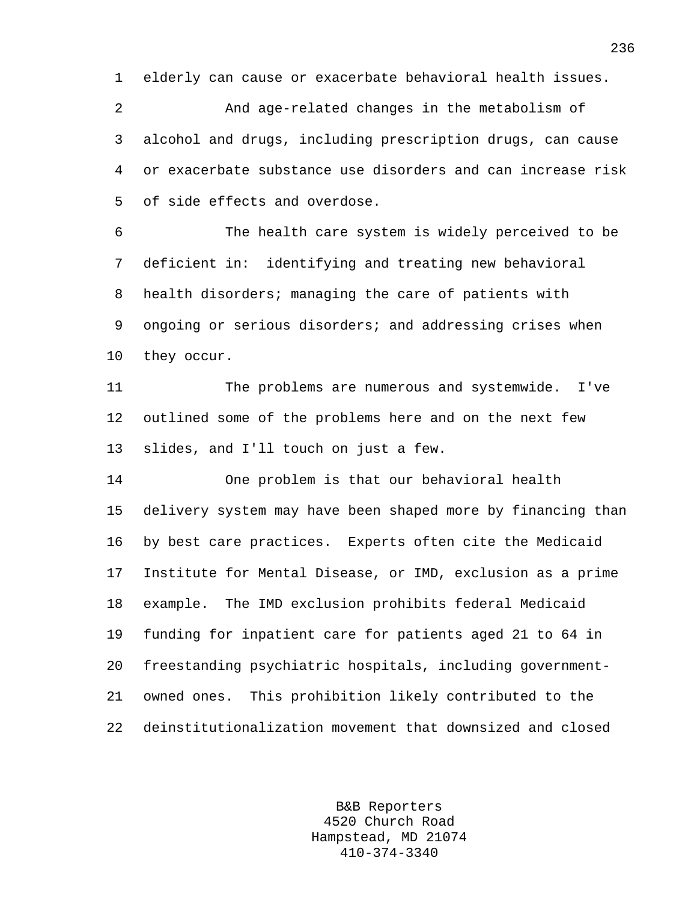elderly can cause or exacerbate behavioral health issues.

And age-related changes in the metabolism of alcohol and drugs, including prescription drugs, can cause or exacerbate substance use disorders and can increase risk of side effects and overdose.

The health care system is widely perceived to be deficient in: identifying and treating new behavioral health disorders; managing the care of patients with ongoing or serious disorders; and addressing crises when they occur.

The problems are numerous and systemwide. I've outlined some of the problems here and on the next few slides, and I'll touch on just a few.

One problem is that our behavioral health delivery system may have been shaped more by financing than by best care practices. Experts often cite the Medicaid Institute for Mental Disease, or IMD, exclusion as a prime example. The IMD exclusion prohibits federal Medicaid funding for inpatient care for patients aged 21 to 64 in freestanding psychiatric hospitals, including government-owned ones. This prohibition likely contributed to the deinstitutionalization movement that downsized and closed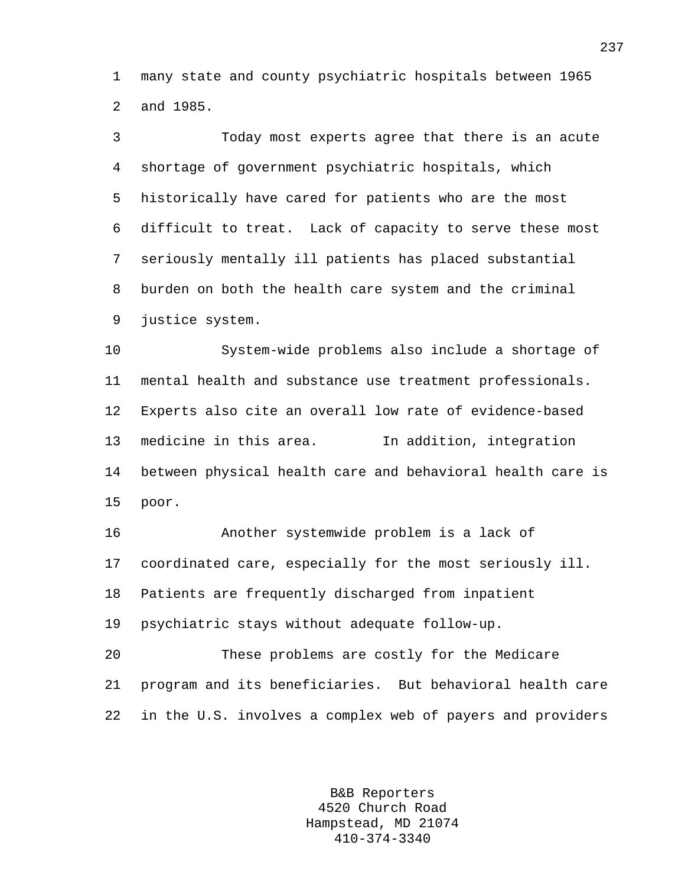many state and county psychiatric hospitals between 1965 and 1985.

Today most experts agree that there is an acute shortage of government psychiatric hospitals, which historically have cared for patients who are the most difficult to treat. Lack of capacity to serve these most seriously mentally ill patients has placed substantial burden on both the health care system and the criminal justice system.

System-wide problems also include a shortage of mental health and substance use treatment professionals. Experts also cite an overall low rate of evidence-based medicine in this area. In addition, integration between physical health care and behavioral health care is poor.

Another systemwide problem is a lack of coordinated care, especially for the most seriously ill. Patients are frequently discharged from inpatient psychiatric stays without adequate follow-up.

These problems are costly for the Medicare program and its beneficiaries. But behavioral health care in the U.S. involves a complex web of payers and providers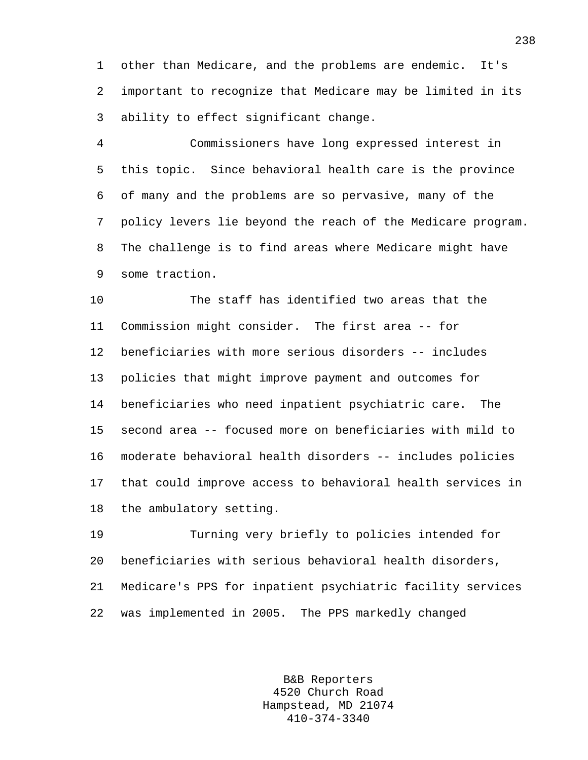other than Medicare, and the problems are endemic. It's important to recognize that Medicare may be limited in its ability to effect significant change.

Commissioners have long expressed interest in this topic. Since behavioral health care is the province of many and the problems are so pervasive, many of the policy levers lie beyond the reach of the Medicare program. The challenge is to find areas where Medicare might have some traction.

The staff has identified two areas that the Commission might consider. The first area -- for beneficiaries with more serious disorders -- includes policies that might improve payment and outcomes for beneficiaries who need inpatient psychiatric care. The second area -- focused more on beneficiaries with mild to moderate behavioral health disorders -- includes policies that could improve access to behavioral health services in the ambulatory setting.

Turning very briefly to policies intended for beneficiaries with serious behavioral health disorders, Medicare's PPS for inpatient psychiatric facility services was implemented in 2005. The PPS markedly changed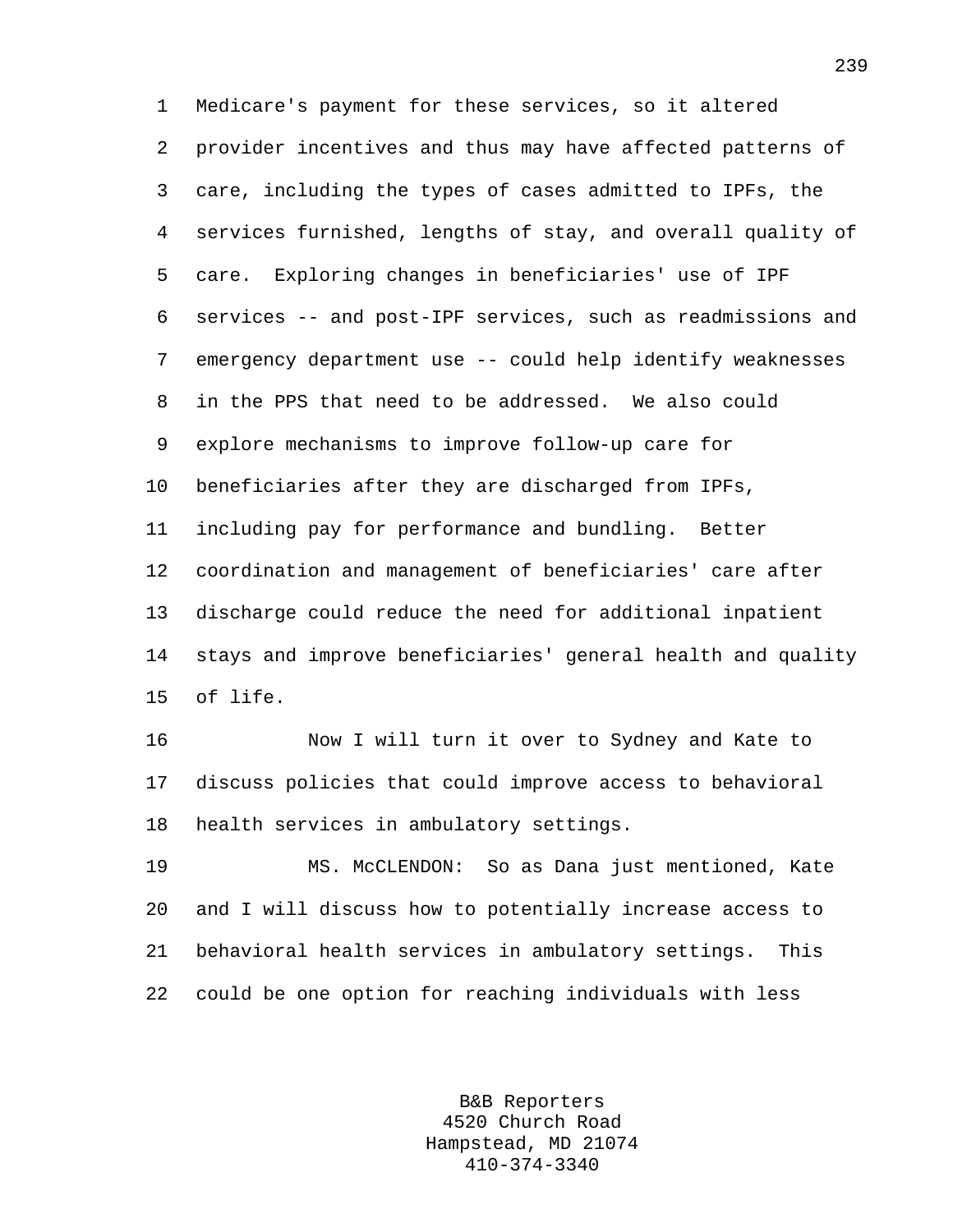Medicare's payment for these services, so it altered provider incentives and thus may have affected patterns of care, including the types of cases admitted to IPFs, the services furnished, lengths of stay, and overall quality of care. Exploring changes in beneficiaries' use of IPF services -- and post-IPF services, such as readmissions and emergency department use -- could help identify weaknesses in the PPS that need to be addressed. We also could explore mechanisms to improve follow-up care for beneficiaries after they are discharged from IPFs, including pay for performance and bundling. Better coordination and management of beneficiaries' care after discharge could reduce the need for additional inpatient stays and improve beneficiaries' general health and quality of life.

Now I will turn it over to Sydney and Kate to discuss policies that could improve access to behavioral health services in ambulatory settings.

MS. McCLENDON: So as Dana just mentioned, Kate and I will discuss how to potentially increase access to behavioral health services in ambulatory settings. This could be one option for reaching individuals with less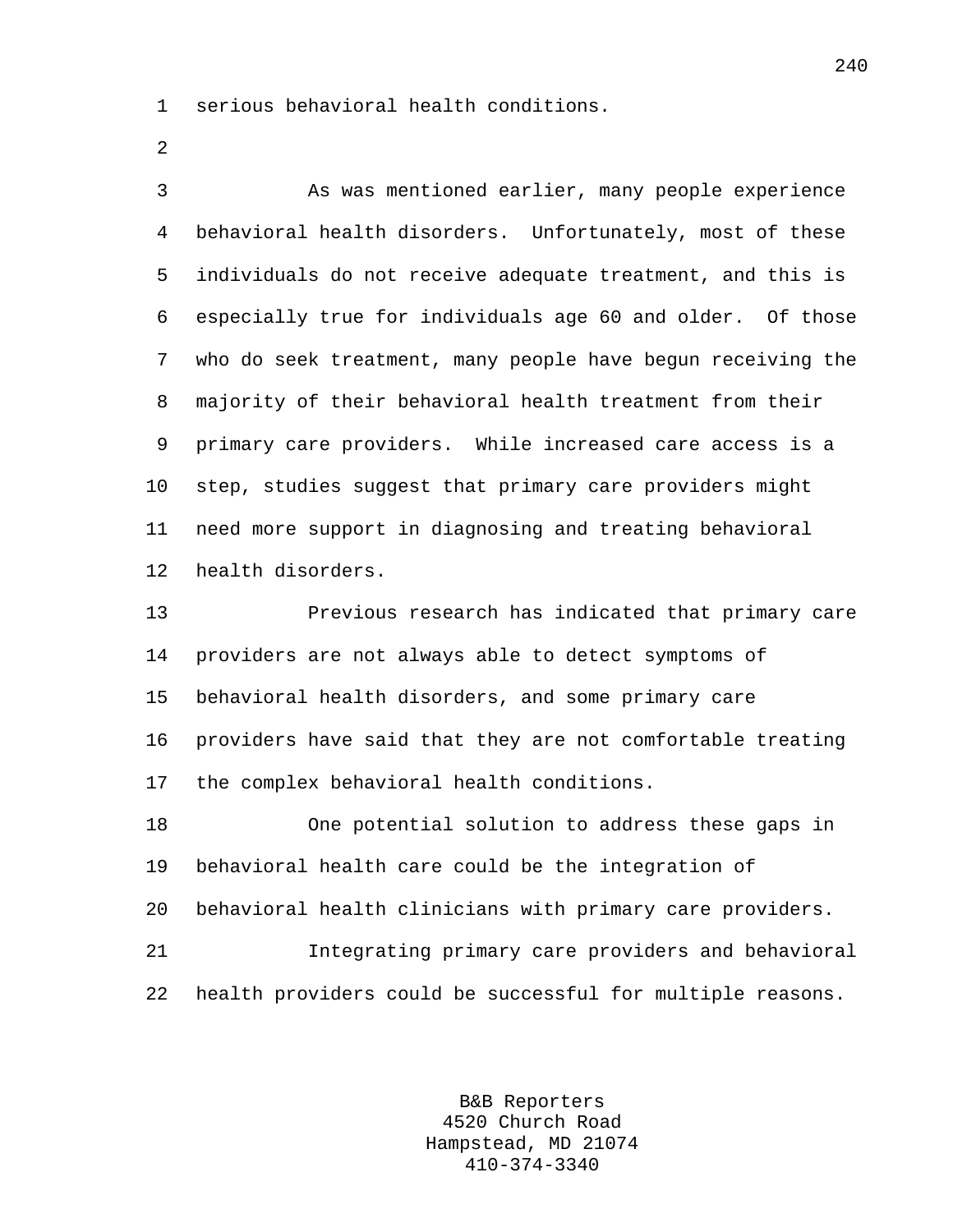serious behavioral health conditions.

As was mentioned earlier, many people experience behavioral health disorders. Unfortunately, most of these individuals do not receive adequate treatment, and this is especially true for individuals age 60 and older. Of those who do seek treatment, many people have begun receiving the majority of their behavioral health treatment from their primary care providers. While increased care access is a step, studies suggest that primary care providers might need more support in diagnosing and treating behavioral health disorders.

Previous research has indicated that primary care providers are not always able to detect symptoms of behavioral health disorders, and some primary care providers have said that they are not comfortable treating the complex behavioral health conditions.

One potential solution to address these gaps in behavioral health care could be the integration of behavioral health clinicians with primary care providers.

Integrating primary care providers and behavioral health providers could be successful for multiple reasons.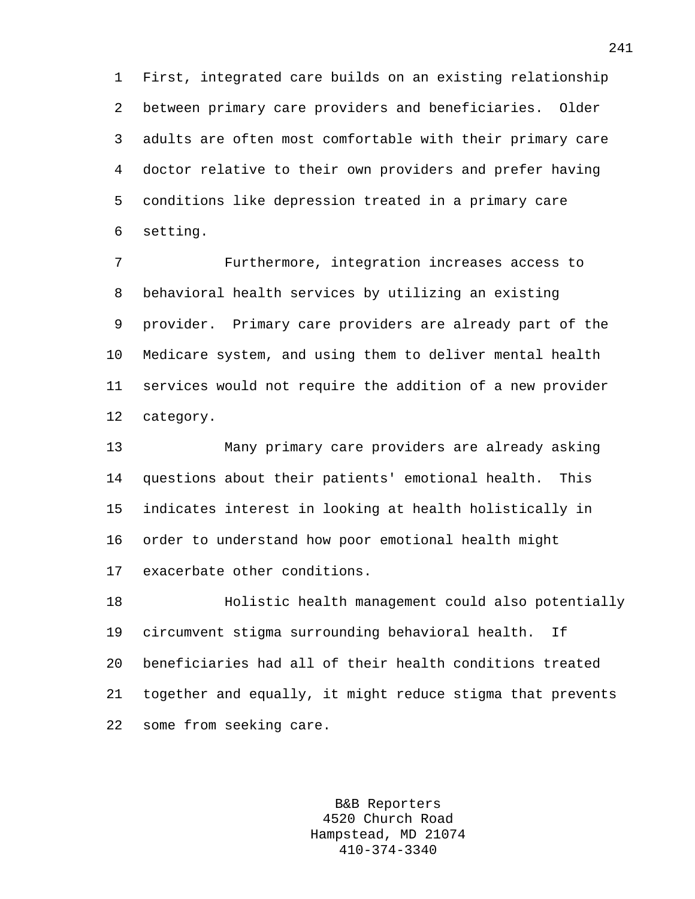First, integrated care builds on an existing relationship between primary care providers and beneficiaries. Older adults are often most comfortable with their primary care doctor relative to their own providers and prefer having conditions like depression treated in a primary care setting.

Furthermore, integration increases access to behavioral health services by utilizing an existing provider. Primary care providers are already part of the Medicare system, and using them to deliver mental health services would not require the addition of a new provider category.

Many primary care providers are already asking questions about their patients' emotional health. This indicates interest in looking at health holistically in order to understand how poor emotional health might exacerbate other conditions.

Holistic health management could also potentially circumvent stigma surrounding behavioral health. If beneficiaries had all of their health conditions treated together and equally, it might reduce stigma that prevents some from seeking care.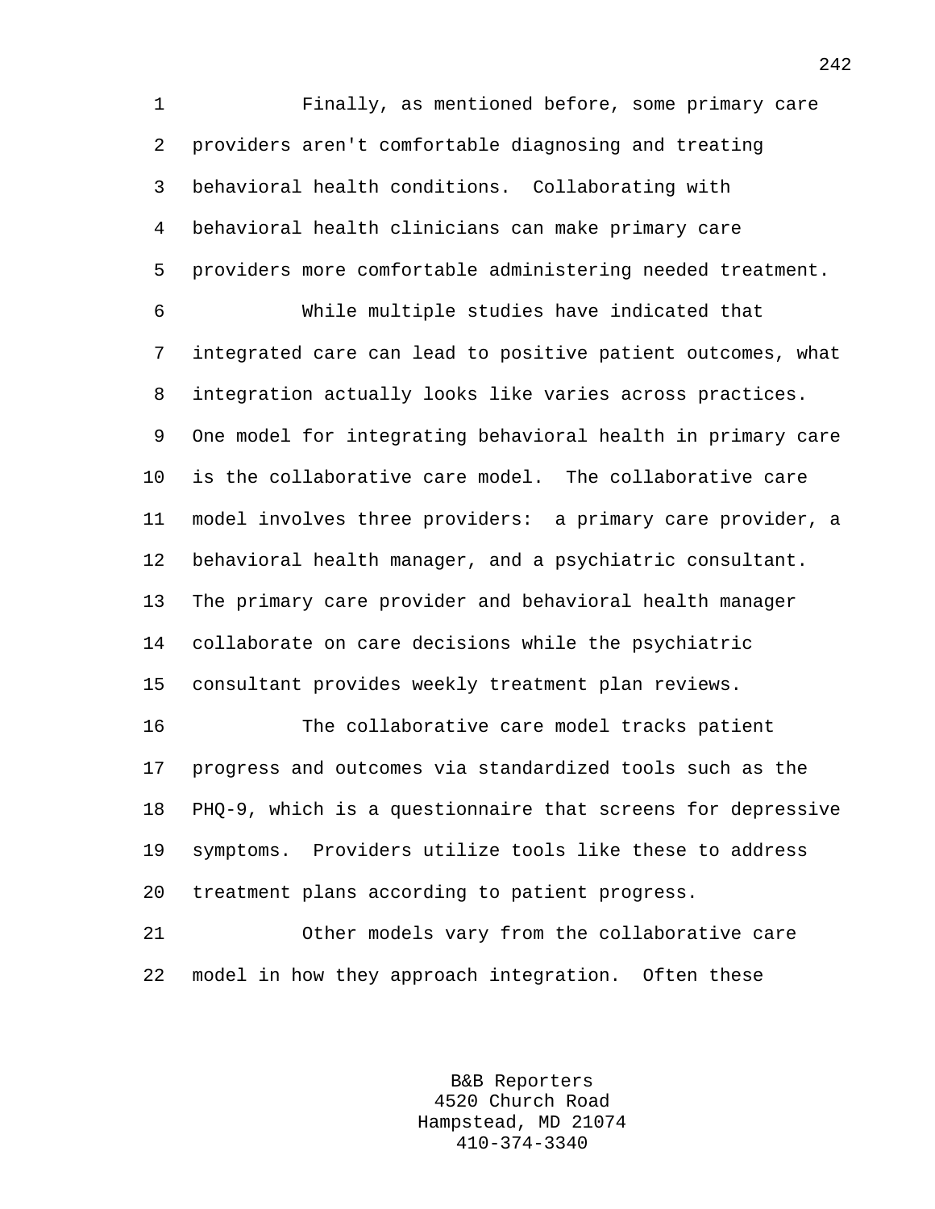Finally, as mentioned before, some primary care providers aren't comfortable diagnosing and treating behavioral health conditions. Collaborating with behavioral health clinicians can make primary care providers more comfortable administering needed treatment.

While multiple studies have indicated that integrated care can lead to positive patient outcomes, what integration actually looks like varies across practices. One model for integrating behavioral health in primary care is the collaborative care model. The collaborative care model involves three providers: a primary care provider, a behavioral health manager, and a psychiatric consultant. The primary care provider and behavioral health manager collaborate on care decisions while the psychiatric consultant provides weekly treatment plan reviews.

The collaborative care model tracks patient progress and outcomes via standardized tools such as the PHQ-9, which is a questionnaire that screens for depressive symptoms. Providers utilize tools like these to address treatment plans according to patient progress.

Other models vary from the collaborative care model in how they approach integration. Often these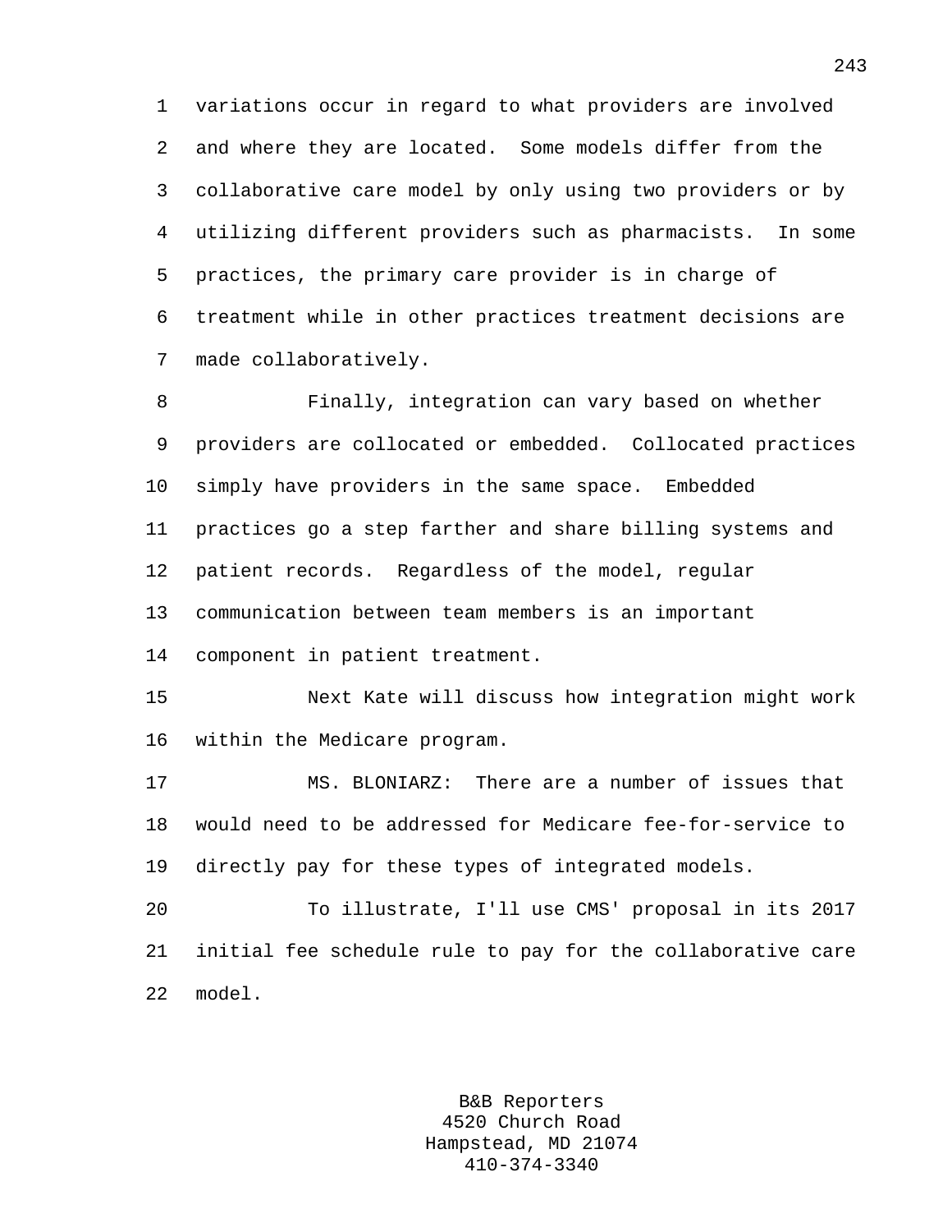variations occur in regard to what providers are involved and where they are located. Some models differ from the collaborative care model by only using two providers or by utilizing different providers such as pharmacists. In some practices, the primary care provider is in charge of treatment while in other practices treatment decisions are made collaboratively.

Finally, integration can vary based on whether providers are collocated or embedded. Collocated practices simply have providers in the same space. Embedded practices go a step farther and share billing systems and patient records. Regardless of the model, regular communication between team members is an important component in patient treatment.

Next Kate will discuss how integration might work within the Medicare program.

MS. BLONIARZ: There are a number of issues that would need to be addressed for Medicare fee-for-service to directly pay for these types of integrated models.

To illustrate, I'll use CMS' proposal in its 2017 initial fee schedule rule to pay for the collaborative care model.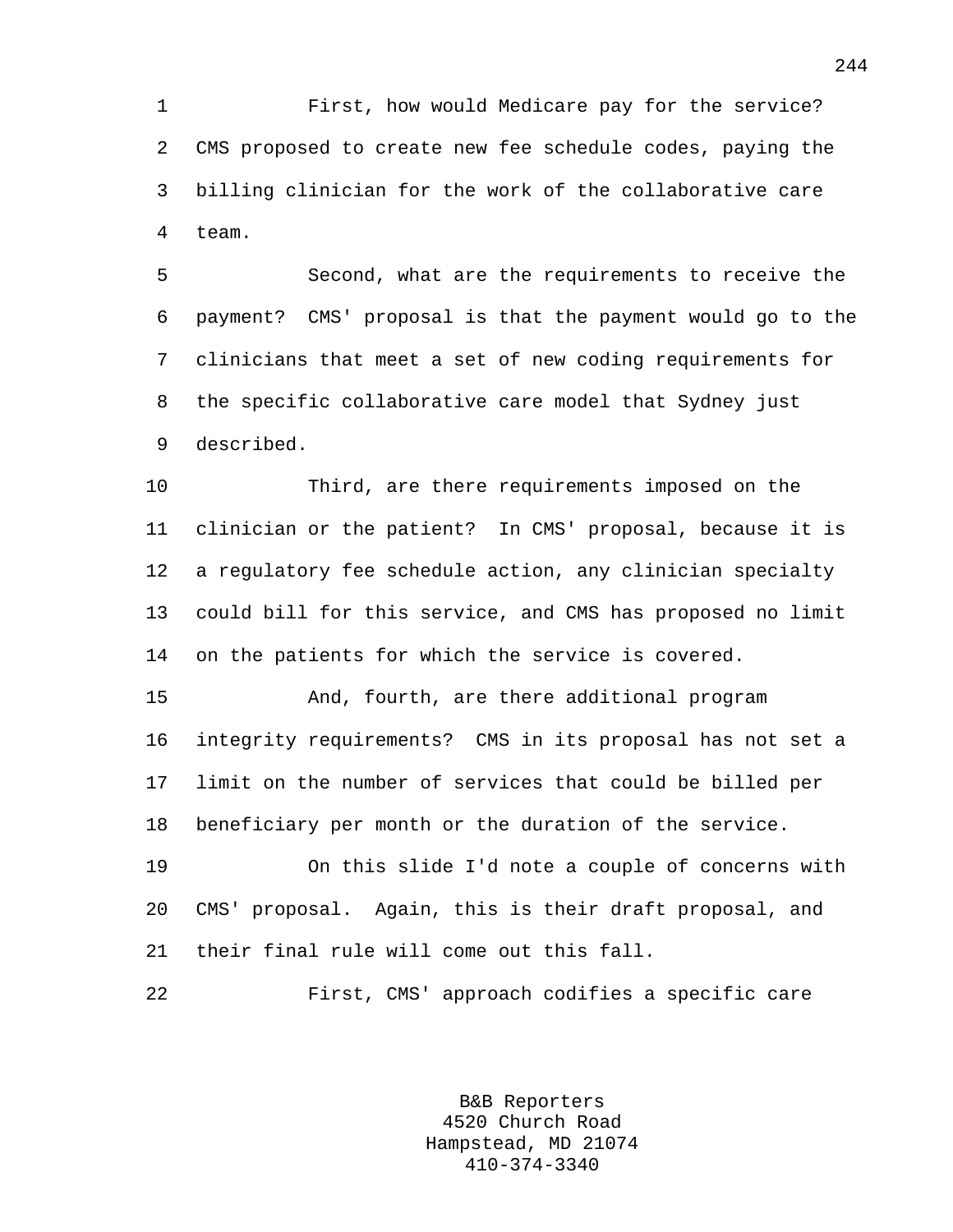First, how would Medicare pay for the service? CMS proposed to create new fee schedule codes, paying the billing clinician for the work of the collaborative care team.

Second, what are the requirements to receive the payment? CMS' proposal is that the payment would go to the clinicians that meet a set of new coding requirements for the specific collaborative care model that Sydney just described.

Third, are there requirements imposed on the clinician or the patient? In CMS' proposal, because it is a regulatory fee schedule action, any clinician specialty could bill for this service, and CMS has proposed no limit on the patients for which the service is covered.

And, fourth, are there additional program integrity requirements? CMS in its proposal has not set a limit on the number of services that could be billed per beneficiary per month or the duration of the service.

On this slide I'd note a couple of concerns with CMS' proposal. Again, this is their draft proposal, and their final rule will come out this fall.

First, CMS' approach codifies a specific care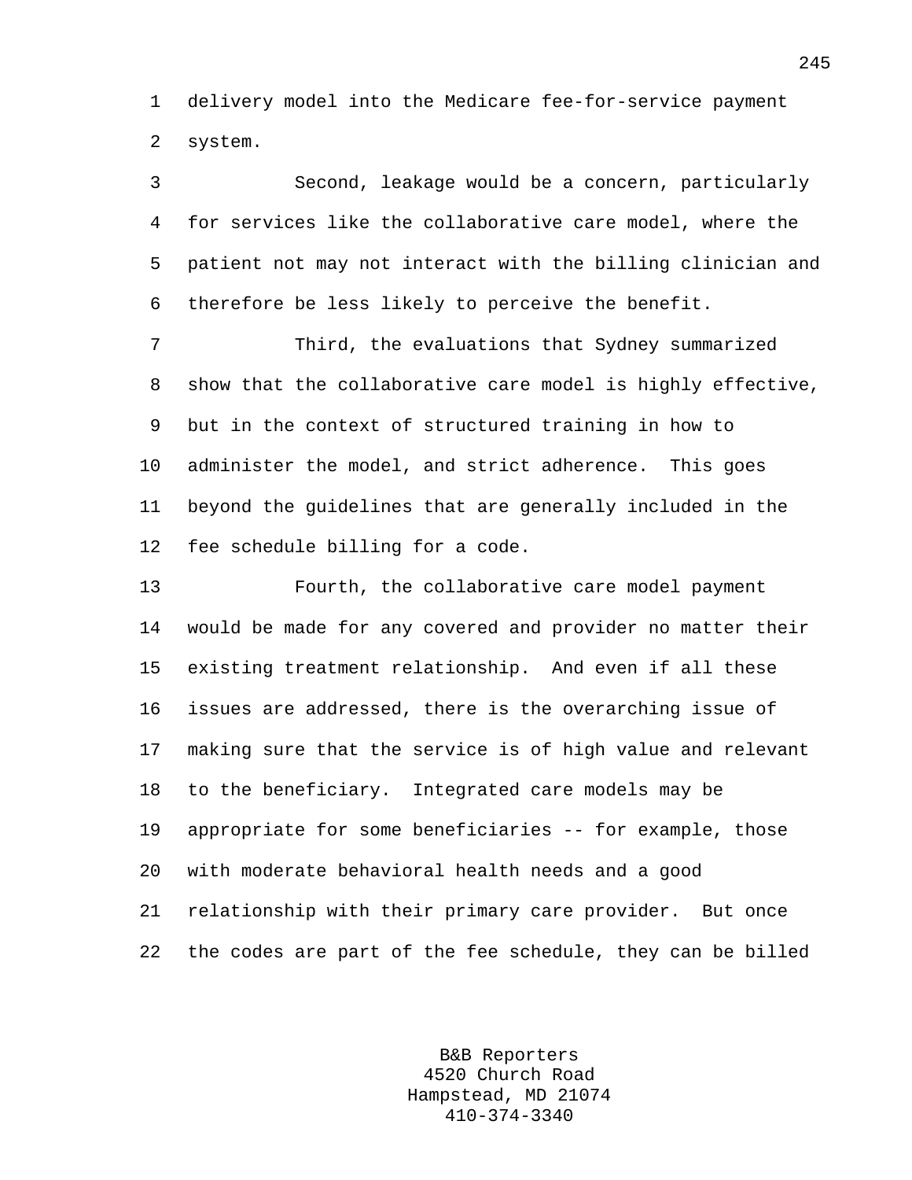delivery model into the Medicare fee-for-service payment system.

Second, leakage would be a concern, particularly for services like the collaborative care model, where the patient not may not interact with the billing clinician and therefore be less likely to perceive the benefit.

Third, the evaluations that Sydney summarized show that the collaborative care model is highly effective, but in the context of structured training in how to administer the model, and strict adherence. This goes beyond the guidelines that are generally included in the fee schedule billing for a code.

Fourth, the collaborative care model payment would be made for any covered and provider no matter their existing treatment relationship. And even if all these issues are addressed, there is the overarching issue of making sure that the service is of high value and relevant to the beneficiary. Integrated care models may be appropriate for some beneficiaries -- for example, those with moderate behavioral health needs and a good relationship with their primary care provider. But once the codes are part of the fee schedule, they can be billed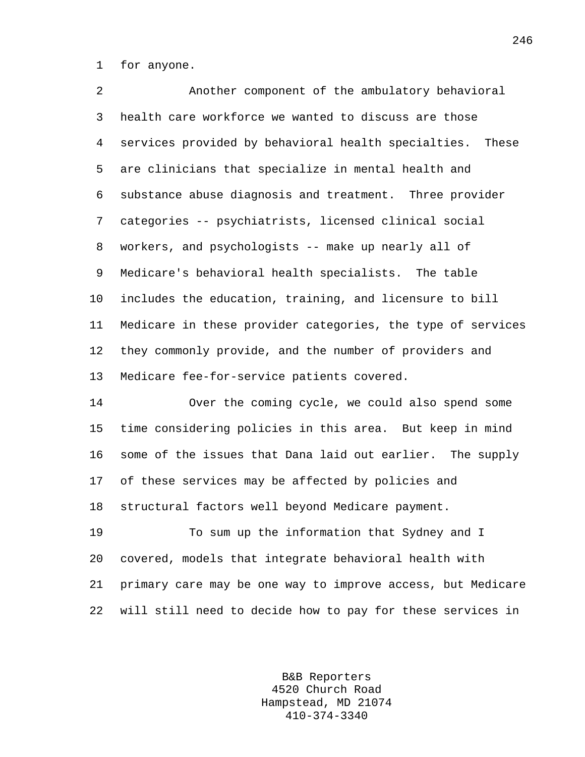for anyone.

Another component of the ambulatory behavioral health care workforce we wanted to discuss are those services provided by behavioral health specialties. These are clinicians that specialize in mental health and substance abuse diagnosis and treatment. Three provider categories -- psychiatrists, licensed clinical social workers, and psychologists -- make up nearly all of Medicare's behavioral health specialists. The table includes the education, training, and licensure to bill Medicare in these provider categories, the type of services they commonly provide, and the number of providers and Medicare fee-for-service patients covered.

Over the coming cycle, we could also spend some time considering policies in this area. But keep in mind some of the issues that Dana laid out earlier. The supply of these services may be affected by policies and structural factors well beyond Medicare payment.

To sum up the information that Sydney and I covered, models that integrate behavioral health with primary care may be one way to improve access, but Medicare will still need to decide how to pay for these services in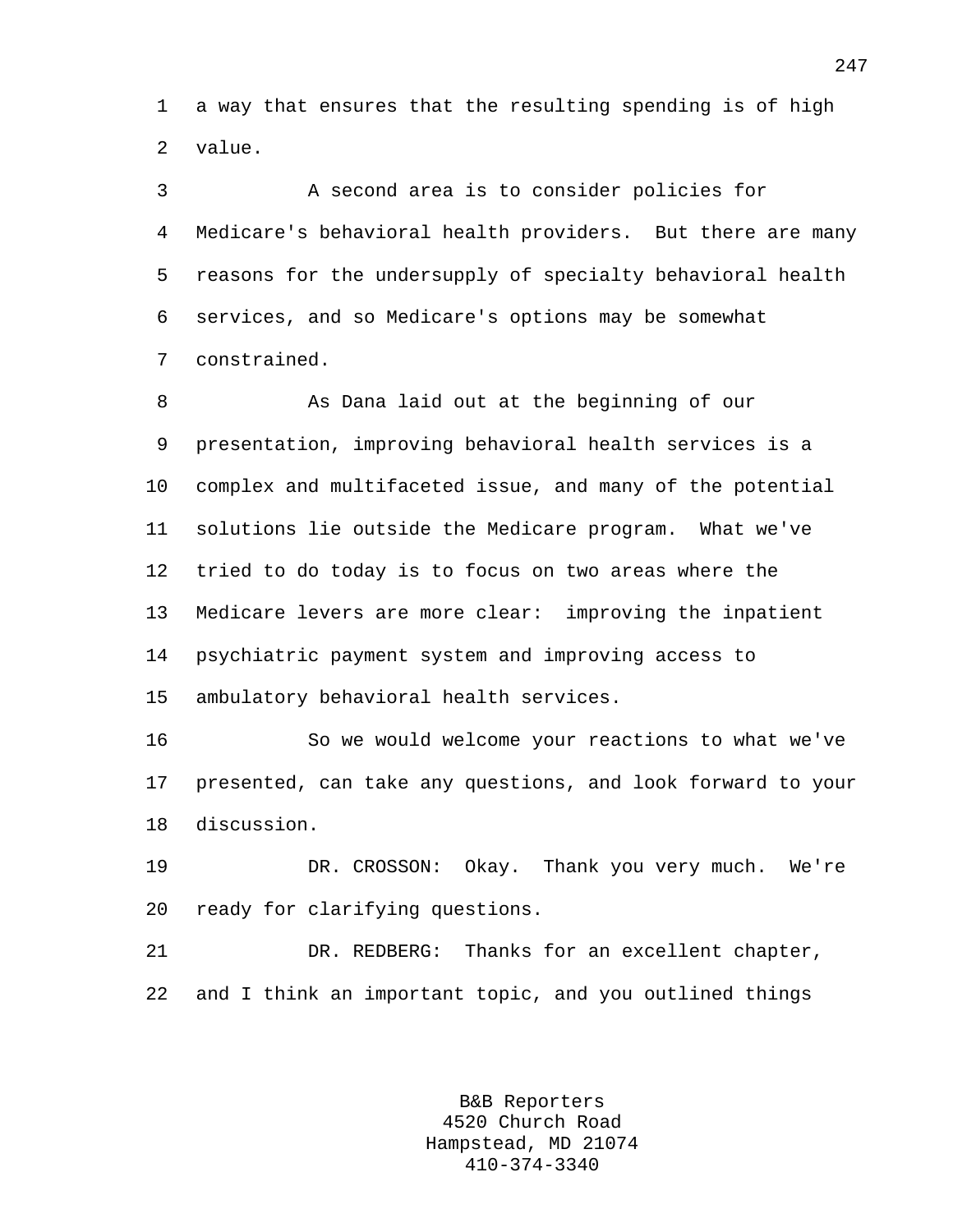a way that ensures that the resulting spending is of high value.

A second area is to consider policies for Medicare's behavioral health providers. But there are many reasons for the undersupply of specialty behavioral health services, and so Medicare's options may be somewhat constrained.

As Dana laid out at the beginning of our presentation, improving behavioral health services is a complex and multifaceted issue, and many of the potential solutions lie outside the Medicare program. What we've tried to do today is to focus on two areas where the Medicare levers are more clear: improving the inpatient psychiatric payment system and improving access to ambulatory behavioral health services.

So we would welcome your reactions to what we've presented, can take any questions, and look forward to your discussion.

DR. CROSSON: Okay. Thank you very much. We're ready for clarifying questions.

DR. REDBERG: Thanks for an excellent chapter, and I think an important topic, and you outlined things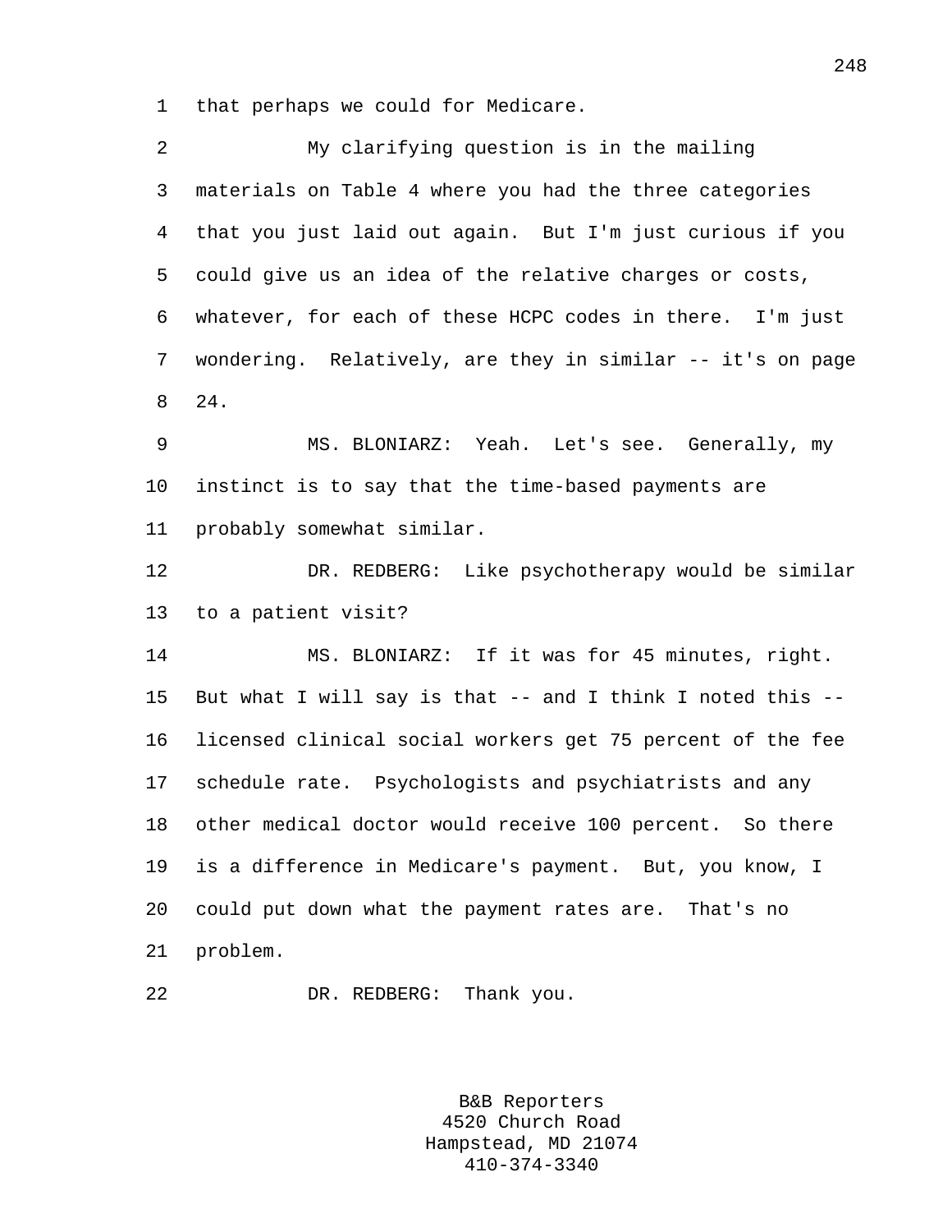that perhaps we could for Medicare.

My clarifying question is in the mailing materials on Table 4 where you had the three categories that you just laid out again. But I'm just curious if you could give us an idea of the relative charges or costs, whatever, for each of these HCPC codes in there. I'm just wondering. Relatively, are they in similar -- it's on page 24.

MS. BLONIARZ: Yeah. Let's see. Generally, my instinct is to say that the time-based payments are probably somewhat similar.

DR. REDBERG: Like psychotherapy would be similar to a patient visit?

MS. BLONIARZ: If it was for 45 minutes, right. But what I will say is that -- and I think I noted this -- licensed clinical social workers get 75 percent of the fee schedule rate. Psychologists and psychiatrists and any other medical doctor would receive 100 percent. So there is a difference in Medicare's payment. But, you know, I could put down what the payment rates are. That's no problem.

DR. REDBERG: Thank you.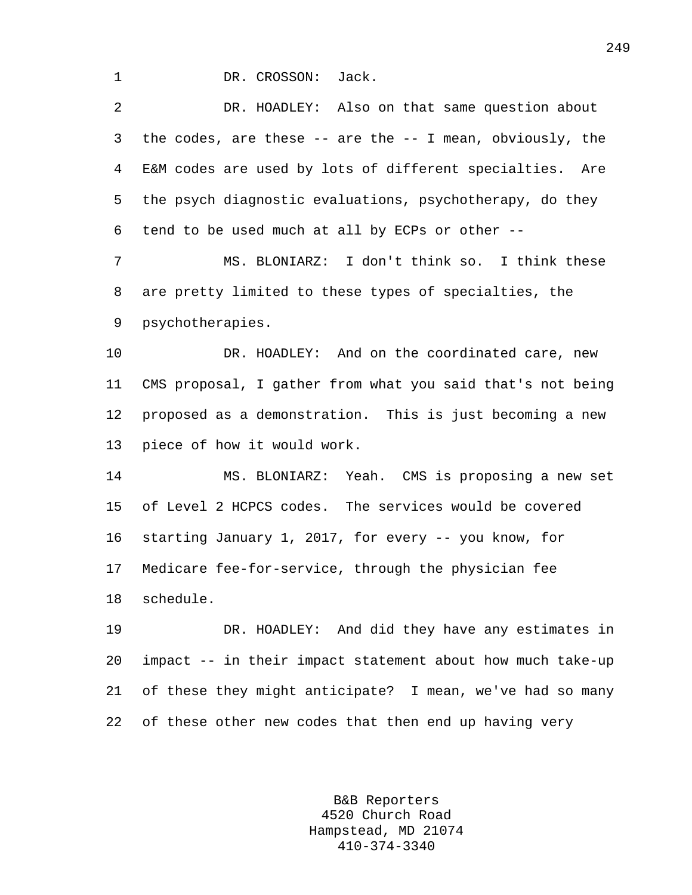DR. CROSSON: Jack.

DR. HOADLEY: Also on that same question about the codes, are these -- are the -- I mean, obviously, the E&M codes are used by lots of different specialties. Are the psych diagnostic evaluations, psychotherapy, do they tend to be used much at all by ECPs or other --

MS. BLONIARZ: I don't think so. I think these are pretty limited to these types of specialties, the psychotherapies.

DR. HOADLEY: And on the coordinated care, new CMS proposal, I gather from what you said that's not being proposed as a demonstration. This is just becoming a new piece of how it would work.

MS. BLONIARZ: Yeah. CMS is proposing a new set of Level 2 HCPCS codes. The services would be covered starting January 1, 2017, for every -- you know, for Medicare fee-for-service, through the physician fee schedule.

DR. HOADLEY: And did they have any estimates in impact -- in their impact statement about how much take-up of these they might anticipate? I mean, we've had so many of these other new codes that then end up having very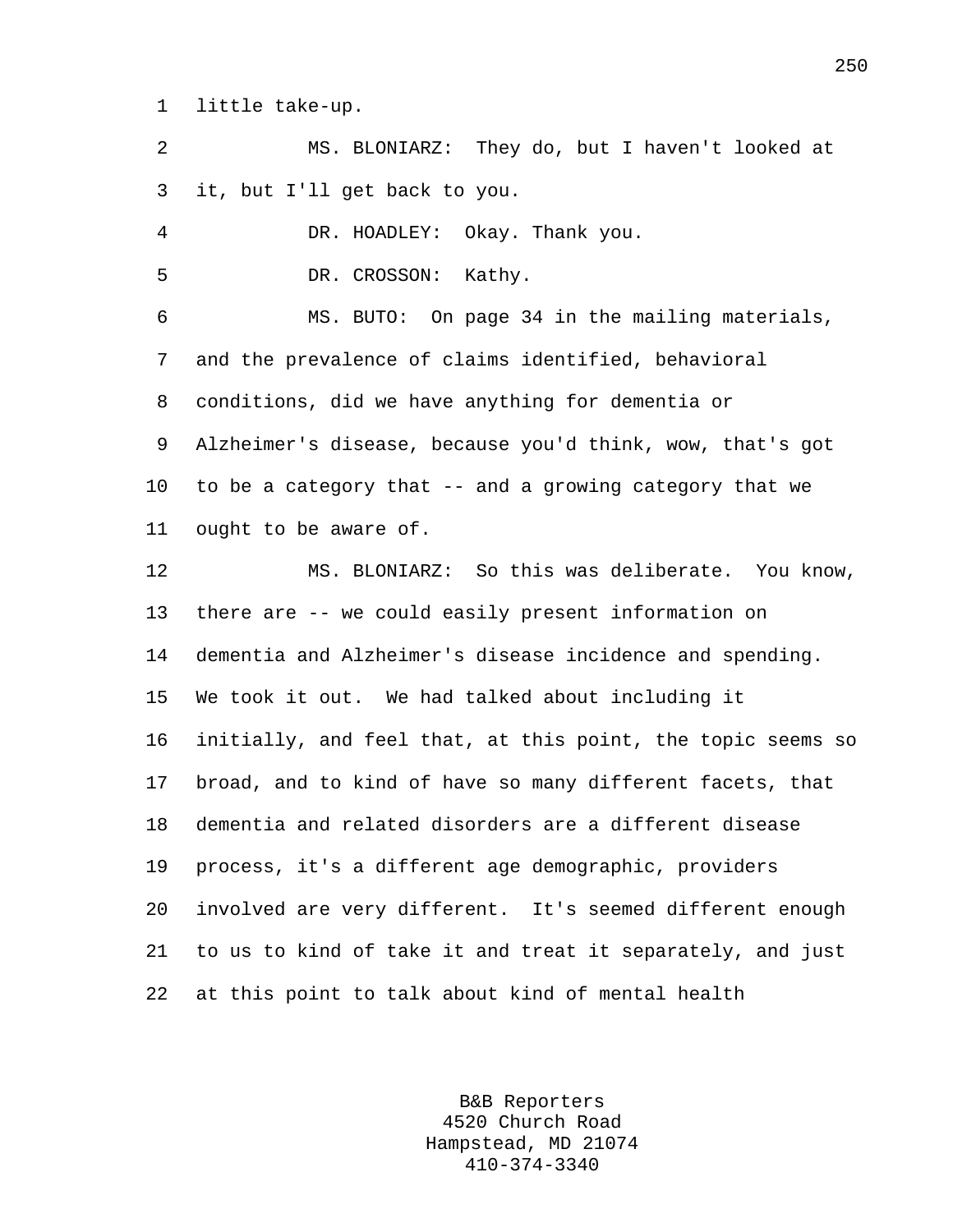little take-up.

MS. BLONIARZ: They do, but I haven't looked at it, but I'll get back to you.

DR. HOADLEY: Okay. Thank you.

DR. CROSSON: Kathy.

MS. BUTO: On page 34 in the mailing materials, and the prevalence of claims identified, behavioral conditions, did we have anything for dementia or Alzheimer's disease, because you'd think, wow, that's got to be a category that -- and a growing category that we ought to be aware of.

MS. BLONIARZ: So this was deliberate. You know, there are -- we could easily present information on dementia and Alzheimer's disease incidence and spending. We took it out. We had talked about including it initially, and feel that, at this point, the topic seems so broad, and to kind of have so many different facets, that dementia and related disorders are a different disease process, it's a different age demographic, providers involved are very different. It's seemed different enough to us to kind of take it and treat it separately, and just at this point to talk about kind of mental health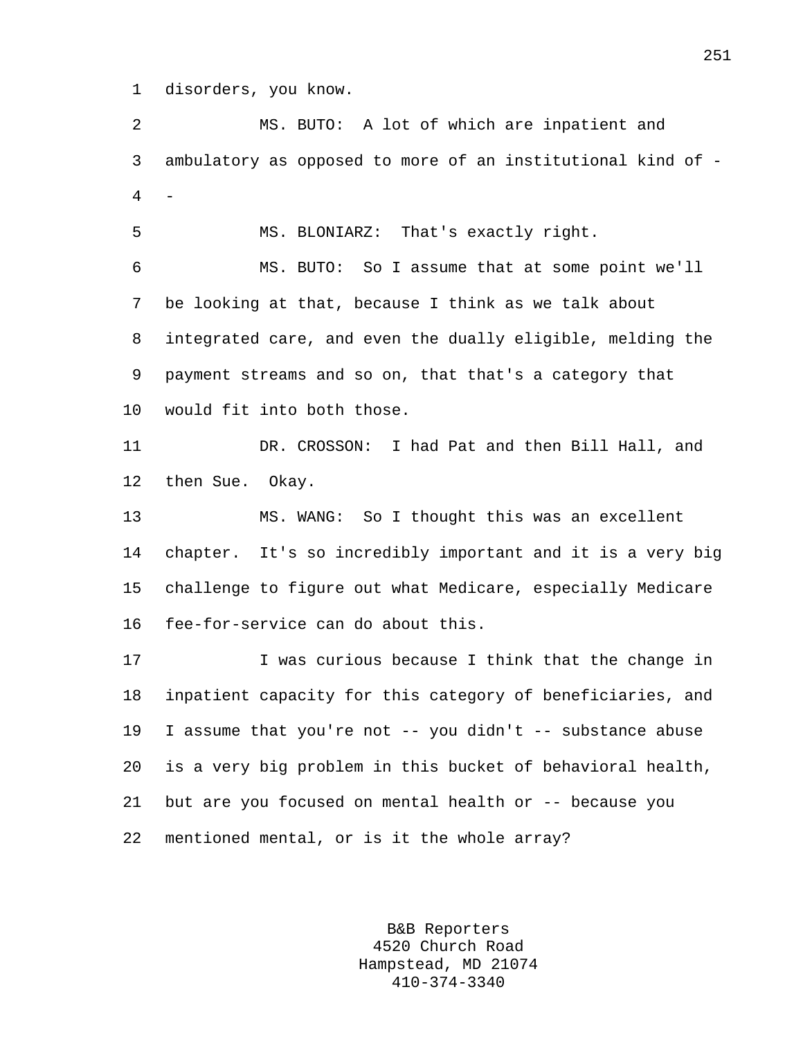disorders, you know.

MS. BUTO: A lot of which are inpatient and ambulatory as opposed to more of an institutional kind of --

MS. BLONIARZ: That's exactly right.

MS. BUTO: So I assume that at some point we'll be looking at that, because I think as we talk about integrated care, and even the dually eligible, melding the payment streams and so on, that that's a category that would fit into both those.

DR. CROSSON: I had Pat and then Bill Hall, and then Sue. Okay.

MS. WANG: So I thought this was an excellent chapter. It's so incredibly important and it is a very big challenge to figure out what Medicare, especially Medicare fee-for-service can do about this.

I was curious because I think that the change in inpatient capacity for this category of beneficiaries, and I assume that you're not -- you didn't -- substance abuse is a very big problem in this bucket of behavioral health, but are you focused on mental health or -- because you mentioned mental, or is it the whole array?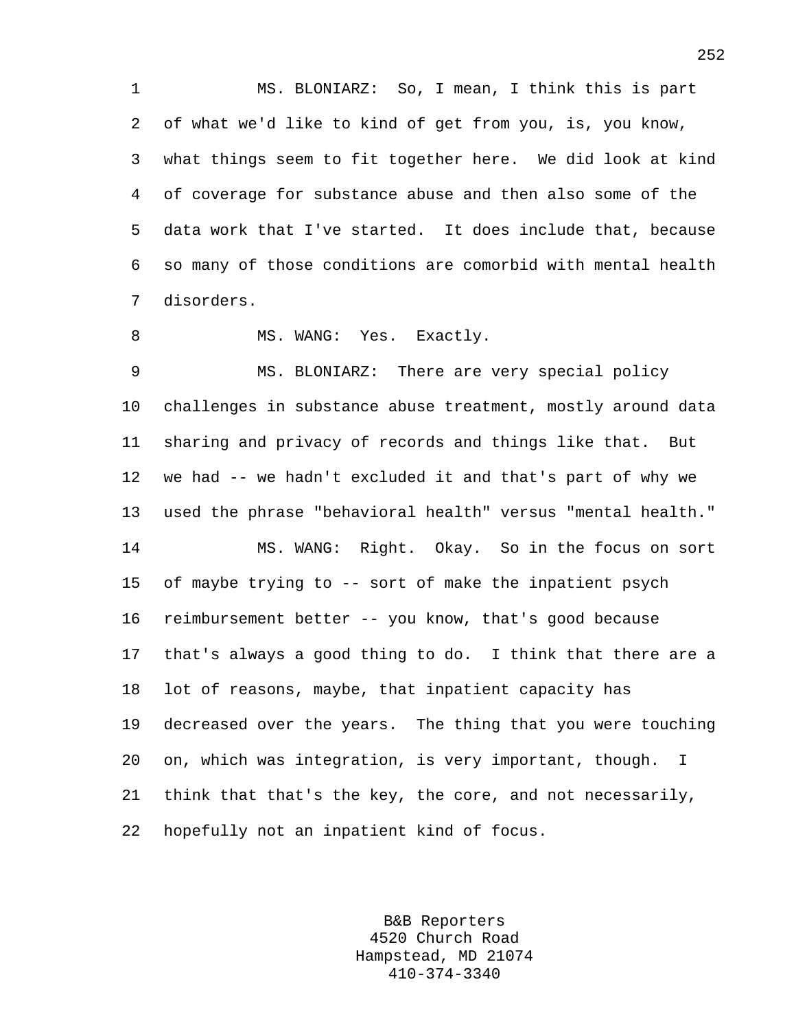MS. BLONIARZ: So, I mean, I think this is part of what we'd like to kind of get from you, is, you know, what things seem to fit together here. We did look at kind of coverage for substance abuse and then also some of the data work that I've started. It does include that, because so many of those conditions are comorbid with mental health disorders.

MS. WANG: Yes. Exactly.

MS. BLONIARZ: There are very special policy challenges in substance abuse treatment, mostly around data sharing and privacy of records and things like that. But we had -- we hadn't excluded it and that's part of why we used the phrase "behavioral health" versus "mental health."

MS. WANG: Right. Okay. So in the focus on sort of maybe trying to -- sort of make the inpatient psych reimbursement better -- you know, that's good because that's always a good thing to do. I think that there are a lot of reasons, maybe, that inpatient capacity has decreased over the years. The thing that you were touching on, which was integration, is very important, though. I think that that's the key, the core, and not necessarily, hopefully not an inpatient kind of focus.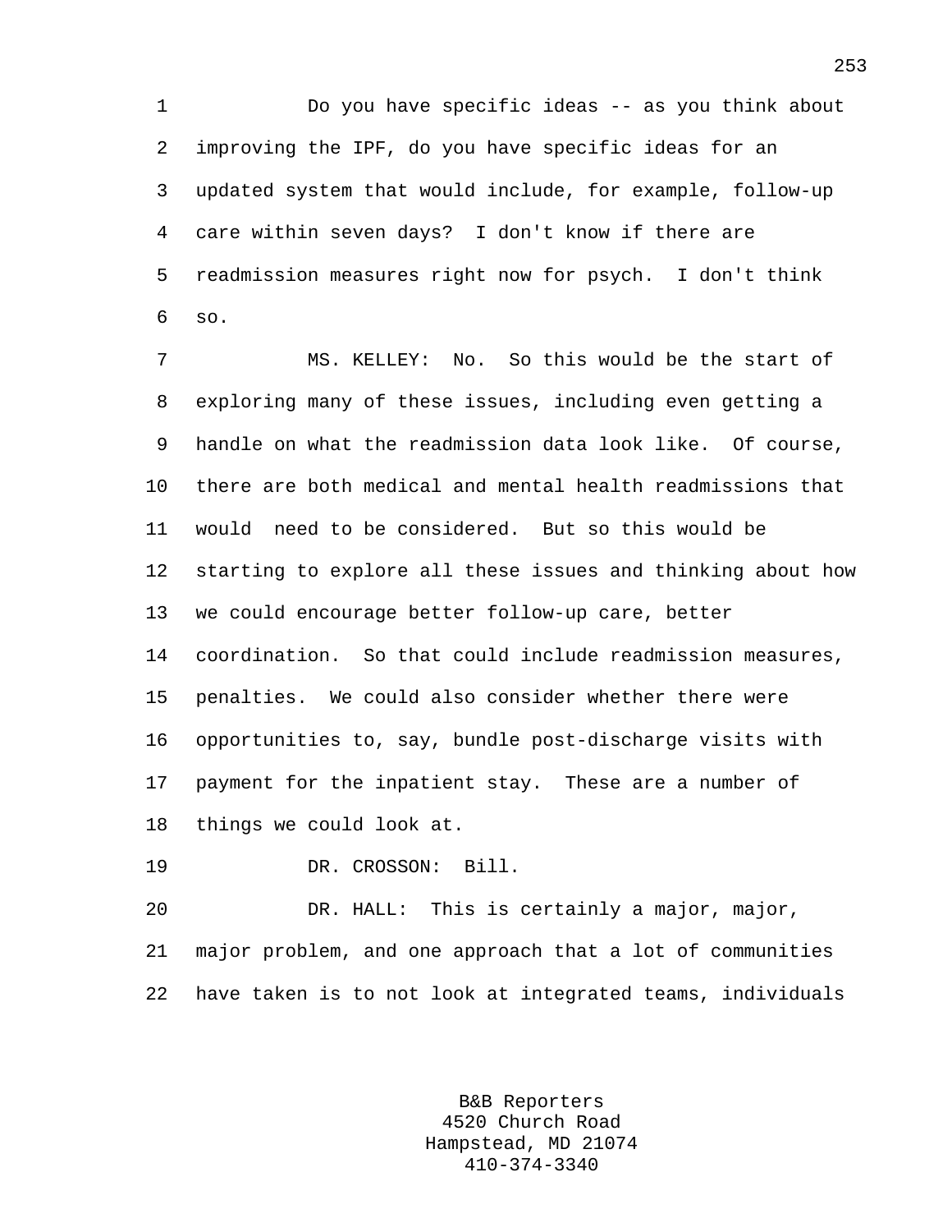Do you have specific ideas -- as you think about improving the IPF, do you have specific ideas for an updated system that would include, for example, follow-up care within seven days? I don't know if there are readmission measures right now for psych. I don't think so.

MS. KELLEY: No. So this would be the start of exploring many of these issues, including even getting a handle on what the readmission data look like. Of course, there are both medical and mental health readmissions that would need to be considered. But so this would be starting to explore all these issues and thinking about how we could encourage better follow-up care, better coordination. So that could include readmission measures, penalties. We could also consider whether there were opportunities to, say, bundle post-discharge visits with payment for the inpatient stay. These are a number of things we could look at.

DR. CROSSON: Bill.

DR. HALL: This is certainly a major, major, major problem, and one approach that a lot of communities have taken is to not look at integrated teams, individuals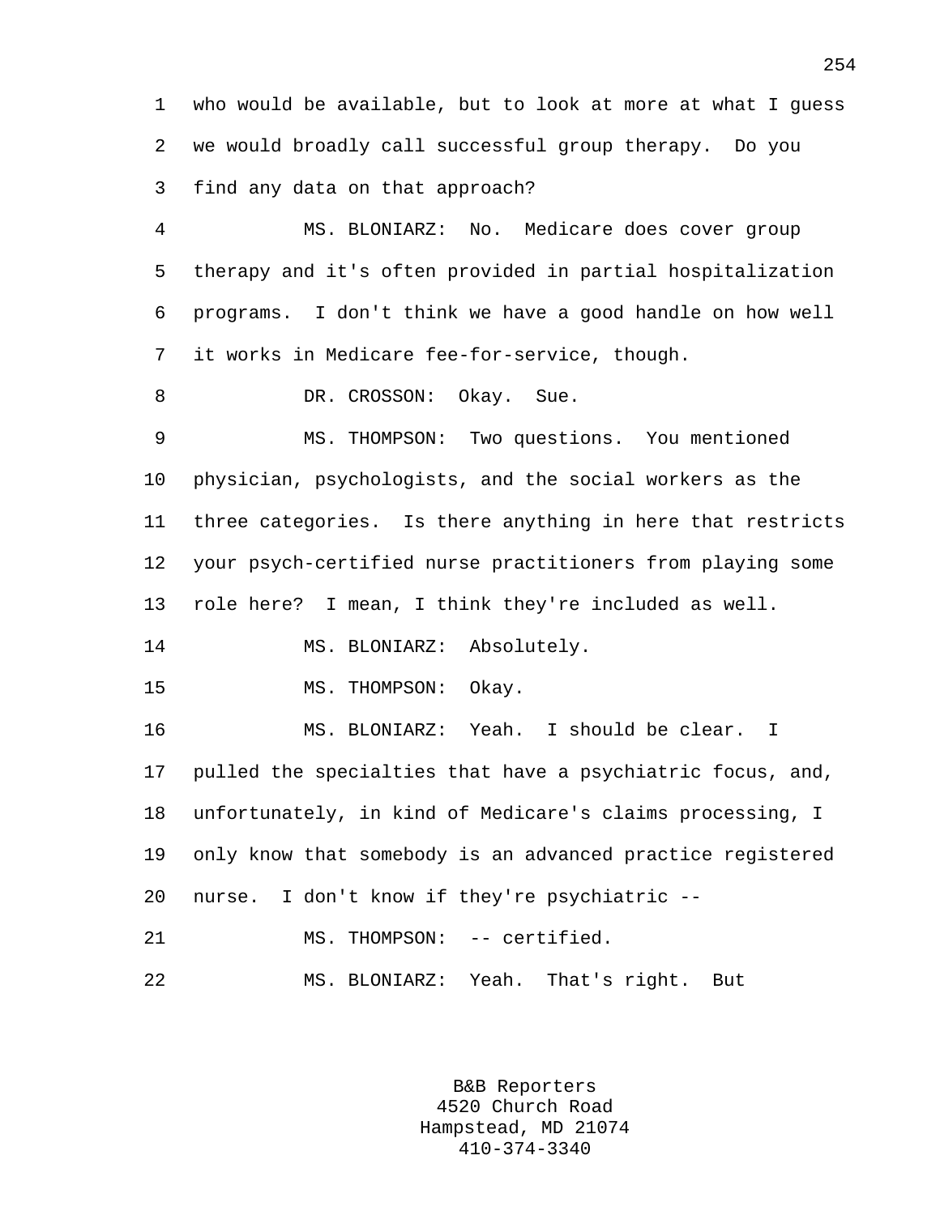who would be available, but to look at more at what I guess we would broadly call successful group therapy. Do you find any data on that approach?

MS. BLONIARZ: No. Medicare does cover group therapy and it's often provided in partial hospitalization programs. I don't think we have a good handle on how well it works in Medicare fee-for-service, though.

DR. CROSSON: Okay. Sue.

MS. THOMPSON: Two questions. You mentioned physician, psychologists, and the social workers as the three categories. Is there anything in here that restricts your psych-certified nurse practitioners from playing some role here? I mean, I think they're included as well.

MS. BLONIARZ: Absolutely.

MS. THOMPSON: Okay.

MS. BLONIARZ: Yeah. I should be clear. I pulled the specialties that have a psychiatric focus, and, unfortunately, in kind of Medicare's claims processing, I only know that somebody is an advanced practice registered nurse. I don't know if they're psychiatric --

MS. THOMPSON: -- certified.

MS. BLONIARZ: Yeah. That's right. But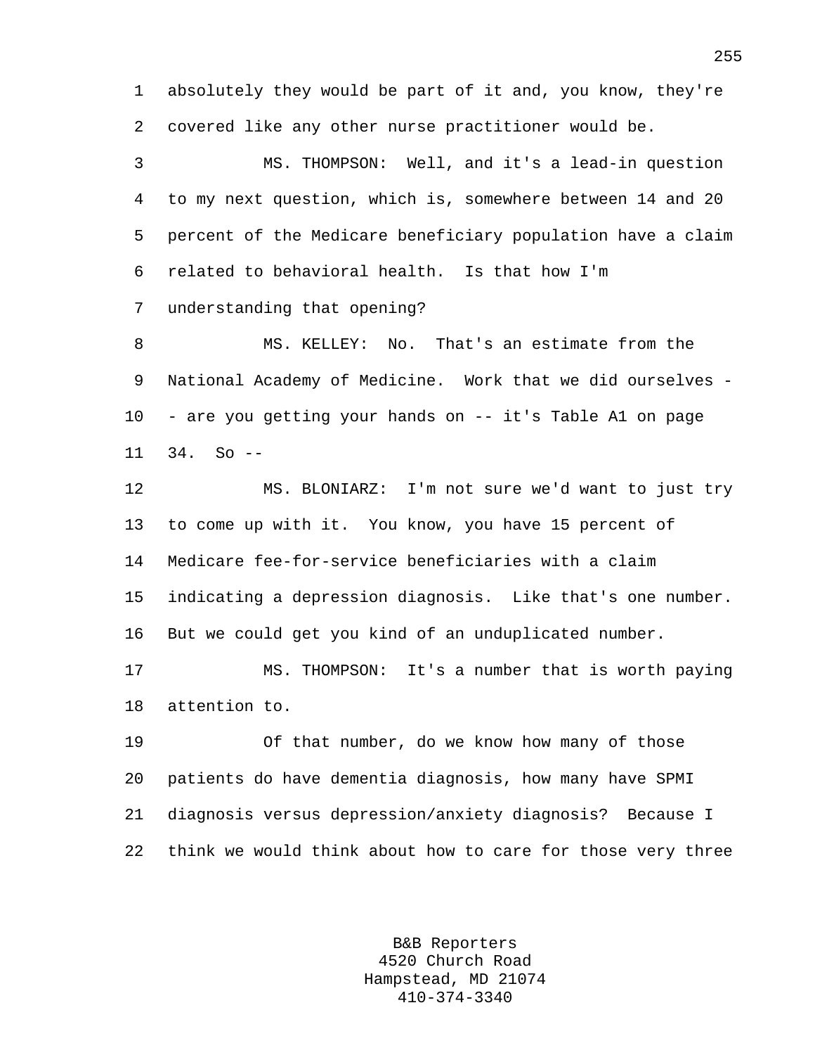absolutely they would be part of it and, you know, they're covered like any other nurse practitioner would be.

MS. THOMPSON: Well, and it's a lead-in question to my next question, which is, somewhere between 14 and 20 percent of the Medicare beneficiary population have a claim related to behavioral health. Is that how I'm understanding that opening?

MS. KELLEY: No. That's an estimate from the National Academy of Medicine. Work that we did ourselves -- are you getting your hands on -- it's Table A1 on page 34. So --

MS. BLONIARZ: I'm not sure we'd want to just try to come up with it. You know, you have 15 percent of Medicare fee-for-service beneficiaries with a claim indicating a depression diagnosis. Like that's one number. But we could get you kind of an unduplicated number.

MS. THOMPSON: It's a number that is worth paying attention to.

Of that number, do we know how many of those patients do have dementia diagnosis, how many have SPMI diagnosis versus depression/anxiety diagnosis? Because I think we would think about how to care for those very three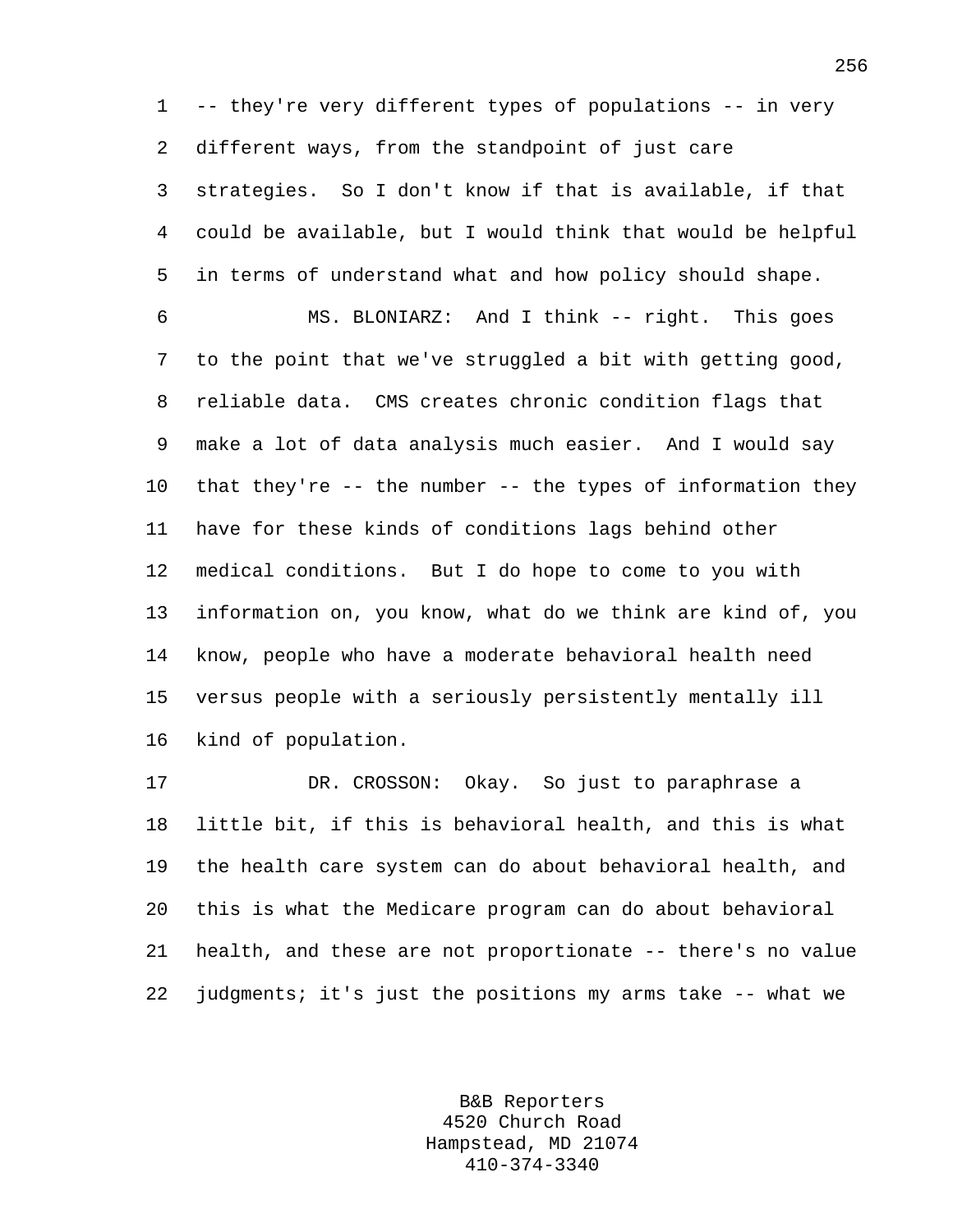-- they're very different types of populations -- in very different ways, from the standpoint of just care strategies. So I don't know if that is available, if that could be available, but I would think that would be helpful in terms of understand what and how policy should shape.

MS. BLONIARZ: And I think -- right. This goes to the point that we've struggled a bit with getting good, reliable data. CMS creates chronic condition flags that make a lot of data analysis much easier. And I would say that they're -- the number -- the types of information they have for these kinds of conditions lags behind other medical conditions. But I do hope to come to you with information on, you know, what do we think are kind of, you know, people who have a moderate behavioral health need versus people with a seriously persistently mentally ill kind of population.

DR. CROSSON: Okay. So just to paraphrase a little bit, if this is behavioral health, and this is what the health care system can do about behavioral health, and this is what the Medicare program can do about behavioral health, and these are not proportionate -- there's no value judgments; it's just the positions my arms take -- what we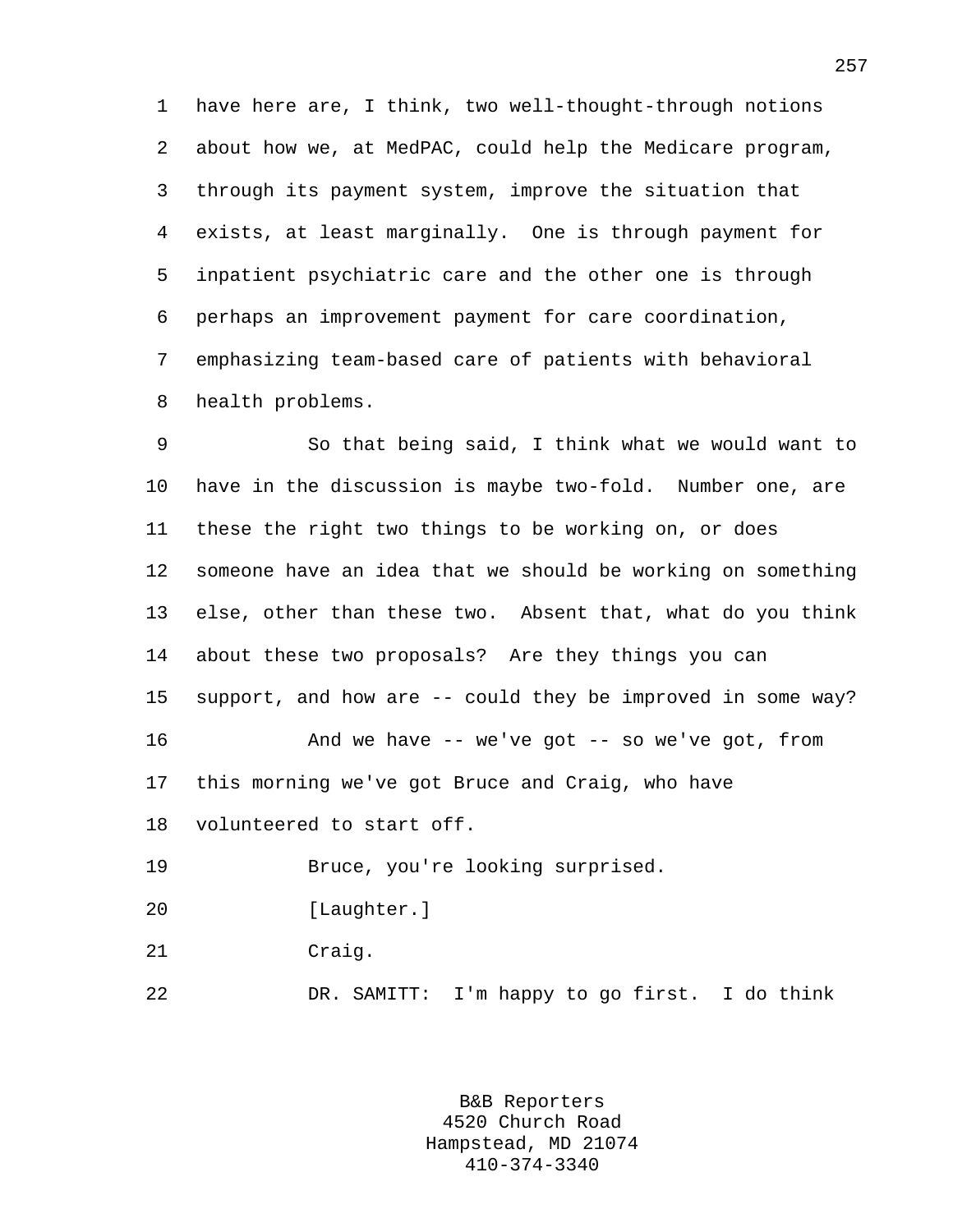have here are, I think, two well-thought-through notions about how we, at MedPAC, could help the Medicare program, through its payment system, improve the situation that exists, at least marginally. One is through payment for inpatient psychiatric care and the other one is through perhaps an improvement payment for care coordination, emphasizing team-based care of patients with behavioral health problems.

So that being said, I think what we would want to have in the discussion is maybe two-fold. Number one, are these the right two things to be working on, or does someone have an idea that we should be working on something else, other than these two. Absent that, what do you think about these two proposals? Are they things you can support, and how are -- could they be improved in some way?

And we have -- we've got -- so we've got, from this morning we've got Bruce and Craig, who have volunteered to start off.

Bruce, you're looking surprised.

[Laughter.]

Craig.

DR. SAMITT: I'm happy to go first. I do think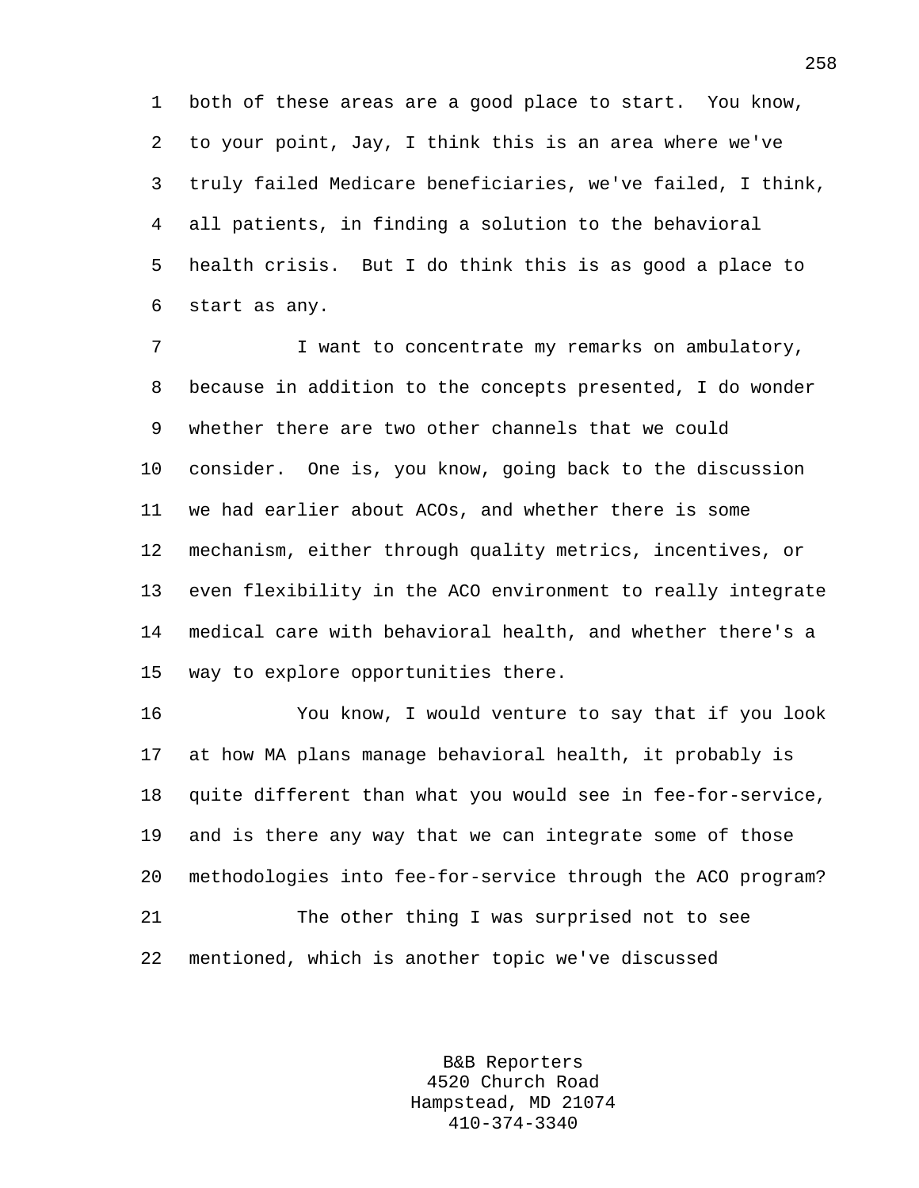both of these areas are a good place to start. You know, to your point, Jay, I think this is an area where we've truly failed Medicare beneficiaries, we've failed, I think, all patients, in finding a solution to the behavioral health crisis. But I do think this is as good a place to start as any.

I want to concentrate my remarks on ambulatory, because in addition to the concepts presented, I do wonder whether there are two other channels that we could consider. One is, you know, going back to the discussion we had earlier about ACOs, and whether there is some mechanism, either through quality metrics, incentives, or even flexibility in the ACO environment to really integrate medical care with behavioral health, and whether there's a way to explore opportunities there.

You know, I would venture to say that if you look at how MA plans manage behavioral health, it probably is quite different than what you would see in fee-for-service, and is there any way that we can integrate some of those methodologies into fee-for-service through the ACO program?

The other thing I was surprised not to see mentioned, which is another topic we've discussed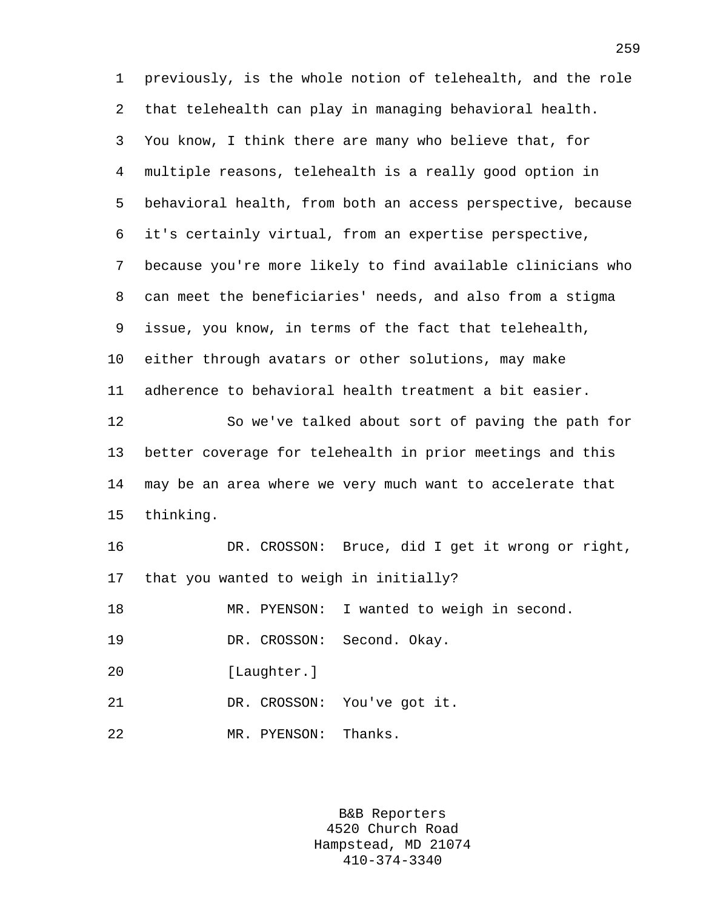previously, is the whole notion of telehealth, and the role that telehealth can play in managing behavioral health. You know, I think there are many who believe that, for multiple reasons, telehealth is a really good option in behavioral health, from both an access perspective, because it's certainly virtual, from an expertise perspective, because you're more likely to find available clinicians who can meet the beneficiaries' needs, and also from a stigma issue, you know, in terms of the fact that telehealth, either through avatars or other solutions, may make adherence to behavioral health treatment a bit easier.

So we've talked about sort of paving the path for better coverage for telehealth in prior meetings and this may be an area where we very much want to accelerate that thinking.

DR. CROSSON: Bruce, did I get it wrong or right, that you wanted to weigh in initially?

MR. PYENSON: I wanted to weigh in second.

DR. CROSSON: Second. Okay.

[Laughter.]

DR. CROSSON: You've got it.

MR. PYENSON: Thanks.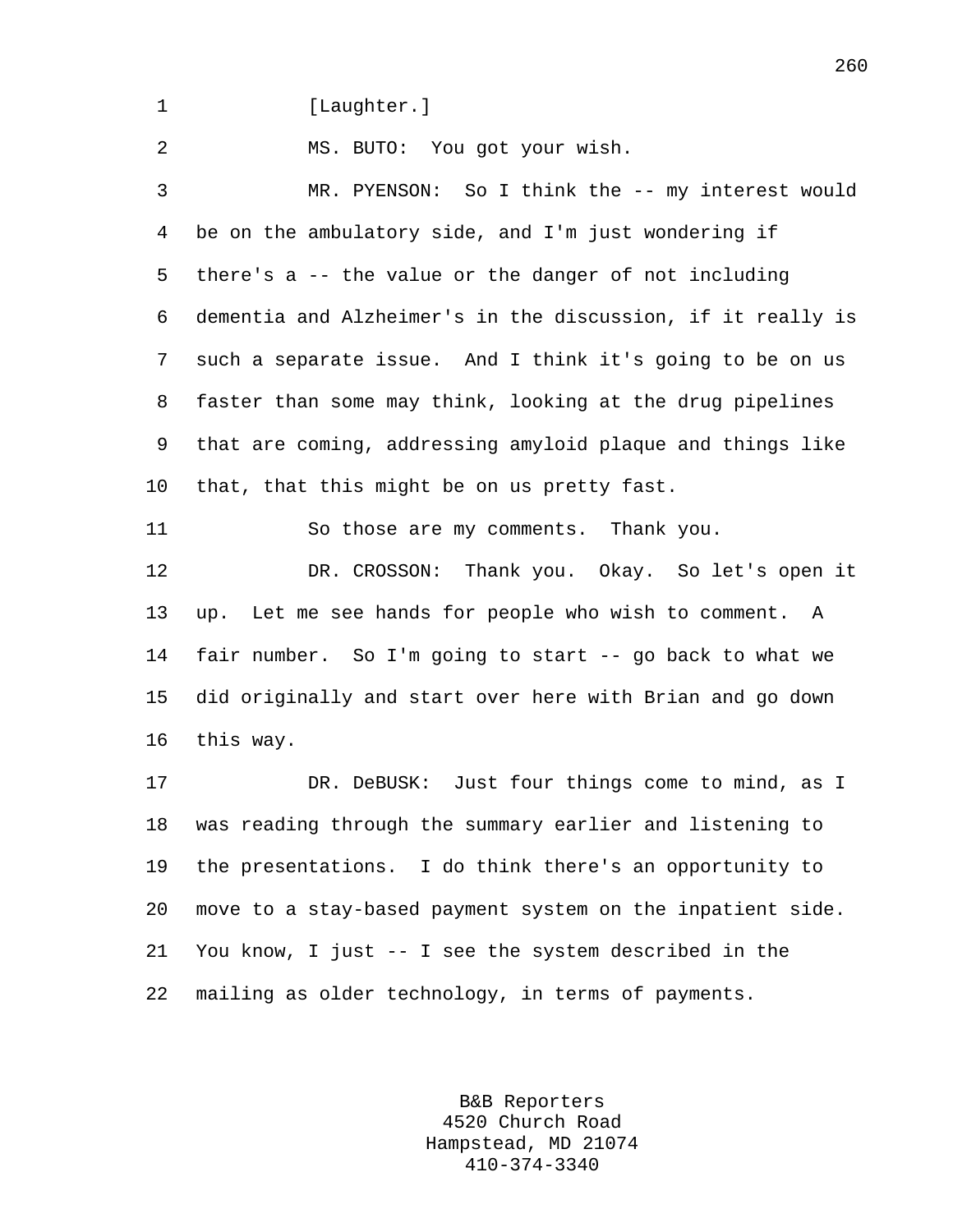[Laughter.]

MS. BUTO: You got your wish.

MR. PYENSON: So I think the -- my interest would be on the ambulatory side, and I'm just wondering if there's a -- the value or the danger of not including dementia and Alzheimer's in the discussion, if it really is such a separate issue. And I think it's going to be on us faster than some may think, looking at the drug pipelines that are coming, addressing amyloid plaque and things like that, that this might be on us pretty fast.

So those are my comments. Thank you.

DR. CROSSON: Thank you. Okay. So let's open it up. Let me see hands for people who wish to comment. A fair number. So I'm going to start -- go back to what we did originally and start over here with Brian and go down this way.

DR. DeBUSK: Just four things come to mind, as I was reading through the summary earlier and listening to the presentations. I do think there's an opportunity to move to a stay-based payment system on the inpatient side. You know, I just -- I see the system described in the mailing as older technology, in terms of payments.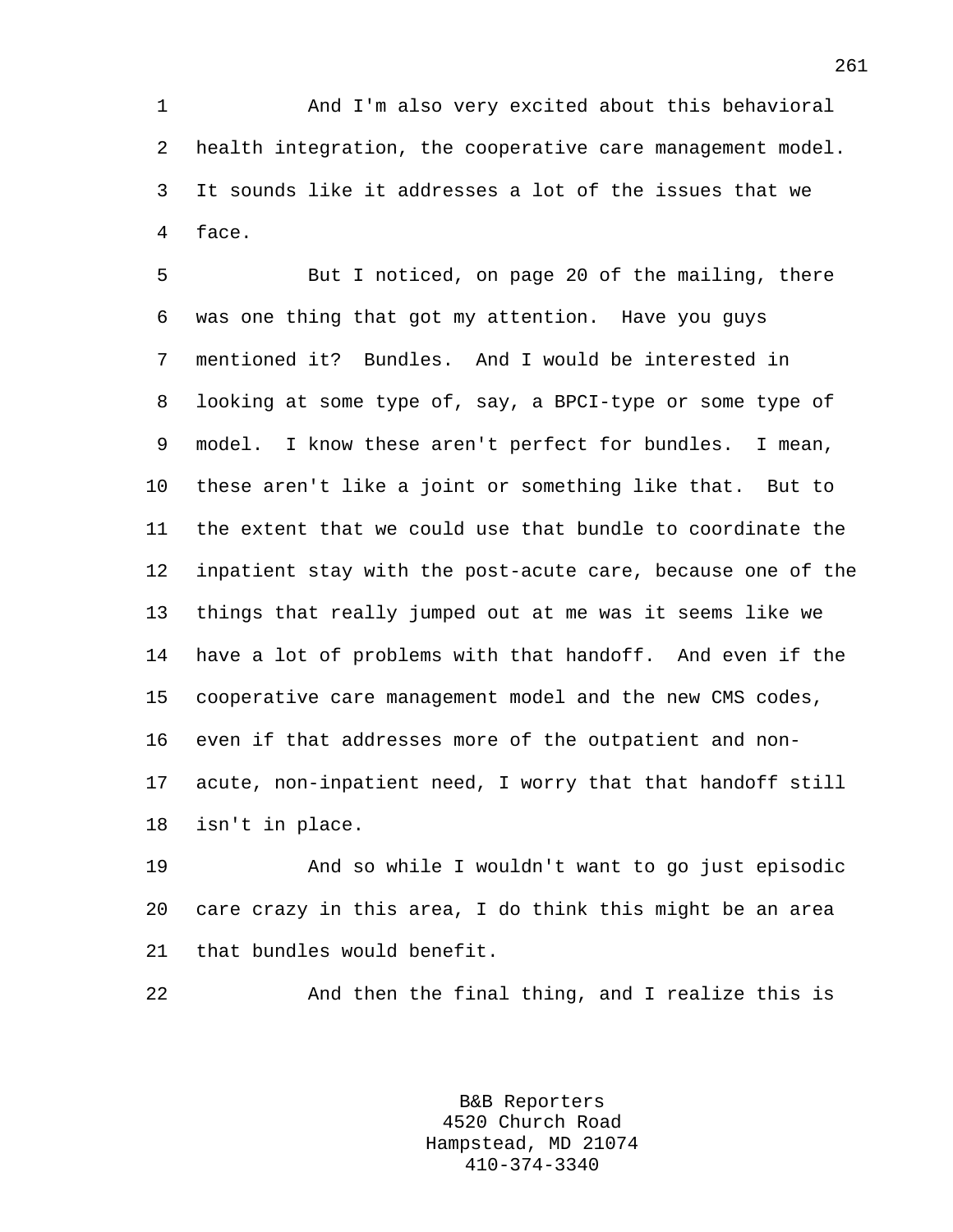And I'm also very excited about this behavioral health integration, the cooperative care management model. It sounds like it addresses a lot of the issues that we face.

But I noticed, on page 20 of the mailing, there was one thing that got my attention. Have you guys mentioned it? Bundles. And I would be interested in looking at some type of, say, a BPCI-type or some type of model. I know these aren't perfect for bundles. I mean, these aren't like a joint or something like that. But to the extent that we could use that bundle to coordinate the inpatient stay with the post-acute care, because one of the things that really jumped out at me was it seems like we have a lot of problems with that handoff. And even if the cooperative care management model and the new CMS codes, even if that addresses more of the outpatient and non-acute, non-inpatient need, I worry that that handoff still isn't in place.

And so while I wouldn't want to go just episodic care crazy in this area, I do think this might be an area that bundles would benefit.

And then the final thing, and I realize this is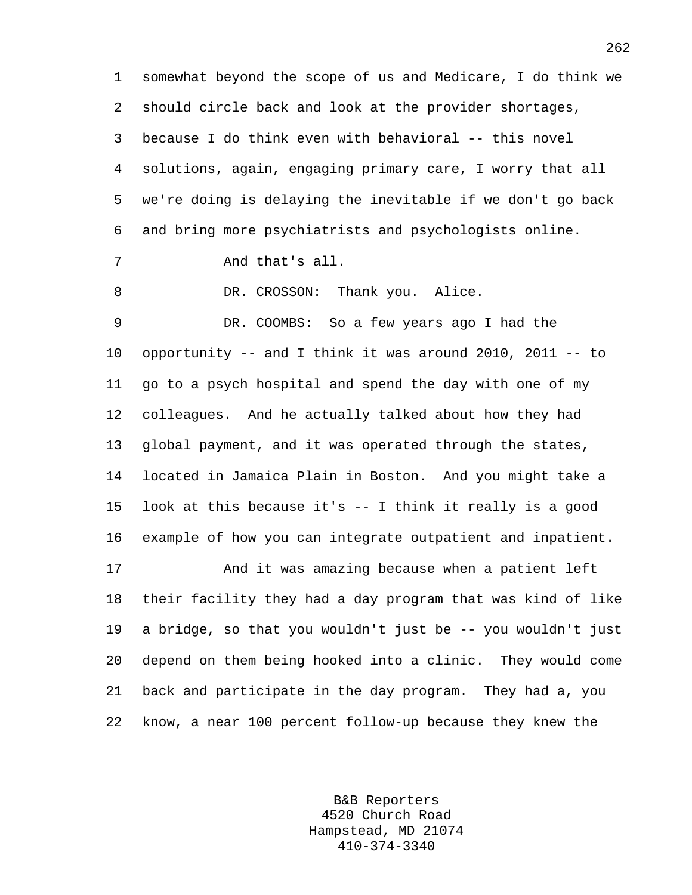somewhat beyond the scope of us and Medicare, I do think we should circle back and look at the provider shortages, because I do think even with behavioral -- this novel solutions, again, engaging primary care, I worry that all we're doing is delaying the inevitable if we don't go back and bring more psychiatrists and psychologists online.

And that's all.

DR. CROSSON: Thank you. Alice.

DR. COOMBS: So a few years ago I had the opportunity -- and I think it was around 2010, 2011 -- to go to a psych hospital and spend the day with one of my colleagues. And he actually talked about how they had global payment, and it was operated through the states, located in Jamaica Plain in Boston. And you might take a look at this because it's -- I think it really is a good example of how you can integrate outpatient and inpatient.

And it was amazing because when a patient left their facility they had a day program that was kind of like a bridge, so that you wouldn't just be -- you wouldn't just depend on them being hooked into a clinic. They would come back and participate in the day program. They had a, you know, a near 100 percent follow-up because they knew the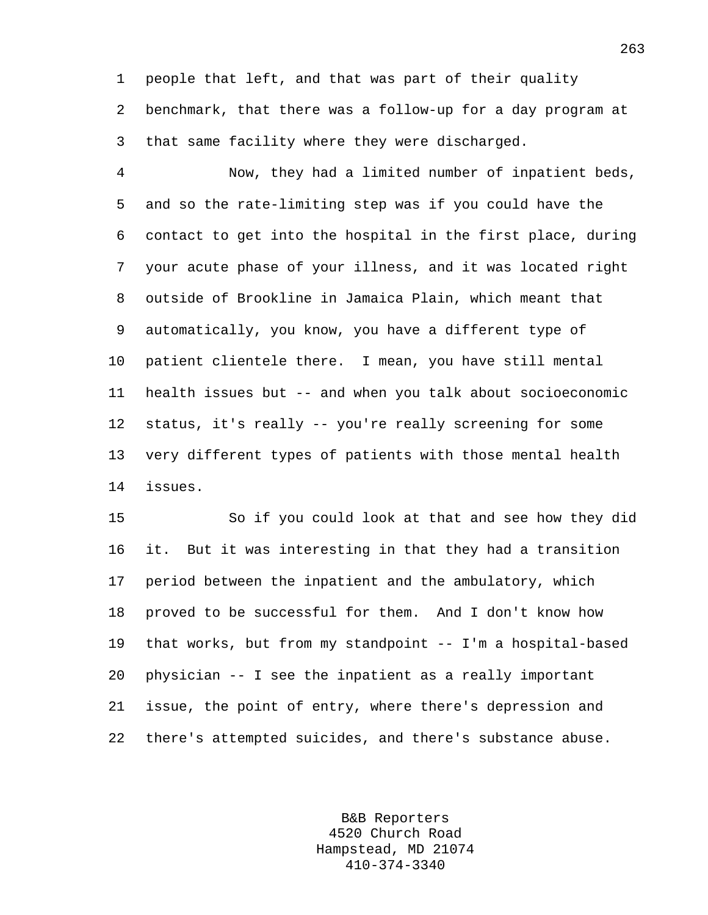people that left, and that was part of their quality benchmark, that there was a follow-up for a day program at that same facility where they were discharged.

Now, they had a limited number of inpatient beds, and so the rate-limiting step was if you could have the contact to get into the hospital in the first place, during your acute phase of your illness, and it was located right outside of Brookline in Jamaica Plain, which meant that automatically, you know, you have a different type of patient clientele there. I mean, you have still mental health issues but -- and when you talk about socioeconomic status, it's really -- you're really screening for some very different types of patients with those mental health issues.

So if you could look at that and see how they did it. But it was interesting in that they had a transition period between the inpatient and the ambulatory, which proved to be successful for them. And I don't know how that works, but from my standpoint -- I'm a hospital-based physician -- I see the inpatient as a really important issue, the point of entry, where there's depression and there's attempted suicides, and there's substance abuse.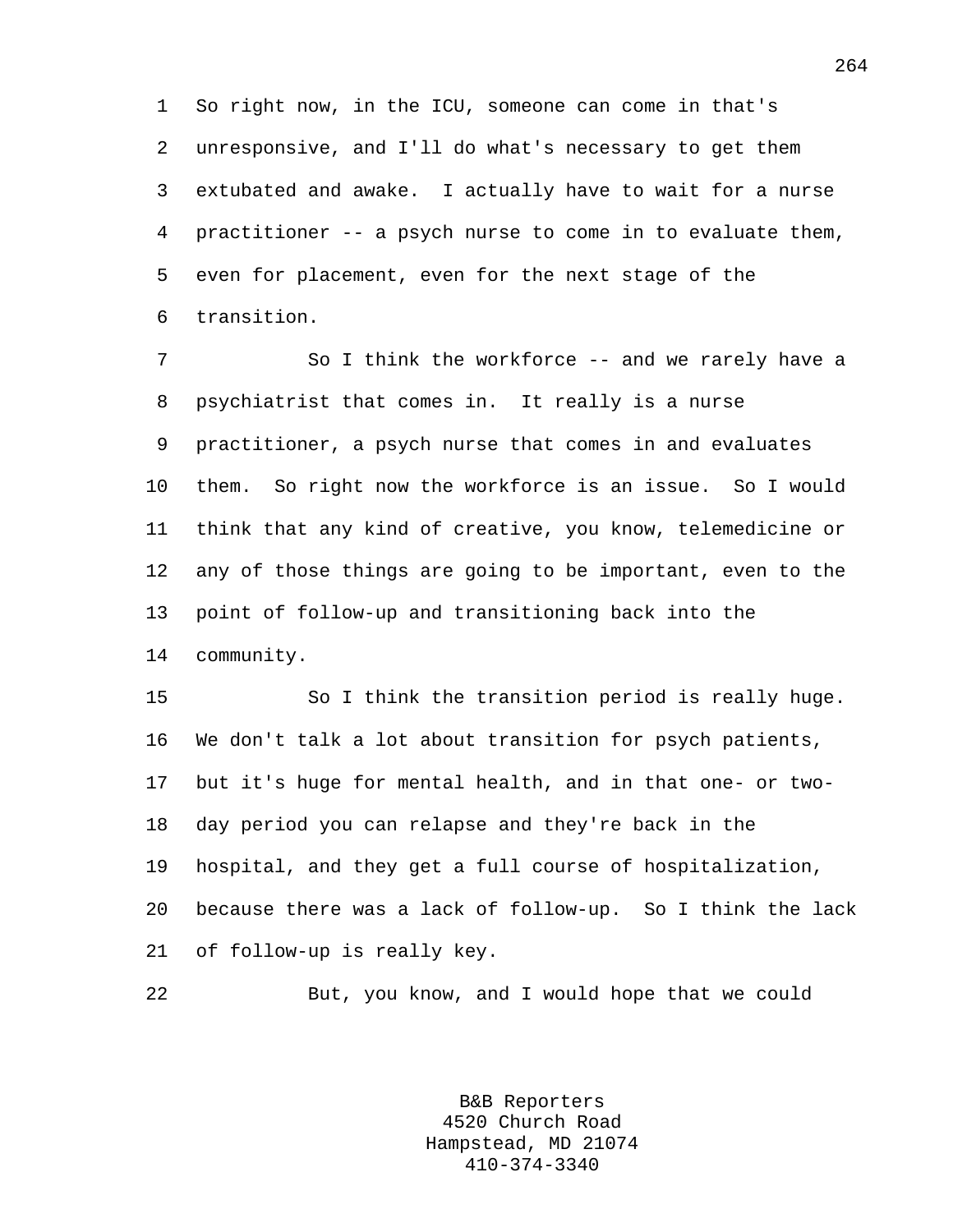So right now, in the ICU, someone can come in that's unresponsive, and I'll do what's necessary to get them extubated and awake. I actually have to wait for a nurse practitioner -- a psych nurse to come in to evaluate them, even for placement, even for the next stage of the transition.

So I think the workforce -- and we rarely have a psychiatrist that comes in. It really is a nurse practitioner, a psych nurse that comes in and evaluates them. So right now the workforce is an issue. So I would think that any kind of creative, you know, telemedicine or any of those things are going to be important, even to the point of follow-up and transitioning back into the community.

So I think the transition period is really huge. We don't talk a lot about transition for psych patients, but it's huge for mental health, and in that one- or two-day period you can relapse and they're back in the hospital, and they get a full course of hospitalization, because there was a lack of follow-up. So I think the lack of follow-up is really key.

But, you know, and I would hope that we could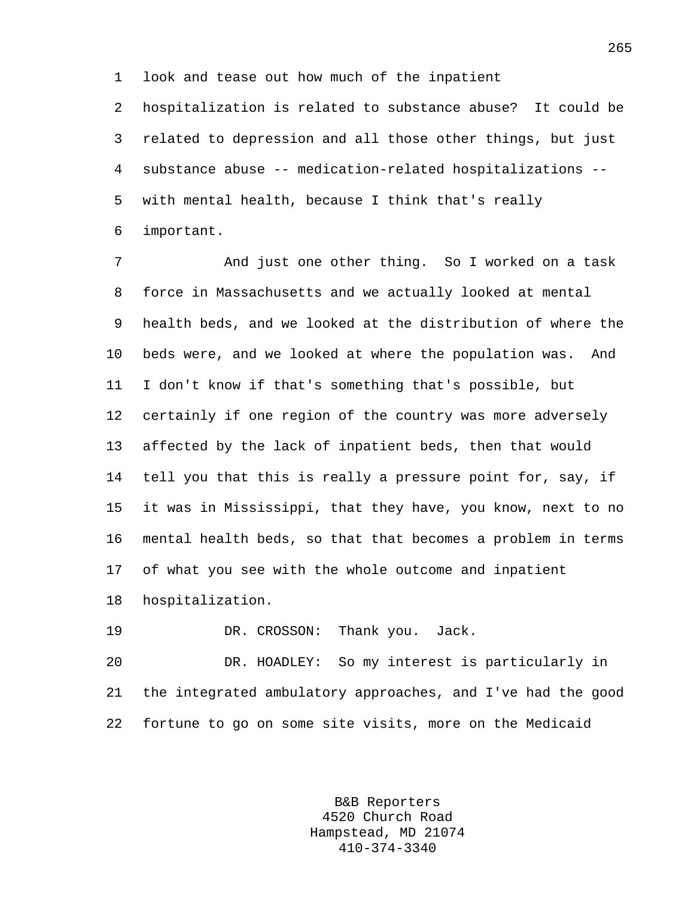look and tease out how much of the inpatient hospitalization is related to substance abuse? It could be related to depression and all those other things, but just substance abuse -- medication-related hospitalizations -- with mental health, because I think that's really important.

And just one other thing. So I worked on a task force in Massachusetts and we actually looked at mental health beds, and we looked at the distribution of where the beds were, and we looked at where the population was. And I don't know if that's something that's possible, but certainly if one region of the country was more adversely affected by the lack of inpatient beds, then that would tell you that this is really a pressure point for, say, if it was in Mississippi, that they have, you know, next to no mental health beds, so that that becomes a problem in terms of what you see with the whole outcome and inpatient hospitalization.

DR. CROSSON: Thank you. Jack.

DR. HOADLEY: So my interest is particularly in the integrated ambulatory approaches, and I've had the good fortune to go on some site visits, more on the Medicaid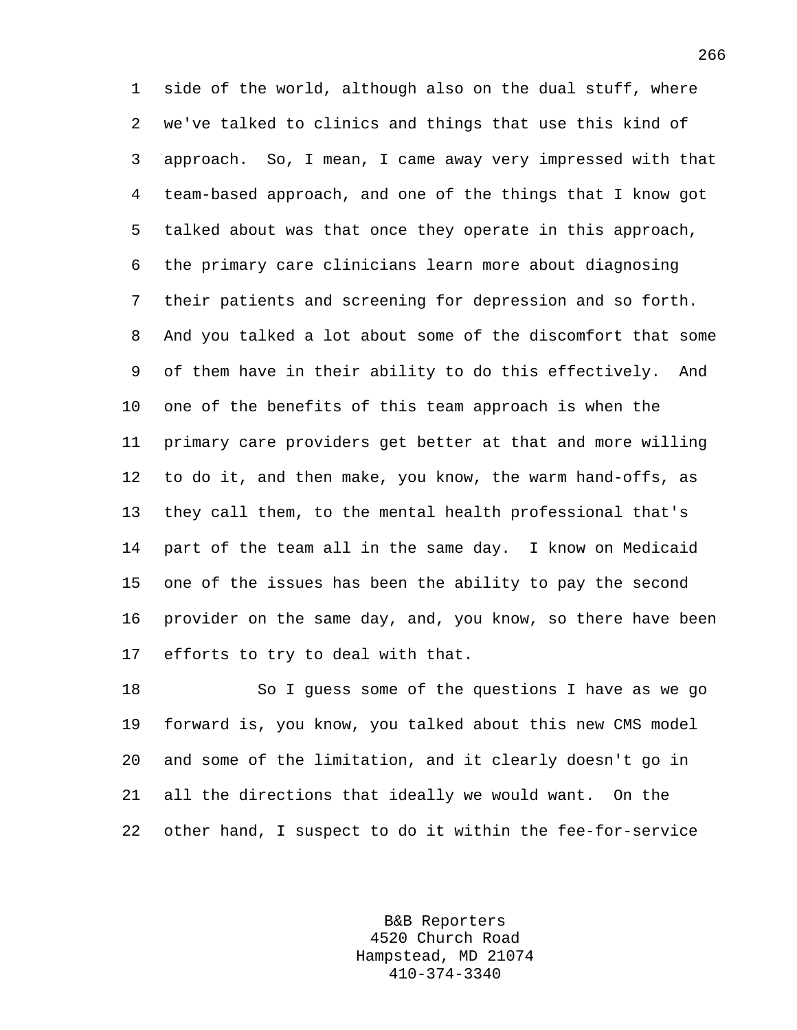side of the world, although also on the dual stuff, where we've talked to clinics and things that use this kind of approach. So, I mean, I came away very impressed with that team-based approach, and one of the things that I know got talked about was that once they operate in this approach, the primary care clinicians learn more about diagnosing their patients and screening for depression and so forth. And you talked a lot about some of the discomfort that some of them have in their ability to do this effectively. And one of the benefits of this team approach is when the primary care providers get better at that and more willing to do it, and then make, you know, the warm hand-offs, as they call them, to the mental health professional that's part of the team all in the same day. I know on Medicaid one of the issues has been the ability to pay the second provider on the same day, and, you know, so there have been efforts to try to deal with that.

So I guess some of the questions I have as we go forward is, you know, you talked about this new CMS model and some of the limitation, and it clearly doesn't go in all the directions that ideally we would want. On the other hand, I suspect to do it within the fee-for-service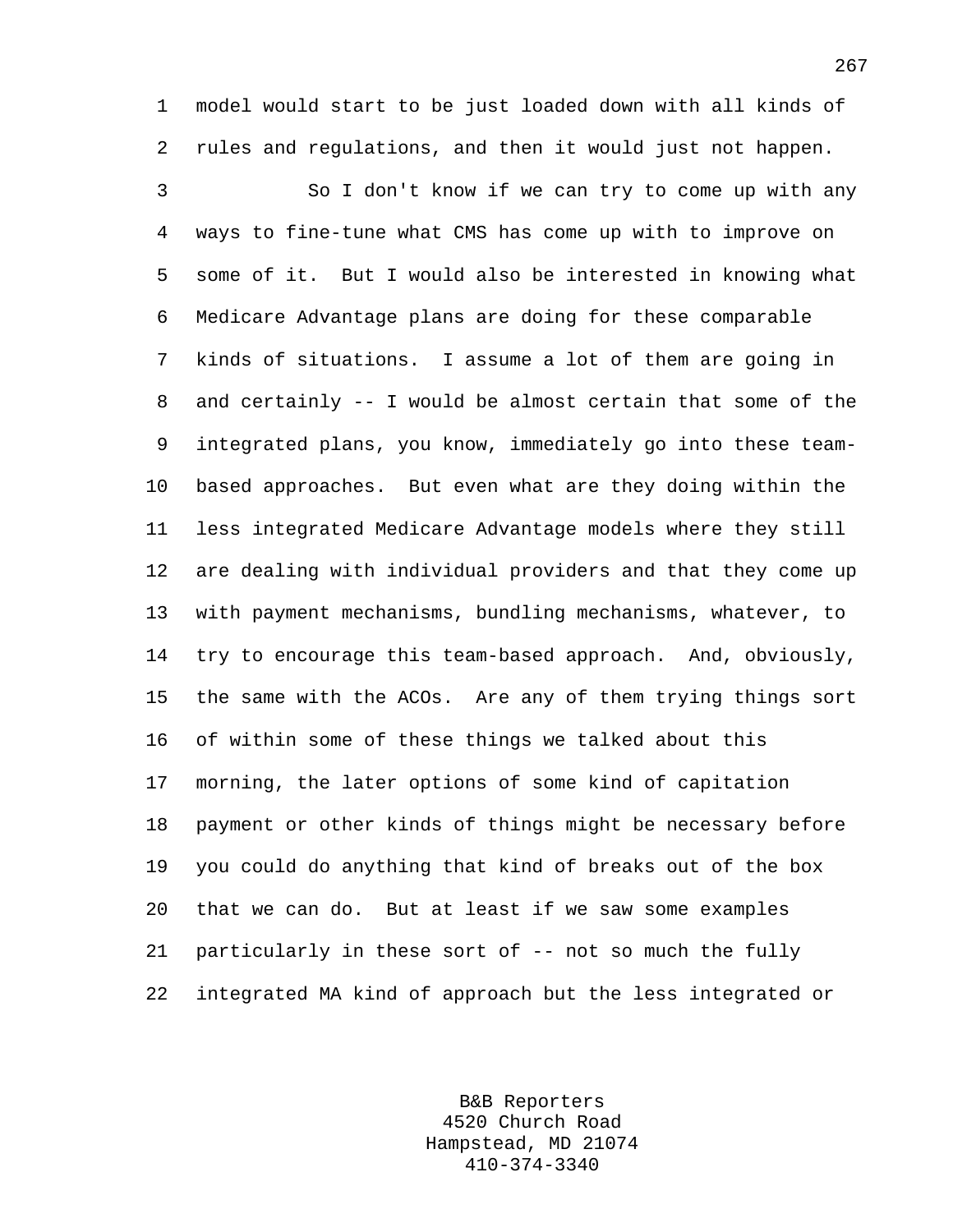model would start to be just loaded down with all kinds of rules and regulations, and then it would just not happen.

So I don't know if we can try to come up with any ways to fine-tune what CMS has come up with to improve on some of it. But I would also be interested in knowing what Medicare Advantage plans are doing for these comparable kinds of situations. I assume a lot of them are going in and certainly -- I would be almost certain that some of the integrated plans, you know, immediately go into these team-based approaches. But even what are they doing within the less integrated Medicare Advantage models where they still are dealing with individual providers and that they come up with payment mechanisms, bundling mechanisms, whatever, to try to encourage this team-based approach. And, obviously, the same with the ACOs. Are any of them trying things sort of within some of these things we talked about this morning, the later options of some kind of capitation payment or other kinds of things might be necessary before you could do anything that kind of breaks out of the box that we can do. But at least if we saw some examples particularly in these sort of -- not so much the fully integrated MA kind of approach but the less integrated or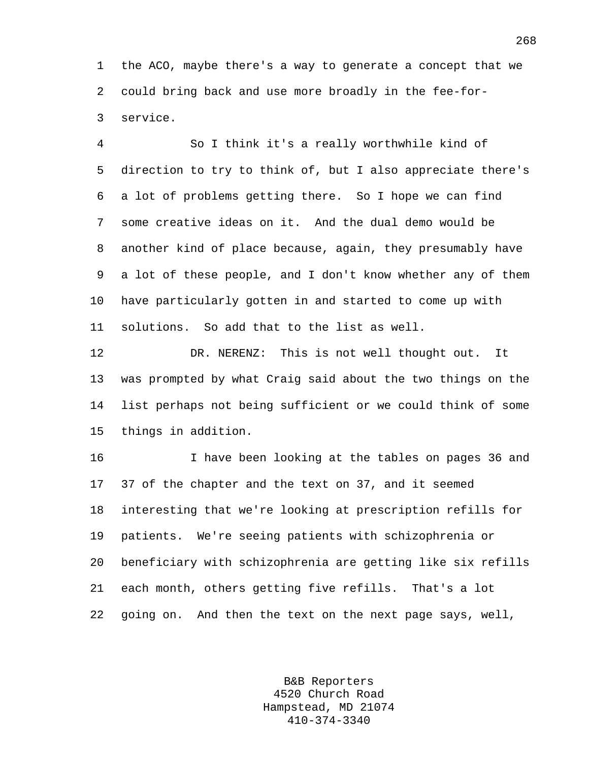the ACO, maybe there's a way to generate a concept that we could bring back and use more broadly in the fee-for-service.

So I think it's a really worthwhile kind of direction to try to think of, but I also appreciate there's a lot of problems getting there. So I hope we can find some creative ideas on it. And the dual demo would be another kind of place because, again, they presumably have a lot of these people, and I don't know whether any of them have particularly gotten in and started to come up with solutions. So add that to the list as well.

DR. NERENZ: This is not well thought out. It was prompted by what Craig said about the two things on the list perhaps not being sufficient or we could think of some things in addition.

I have been looking at the tables on pages 36 and 37 of the chapter and the text on 37, and it seemed interesting that we're looking at prescription refills for patients. We're seeing patients with schizophrenia or beneficiary with schizophrenia are getting like six refills each month, others getting five refills. That's a lot going on. And then the text on the next page says, well,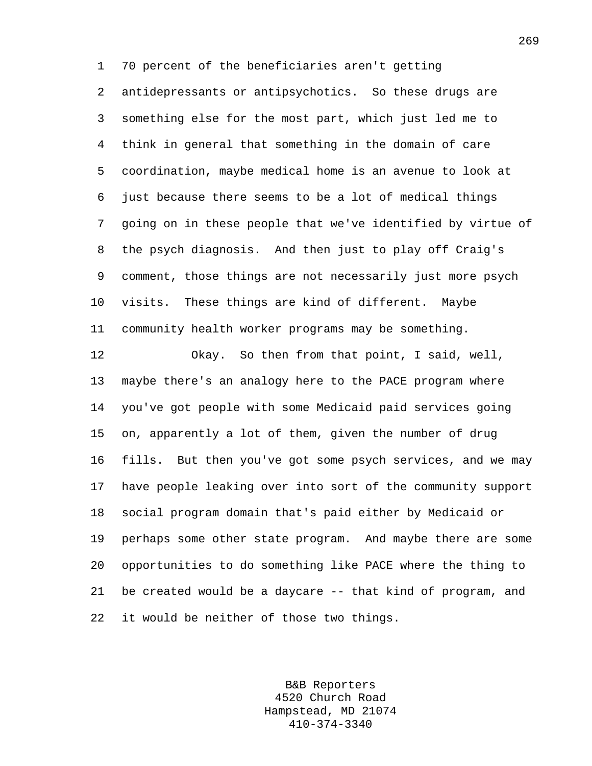70 percent of the beneficiaries aren't getting antidepressants or antipsychotics. So these drugs are something else for the most part, which just led me to think in general that something in the domain of care coordination, maybe medical home is an avenue to look at just because there seems to be a lot of medical things going on in these people that we've identified by virtue of the psych diagnosis. And then just to play off Craig's comment, those things are not necessarily just more psych visits. These things are kind of different. Maybe community health worker programs may be something.

Okay. So then from that point, I said, well, maybe there's an analogy here to the PACE program where you've got people with some Medicaid paid services going on, apparently a lot of them, given the number of drug fills. But then you've got some psych services, and we may have people leaking over into sort of the community support social program domain that's paid either by Medicaid or perhaps some other state program. And maybe there are some opportunities to do something like PACE where the thing to be created would be a daycare -- that kind of program, and it would be neither of those two things.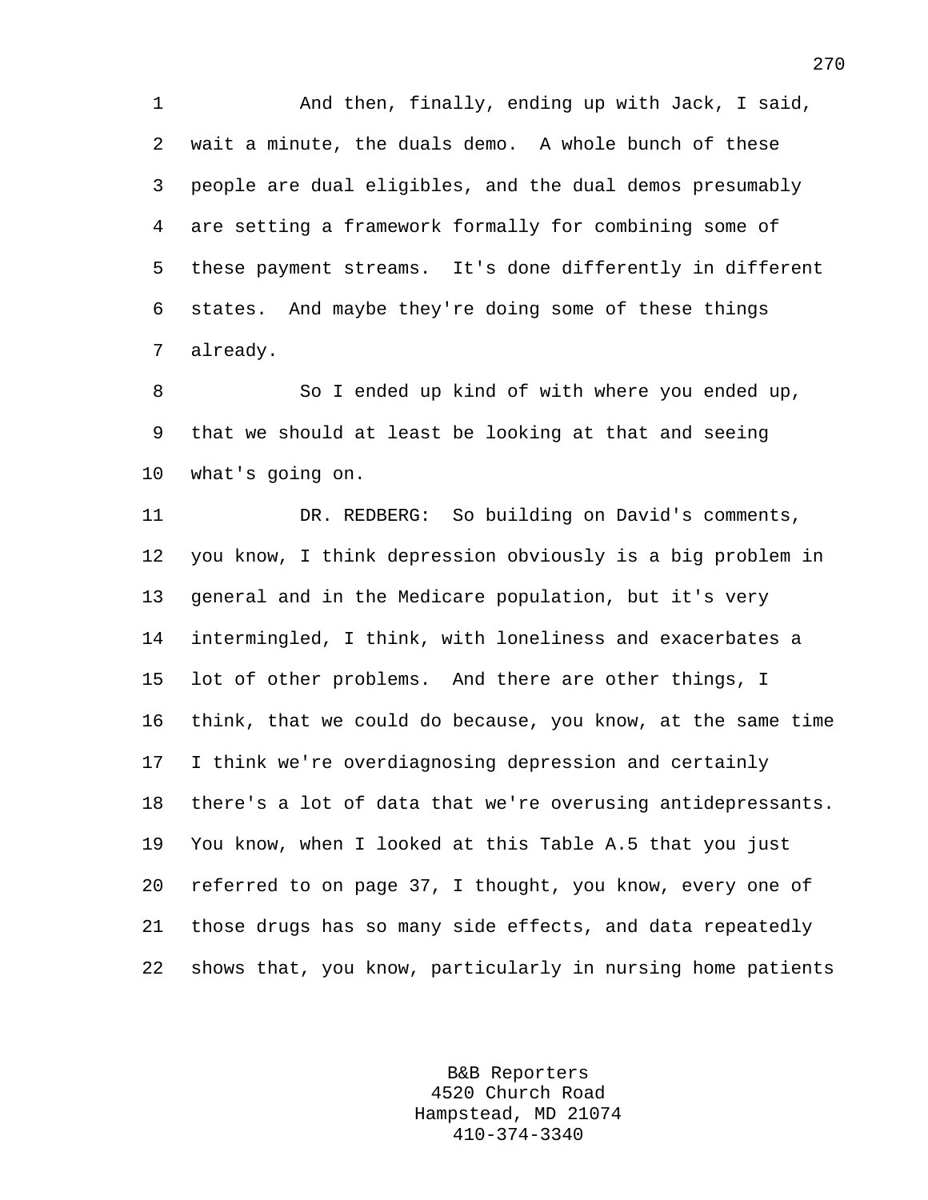And then, finally, ending up with Jack, I said, wait a minute, the duals demo. A whole bunch of these people are dual eligibles, and the dual demos presumably are setting a framework formally for combining some of these payment streams. It's done differently in different states. And maybe they're doing some of these things already.

So I ended up kind of with where you ended up, that we should at least be looking at that and seeing what's going on.

DR. REDBERG: So building on David's comments, you know, I think depression obviously is a big problem in general and in the Medicare population, but it's very intermingled, I think, with loneliness and exacerbates a lot of other problems. And there are other things, I think, that we could do because, you know, at the same time I think we're overdiagnosing depression and certainly there's a lot of data that we're overusing antidepressants. You know, when I looked at this Table A.5 that you just referred to on page 37, I thought, you know, every one of those drugs has so many side effects, and data repeatedly shows that, you know, particularly in nursing home patients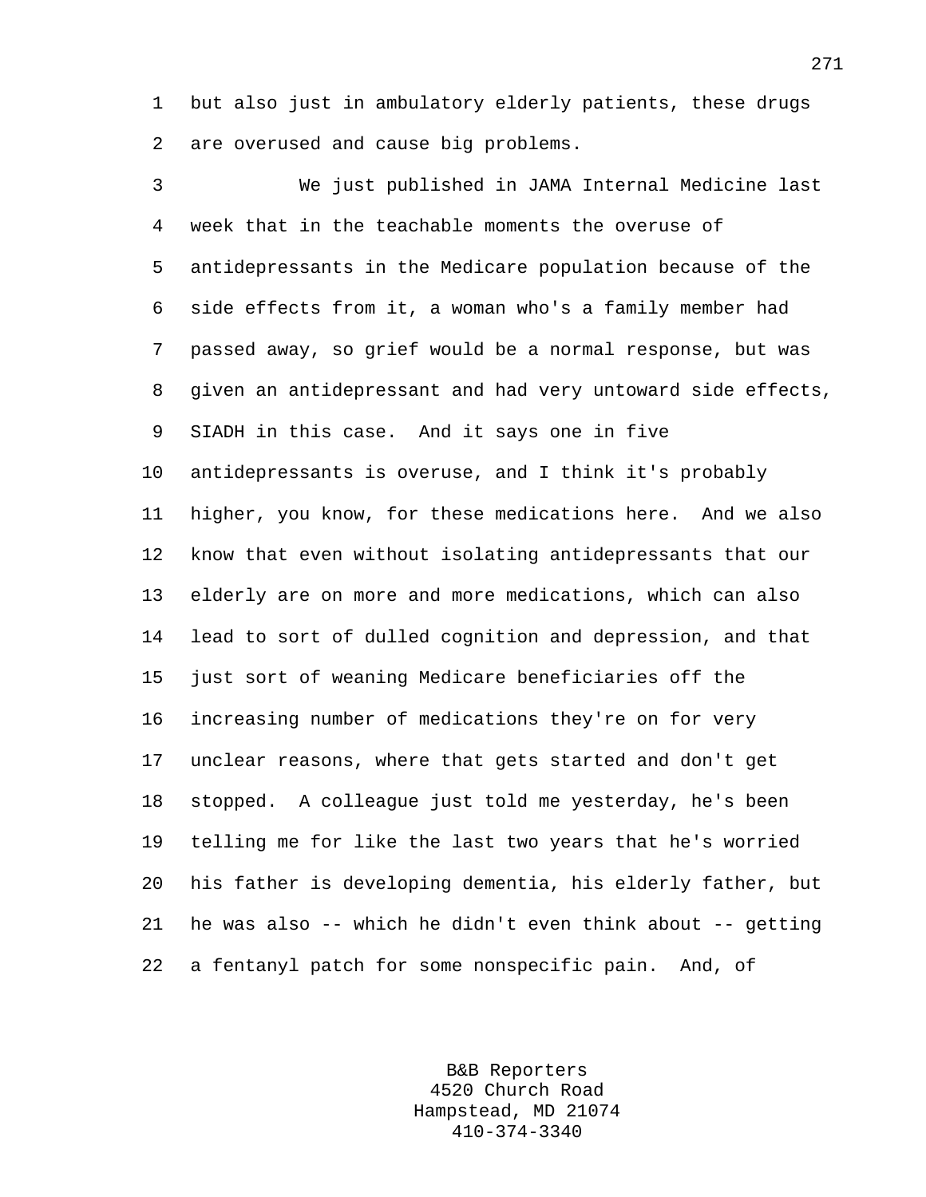but also just in ambulatory elderly patients, these drugs are overused and cause big problems.

We just published in JAMA Internal Medicine last week that in the teachable moments the overuse of antidepressants in the Medicare population because of the side effects from it, a woman who's a family member had passed away, so grief would be a normal response, but was given an antidepressant and had very untoward side effects, SIADH in this case. And it says one in five antidepressants is overuse, and I think it's probably higher, you know, for these medications here. And we also know that even without isolating antidepressants that our elderly are on more and more medications, which can also lead to sort of dulled cognition and depression, and that just sort of weaning Medicare beneficiaries off the increasing number of medications they're on for very unclear reasons, where that gets started and don't get stopped. A colleague just told me yesterday, he's been telling me for like the last two years that he's worried his father is developing dementia, his elderly father, but he was also -- which he didn't even think about -- getting a fentanyl patch for some nonspecific pain. And, of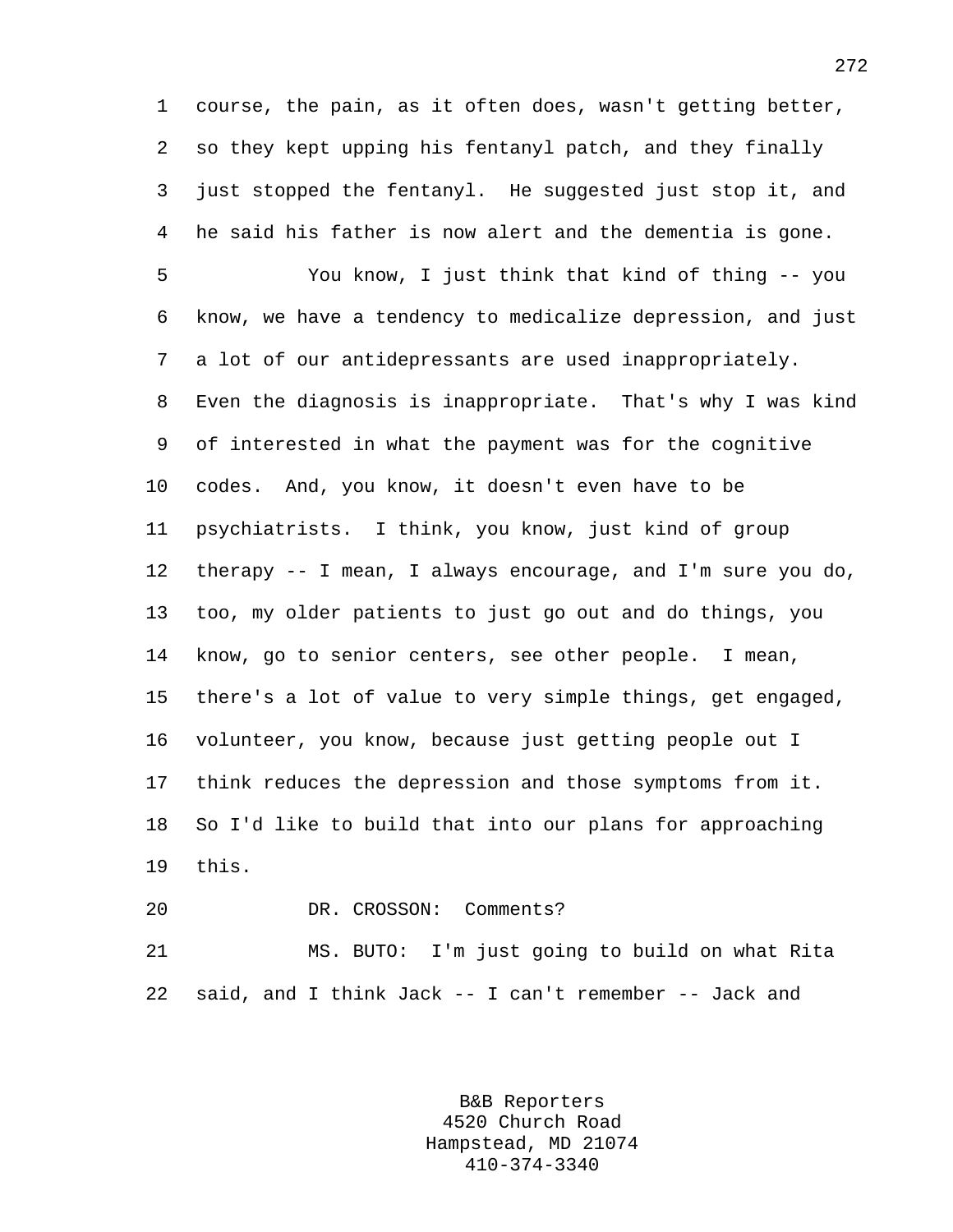course, the pain, as it often does, wasn't getting better, so they kept upping his fentanyl patch, and they finally just stopped the fentanyl. He suggested just stop it, and he said his father is now alert and the dementia is gone.

You know, I just think that kind of thing -- you know, we have a tendency to medicalize depression, and just a lot of our antidepressants are used inappropriately. Even the diagnosis is inappropriate. That's why I was kind of interested in what the payment was for the cognitive codes. And, you know, it doesn't even have to be psychiatrists. I think, you know, just kind of group therapy -- I mean, I always encourage, and I'm sure you do, too, my older patients to just go out and do things, you know, go to senior centers, see other people. I mean, there's a lot of value to very simple things, get engaged, volunteer, you know, because just getting people out I think reduces the depression and those symptoms from it. So I'd like to build that into our plans for approaching this.

DR. CROSSON: Comments?

MS. BUTO: I'm just going to build on what Rita said, and I think Jack -- I can't remember -- Jack and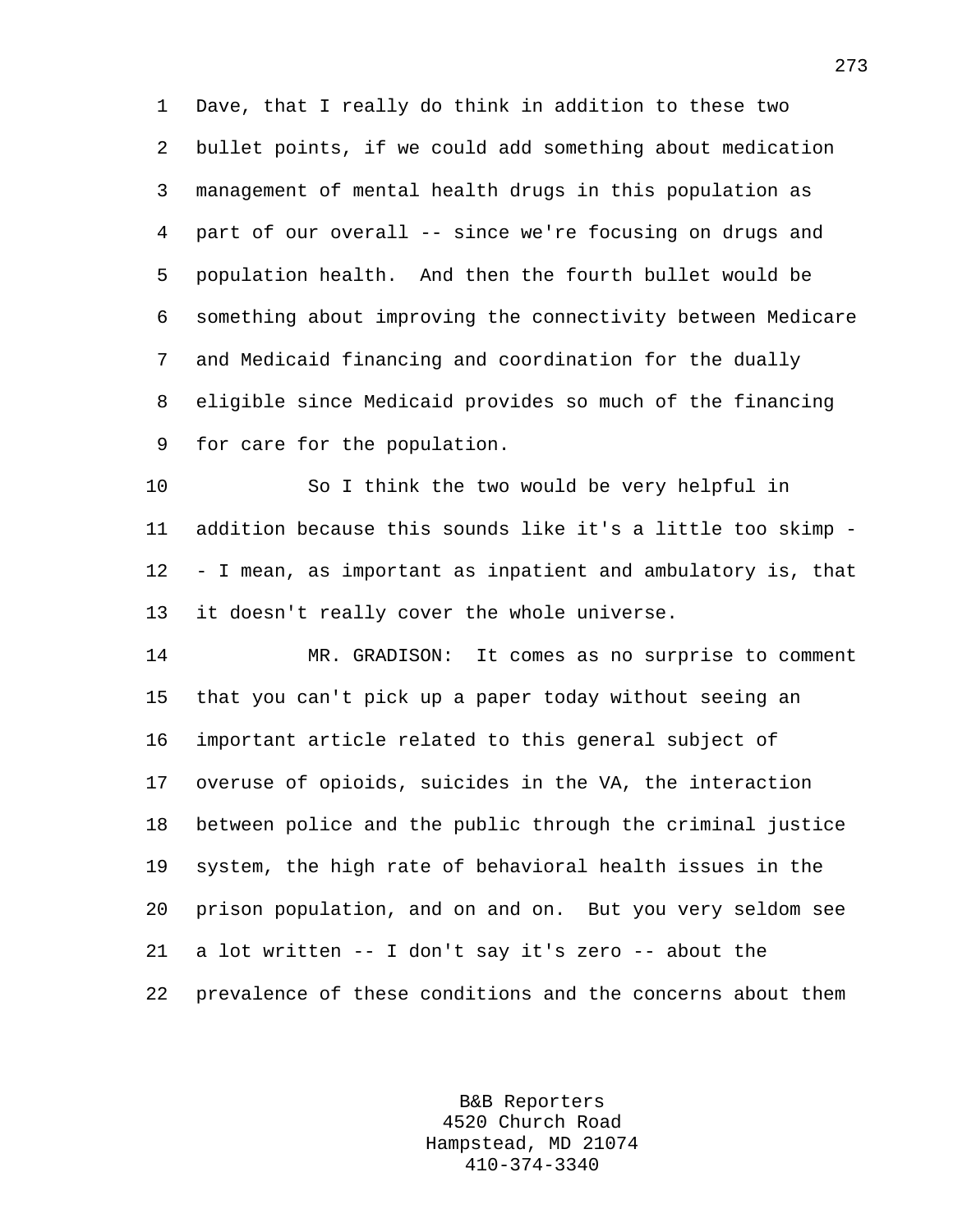Dave, that I really do think in addition to these two bullet points, if we could add something about medication management of mental health drugs in this population as part of our overall -- since we're focusing on drugs and population health. And then the fourth bullet would be something about improving the connectivity between Medicare and Medicaid financing and coordination for the dually eligible since Medicaid provides so much of the financing for care for the population.

So I think the two would be very helpful in addition because this sounds like it's a little too skimp -- I mean, as important as inpatient and ambulatory is, that it doesn't really cover the whole universe.

MR. GRADISON: It comes as no surprise to comment that you can't pick up a paper today without seeing an important article related to this general subject of overuse of opioids, suicides in the VA, the interaction between police and the public through the criminal justice system, the high rate of behavioral health issues in the prison population, and on and on. But you very seldom see a lot written -- I don't say it's zero -- about the prevalence of these conditions and the concerns about them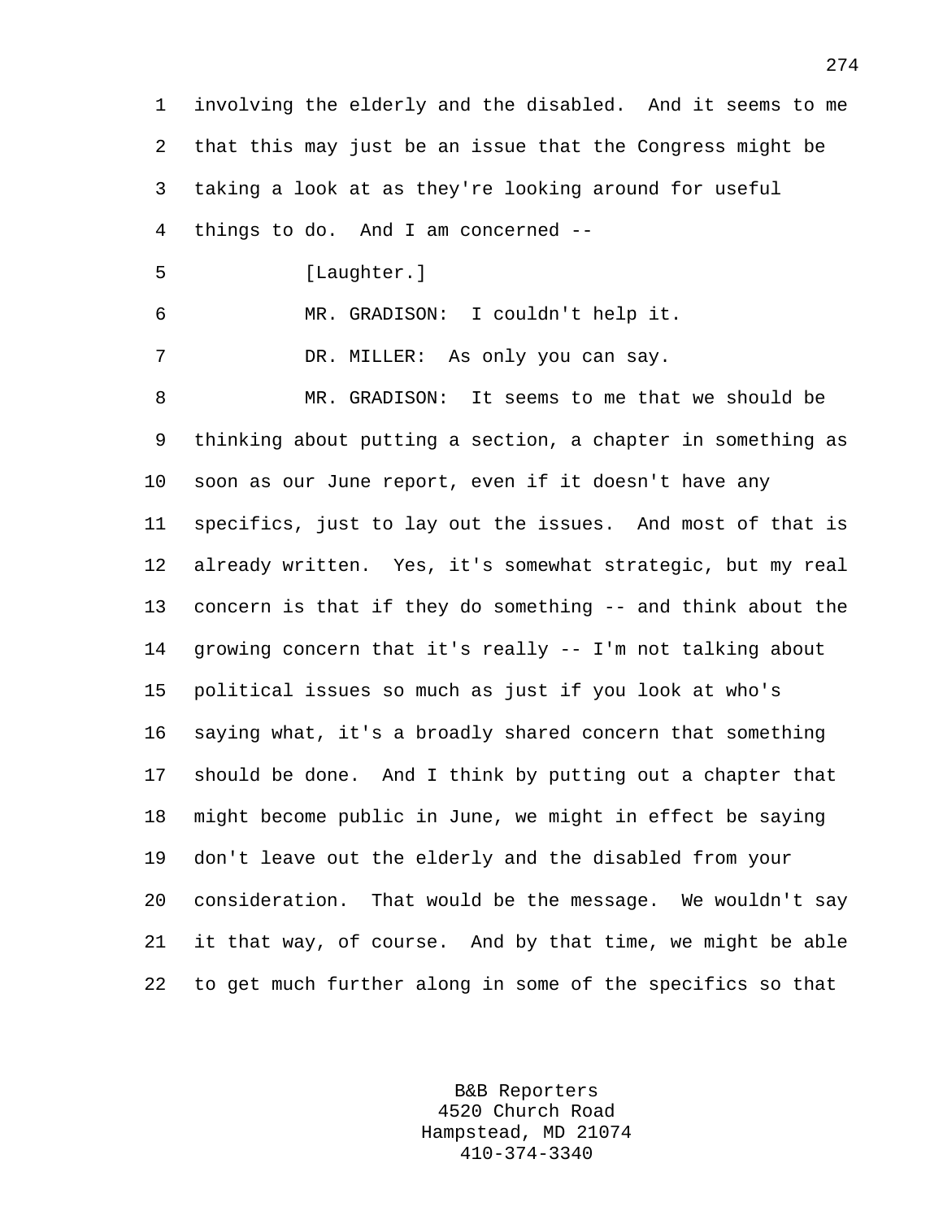involving the elderly and the disabled. And it seems to me that this may just be an issue that the Congress might be taking a look at as they're looking around for useful things to do. And I am concerned --

[Laughter.]

MR. GRADISON: I couldn't help it.

DR. MILLER: As only you can say.

MR. GRADISON: It seems to me that we should be thinking about putting a section, a chapter in something as soon as our June report, even if it doesn't have any specifics, just to lay out the issues. And most of that is already written. Yes, it's somewhat strategic, but my real concern is that if they do something -- and think about the growing concern that it's really -- I'm not talking about political issues so much as just if you look at who's saying what, it's a broadly shared concern that something should be done. And I think by putting out a chapter that might become public in June, we might in effect be saying don't leave out the elderly and the disabled from your consideration. That would be the message. We wouldn't say it that way, of course. And by that time, we might be able to get much further along in some of the specifics so that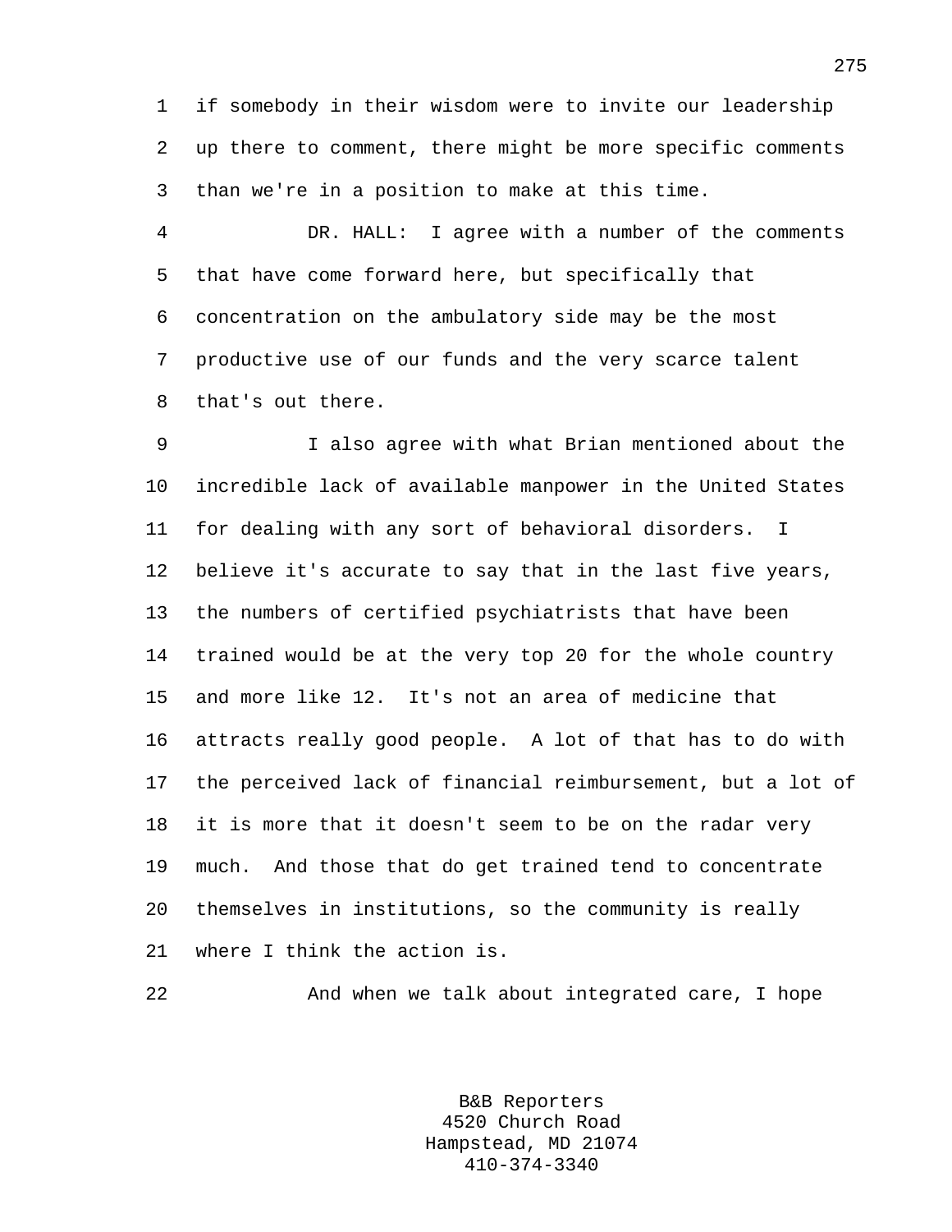if somebody in their wisdom were to invite our leadership up there to comment, there might be more specific comments than we're in a position to make at this time.

DR. HALL: I agree with a number of the comments that have come forward here, but specifically that concentration on the ambulatory side may be the most productive use of our funds and the very scarce talent that's out there.

I also agree with what Brian mentioned about the incredible lack of available manpower in the United States for dealing with any sort of behavioral disorders. I believe it's accurate to say that in the last five years, the numbers of certified psychiatrists that have been trained would be at the very top 20 for the whole country and more like 12. It's not an area of medicine that attracts really good people. A lot of that has to do with the perceived lack of financial reimbursement, but a lot of it is more that it doesn't seem to be on the radar very much. And those that do get trained tend to concentrate themselves in institutions, so the community is really where I think the action is.

And when we talk about integrated care, I hope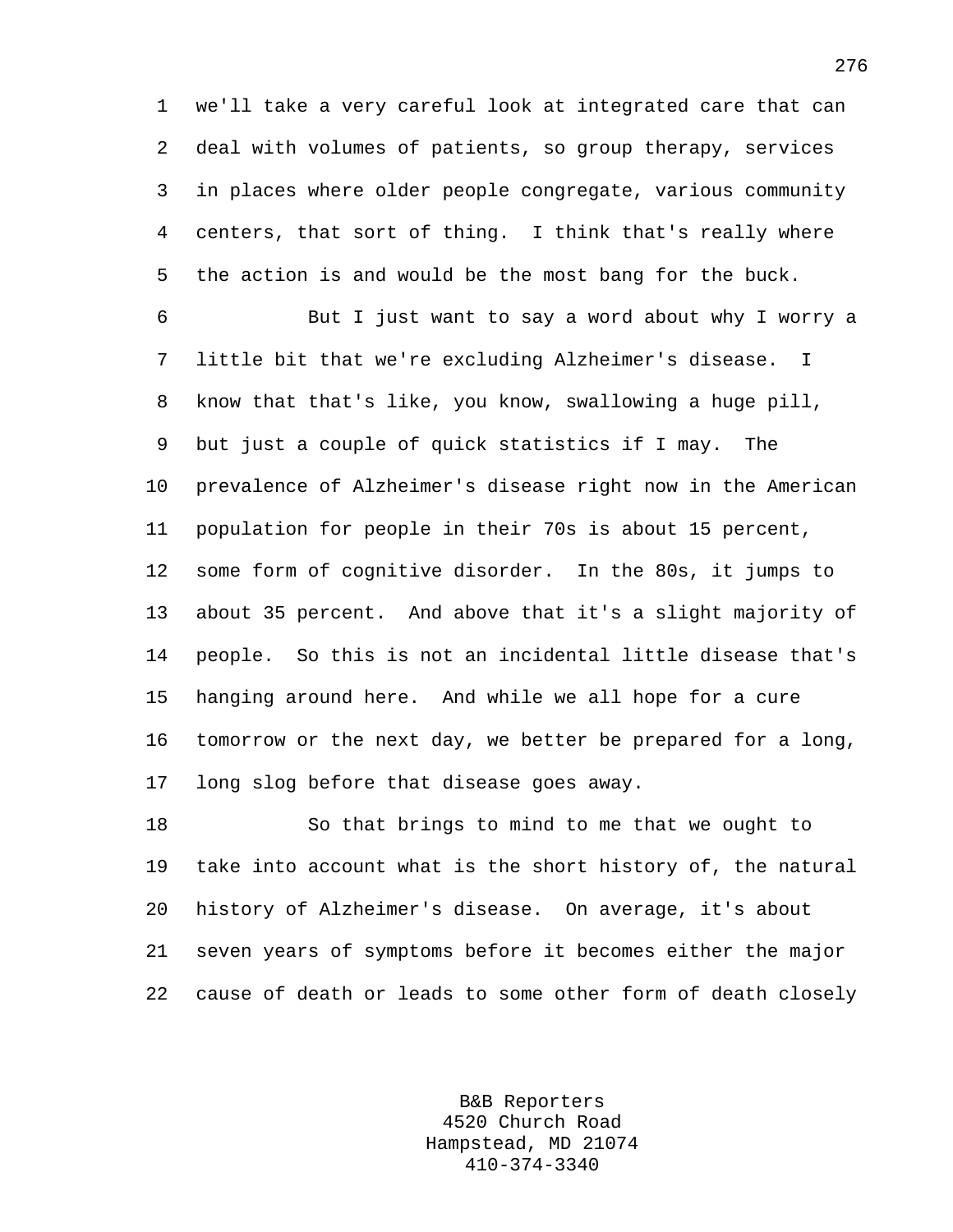we'll take a very careful look at integrated care that can deal with volumes of patients, so group therapy, services in places where older people congregate, various community centers, that sort of thing. I think that's really where the action is and would be the most bang for the buck.

But I just want to say a word about why I worry a little bit that we're excluding Alzheimer's disease. I know that that's like, you know, swallowing a huge pill, but just a couple of quick statistics if I may. The prevalence of Alzheimer's disease right now in the American population for people in their 70s is about 15 percent, some form of cognitive disorder. In the 80s, it jumps to about 35 percent. And above that it's a slight majority of people. So this is not an incidental little disease that's hanging around here. And while we all hope for a cure tomorrow or the next day, we better be prepared for a long, long slog before that disease goes away.

So that brings to mind to me that we ought to take into account what is the short history of, the natural history of Alzheimer's disease. On average, it's about seven years of symptoms before it becomes either the major cause of death or leads to some other form of death closely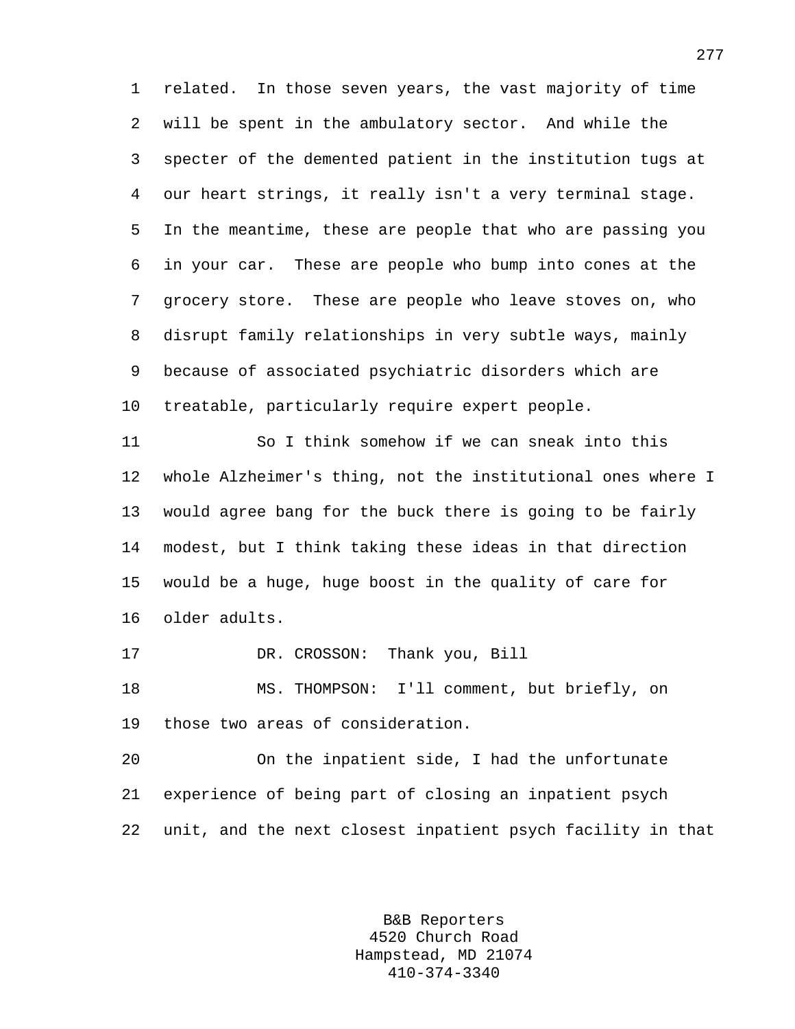related. In those seven years, the vast majority of time will be spent in the ambulatory sector. And while the specter of the demented patient in the institution tugs at our heart strings, it really isn't a very terminal stage. In the meantime, these are people that who are passing you in your car. These are people who bump into cones at the grocery store. These are people who leave stoves on, who disrupt family relationships in very subtle ways, mainly because of associated psychiatric disorders which are treatable, particularly require expert people.

So I think somehow if we can sneak into this whole Alzheimer's thing, not the institutional ones where I would agree bang for the buck there is going to be fairly modest, but I think taking these ideas in that direction would be a huge, huge boost in the quality of care for older adults.

DR. CROSSON: Thank you, Bill

MS. THOMPSON: I'll comment, but briefly, on those two areas of consideration.

On the inpatient side, I had the unfortunate experience of being part of closing an inpatient psych unit, and the next closest inpatient psych facility in that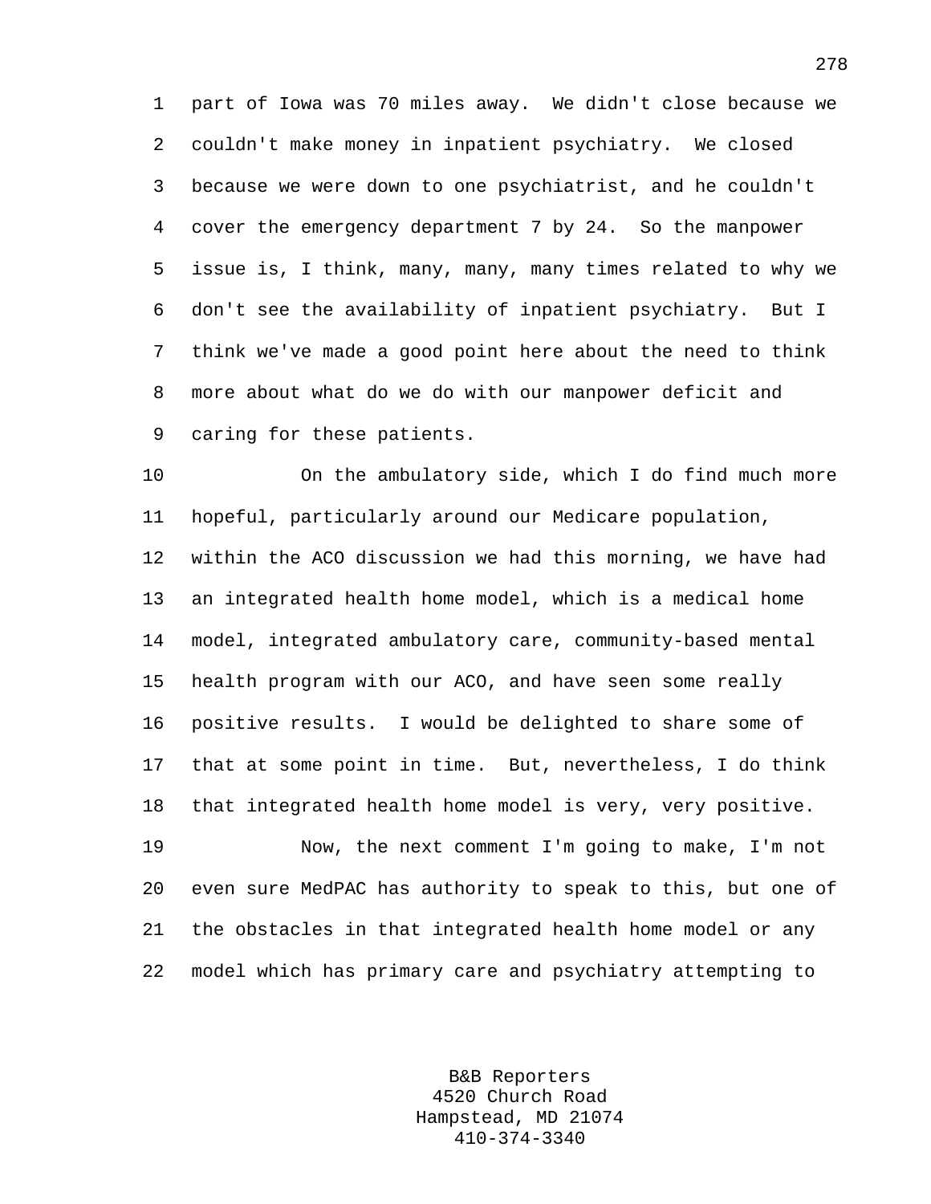part of Iowa was 70 miles away. We didn't close because we couldn't make money in inpatient psychiatry. We closed because we were down to one psychiatrist, and he couldn't cover the emergency department 7 by 24. So the manpower issue is, I think, many, many, many times related to why we don't see the availability of inpatient psychiatry. But I think we've made a good point here about the need to think more about what do we do with our manpower deficit and caring for these patients.

On the ambulatory side, which I do find much more hopeful, particularly around our Medicare population, within the ACO discussion we had this morning, we have had an integrated health home model, which is a medical home model, integrated ambulatory care, community-based mental health program with our ACO, and have seen some really positive results. I would be delighted to share some of that at some point in time. But, nevertheless, I do think that integrated health home model is very, very positive.

Now, the next comment I'm going to make, I'm not even sure MedPAC has authority to speak to this, but one of the obstacles in that integrated health home model or any model which has primary care and psychiatry attempting to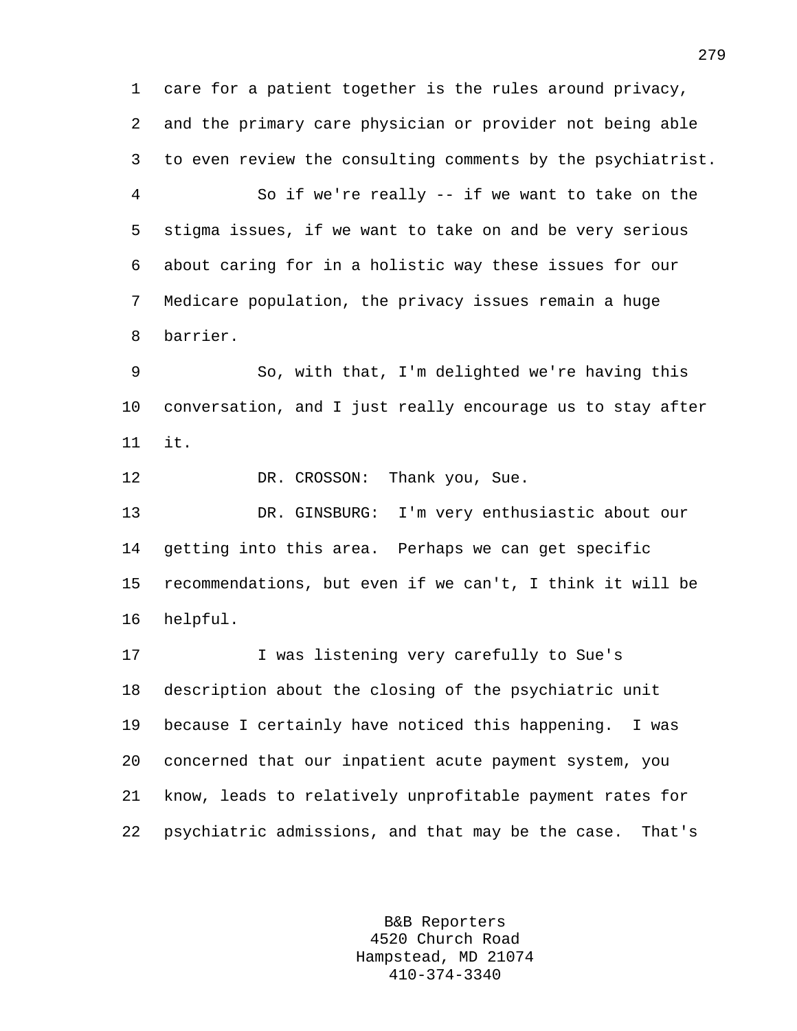care for a patient together is the rules around privacy, and the primary care physician or provider not being able to even review the consulting comments by the psychiatrist.

So if we're really -- if we want to take on the stigma issues, if we want to take on and be very serious about caring for in a holistic way these issues for our Medicare population, the privacy issues remain a huge barrier.

So, with that, I'm delighted we're having this conversation, and I just really encourage us to stay after it.

DR. CROSSON: Thank you, Sue.

DR. GINSBURG: I'm very enthusiastic about our getting into this area. Perhaps we can get specific recommendations, but even if we can't, I think it will be helpful.

I was listening very carefully to Sue's description about the closing of the psychiatric unit because I certainly have noticed this happening. I was concerned that our inpatient acute payment system, you know, leads to relatively unprofitable payment rates for psychiatric admissions, and that may be the case. That's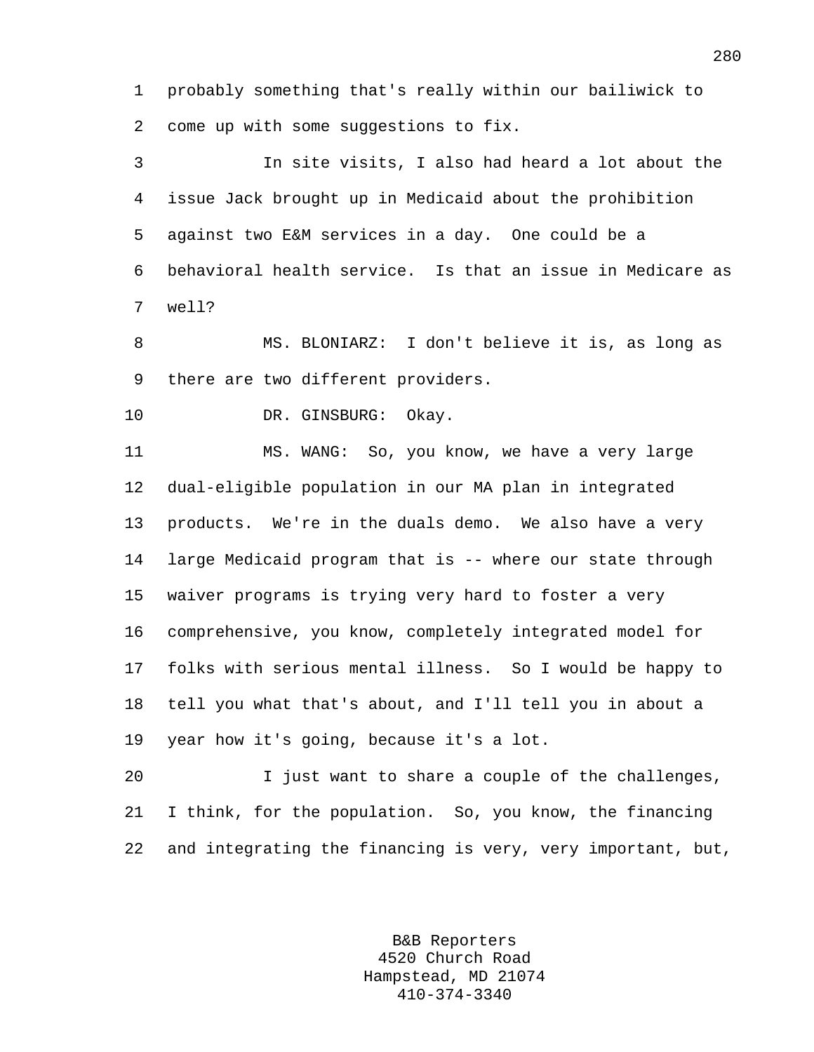probably something that's really within our bailiwick to come up with some suggestions to fix.

In site visits, I also had heard a lot about the issue Jack brought up in Medicaid about the prohibition against two E&M services in a day. One could be a behavioral health service. Is that an issue in Medicare as well?

MS. BLONIARZ: I don't believe it is, as long as there are two different providers.

DR. GINSBURG: Okay.

MS. WANG: So, you know, we have a very large dual-eligible population in our MA plan in integrated products. We're in the duals demo. We also have a very large Medicaid program that is -- where our state through waiver programs is trying very hard to foster a very comprehensive, you know, completely integrated model for folks with serious mental illness. So I would be happy to tell you what that's about, and I'll tell you in about a year how it's going, because it's a lot.

I just want to share a couple of the challenges, I think, for the population. So, you know, the financing and integrating the financing is very, very important, but,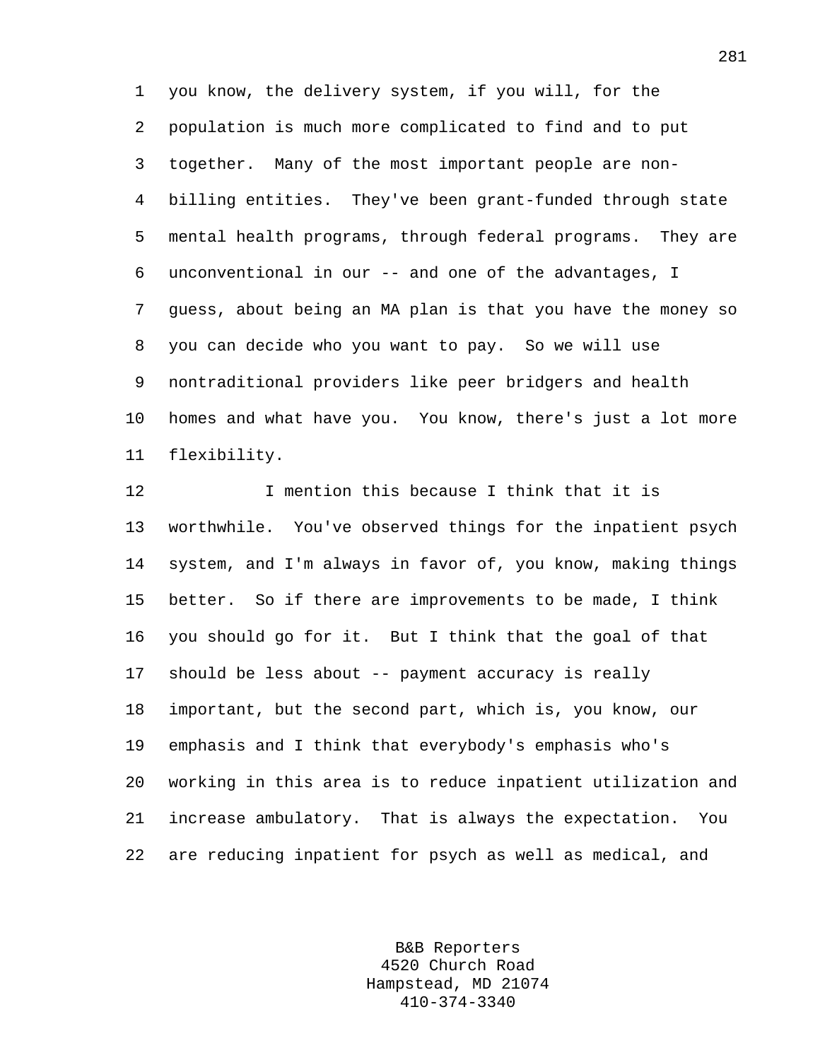you know, the delivery system, if you will, for the population is much more complicated to find and to put together. Many of the most important people are non-billing entities. They've been grant-funded through state mental health programs, through federal programs. They are unconventional in our -- and one of the advantages, I guess, about being an MA plan is that you have the money so you can decide who you want to pay. So we will use nontraditional providers like peer bridgers and health homes and what have you. You know, there's just a lot more flexibility.

I mention this because I think that it is worthwhile. You've observed things for the inpatient psych system, and I'm always in favor of, you know, making things better. So if there are improvements to be made, I think you should go for it. But I think that the goal of that should be less about -- payment accuracy is really important, but the second part, which is, you know, our emphasis and I think that everybody's emphasis who's working in this area is to reduce inpatient utilization and increase ambulatory. That is always the expectation. You are reducing inpatient for psych as well as medical, and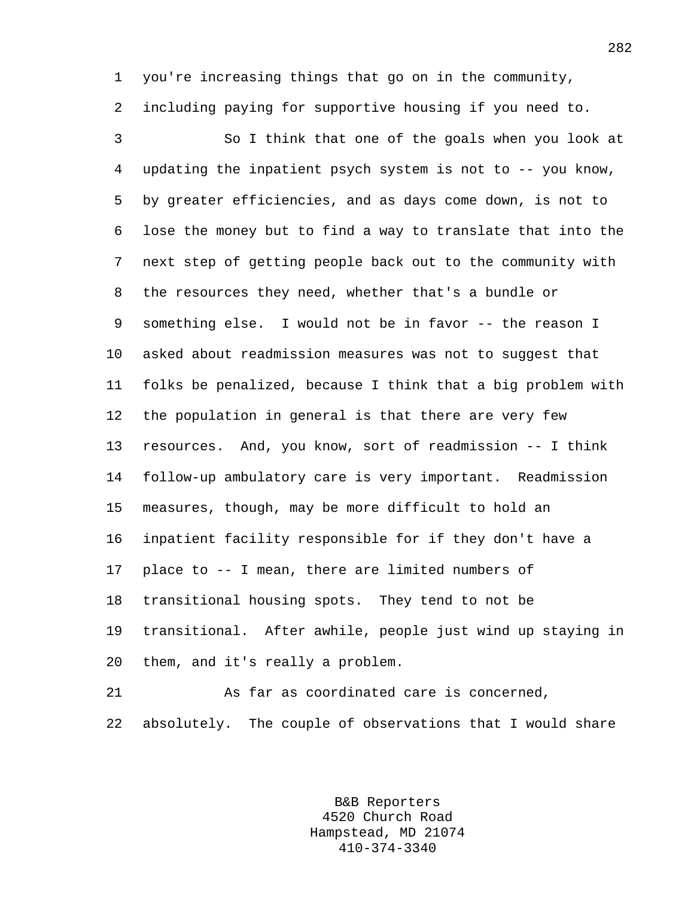you're increasing things that go on in the community, including paying for supportive housing if you need to.

So I think that one of the goals when you look at updating the inpatient psych system is not to -- you know, by greater efficiencies, and as days come down, is not to lose the money but to find a way to translate that into the next step of getting people back out to the community with the resources they need, whether that's a bundle or something else. I would not be in favor -- the reason I asked about readmission measures was not to suggest that folks be penalized, because I think that a big problem with the population in general is that there are very few resources. And, you know, sort of readmission -- I think follow-up ambulatory care is very important. Readmission measures, though, may be more difficult to hold an inpatient facility responsible for if they don't have a place to -- I mean, there are limited numbers of transitional housing spots. They tend to not be transitional. After awhile, people just wind up staying in them, and it's really a problem.

As far as coordinated care is concerned, absolutely. The couple of observations that I would share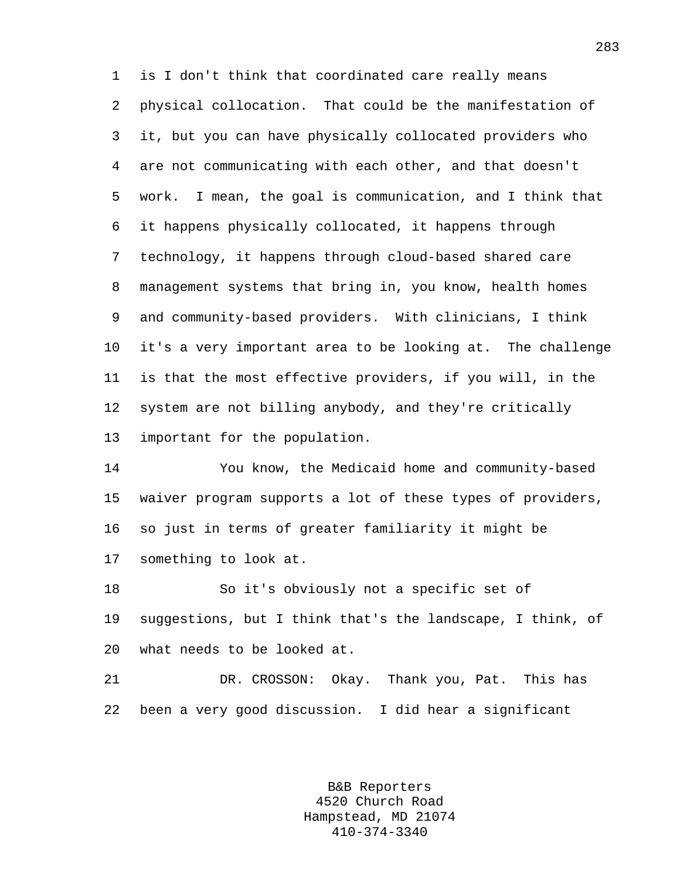is I don't think that coordinated care really means physical collocation. That could be the manifestation of it, but you can have physically collocated providers who are not communicating with each other, and that doesn't work. I mean, the goal is communication, and I think that it happens physically collocated, it happens through technology, it happens through cloud-based shared care management systems that bring in, you know, health homes and community-based providers. With clinicians, I think it's a very important area to be looking at. The challenge is that the most effective providers, if you will, in the system are not billing anybody, and they're critically important for the population.

You know, the Medicaid home and community-based waiver program supports a lot of these types of providers, so just in terms of greater familiarity it might be something to look at.

So it's obviously not a specific set of suggestions, but I think that's the landscape, I think, of what needs to be looked at.

DR. CROSSON: Okay. Thank you, Pat. This has been a very good discussion. I did hear a significant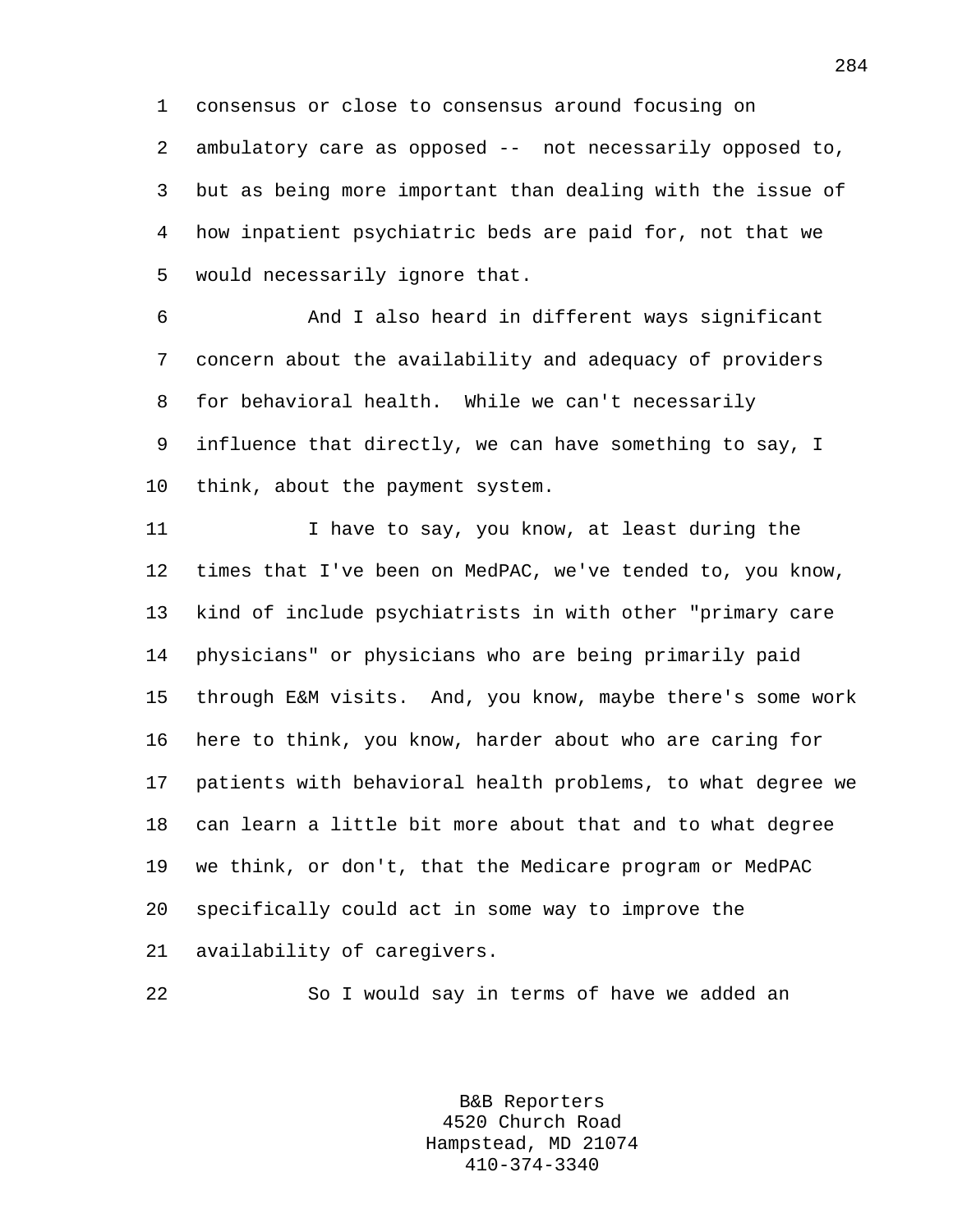consensus or close to consensus around focusing on ambulatory care as opposed -- not necessarily opposed to, but as being more important than dealing with the issue of how inpatient psychiatric beds are paid for, not that we would necessarily ignore that.

And I also heard in different ways significant concern about the availability and adequacy of providers for behavioral health. While we can't necessarily influence that directly, we can have something to say, I think, about the payment system.

I have to say, you know, at least during the times that I've been on MedPAC, we've tended to, you know, kind of include psychiatrists in with other "primary care physicians" or physicians who are being primarily paid through E&M visits. And, you know, maybe there's some work here to think, you know, harder about who are caring for patients with behavioral health problems, to what degree we can learn a little bit more about that and to what degree we think, or don't, that the Medicare program or MedPAC specifically could act in some way to improve the availability of caregivers.

So I would say in terms of have we added an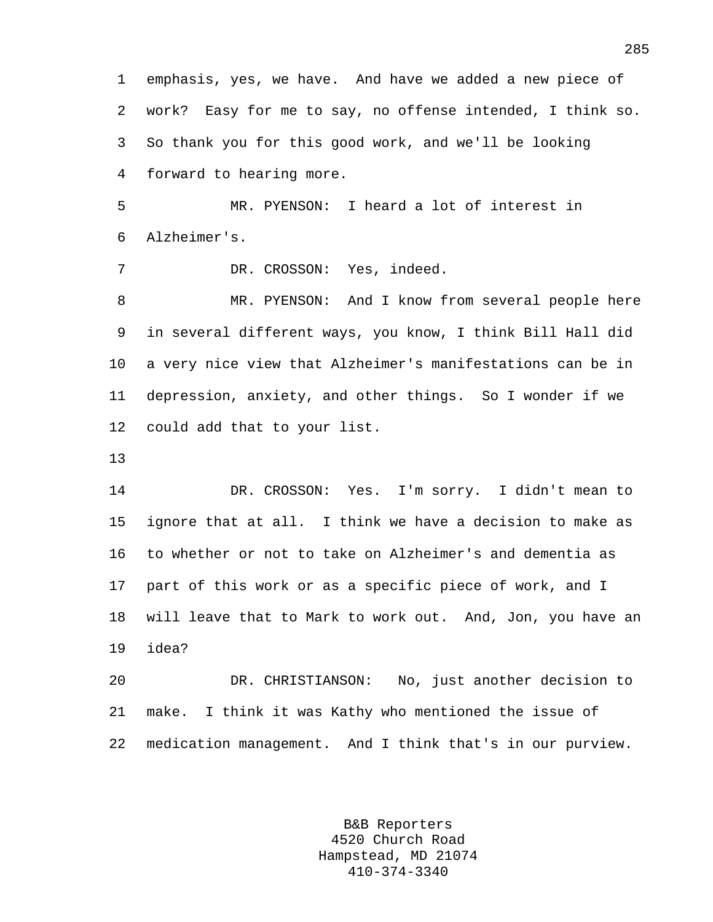emphasis, yes, we have. And have we added a new piece of work? Easy for me to say, no offense intended, I think so. So thank you for this good work, and we'll be looking forward to hearing more.

MR. PYENSON: I heard a lot of interest in Alzheimer's.

DR. CROSSON: Yes, indeed.

MR. PYENSON: And I know from several people here in several different ways, you know, I think Bill Hall did a very nice view that Alzheimer's manifestations can be in depression, anxiety, and other things. So I wonder if we could add that to your list.

DR. CROSSON: Yes. I'm sorry. I didn't mean to ignore that at all. I think we have a decision to make as to whether or not to take on Alzheimer's and dementia as part of this work or as a specific piece of work, and I will leave that to Mark to work out. And, Jon, you have an idea?

DR. CHRISTIANSON: No, just another decision to make. I think it was Kathy who mentioned the issue of medication management. And I think that's in our purview.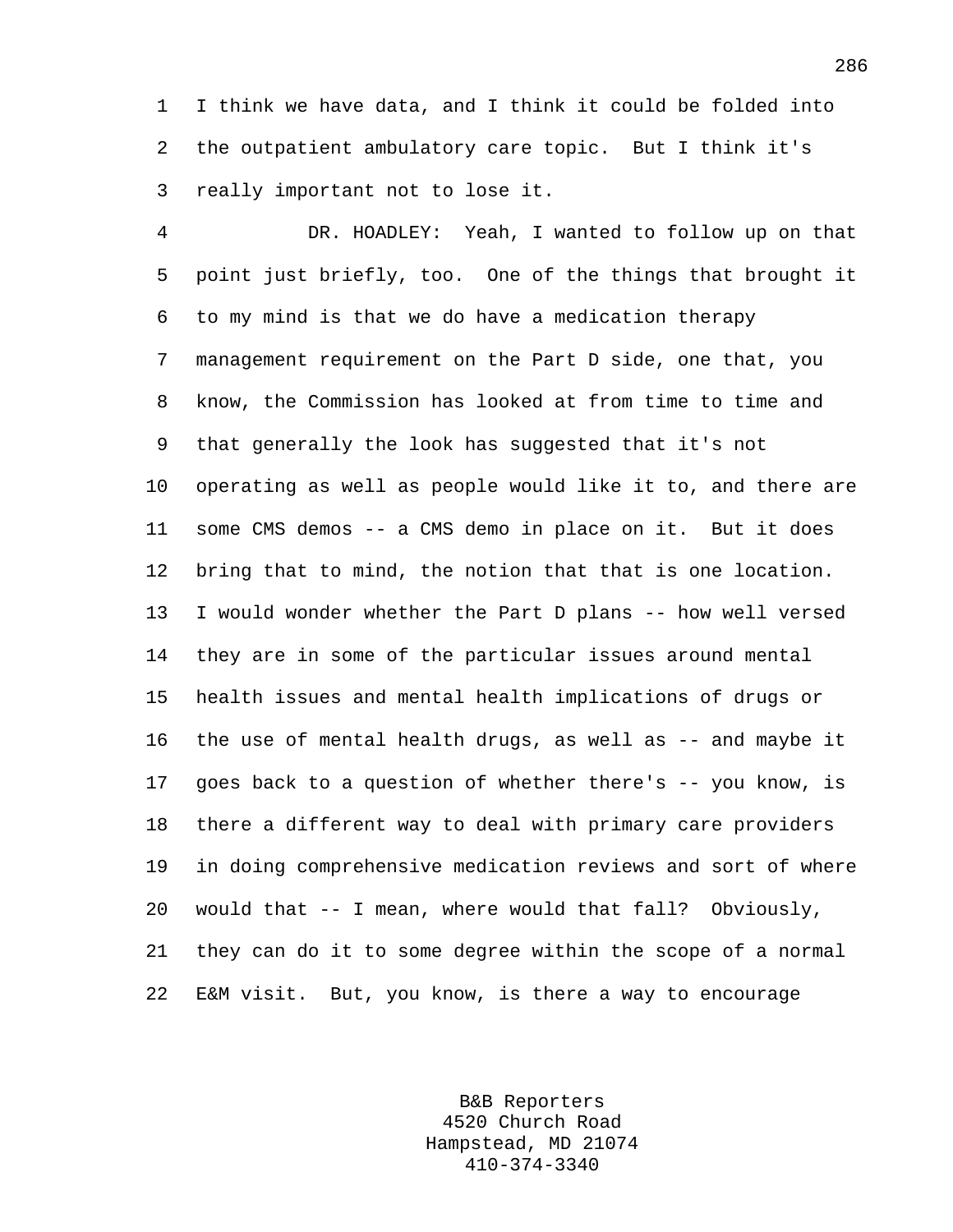I think we have data, and I think it could be folded into the outpatient ambulatory care topic. But I think it's really important not to lose it.

DR. HOADLEY: Yeah, I wanted to follow up on that point just briefly, too. One of the things that brought it to my mind is that we do have a medication therapy management requirement on the Part D side, one that, you know, the Commission has looked at from time to time and that generally the look has suggested that it's not operating as well as people would like it to, and there are some CMS demos -- a CMS demo in place on it. But it does bring that to mind, the notion that that is one location. I would wonder whether the Part D plans -- how well versed they are in some of the particular issues around mental health issues and mental health implications of drugs or the use of mental health drugs, as well as -- and maybe it goes back to a question of whether there's -- you know, is there a different way to deal with primary care providers in doing comprehensive medication reviews and sort of where would that -- I mean, where would that fall? Obviously, they can do it to some degree within the scope of a normal E&M visit. But, you know, is there a way to encourage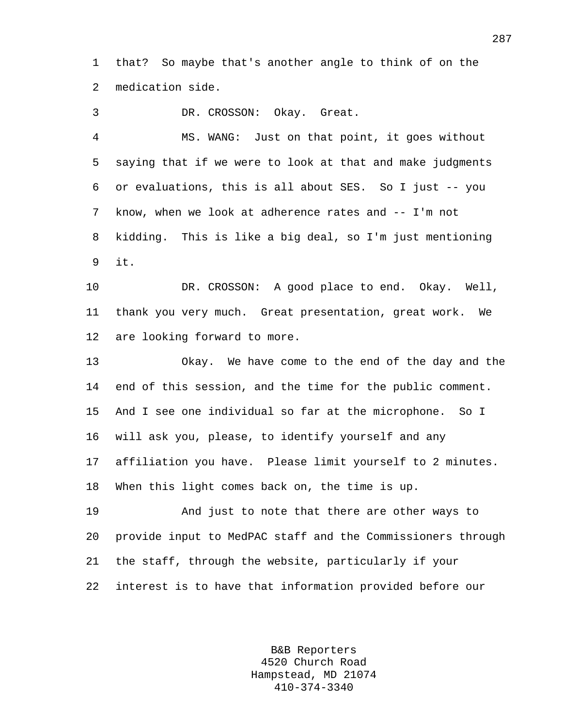that? So maybe that's another angle to think of on the medication side.

DR. CROSSON: Okay. Great.

MS. WANG: Just on that point, it goes without saying that if we were to look at that and make judgments or evaluations, this is all about SES. So I just -- you know, when we look at adherence rates and -- I'm not kidding. This is like a big deal, so I'm just mentioning it.

DR. CROSSON: A good place to end. Okay. Well, thank you very much. Great presentation, great work. We are looking forward to more.

Okay. We have come to the end of the day and the end of this session, and the time for the public comment. And I see one individual so far at the microphone. So I will ask you, please, to identify yourself and any affiliation you have. Please limit yourself to 2 minutes. When this light comes back on, the time is up.

And just to note that there are other ways to provide input to MedPAC staff and the Commissioners through the staff, through the website, particularly if your interest is to have that information provided before our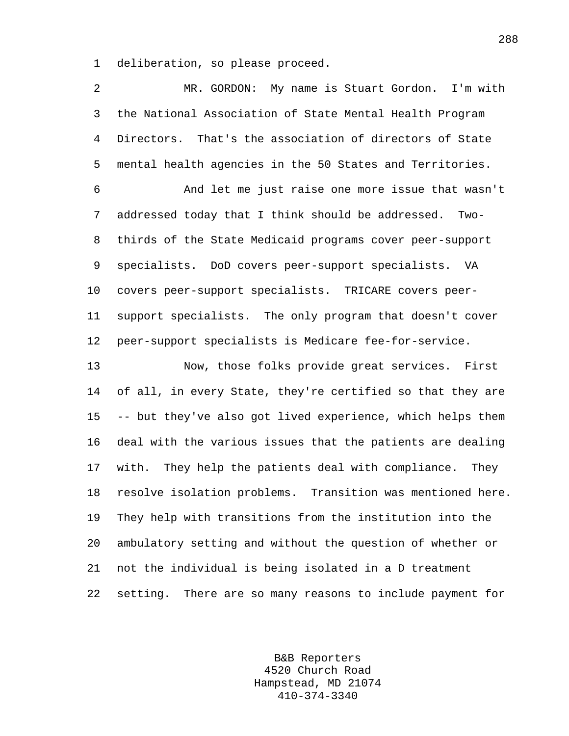deliberation, so please proceed.

MR. GORDON: My name is Stuart Gordon. I'm with the National Association of State Mental Health Program Directors. That's the association of directors of State mental health agencies in the 50 States and Territories.

And let me just raise one more issue that wasn't addressed today that I think should be addressed. Two-thirds of the State Medicaid programs cover peer-support specialists. DoD covers peer-support specialists. VA covers peer-support specialists. TRICARE covers peer-support specialists. The only program that doesn't cover peer-support specialists is Medicare fee-for-service.

Now, those folks provide great services. First of all, in every State, they're certified so that they are -- but they've also got lived experience, which helps them deal with the various issues that the patients are dealing with. They help the patients deal with compliance. They resolve isolation problems. Transition was mentioned here. They help with transitions from the institution into the ambulatory setting and without the question of whether or not the individual is being isolated in a D treatment setting. There are so many reasons to include payment for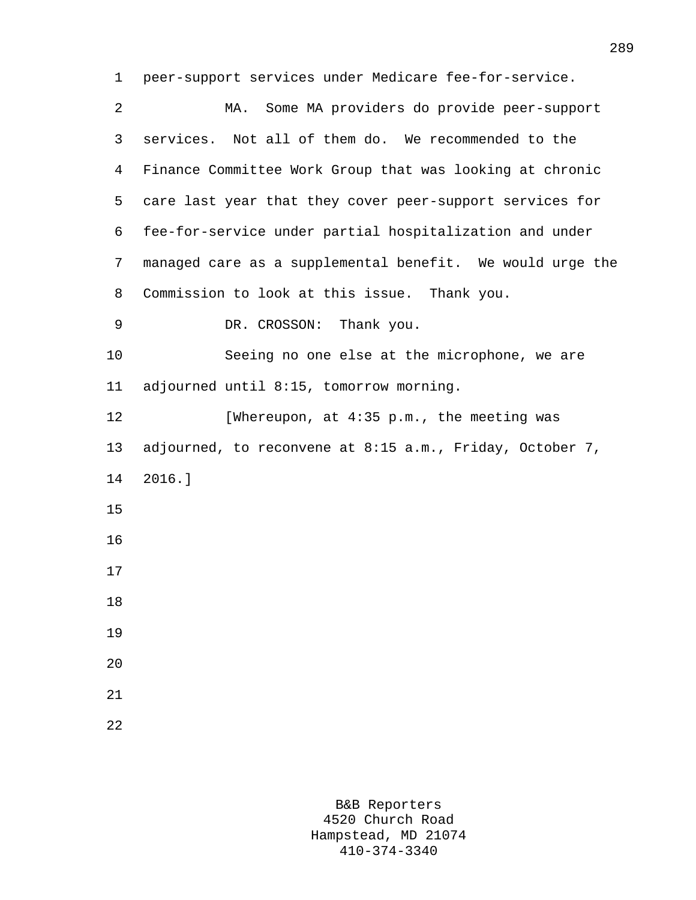peer-support services under Medicare fee-for-service.

MA. Some MA providers do provide peer-support services. Not all of them do. We recommended to the Finance Committee Work Group that was looking at chronic care last year that they cover peer-support services for fee-for-service under partial hospitalization and under managed care as a supplemental benefit. We would urge the Commission to look at this issue. Thank you.

DR. CROSSON: Thank you.

Seeing no one else at the microphone, we are adjourned until 8:15, tomorrow morning.

[Whereupon, at 4:35 p.m., the meeting was adjourned, to reconvene at 8:15 a.m., Friday, October 7, 2016.]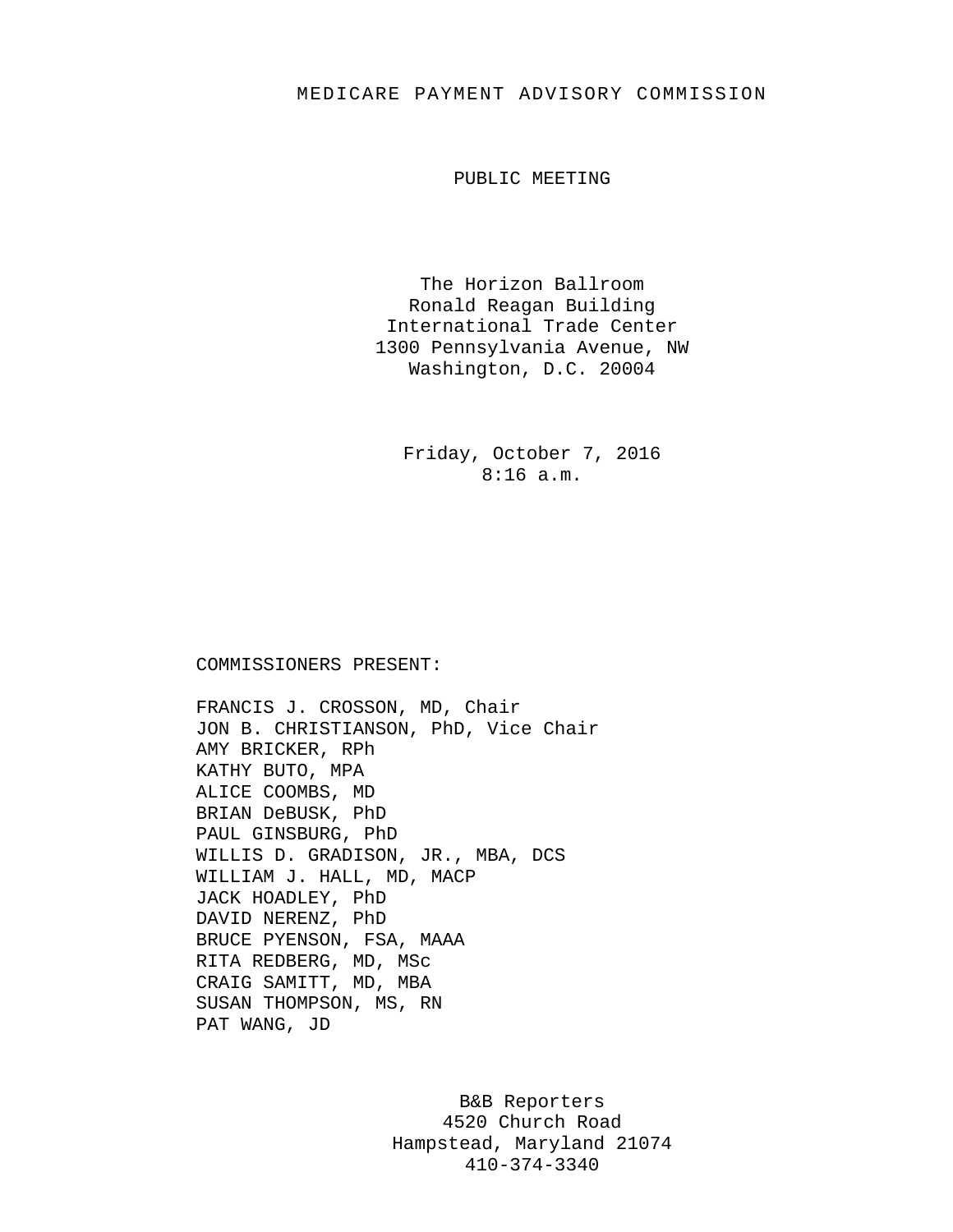# MEDICARE PAYMENT ADVISORY COMMISSION

## PUBLIC MEETING

The Horizon Ballroom
Ronald Reagan Building
International Trade Center
1300 Pennsylvania Avenue, NW
Washington, D.C. 20004

Friday, October 7, 2016
8:16 a.m.

COMMISSIONERS PRESENT:

FRANCIS J. CROSSON, MD, Chair
JON B. CHRISTIANSON, PhD, Vice Chair
AMY BRICKER, RPh
KATHY BUTO, MPA
ALICE COOMBS, MD
BRIAN DeBUSK, PhD
PAUL GINSBURG, PhD
WILLIS D. GRADISON, JR., MBA, DCS
WILLIAM J. HALL, MD, MACP
JACK HOADLEY, PhD
DAVID NERENZ, PhD
BRUCE PYENSON, FSA, MAAA
RITA REDBERG, MD, MSc
CRAIG SAMITT, MD, MBA
SUSAN THOMPSON, MS, RN
PAT WANG, JD

B&B Reporters
4520 Church Road
Hampstead, Maryland 21074
410-374-3340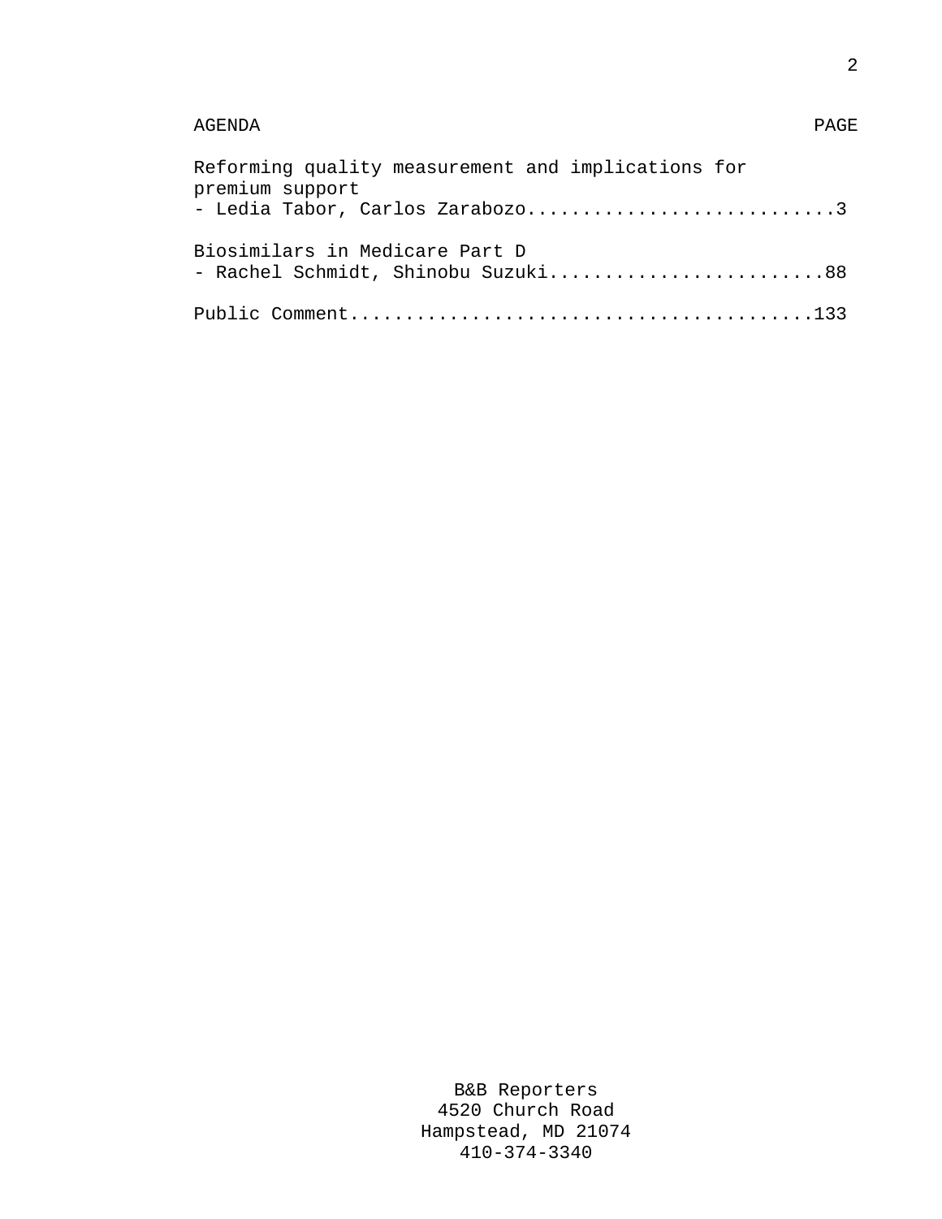| AGENDA | PAGE |
|---|---|
| Reforming quality measurement and implications for premium support<br>- Ledia Tabor, Carlos Zarabozo | 3 |
| Biosimilars in Medicare Part D<br>- Rachel Schmidt, Shinobu Suzuki | 88 |
| Public Comment | 133 |

B&B Reporters
4520 Church Road
Hampstead, MD 21074
410-374-3340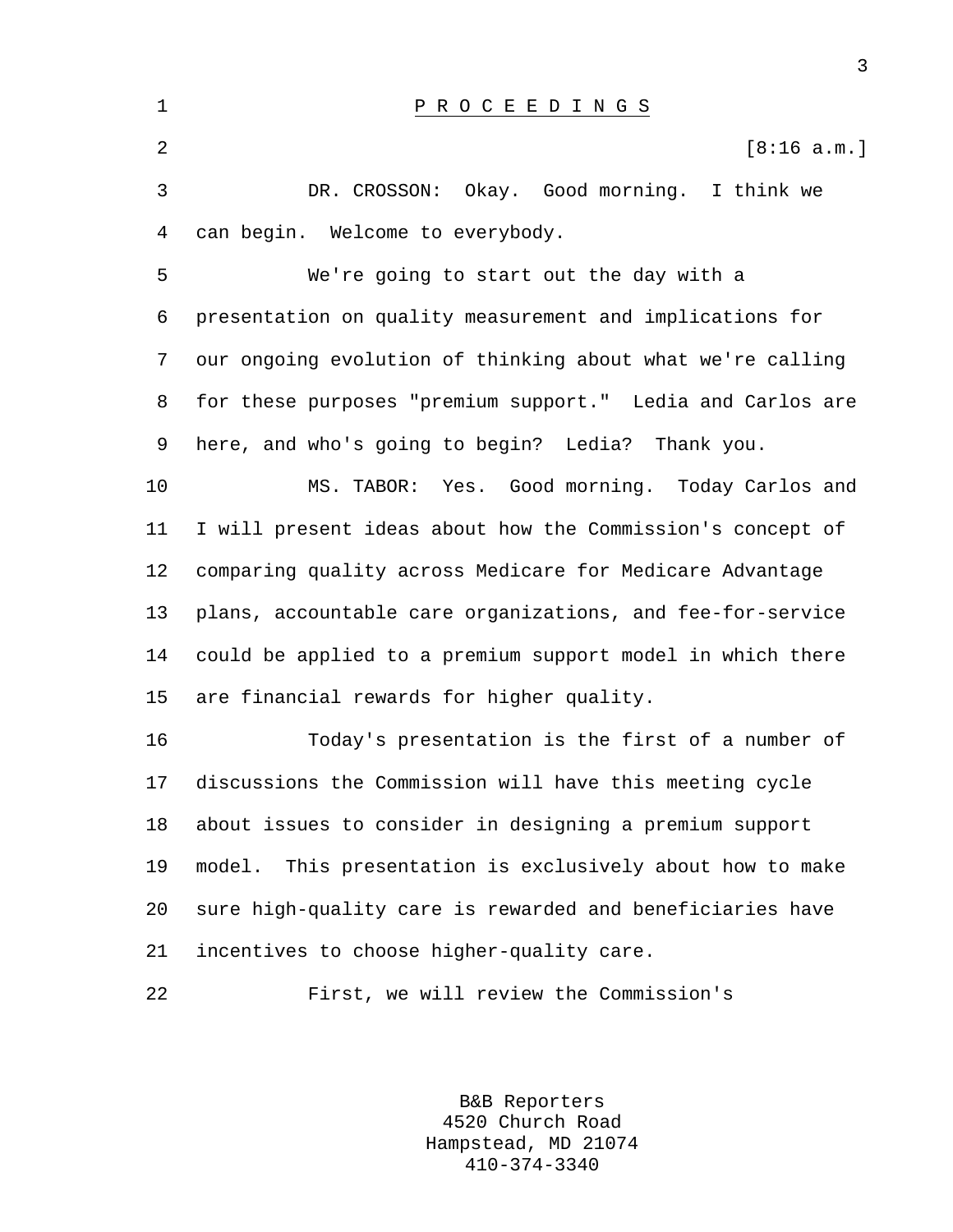P R O C E E D I N G S

[8:16 a.m.]

DR. CROSSON: Okay. Good morning. I think we can begin. Welcome to everybody.

We're going to start out the day with a presentation on quality measurement and implications for our ongoing evolution of thinking about what we're calling for these purposes "premium support." Ledia and Carlos are here, and who's going to begin? Ledia? Thank you.

MS. TABOR: Yes. Good morning. Today Carlos and I will present ideas about how the Commission's concept of comparing quality across Medicare for Medicare Advantage plans, accountable care organizations, and fee-for-service could be applied to a premium support model in which there are financial rewards for higher quality.

Today's presentation is the first of a number of discussions the Commission will have this meeting cycle about issues to consider in designing a premium support model. This presentation is exclusively about how to make sure high-quality care is rewarded and beneficiaries have incentives to choose higher-quality care.

First, we will review the Commission's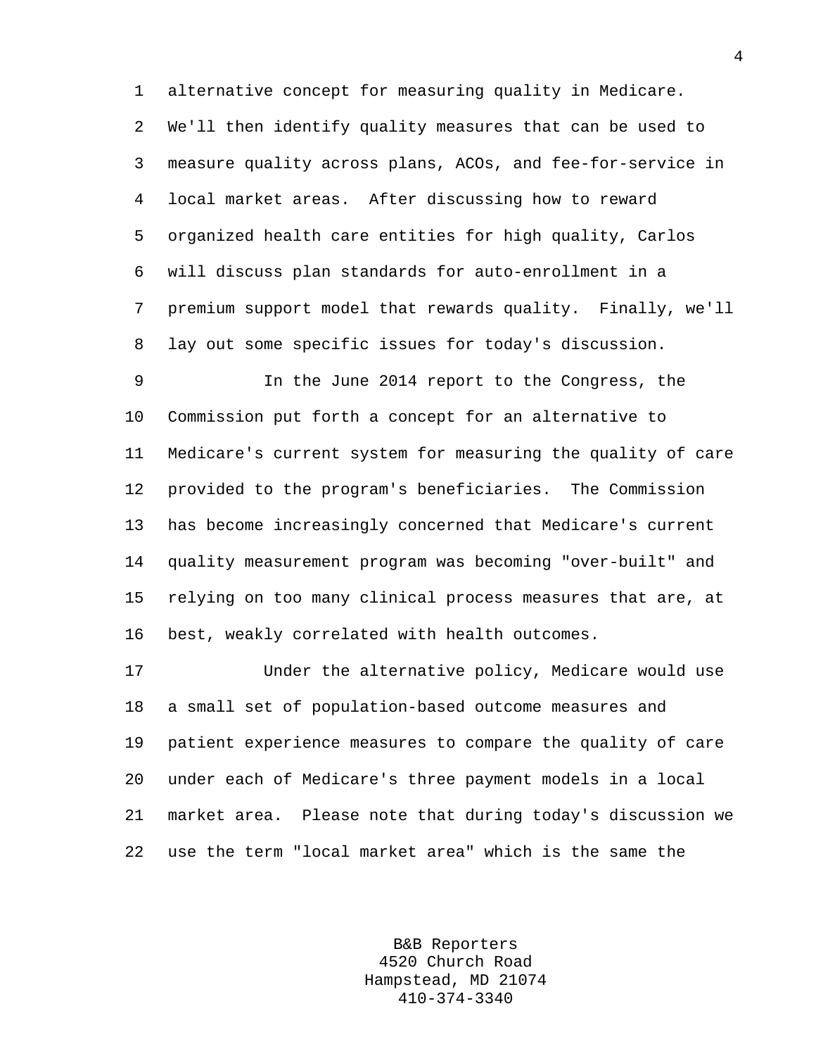alternative concept for measuring quality in Medicare. We'll then identify quality measures that can be used to measure quality across plans, ACOs, and fee-for-service in local market areas. After discussing how to reward organized health care entities for high quality, Carlos will discuss plan standards for auto-enrollment in a premium support model that rewards quality. Finally, we'll lay out some specific issues for today's discussion.

In the June 2014 report to the Congress, the Commission put forth a concept for an alternative to Medicare's current system for measuring the quality of care provided to the program's beneficiaries. The Commission has become increasingly concerned that Medicare's current quality measurement program was becoming "over-built" and relying on too many clinical process measures that are, at best, weakly correlated with health outcomes.

Under the alternative policy, Medicare would use a small set of population-based outcome measures and patient experience measures to compare the quality of care under each of Medicare's three payment models in a local market area. Please note that during today's discussion we use the term "local market area" which is the same the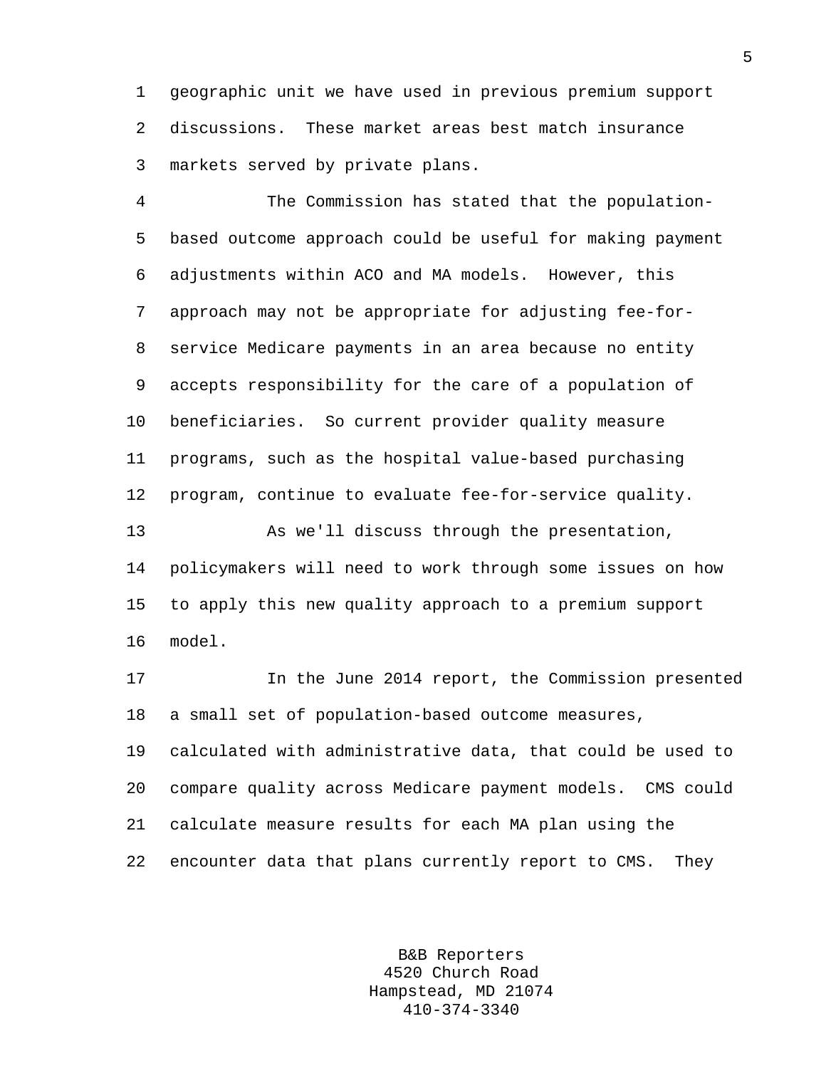geographic unit we have used in previous premium support discussions. These market areas best match insurance markets served by private plans.

The Commission has stated that the population-based outcome approach could be useful for making payment adjustments within ACO and MA models. However, this approach may not be appropriate for adjusting fee-for-service Medicare payments in an area because no entity accepts responsibility for the care of a population of beneficiaries. So current provider quality measure programs, such as the hospital value-based purchasing program, continue to evaluate fee-for-service quality.

As we'll discuss through the presentation, policymakers will need to work through some issues on how to apply this new quality approach to a premium support model.

In the June 2014 report, the Commission presented a small set of population-based outcome measures, calculated with administrative data, that could be used to compare quality across Medicare payment models. CMS could calculate measure results for each MA plan using the encounter data that plans currently report to CMS. They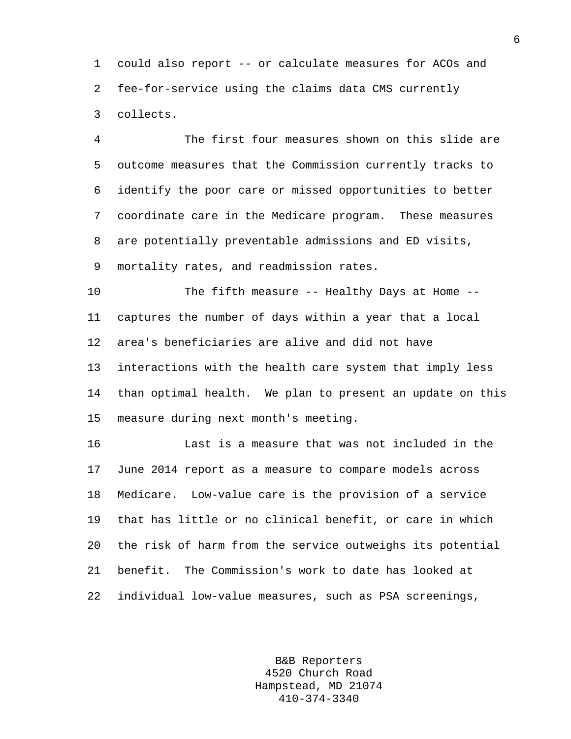could also report -- or calculate measures for ACOs and fee-for-service using the claims data CMS currently collects.

The first four measures shown on this slide are outcome measures that the Commission currently tracks to identify the poor care or missed opportunities to better coordinate care in the Medicare program. These measures are potentially preventable admissions and ED visits, mortality rates, and readmission rates.

The fifth measure -- Healthy Days at Home -- captures the number of days within a year that a local area's beneficiaries are alive and did not have interactions with the health care system that imply less than optimal health. We plan to present an update on this measure during next month's meeting.

Last is a measure that was not included in the June 2014 report as a measure to compare models across Medicare. Low-value care is the provision of a service that has little or no clinical benefit, or care in which the risk of harm from the service outweighs its potential benefit. The Commission's work to date has looked at individual low-value measures, such as PSA screenings,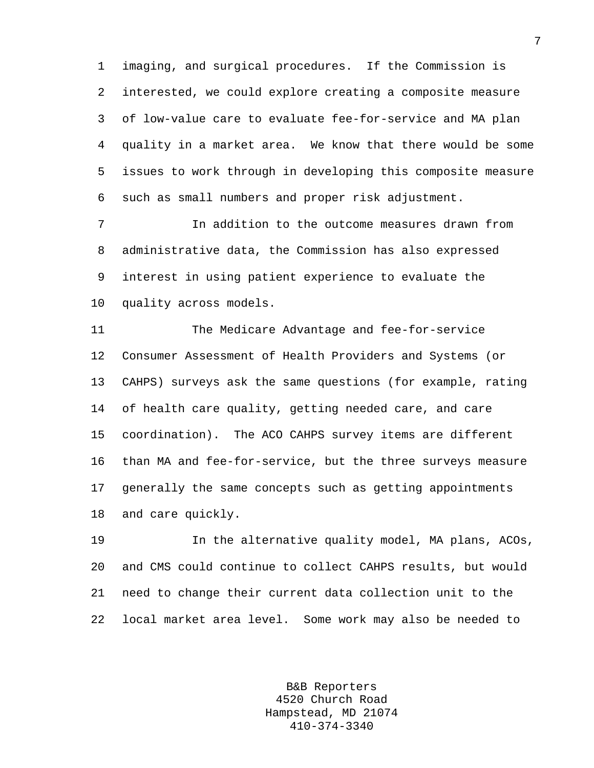imaging, and surgical procedures. If the Commission is interested, we could explore creating a composite measure of low-value care to evaluate fee-for-service and MA plan quality in a market area. We know that there would be some issues to work through in developing this composite measure such as small numbers and proper risk adjustment.

In addition to the outcome measures drawn from administrative data, the Commission has also expressed interest in using patient experience to evaluate the quality across models.

The Medicare Advantage and fee-for-service Consumer Assessment of Health Providers and Systems (or CAHPS) surveys ask the same questions (for example, rating of health care quality, getting needed care, and care coordination). The ACO CAHPS survey items are different than MA and fee-for-service, but the three surveys measure generally the same concepts such as getting appointments and care quickly.

In the alternative quality model, MA plans, ACOs, and CMS could continue to collect CAHPS results, but would need to change their current data collection unit to the local market area level. Some work may also be needed to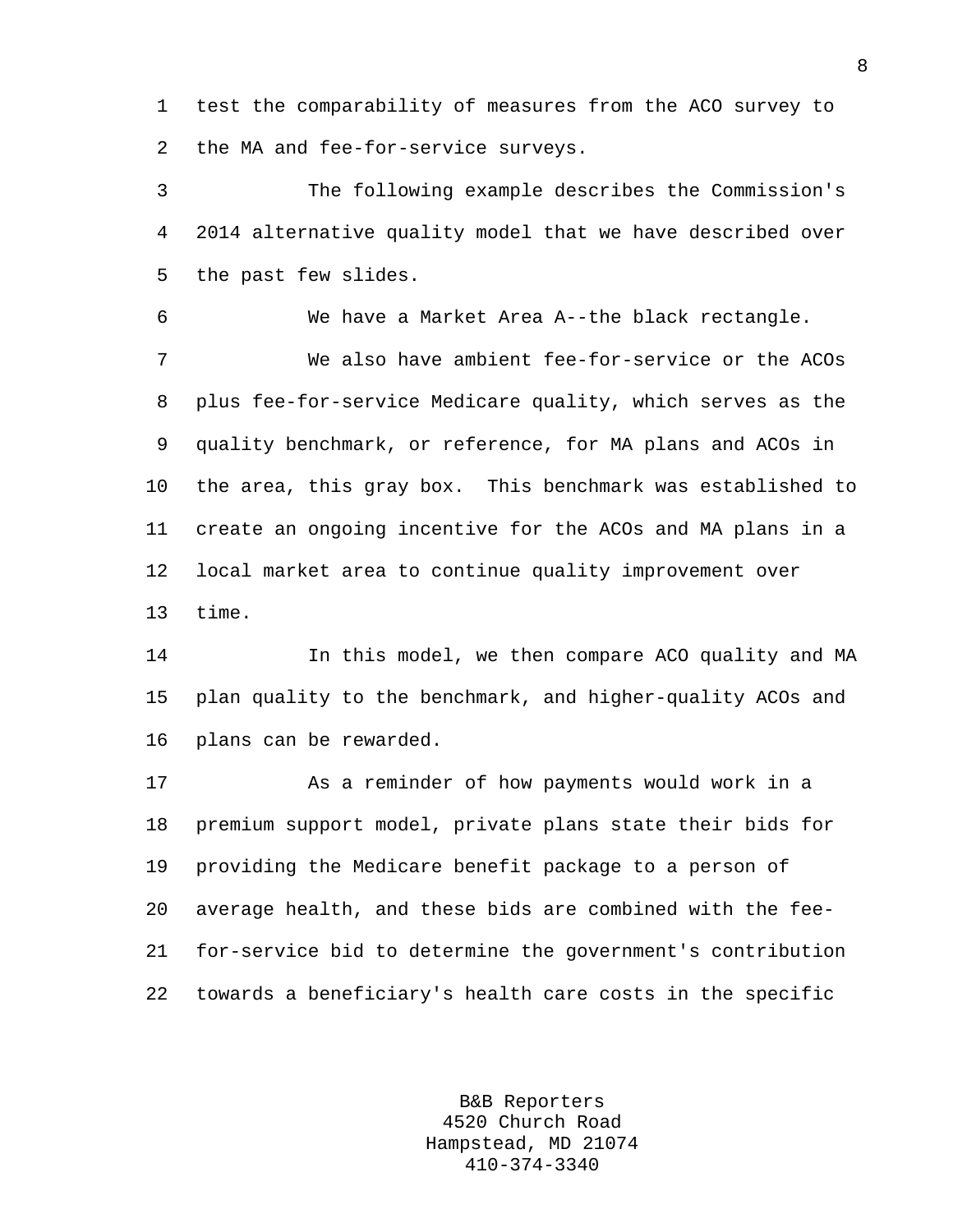test the comparability of measures from the ACO survey to the MA and fee-for-service surveys.

The following example describes the Commission's 2014 alternative quality model that we have described over the past few slides.

We have a Market Area A--the black rectangle.

We also have ambient fee-for-service or the ACOs plus fee-for-service Medicare quality, which serves as the quality benchmark, or reference, for MA plans and ACOs in the area, this gray box. This benchmark was established to create an ongoing incentive for the ACOs and MA plans in a local market area to continue quality improvement over time.

In this model, we then compare ACO quality and MA plan quality to the benchmark, and higher-quality ACOs and plans can be rewarded.

As a reminder of how payments would work in a premium support model, private plans state their bids for providing the Medicare benefit package to a person of average health, and these bids are combined with the fee-for-service bid to determine the government's contribution towards a beneficiary's health care costs in the specific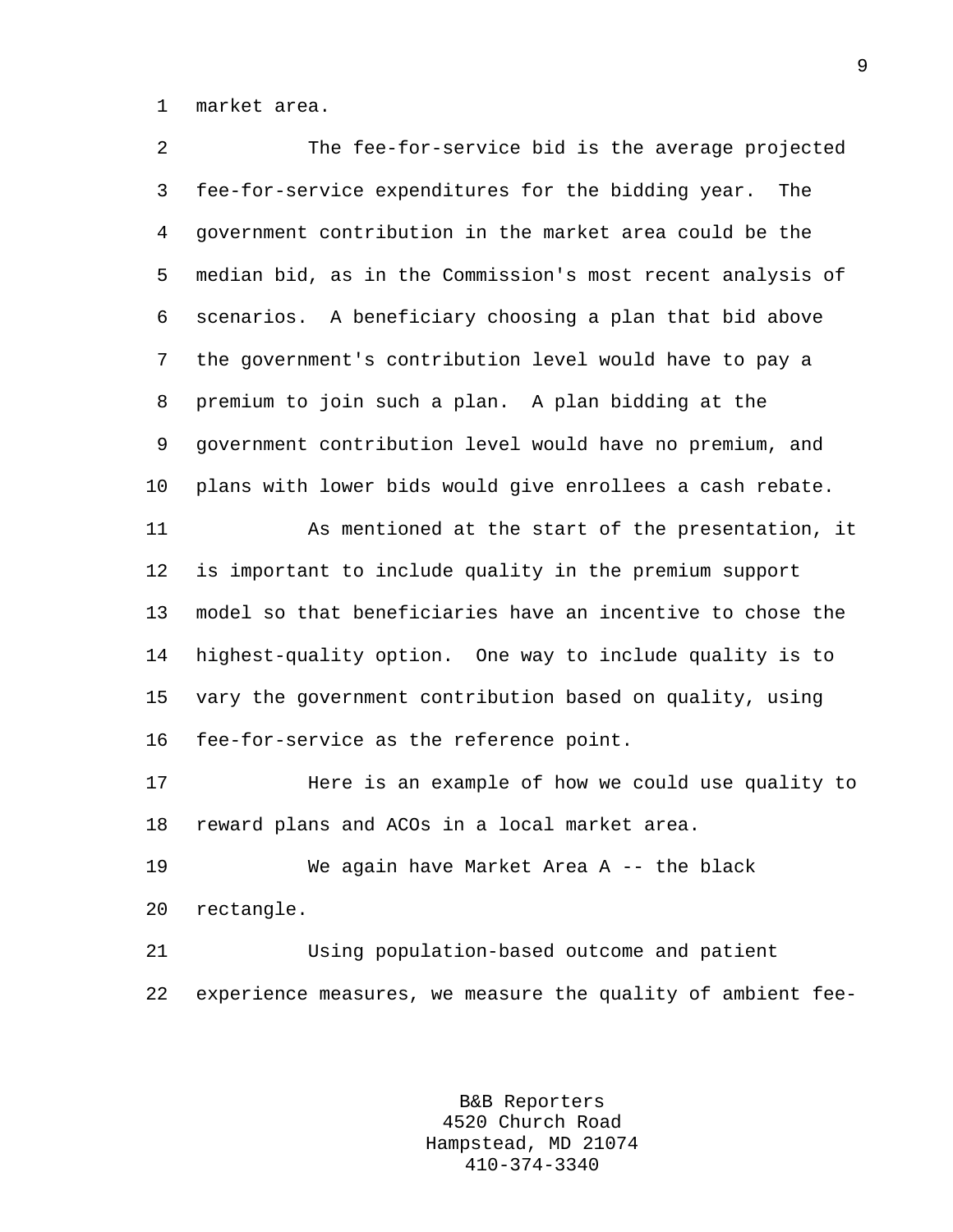market area.

The fee-for-service bid is the average projected fee-for-service expenditures for the bidding year. The government contribution in the market area could be the median bid, as in the Commission's most recent analysis of scenarios. A beneficiary choosing a plan that bid above the government's contribution level would have to pay a premium to join such a plan. A plan bidding at the government contribution level would have no premium, and plans with lower bids would give enrollees a cash rebate.

As mentioned at the start of the presentation, it is important to include quality in the premium support model so that beneficiaries have an incentive to chose the highest-quality option. One way to include quality is to vary the government contribution based on quality, using fee-for-service as the reference point.

Here is an example of how we could use quality to reward plans and ACOs in a local market area.

We again have Market Area A -- the black rectangle.

Using population-based outcome and patient experience measures, we measure the quality of ambient fee-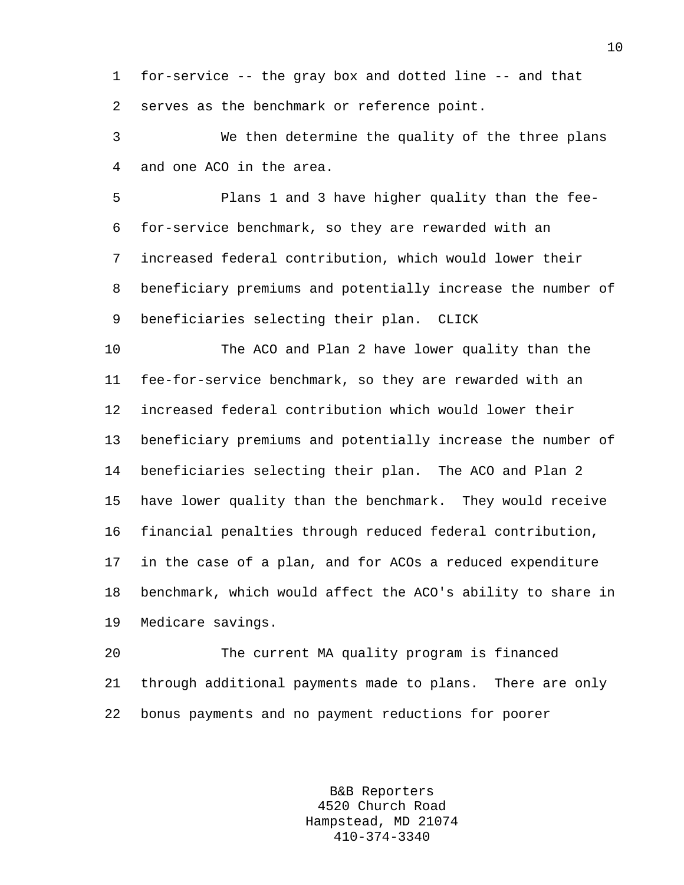for-service -- the gray box and dotted line -- and that serves as the benchmark or reference point.

We then determine the quality of the three plans and one ACO in the area.

Plans 1 and 3 have higher quality than the fee-for-service benchmark, so they are rewarded with an increased federal contribution, which would lower their beneficiary premiums and potentially increase the number of beneficiaries selecting their plan. CLICK

The ACO and Plan 2 have lower quality than the fee-for-service benchmark, so they are rewarded with an increased federal contribution which would lower their beneficiary premiums and potentially increase the number of beneficiaries selecting their plan. The ACO and Plan 2 have lower quality than the benchmark. They would receive financial penalties through reduced federal contribution, in the case of a plan, and for ACOs a reduced expenditure benchmark, which would affect the ACO's ability to share in Medicare savings.

The current MA quality program is financed through additional payments made to plans. There are only bonus payments and no payment reductions for poorer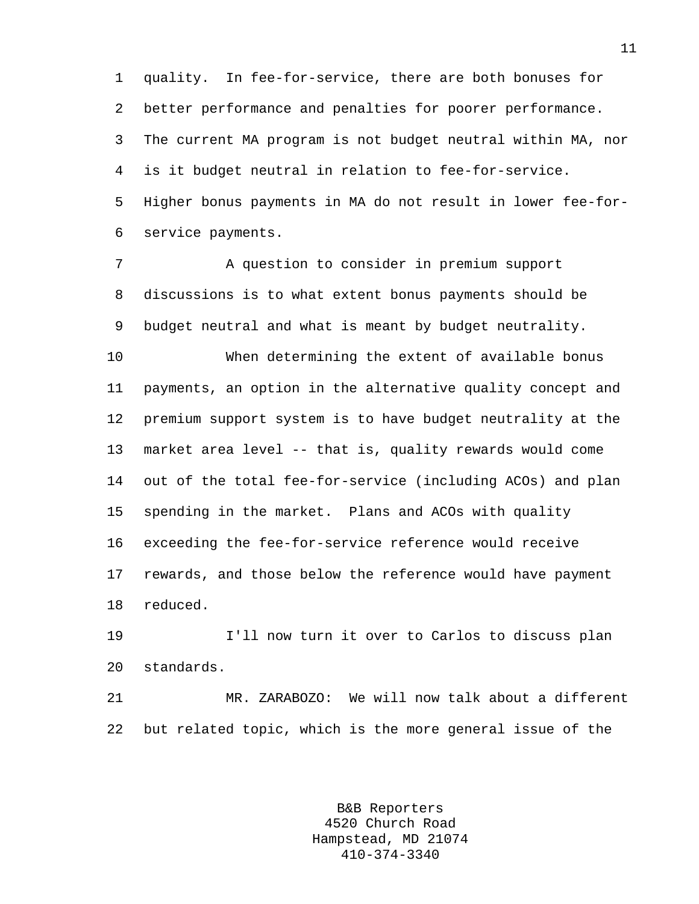quality. In fee-for-service, there are both bonuses for better performance and penalties for poorer performance. The current MA program is not budget neutral within MA, nor is it budget neutral in relation to fee-for-service. Higher bonus payments in MA do not result in lower fee-for-service payments.

A question to consider in premium support discussions is to what extent bonus payments should be budget neutral and what is meant by budget neutrality.

When determining the extent of available bonus payments, an option in the alternative quality concept and premium support system is to have budget neutrality at the market area level -- that is, quality rewards would come out of the total fee-for-service (including ACOs) and plan spending in the market. Plans and ACOs with quality exceeding the fee-for-service reference would receive rewards, and those below the reference would have payment reduced.

I'll now turn it over to Carlos to discuss plan standards.

MR. ZARABOZO: We will now talk about a different but related topic, which is the more general issue of the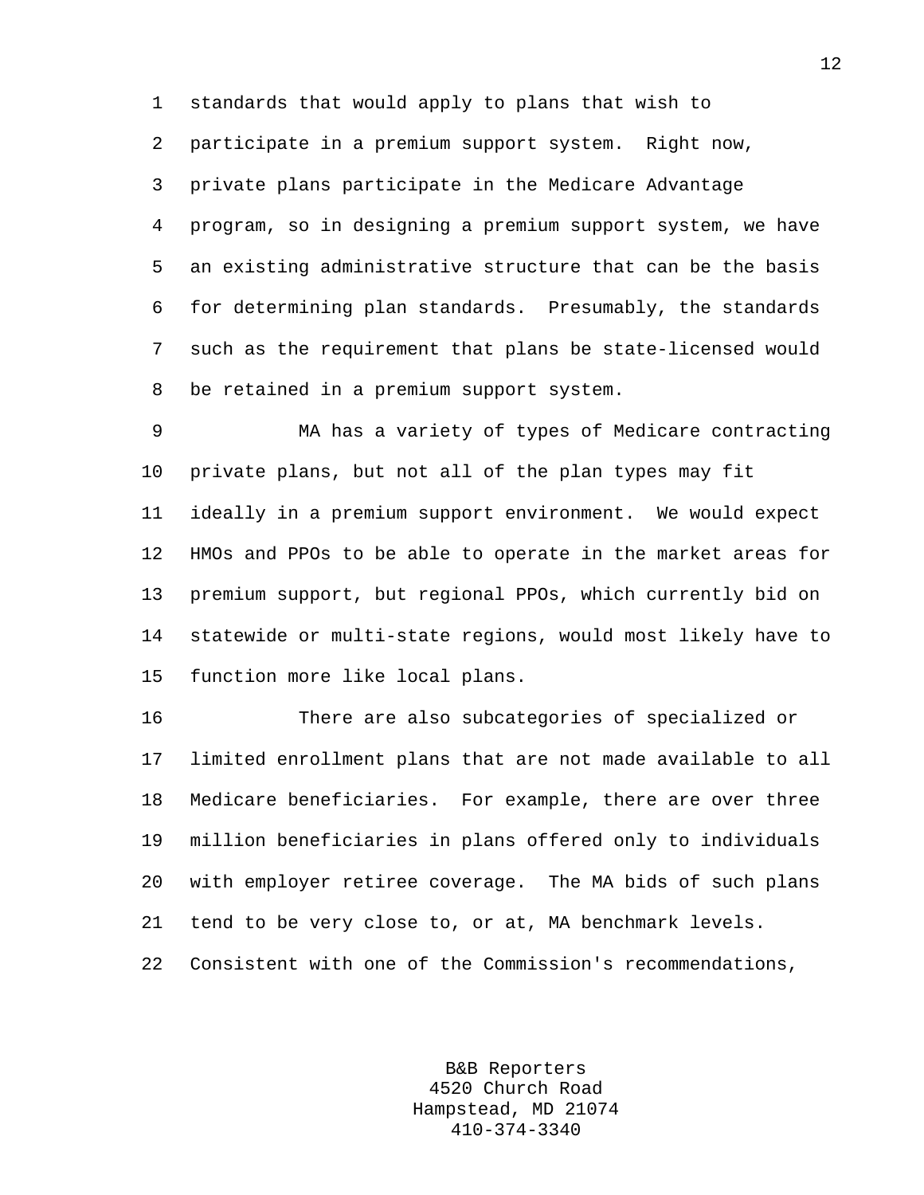standards that would apply to plans that wish to participate in a premium support system. Right now, private plans participate in the Medicare Advantage program, so in designing a premium support system, we have an existing administrative structure that can be the basis for determining plan standards. Presumably, the standards such as the requirement that plans be state-licensed would be retained in a premium support system.

MA has a variety of types of Medicare contracting private plans, but not all of the plan types may fit ideally in a premium support environment. We would expect HMOs and PPOs to be able to operate in the market areas for premium support, but regional PPOs, which currently bid on statewide or multi-state regions, would most likely have to function more like local plans.

There are also subcategories of specialized or limited enrollment plans that are not made available to all Medicare beneficiaries. For example, there are over three million beneficiaries in plans offered only to individuals with employer retiree coverage. The MA bids of such plans tend to be very close to, or at, MA benchmark levels. Consistent with one of the Commission's recommendations,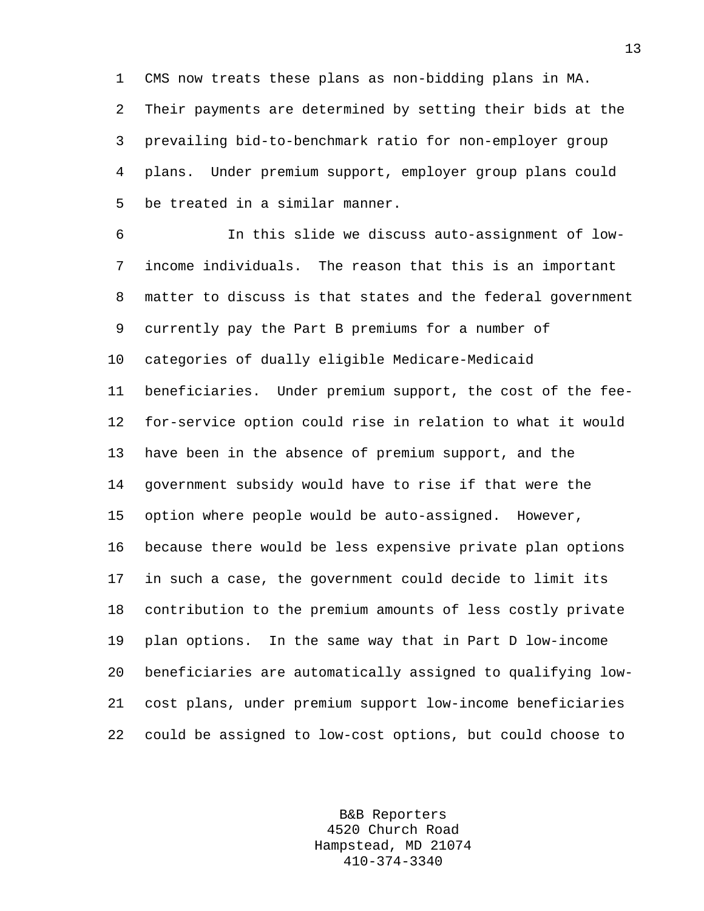CMS now treats these plans as non-bidding plans in MA. Their payments are determined by setting their bids at the prevailing bid-to-benchmark ratio for non-employer group plans. Under premium support, employer group plans could be treated in a similar manner.

In this slide we discuss auto-assignment of low-income individuals. The reason that this is an important matter to discuss is that states and the federal government currently pay the Part B premiums for a number of categories of dually eligible Medicare-Medicaid beneficiaries. Under premium support, the cost of the fee-for-service option could rise in relation to what it would have been in the absence of premium support, and the government subsidy would have to rise if that were the option where people would be auto-assigned. However, because there would be less expensive private plan options in such a case, the government could decide to limit its contribution to the premium amounts of less costly private plan options. In the same way that in Part D low-income beneficiaries are automatically assigned to qualifying low-cost plans, under premium support low-income beneficiaries could be assigned to low-cost options, but could choose to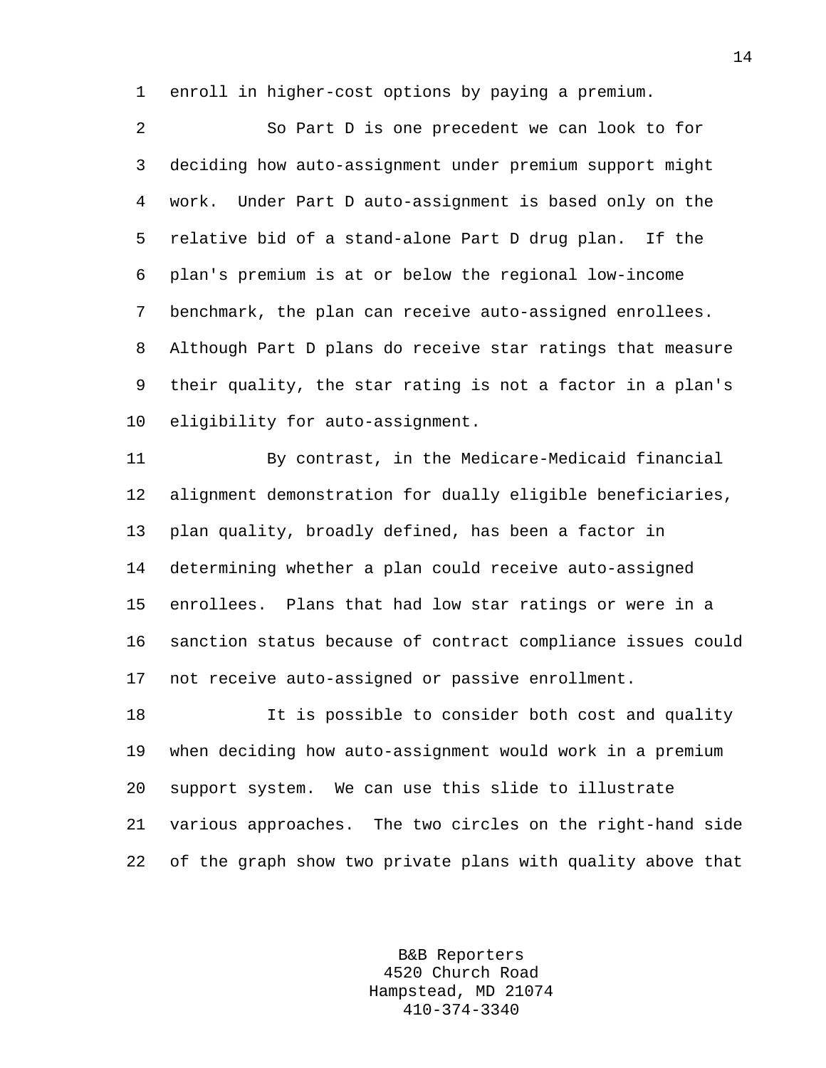enroll in higher-cost options by paying a premium.

So Part D is one precedent we can look to for deciding how auto-assignment under premium support might work. Under Part D auto-assignment is based only on the relative bid of a stand-alone Part D drug plan. If the plan's premium is at or below the regional low-income benchmark, the plan can receive auto-assigned enrollees. Although Part D plans do receive star ratings that measure their quality, the star rating is not a factor in a plan's eligibility for auto-assignment.

By contrast, in the Medicare-Medicaid financial alignment demonstration for dually eligible beneficiaries, plan quality, broadly defined, has been a factor in determining whether a plan could receive auto-assigned enrollees. Plans that had low star ratings or were in a sanction status because of contract compliance issues could not receive auto-assigned or passive enrollment.

It is possible to consider both cost and quality when deciding how auto-assignment would work in a premium support system. We can use this slide to illustrate various approaches. The two circles on the right-hand side of the graph show two private plans with quality above that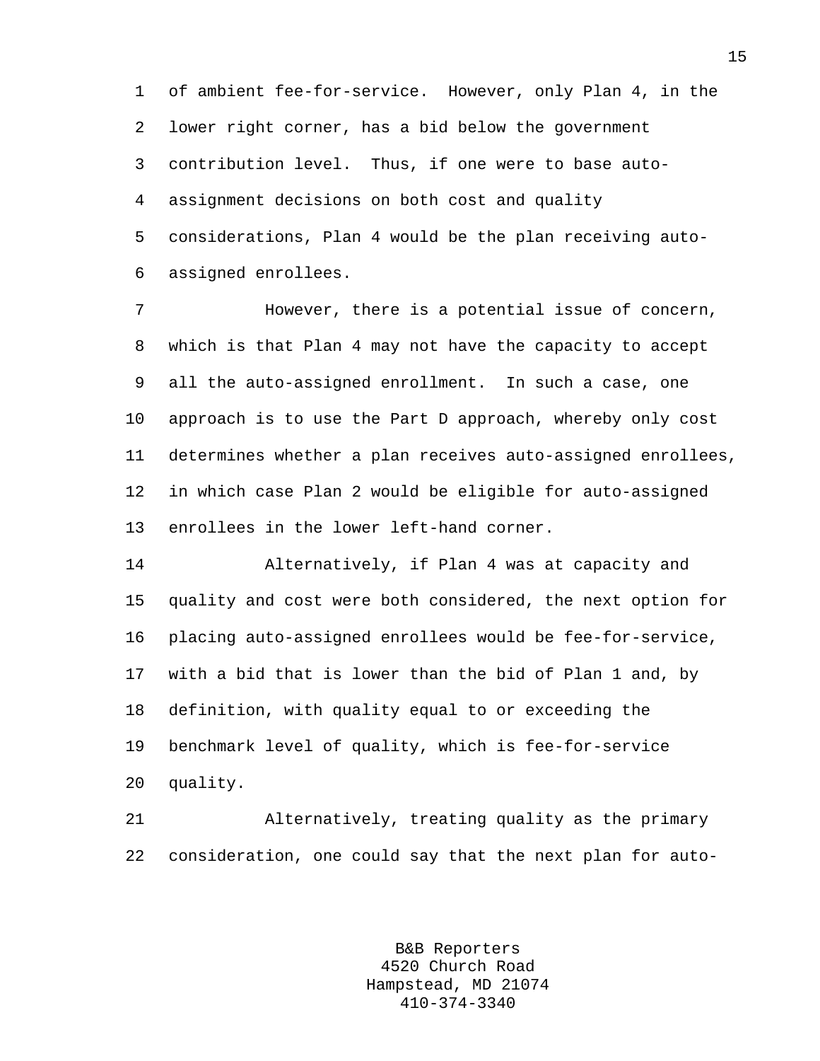of ambient fee-for-service. However, only Plan 4, in the lower right corner, has a bid below the government contribution level. Thus, if one were to base auto-assignment decisions on both cost and quality considerations, Plan 4 would be the plan receiving auto-assigned enrollees.

However, there is a potential issue of concern, which is that Plan 4 may not have the capacity to accept all the auto-assigned enrollment. In such a case, one approach is to use the Part D approach, whereby only cost determines whether a plan receives auto-assigned enrollees, in which case Plan 2 would be eligible for auto-assigned enrollees in the lower left-hand corner.

Alternatively, if Plan 4 was at capacity and quality and cost were both considered, the next option for placing auto-assigned enrollees would be fee-for-service, with a bid that is lower than the bid of Plan 1 and, by definition, with quality equal to or exceeding the benchmark level of quality, which is fee-for-service quality.

Alternatively, treating quality as the primary consideration, one could say that the next plan for auto-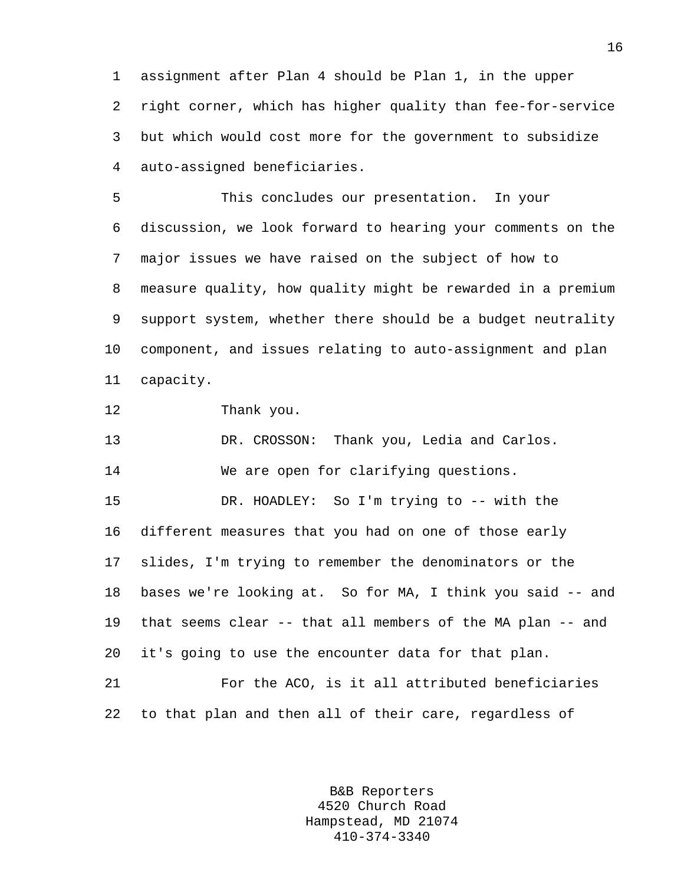assignment after Plan 4 should be Plan 1, in the upper right corner, which has higher quality than fee-for-service but which would cost more for the government to subsidize auto-assigned beneficiaries.

This concludes our presentation. In your discussion, we look forward to hearing your comments on the major issues we have raised on the subject of how to measure quality, how quality might be rewarded in a premium support system, whether there should be a budget neutrality component, and issues relating to auto-assignment and plan capacity.

Thank you.

DR. CROSSON: Thank you, Ledia and Carlos.

We are open for clarifying questions.

DR. HOADLEY: So I'm trying to -- with the different measures that you had on one of those early slides, I'm trying to remember the denominators or the bases we're looking at. So for MA, I think you said -- and that seems clear -- that all members of the MA plan -- and it's going to use the encounter data for that plan.

For the ACO, is it all attributed beneficiaries to that plan and then all of their care, regardless of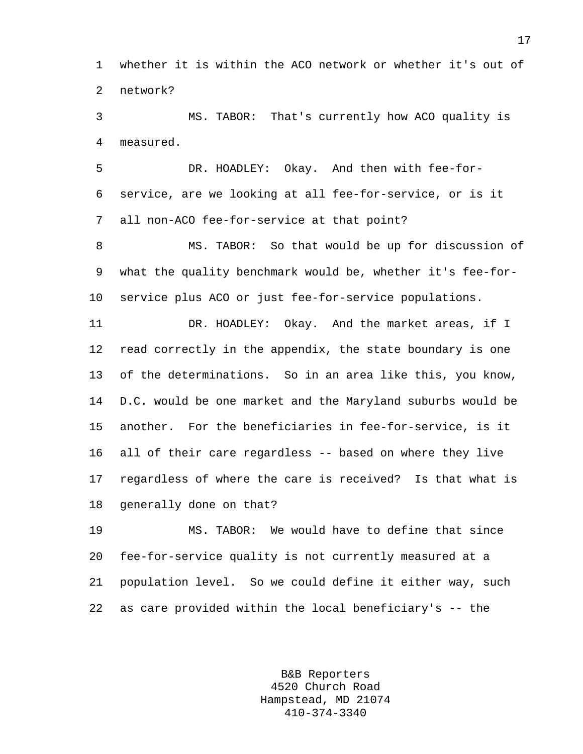whether it is within the ACO network or whether it's out of network?

MS. TABOR: That's currently how ACO quality is measured.

DR. HOADLEY: Okay. And then with fee-for-service, are we looking at all fee-for-service, or is it all non-ACO fee-for-service at that point?

MS. TABOR: So that would be up for discussion of what the quality benchmark would be, whether it's fee-for-service plus ACO or just fee-for-service populations.

DR. HOADLEY: Okay. And the market areas, if I read correctly in the appendix, the state boundary is one of the determinations. So in an area like this, you know, D.C. would be one market and the Maryland suburbs would be another. For the beneficiaries in fee-for-service, is it all of their care regardless -- based on where they live regardless of where the care is received? Is that what is generally done on that?

MS. TABOR: We would have to define that since fee-for-service quality is not currently measured at a population level. So we could define it either way, such as care provided within the local beneficiary's -- the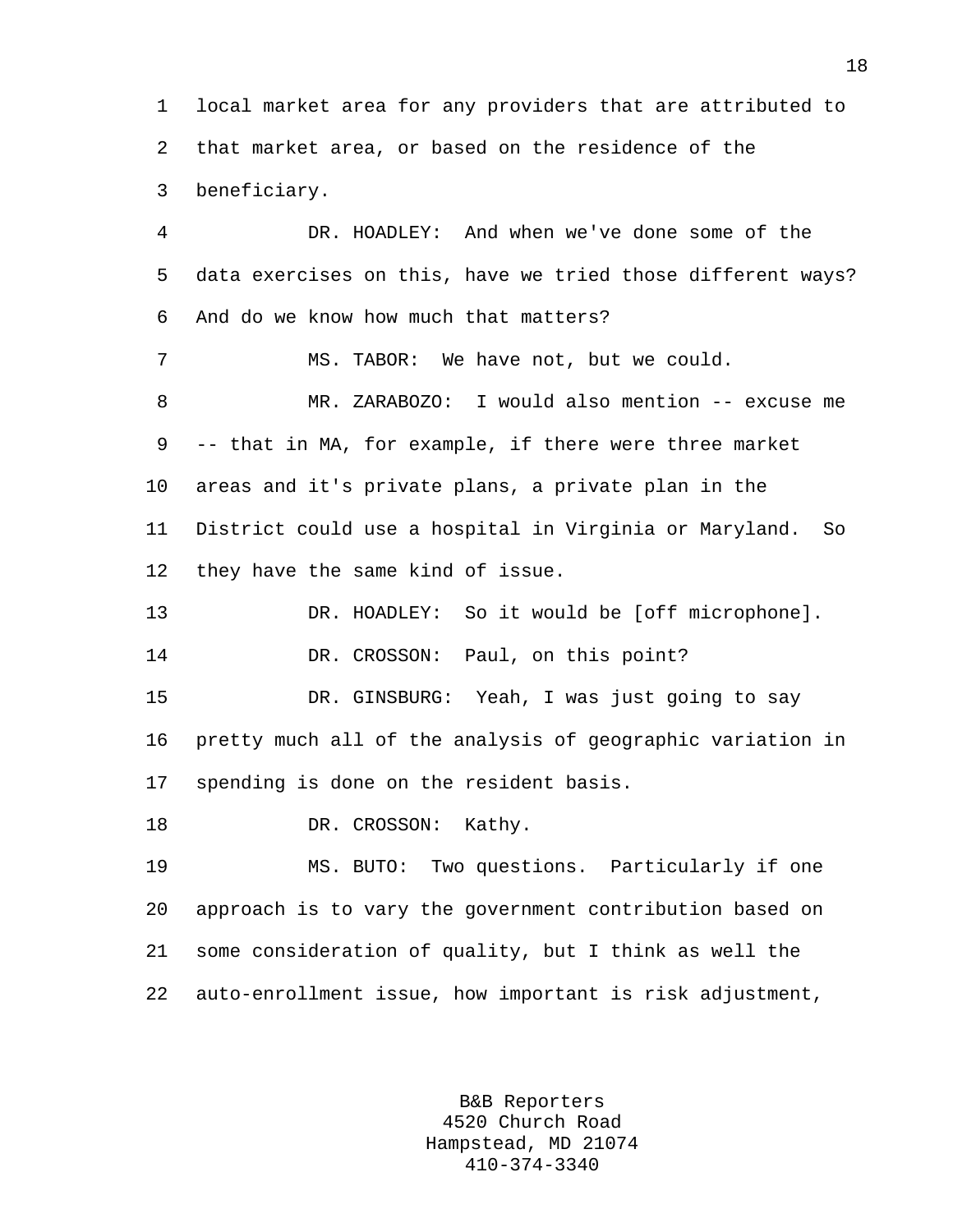local market area for any providers that are attributed to that market area, or based on the residence of the beneficiary.

DR. HOADLEY: And when we've done some of the data exercises on this, have we tried those different ways? And do we know how much that matters?

MS. TABOR: We have not, but we could.

MR. ZARABOZO: I would also mention -- excuse me -- that in MA, for example, if there were three market areas and it's private plans, a private plan in the District could use a hospital in Virginia or Maryland. So they have the same kind of issue.

DR. HOADLEY: So it would be [off microphone].

DR. CROSSON: Paul, on this point?

DR. GINSBURG: Yeah, I was just going to say pretty much all of the analysis of geographic variation in spending is done on the resident basis.

DR. CROSSON: Kathy.

MS. BUTO: Two questions. Particularly if one approach is to vary the government contribution based on some consideration of quality, but I think as well the auto-enrollment issue, how important is risk adjustment,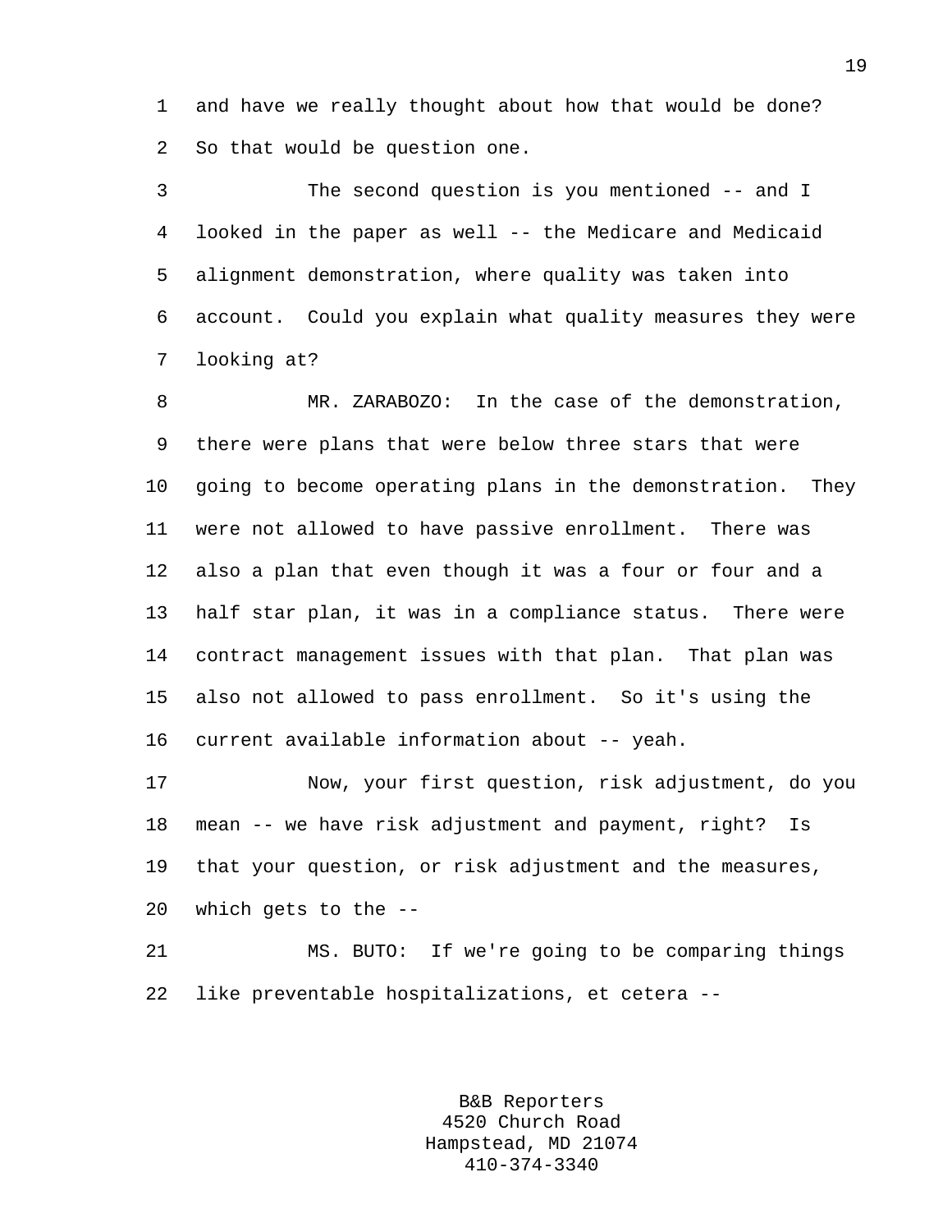and have we really thought about how that would be done? So that would be question one.

The second question is you mentioned -- and I looked in the paper as well -- the Medicare and Medicaid alignment demonstration, where quality was taken into account. Could you explain what quality measures they were looking at?

MR. ZARABOZO: In the case of the demonstration, there were plans that were below three stars that were going to become operating plans in the demonstration. They were not allowed to have passive enrollment. There was also a plan that even though it was a four or four and a half star plan, it was in a compliance status. There were contract management issues with that plan. That plan was also not allowed to pass enrollment. So it's using the current available information about -- yeah.

Now, your first question, risk adjustment, do you mean -- we have risk adjustment and payment, right? Is that your question, or risk adjustment and the measures, which gets to the --

MS. BUTO: If we're going to be comparing things like preventable hospitalizations, et cetera --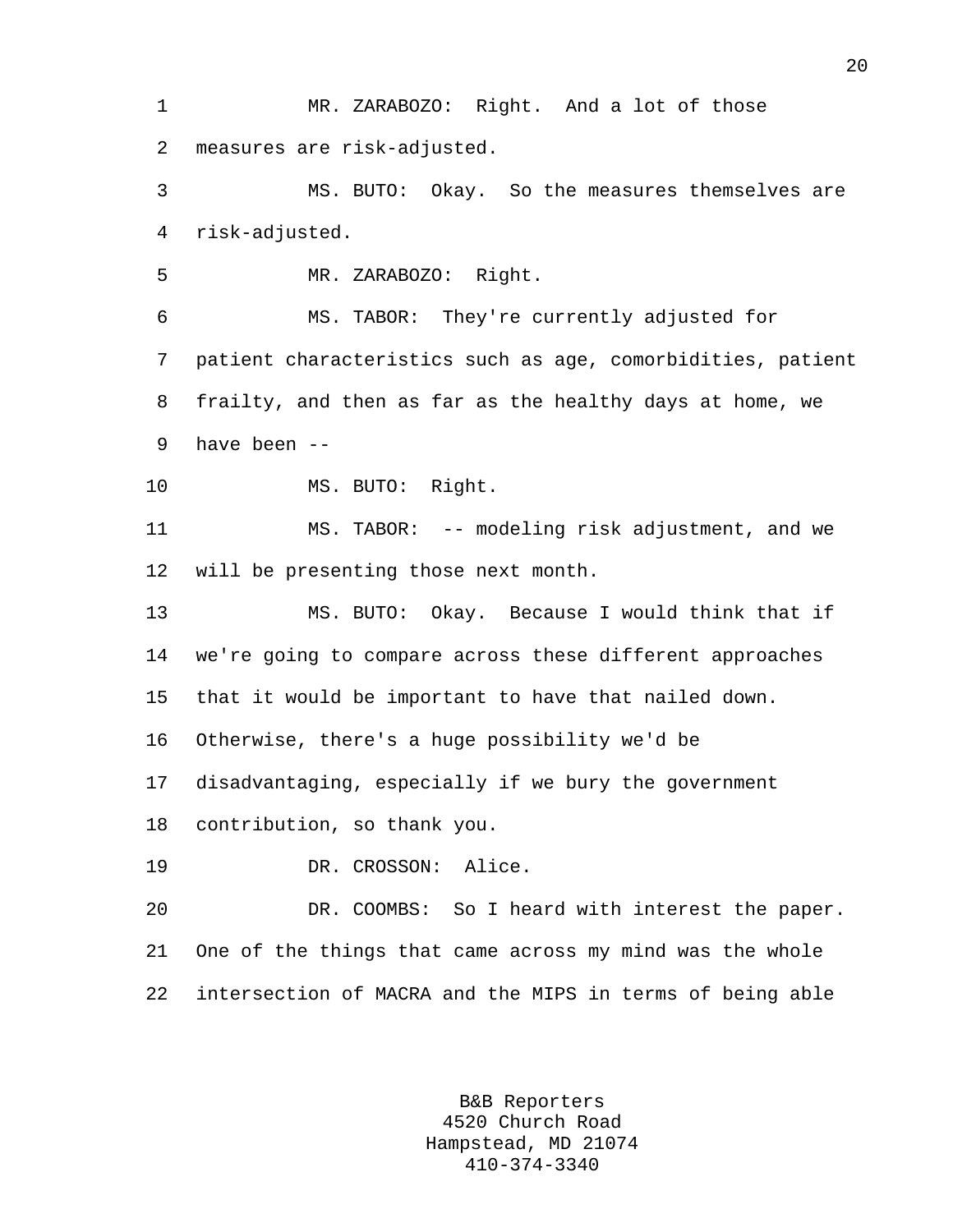MR. ZARABOZO: Right. And a lot of those measures are risk-adjusted.

MS. BUTO: Okay. So the measures themselves are risk-adjusted.

MR. ZARABOZO: Right.

MS. TABOR: They're currently adjusted for patient characteristics such as age, comorbidities, patient frailty, and then as far as the healthy days at home, we have been --

MS. BUTO: Right.

MS. TABOR: -- modeling risk adjustment, and we will be presenting those next month.

MS. BUTO: Okay. Because I would think that if we're going to compare across these different approaches that it would be important to have that nailed down. Otherwise, there's a huge possibility we'd be disadvantaging, especially if we bury the government contribution, so thank you.

DR. CROSSON: Alice.

DR. COOMBS: So I heard with interest the paper. One of the things that came across my mind was the whole intersection of MACRA and the MIPS in terms of being able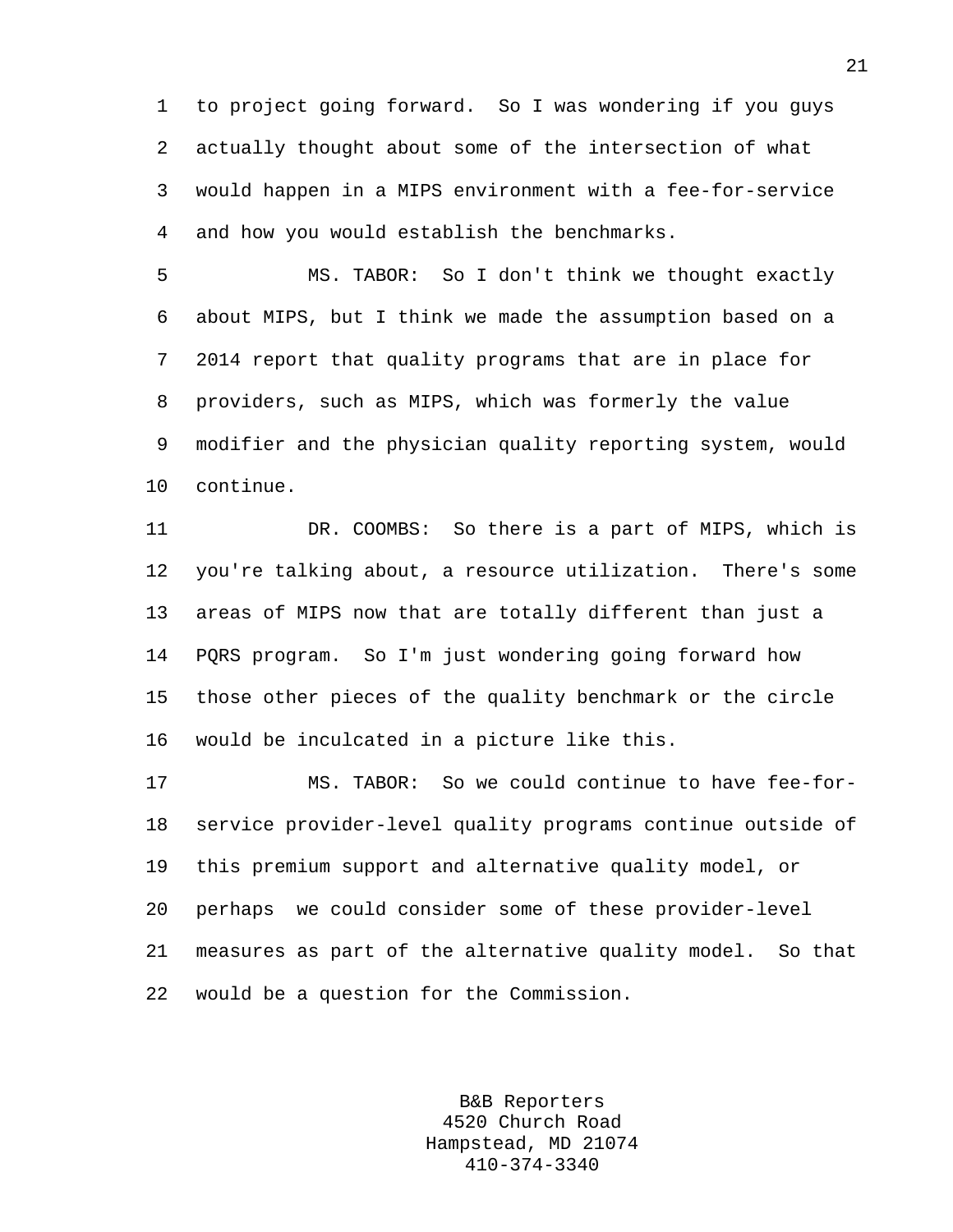to project going forward. So I was wondering if you guys actually thought about some of the intersection of what would happen in a MIPS environment with a fee-for-service and how you would establish the benchmarks.

MS. TABOR: So I don't think we thought exactly about MIPS, but I think we made the assumption based on a 2014 report that quality programs that are in place for providers, such as MIPS, which was formerly the value modifier and the physician quality reporting system, would continue.

DR. COOMBS: So there is a part of MIPS, which is you're talking about, a resource utilization. There's some areas of MIPS now that are totally different than just a PQRS program. So I'm just wondering going forward how those other pieces of the quality benchmark or the circle would be inculcated in a picture like this.

MS. TABOR: So we could continue to have fee-for-service provider-level quality programs continue outside of this premium support and alternative quality model, or perhaps we could consider some of these provider-level measures as part of the alternative quality model. So that would be a question for the Commission.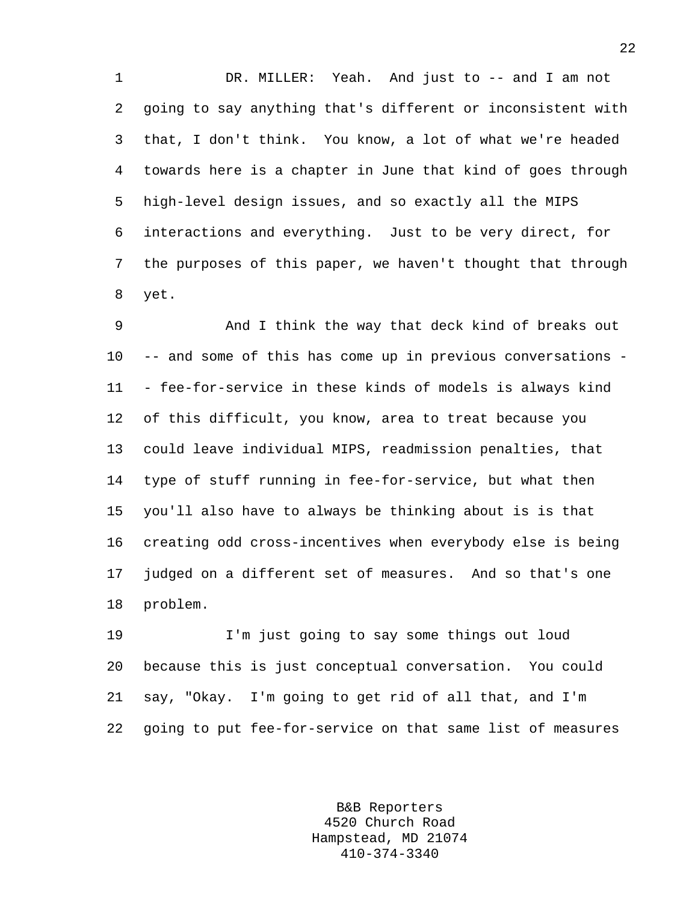DR. MILLER: Yeah. And just to -- and I am not going to say anything that's different or inconsistent with that, I don't think. You know, a lot of what we're headed towards here is a chapter in June that kind of goes through high-level design issues, and so exactly all the MIPS interactions and everything. Just to be very direct, for the purposes of this paper, we haven't thought that through yet.

And I think the way that deck kind of breaks out -- and some of this has come up in previous conversations -- fee-for-service in these kinds of models is always kind of this difficult, you know, area to treat because you could leave individual MIPS, readmission penalties, that type of stuff running in fee-for-service, but what then you'll also have to always be thinking about is is that creating odd cross-incentives when everybody else is being judged on a different set of measures. And so that's one problem.

I'm just going to say some things out loud because this is just conceptual conversation. You could say, "Okay. I'm going to get rid of all that, and I'm going to put fee-for-service on that same list of measures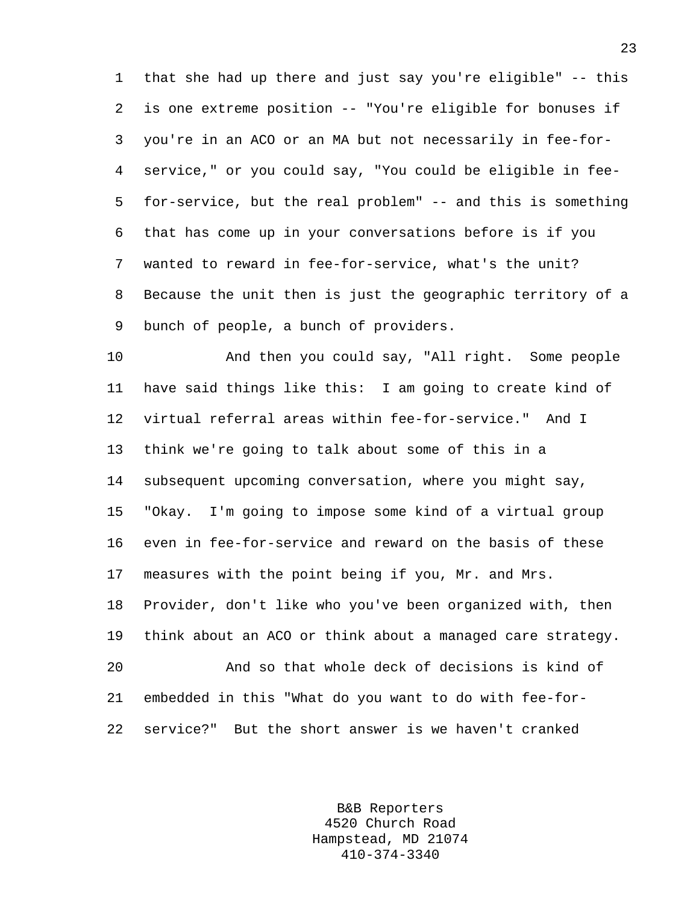that she had up there and just say you're eligible" -- this is one extreme position -- "You're eligible for bonuses if you're in an ACO or an MA but not necessarily in fee-for-service," or you could say, "You could be eligible in fee-for-service, but the real problem" -- and this is something that has come up in your conversations before is if you wanted to reward in fee-for-service, what's the unit? Because the unit then is just the geographic territory of a bunch of people, a bunch of providers.

And then you could say, "All right. Some people have said things like this: I am going to create kind of virtual referral areas within fee-for-service." And I think we're going to talk about some of this in a subsequent upcoming conversation, where you might say, "Okay. I'm going to impose some kind of a virtual group even in fee-for-service and reward on the basis of these measures with the point being if you, Mr. and Mrs. Provider, don't like who you've been organized with, then think about an ACO or think about a managed care strategy.

And so that whole deck of decisions is kind of embedded in this "What do you want to do with fee-for-service?" But the short answer is we haven't cranked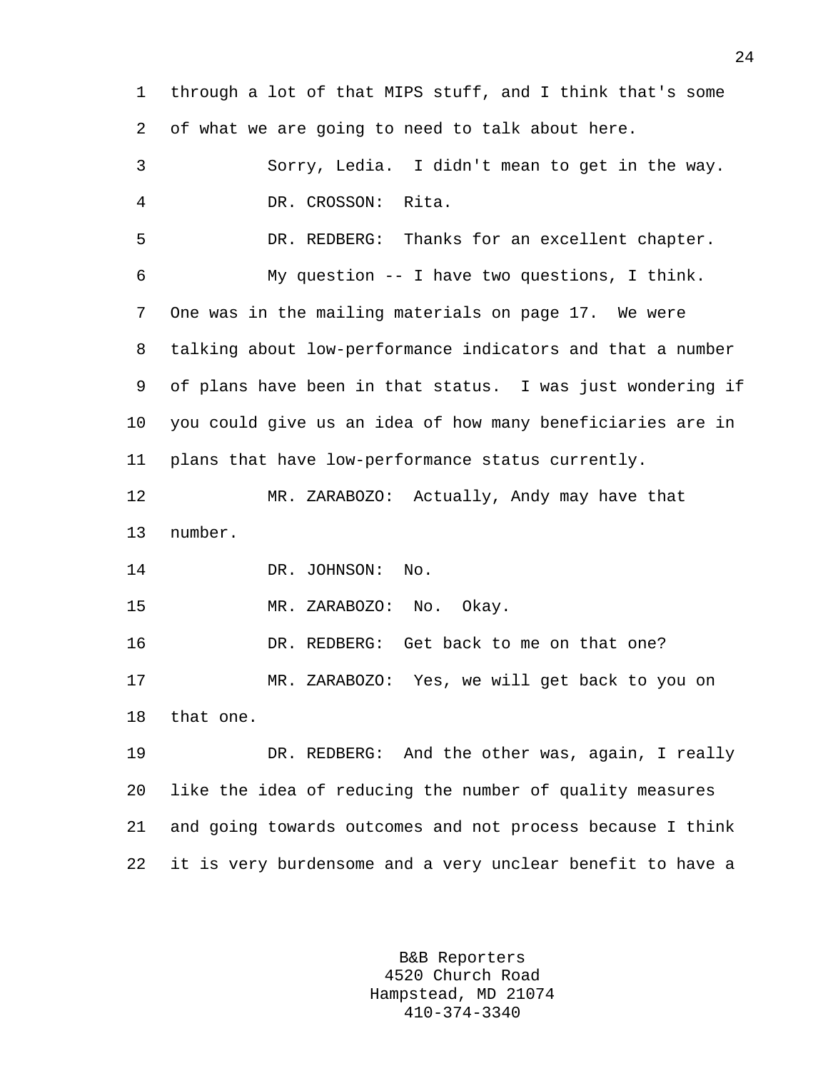through a lot of that MIPS stuff, and I think that's some of what we are going to need to talk about here.

Sorry, Ledia. I didn't mean to get in the way.

DR. CROSSON: Rita.

DR. REDBERG: Thanks for an excellent chapter.

My question -- I have two questions, I think. One was in the mailing materials on page 17. We were talking about low-performance indicators and that a number of plans have been in that status. I was just wondering if you could give us an idea of how many beneficiaries are in plans that have low-performance status currently.

MR. ZARABOZO: Actually, Andy may have that number.

DR. JOHNSON: No.

MR. ZARABOZO: No. Okay.

DR. REDBERG: Get back to me on that one?

MR. ZARABOZO: Yes, we will get back to you on that one.

DR. REDBERG: And the other was, again, I really like the idea of reducing the number of quality measures and going towards outcomes and not process because I think it is very burdensome and a very unclear benefit to have a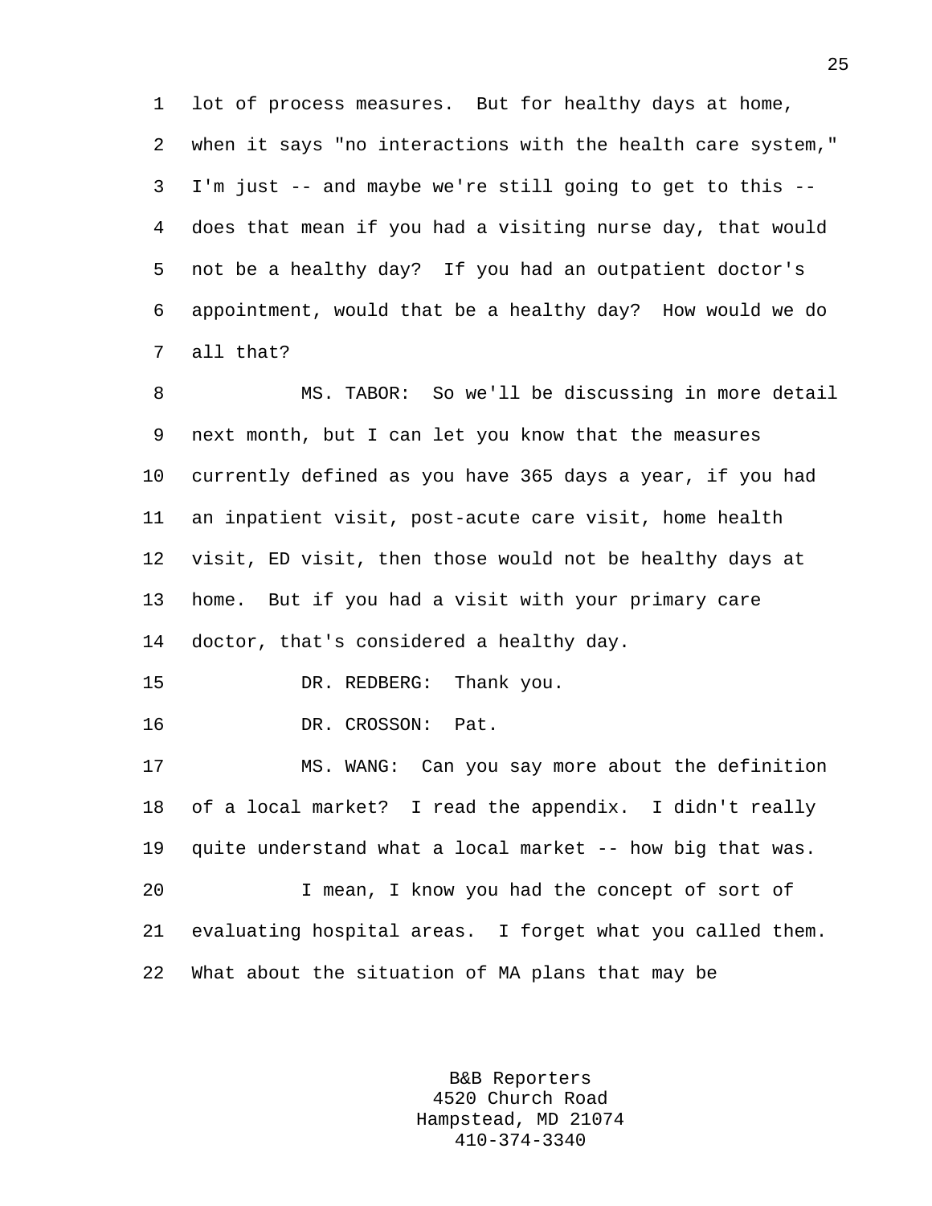lot of process measures. But for healthy days at home, when it says "no interactions with the health care system," I'm just -- and maybe we're still going to get to this -- does that mean if you had a visiting nurse day, that would not be a healthy day? If you had an outpatient doctor's appointment, would that be a healthy day? How would we do all that?

MS. TABOR: So we'll be discussing in more detail next month, but I can let you know that the measures currently defined as you have 365 days a year, if you had an inpatient visit, post-acute care visit, home health visit, ED visit, then those would not be healthy days at home. But if you had a visit with your primary care doctor, that's considered a healthy day.

DR. REDBERG: Thank you.

DR. CROSSON: Pat.

MS. WANG: Can you say more about the definition of a local market? I read the appendix. I didn't really quite understand what a local market -- how big that was.

I mean, I know you had the concept of sort of evaluating hospital areas. I forget what you called them. What about the situation of MA plans that may be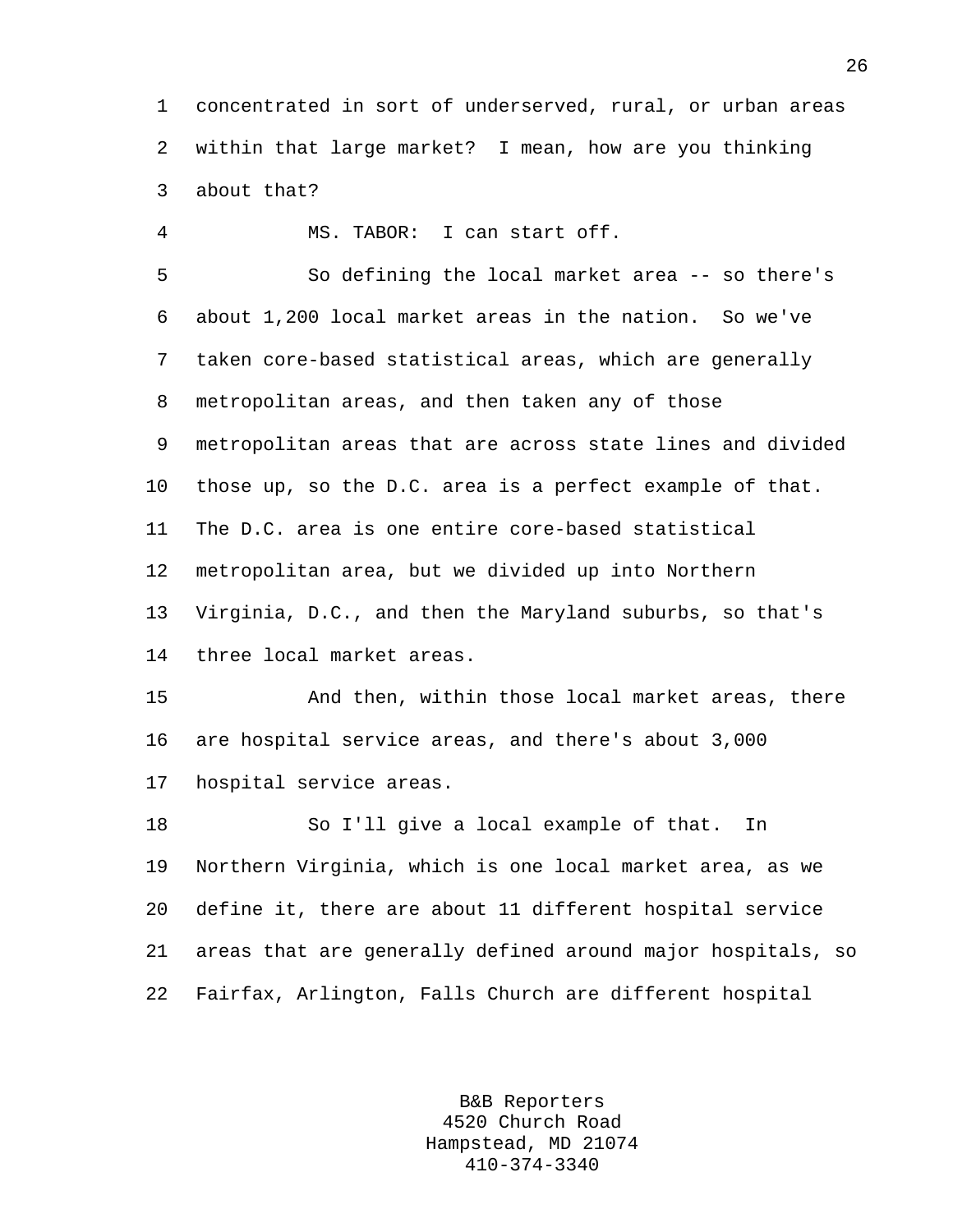concentrated in sort of underserved, rural, or urban areas within that large market? I mean, how are you thinking about that?

MS. TABOR: I can start off.

So defining the local market area -- so there's about 1,200 local market areas in the nation. So we've taken core-based statistical areas, which are generally metropolitan areas, and then taken any of those metropolitan areas that are across state lines and divided those up, so the D.C. area is a perfect example of that. The D.C. area is one entire core-based statistical metropolitan area, but we divided up into Northern Virginia, D.C., and then the Maryland suburbs, so that's three local market areas.

And then, within those local market areas, there are hospital service areas, and there's about 3,000 hospital service areas.

So I'll give a local example of that. In Northern Virginia, which is one local market area, as we define it, there are about 11 different hospital service areas that are generally defined around major hospitals, so Fairfax, Arlington, Falls Church are different hospital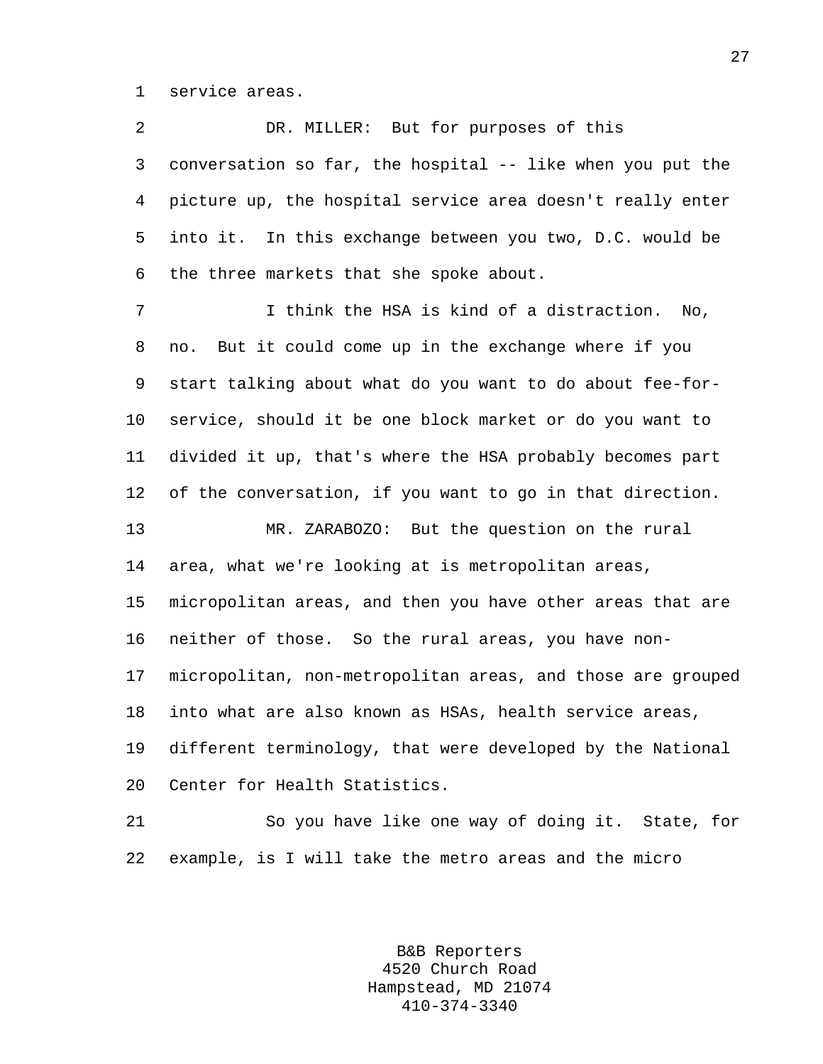service areas.

DR. MILLER: But for purposes of this conversation so far, the hospital -- like when you put the picture up, the hospital service area doesn't really enter into it. In this exchange between you two, D.C. would be the three markets that she spoke about.

I think the HSA is kind of a distraction. No, no. But it could come up in the exchange where if you start talking about what do you want to do about fee-for-service, should it be one block market or do you want to divided it up, that's where the HSA probably becomes part of the conversation, if you want to go in that direction.

MR. ZARABOZO: But the question on the rural area, what we're looking at is metropolitan areas, micropolitan areas, and then you have other areas that are neither of those. So the rural areas, you have non-micropolitan, non-metropolitan areas, and those are grouped into what are also known as HSAs, health service areas, different terminology, that were developed by the National Center for Health Statistics.

So you have like one way of doing it. State, for example, is I will take the metro areas and the micro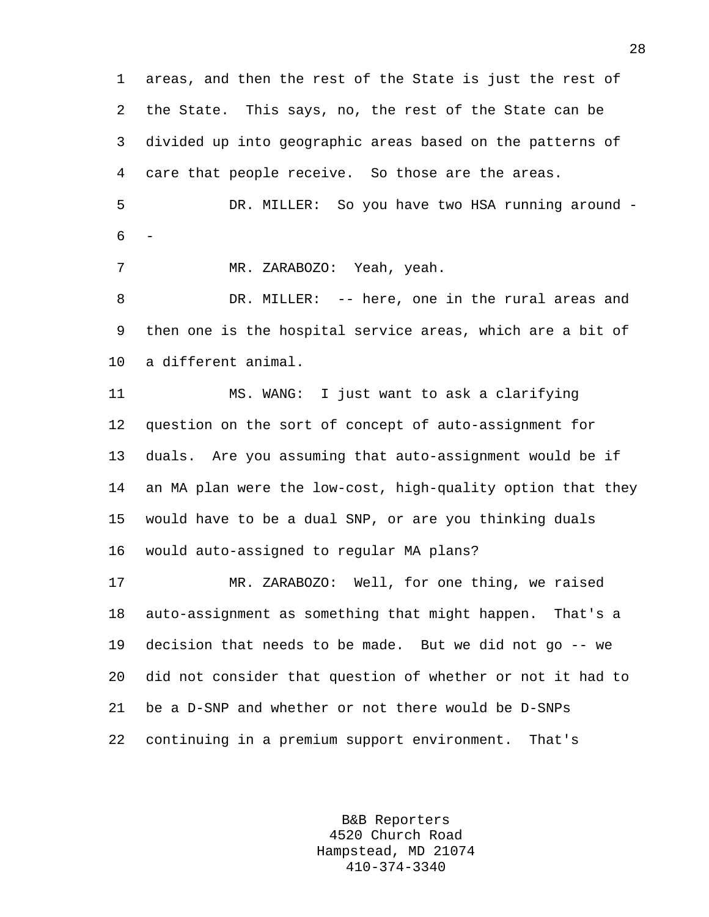areas, and then the rest of the State is just the rest of the State. This says, no, the rest of the State can be divided up into geographic areas based on the patterns of care that people receive. So those are the areas.

DR. MILLER: So you have two HSA running around --

MR. ZARABOZO: Yeah, yeah.

DR. MILLER: -- here, one in the rural areas and then one is the hospital service areas, which are a bit of a different animal.

MS. WANG: I just want to ask a clarifying question on the sort of concept of auto-assignment for duals. Are you assuming that auto-assignment would be if an MA plan were the low-cost, high-quality option that they would have to be a dual SNP, or are you thinking duals would auto-assigned to regular MA plans?

MR. ZARABOZO: Well, for one thing, we raised auto-assignment as something that might happen. That's a decision that needs to be made. But we did not go -- we did not consider that question of whether or not it had to be a D-SNP and whether or not there would be D-SNPs continuing in a premium support environment. That's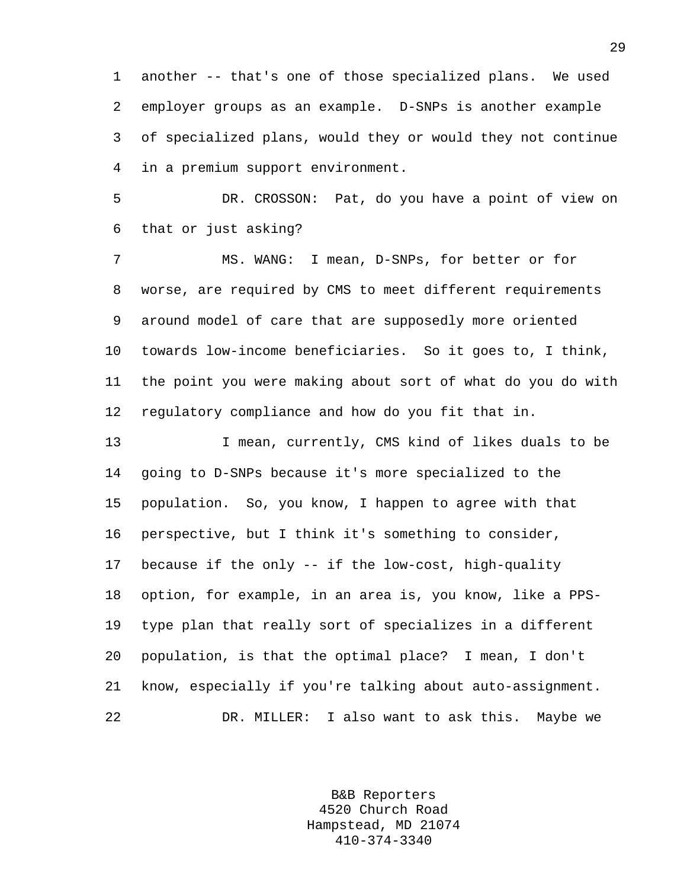another -- that's one of those specialized plans. We used employer groups as an example. D-SNPs is another example of specialized plans, would they or would they not continue in a premium support environment.

DR. CROSSON: Pat, do you have a point of view on that or just asking?

MS. WANG: I mean, D-SNPs, for better or for worse, are required by CMS to meet different requirements around model of care that are supposedly more oriented towards low-income beneficiaries. So it goes to, I think, the point you were making about sort of what do you do with regulatory compliance and how do you fit that in.

I mean, currently, CMS kind of likes duals to be going to D-SNPs because it's more specialized to the population. So, you know, I happen to agree with that perspective, but I think it's something to consider, because if the only -- if the low-cost, high-quality option, for example, in an area is, you know, like a PPS-type plan that really sort of specializes in a different population, is that the optimal place? I mean, I don't know, especially if you're talking about auto-assignment.

DR. MILLER: I also want to ask this. Maybe we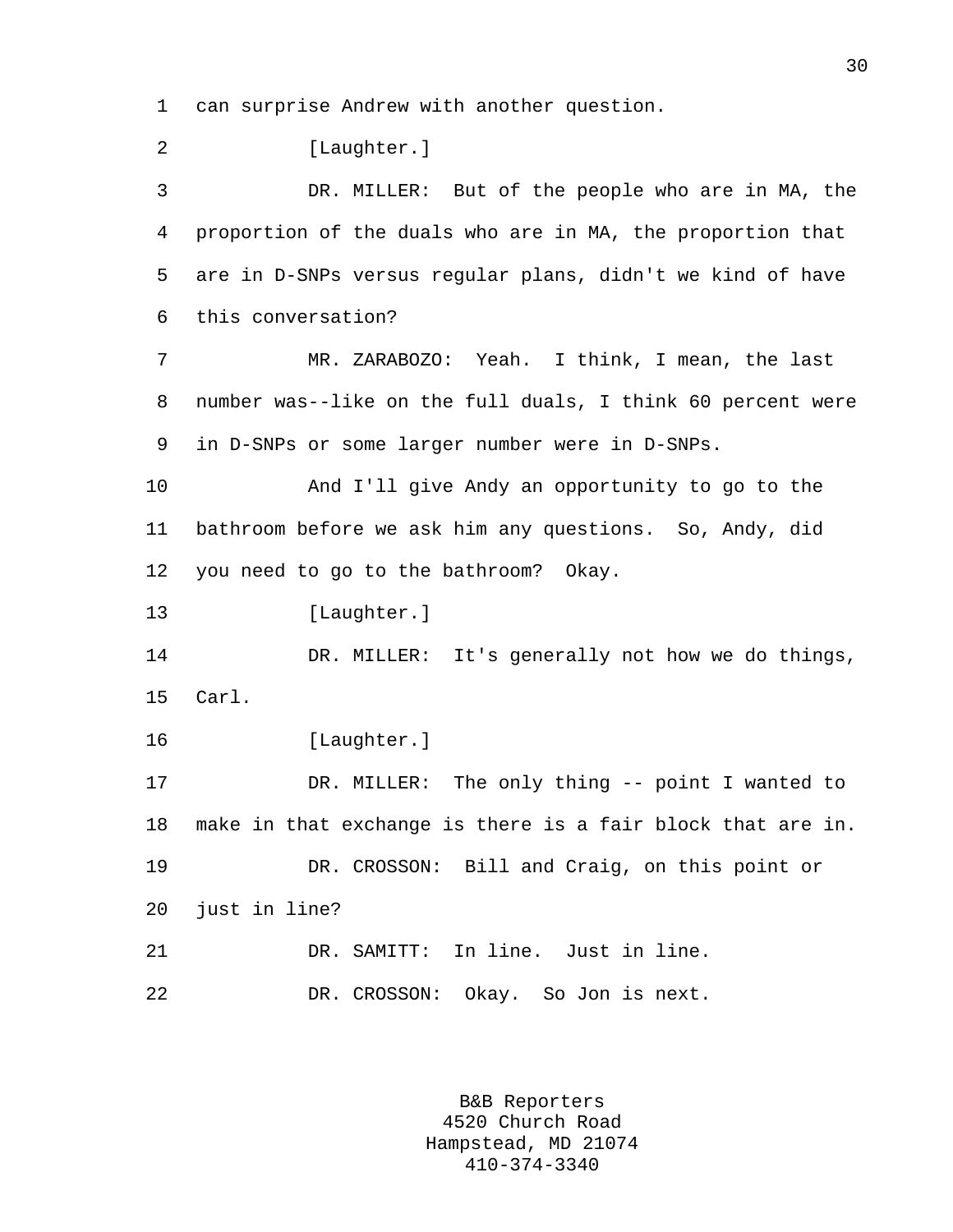can surprise Andrew with another question.

[Laughter.]

DR. MILLER: But of the people who are in MA, the proportion of the duals who are in MA, the proportion that are in D-SNPs versus regular plans, didn't we kind of have this conversation?

MR. ZARABOZO: Yeah. I think, I mean, the last number was--like on the full duals, I think 60 percent were in D-SNPs or some larger number were in D-SNPs.

And I'll give Andy an opportunity to go to the bathroom before we ask him any questions. So, Andy, did you need to go to the bathroom? Okay.

[Laughter.]

DR. MILLER: It's generally not how we do things, Carl.

[Laughter.]

DR. MILLER: The only thing -- point I wanted to make in that exchange is there is a fair block that are in.

DR. CROSSON: Bill and Craig, on this point or just in line?

DR. SAMITT: In line. Just in line.

DR. CROSSON: Okay. So Jon is next.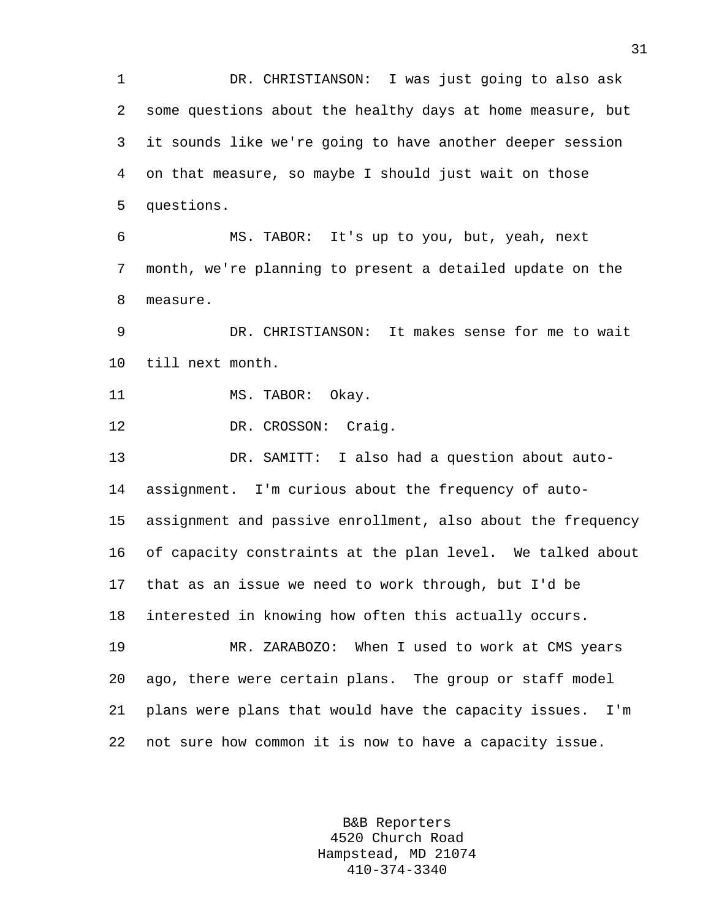DR. CHRISTIANSON: I was just going to also ask some questions about the healthy days at home measure, but it sounds like we're going to have another deeper session on that measure, so maybe I should just wait on those questions.

MS. TABOR: It's up to you, but, yeah, next month, we're planning to present a detailed update on the measure.

DR. CHRISTIANSON: It makes sense for me to wait till next month.

MS. TABOR: Okay.

DR. CROSSON: Craig.

DR. SAMITT: I also had a question about auto-assignment. I'm curious about the frequency of auto-assignment and passive enrollment, also about the frequency of capacity constraints at the plan level. We talked about that as an issue we need to work through, but I'd be interested in knowing how often this actually occurs.

MR. ZARABOZO: When I used to work at CMS years ago, there were certain plans. The group or staff model plans were plans that would have the capacity issues. I'm not sure how common it is now to have a capacity issue.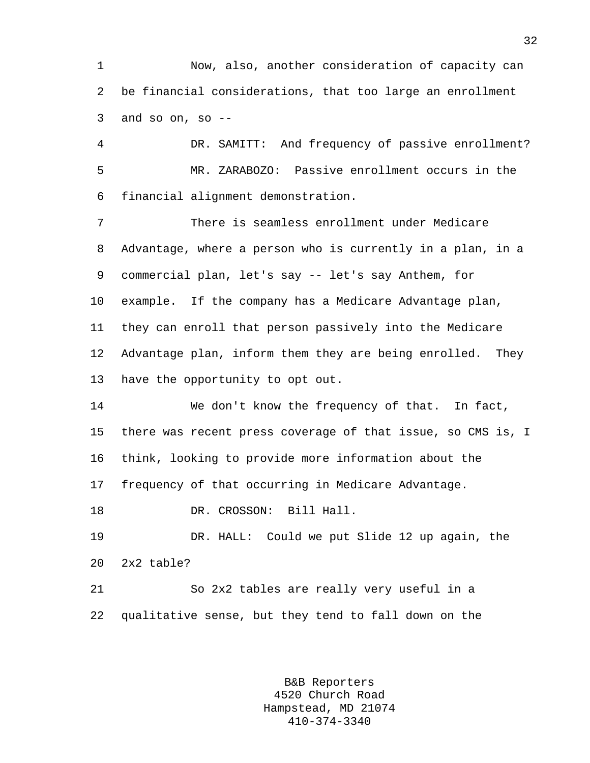Now, also, another consideration of capacity can be financial considerations, that too large an enrollment and so on, so --

DR. SAMITT: And frequency of passive enrollment?

MR. ZARABOZO: Passive enrollment occurs in the financial alignment demonstration.

There is seamless enrollment under Medicare Advantage, where a person who is currently in a plan, in a commercial plan, let's say -- let's say Anthem, for example. If the company has a Medicare Advantage plan, they can enroll that person passively into the Medicare Advantage plan, inform them they are being enrolled. They have the opportunity to opt out.

We don't know the frequency of that. In fact, there was recent press coverage of that issue, so CMS is, I think, looking to provide more information about the frequency of that occurring in Medicare Advantage.

DR. CROSSON: Bill Hall.

DR. HALL: Could we put Slide 12 up again, the 2x2 table?

So 2x2 tables are really very useful in a qualitative sense, but they tend to fall down on the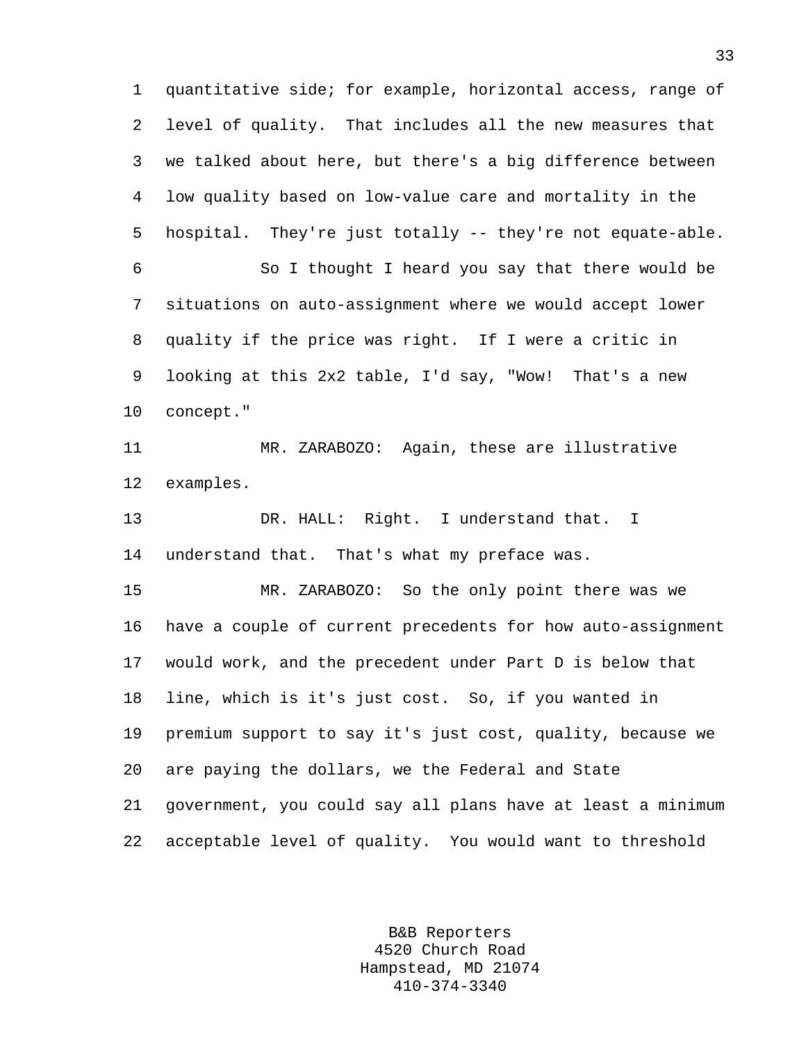quantitative side; for example, horizontal access, range of level of quality. That includes all the new measures that we talked about here, but there's a big difference between low quality based on low-value care and mortality in the hospital. They're just totally -- they're not equate-able.

So I thought I heard you say that there would be situations on auto-assignment where we would accept lower quality if the price was right. If I were a critic in looking at this 2x2 table, I'd say, "Wow! That's a new concept."

MR. ZARABOZO: Again, these are illustrative examples.

DR. HALL: Right. I understand that. I understand that. That's what my preface was.

MR. ZARABOZO: So the only point there was we have a couple of current precedents for how auto-assignment would work, and the precedent under Part D is below that line, which is it's just cost. So, if you wanted in premium support to say it's just cost, quality, because we are paying the dollars, we the Federal and State government, you could say all plans have at least a minimum acceptable level of quality. You would want to threshold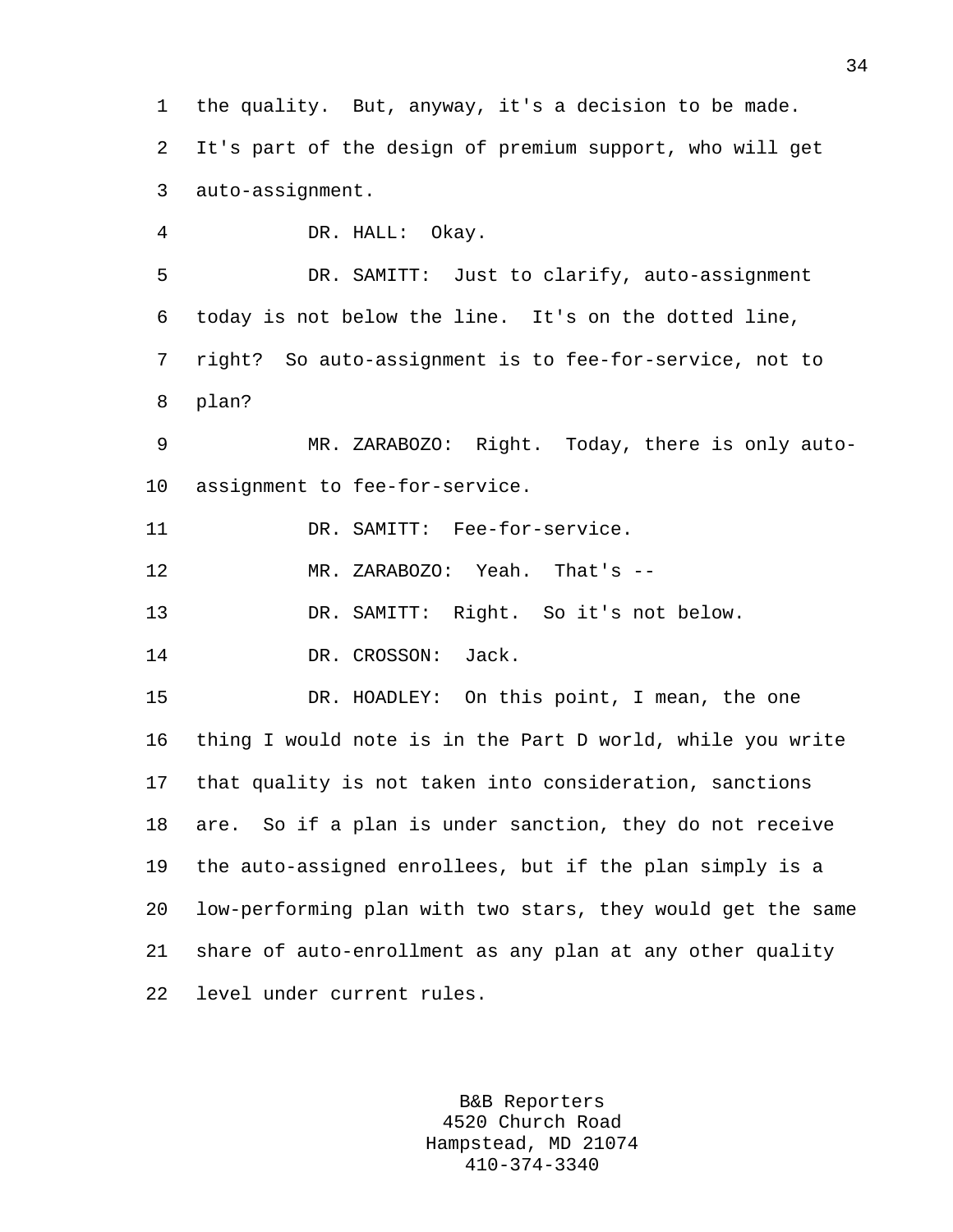the quality. But, anyway, it's a decision to be made. It's part of the design of premium support, who will get auto-assignment.

DR. HALL: Okay.

DR. SAMITT: Just to clarify, auto-assignment today is not below the line. It's on the dotted line, right? So auto-assignment is to fee-for-service, not to plan?

MR. ZARABOZO: Right. Today, there is only auto-assignment to fee-for-service.

DR. SAMITT: Fee-for-service.

MR. ZARABOZO: Yeah. That's --

DR. SAMITT: Right. So it's not below.

DR. CROSSON: Jack.

DR. HOADLEY: On this point, I mean, the one thing I would note is in the Part D world, while you write that quality is not taken into consideration, sanctions are. So if a plan is under sanction, they do not receive the auto-assigned enrollees, but if the plan simply is a low-performing plan with two stars, they would get the same share of auto-enrollment as any plan at any other quality level under current rules.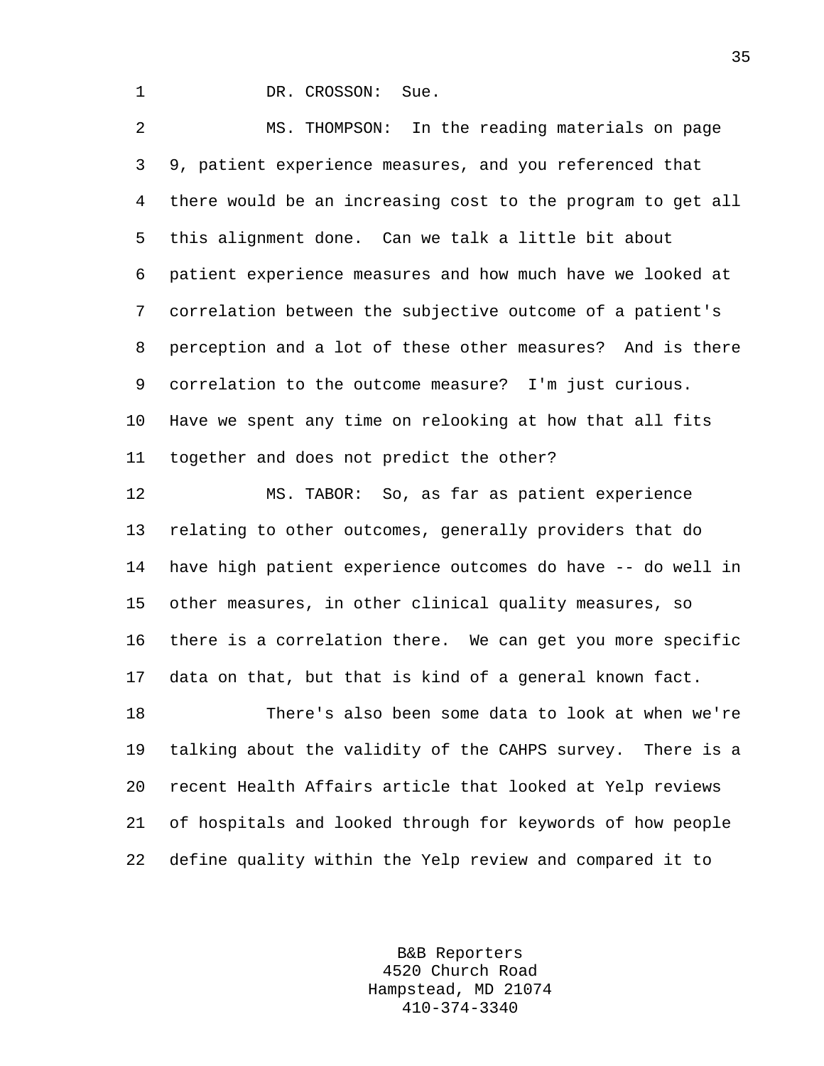DR. CROSSON: Sue.

MS. THOMPSON: In the reading materials on page 9, patient experience measures, and you referenced that there would be an increasing cost to the program to get all this alignment done. Can we talk a little bit about patient experience measures and how much have we looked at correlation between the subjective outcome of a patient's perception and a lot of these other measures? And is there correlation to the outcome measure? I'm just curious. Have we spent any time on relooking at how that all fits together and does not predict the other?

MS. TABOR: So, as far as patient experience relating to other outcomes, generally providers that do have high patient experience outcomes do have -- do well in other measures, in other clinical quality measures, so there is a correlation there. We can get you more specific data on that, but that is kind of a general known fact.

There's also been some data to look at when we're talking about the validity of the CAHPS survey. There is a recent Health Affairs article that looked at Yelp reviews of hospitals and looked through for keywords of how people define quality within the Yelp review and compared it to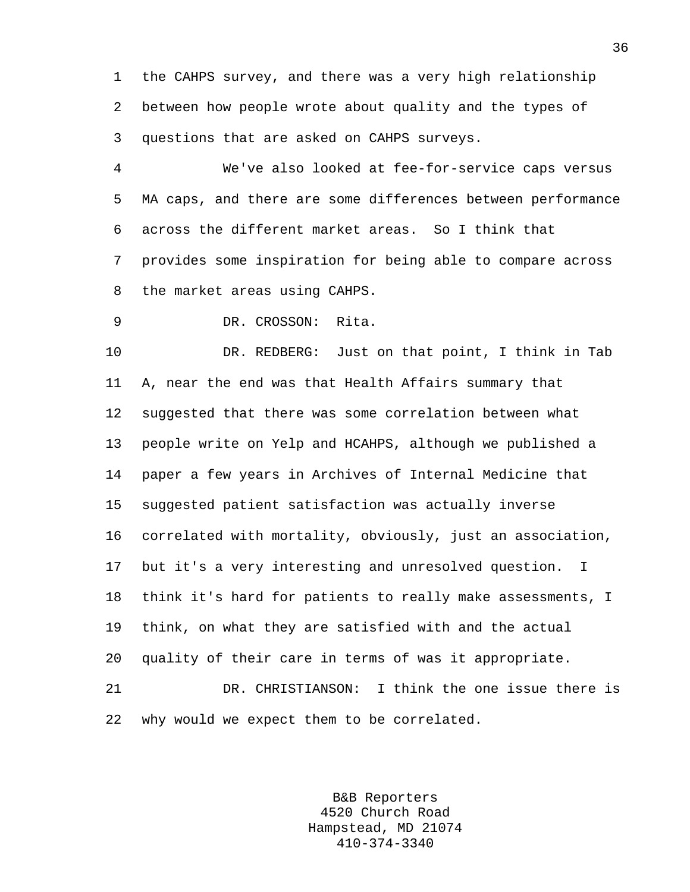1 the CAHPS survey, and there was a very high relationship
2 between how people wrote about quality and the types of
3 questions that are asked on CAHPS surveys.

4 We've also looked at fee-for-service caps versus
5 MA caps, and there are some differences between performance
6 across the different market areas. So I think that
7 provides some inspiration for being able to compare across
8 the market areas using CAHPS.

9 DR. CROSSON: Rita.

10 DR. REDBERG: Just on that point, I think in Tab
11 A, near the end was that Health Affairs summary that
12 suggested that there was some correlation between what
13 people write on Yelp and HCAHPS, although we published a
14 paper a few years in Archives of Internal Medicine that
15 suggested patient satisfaction was actually inverse
16 correlated with mortality, obviously, just an association,
17 but it's a very interesting and unresolved question. I
18 think it's hard for patients to really make assessments, I
19 think, on what they are satisfied with and the actual
20 quality of their care in terms of was it appropriate.

21 DR. CHRISTIANSON: I think the one issue there is
22 why would we expect them to be correlated.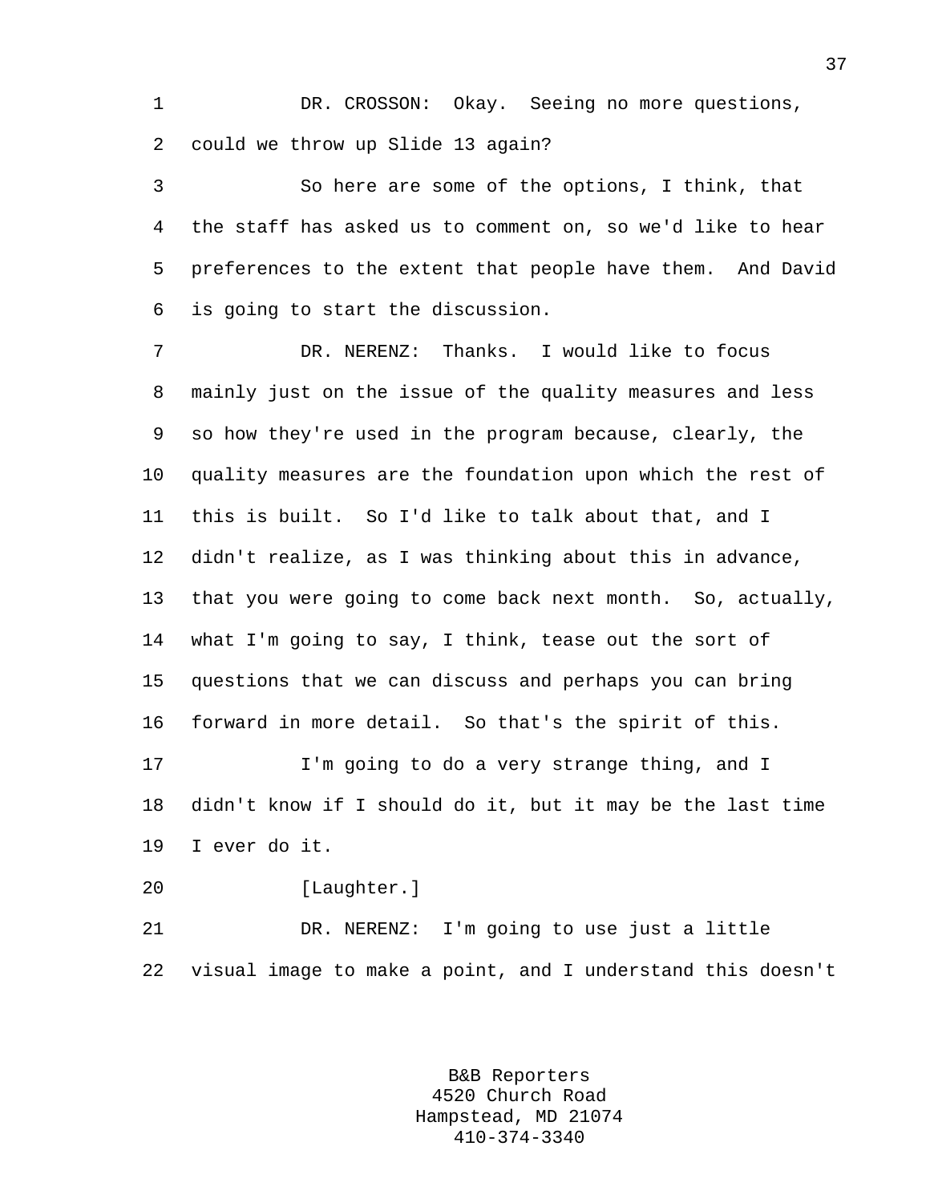DR. CROSSON: Okay. Seeing no more questions, could we throw up Slide 13 again?

So here are some of the options, I think, that the staff has asked us to comment on, so we'd like to hear preferences to the extent that people have them. And David is going to start the discussion.

DR. NERENZ: Thanks. I would like to focus mainly just on the issue of the quality measures and less so how they're used in the program because, clearly, the quality measures are the foundation upon which the rest of this is built. So I'd like to talk about that, and I didn't realize, as I was thinking about this in advance, that you were going to come back next month. So, actually, what I'm going to say, I think, tease out the sort of questions that we can discuss and perhaps you can bring forward in more detail. So that's the spirit of this.

I'm going to do a very strange thing, and I didn't know if I should do it, but it may be the last time I ever do it.

[Laughter.]

DR. NERENZ: I'm going to use just a little visual image to make a point, and I understand this doesn't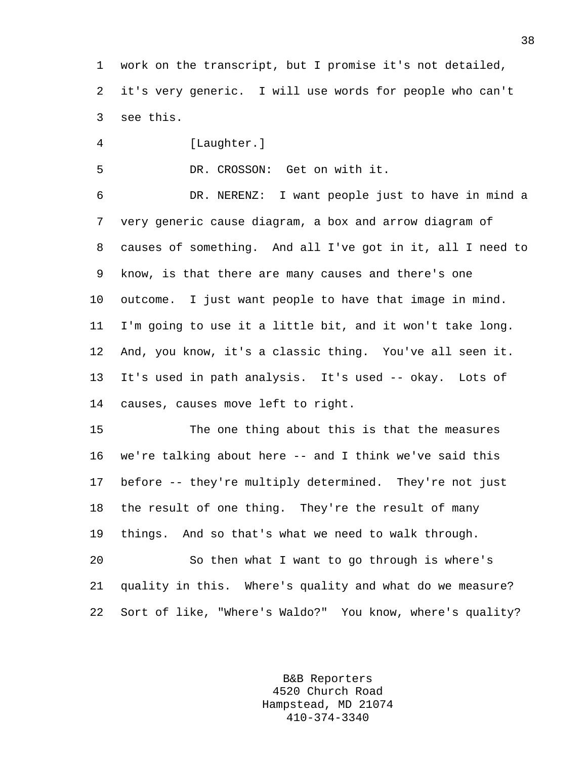work on the transcript, but I promise it's not detailed, it's very generic. I will use words for people who can't see this.

[Laughter.]

DR. CROSSON: Get on with it.

DR. NERENZ: I want people just to have in mind a very generic cause diagram, a box and arrow diagram of causes of something. And all I've got in it, all I need to know, is that there are many causes and there's one outcome. I just want people to have that image in mind. I'm going to use it a little bit, and it won't take long. And, you know, it's a classic thing. You've all seen it. It's used in path analysis. It's used -- okay. Lots of causes, causes move left to right.

The one thing about this is that the measures we're talking about here -- and I think we've said this before -- they're multiply determined. They're not just the result of one thing. They're the result of many things. And so that's what we need to walk through.

So then what I want to go through is where's quality in this. Where's quality and what do we measure? Sort of like, "Where's Waldo?" You know, where's quality?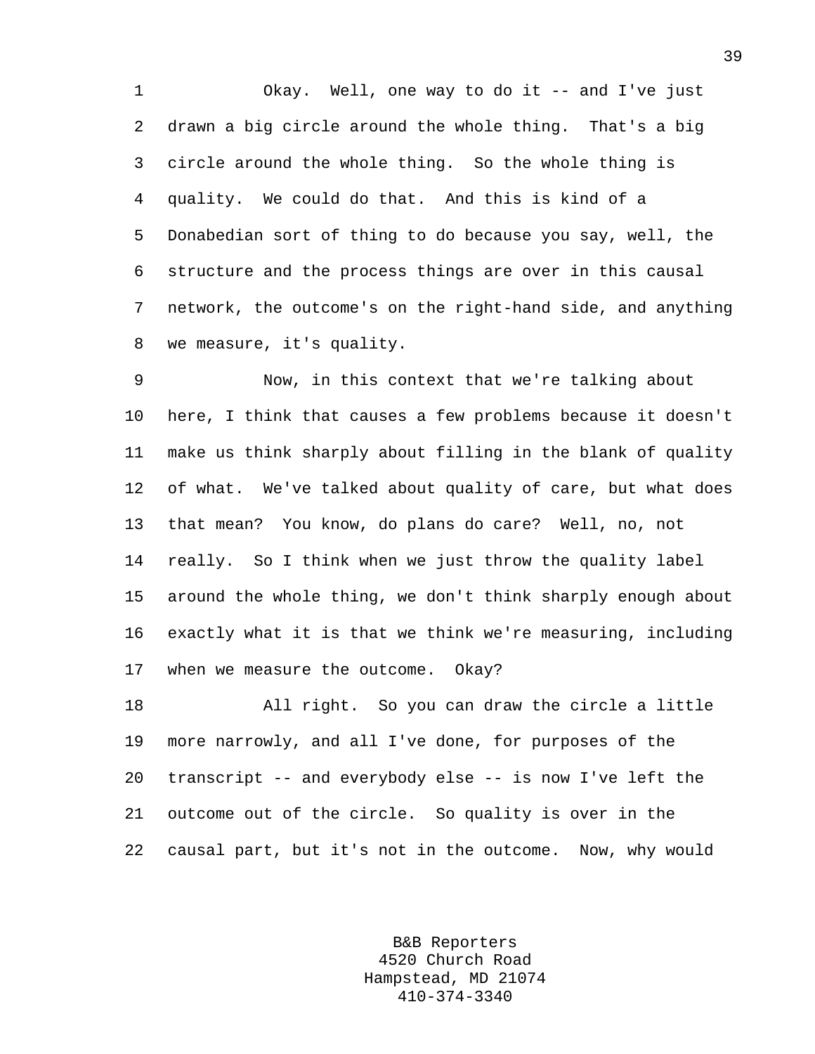Okay. Well, one way to do it -- and I've just drawn a big circle around the whole thing. That's a big circle around the whole thing. So the whole thing is quality. We could do that. And this is kind of a Donabedian sort of thing to do because you say, well, the structure and the process things are over in this causal network, the outcome's on the right-hand side, and anything we measure, it's quality.

Now, in this context that we're talking about here, I think that causes a few problems because it doesn't make us think sharply about filling in the blank of quality of what. We've talked about quality of care, but what does that mean? You know, do plans do care? Well, no, not really. So I think when we just throw the quality label around the whole thing, we don't think sharply enough about exactly what it is that we think we're measuring, including when we measure the outcome. Okay?

All right. So you can draw the circle a little more narrowly, and all I've done, for purposes of the transcript -- and everybody else -- is now I've left the outcome out of the circle. So quality is over in the causal part, but it's not in the outcome. Now, why would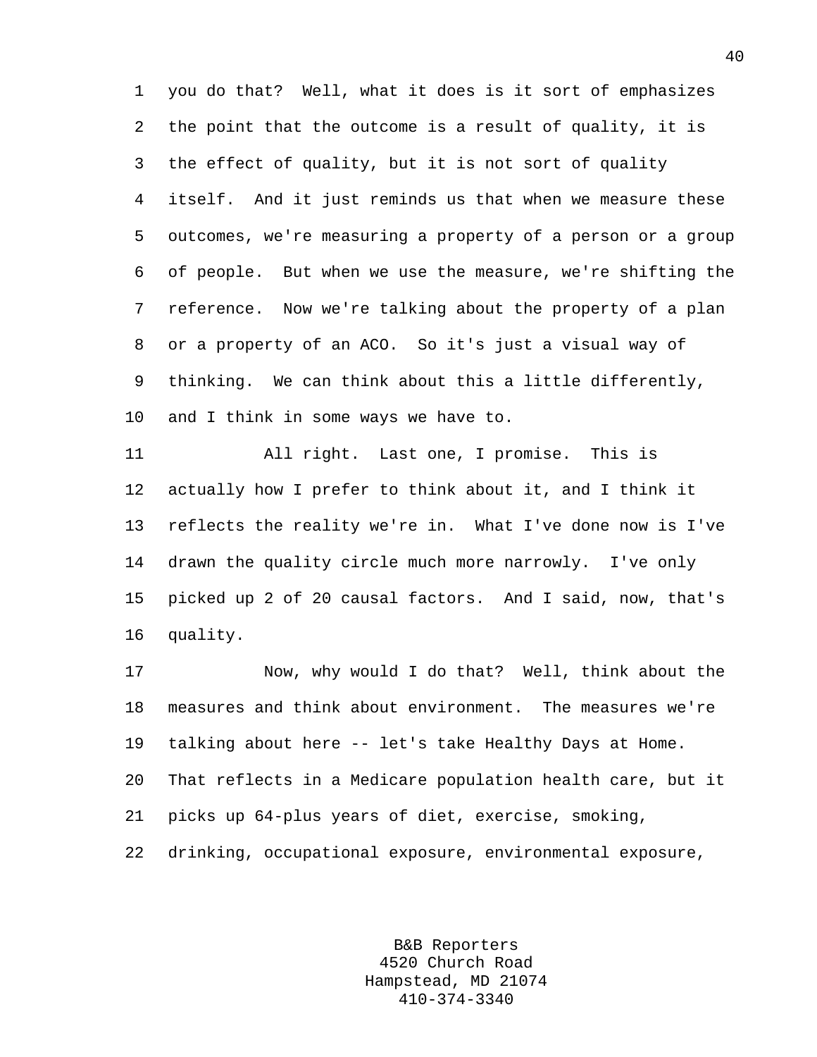you do that? Well, what it does is it sort of emphasizes the point that the outcome is a result of quality, it is the effect of quality, but it is not sort of quality itself. And it just reminds us that when we measure these outcomes, we're measuring a property of a person or a group of people. But when we use the measure, we're shifting the reference. Now we're talking about the property of a plan or a property of an ACO. So it's just a visual way of thinking. We can think about this a little differently, and I think in some ways we have to.

All right. Last one, I promise. This is actually how I prefer to think about it, and I think it reflects the reality we're in. What I've done now is I've drawn the quality circle much more narrowly. I've only picked up 2 of 20 causal factors. And I said, now, that's quality.

Now, why would I do that? Well, think about the measures and think about environment. The measures we're talking about here -- let's take Healthy Days at Home. That reflects in a Medicare population health care, but it picks up 64-plus years of diet, exercise, smoking, drinking, occupational exposure, environmental exposure,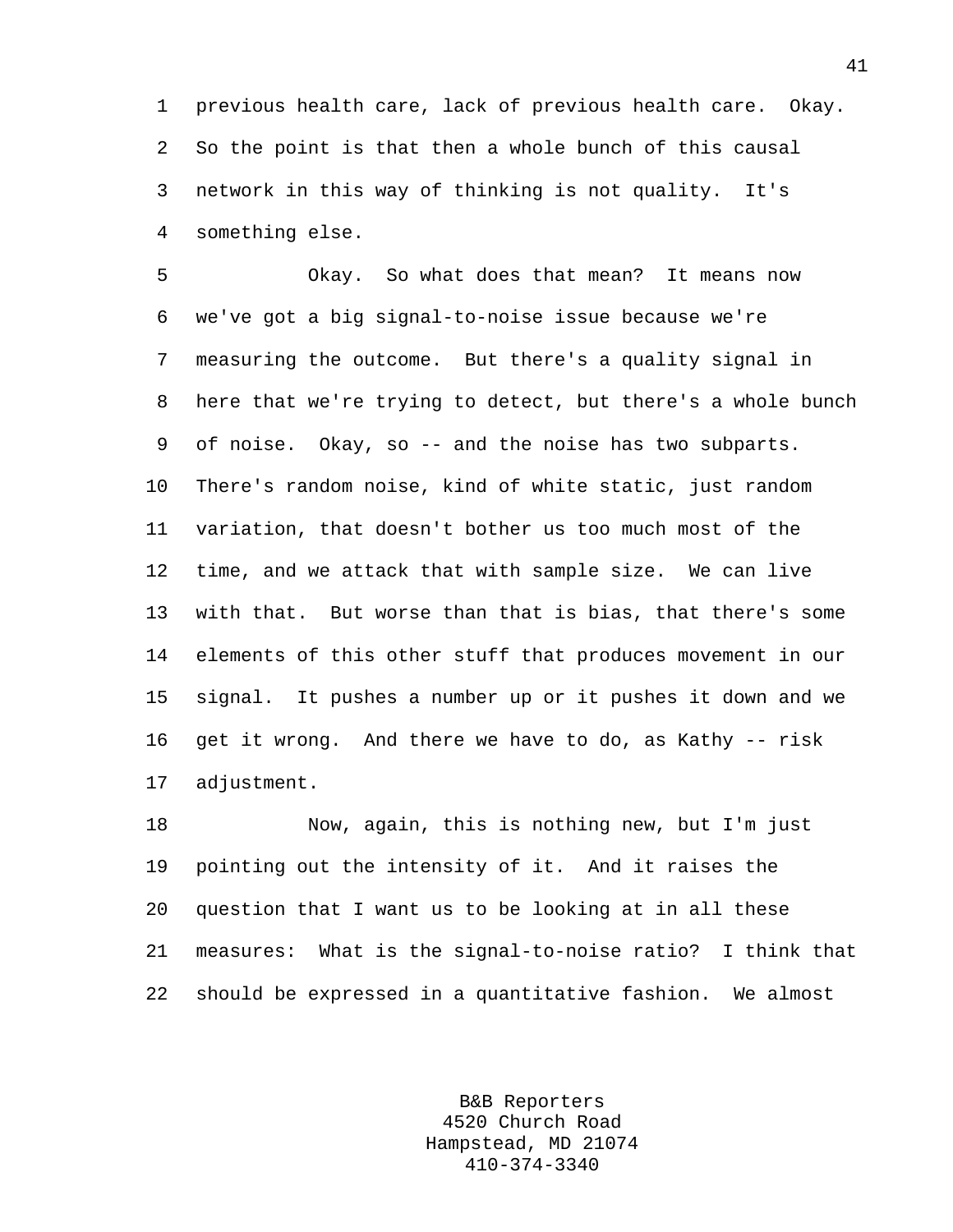previous health care, lack of previous health care. Okay. So the point is that then a whole bunch of this causal network in this way of thinking is not quality. It's something else.

Okay. So what does that mean? It means now we've got a big signal-to-noise issue because we're measuring the outcome. But there's a quality signal in here that we're trying to detect, but there's a whole bunch of noise. Okay, so -- and the noise has two subparts. There's random noise, kind of white static, just random variation, that doesn't bother us too much most of the time, and we attack that with sample size. We can live with that. But worse than that is bias, that there's some elements of this other stuff that produces movement in our signal. It pushes a number up or it pushes it down and we get it wrong. And there we have to do, as Kathy -- risk adjustment.

Now, again, this is nothing new, but I'm just pointing out the intensity of it. And it raises the question that I want us to be looking at in all these measures: What is the signal-to-noise ratio? I think that should be expressed in a quantitative fashion. We almost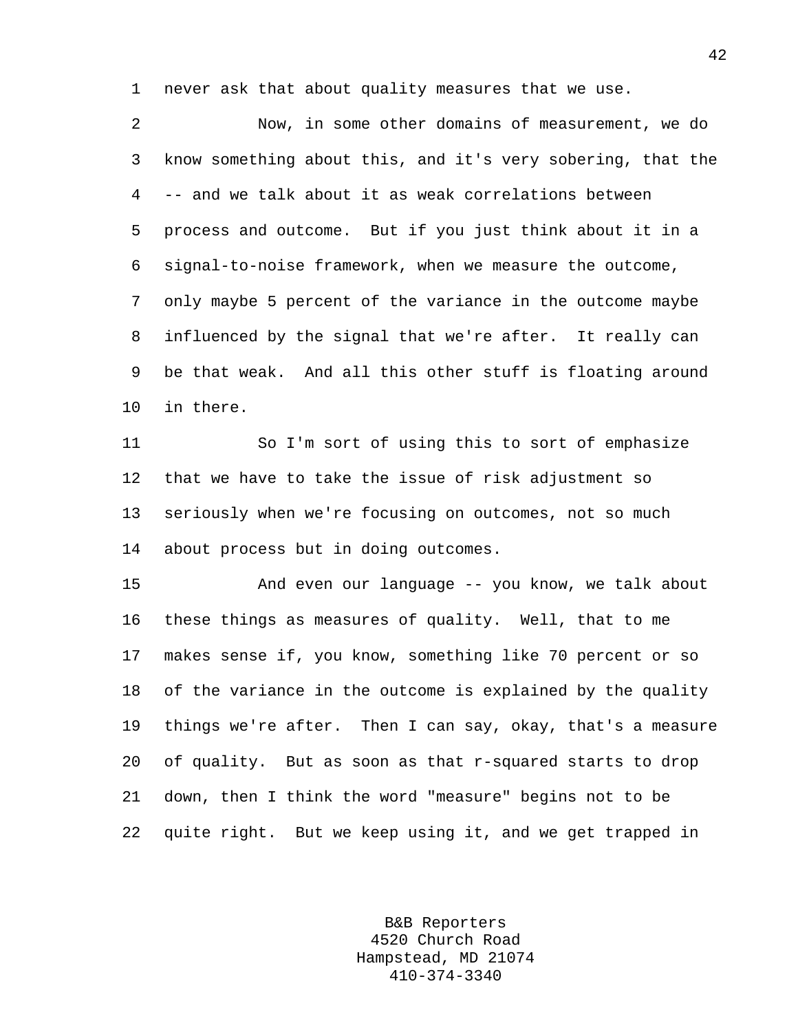never ask that about quality measures that we use.

Now, in some other domains of measurement, we do know something about this, and it's very sobering, that the -- and we talk about it as weak correlations between process and outcome. But if you just think about it in a signal-to-noise framework, when we measure the outcome, only maybe 5 percent of the variance in the outcome maybe influenced by the signal that we're after. It really can be that weak. And all this other stuff is floating around in there.

So I'm sort of using this to sort of emphasize that we have to take the issue of risk adjustment so seriously when we're focusing on outcomes, not so much about process but in doing outcomes.

And even our language -- you know, we talk about these things as measures of quality. Well, that to me makes sense if, you know, something like 70 percent or so of the variance in the outcome is explained by the quality things we're after. Then I can say, okay, that's a measure of quality. But as soon as that r-squared starts to drop down, then I think the word "measure" begins not to be quite right. But we keep using it, and we get trapped in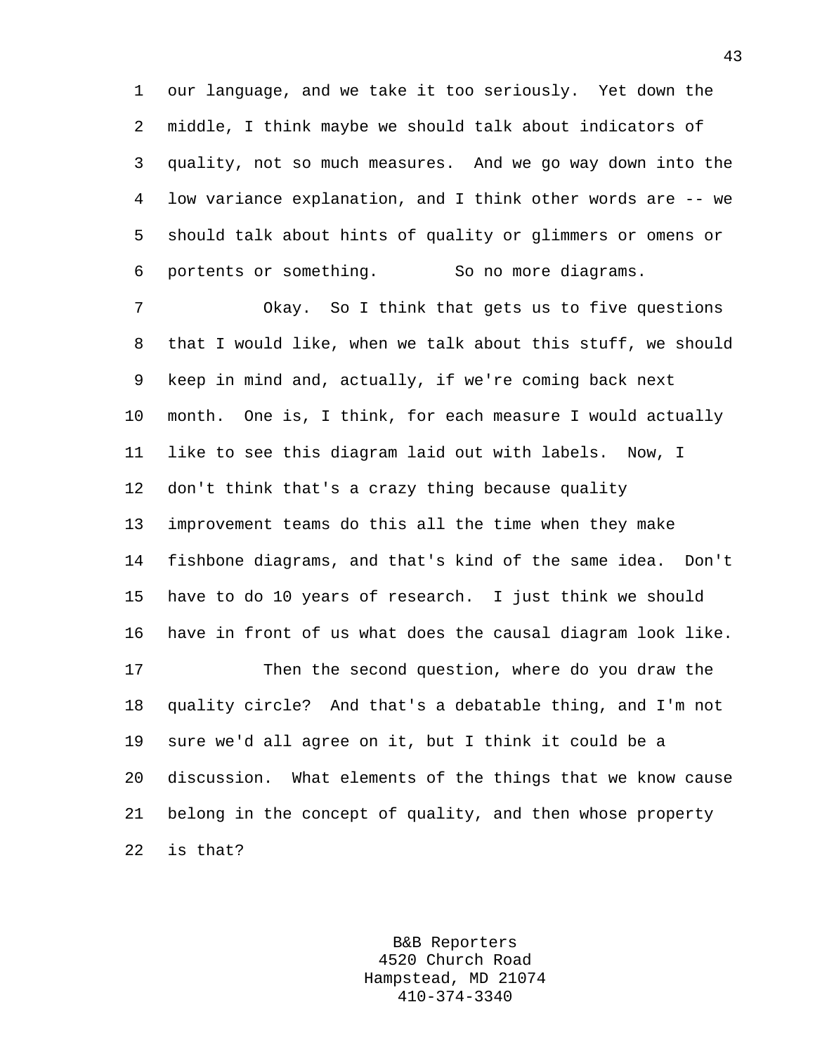our language, and we take it too seriously. Yet down the middle, I think maybe we should talk about indicators of quality, not so much measures. And we go way down into the low variance explanation, and I think other words are -- we should talk about hints of quality or glimmers or omens or portents or something. So no more diagrams.

Okay. So I think that gets us to five questions that I would like, when we talk about this stuff, we should keep in mind and, actually, if we're coming back next month. One is, I think, for each measure I would actually like to see this diagram laid out with labels. Now, I don't think that's a crazy thing because quality improvement teams do this all the time when they make fishbone diagrams, and that's kind of the same idea. Don't have to do 10 years of research. I just think we should have in front of us what does the causal diagram look like.

Then the second question, where do you draw the quality circle? And that's a debatable thing, and I'm not sure we'd all agree on it, but I think it could be a discussion. What elements of the things that we know cause belong in the concept of quality, and then whose property is that?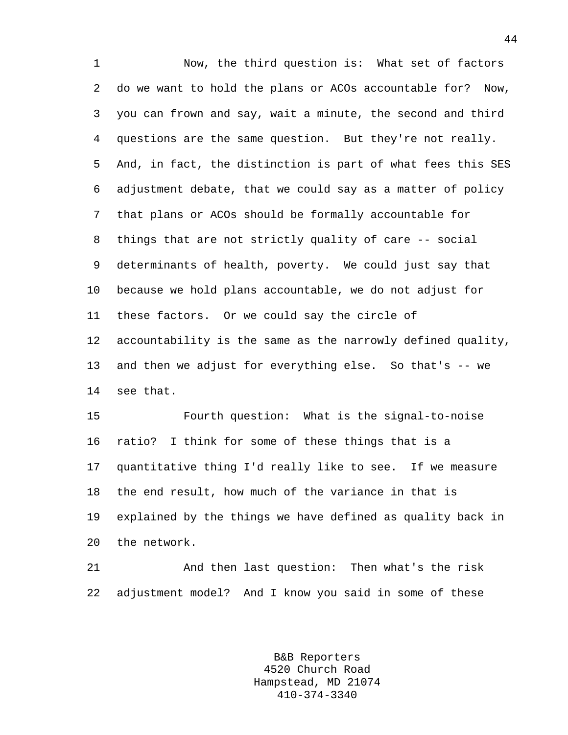Now, the third question is: What set of factors do we want to hold the plans or ACOs accountable for? Now, you can frown and say, wait a minute, the second and third questions are the same question. But they're not really. And, in fact, the distinction is part of what fees this SES adjustment debate, that we could say as a matter of policy that plans or ACOs should be formally accountable for things that are not strictly quality of care -- social determinants of health, poverty. We could just say that because we hold plans accountable, we do not adjust for these factors. Or we could say the circle of accountability is the same as the narrowly defined quality, and then we adjust for everything else. So that's -- we see that.

Fourth question: What is the signal-to-noise ratio? I think for some of these things that is a quantitative thing I'd really like to see. If we measure the end result, how much of the variance in that is explained by the things we have defined as quality back in the network.

And then last question: Then what's the risk adjustment model? And I know you said in some of these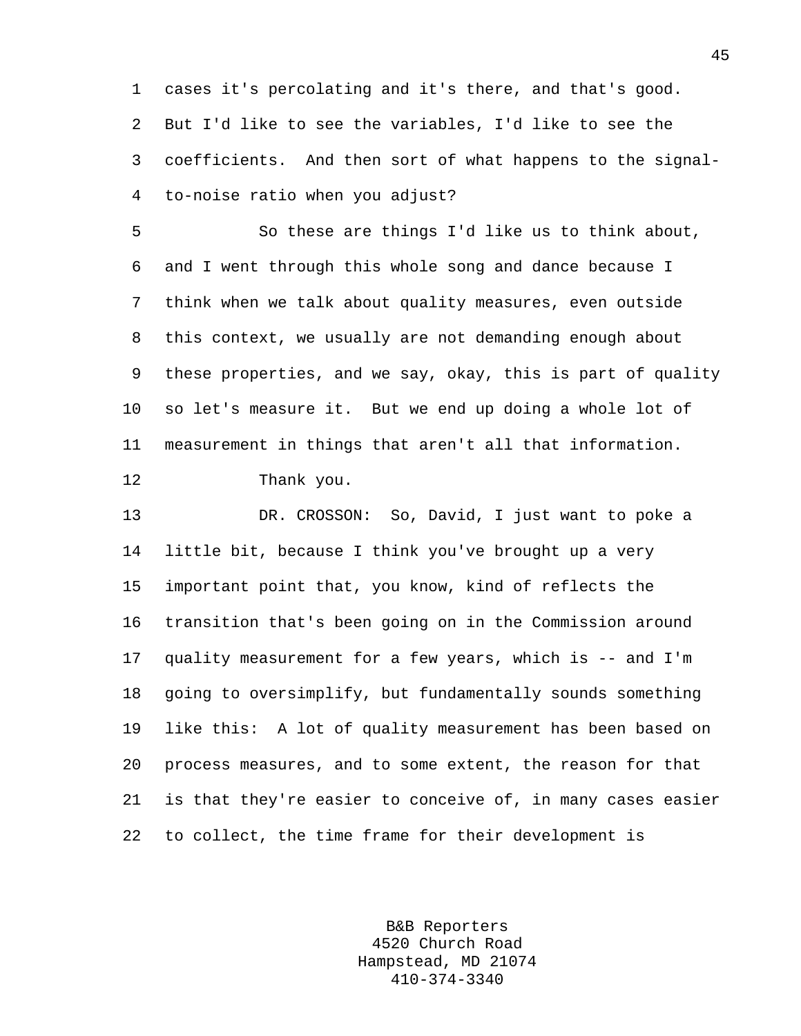cases it's percolating and it's there, and that's good. But I'd like to see the variables, I'd like to see the coefficients. And then sort of what happens to the signal-to-noise ratio when you adjust?

So these are things I'd like us to think about, and I went through this whole song and dance because I think when we talk about quality measures, even outside this context, we usually are not demanding enough about these properties, and we say, okay, this is part of quality so let's measure it. But we end up doing a whole lot of measurement in things that aren't all that information.

Thank you.

DR. CROSSON: So, David, I just want to poke a little bit, because I think you've brought up a very important point that, you know, kind of reflects the transition that's been going on in the Commission around quality measurement for a few years, which is -- and I'm going to oversimplify, but fundamentally sounds something like this: A lot of quality measurement has been based on process measures, and to some extent, the reason for that is that they're easier to conceive of, in many cases easier to collect, the time frame for their development is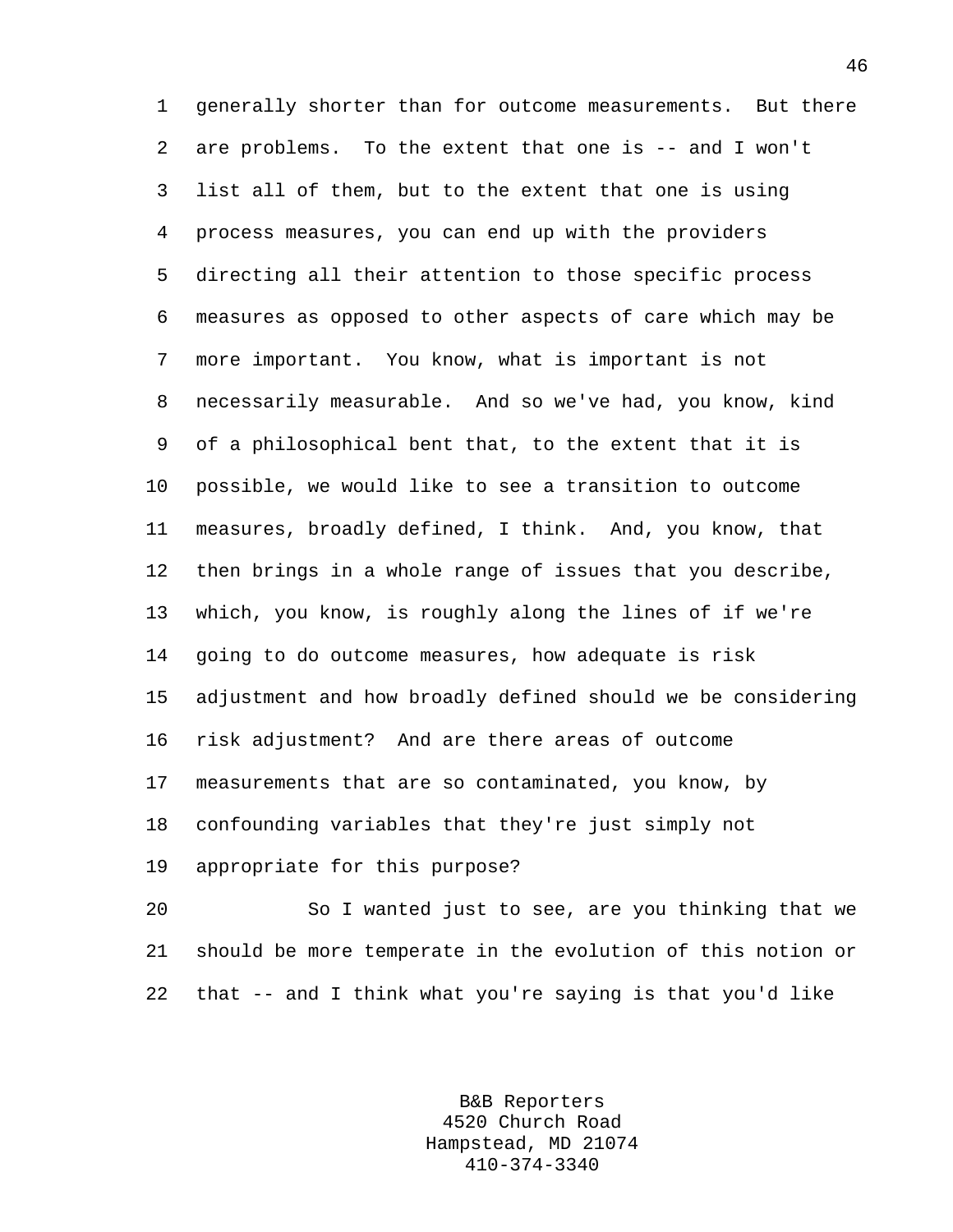generally shorter than for outcome measurements. But there are problems. To the extent that one is -- and I won't list all of them, but to the extent that one is using process measures, you can end up with the providers directing all their attention to those specific process measures as opposed to other aspects of care which may be more important. You know, what is important is not necessarily measurable. And so we've had, you know, kind of a philosophical bent that, to the extent that it is possible, we would like to see a transition to outcome measures, broadly defined, I think. And, you know, that then brings in a whole range of issues that you describe, which, you know, is roughly along the lines of if we're going to do outcome measures, how adequate is risk adjustment and how broadly defined should we be considering risk adjustment? And are there areas of outcome measurements that are so contaminated, you know, by confounding variables that they're just simply not appropriate for this purpose?

So I wanted just to see, are you thinking that we should be more temperate in the evolution of this notion or that -- and I think what you're saying is that you'd like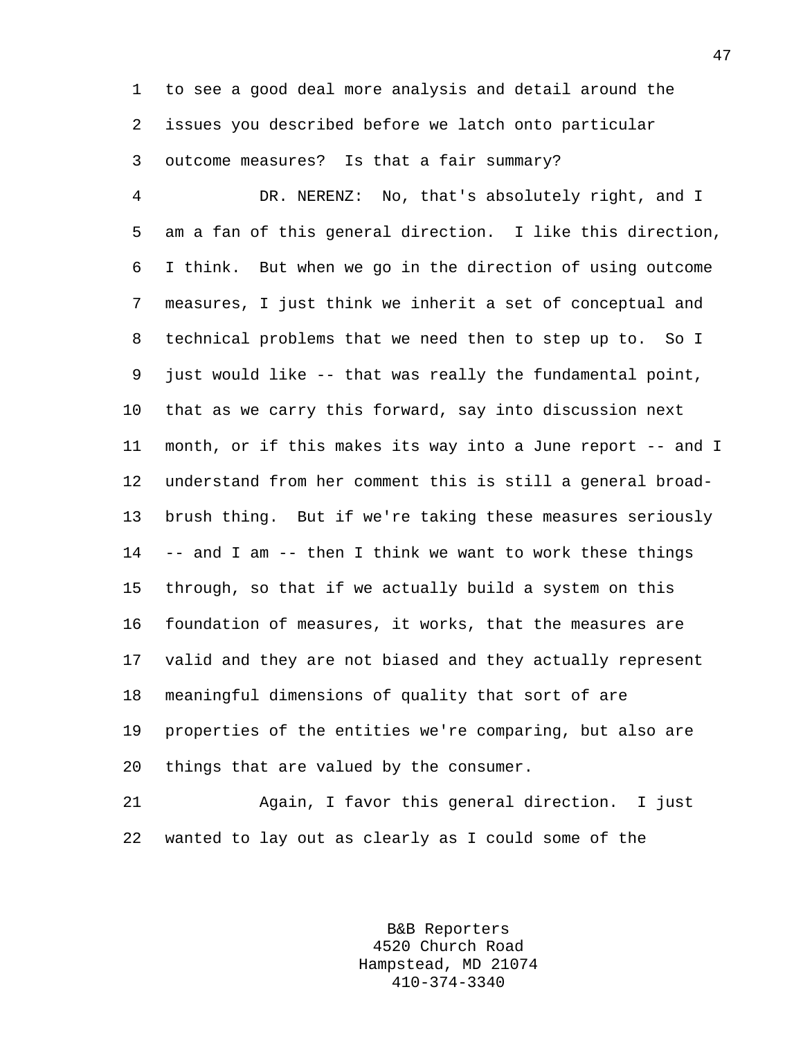to see a good deal more analysis and detail around the issues you described before we latch onto particular outcome measures? Is that a fair summary?

DR. NERENZ: No, that's absolutely right, and I am a fan of this general direction. I like this direction, I think. But when we go in the direction of using outcome measures, I just think we inherit a set of conceptual and technical problems that we need then to step up to. So I just would like -- that was really the fundamental point, that as we carry this forward, say into discussion next month, or if this makes its way into a June report -- and I understand from her comment this is still a general broad-brush thing. But if we're taking these measures seriously -- and I am -- then I think we want to work these things through, so that if we actually build a system on this foundation of measures, it works, that the measures are valid and they are not biased and they actually represent meaningful dimensions of quality that sort of are properties of the entities we're comparing, but also are things that are valued by the consumer.

Again, I favor this general direction. I just wanted to lay out as clearly as I could some of the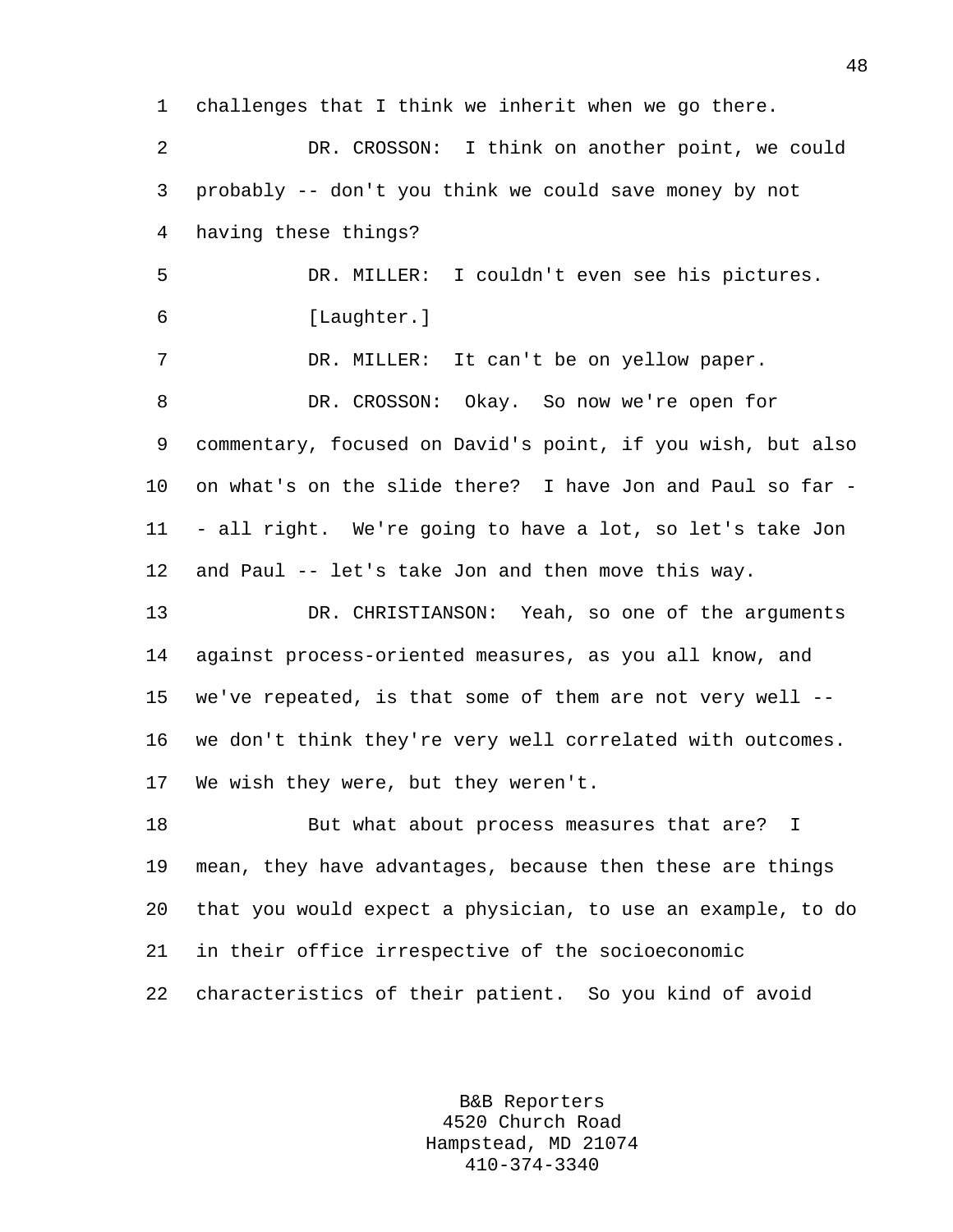challenges that I think we inherit when we go there.

DR. CROSSON: I think on another point, we could probably -- don't you think we could save money by not having these things?

DR. MILLER: I couldn't even see his pictures.

[Laughter.]

DR. MILLER: It can't be on yellow paper.

DR. CROSSON: Okay. So now we're open for commentary, focused on David's point, if you wish, but also on what's on the slide there? I have Jon and Paul so far -- all right. We're going to have a lot, so let's take Jon and Paul -- let's take Jon and then move this way.

DR. CHRISTIANSON: Yeah, so one of the arguments against process-oriented measures, as you all know, and we've repeated, is that some of them are not very well -- we don't think they're very well correlated with outcomes. We wish they were, but they weren't.

But what about process measures that are? I mean, they have advantages, because then these are things that you would expect a physician, to use an example, to do in their office irrespective of the socioeconomic characteristics of their patient. So you kind of avoid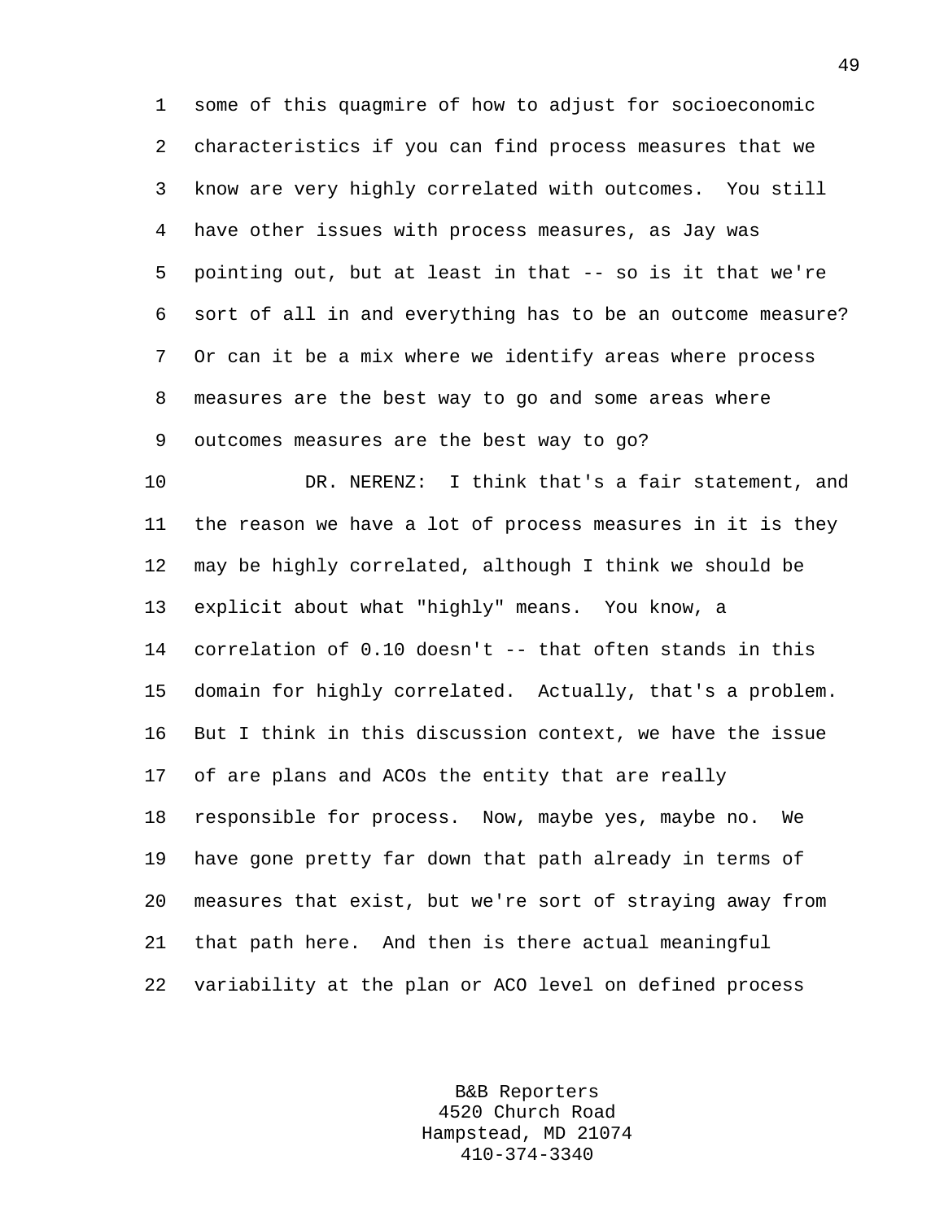some of this quagmire of how to adjust for socioeconomic characteristics if you can find process measures that we know are very highly correlated with outcomes. You still have other issues with process measures, as Jay was pointing out, but at least in that -- so is it that we're sort of all in and everything has to be an outcome measure? Or can it be a mix where we identify areas where process measures are the best way to go and some areas where outcomes measures are the best way to go?

DR. NERENZ: I think that's a fair statement, and the reason we have a lot of process measures in it is they may be highly correlated, although I think we should be explicit about what "highly" means. You know, a correlation of 0.10 doesn't -- that often stands in this domain for highly correlated. Actually, that's a problem. But I think in this discussion context, we have the issue of are plans and ACOs the entity that are really responsible for process. Now, maybe yes, maybe no. We have gone pretty far down that path already in terms of measures that exist, but we're sort of straying away from that path here. And then is there actual meaningful variability at the plan or ACO level on defined process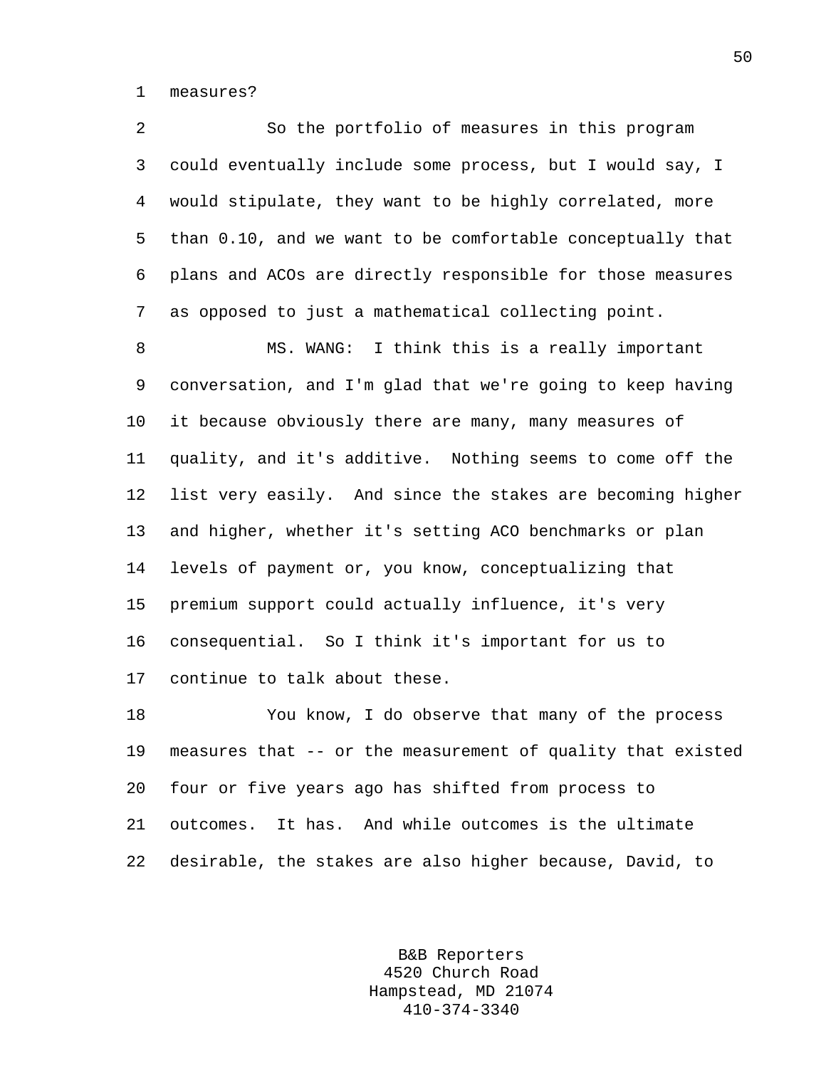measures?

So the portfolio of measures in this program could eventually include some process, but I would say, I would stipulate, they want to be highly correlated, more than 0.10, and we want to be comfortable conceptually that plans and ACOs are directly responsible for those measures as opposed to just a mathematical collecting point.

MS. WANG: I think this is a really important conversation, and I'm glad that we're going to keep having it because obviously there are many, many measures of quality, and it's additive. Nothing seems to come off the list very easily. And since the stakes are becoming higher and higher, whether it's setting ACO benchmarks or plan levels of payment or, you know, conceptualizing that premium support could actually influence, it's very consequential. So I think it's important for us to continue to talk about these.

You know, I do observe that many of the process measures that -- or the measurement of quality that existed four or five years ago has shifted from process to outcomes. It has. And while outcomes is the ultimate desirable, the stakes are also higher because, David, to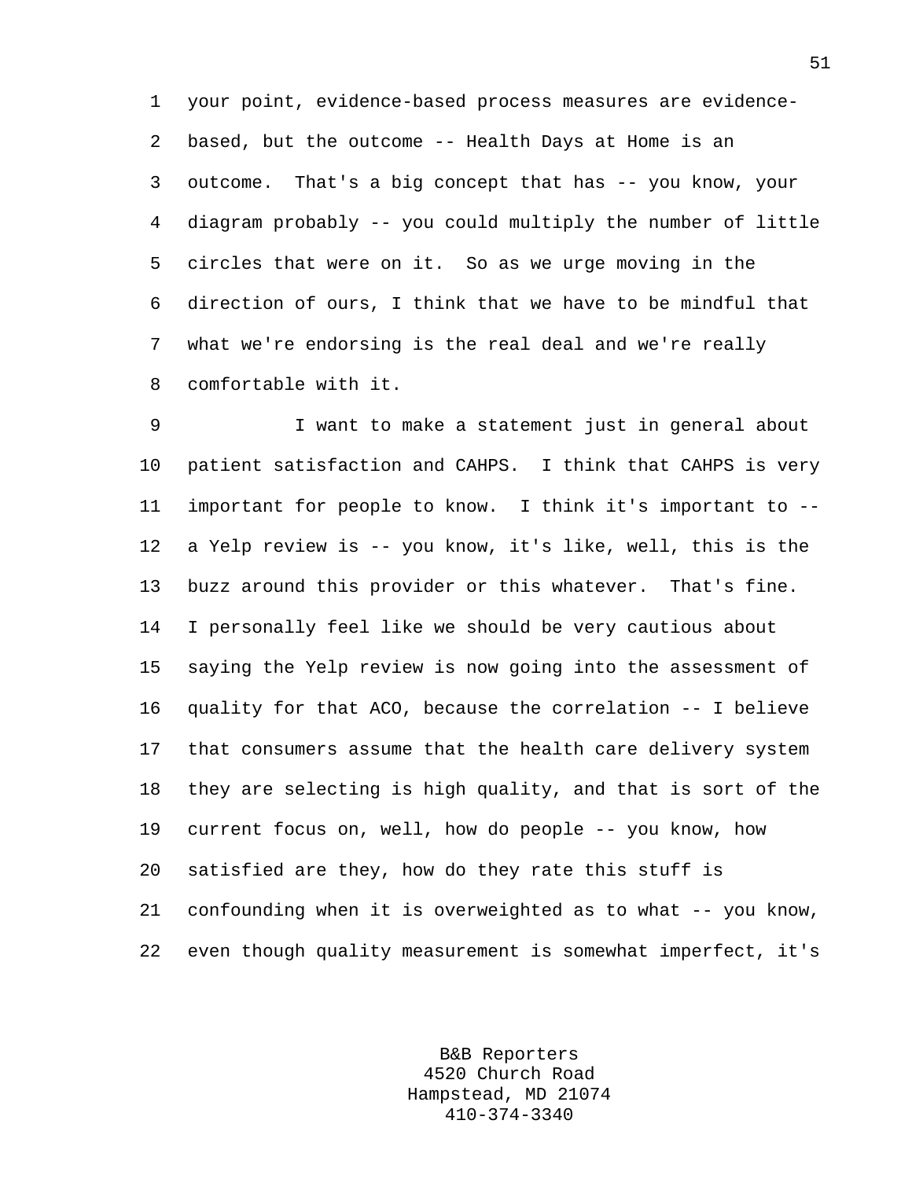your point, evidence-based process measures are evidence-based, but the outcome -- Health Days at Home is an outcome. That's a big concept that has -- you know, your diagram probably -- you could multiply the number of little circles that were on it. So as we urge moving in the direction of ours, I think that we have to be mindful that what we're endorsing is the real deal and we're really comfortable with it.

I want to make a statement just in general about patient satisfaction and CAHPS. I think that CAHPS is very important for people to know. I think it's important to -- a Yelp review is -- you know, it's like, well, this is the buzz around this provider or this whatever. That's fine. I personally feel like we should be very cautious about saying the Yelp review is now going into the assessment of quality for that ACO, because the correlation -- I believe that consumers assume that the health care delivery system they are selecting is high quality, and that is sort of the current focus on, well, how do people -- you know, how satisfied are they, how do they rate this stuff is confounding when it is overweighted as to what -- you know, even though quality measurement is somewhat imperfect, it's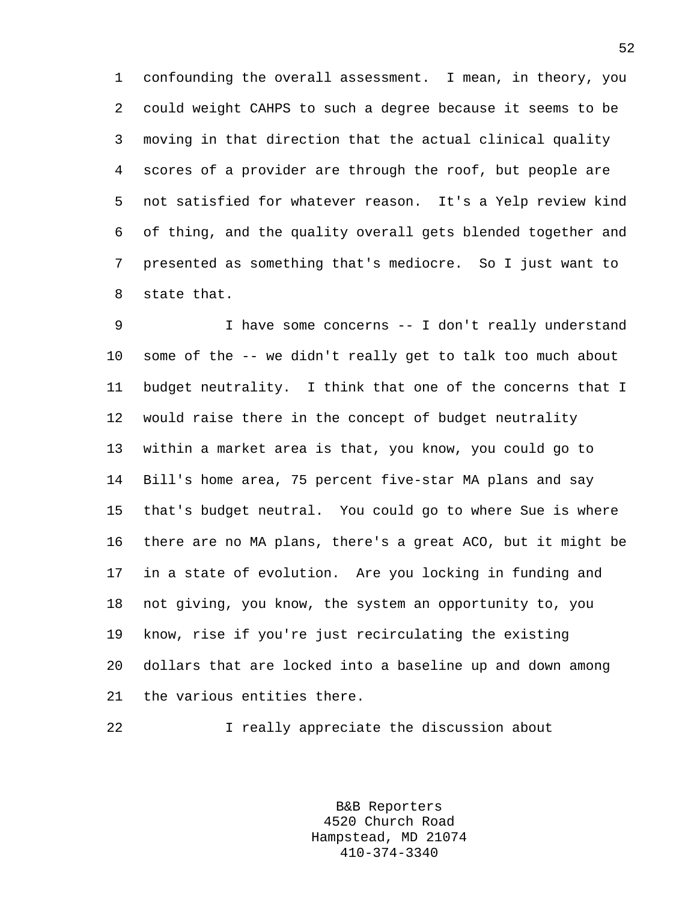confounding the overall assessment. I mean, in theory, you could weight CAHPS to such a degree because it seems to be moving in that direction that the actual clinical quality scores of a provider are through the roof, but people are not satisfied for whatever reason. It's a Yelp review kind of thing, and the quality overall gets blended together and presented as something that's mediocre. So I just want to state that.

I have some concerns -- I don't really understand some of the -- we didn't really get to talk too much about budget neutrality. I think that one of the concerns that I would raise there in the concept of budget neutrality within a market area is that, you know, you could go to Bill's home area, 75 percent five-star MA plans and say that's budget neutral. You could go to where Sue is where there are no MA plans, there's a great ACO, but it might be in a state of evolution. Are you locking in funding and not giving, you know, the system an opportunity to, you know, rise if you're just recirculating the existing dollars that are locked into a baseline up and down among the various entities there.

I really appreciate the discussion about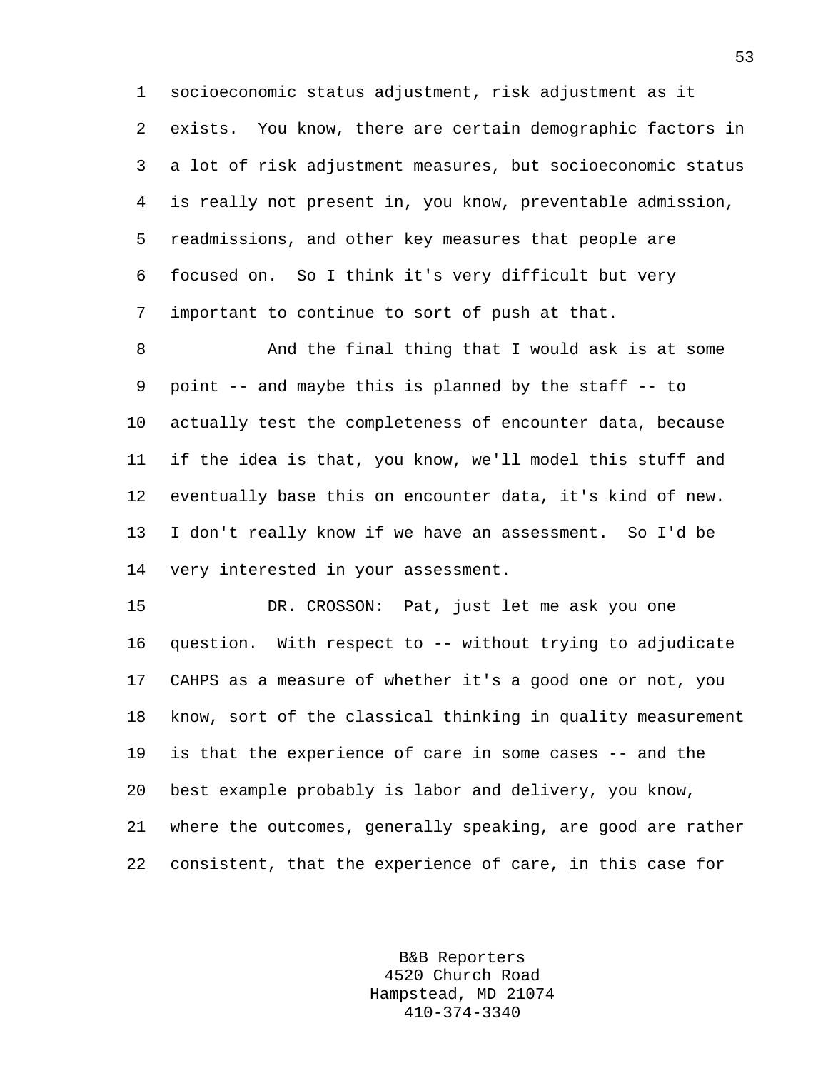socioeconomic status adjustment, risk adjustment as it exists. You know, there are certain demographic factors in a lot of risk adjustment measures, but socioeconomic status is really not present in, you know, preventable admission, readmissions, and other key measures that people are focused on. So I think it's very difficult but very important to continue to sort of push at that.

And the final thing that I would ask is at some point -- and maybe this is planned by the staff -- to actually test the completeness of encounter data, because if the idea is that, you know, we'll model this stuff and eventually base this on encounter data, it's kind of new. I don't really know if we have an assessment. So I'd be very interested in your assessment.

DR. CROSSON: Pat, just let me ask you one question. With respect to -- without trying to adjudicate CAHPS as a measure of whether it's a good one or not, you know, sort of the classical thinking in quality measurement is that the experience of care in some cases -- and the best example probably is labor and delivery, you know, where the outcomes, generally speaking, are good are rather consistent, that the experience of care, in this case for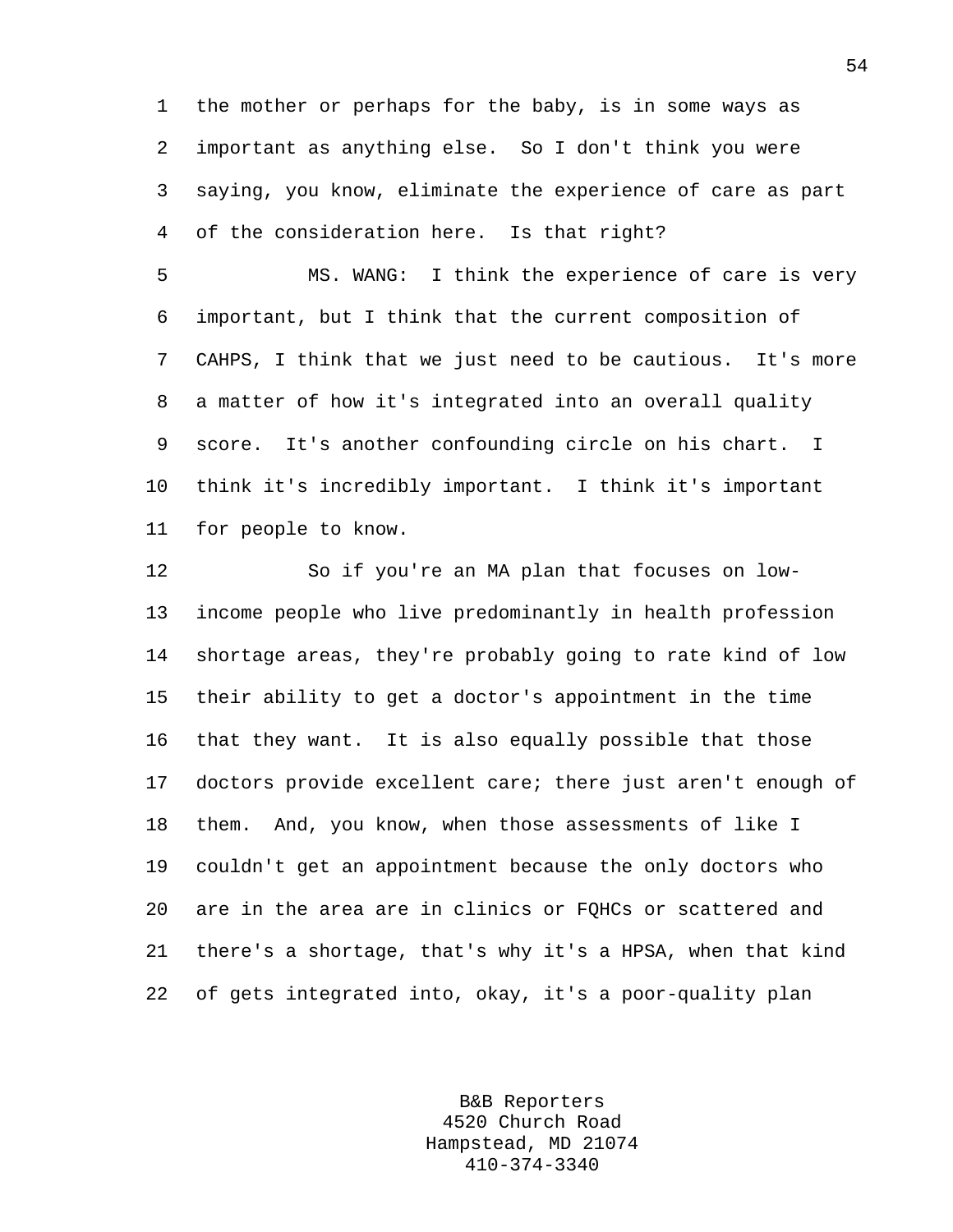the mother or perhaps for the baby, is in some ways as important as anything else. So I don't think you were saying, you know, eliminate the experience of care as part of the consideration here. Is that right?

MS. WANG: I think the experience of care is very important, but I think that the current composition of CAHPS, I think that we just need to be cautious. It's more a matter of how it's integrated into an overall quality score. It's another confounding circle on his chart. I think it's incredibly important. I think it's important for people to know.

So if you're an MA plan that focuses on low-income people who live predominantly in health profession shortage areas, they're probably going to rate kind of low their ability to get a doctor's appointment in the time that they want. It is also equally possible that those doctors provide excellent care; there just aren't enough of them. And, you know, when those assessments of like I couldn't get an appointment because the only doctors who are in the area are in clinics or FQHCs or scattered and there's a shortage, that's why it's a HPSA, when that kind of gets integrated into, okay, it's a poor-quality plan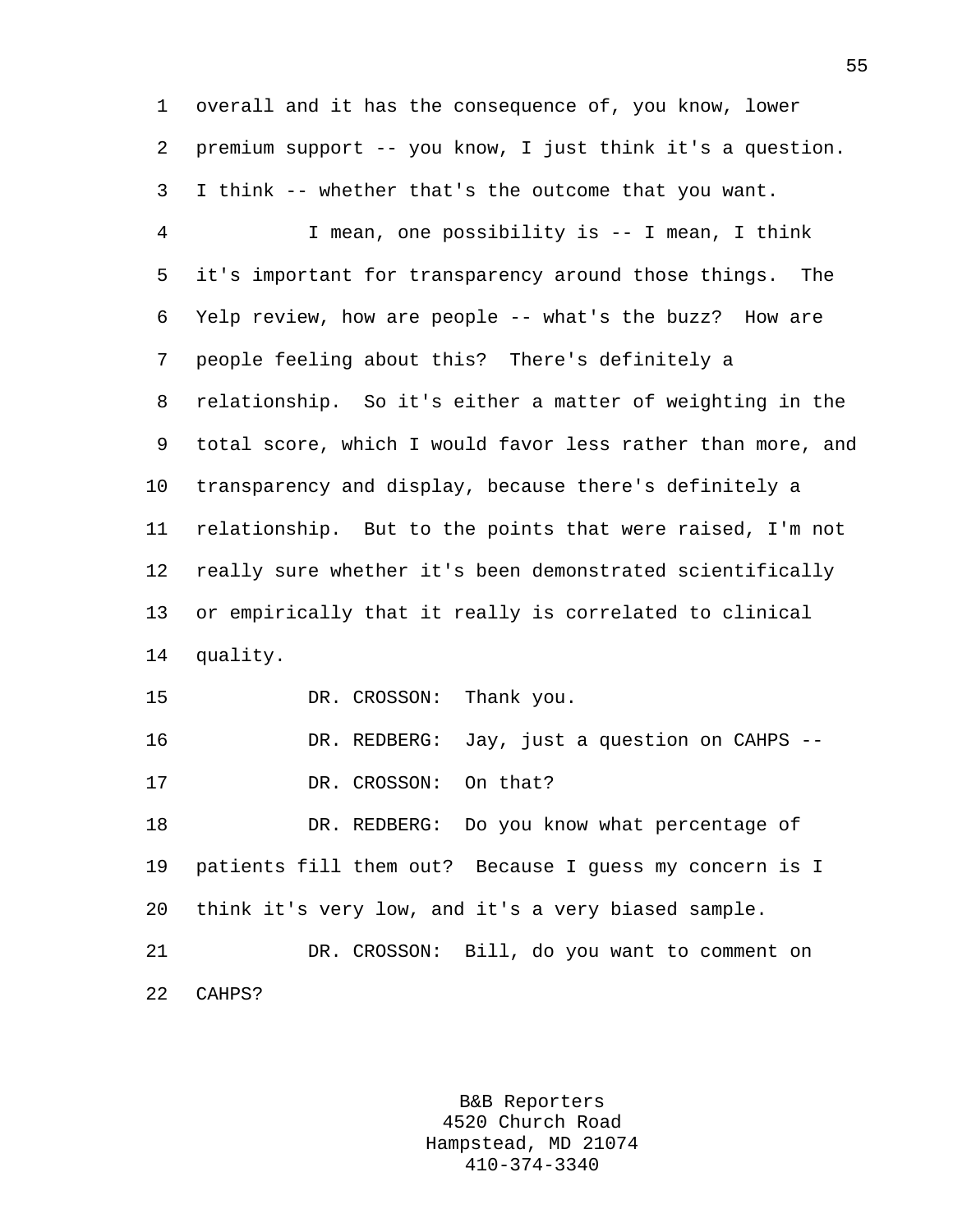overall and it has the consequence of, you know, lower premium support -- you know, I just think it's a question. I think -- whether that's the outcome that you want.

I mean, one possibility is -- I mean, I think it's important for transparency around those things. The Yelp review, how are people -- what's the buzz? How are people feeling about this? There's definitely a relationship. So it's either a matter of weighting in the total score, which I would favor less rather than more, and transparency and display, because there's definitely a relationship. But to the points that were raised, I'm not really sure whether it's been demonstrated scientifically or empirically that it really is correlated to clinical quality.

DR. CROSSON: Thank you.

DR. REDBERG: Jay, just a question on CAHPS --

DR. CROSSON: On that?

DR. REDBERG: Do you know what percentage of patients fill them out? Because I guess my concern is I think it's very low, and it's a very biased sample.

DR. CROSSON: Bill, do you want to comment on CAHPS?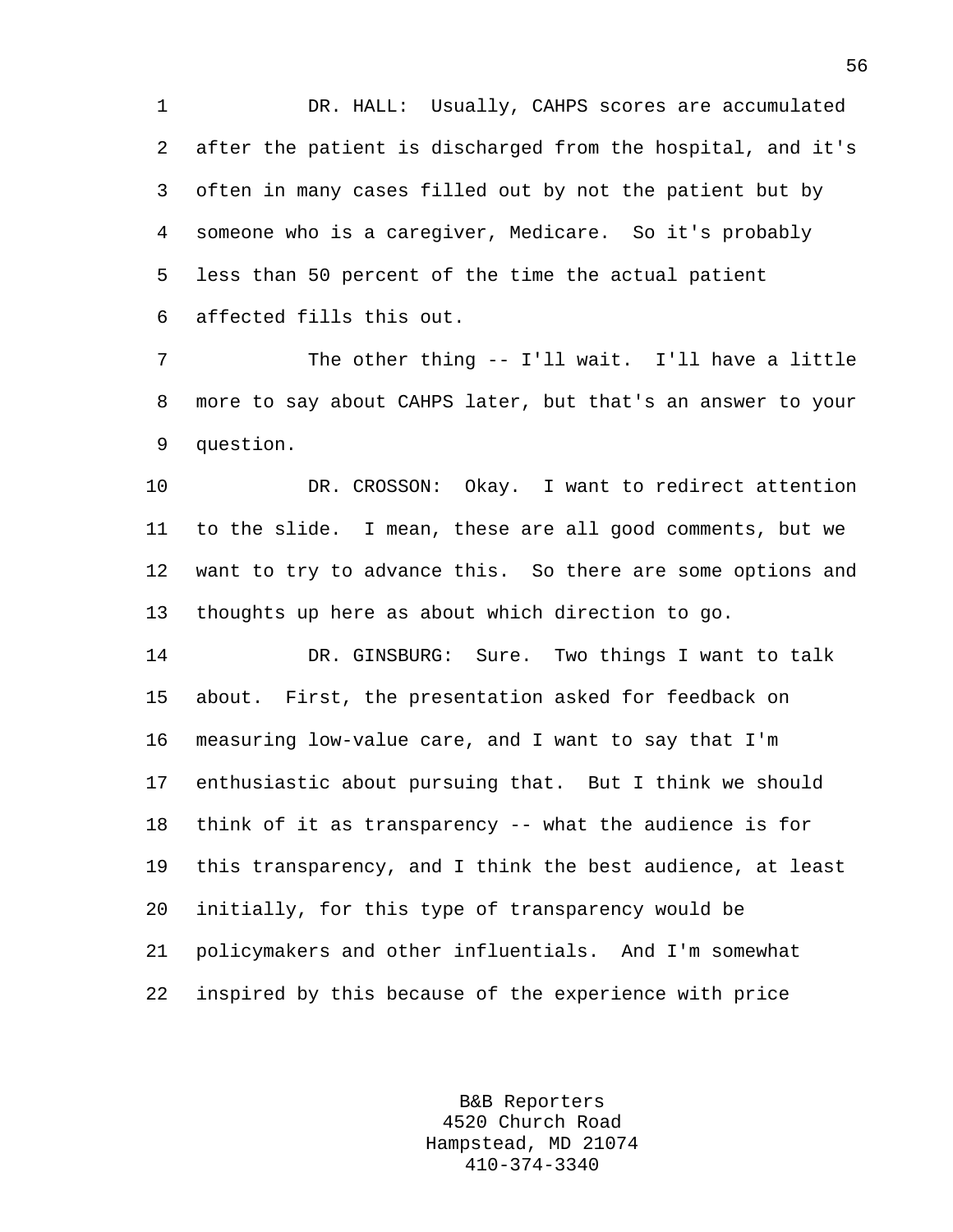DR. HALL: Usually, CAHPS scores are accumulated after the patient is discharged from the hospital, and it's often in many cases filled out by not the patient but by someone who is a caregiver, Medicare. So it's probably less than 50 percent of the time the actual patient affected fills this out.

The other thing -- I'll wait. I'll have a little more to say about CAHPS later, but that's an answer to your question.

DR. CROSSON: Okay. I want to redirect attention to the slide. I mean, these are all good comments, but we want to try to advance this. So there are some options and thoughts up here as about which direction to go.

DR. GINSBURG: Sure. Two things I want to talk about. First, the presentation asked for feedback on measuring low-value care, and I want to say that I'm enthusiastic about pursuing that. But I think we should think of it as transparency -- what the audience is for this transparency, and I think the best audience, at least initially, for this type of transparency would be policymakers and other influentials. And I'm somewhat inspired by this because of the experience with price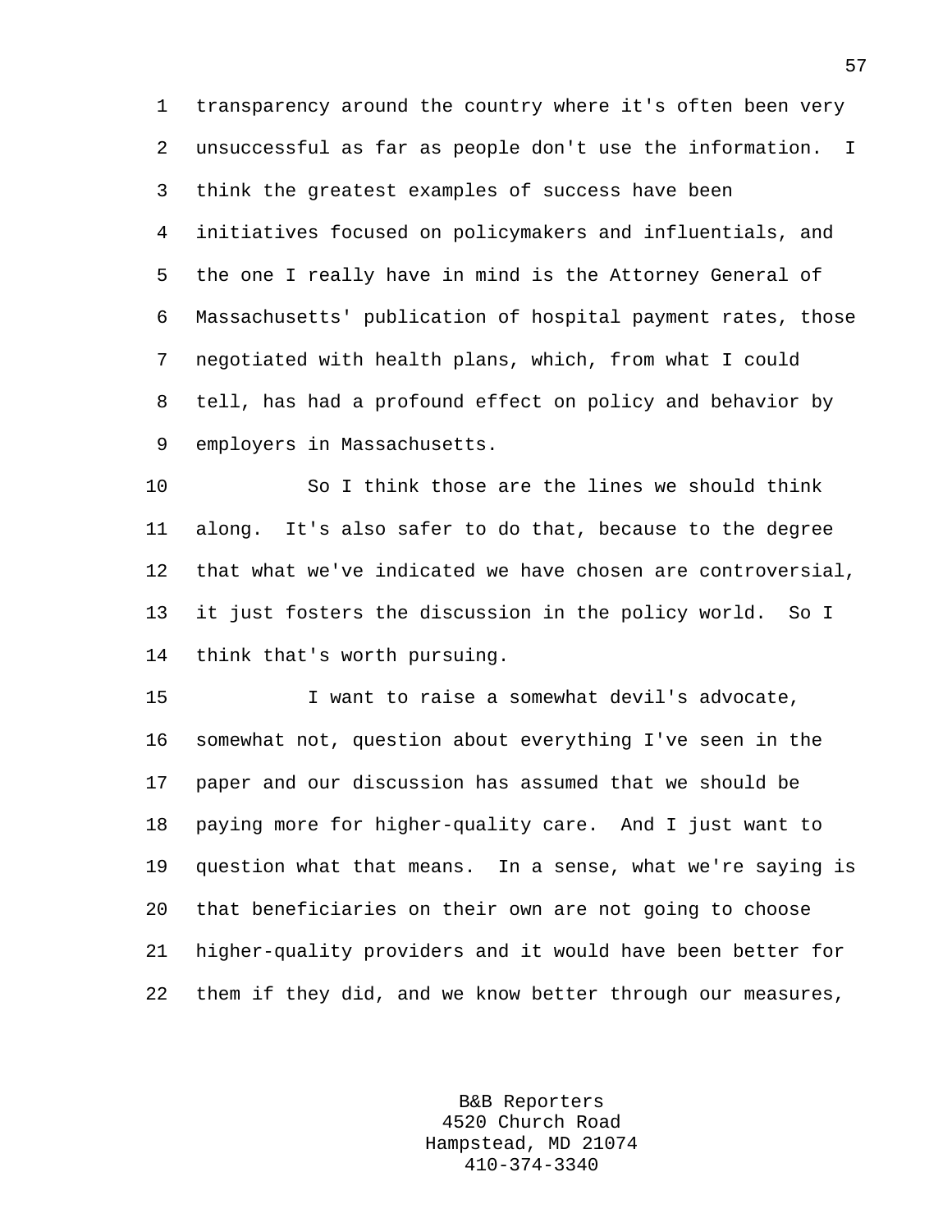transparency around the country where it's often been very unsuccessful as far as people don't use the information. I think the greatest examples of success have been initiatives focused on policymakers and influentials, and the one I really have in mind is the Attorney General of Massachusetts' publication of hospital payment rates, those negotiated with health plans, which, from what I could tell, has had a profound effect on policy and behavior by employers in Massachusetts.

So I think those are the lines we should think along. It's also safer to do that, because to the degree that what we've indicated we have chosen are controversial, it just fosters the discussion in the policy world. So I think that's worth pursuing.

I want to raise a somewhat devil's advocate, somewhat not, question about everything I've seen in the paper and our discussion has assumed that we should be paying more for higher-quality care. And I just want to question what that means. In a sense, what we're saying is that beneficiaries on their own are not going to choose higher-quality providers and it would have been better for them if they did, and we know better through our measures,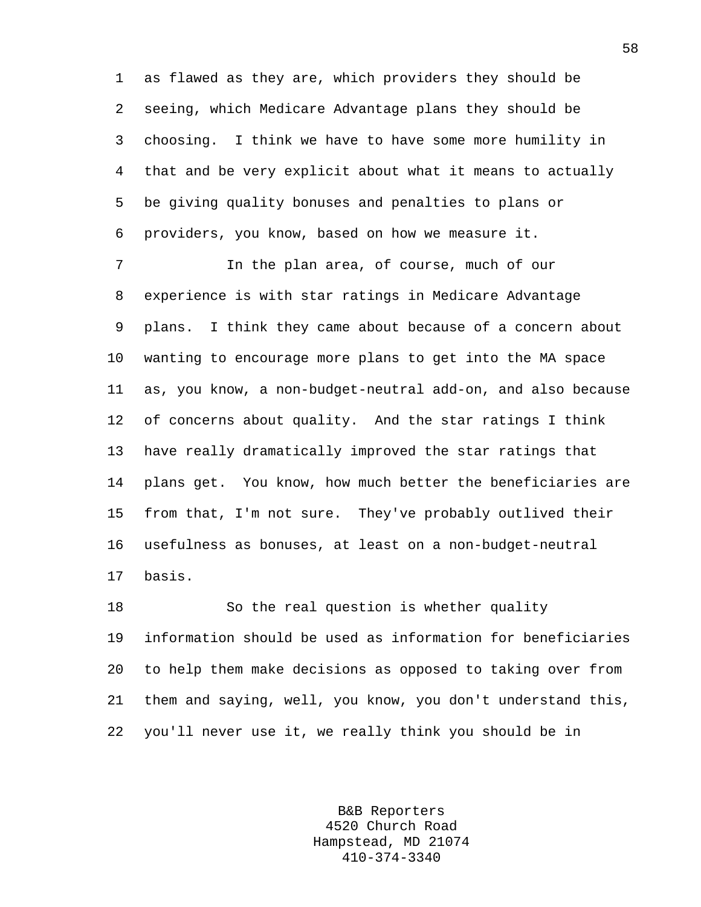as flawed as they are, which providers they should be seeing, which Medicare Advantage plans they should be choosing. I think we have to have some more humility in that and be very explicit about what it means to actually be giving quality bonuses and penalties to plans or providers, you know, based on how we measure it.

In the plan area, of course, much of our experience is with star ratings in Medicare Advantage plans. I think they came about because of a concern about wanting to encourage more plans to get into the MA space as, you know, a non-budget-neutral add-on, and also because of concerns about quality. And the star ratings I think have really dramatically improved the star ratings that plans get. You know, how much better the beneficiaries are from that, I'm not sure. They've probably outlived their usefulness as bonuses, at least on a non-budget-neutral basis.

So the real question is whether quality information should be used as information for beneficiaries to help them make decisions as opposed to taking over from them and saying, well, you know, you don't understand this, you'll never use it, we really think you should be in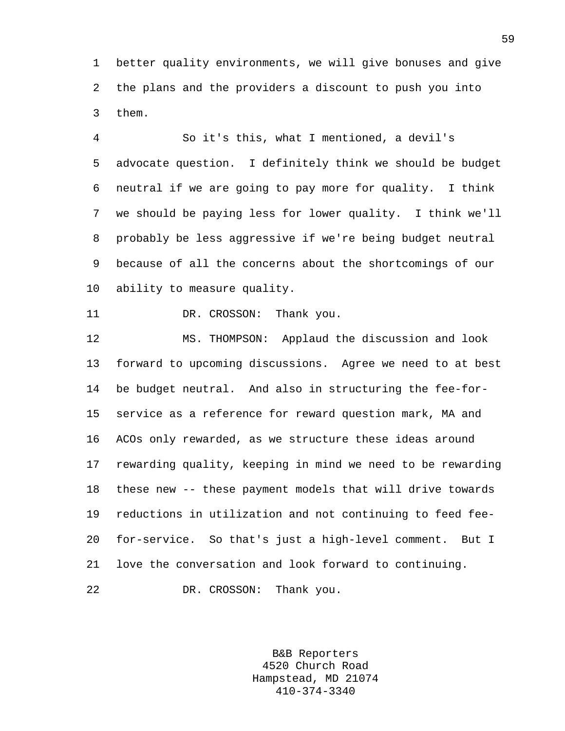better quality environments, we will give bonuses and give the plans and the providers a discount to push you into them.

So it's this, what I mentioned, a devil's advocate question. I definitely think we should be budget neutral if we are going to pay more for quality. I think we should be paying less for lower quality. I think we'll probably be less aggressive if we're being budget neutral because of all the concerns about the shortcomings of our ability to measure quality.

DR. CROSSON: Thank you.

MS. THOMPSON: Applaud the discussion and look forward to upcoming discussions. Agree we need to at best be budget neutral. And also in structuring the fee-for-service as a reference for reward question mark, MA and ACOs only rewarded, as we structure these ideas around rewarding quality, keeping in mind we need to be rewarding these new -- these payment models that will drive towards reductions in utilization and not continuing to feed fee-for-service. So that's just a high-level comment. But I love the conversation and look forward to continuing.

DR. CROSSON: Thank you.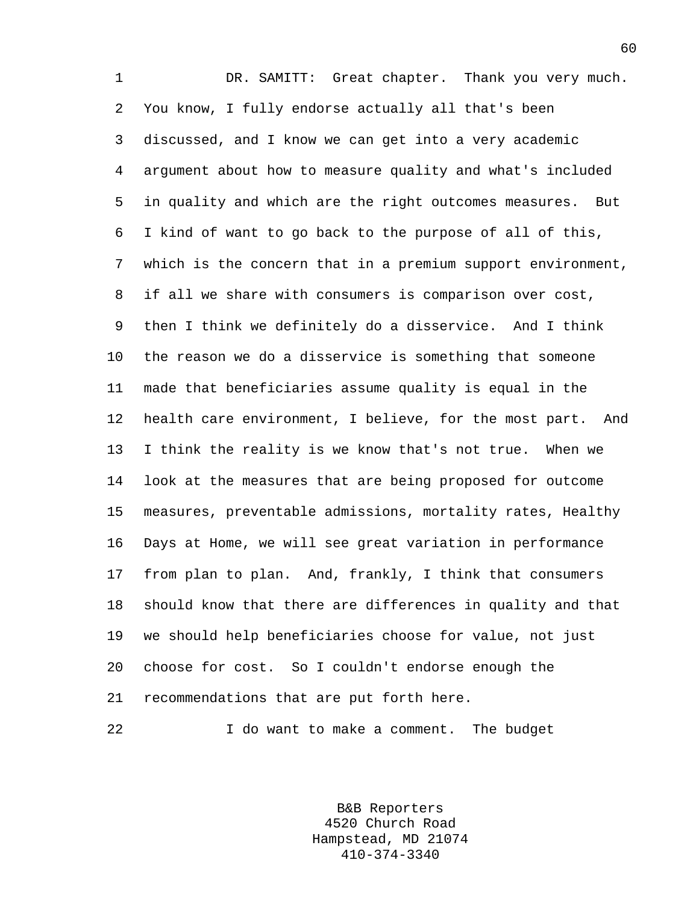DR. SAMITT: Great chapter. Thank you very much. You know, I fully endorse actually all that's been discussed, and I know we can get into a very academic argument about how to measure quality and what's included in quality and which are the right outcomes measures. But I kind of want to go back to the purpose of all of this, which is the concern that in a premium support environment, if all we share with consumers is comparison over cost, then I think we definitely do a disservice. And I think the reason we do a disservice is something that someone made that beneficiaries assume quality is equal in the health care environment, I believe, for the most part. And I think the reality is we know that's not true. When we look at the measures that are being proposed for outcome measures, preventable admissions, mortality rates, Healthy Days at Home, we will see great variation in performance from plan to plan. And, frankly, I think that consumers should know that there are differences in quality and that we should help beneficiaries choose for value, not just choose for cost. So I couldn't endorse enough the recommendations that are put forth here.

I do want to make a comment. The budget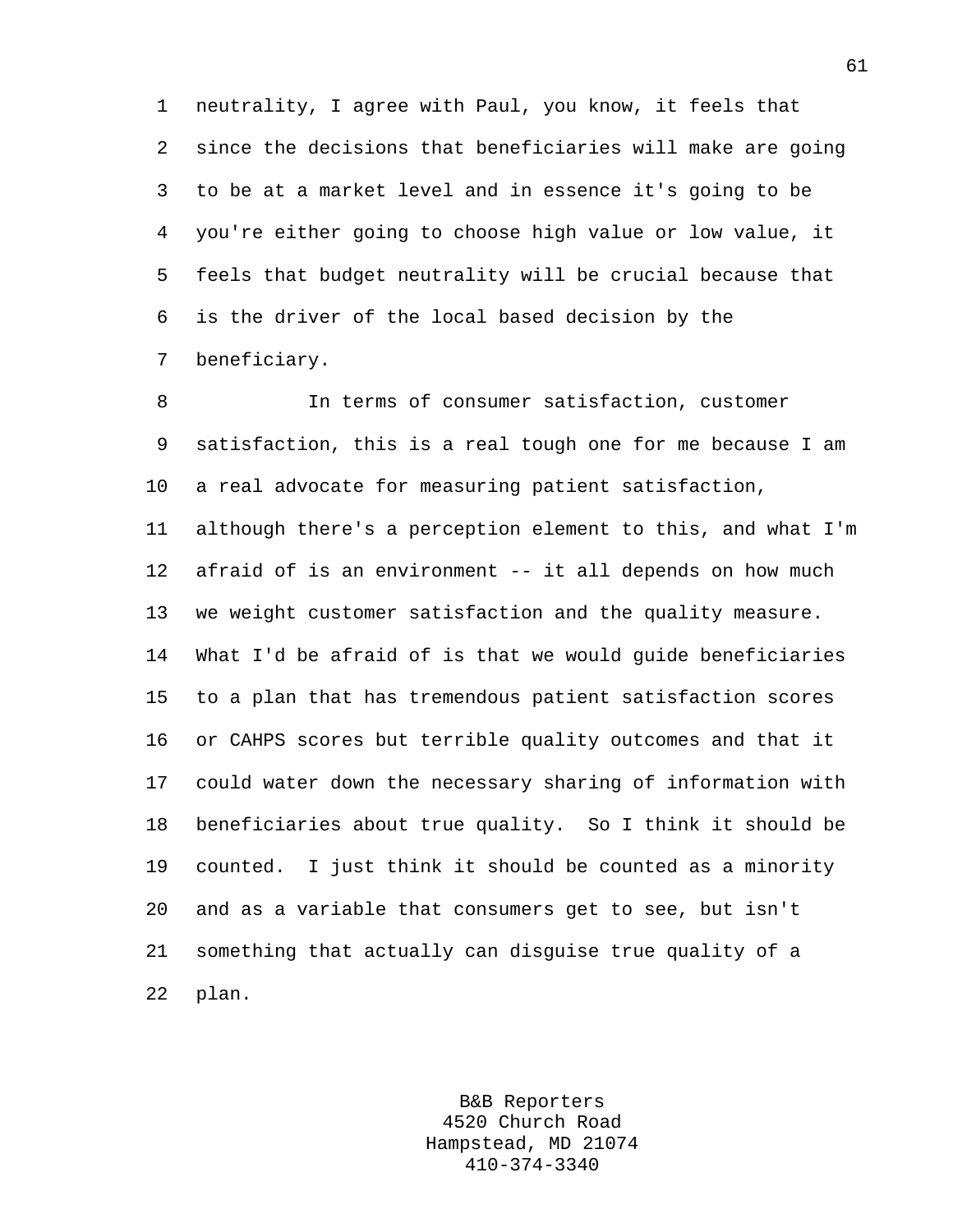neutrality, I agree with Paul, you know, it feels that since the decisions that beneficiaries will make are going to be at a market level and in essence it's going to be you're either going to choose high value or low value, it feels that budget neutrality will be crucial because that is the driver of the local based decision by the beneficiary.

In terms of consumer satisfaction, customer satisfaction, this is a real tough one for me because I am a real advocate for measuring patient satisfaction, although there's a perception element to this, and what I'm afraid of is an environment -- it all depends on how much we weight customer satisfaction and the quality measure. What I'd be afraid of is that we would guide beneficiaries to a plan that has tremendous patient satisfaction scores or CAHPS scores but terrible quality outcomes and that it could water down the necessary sharing of information with beneficiaries about true quality. So I think it should be counted. I just think it should be counted as a minority and as a variable that consumers get to see, but isn't something that actually can disguise true quality of a plan.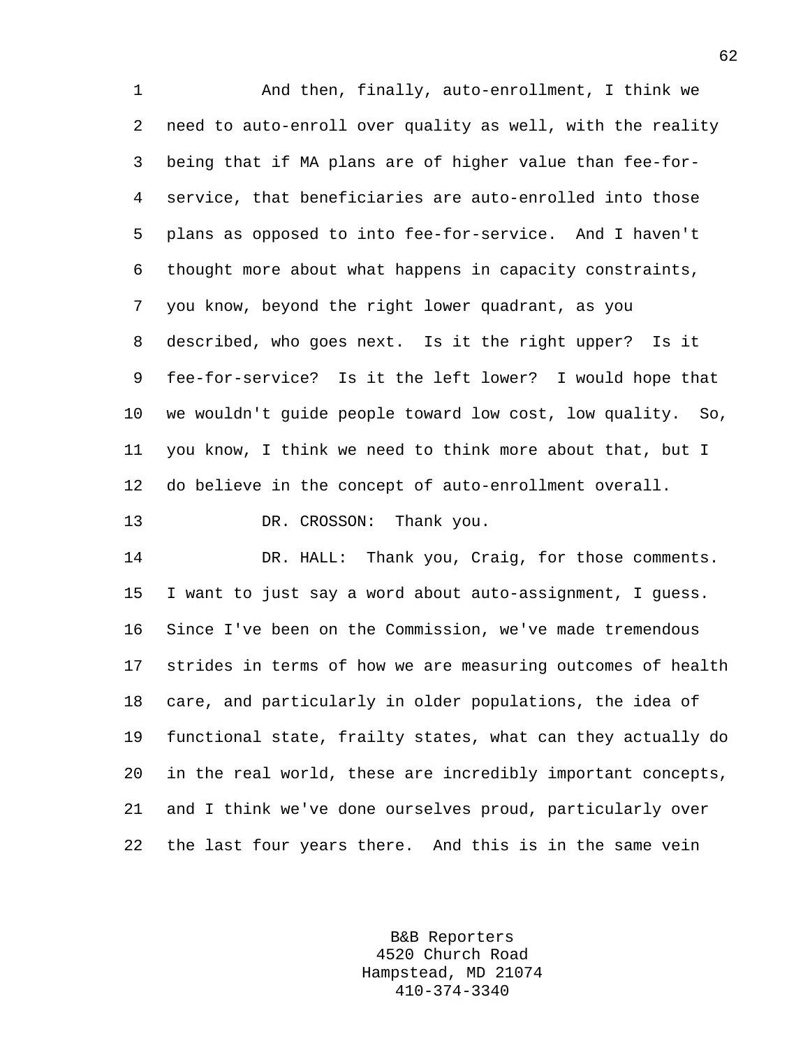And then, finally, auto-enrollment, I think we need to auto-enroll over quality as well, with the reality being that if MA plans are of higher value than fee-for-service, that beneficiaries are auto-enrolled into those plans as opposed to into fee-for-service. And I haven't thought more about what happens in capacity constraints, you know, beyond the right lower quadrant, as you described, who goes next. Is it the right upper? Is it fee-for-service? Is it the left lower? I would hope that we wouldn't guide people toward low cost, low quality. So, you know, I think we need to think more about that, but I do believe in the concept of auto-enrollment overall.

DR. CROSSON: Thank you.

DR. HALL: Thank you, Craig, for those comments. I want to just say a word about auto-assignment, I guess. Since I've been on the Commission, we've made tremendous strides in terms of how we are measuring outcomes of health care, and particularly in older populations, the idea of functional state, frailty states, what can they actually do in the real world, these are incredibly important concepts, and I think we've done ourselves proud, particularly over the last four years there. And this is in the same vein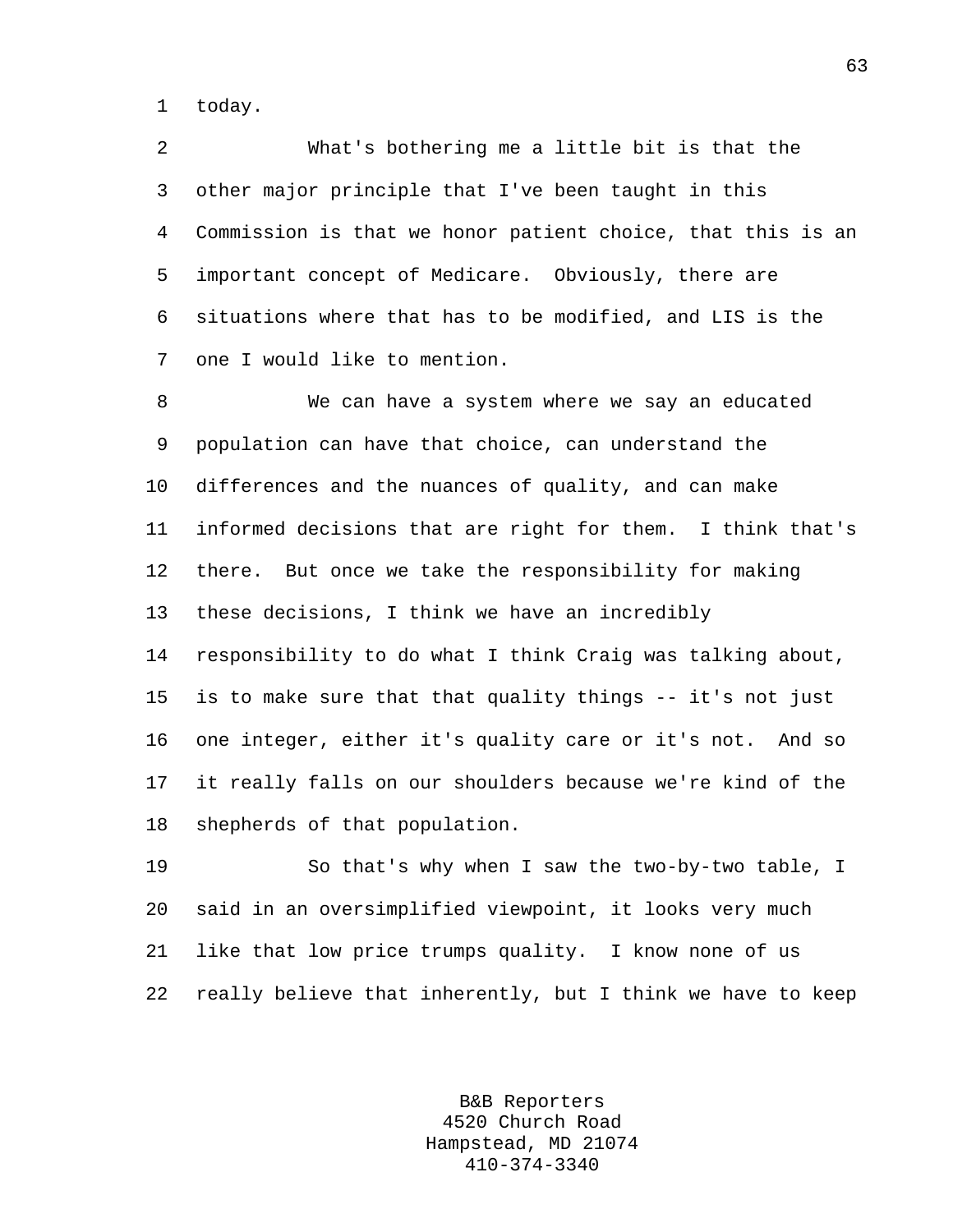today.

What's bothering me a little bit is that the other major principle that I've been taught in this Commission is that we honor patient choice, that this is an important concept of Medicare. Obviously, there are situations where that has to be modified, and LIS is the one I would like to mention.

We can have a system where we say an educated population can have that choice, can understand the differences and the nuances of quality, and can make informed decisions that are right for them. I think that's there. But once we take the responsibility for making these decisions, I think we have an incredibly responsibility to do what I think Craig was talking about, is to make sure that that quality things -- it's not just one integer, either it's quality care or it's not. And so it really falls on our shoulders because we're kind of the shepherds of that population.

So that's why when I saw the two-by-two table, I said in an oversimplified viewpoint, it looks very much like that low price trumps quality. I know none of us really believe that inherently, but I think we have to keep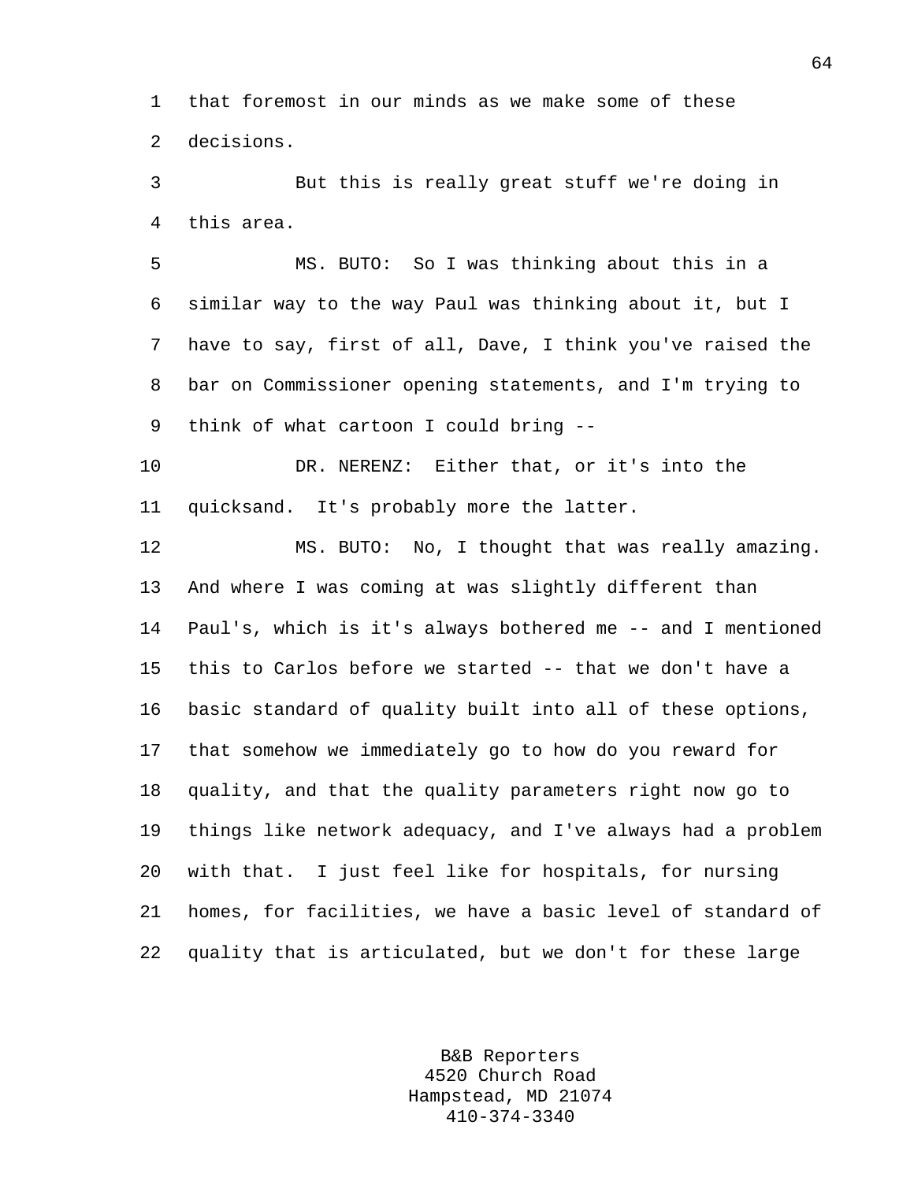that foremost in our minds as we make some of these decisions.

But this is really great stuff we're doing in this area.

MS. BUTO: So I was thinking about this in a similar way to the way Paul was thinking about it, but I have to say, first of all, Dave, I think you've raised the bar on Commissioner opening statements, and I'm trying to think of what cartoon I could bring --

DR. NERENZ: Either that, or it's into the quicksand. It's probably more the latter.

MS. BUTO: No, I thought that was really amazing. And where I was coming at was slightly different than Paul's, which is it's always bothered me -- and I mentioned this to Carlos before we started -- that we don't have a basic standard of quality built into all of these options, that somehow we immediately go to how do you reward for quality, and that the quality parameters right now go to things like network adequacy, and I've always had a problem with that. I just feel like for hospitals, for nursing homes, for facilities, we have a basic level of standard of quality that is articulated, but we don't for these large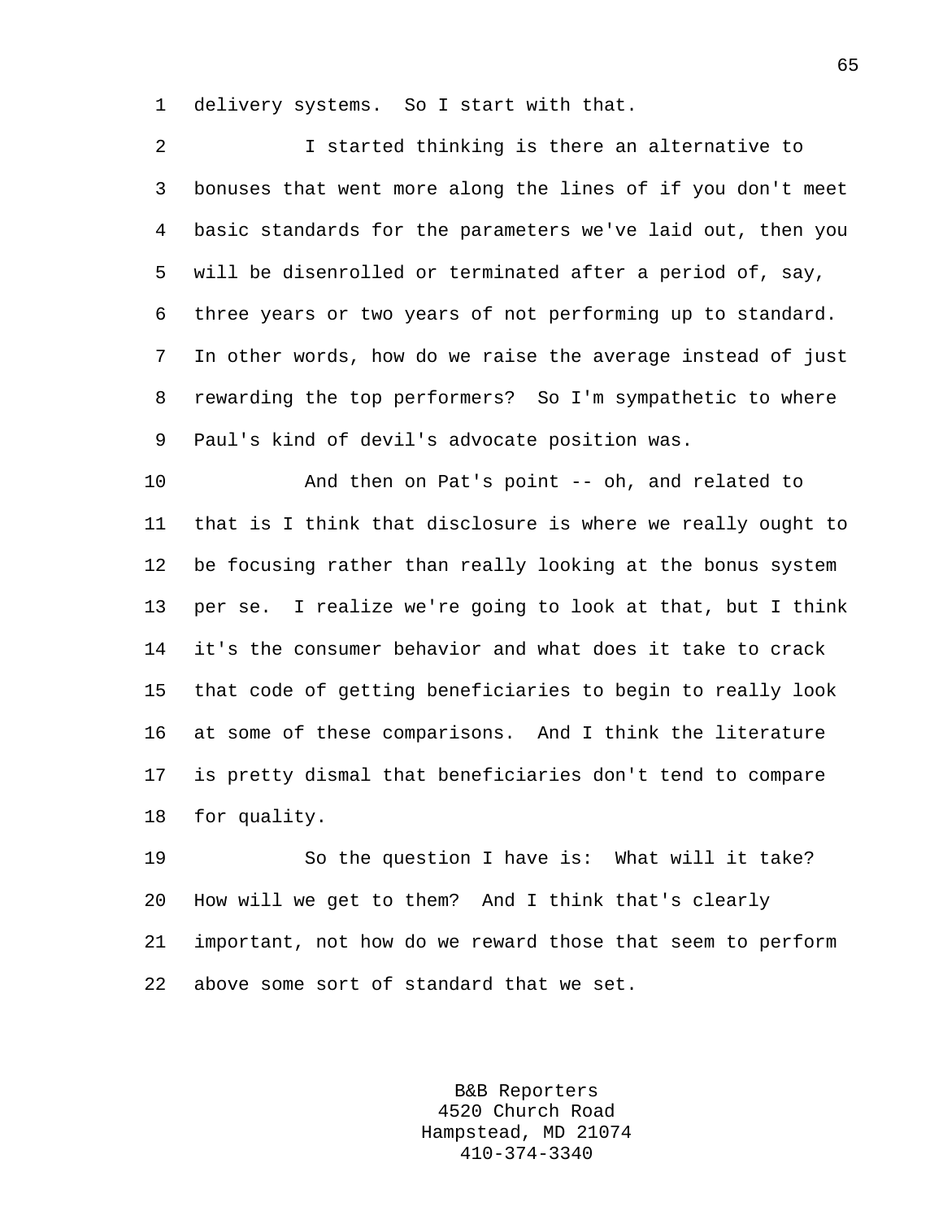delivery systems. So I start with that.

I started thinking is there an alternative to bonuses that went more along the lines of if you don't meet basic standards for the parameters we've laid out, then you will be disenrolled or terminated after a period of, say, three years or two years of not performing up to standard. In other words, how do we raise the average instead of just rewarding the top performers? So I'm sympathetic to where Paul's kind of devil's advocate position was.

And then on Pat's point -- oh, and related to that is I think that disclosure is where we really ought to be focusing rather than really looking at the bonus system per se. I realize we're going to look at that, but I think it's the consumer behavior and what does it take to crack that code of getting beneficiaries to begin to really look at some of these comparisons. And I think the literature is pretty dismal that beneficiaries don't tend to compare for quality.

So the question I have is: What will it take? How will we get to them? And I think that's clearly important, not how do we reward those that seem to perform above some sort of standard that we set.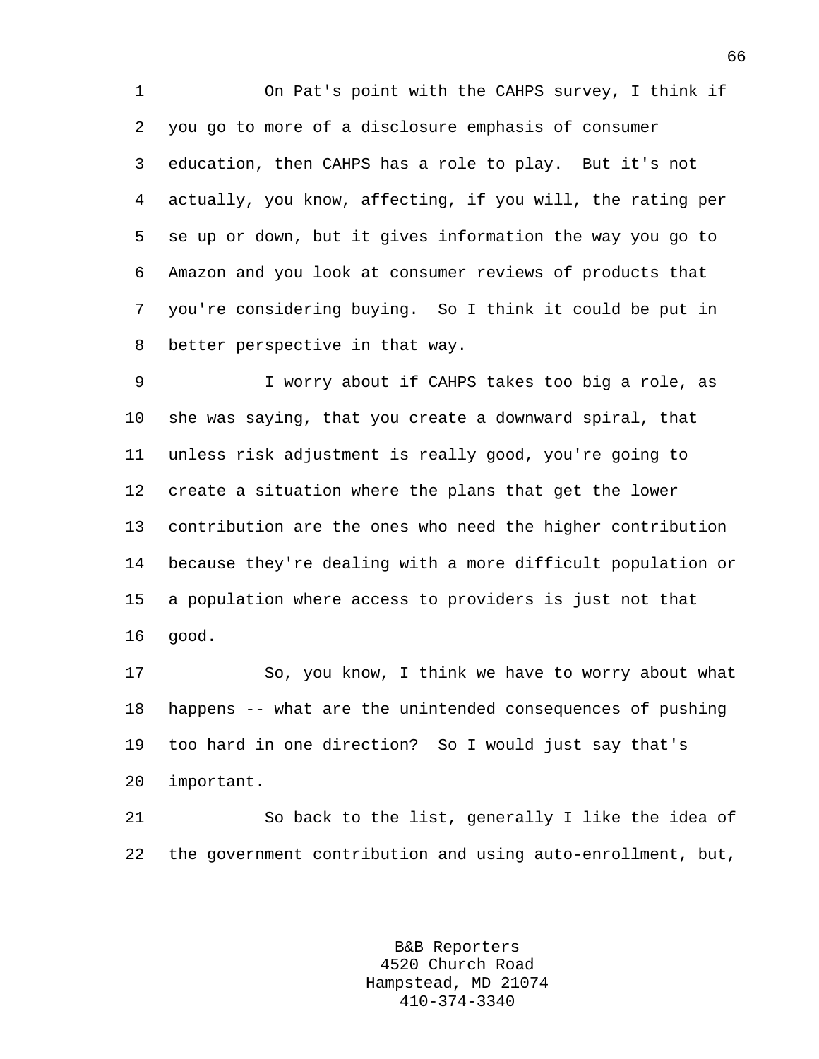On Pat's point with the CAHPS survey, I think if you go to more of a disclosure emphasis of consumer education, then CAHPS has a role to play. But it's not actually, you know, affecting, if you will, the rating per se up or down, but it gives information the way you go to Amazon and you look at consumer reviews of products that you're considering buying. So I think it could be put in better perspective in that way.

I worry about if CAHPS takes too big a role, as she was saying, that you create a downward spiral, that unless risk adjustment is really good, you're going to create a situation where the plans that get the lower contribution are the ones who need the higher contribution because they're dealing with a more difficult population or a population where access to providers is just not that good.

So, you know, I think we have to worry about what happens -- what are the unintended consequences of pushing too hard in one direction? So I would just say that's important.

So back to the list, generally I like the idea of the government contribution and using auto-enrollment, but,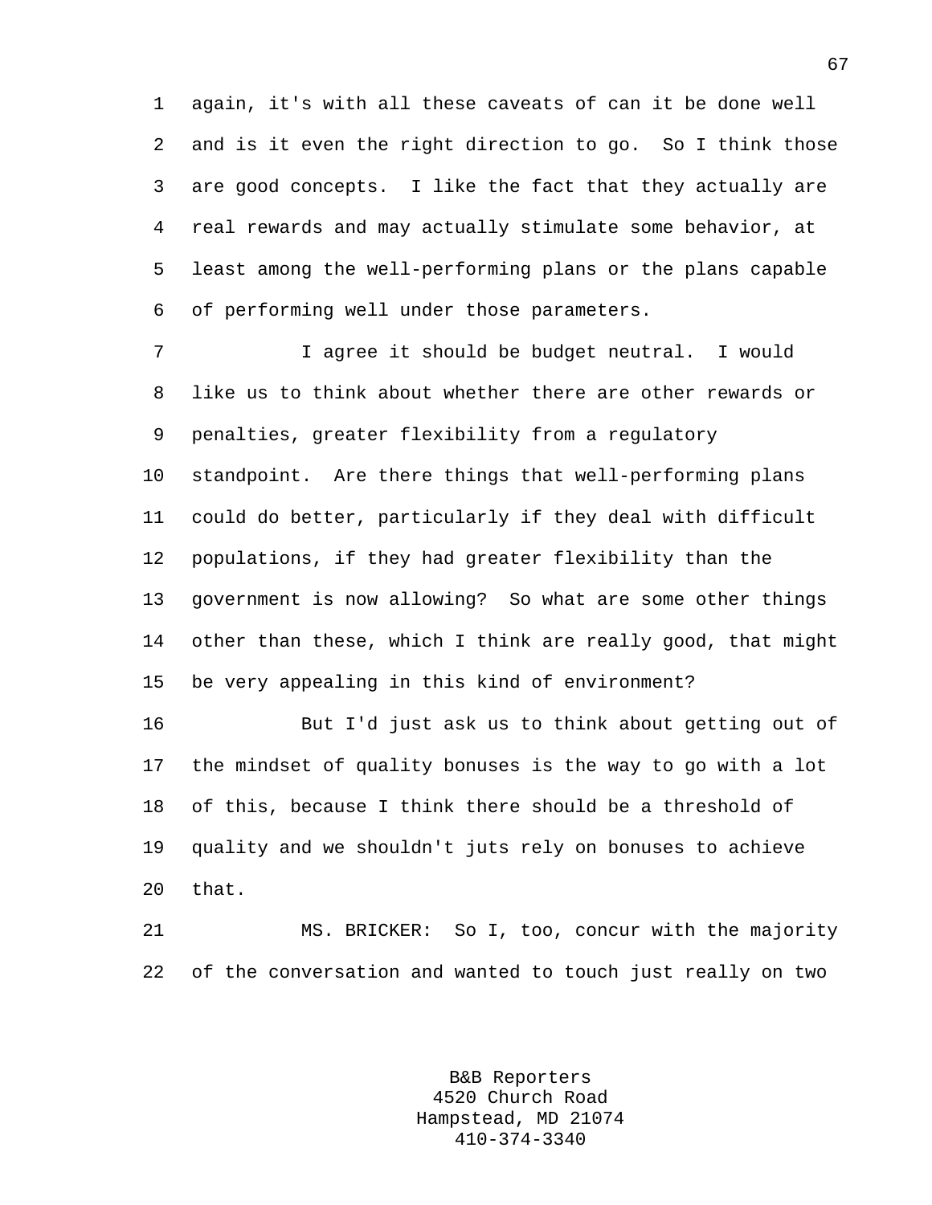again, it's with all these caveats of can it be done well and is it even the right direction to go. So I think those are good concepts. I like the fact that they actually are real rewards and may actually stimulate some behavior, at least among the well-performing plans or the plans capable of performing well under those parameters.

I agree it should be budget neutral. I would like us to think about whether there are other rewards or penalties, greater flexibility from a regulatory standpoint. Are there things that well-performing plans could do better, particularly if they deal with difficult populations, if they had greater flexibility than the government is now allowing? So what are some other things other than these, which I think are really good, that might be very appealing in this kind of environment?

But I'd just ask us to think about getting out of the mindset of quality bonuses is the way to go with a lot of this, because I think there should be a threshold of quality and we shouldn't juts rely on bonuses to achieve that.

MS. BRICKER: So I, too, concur with the majority of the conversation and wanted to touch just really on two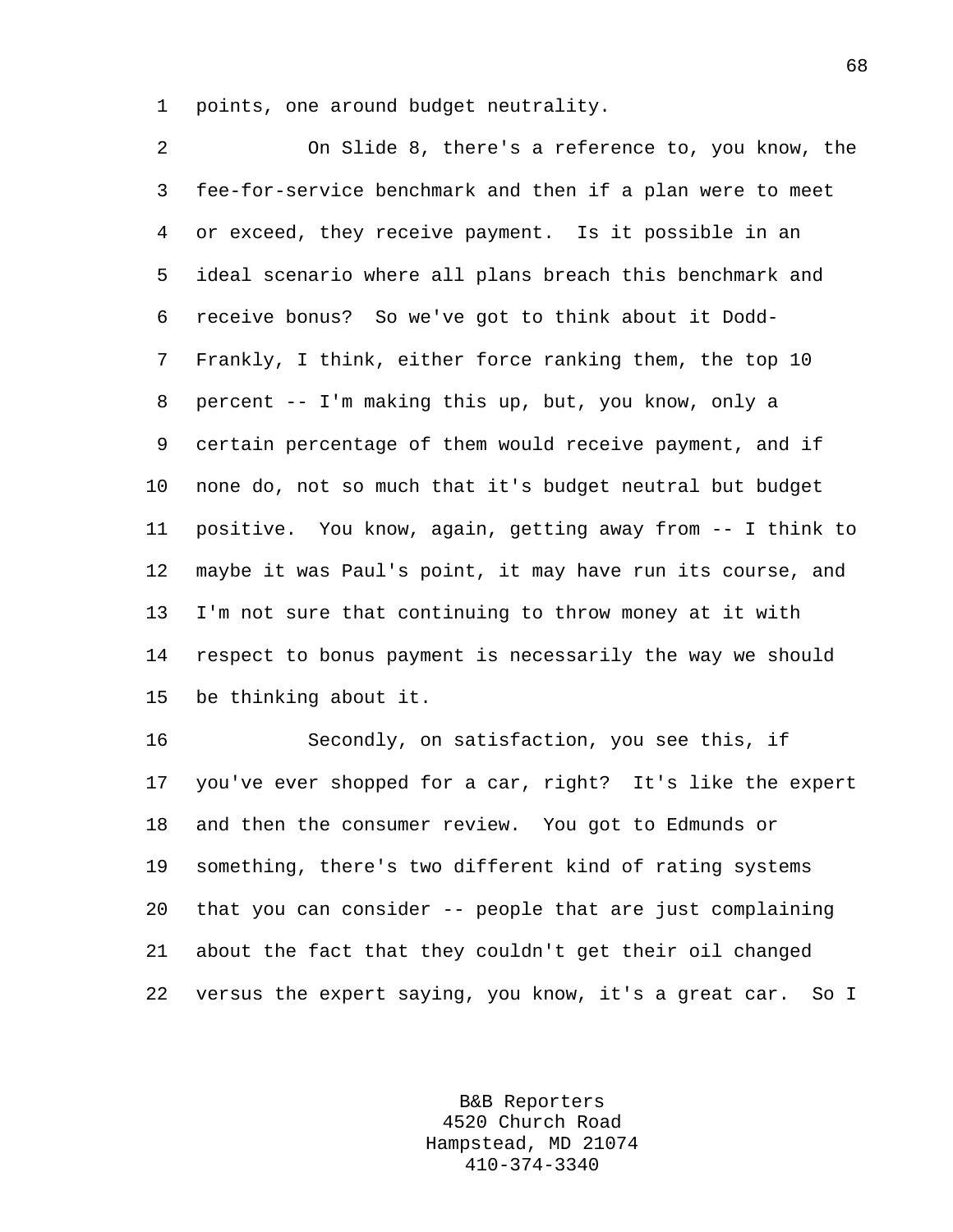points, one around budget neutrality.

On Slide 8, there's a reference to, you know, the fee-for-service benchmark and then if a plan were to meet or exceed, they receive payment. Is it possible in an ideal scenario where all plans breach this benchmark and receive bonus? So we've got to think about it Dodd-Frankly, I think, either force ranking them, the top 10 percent -- I'm making this up, but, you know, only a certain percentage of them would receive payment, and if none do, not so much that it's budget neutral but budget positive. You know, again, getting away from -- I think to maybe it was Paul's point, it may have run its course, and I'm not sure that continuing to throw money at it with respect to bonus payment is necessarily the way we should be thinking about it.

Secondly, on satisfaction, you see this, if you've ever shopped for a car, right? It's like the expert and then the consumer review. You got to Edmunds or something, there's two different kind of rating systems that you can consider -- people that are just complaining about the fact that they couldn't get their oil changed versus the expert saying, you know, it's a great car. So I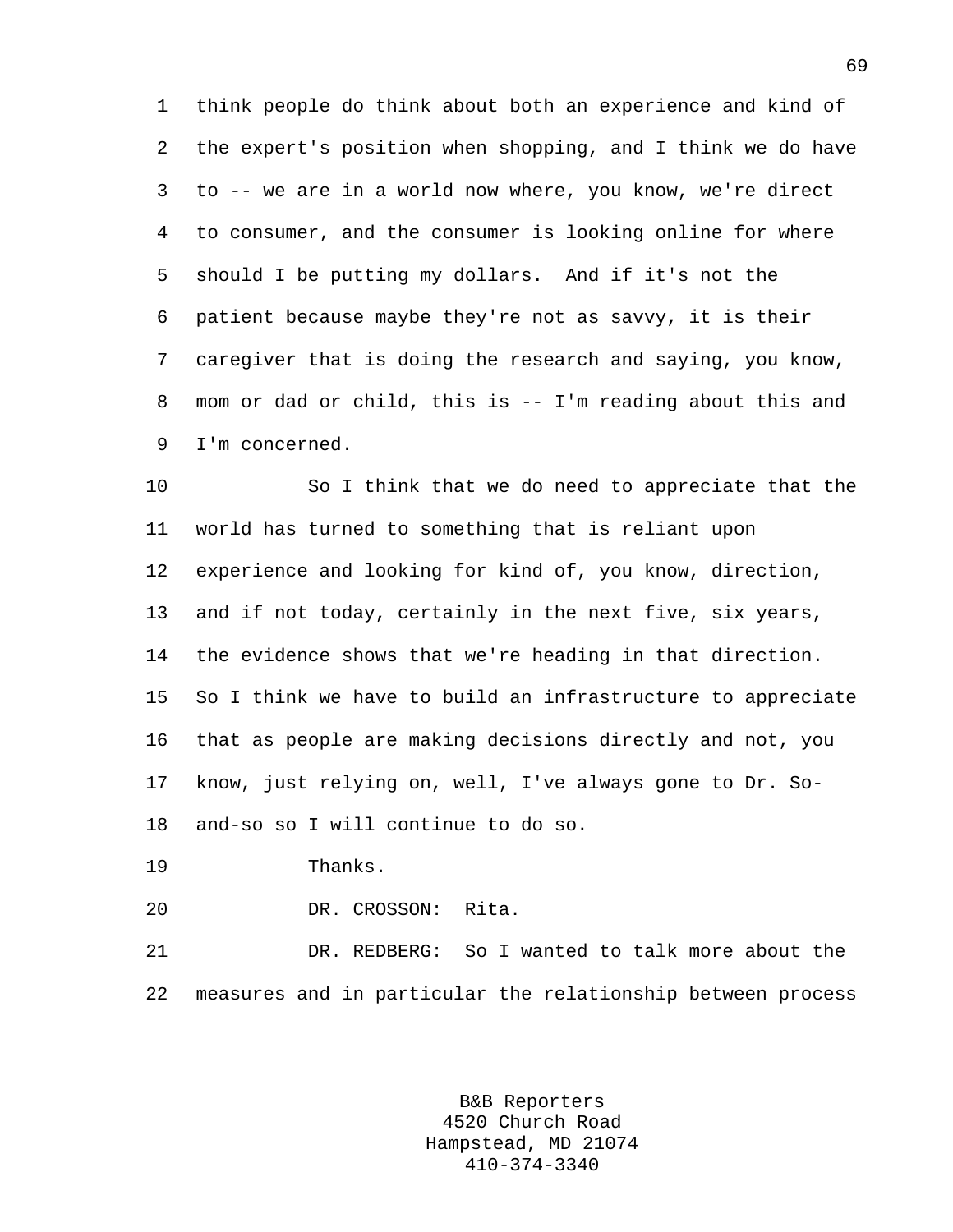think people do think about both an experience and kind of the expert's position when shopping, and I think we do have to -- we are in a world now where, you know, we're direct to consumer, and the consumer is looking online for where should I be putting my dollars. And if it's not the patient because maybe they're not as savvy, it is their caregiver that is doing the research and saying, you know, mom or dad or child, this is -- I'm reading about this and I'm concerned.

So I think that we do need to appreciate that the world has turned to something that is reliant upon experience and looking for kind of, you know, direction, and if not today, certainly in the next five, six years, the evidence shows that we're heading in that direction. So I think we have to build an infrastructure to appreciate that as people are making decisions directly and not, you know, just relying on, well, I've always gone to Dr. So-and-so so I will continue to do so.

Thanks.

DR. CROSSON: Rita.

DR. REDBERG: So I wanted to talk more about the measures and in particular the relationship between process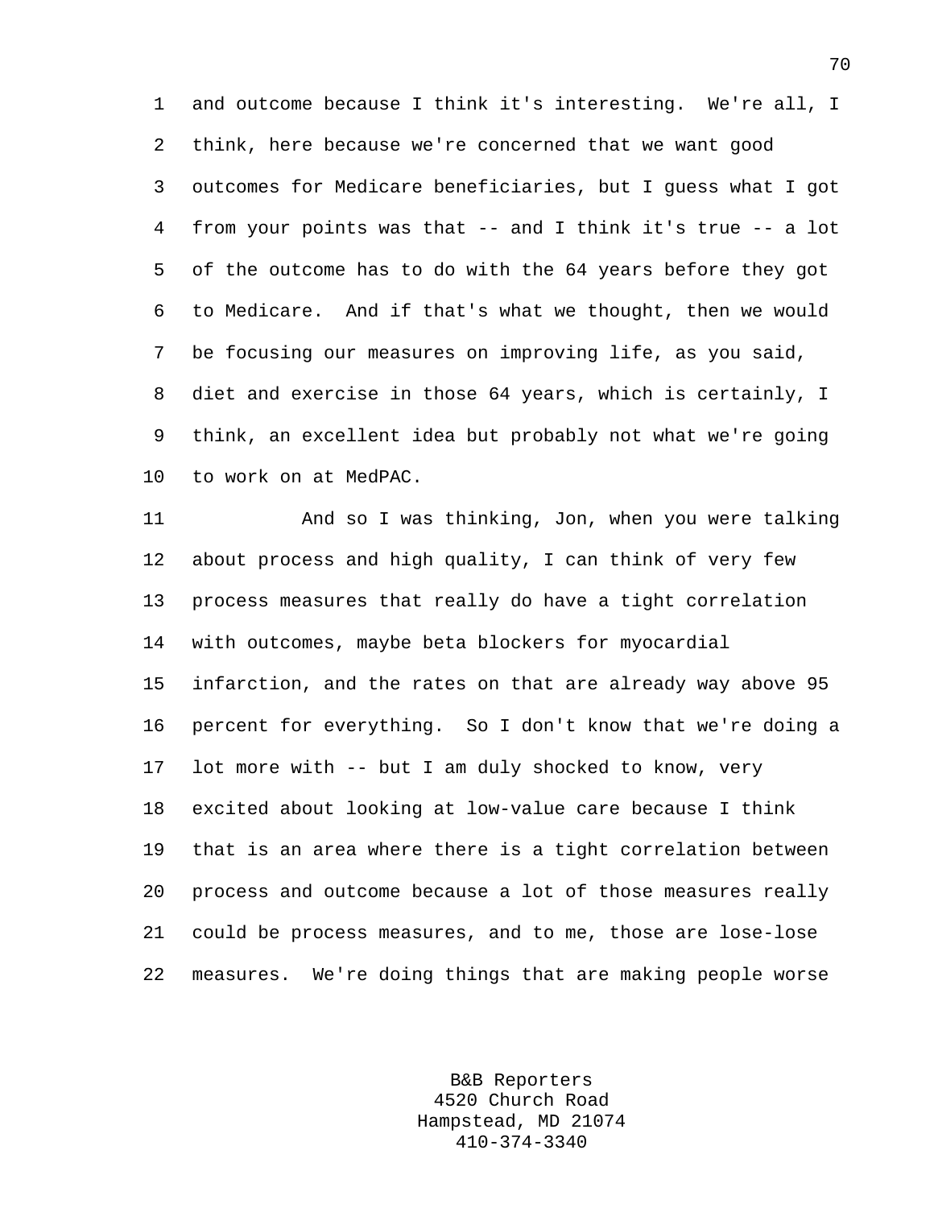and outcome because I think it's interesting. We're all, I think, here because we're concerned that we want good outcomes for Medicare beneficiaries, but I guess what I got from your points was that -- and I think it's true -- a lot of the outcome has to do with the 64 years before they got to Medicare. And if that's what we thought, then we would be focusing our measures on improving life, as you said, diet and exercise in those 64 years, which is certainly, I think, an excellent idea but probably not what we're going to work on at MedPAC.

And so I was thinking, Jon, when you were talking about process and high quality, I can think of very few process measures that really do have a tight correlation with outcomes, maybe beta blockers for myocardial infarction, and the rates on that are already way above 95 percent for everything. So I don't know that we're doing a lot more with -- but I am duly shocked to know, very excited about looking at low-value care because I think that is an area where there is a tight correlation between process and outcome because a lot of those measures really could be process measures, and to me, those are lose-lose measures. We're doing things that are making people worse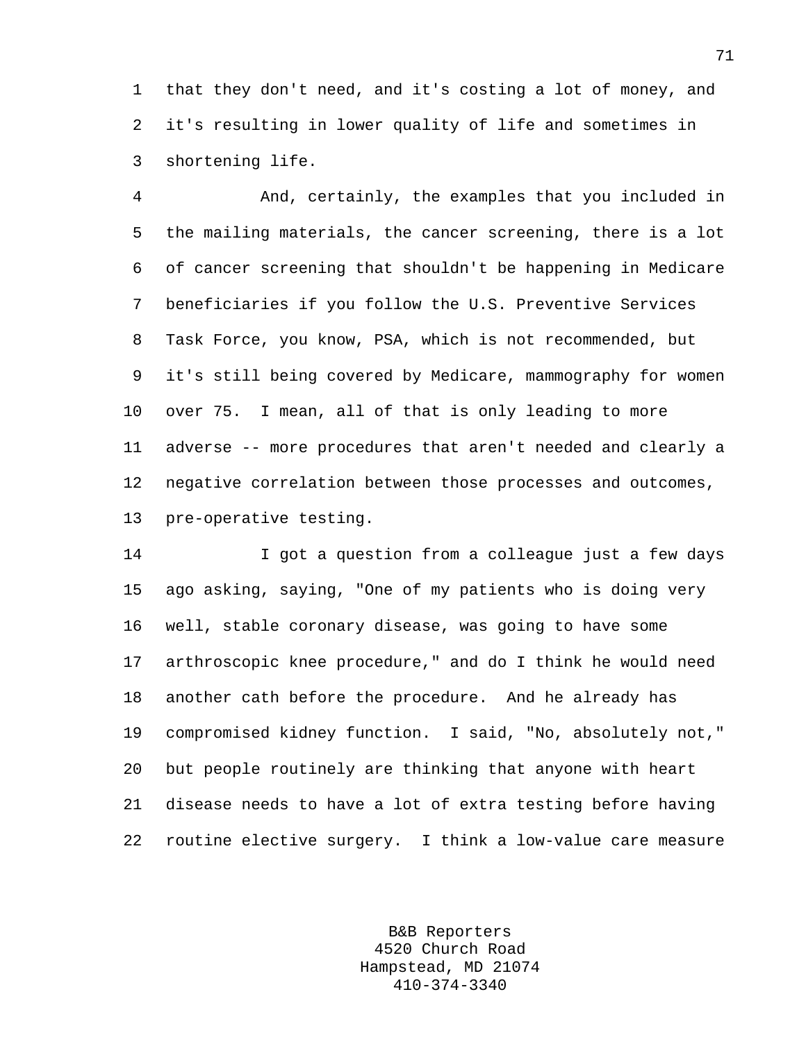that they don't need, and it's costing a lot of money, and it's resulting in lower quality of life and sometimes in shortening life.

And, certainly, the examples that you included in the mailing materials, the cancer screening, there is a lot of cancer screening that shouldn't be happening in Medicare beneficiaries if you follow the U.S. Preventive Services Task Force, you know, PSA, which is not recommended, but it's still being covered by Medicare, mammography for women over 75. I mean, all of that is only leading to more adverse -- more procedures that aren't needed and clearly a negative correlation between those processes and outcomes, pre-operative testing.

I got a question from a colleague just a few days ago asking, saying, "One of my patients who is doing very well, stable coronary disease, was going to have some arthroscopic knee procedure," and do I think he would need another cath before the procedure. And he already has compromised kidney function. I said, "No, absolutely not," but people routinely are thinking that anyone with heart disease needs to have a lot of extra testing before having routine elective surgery. I think a low-value care measure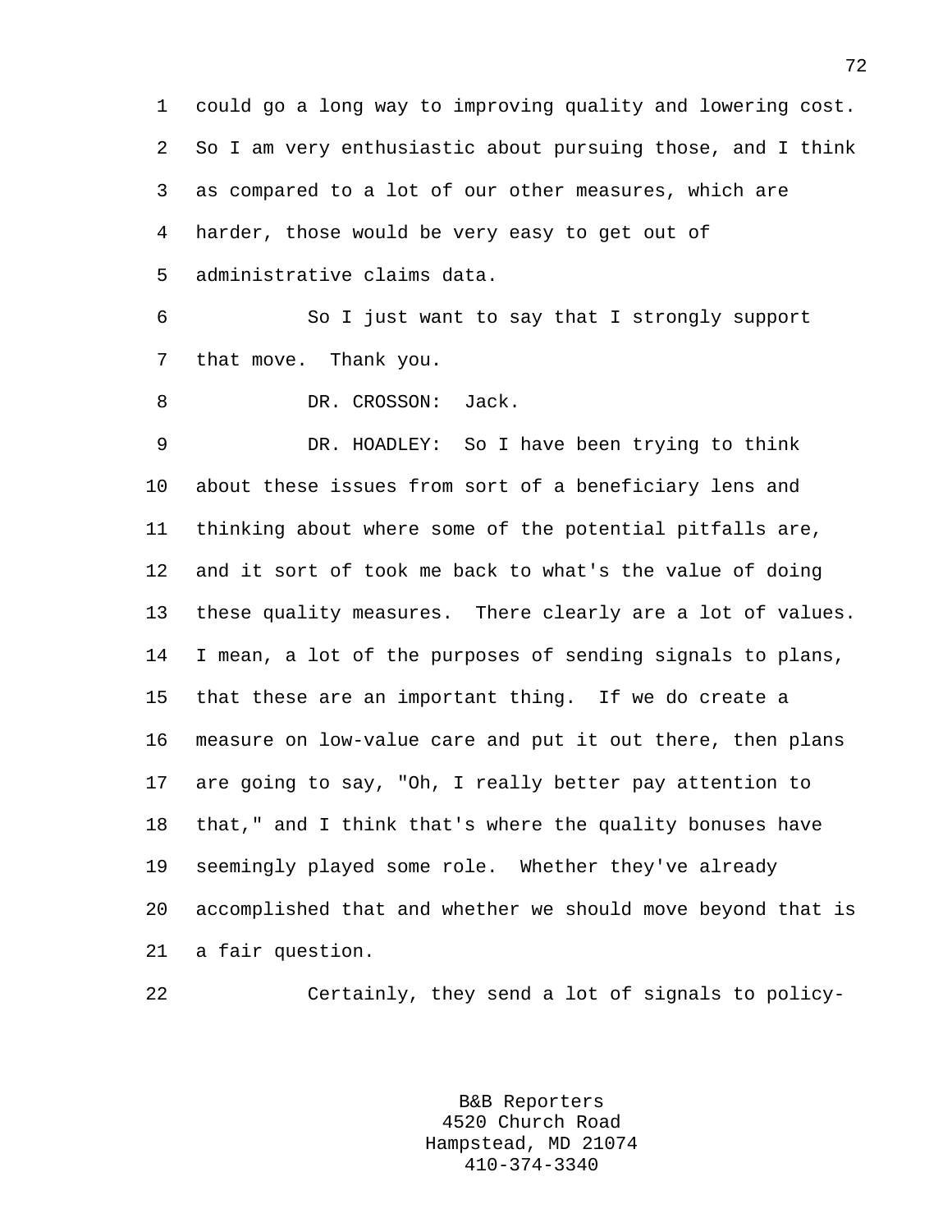could go a long way to improving quality and lowering cost. So I am very enthusiastic about pursuing those, and I think as compared to a lot of our other measures, which are harder, those would be very easy to get out of administrative claims data.

So I just want to say that I strongly support that move. Thank you.

DR. CROSSON: Jack.

DR. HOADLEY: So I have been trying to think about these issues from sort of a beneficiary lens and thinking about where some of the potential pitfalls are, and it sort of took me back to what's the value of doing these quality measures. There clearly are a lot of values. I mean, a lot of the purposes of sending signals to plans, that these are an important thing. If we do create a measure on low-value care and put it out there, then plans are going to say, "Oh, I really better pay attention to that," and I think that's where the quality bonuses have seemingly played some role. Whether they've already accomplished that and whether we should move beyond that is a fair question.

Certainly, they send a lot of signals to policy-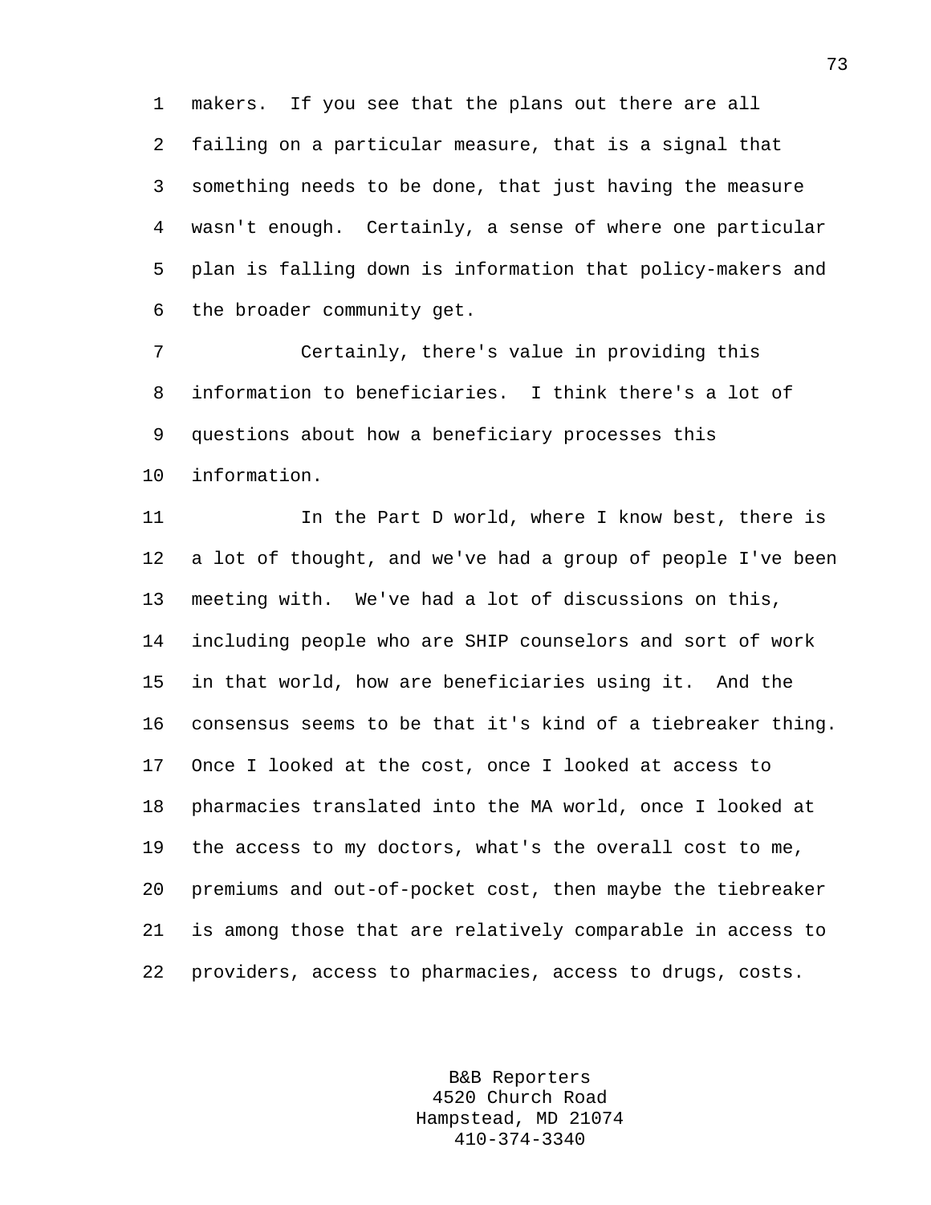makers. If you see that the plans out there are all failing on a particular measure, that is a signal that something needs to be done, that just having the measure wasn't enough. Certainly, a sense of where one particular plan is falling down is information that policy-makers and the broader community get.

Certainly, there's value in providing this information to beneficiaries. I think there's a lot of questions about how a beneficiary processes this information.

In the Part D world, where I know best, there is a lot of thought, and we've had a group of people I've been meeting with. We've had a lot of discussions on this, including people who are SHIP counselors and sort of work in that world, how are beneficiaries using it. And the consensus seems to be that it's kind of a tiebreaker thing. Once I looked at the cost, once I looked at access to pharmacies translated into the MA world, once I looked at the access to my doctors, what's the overall cost to me, premiums and out-of-pocket cost, then maybe the tiebreaker is among those that are relatively comparable in access to providers, access to pharmacies, access to drugs, costs.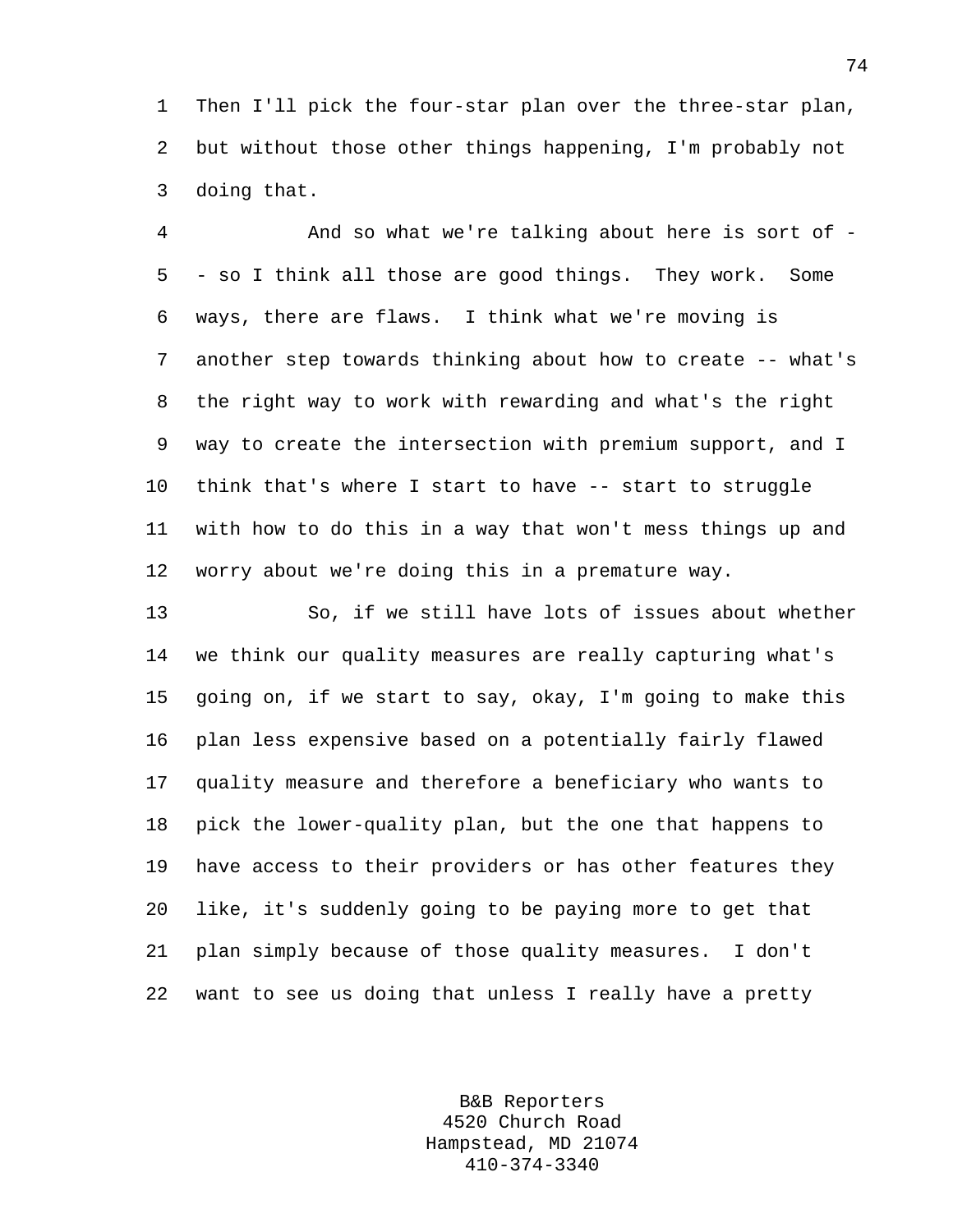Then I'll pick the four-star plan over the three-star plan, but without those other things happening, I'm probably not doing that.

And so what we're talking about here is sort of -- so I think all those are good things. They work. Some ways, there are flaws. I think what we're moving is another step towards thinking about how to create -- what's the right way to work with rewarding and what's the right way to create the intersection with premium support, and I think that's where I start to have -- start to struggle with how to do this in a way that won't mess things up and worry about we're doing this in a premature way.

So, if we still have lots of issues about whether we think our quality measures are really capturing what's going on, if we start to say, okay, I'm going to make this plan less expensive based on a potentially fairly flawed quality measure and therefore a beneficiary who wants to pick the lower-quality plan, but the one that happens to have access to their providers or has other features they like, it's suddenly going to be paying more to get that plan simply because of those quality measures. I don't want to see us doing that unless I really have a pretty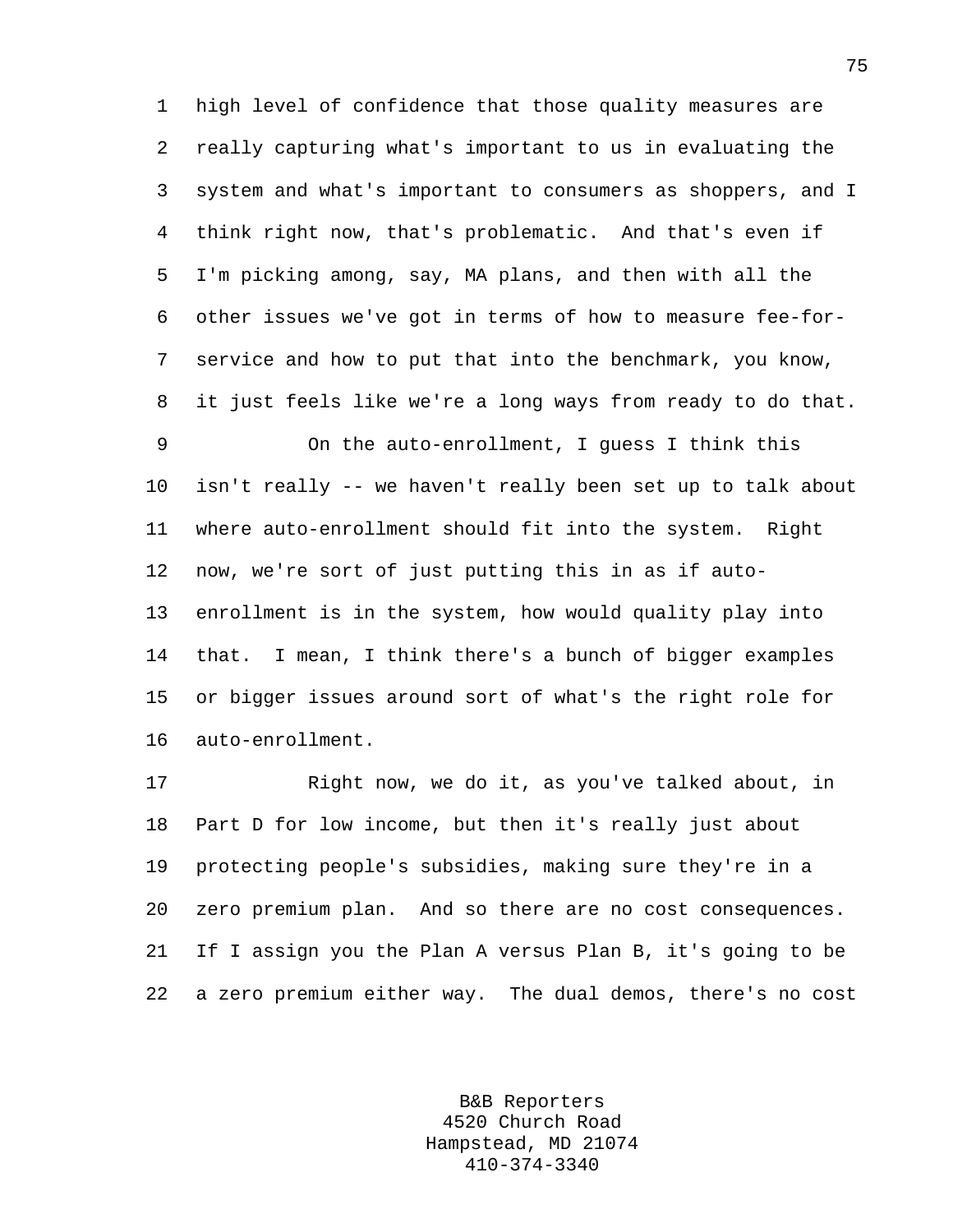high level of confidence that those quality measures are really capturing what's important to us in evaluating the system and what's important to consumers as shoppers, and I think right now, that's problematic. And that's even if I'm picking among, say, MA plans, and then with all the other issues we've got in terms of how to measure fee-for-service and how to put that into the benchmark, you know, it just feels like we're a long ways from ready to do that.

On the auto-enrollment, I guess I think this isn't really -- we haven't really been set up to talk about where auto-enrollment should fit into the system. Right now, we're sort of just putting this in as if auto-enrollment is in the system, how would quality play into that. I mean, I think there's a bunch of bigger examples or bigger issues around sort of what's the right role for auto-enrollment.

Right now, we do it, as you've talked about, in Part D for low income, but then it's really just about protecting people's subsidies, making sure they're in a zero premium plan. And so there are no cost consequences. If I assign you the Plan A versus Plan B, it's going to be a zero premium either way. The dual demos, there's no cost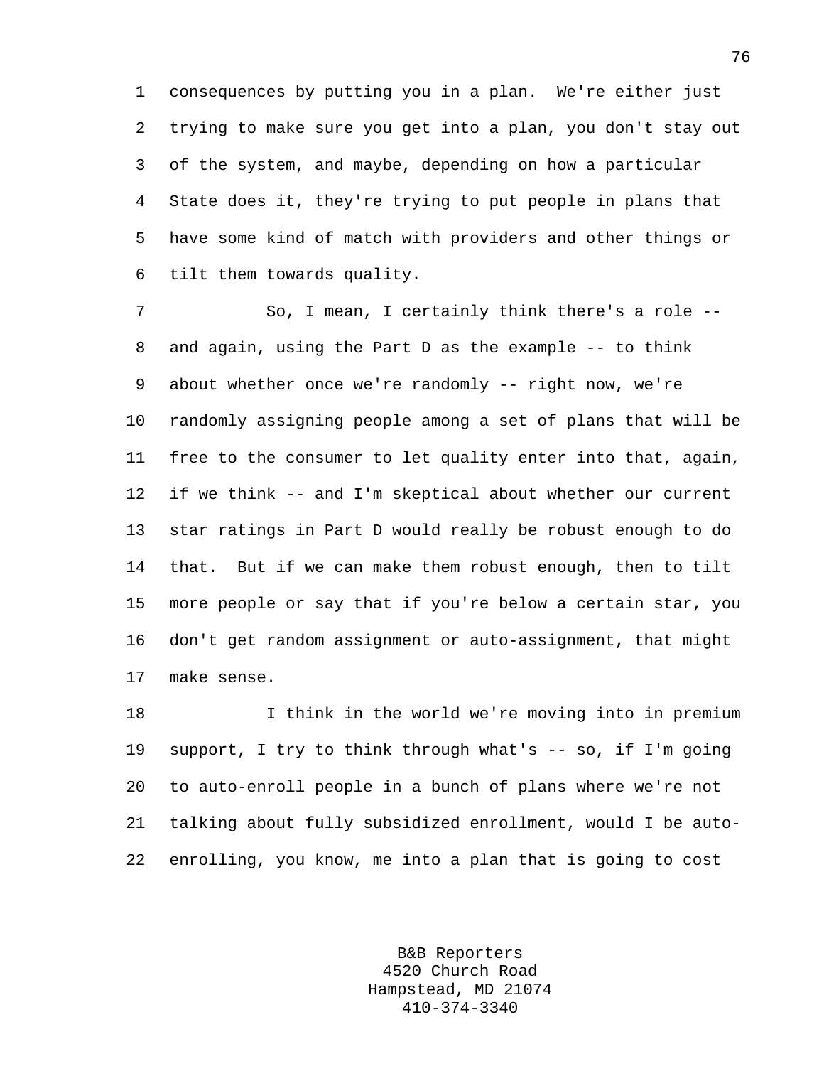consequences by putting you in a plan. We're either just trying to make sure you get into a plan, you don't stay out of the system, and maybe, depending on how a particular State does it, they're trying to put people in plans that have some kind of match with providers and other things or tilt them towards quality.

So, I mean, I certainly think there's a role -- and again, using the Part D as the example -- to think about whether once we're randomly -- right now, we're randomly assigning people among a set of plans that will be free to the consumer to let quality enter into that, again, if we think -- and I'm skeptical about whether our current star ratings in Part D would really be robust enough to do that. But if we can make them robust enough, then to tilt more people or say that if you're below a certain star, you don't get random assignment or auto-assignment, that might make sense.

I think in the world we're moving into in premium support, I try to think through what's -- so, if I'm going to auto-enroll people in a bunch of plans where we're not talking about fully subsidized enrollment, would I be auto-enrolling, you know, me into a plan that is going to cost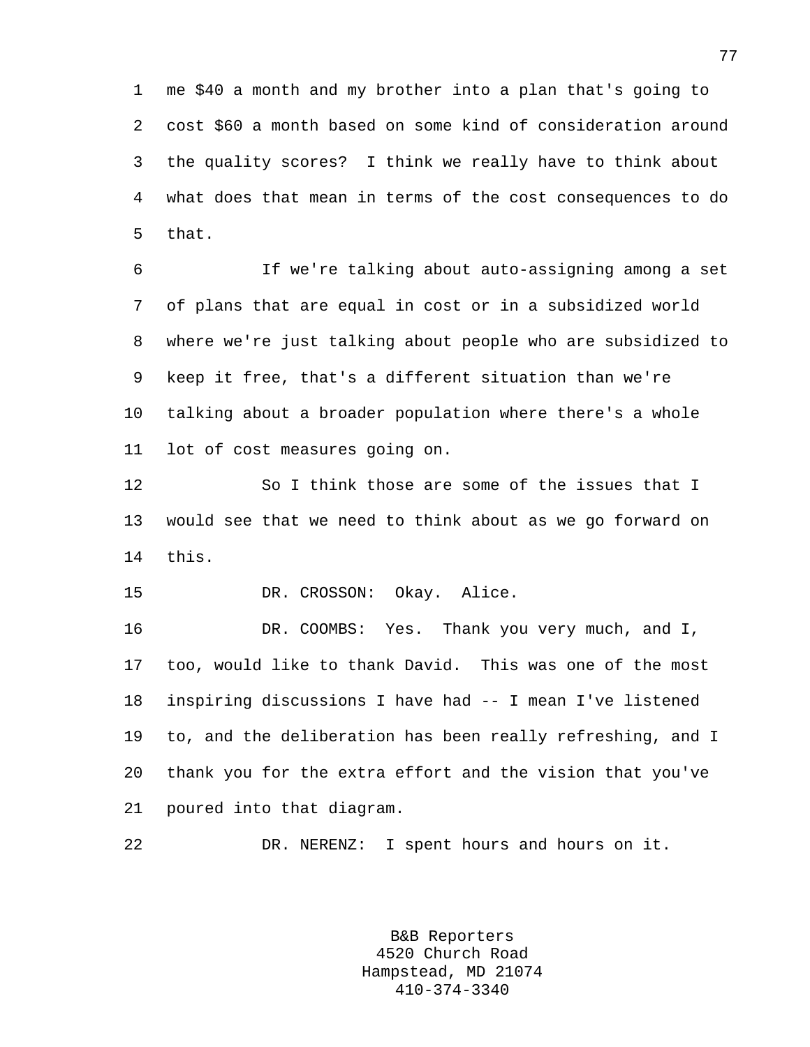me $40 a month and my brother into a plan that's going to cost $60 a month based on some kind of consideration around the quality scores? I think we really have to think about what does that mean in terms of the cost consequences to do that.

If we're talking about auto-assigning among a set of plans that are equal in cost or in a subsidized world where we're just talking about people who are subsidized to keep it free, that's a different situation than we're talking about a broader population where there's a whole lot of cost measures going on.

So I think those are some of the issues that I would see that we need to think about as we go forward on this.

DR. CROSSON: Okay. Alice.

DR. COOMBS: Yes. Thank you very much, and I, too, would like to thank David. This was one of the most inspiring discussions I have had -- I mean I've listened to, and the deliberation has been really refreshing, and I thank you for the extra effort and the vision that you've poured into that diagram.

DR. NERENZ: I spent hours and hours on it.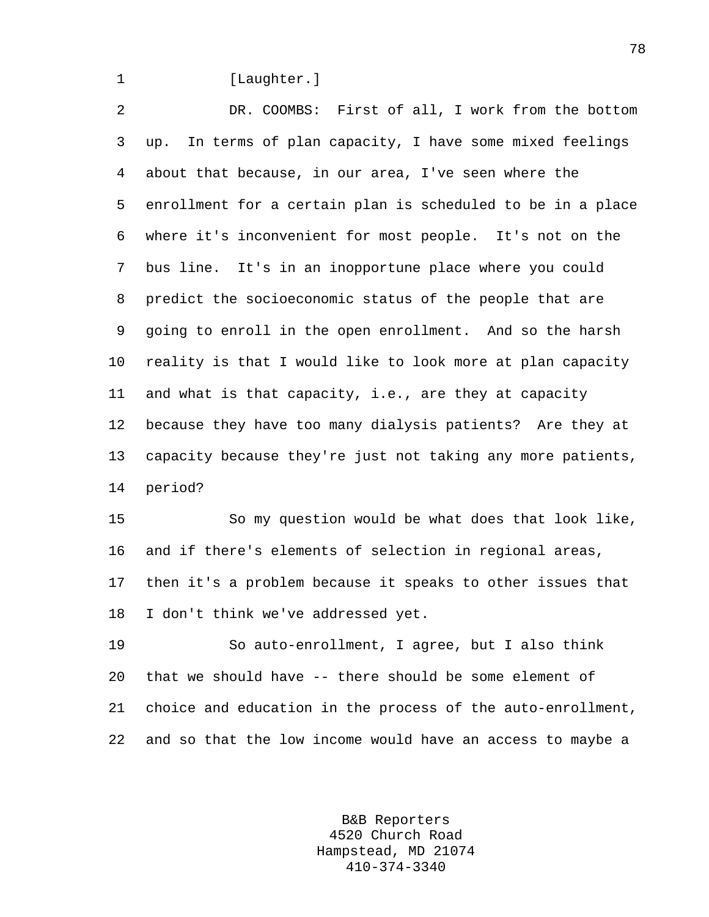[Laughter.]

DR. COOMBS: First of all, I work from the bottom up. In terms of plan capacity, I have some mixed feelings about that because, in our area, I've seen where the enrollment for a certain plan is scheduled to be in a place where it's inconvenient for most people. It's not on the bus line. It's in an inopportune place where you could predict the socioeconomic status of the people that are going to enroll in the open enrollment. And so the harsh reality is that I would like to look more at plan capacity and what is that capacity, i.e., are they at capacity because they have too many dialysis patients? Are they at capacity because they're just not taking any more patients, period?

So my question would be what does that look like, and if there's elements of selection in regional areas, then it's a problem because it speaks to other issues that I don't think we've addressed yet.

So auto-enrollment, I agree, but I also think that we should have -- there should be some element of choice and education in the process of the auto-enrollment, and so that the low income would have an access to maybe a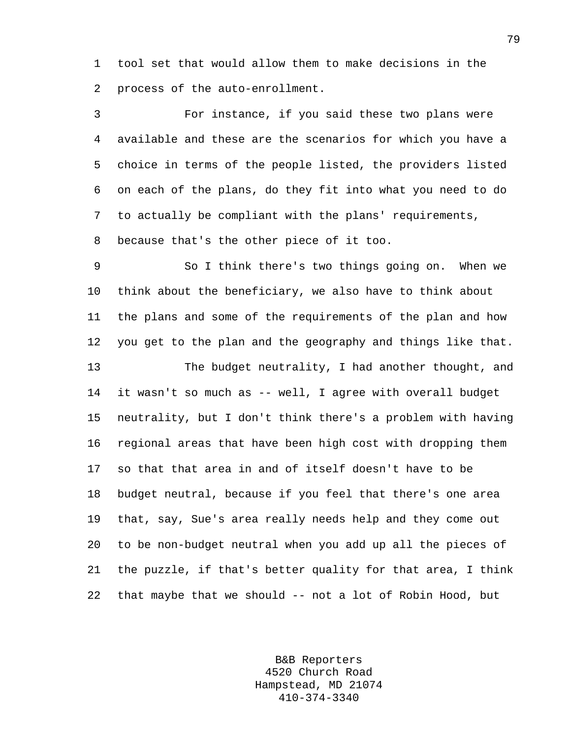tool set that would allow them to make decisions in the process of the auto-enrollment.

For instance, if you said these two plans were available and these are the scenarios for which you have a choice in terms of the people listed, the providers listed on each of the plans, do they fit into what you need to do to actually be compliant with the plans' requirements, because that's the other piece of it too.

So I think there's two things going on. When we think about the beneficiary, we also have to think about the plans and some of the requirements of the plan and how you get to the plan and the geography and things like that.

The budget neutrality, I had another thought, and it wasn't so much as -- well, I agree with overall budget neutrality, but I don't think there's a problem with having regional areas that have been high cost with dropping them so that that area in and of itself doesn't have to be budget neutral, because if you feel that there's one area that, say, Sue's area really needs help and they come out to be non-budget neutral when you add up all the pieces of the puzzle, if that's better quality for that area, I think that maybe that we should -- not a lot of Robin Hood, but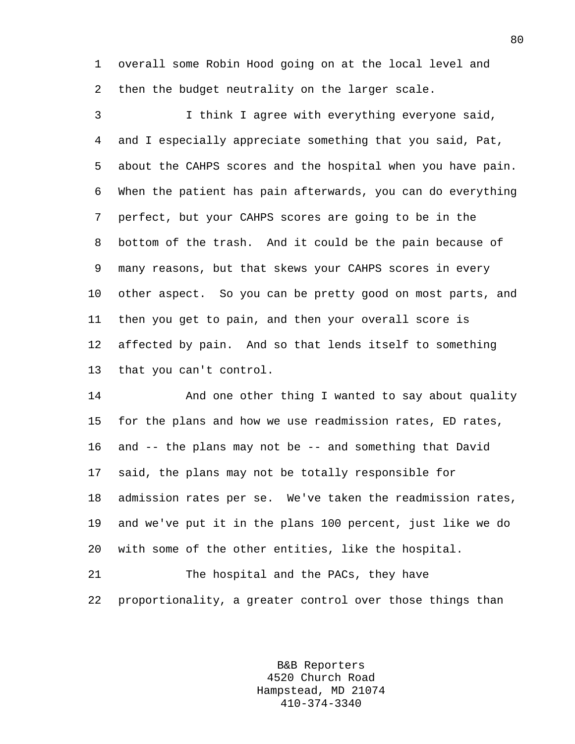overall some Robin Hood going on at the local level and then the budget neutrality on the larger scale.

I think I agree with everything everyone said, and I especially appreciate something that you said, Pat, about the CAHPS scores and the hospital when you have pain. When the patient has pain afterwards, you can do everything perfect, but your CAHPS scores are going to be in the bottom of the trash. And it could be the pain because of many reasons, but that skews your CAHPS scores in every other aspect. So you can be pretty good on most parts, and then you get to pain, and then your overall score is affected by pain. And so that lends itself to something that you can't control.

And one other thing I wanted to say about quality for the plans and how we use readmission rates, ED rates, and -- the plans may not be -- and something that David said, the plans may not be totally responsible for admission rates per se. We've taken the readmission rates, and we've put it in the plans 100 percent, just like we do with some of the other entities, like the hospital.

The hospital and the PACs, they have proportionality, a greater control over those things than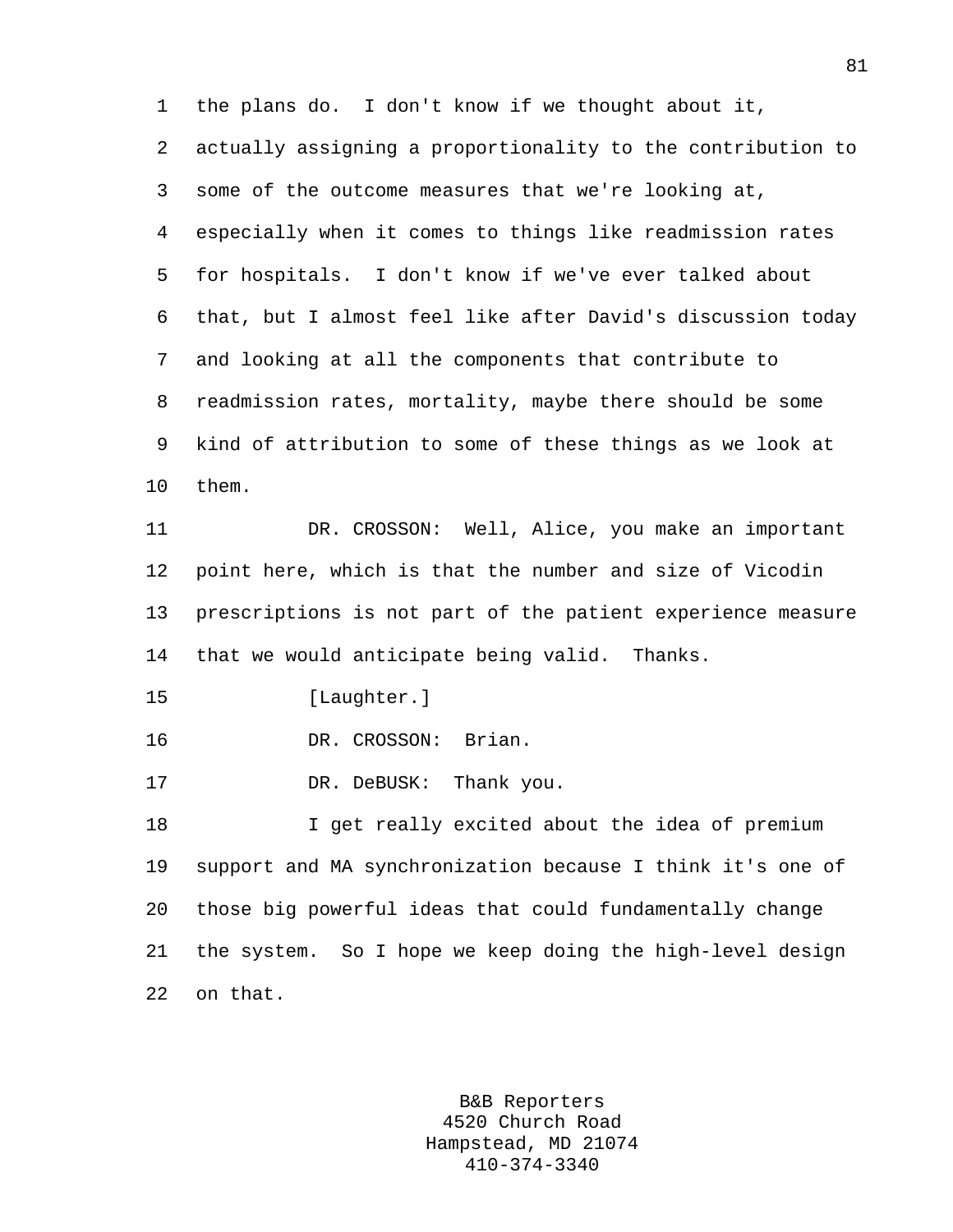the plans do. I don't know if we thought about it, actually assigning a proportionality to the contribution to some of the outcome measures that we're looking at, especially when it comes to things like readmission rates for hospitals. I don't know if we've ever talked about that, but I almost feel like after David's discussion today and looking at all the components that contribute to readmission rates, mortality, maybe there should be some kind of attribution to some of these things as we look at them.

DR. CROSSON: Well, Alice, you make an important point here, which is that the number and size of Vicodin prescriptions is not part of the patient experience measure that we would anticipate being valid. Thanks.

[Laughter.]

DR. CROSSON: Brian.

DR. DeBUSK: Thank you.

I get really excited about the idea of premium support and MA synchronization because I think it's one of those big powerful ideas that could fundamentally change the system. So I hope we keep doing the high-level design on that.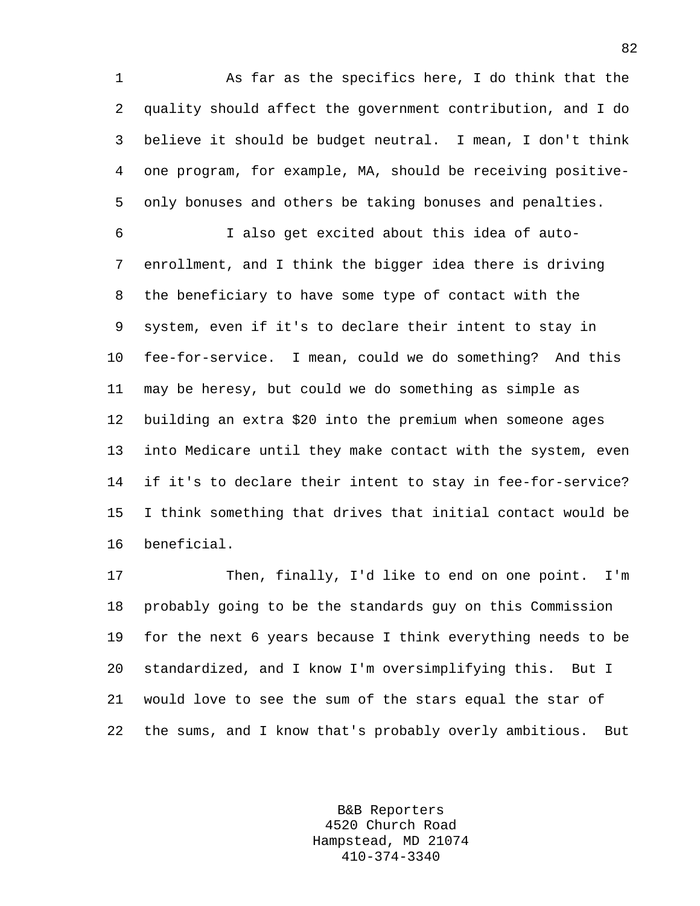As far as the specifics here, I do think that the quality should affect the government contribution, and I do believe it should be budget neutral. I mean, I don't think one program, for example, MA, should be receiving positive-only bonuses and others be taking bonuses and penalties.

I also get excited about this idea of auto-enrollment, and I think the bigger idea there is driving the beneficiary to have some type of contact with the system, even if it's to declare their intent to stay in fee-for-service. I mean, could we do something? And this may be heresy, but could we do something as simple as building an extra $20 into the premium when someone ages into Medicare until they make contact with the system, even if it's to declare their intent to stay in fee-for-service? I think something that drives that initial contact would be beneficial.

Then, finally, I'd like to end on one point. I'm probably going to be the standards guy on this Commission for the next 6 years because I think everything needs to be standardized, and I know I'm oversimplifying this. But I would love to see the sum of the stars equal the star of the sums, and I know that's probably overly ambitious. But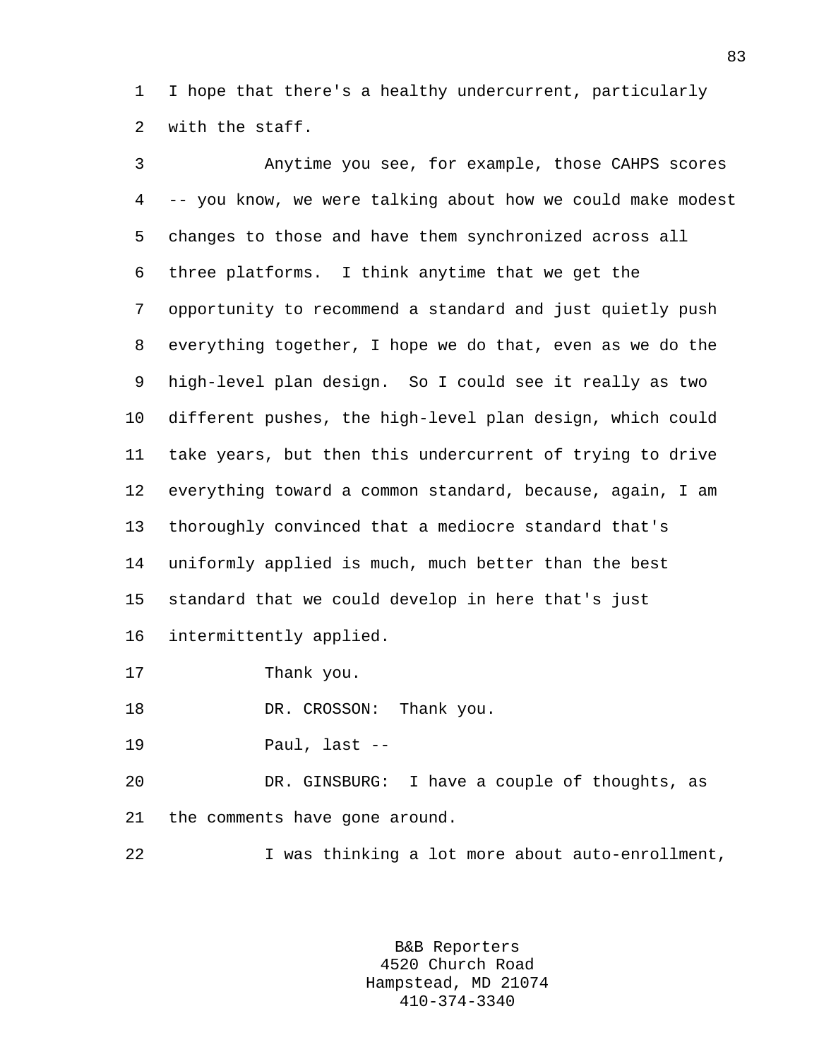I hope that there's a healthy undercurrent, particularly with the staff.

Anytime you see, for example, those CAHPS scores -- you know, we were talking about how we could make modest changes to those and have them synchronized across all three platforms. I think anytime that we get the opportunity to recommend a standard and just quietly push everything together, I hope we do that, even as we do the high-level plan design. So I could see it really as two different pushes, the high-level plan design, which could take years, but then this undercurrent of trying to drive everything toward a common standard, because, again, I am thoroughly convinced that a mediocre standard that's uniformly applied is much, much better than the best standard that we could develop in here that's just intermittently applied.

Thank you.

DR. CROSSON: Thank you.

Paul, last --

DR. GINSBURG: I have a couple of thoughts, as the comments have gone around.

I was thinking a lot more about auto-enrollment,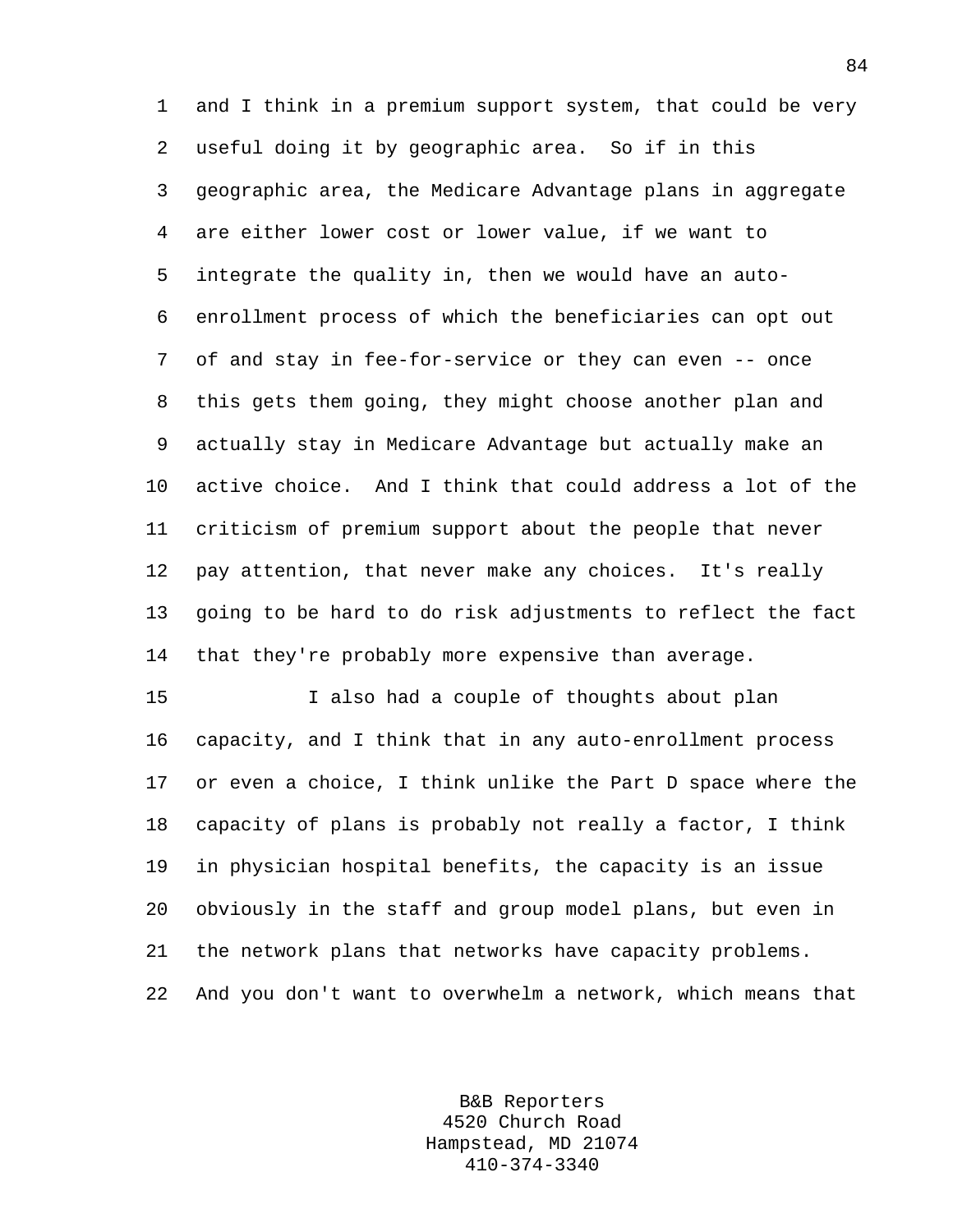and I think in a premium support system, that could be very useful doing it by geographic area. So if in this geographic area, the Medicare Advantage plans in aggregate are either lower cost or lower value, if we want to integrate the quality in, then we would have an auto-enrollment process of which the beneficiaries can opt out of and stay in fee-for-service or they can even -- once this gets them going, they might choose another plan and actually stay in Medicare Advantage but actually make an active choice. And I think that could address a lot of the criticism of premium support about the people that never pay attention, that never make any choices. It's really going to be hard to do risk adjustments to reflect the fact that they're probably more expensive than average.

I also had a couple of thoughts about plan capacity, and I think that in any auto-enrollment process or even a choice, I think unlike the Part D space where the capacity of plans is probably not really a factor, I think in physician hospital benefits, the capacity is an issue obviously in the staff and group model plans, but even in the network plans that networks have capacity problems. And you don't want to overwhelm a network, which means that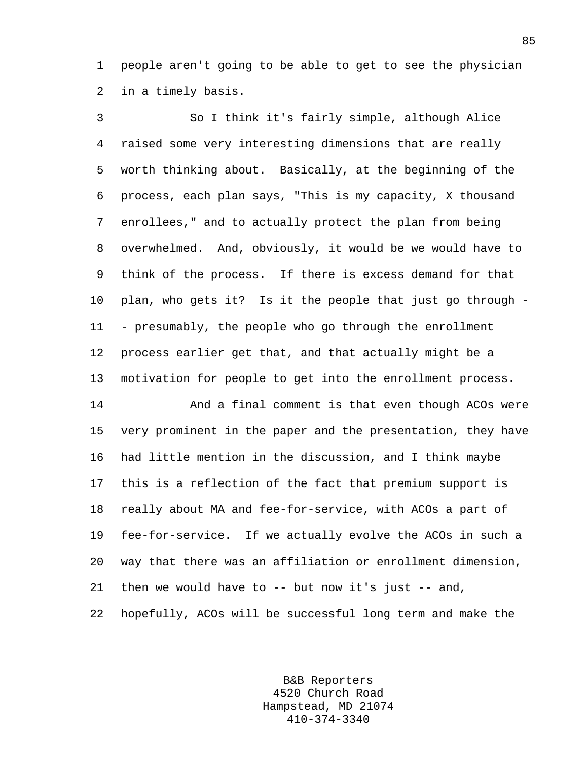people aren't going to be able to get to see the physician in a timely basis.

So I think it's fairly simple, although Alice raised some very interesting dimensions that are really worth thinking about. Basically, at the beginning of the process, each plan says, "This is my capacity, X thousand enrollees," and to actually protect the plan from being overwhelmed. And, obviously, it would be we would have to think of the process. If there is excess demand for that plan, who gets it? Is it the people that just go through -- presumably, the people who go through the enrollment process earlier get that, and that actually might be a motivation for people to get into the enrollment process.

And a final comment is that even though ACOs were very prominent in the paper and the presentation, they have had little mention in the discussion, and I think maybe this is a reflection of the fact that premium support is really about MA and fee-for-service, with ACOs a part of fee-for-service. If we actually evolve the ACOs in such a way that there was an affiliation or enrollment dimension, then we would have to -- but now it's just -- and, hopefully, ACOs will be successful long term and make the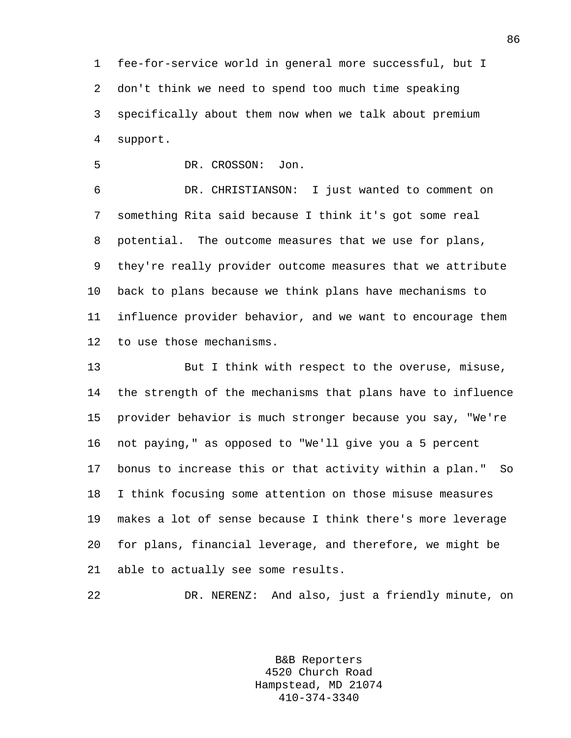fee-for-service world in general more successful, but I don't think we need to spend too much time speaking specifically about them now when we talk about premium support.

DR. CROSSON: Jon.

DR. CHRISTIANSON: I just wanted to comment on something Rita said because I think it's got some real potential. The outcome measures that we use for plans, they're really provider outcome measures that we attribute back to plans because we think plans have mechanisms to influence provider behavior, and we want to encourage them to use those mechanisms.

But I think with respect to the overuse, misuse, the strength of the mechanisms that plans have to influence provider behavior is much stronger because you say, "We're not paying," as opposed to "We'll give you a 5 percent bonus to increase this or that activity within a plan." So I think focusing some attention on those misuse measures makes a lot of sense because I think there's more leverage for plans, financial leverage, and therefore, we might be able to actually see some results.

DR. NERENZ: And also, just a friendly minute, on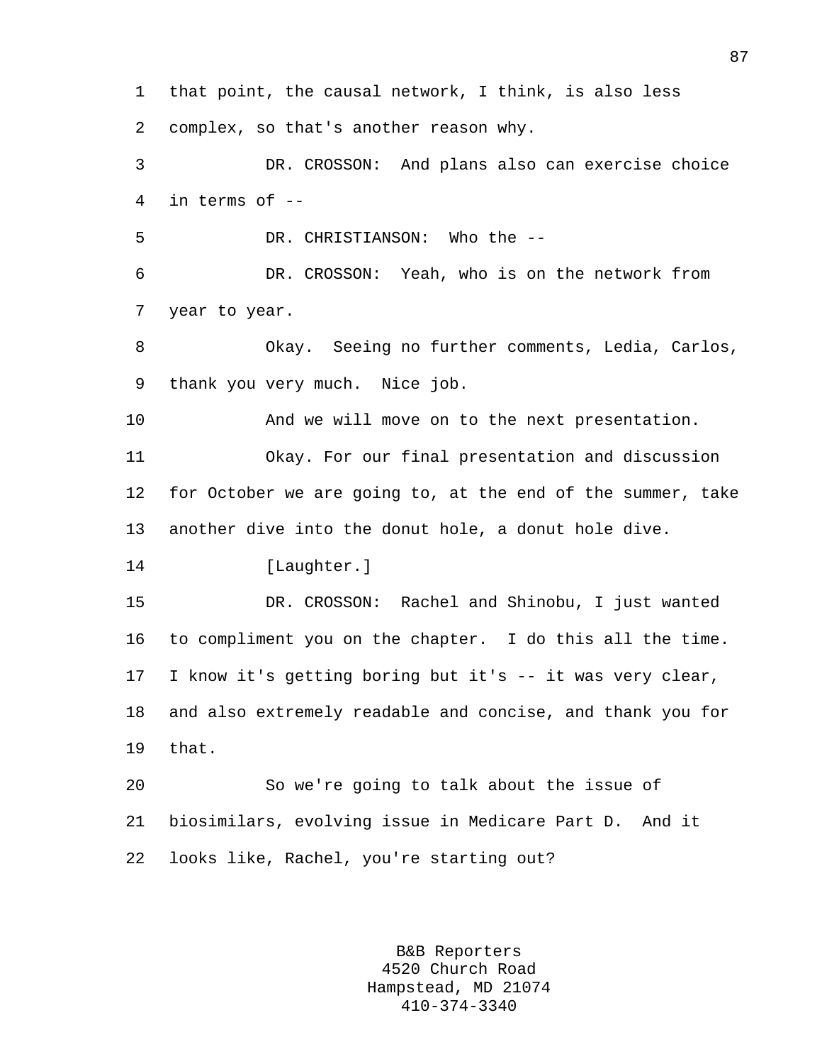that point, the causal network, I think, is also less complex, so that's another reason why.

DR. CROSSON: And plans also can exercise choice in terms of --

DR. CHRISTIANSON: Who the --

DR. CROSSON: Yeah, who is on the network from year to year.

Okay. Seeing no further comments, Ledia, Carlos, thank you very much. Nice job.

And we will move on to the next presentation.

Okay. For our final presentation and discussion for October we are going to, at the end of the summer, take another dive into the donut hole, a donut hole dive.

[Laughter.]

DR. CROSSON: Rachel and Shinobu, I just wanted to compliment you on the chapter. I do this all the time. I know it's getting boring but it's -- it was very clear, and also extremely readable and concise, and thank you for that.

So we're going to talk about the issue of biosimilars, evolving issue in Medicare Part D. And it looks like, Rachel, you're starting out?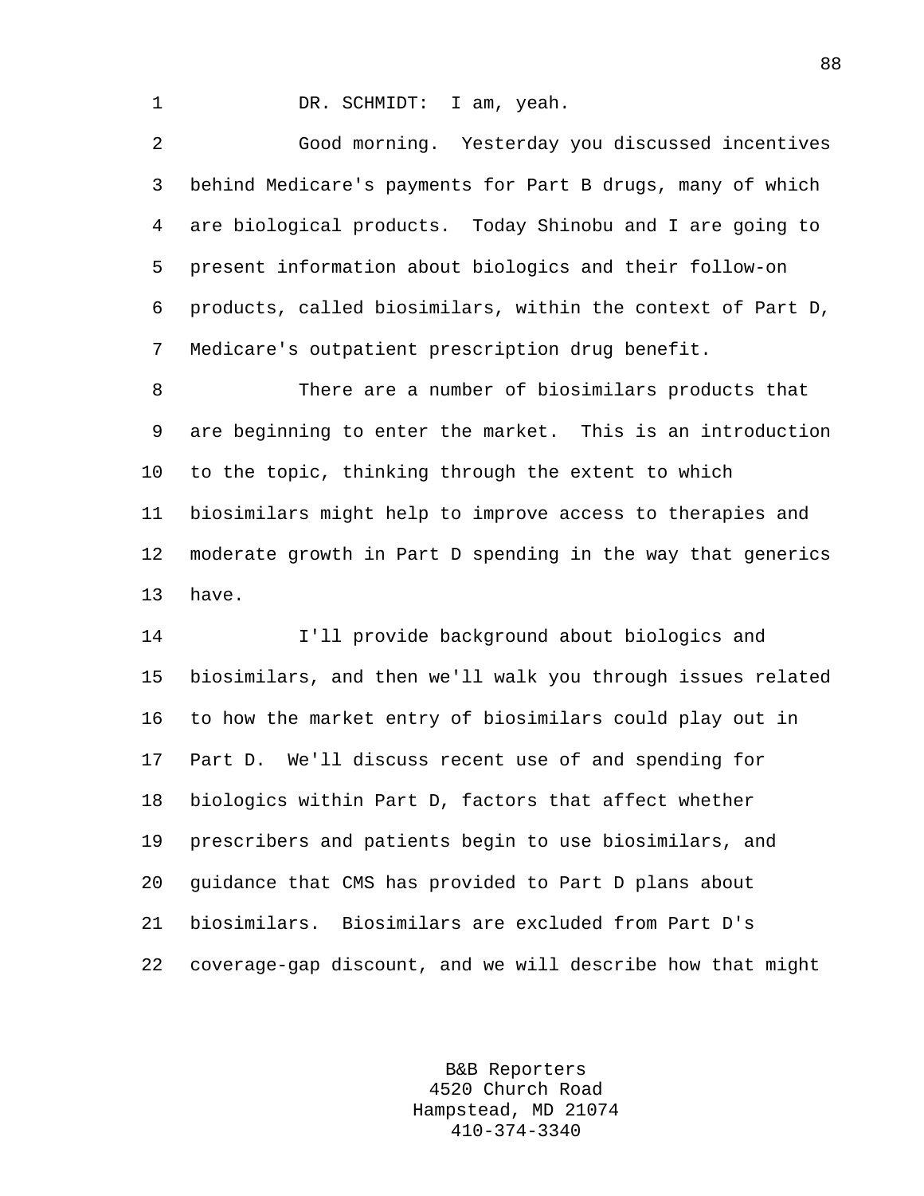DR. SCHMIDT: I am, yeah.

Good morning. Yesterday you discussed incentives behind Medicare's payments for Part B drugs, many of which are biological products. Today Shinobu and I are going to present information about biologics and their follow-on products, called biosimilars, within the context of Part D, Medicare's outpatient prescription drug benefit.

There are a number of biosimilars products that are beginning to enter the market. This is an introduction to the topic, thinking through the extent to which biosimilars might help to improve access to therapies and moderate growth in Part D spending in the way that generics have.

I'll provide background about biologics and biosimilars, and then we'll walk you through issues related to how the market entry of biosimilars could play out in Part D. We'll discuss recent use of and spending for biologics within Part D, factors that affect whether prescribers and patients begin to use biosimilars, and guidance that CMS has provided to Part D plans about biosimilars. Biosimilars are excluded from Part D's coverage-gap discount, and we will describe how that might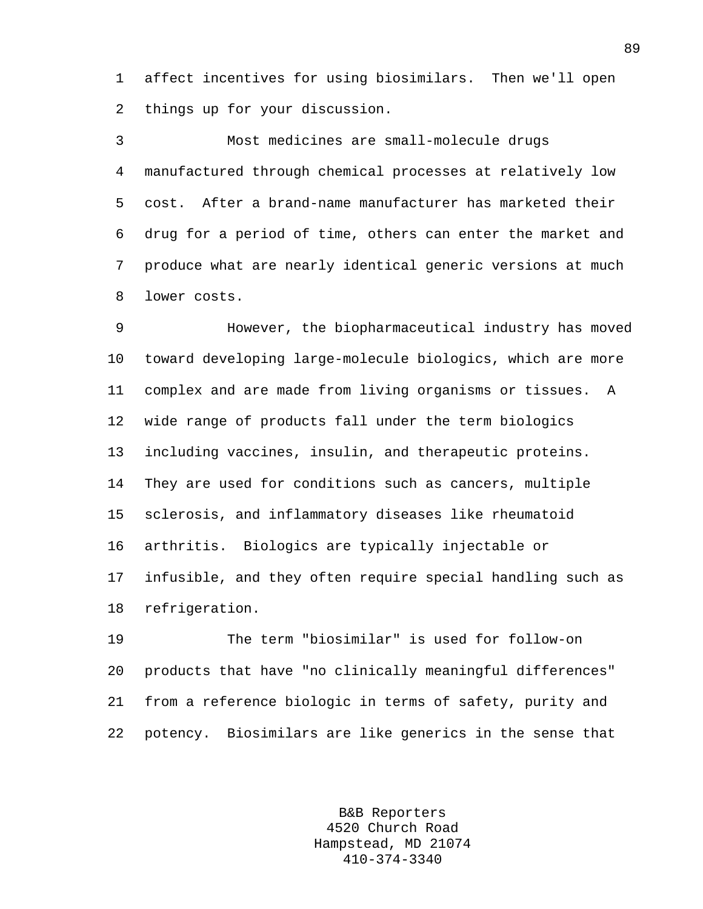affect incentives for using biosimilars. Then we'll open things up for your discussion.

Most medicines are small-molecule drugs manufactured through chemical processes at relatively low cost. After a brand-name manufacturer has marketed their drug for a period of time, others can enter the market and produce what are nearly identical generic versions at much lower costs.

However, the biopharmaceutical industry has moved toward developing large-molecule biologics, which are more complex and are made from living organisms or tissues. A wide range of products fall under the term biologics including vaccines, insulin, and therapeutic proteins. They are used for conditions such as cancers, multiple sclerosis, and inflammatory diseases like rheumatoid arthritis. Biologics are typically injectable or infusible, and they often require special handling such as refrigeration.

The term "biosimilar" is used for follow-on products that have "no clinically meaningful differences" from a reference biologic in terms of safety, purity and potency. Biosimilars are like generics in the sense that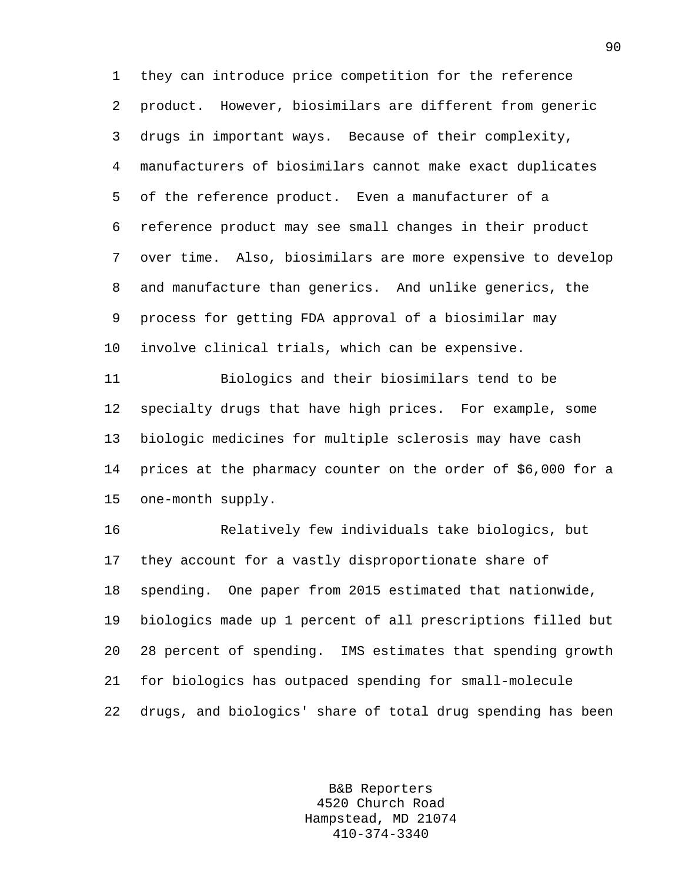they can introduce price competition for the reference product. However, biosimilars are different from generic drugs in important ways. Because of their complexity, manufacturers of biosimilars cannot make exact duplicates of the reference product. Even a manufacturer of a reference product may see small changes in their product over time. Also, biosimilars are more expensive to develop and manufacture than generics. And unlike generics, the process for getting FDA approval of a biosimilar may involve clinical trials, which can be expensive.

Biologics and their biosimilars tend to be specialty drugs that have high prices. For example, some biologic medicines for multiple sclerosis may have cash prices at the pharmacy counter on the order of $6,000 for a one-month supply.

Relatively few individuals take biologics, but they account for a vastly disproportionate share of spending. One paper from 2015 estimated that nationwide, biologics made up 1 percent of all prescriptions filled but 28 percent of spending. IMS estimates that spending growth for biologics has outpaced spending for small-molecule drugs, and biologics' share of total drug spending has been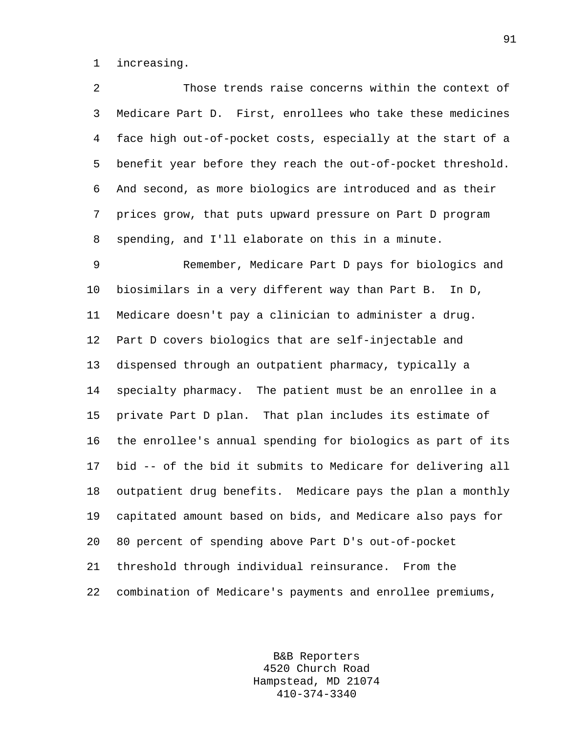increasing.

Those trends raise concerns within the context of Medicare Part D. First, enrollees who take these medicines face high out-of-pocket costs, especially at the start of a benefit year before they reach the out-of-pocket threshold. And second, as more biologics are introduced and as their prices grow, that puts upward pressure on Part D program spending, and I'll elaborate on this in a minute.

Remember, Medicare Part D pays for biologics and biosimilars in a very different way than Part B. In D, Medicare doesn't pay a clinician to administer a drug. Part D covers biologics that are self-injectable and dispensed through an outpatient pharmacy, typically a specialty pharmacy. The patient must be an enrollee in a private Part D plan. That plan includes its estimate of the enrollee's annual spending for biologics as part of its bid -- of the bid it submits to Medicare for delivering all outpatient drug benefits. Medicare pays the plan a monthly capitated amount based on bids, and Medicare also pays for 80 percent of spending above Part D's out-of-pocket threshold through individual reinsurance. From the combination of Medicare's payments and enrollee premiums,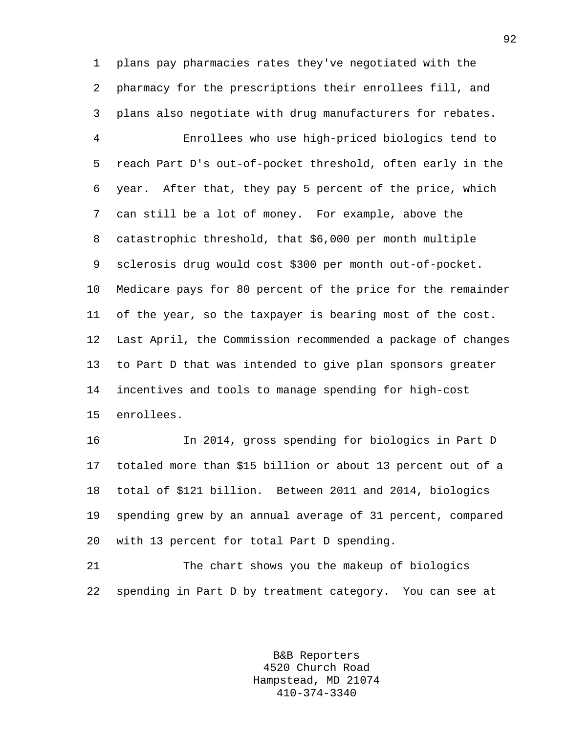plans pay pharmacies rates they've negotiated with the pharmacy for the prescriptions their enrollees fill, and plans also negotiate with drug manufacturers for rebates.

Enrollees who use high-priced biologics tend to reach Part D's out-of-pocket threshold, often early in the year. After that, they pay 5 percent of the price, which can still be a lot of money. For example, above the catastrophic threshold, that $6,000 per month multiple sclerosis drug would cost $300 per month out-of-pocket. Medicare pays for 80 percent of the price for the remainder of the year, so the taxpayer is bearing most of the cost. Last April, the Commission recommended a package of changes to Part D that was intended to give plan sponsors greater incentives and tools to manage spending for high-cost enrollees.

In 2014, gross spending for biologics in Part D totaled more than $15 billion or about 13 percent out of a total of $121 billion. Between 2011 and 2014, biologics spending grew by an annual average of 31 percent, compared with 13 percent for total Part D spending.

The chart shows you the makeup of biologics spending in Part D by treatment category. You can see at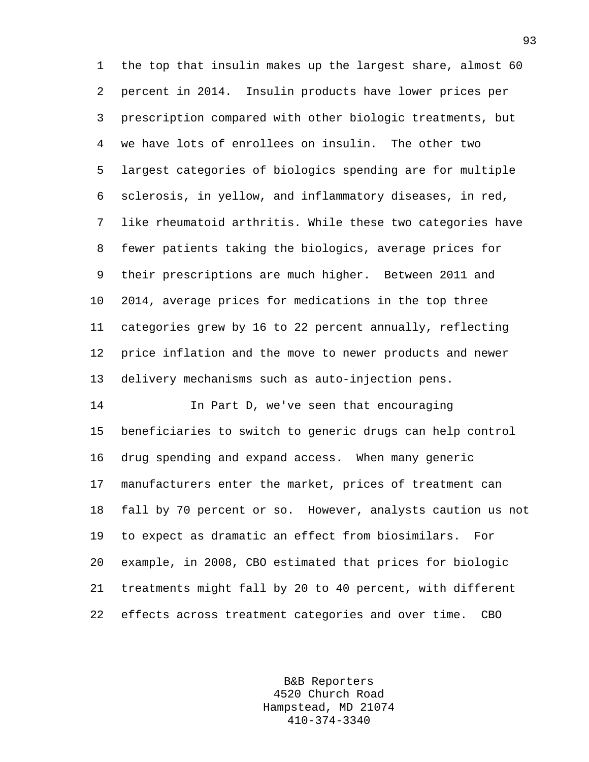the top that insulin makes up the largest share, almost 60 percent in 2014. Insulin products have lower prices per prescription compared with other biologic treatments, but we have lots of enrollees on insulin. The other two largest categories of biologics spending are for multiple sclerosis, in yellow, and inflammatory diseases, in red, like rheumatoid arthritis. While these two categories have fewer patients taking the biologics, average prices for their prescriptions are much higher. Between 2011 and 2014, average prices for medications in the top three categories grew by 16 to 22 percent annually, reflecting price inflation and the move to newer products and newer delivery mechanisms such as auto-injection pens.

In Part D, we've seen that encouraging beneficiaries to switch to generic drugs can help control drug spending and expand access. When many generic manufacturers enter the market, prices of treatment can fall by 70 percent or so. However, analysts caution us not to expect as dramatic an effect from biosimilars. For example, in 2008, CBO estimated that prices for biologic treatments might fall by 20 to 40 percent, with different effects across treatment categories and over time. CBO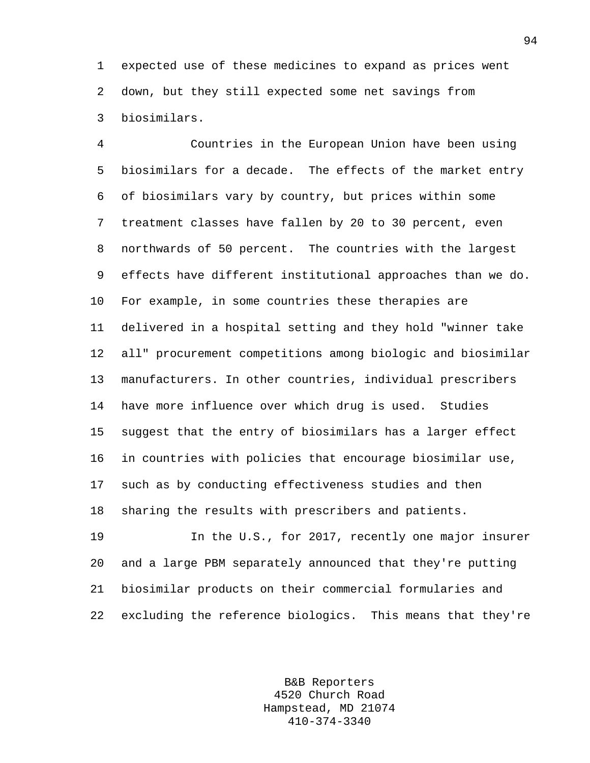expected use of these medicines to expand as prices went down, but they still expected some net savings from biosimilars.

Countries in the European Union have been using biosimilars for a decade. The effects of the market entry of biosimilars vary by country, but prices within some treatment classes have fallen by 20 to 30 percent, even northwards of 50 percent. The countries with the largest effects have different institutional approaches than we do. For example, in some countries these therapies are delivered in a hospital setting and they hold "winner take all" procurement competitions among biologic and biosimilar manufacturers. In other countries, individual prescribers have more influence over which drug is used. Studies suggest that the entry of biosimilars has a larger effect in countries with policies that encourage biosimilar use, such as by conducting effectiveness studies and then sharing the results with prescribers and patients.

In the U.S., for 2017, recently one major insurer and a large PBM separately announced that they're putting biosimilar products on their commercial formularies and excluding the reference biologics. This means that they're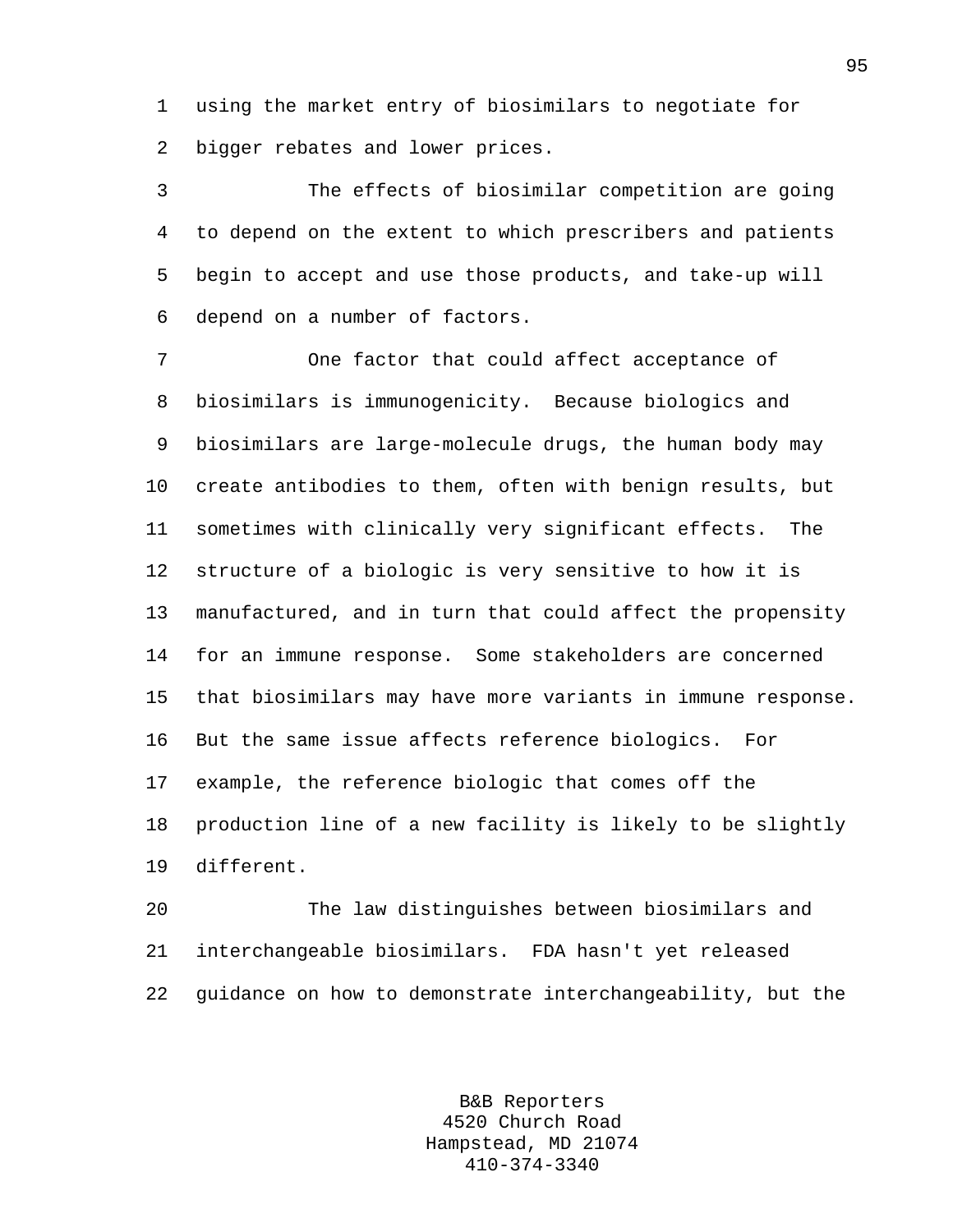using the market entry of biosimilars to negotiate for bigger rebates and lower prices.

The effects of biosimilar competition are going to depend on the extent to which prescribers and patients begin to accept and use those products, and take-up will depend on a number of factors.

One factor that could affect acceptance of biosimilars is immunogenicity. Because biologics and biosimilars are large-molecule drugs, the human body may create antibodies to them, often with benign results, but sometimes with clinically very significant effects. The structure of a biologic is very sensitive to how it is manufactured, and in turn that could affect the propensity for an immune response. Some stakeholders are concerned that biosimilars may have more variants in immune response. But the same issue affects reference biologics. For example, the reference biologic that comes off the production line of a new facility is likely to be slightly different.

The law distinguishes between biosimilars and interchangeable biosimilars. FDA hasn't yet released guidance on how to demonstrate interchangeability, but the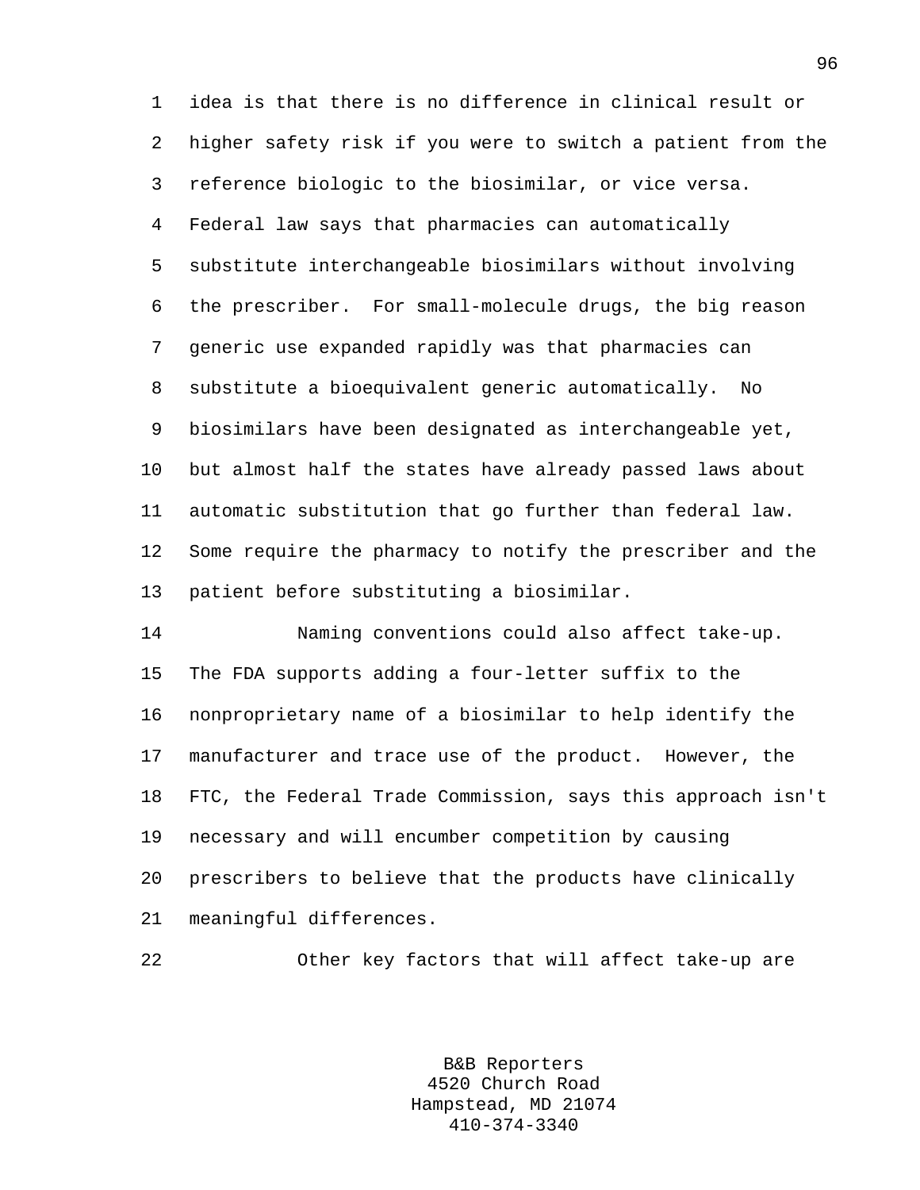idea is that there is no difference in clinical result or higher safety risk if you were to switch a patient from the reference biologic to the biosimilar, or vice versa. Federal law says that pharmacies can automatically substitute interchangeable biosimilars without involving the prescriber. For small-molecule drugs, the big reason generic use expanded rapidly was that pharmacies can substitute a bioequivalent generic automatically. No biosimilars have been designated as interchangeable yet, but almost half the states have already passed laws about automatic substitution that go further than federal law. Some require the pharmacy to notify the prescriber and the patient before substituting a biosimilar.

Naming conventions could also affect take-up. The FDA supports adding a four-letter suffix to the nonproprietary name of a biosimilar to help identify the manufacturer and trace use of the product. However, the FTC, the Federal Trade Commission, says this approach isn't necessary and will encumber competition by causing prescribers to believe that the products have clinically meaningful differences.

Other key factors that will affect take-up are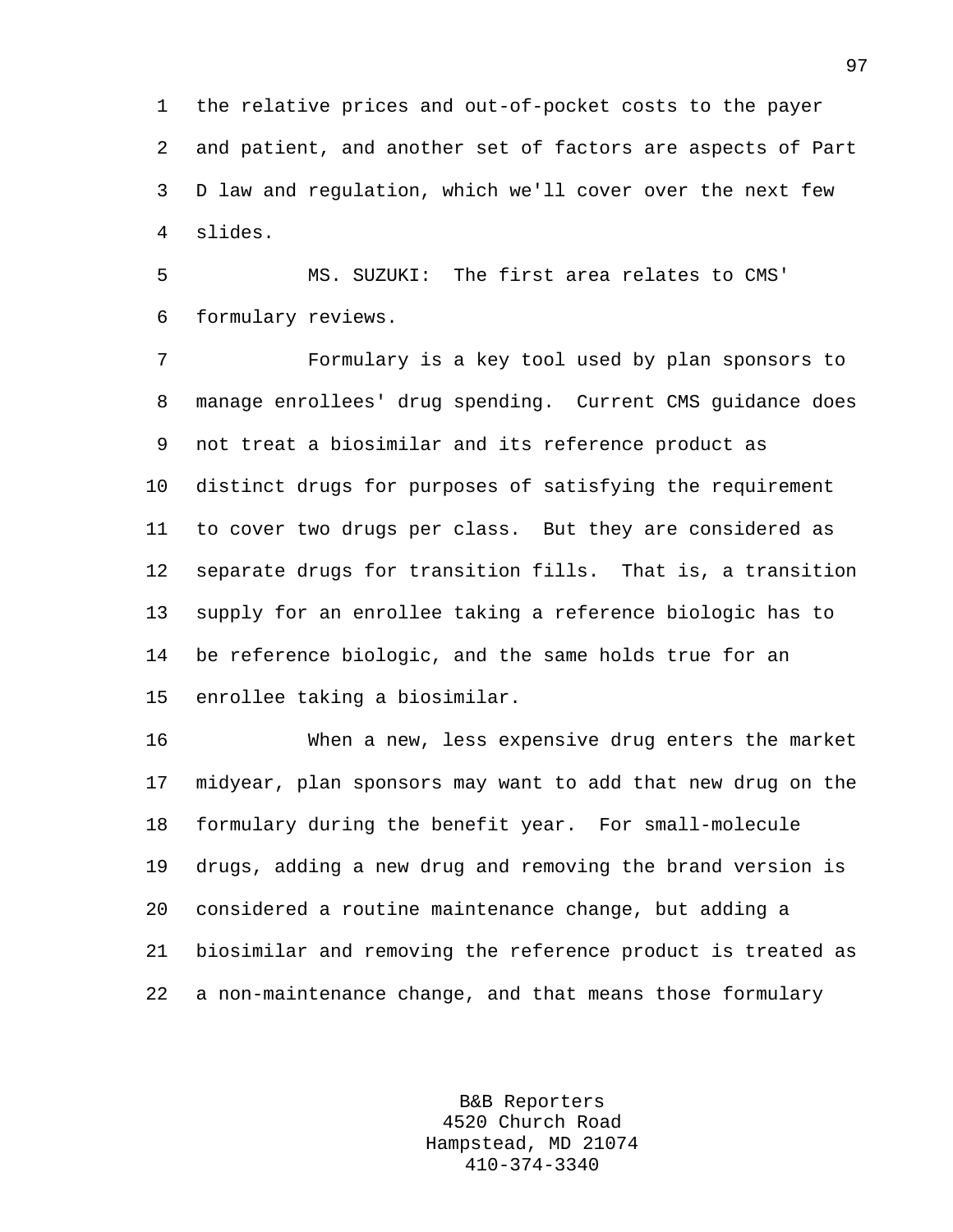the relative prices and out-of-pocket costs to the payer and patient, and another set of factors are aspects of Part D law and regulation, which we'll cover over the next few slides.

MS. SUZUKI: The first area relates to CMS' formulary reviews.

Formulary is a key tool used by plan sponsors to manage enrollees' drug spending. Current CMS guidance does not treat a biosimilar and its reference product as distinct drugs for purposes of satisfying the requirement to cover two drugs per class. But they are considered as separate drugs for transition fills. That is, a transition supply for an enrollee taking a reference biologic has to be reference biologic, and the same holds true for an enrollee taking a biosimilar.

When a new, less expensive drug enters the market midyear, plan sponsors may want to add that new drug on the formulary during the benefit year. For small-molecule drugs, adding a new drug and removing the brand version is considered a routine maintenance change, but adding a biosimilar and removing the reference product is treated as a non-maintenance change, and that means those formulary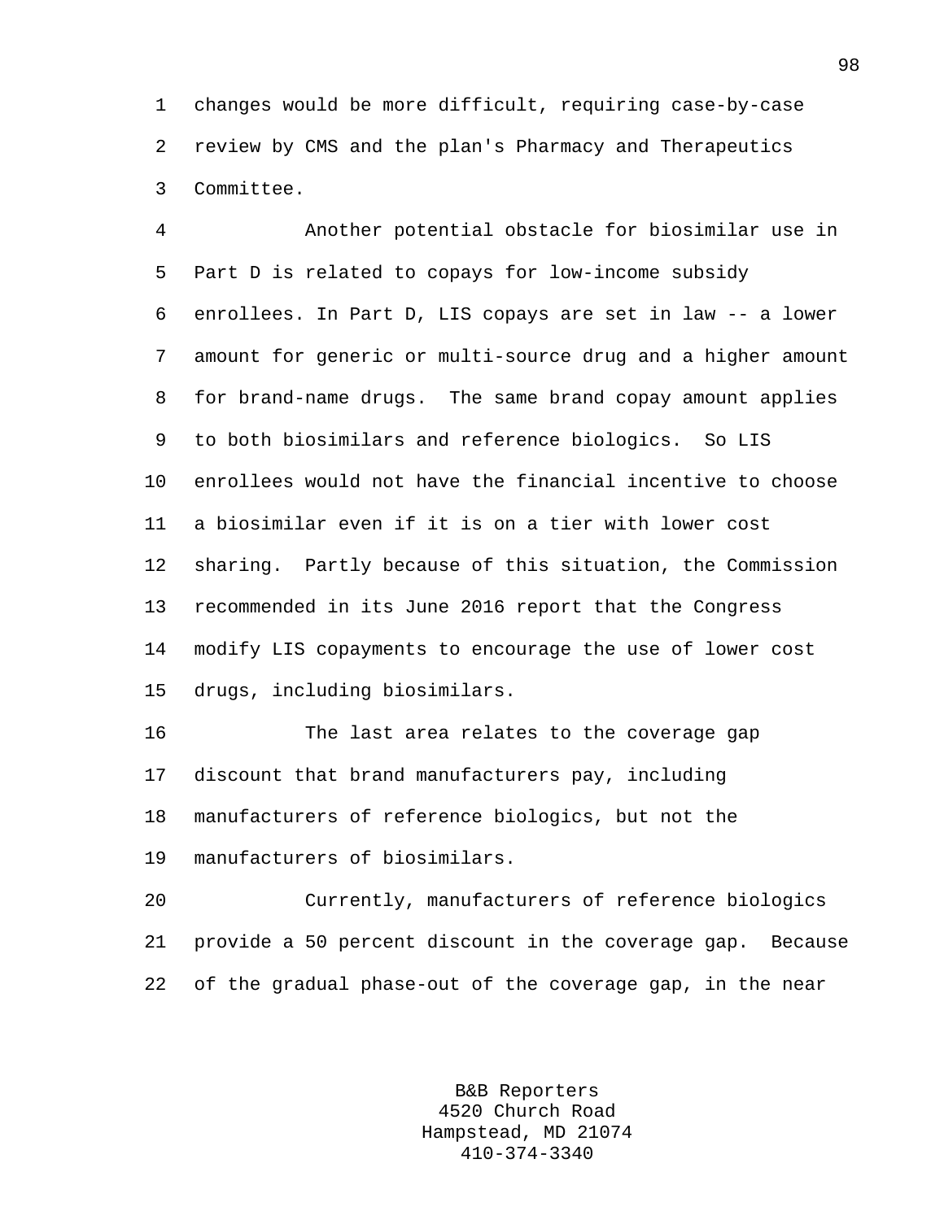changes would be more difficult, requiring case-by-case review by CMS and the plan's Pharmacy and Therapeutics Committee.

Another potential obstacle for biosimilar use in Part D is related to copays for low-income subsidy enrollees. In Part D, LIS copays are set in law -- a lower amount for generic or multi-source drug and a higher amount for brand-name drugs. The same brand copay amount applies to both biosimilars and reference biologics. So LIS enrollees would not have the financial incentive to choose a biosimilar even if it is on a tier with lower cost sharing. Partly because of this situation, the Commission recommended in its June 2016 report that the Congress modify LIS copayments to encourage the use of lower cost drugs, including biosimilars.

The last area relates to the coverage gap discount that brand manufacturers pay, including manufacturers of reference biologics, but not the manufacturers of biosimilars.

Currently, manufacturers of reference biologics provide a 50 percent discount in the coverage gap. Because of the gradual phase-out of the coverage gap, in the near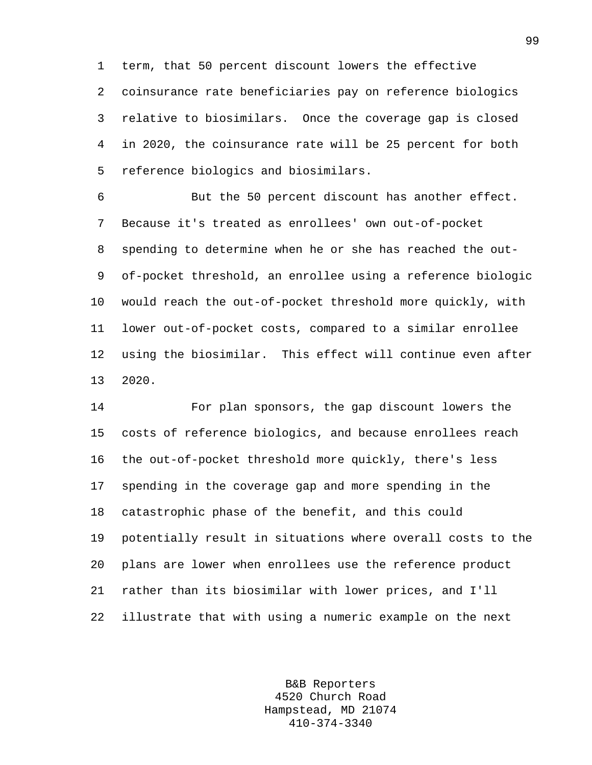term, that 50 percent discount lowers the effective coinsurance rate beneficiaries pay on reference biologics relative to biosimilars. Once the coverage gap is closed in 2020, the coinsurance rate will be 25 percent for both reference biologics and biosimilars.

But the 50 percent discount has another effect. Because it's treated as enrollees' own out-of-pocket spending to determine when he or she has reached the out-of-pocket threshold, an enrollee using a reference biologic would reach the out-of-pocket threshold more quickly, with lower out-of-pocket costs, compared to a similar enrollee using the biosimilar. This effect will continue even after 2020.

For plan sponsors, the gap discount lowers the costs of reference biologics, and because enrollees reach the out-of-pocket threshold more quickly, there's less spending in the coverage gap and more spending in the catastrophic phase of the benefit, and this could potentially result in situations where overall costs to the plans are lower when enrollees use the reference product rather than its biosimilar with lower prices, and I'll illustrate that with using a numeric example on the next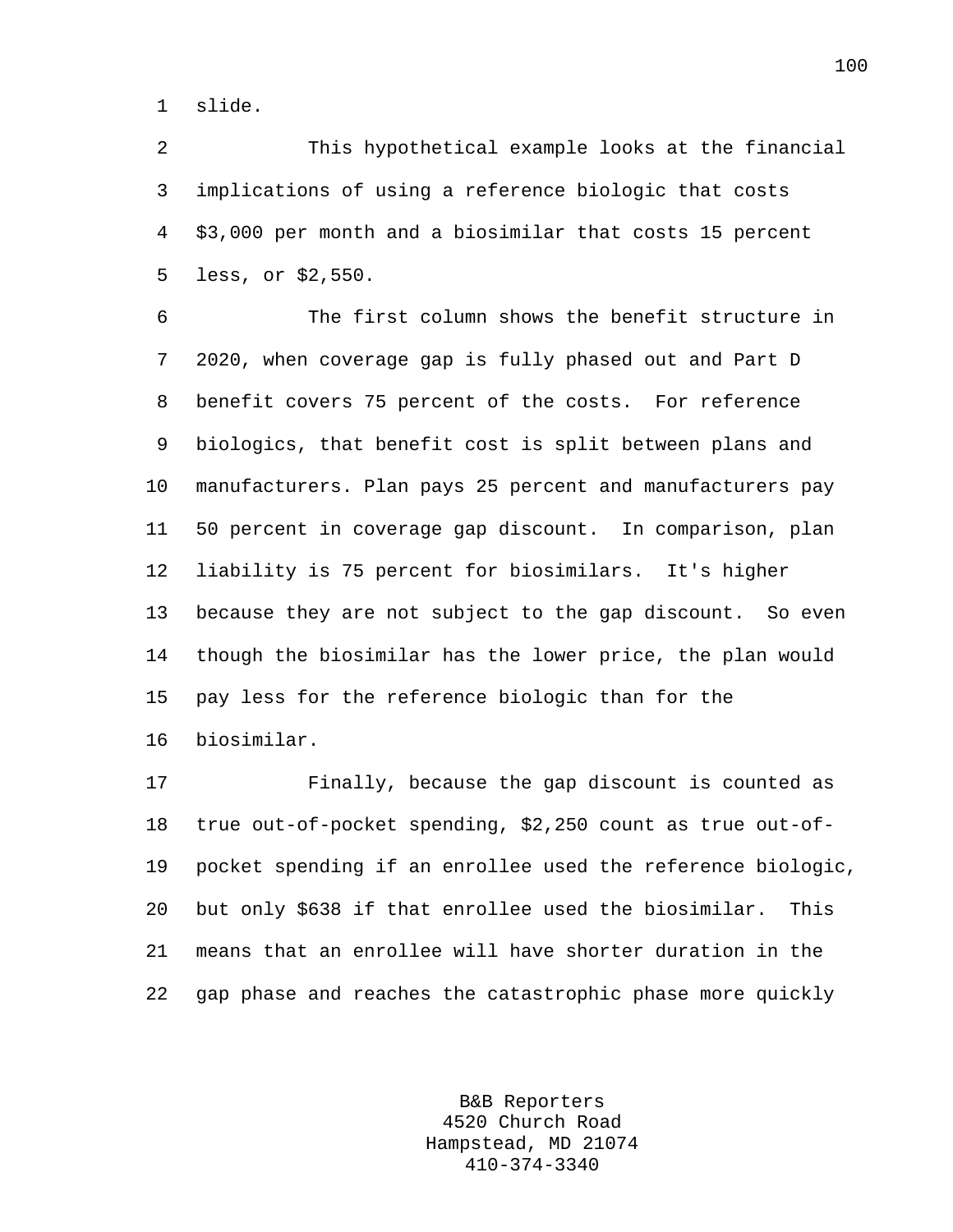slide.

This hypothetical example looks at the financial implications of using a reference biologic that costs $3,000 per month and a biosimilar that costs 15 percent less, or $2,550.

The first column shows the benefit structure in 2020, when coverage gap is fully phased out and Part D benefit covers 75 percent of the costs. For reference biologics, that benefit cost is split between plans and manufacturers. Plan pays 25 percent and manufacturers pay 50 percent in coverage gap discount. In comparison, plan liability is 75 percent for biosimilars. It's higher because they are not subject to the gap discount. So even though the biosimilar has the lower price, the plan would pay less for the reference biologic than for the biosimilar.

Finally, because the gap discount is counted as true out-of-pocket spending, $2,250 count as true out-of-pocket spending if an enrollee used the reference biologic, but only $638 if that enrollee used the biosimilar. This means that an enrollee will have shorter duration in the gap phase and reaches the catastrophic phase more quickly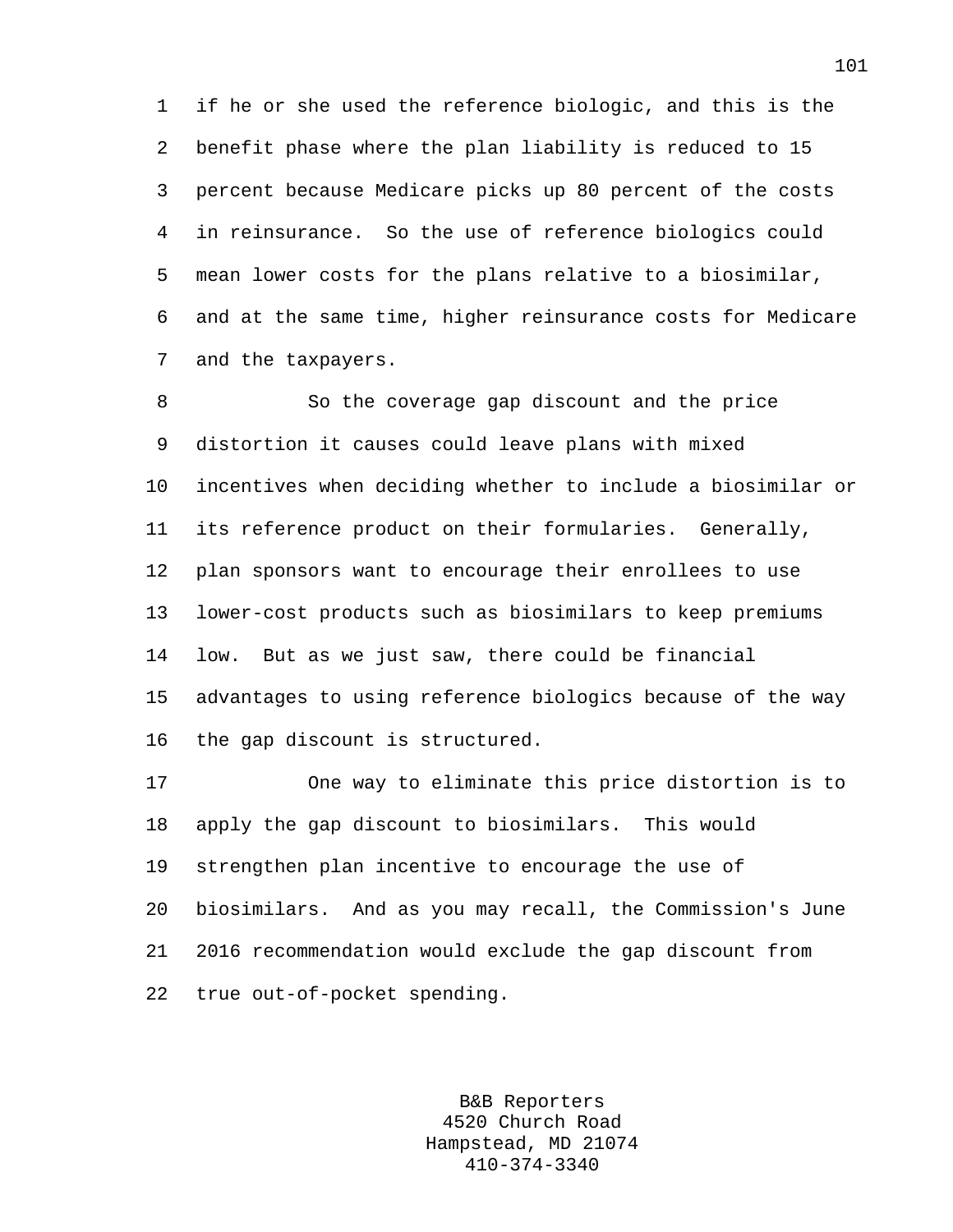if he or she used the reference biologic, and this is the benefit phase where the plan liability is reduced to 15 percent because Medicare picks up 80 percent of the costs in reinsurance. So the use of reference biologics could mean lower costs for the plans relative to a biosimilar, and at the same time, higher reinsurance costs for Medicare and the taxpayers.

So the coverage gap discount and the price distortion it causes could leave plans with mixed incentives when deciding whether to include a biosimilar or its reference product on their formularies. Generally, plan sponsors want to encourage their enrollees to use lower-cost products such as biosimilars to keep premiums low. But as we just saw, there could be financial advantages to using reference biologics because of the way the gap discount is structured.

One way to eliminate this price distortion is to apply the gap discount to biosimilars. This would strengthen plan incentive to encourage the use of biosimilars. And as you may recall, the Commission's June 2016 recommendation would exclude the gap discount from true out-of-pocket spending.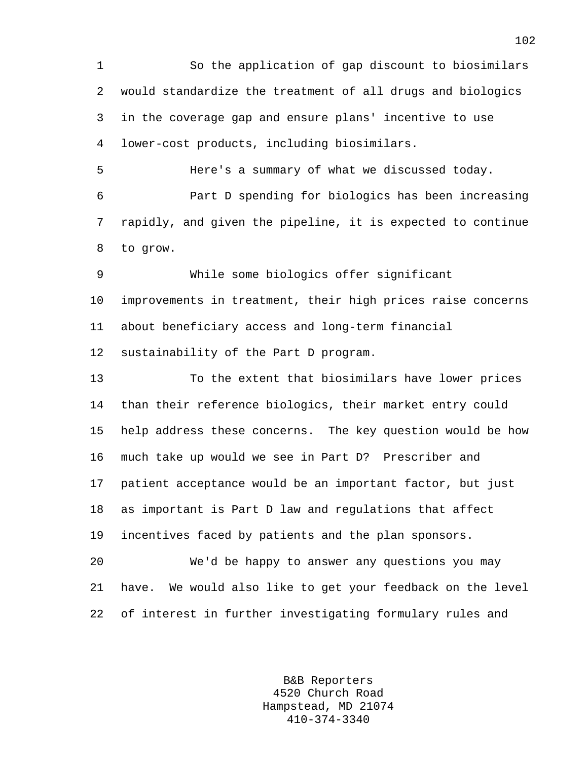So the application of gap discount to biosimilars would standardize the treatment of all drugs and biologics in the coverage gap and ensure plans' incentive to use lower-cost products, including biosimilars.

Here's a summary of what we discussed today.

Part D spending for biologics has been increasing rapidly, and given the pipeline, it is expected to continue to grow.

While some biologics offer significant improvements in treatment, their high prices raise concerns about beneficiary access and long-term financial sustainability of the Part D program.

To the extent that biosimilars have lower prices than their reference biologics, their market entry could help address these concerns. The key question would be how much take up would we see in Part D? Prescriber and patient acceptance would be an important factor, but just as important is Part D law and regulations that affect incentives faced by patients and the plan sponsors.

We'd be happy to answer any questions you may have. We would also like to get your feedback on the level of interest in further investigating formulary rules and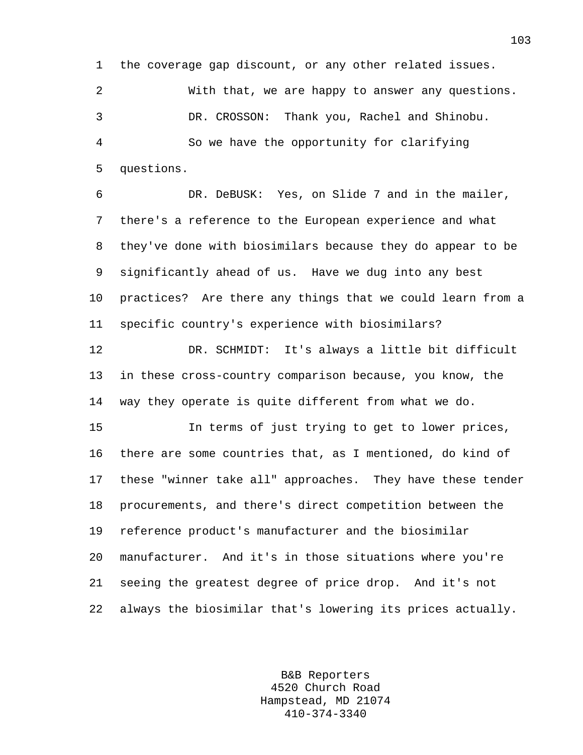the coverage gap discount, or any other related issues.

With that, we are happy to answer any questions.

DR. CROSSON: Thank you, Rachel and Shinobu.

So we have the opportunity for clarifying questions.

DR. DeBUSK: Yes, on Slide 7 and in the mailer, there's a reference to the European experience and what they've done with biosimilars because they do appear to be significantly ahead of us. Have we dug into any best practices? Are there any things that we could learn from a specific country's experience with biosimilars?

DR. SCHMIDT: It's always a little bit difficult in these cross-country comparison because, you know, the way they operate is quite different from what we do.

In terms of just trying to get to lower prices, there are some countries that, as I mentioned, do kind of these "winner take all" approaches. They have these tender procurements, and there's direct competition between the reference product's manufacturer and the biosimilar manufacturer. And it's in those situations where you're seeing the greatest degree of price drop. And it's not always the biosimilar that's lowering its prices actually.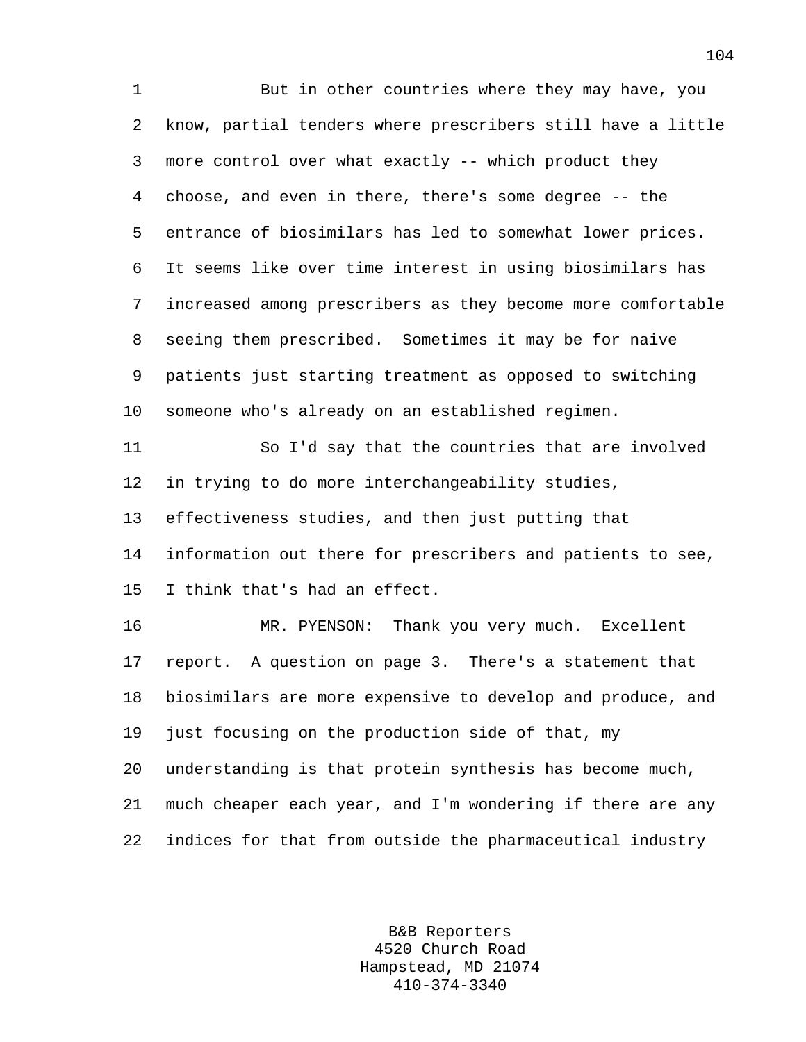But in other countries where they may have, you know, partial tenders where prescribers still have a little more control over what exactly -- which product they choose, and even in there, there's some degree -- the entrance of biosimilars has led to somewhat lower prices. It seems like over time interest in using biosimilars has increased among prescribers as they become more comfortable seeing them prescribed. Sometimes it may be for naive patients just starting treatment as opposed to switching someone who's already on an established regimen.

So I'd say that the countries that are involved in trying to do more interchangeability studies, effectiveness studies, and then just putting that information out there for prescribers and patients to see, I think that's had an effect.

MR. PYENSON: Thank you very much. Excellent report. A question on page 3. There's a statement that biosimilars are more expensive to develop and produce, and just focusing on the production side of that, my understanding is that protein synthesis has become much, much cheaper each year, and I'm wondering if there are any indices for that from outside the pharmaceutical industry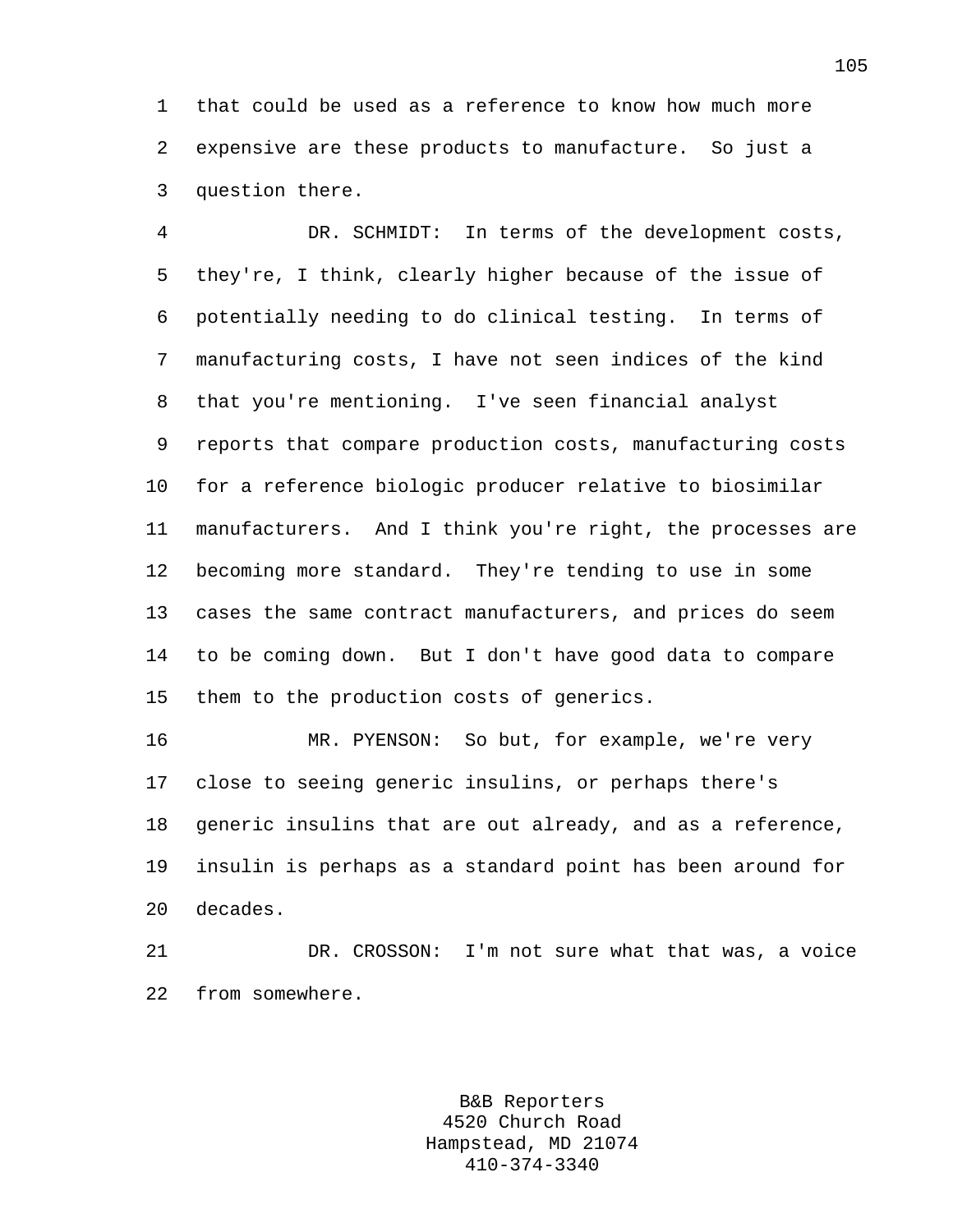that could be used as a reference to know how much more expensive are these products to manufacture. So just a question there.

DR. SCHMIDT: In terms of the development costs, they're, I think, clearly higher because of the issue of potentially needing to do clinical testing. In terms of manufacturing costs, I have not seen indices of the kind that you're mentioning. I've seen financial analyst reports that compare production costs, manufacturing costs for a reference biologic producer relative to biosimilar manufacturers. And I think you're right, the processes are becoming more standard. They're tending to use in some cases the same contract manufacturers, and prices do seem to be coming down. But I don't have good data to compare them to the production costs of generics.

MR. PYENSON: So but, for example, we're very close to seeing generic insulins, or perhaps there's generic insulins that are out already, and as a reference, insulin is perhaps as a standard point has been around for decades.

DR. CROSSON: I'm not sure what that was, a voice from somewhere.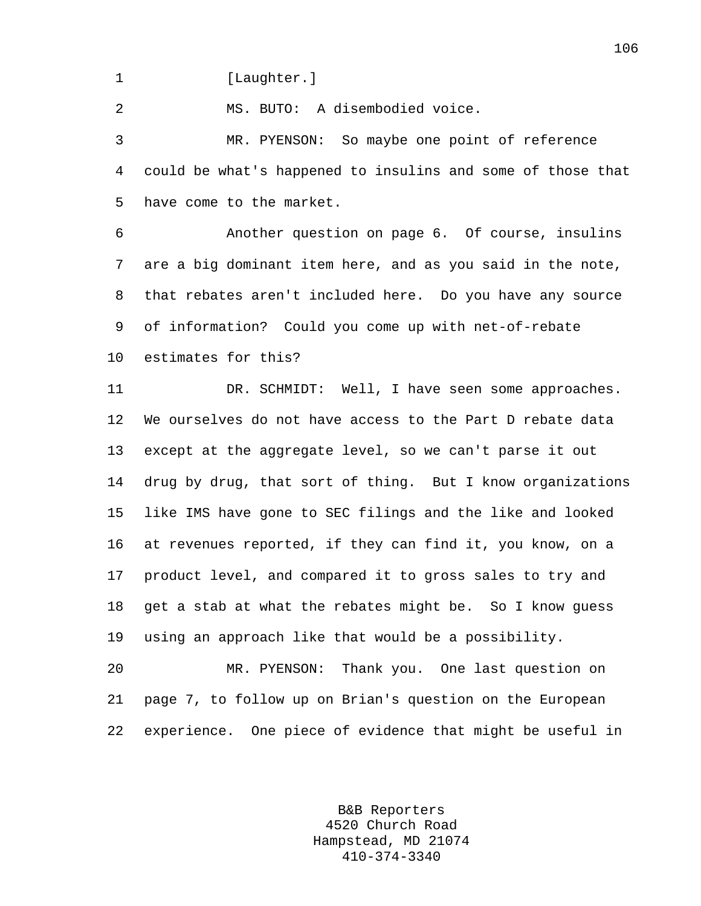[Laughter.]

MS. BUTO: A disembodied voice.

MR. PYENSON: So maybe one point of reference could be what's happened to insulins and some of those that have come to the market.

Another question on page 6. Of course, insulins are a big dominant item here, and as you said in the note, that rebates aren't included here. Do you have any source of information? Could you come up with net-of-rebate estimates for this?

DR. SCHMIDT: Well, I have seen some approaches. We ourselves do not have access to the Part D rebate data except at the aggregate level, so we can't parse it out drug by drug, that sort of thing. But I know organizations like IMS have gone to SEC filings and the like and looked at revenues reported, if they can find it, you know, on a product level, and compared it to gross sales to try and get a stab at what the rebates might be. So I know guess using an approach like that would be a possibility.

MR. PYENSON: Thank you. One last question on page 7, to follow up on Brian's question on the European experience. One piece of evidence that might be useful in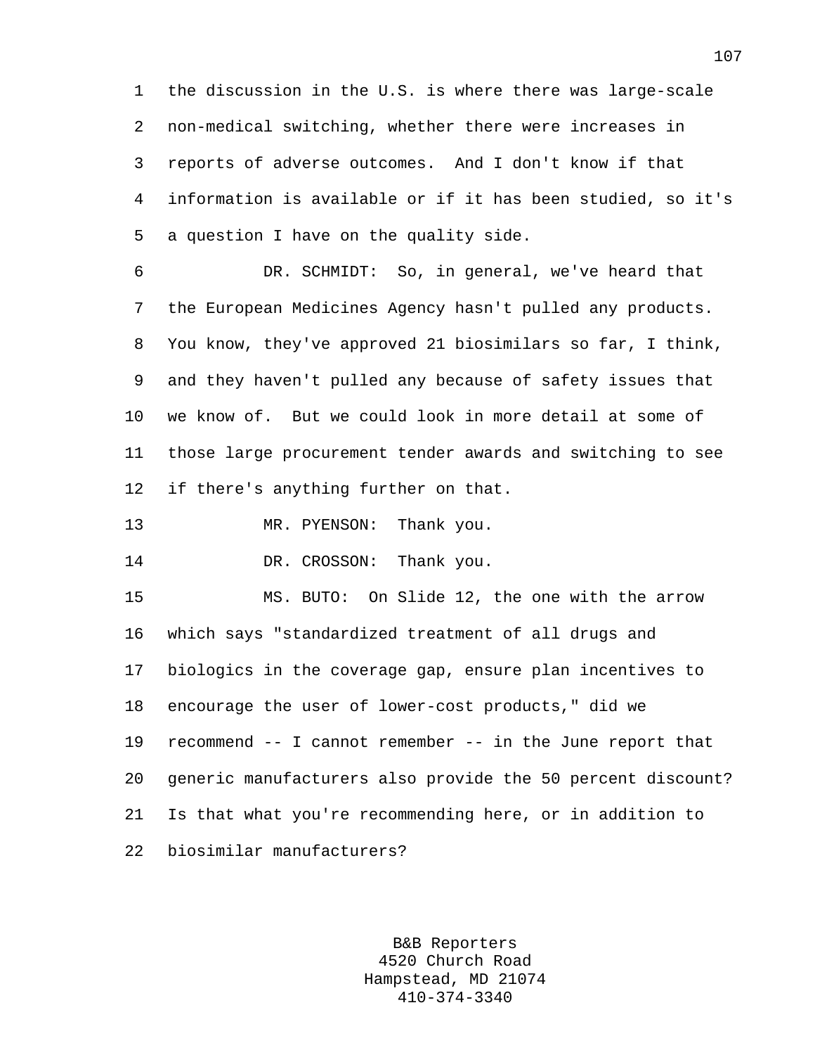the discussion in the U.S. is where there was large-scale non-medical switching, whether there were increases in reports of adverse outcomes. And I don't know if that information is available or if it has been studied, so it's a question I have on the quality side.

DR. SCHMIDT: So, in general, we've heard that the European Medicines Agency hasn't pulled any products. You know, they've approved 21 biosimilars so far, I think, and they haven't pulled any because of safety issues that we know of. But we could look in more detail at some of those large procurement tender awards and switching to see if there's anything further on that.

MR. PYENSON: Thank you.

DR. CROSSON: Thank you.

MS. BUTO: On Slide 12, the one with the arrow which says "standardized treatment of all drugs and biologics in the coverage gap, ensure plan incentives to encourage the user of lower-cost products," did we recommend -- I cannot remember -- in the June report that generic manufacturers also provide the 50 percent discount? Is that what you're recommending here, or in addition to biosimilar manufacturers?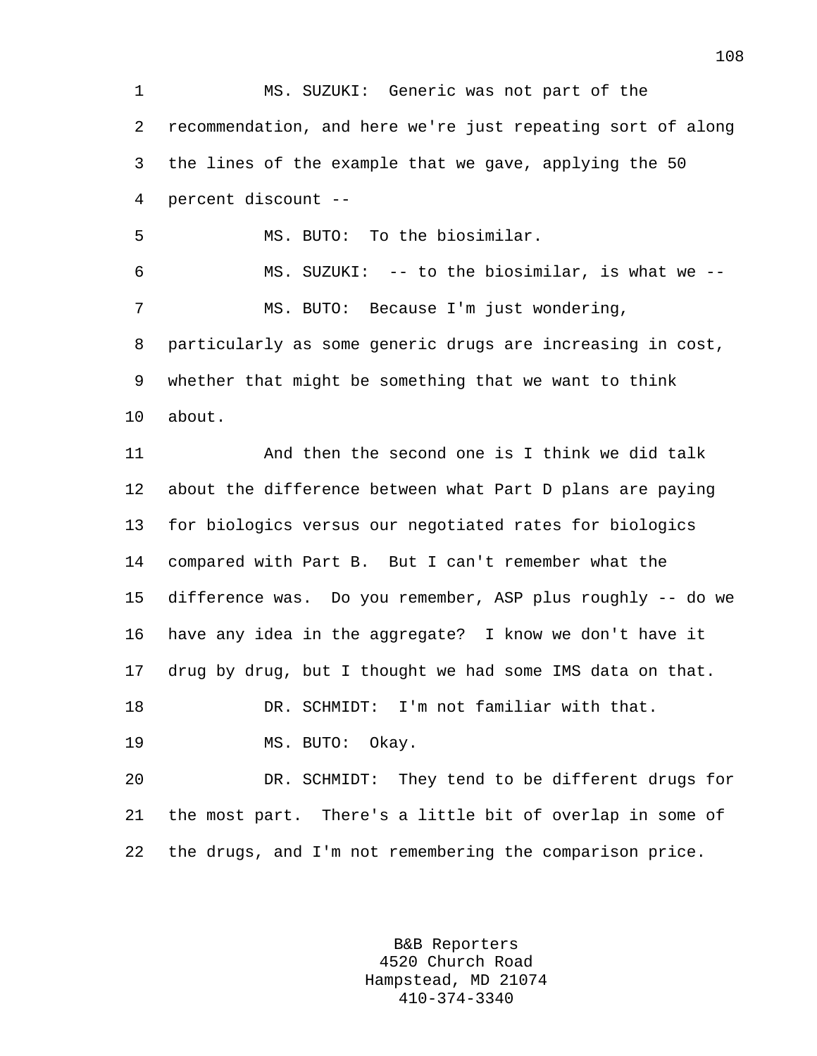MS. SUZUKI: Generic was not part of the recommendation, and here we're just repeating sort of along the lines of the example that we gave, applying the 50 percent discount --

MS. BUTO: To the biosimilar.

MS. SUZUKI: -- to the biosimilar, is what we --

MS. BUTO: Because I'm just wondering, particularly as some generic drugs are increasing in cost, whether that might be something that we want to think about.

And then the second one is I think we did talk about the difference between what Part D plans are paying for biologics versus our negotiated rates for biologics compared with Part B. But I can't remember what the difference was. Do you remember, ASP plus roughly -- do we have any idea in the aggregate? I know we don't have it drug by drug, but I thought we had some IMS data on that.

DR. SCHMIDT: I'm not familiar with that.

MS. BUTO: Okay.

DR. SCHMIDT: They tend to be different drugs for the most part. There's a little bit of overlap in some of the drugs, and I'm not remembering the comparison price.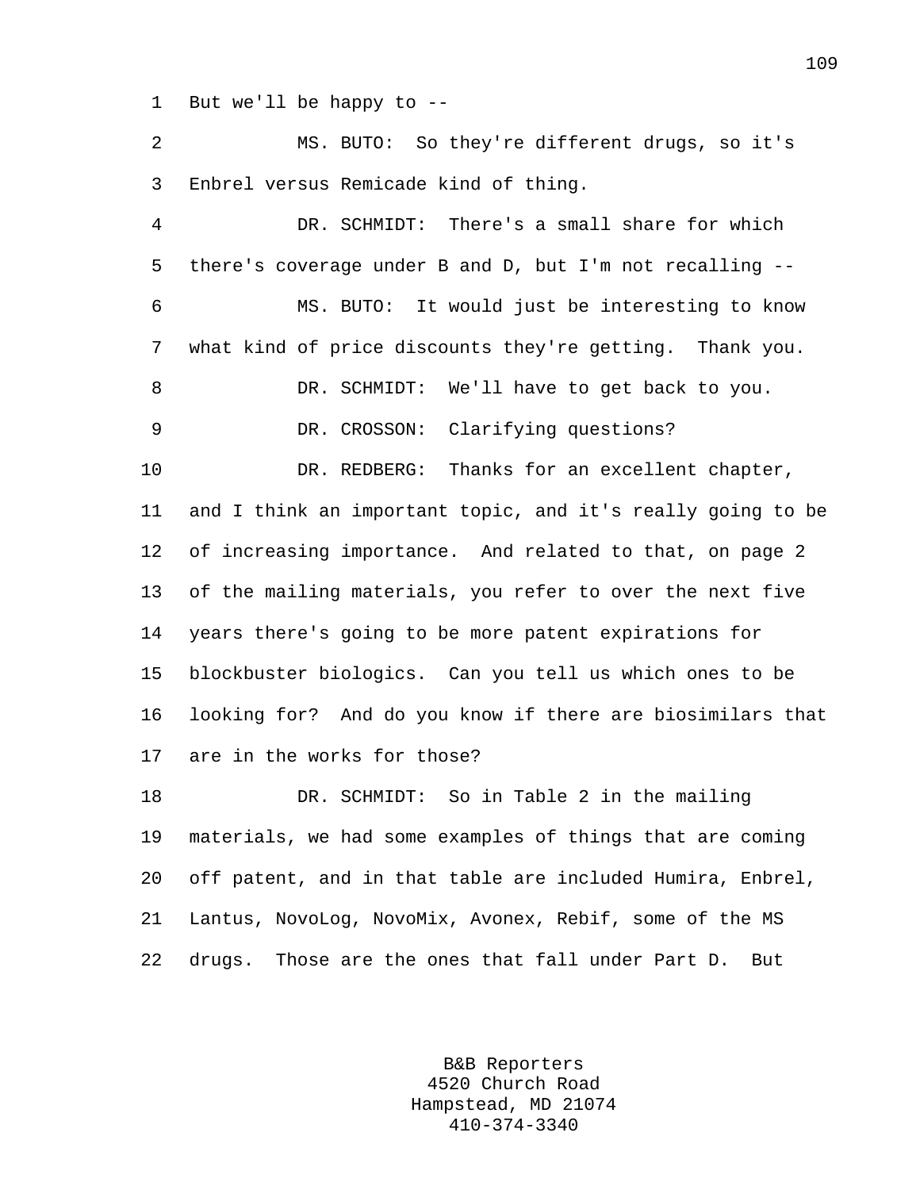But we'll be happy to --

MS. BUTO: So they're different drugs, so it's Enbrel versus Remicade kind of thing.

DR. SCHMIDT: There's a small share for which there's coverage under B and D, but I'm not recalling --

MS. BUTO: It would just be interesting to know what kind of price discounts they're getting. Thank you.

DR. SCHMIDT: We'll have to get back to you.

DR. CROSSON: Clarifying questions?

DR. REDBERG: Thanks for an excellent chapter, and I think an important topic, and it's really going to be of increasing importance. And related to that, on page 2 of the mailing materials, you refer to over the next five years there's going to be more patent expirations for blockbuster biologics. Can you tell us which ones to be looking for? And do you know if there are biosimilars that are in the works for those?

DR. SCHMIDT: So in Table 2 in the mailing materials, we had some examples of things that are coming off patent, and in that table are included Humira, Enbrel, Lantus, NovoLog, NovoMix, Avonex, Rebif, some of the MS drugs. Those are the ones that fall under Part D. But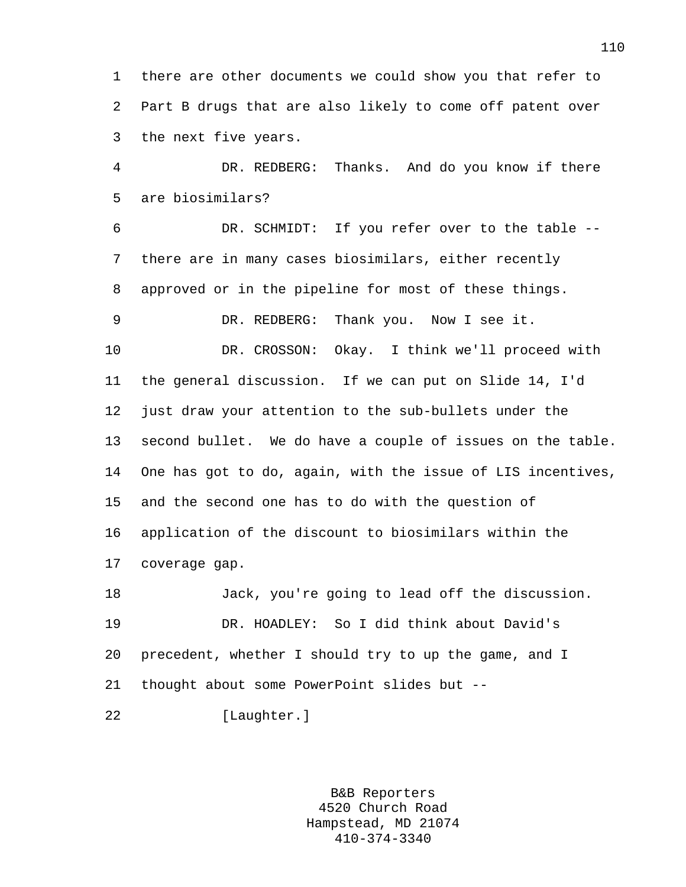there are other documents we could show you that refer to Part B drugs that are also likely to come off patent over the next five years.

DR. REDBERG: Thanks. And do you know if there are biosimilars?

DR. SCHMIDT: If you refer over to the table -- there are in many cases biosimilars, either recently approved or in the pipeline for most of these things.

DR. REDBERG: Thank you. Now I see it.

DR. CROSSON: Okay. I think we'll proceed with the general discussion. If we can put on Slide 14, I'd just draw your attention to the sub-bullets under the second bullet. We do have a couple of issues on the table. One has got to do, again, with the issue of LIS incentives, and the second one has to do with the question of application of the discount to biosimilars within the coverage gap.

Jack, you're going to lead off the discussion.

DR. HOADLEY: So I did think about David's precedent, whether I should try to up the game, and I thought about some PowerPoint slides but --

[Laughter.]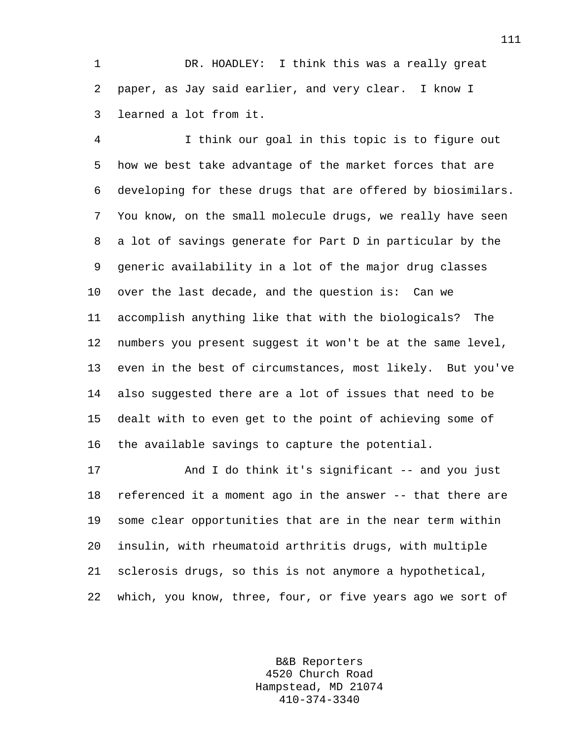DR. HOADLEY: I think this was a really great paper, as Jay said earlier, and very clear. I know I learned a lot from it.

I think our goal in this topic is to figure out how we best take advantage of the market forces that are developing for these drugs that are offered by biosimilars. You know, on the small molecule drugs, we really have seen a lot of savings generate for Part D in particular by the generic availability in a lot of the major drug classes over the last decade, and the question is: Can we accomplish anything like that with the biologicals? The numbers you present suggest it won't be at the same level, even in the best of circumstances, most likely. But you've also suggested there are a lot of issues that need to be dealt with to even get to the point of achieving some of the available savings to capture the potential.

And I do think it's significant -- and you just referenced it a moment ago in the answer -- that there are some clear opportunities that are in the near term within insulin, with rheumatoid arthritis drugs, with multiple sclerosis drugs, so this is not anymore a hypothetical, which, you know, three, four, or five years ago we sort of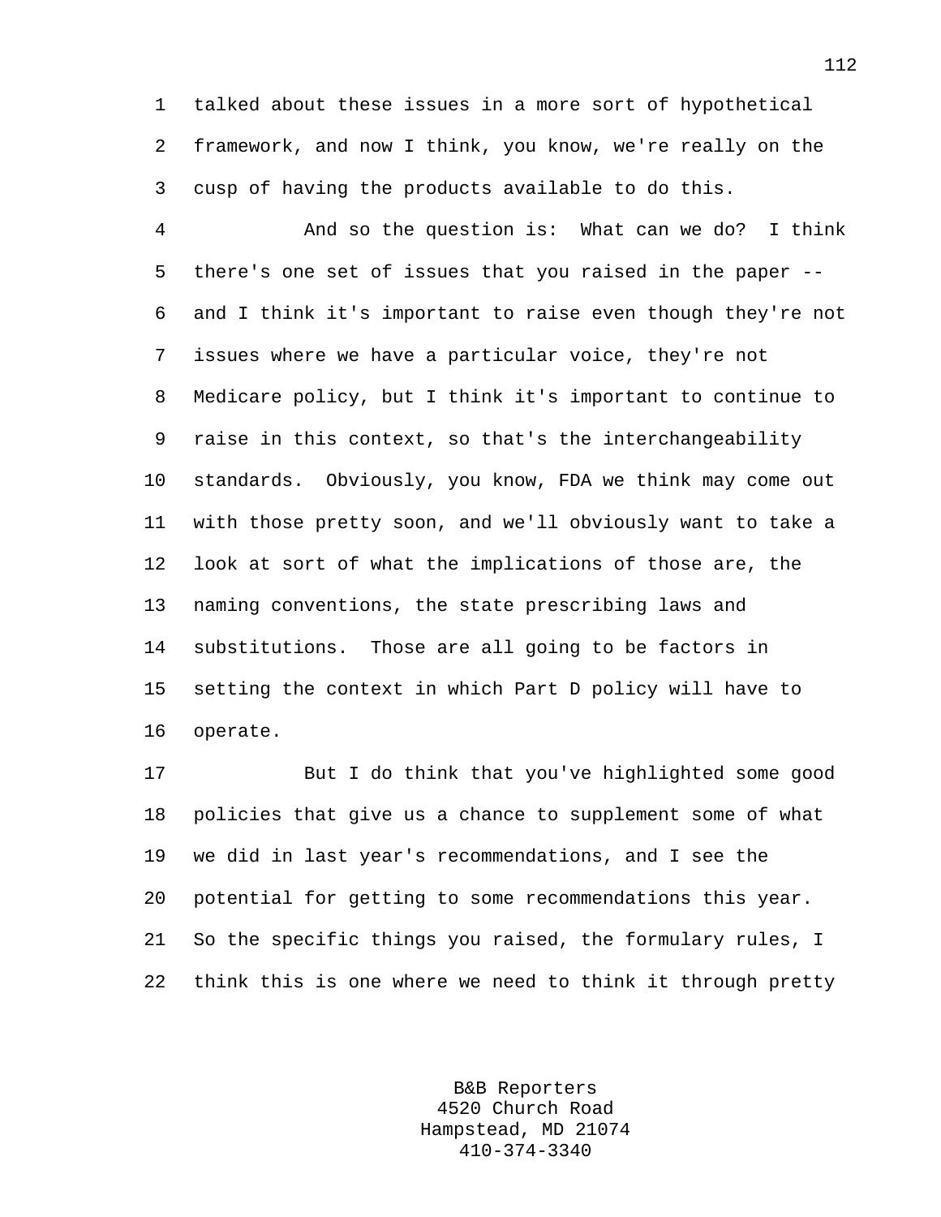talked about these issues in a more sort of hypothetical framework, and now I think, you know, we're really on the cusp of having the products available to do this.

And so the question is: What can we do? I think there's one set of issues that you raised in the paper -- and I think it's important to raise even though they're not issues where we have a particular voice, they're not Medicare policy, but I think it's important to continue to raise in this context, so that's the interchangeability standards. Obviously, you know, FDA we think may come out with those pretty soon, and we'll obviously want to take a look at sort of what the implications of those are, the naming conventions, the state prescribing laws and substitutions. Those are all going to be factors in setting the context in which Part D policy will have to operate.

But I do think that you've highlighted some good policies that give us a chance to supplement some of what we did in last year's recommendations, and I see the potential for getting to some recommendations this year. So the specific things you raised, the formulary rules, I think this is one where we need to think it through pretty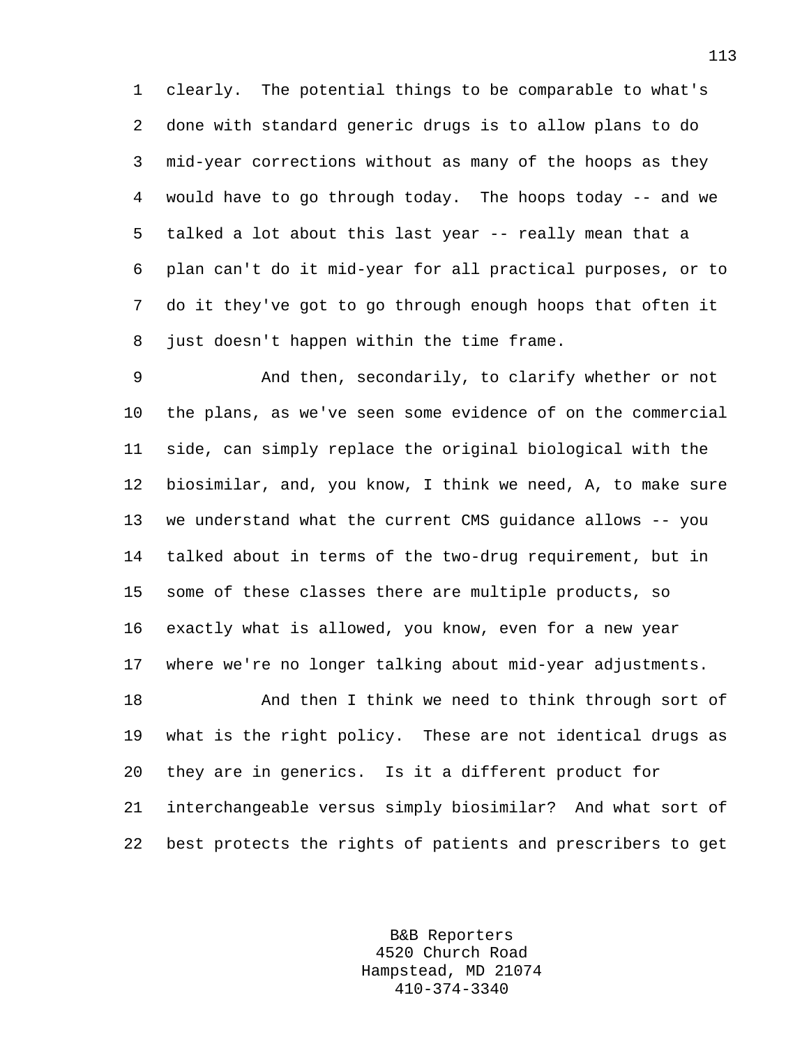clearly. The potential things to be comparable to what's done with standard generic drugs is to allow plans to do mid-year corrections without as many of the hoops as they would have to go through today. The hoops today -- and we talked a lot about this last year -- really mean that a plan can't do it mid-year for all practical purposes, or to do it they've got to go through enough hoops that often it just doesn't happen within the time frame.

And then, secondarily, to clarify whether or not the plans, as we've seen some evidence of on the commercial side, can simply replace the original biological with the biosimilar, and, you know, I think we need, A, to make sure we understand what the current CMS guidance allows -- you talked about in terms of the two-drug requirement, but in some of these classes there are multiple products, so exactly what is allowed, you know, even for a new year where we're no longer talking about mid-year adjustments.

And then I think we need to think through sort of what is the right policy. These are not identical drugs as they are in generics. Is it a different product for interchangeable versus simply biosimilar? And what sort of best protects the rights of patients and prescribers to get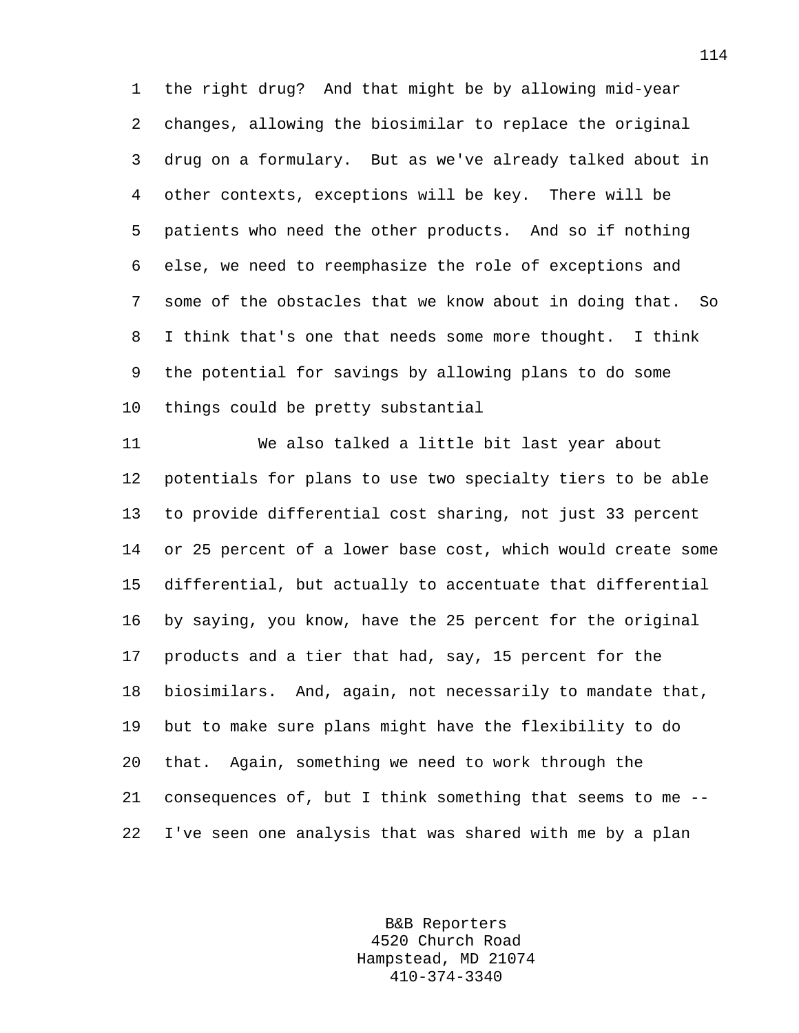the right drug? And that might be by allowing mid-year changes, allowing the biosimilar to replace the original drug on a formulary. But as we've already talked about in other contexts, exceptions will be key. There will be patients who need the other products. And so if nothing else, we need to reemphasize the role of exceptions and some of the obstacles that we know about in doing that. So I think that's one that needs some more thought. I think the potential for savings by allowing plans to do some things could be pretty substantial

We also talked a little bit last year about potentials for plans to use two specialty tiers to be able to provide differential cost sharing, not just 33 percent or 25 percent of a lower base cost, which would create some differential, but actually to accentuate that differential by saying, you know, have the 25 percent for the original products and a tier that had, say, 15 percent for the biosimilars. And, again, not necessarily to mandate that, but to make sure plans might have the flexibility to do that. Again, something we need to work through the consequences of, but I think something that seems to me -- I've seen one analysis that was shared with me by a plan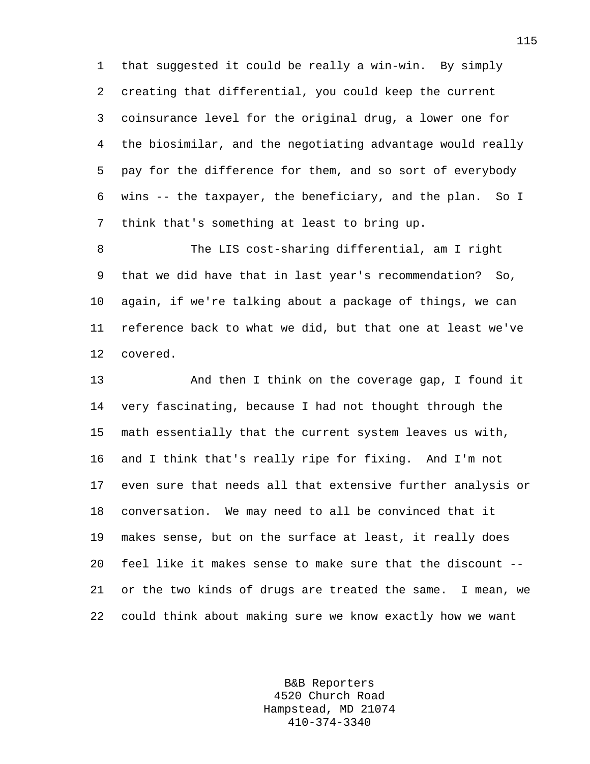that suggested it could be really a win-win. By simply creating that differential, you could keep the current coinsurance level for the original drug, a lower one for the biosimilar, and the negotiating advantage would really pay for the difference for them, and so sort of everybody wins -- the taxpayer, the beneficiary, and the plan. So I think that's something at least to bring up.

The LIS cost-sharing differential, am I right that we did have that in last year's recommendation? So, again, if we're talking about a package of things, we can reference back to what we did, but that one at least we've covered.

And then I think on the coverage gap, I found it very fascinating, because I had not thought through the math essentially that the current system leaves us with, and I think that's really ripe for fixing. And I'm not even sure that needs all that extensive further analysis or conversation. We may need to all be convinced that it makes sense, but on the surface at least, it really does feel like it makes sense to make sure that the discount -- or the two kinds of drugs are treated the same. I mean, we could think about making sure we know exactly how we want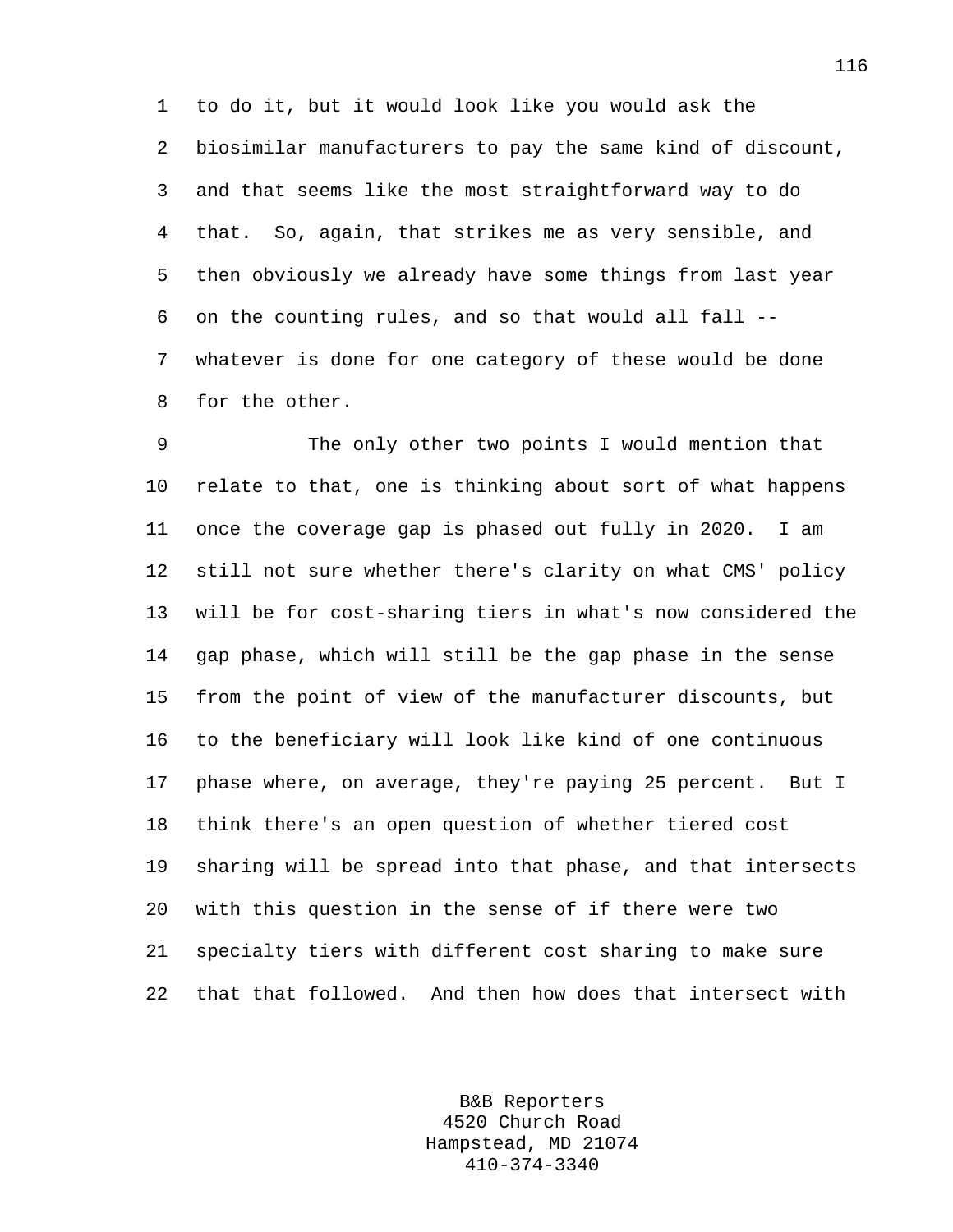to do it, but it would look like you would ask the biosimilar manufacturers to pay the same kind of discount, and that seems like the most straightforward way to do that. So, again, that strikes me as very sensible, and then obviously we already have some things from last year on the counting rules, and so that would all fall -- whatever is done for one category of these would be done for the other.

The only other two points I would mention that relate to that, one is thinking about sort of what happens once the coverage gap is phased out fully in 2020. I am still not sure whether there's clarity on what CMS' policy will be for cost-sharing tiers in what's now considered the gap phase, which will still be the gap phase in the sense from the point of view of the manufacturer discounts, but to the beneficiary will look like kind of one continuous phase where, on average, they're paying 25 percent. But I think there's an open question of whether tiered cost sharing will be spread into that phase, and that intersects with this question in the sense of if there were two specialty tiers with different cost sharing to make sure that that followed. And then how does that intersect with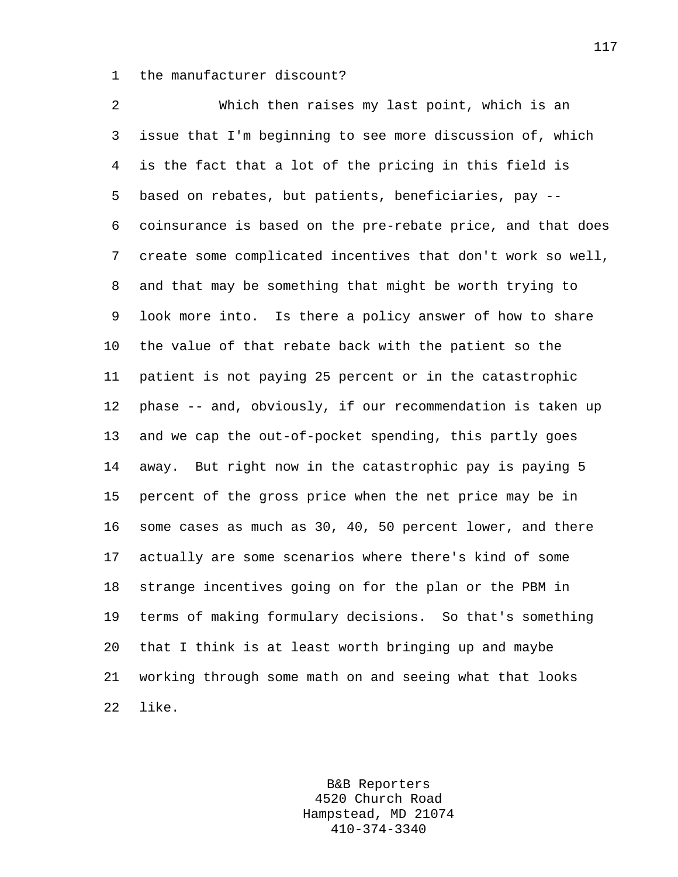the manufacturer discount?

Which then raises my last point, which is an issue that I'm beginning to see more discussion of, which is the fact that a lot of the pricing in this field is based on rebates, but patients, beneficiaries, pay -- coinsurance is based on the pre-rebate price, and that does create some complicated incentives that don't work so well, and that may be something that might be worth trying to look more into. Is there a policy answer of how to share the value of that rebate back with the patient so the patient is not paying 25 percent or in the catastrophic phase -- and, obviously, if our recommendation is taken up and we cap the out-of-pocket spending, this partly goes away. But right now in the catastrophic pay is paying 5 percent of the gross price when the net price may be in some cases as much as 30, 40, 50 percent lower, and there actually are some scenarios where there's kind of some strange incentives going on for the plan or the PBM in terms of making formulary decisions. So that's something that I think is at least worth bringing up and maybe working through some math on and seeing what that looks like.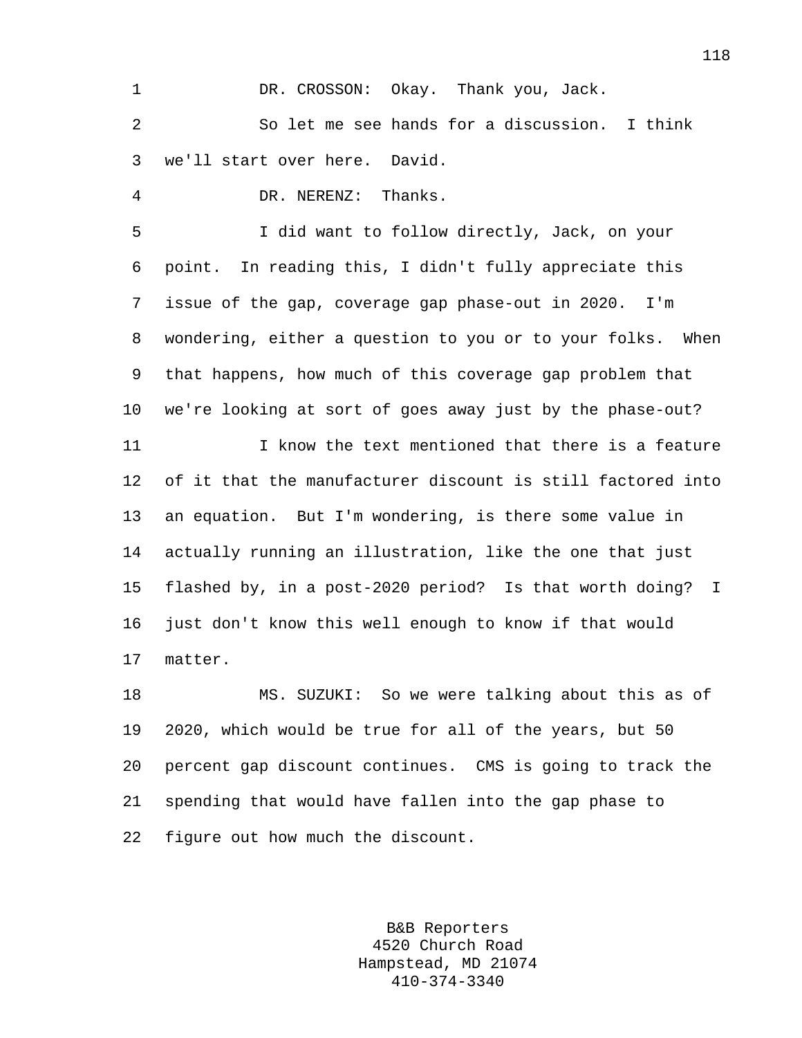DR. CROSSON: Okay. Thank you, Jack.

So let me see hands for a discussion. I think we'll start over here. David.

DR. NERENZ: Thanks.

I did want to follow directly, Jack, on your point. In reading this, I didn't fully appreciate this issue of the gap, coverage gap phase-out in 2020. I'm wondering, either a question to you or to your folks. When that happens, how much of this coverage gap problem that we're looking at sort of goes away just by the phase-out?

I know the text mentioned that there is a feature of it that the manufacturer discount is still factored into an equation. But I'm wondering, is there some value in actually running an illustration, like the one that just flashed by, in a post-2020 period? Is that worth doing? I just don't know this well enough to know if that would matter.

MS. SUZUKI: So we were talking about this as of 2020, which would be true for all of the years, but 50 percent gap discount continues. CMS is going to track the spending that would have fallen into the gap phase to figure out how much the discount.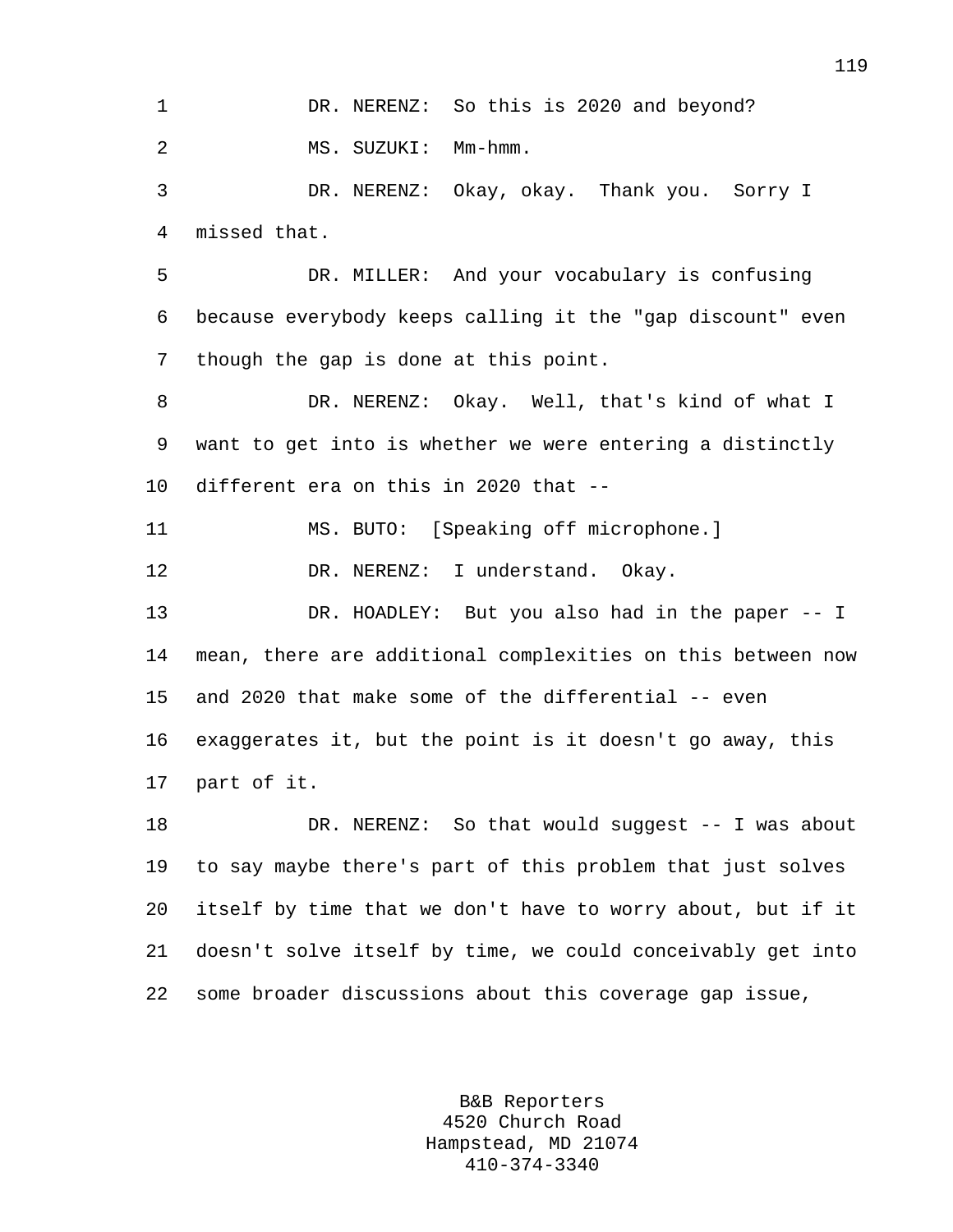DR. NERENZ: So this is 2020 and beyond?

MS. SUZUKI: Mm-hmm.

DR. NERENZ: Okay, okay. Thank you. Sorry I missed that.

DR. MILLER: And your vocabulary is confusing because everybody keeps calling it the "gap discount" even though the gap is done at this point.

DR. NERENZ: Okay. Well, that's kind of what I want to get into is whether we were entering a distinctly different era on this in 2020 that --

MS. BUTO: [Speaking off microphone.]

DR. NERENZ: I understand. Okay.

DR. HOADLEY: But you also had in the paper -- I mean, there are additional complexities on this between now and 2020 that make some of the differential -- even exaggerates it, but the point is it doesn't go away, this part of it.

DR. NERENZ: So that would suggest -- I was about to say maybe there's part of this problem that just solves itself by time that we don't have to worry about, but if it doesn't solve itself by time, we could conceivably get into some broader discussions about this coverage gap issue,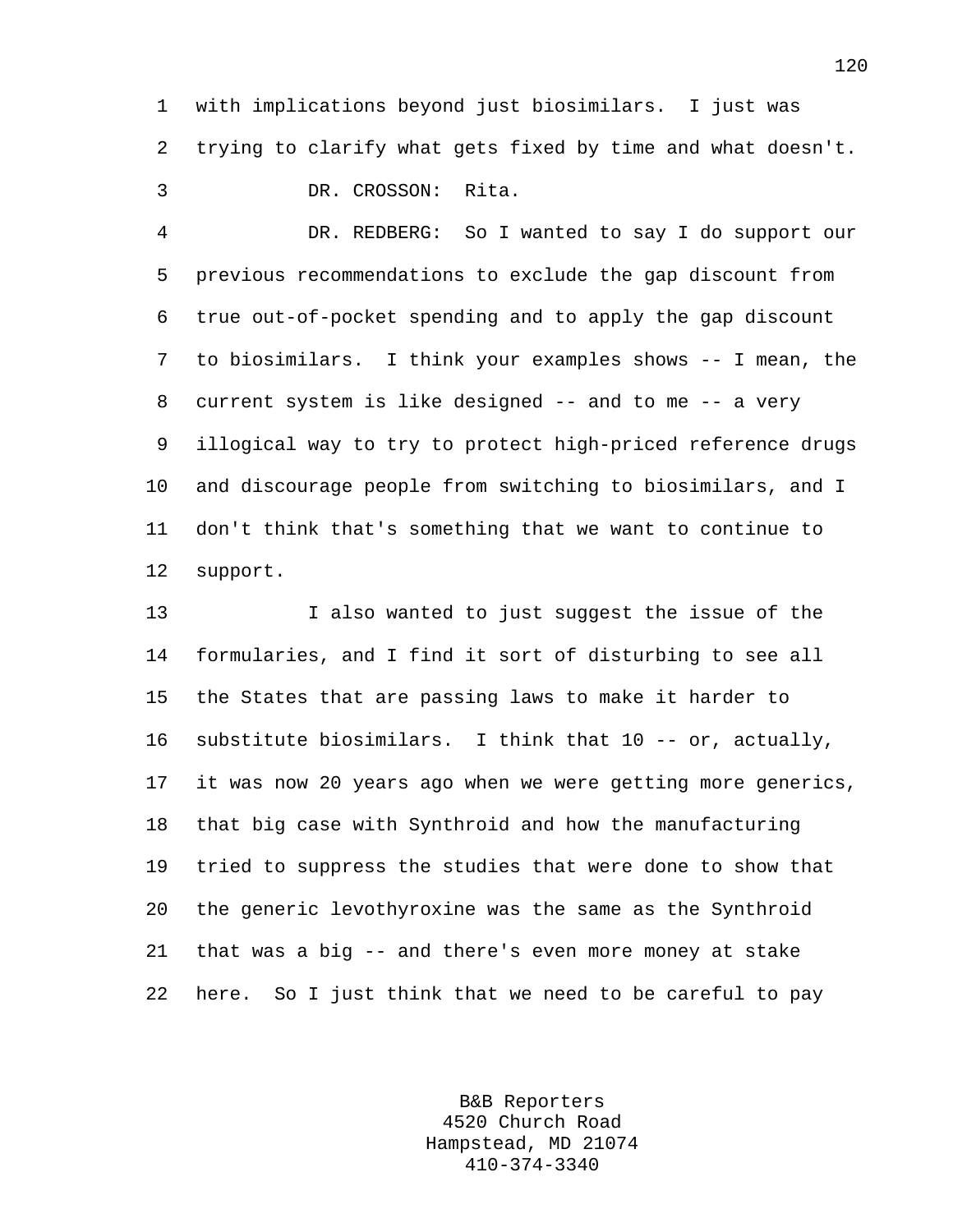with implications beyond just biosimilars. I just was trying to clarify what gets fixed by time and what doesn't.

DR. CROSSON: Rita.

DR. REDBERG: So I wanted to say I do support our previous recommendations to exclude the gap discount from true out-of-pocket spending and to apply the gap discount to biosimilars. I think your examples shows -- I mean, the current system is like designed -- and to me -- a very illogical way to try to protect high-priced reference drugs and discourage people from switching to biosimilars, and I don't think that's something that we want to continue to support.

I also wanted to just suggest the issue of the formularies, and I find it sort of disturbing to see all the States that are passing laws to make it harder to substitute biosimilars. I think that 10 -- or, actually, it was now 20 years ago when we were getting more generics, that big case with Synthroid and how the manufacturing tried to suppress the studies that were done to show that the generic levothyroxine was the same as the Synthroid that was a big -- and there's even more money at stake here. So I just think that we need to be careful to pay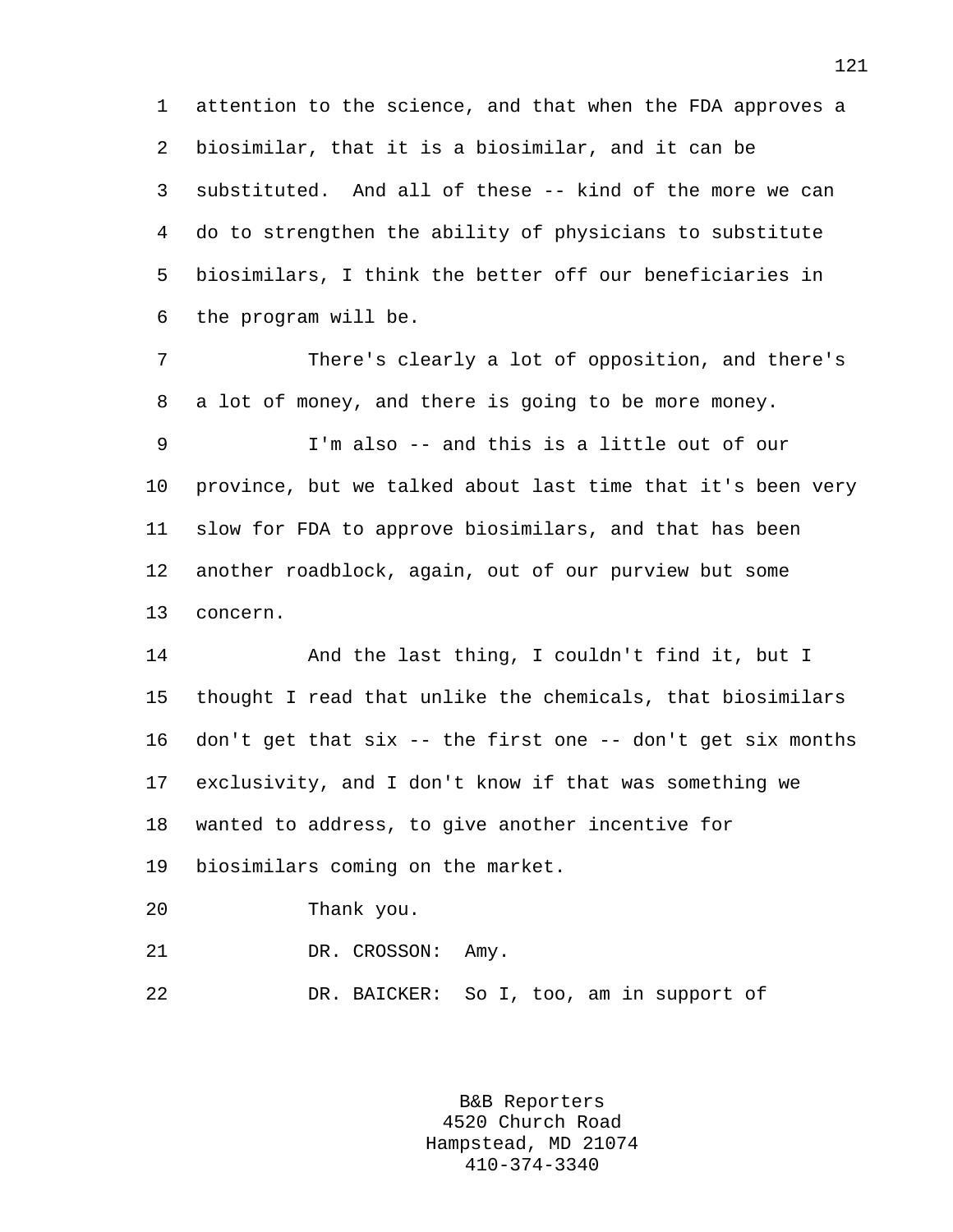attention to the science, and that when the FDA approves a biosimilar, that it is a biosimilar, and it can be substituted. And all of these -- kind of the more we can do to strengthen the ability of physicians to substitute biosimilars, I think the better off our beneficiaries in the program will be.

There's clearly a lot of opposition, and there's a lot of money, and there is going to be more money.

I'm also -- and this is a little out of our province, but we talked about last time that it's been very slow for FDA to approve biosimilars, and that has been another roadblock, again, out of our purview but some concern.

And the last thing, I couldn't find it, but I thought I read that unlike the chemicals, that biosimilars don't get that six -- the first one -- don't get six months exclusivity, and I don't know if that was something we wanted to address, to give another incentive for biosimilars coming on the market.

Thank you.

DR. CROSSON: Amy.

DR. BAICKER: So I, too, am in support of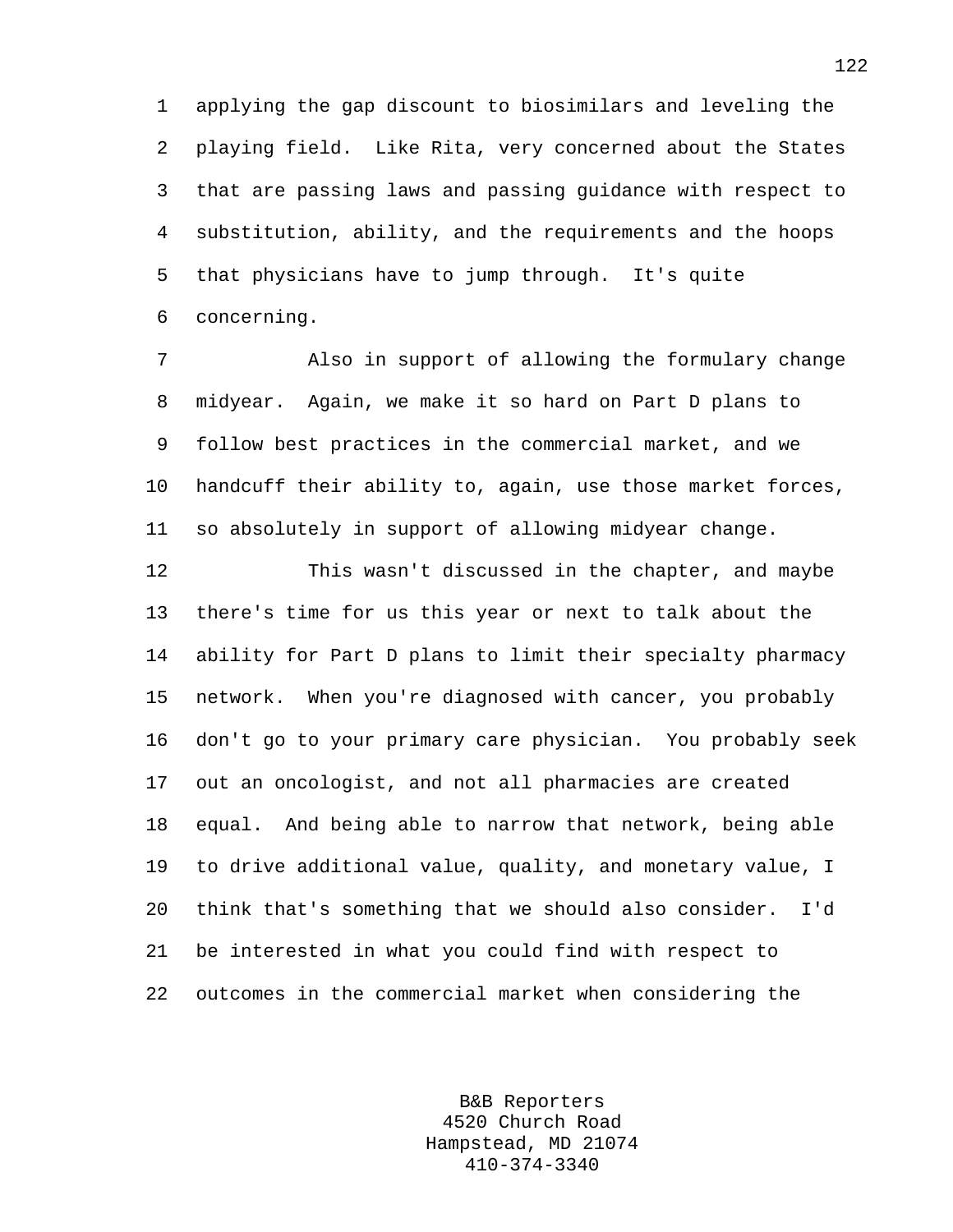applying the gap discount to biosimilars and leveling the playing field. Like Rita, very concerned about the States that are passing laws and passing guidance with respect to substitution, ability, and the requirements and the hoops that physicians have to jump through. It's quite concerning.

Also in support of allowing the formulary change midyear. Again, we make it so hard on Part D plans to follow best practices in the commercial market, and we handcuff their ability to, again, use those market forces, so absolutely in support of allowing midyear change.

This wasn't discussed in the chapter, and maybe there's time for us this year or next to talk about the ability for Part D plans to limit their specialty pharmacy network. When you're diagnosed with cancer, you probably don't go to your primary care physician. You probably seek out an oncologist, and not all pharmacies are created equal. And being able to narrow that network, being able to drive additional value, quality, and monetary value, I think that's something that we should also consider. I'd be interested in what you could find with respect to outcomes in the commercial market when considering the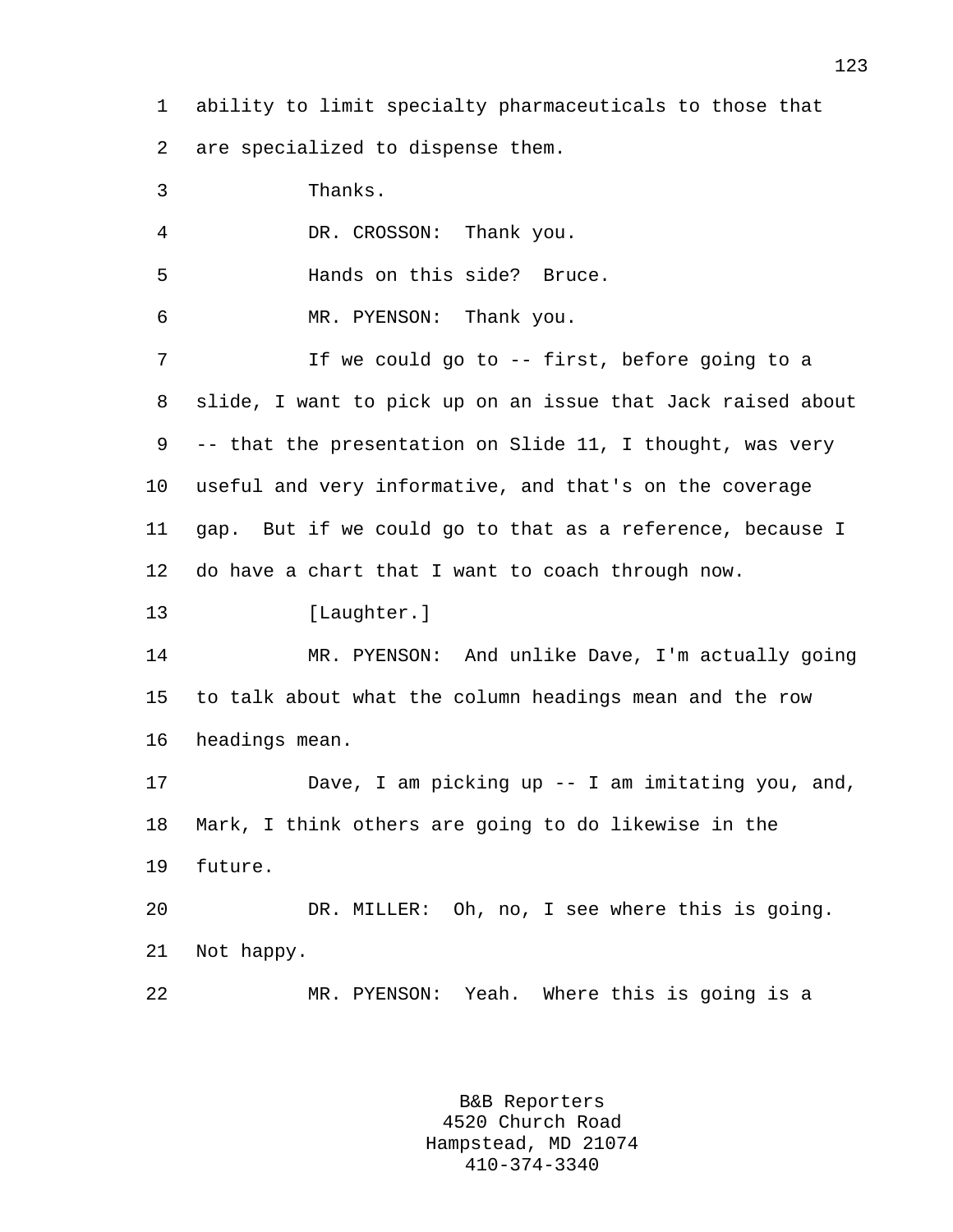ability to limit specialty pharmaceuticals to those that are specialized to dispense them.

Thanks.

DR. CROSSON: Thank you.

Hands on this side? Bruce.

MR. PYENSON: Thank you.

If we could go to -- first, before going to a slide, I want to pick up on an issue that Jack raised about -- that the presentation on Slide 11, I thought, was very useful and very informative, and that's on the coverage gap. But if we could go to that as a reference, because I do have a chart that I want to coach through now.

[Laughter.]

MR. PYENSON: And unlike Dave, I'm actually going to talk about what the column headings mean and the row headings mean.

Dave, I am picking up -- I am imitating you, and, Mark, I think others are going to do likewise in the future.

DR. MILLER: Oh, no, I see where this is going. Not happy.

MR. PYENSON: Yeah. Where this is going is a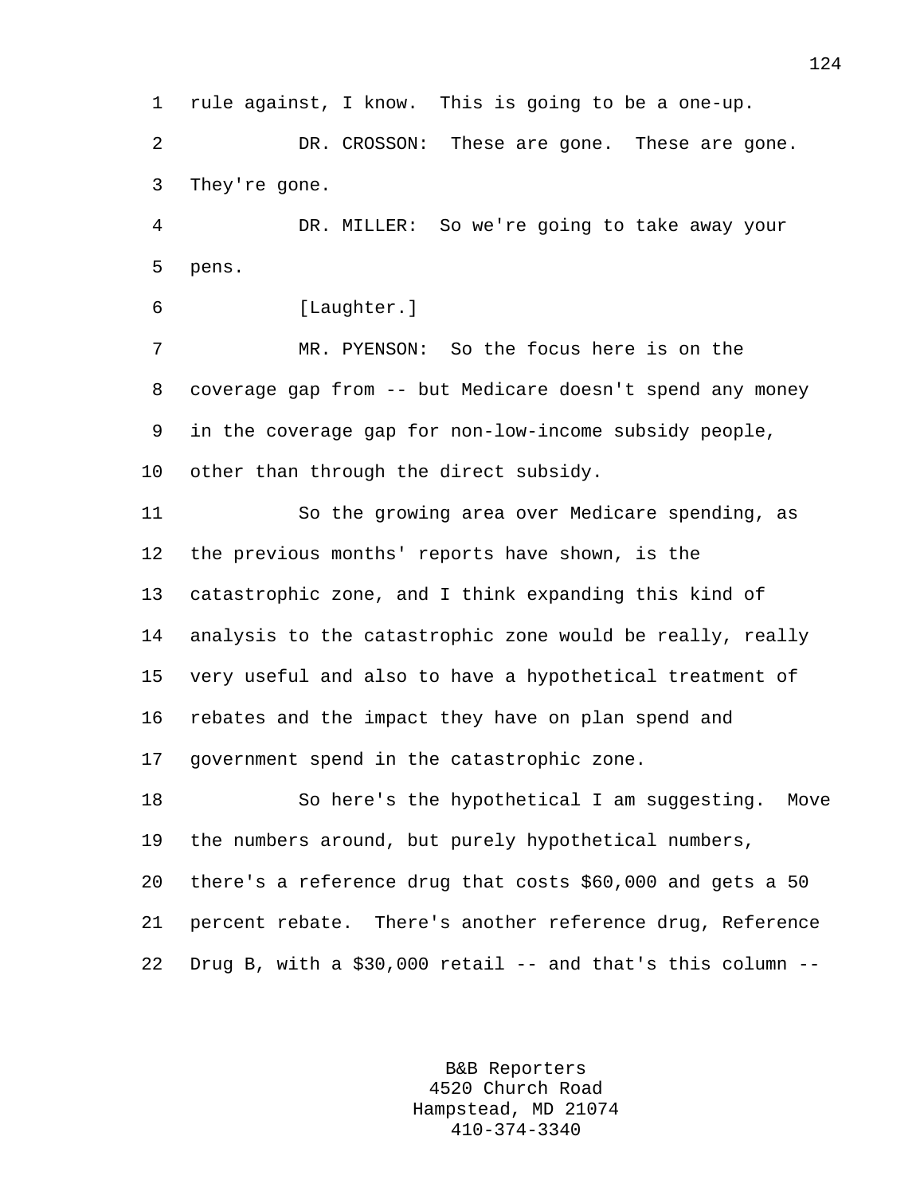rule against, I know. This is going to be a one-up.

DR. CROSSON: These are gone. These are gone. They're gone.

DR. MILLER: So we're going to take away your pens.

[Laughter.]

MR. PYENSON: So the focus here is on the coverage gap from -- but Medicare doesn't spend any money in the coverage gap for non-low-income subsidy people, other than through the direct subsidy.

So the growing area over Medicare spending, as the previous months' reports have shown, is the catastrophic zone, and I think expanding this kind of analysis to the catastrophic zone would be really, really very useful and also to have a hypothetical treatment of rebates and the impact they have on plan spend and government spend in the catastrophic zone.

So here's the hypothetical I am suggesting. Move the numbers around, but purely hypothetical numbers, there's a reference drug that costs $60,000 and gets a 50 percent rebate. There's another reference drug, Reference Drug B, with a $30,000 retail -- and that's this column --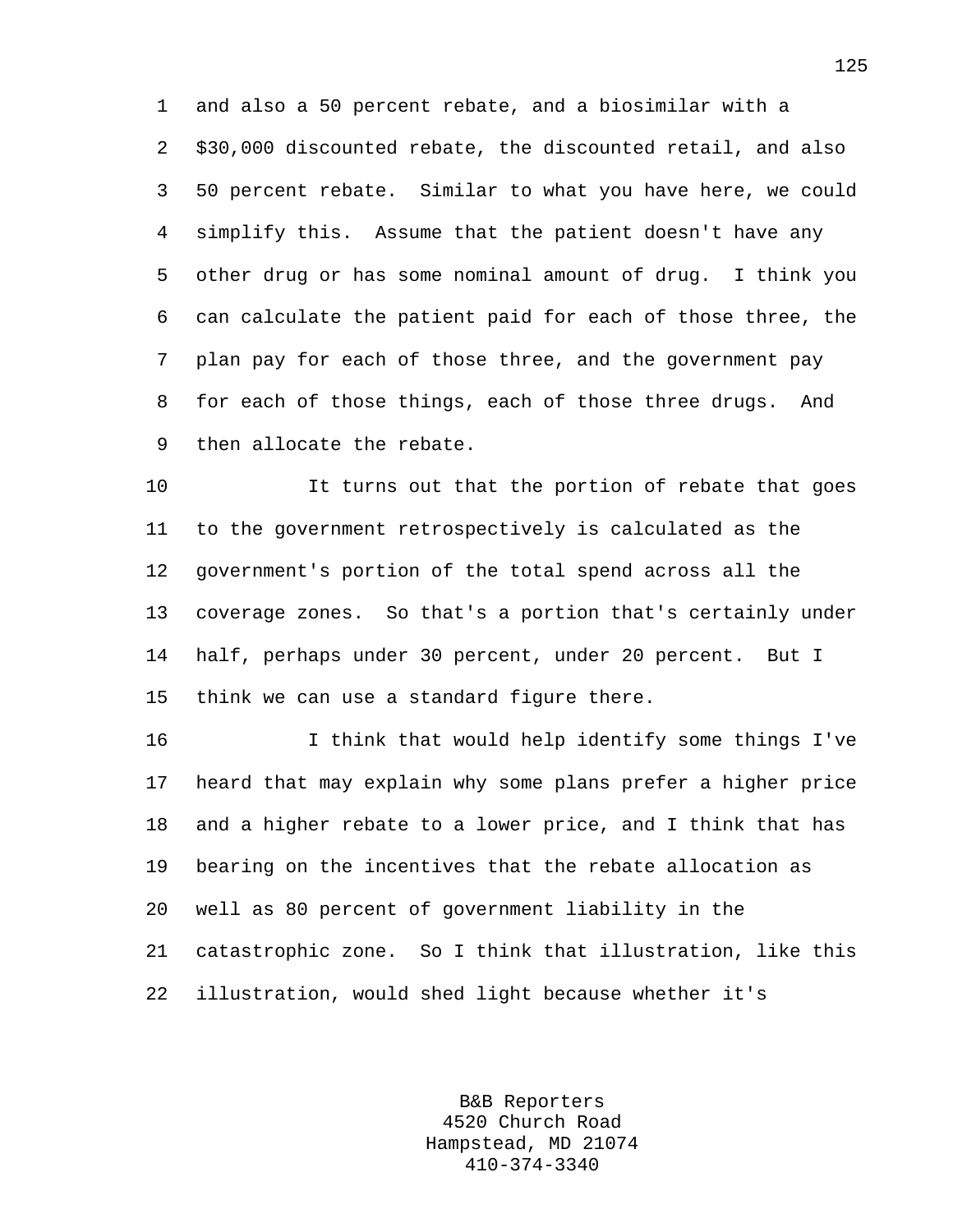and also a 50 percent rebate, and a biosimilar with a $30,000 discounted rebate, the discounted retail, and also 50 percent rebate. Similar to what you have here, we could simplify this. Assume that the patient doesn't have any other drug or has some nominal amount of drug. I think you can calculate the patient paid for each of those three, the plan pay for each of those three, and the government pay for each of those things, each of those three drugs. And then allocate the rebate.

It turns out that the portion of rebate that goes to the government retrospectively is calculated as the government's portion of the total spend across all the coverage zones. So that's a portion that's certainly under half, perhaps under 30 percent, under 20 percent. But I think we can use a standard figure there.

I think that would help identify some things I've heard that may explain why some plans prefer a higher price and a higher rebate to a lower price, and I think that has bearing on the incentives that the rebate allocation as well as 80 percent of government liability in the catastrophic zone. So I think that illustration, like this illustration, would shed light because whether it's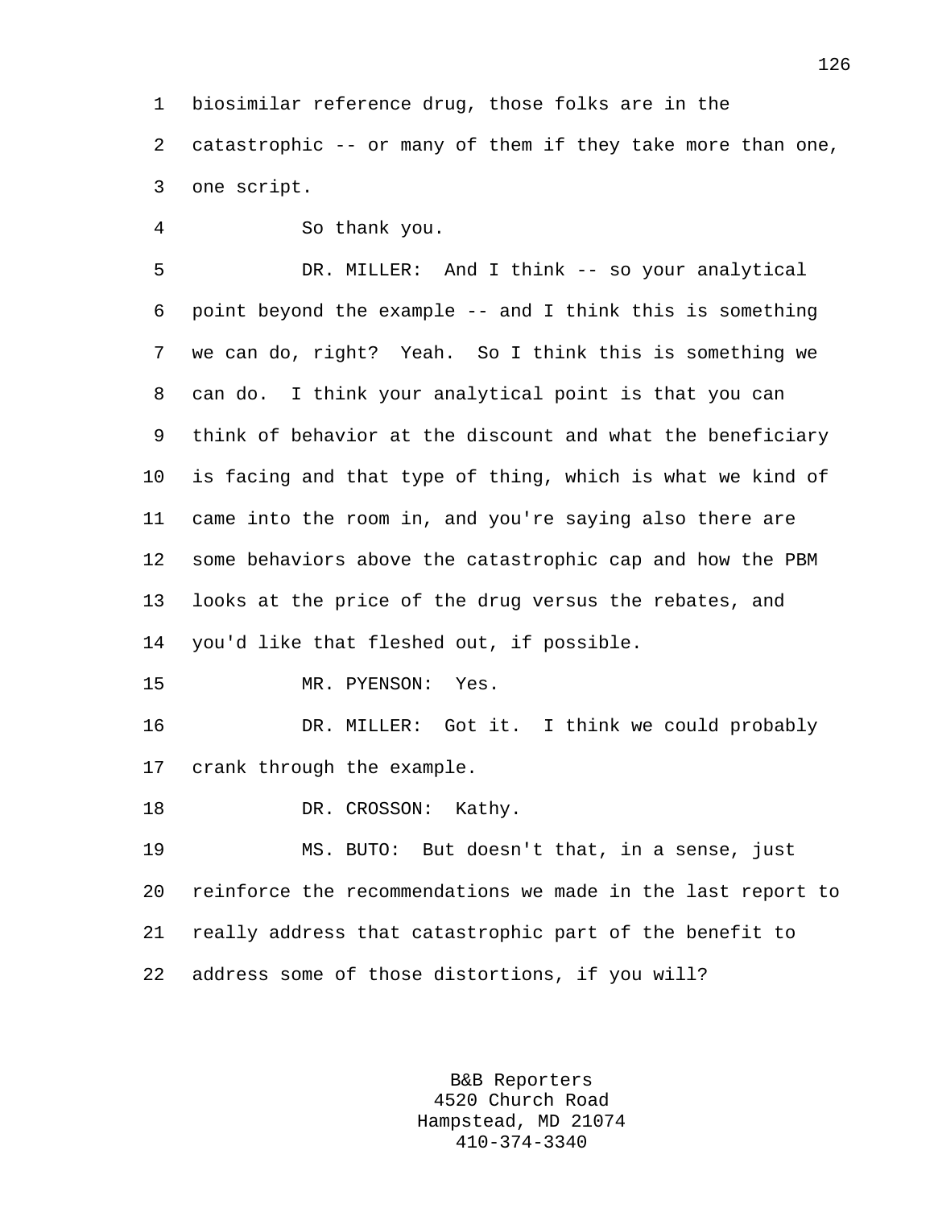biosimilar reference drug, those folks are in the catastrophic -- or many of them if they take more than one, one script.

So thank you.

DR. MILLER: And I think -- so your analytical point beyond the example -- and I think this is something we can do, right? Yeah. So I think this is something we can do. I think your analytical point is that you can think of behavior at the discount and what the beneficiary is facing and that type of thing, which is what we kind of came into the room in, and you're saying also there are some behaviors above the catastrophic cap and how the PBM looks at the price of the drug versus the rebates, and you'd like that fleshed out, if possible.

MR. PYENSON: Yes.

DR. MILLER: Got it. I think we could probably crank through the example.

DR. CROSSON: Kathy.

MS. BUTO: But doesn't that, in a sense, just reinforce the recommendations we made in the last report to really address that catastrophic part of the benefit to address some of those distortions, if you will?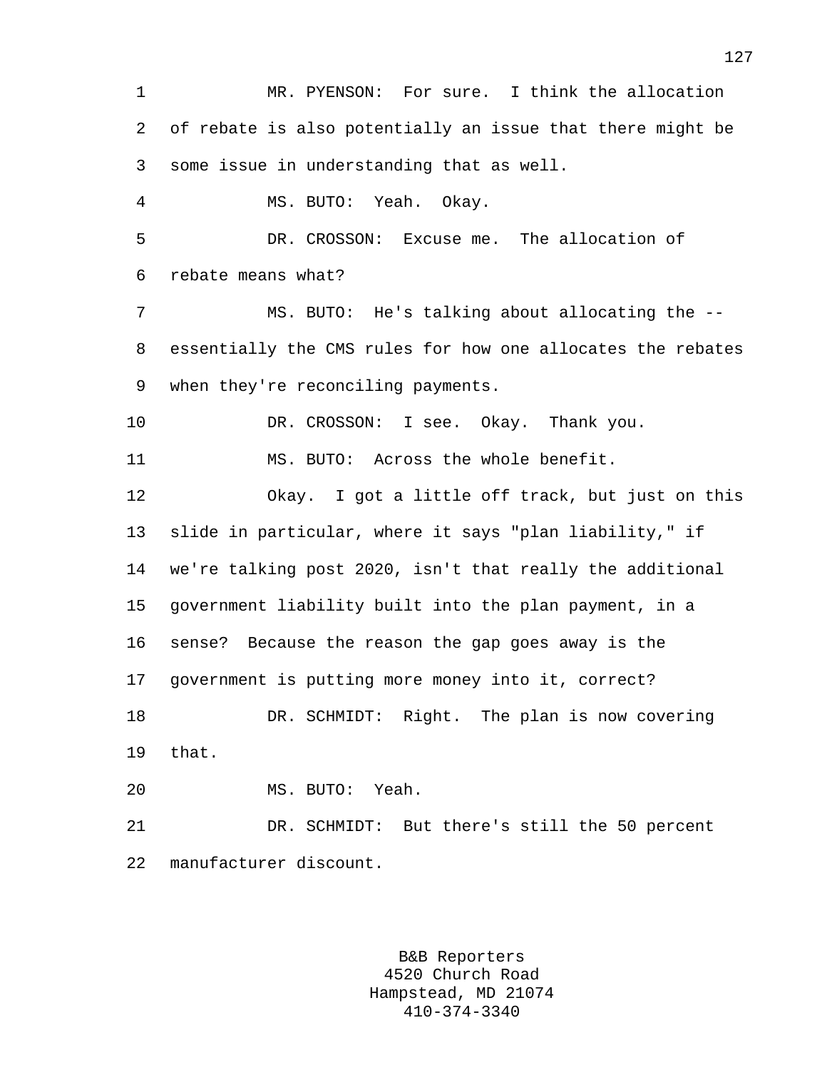MR. PYENSON: For sure. I think the allocation of rebate is also potentially an issue that there might be some issue in understanding that as well.

MS. BUTO: Yeah. Okay.

DR. CROSSON: Excuse me. The allocation of rebate means what?

MS. BUTO: He's talking about allocating the -- essentially the CMS rules for how one allocates the rebates when they're reconciling payments.

DR. CROSSON: I see. Okay. Thank you.

MS. BUTO: Across the whole benefit.

Okay. I got a little off track, but just on this slide in particular, where it says "plan liability," if we're talking post 2020, isn't that really the additional government liability built into the plan payment, in a sense? Because the reason the gap goes away is the government is putting more money into it, correct?

DR. SCHMIDT: Right. The plan is now covering that.

MS. BUTO: Yeah.

DR. SCHMIDT: But there's still the 50 percent manufacturer discount.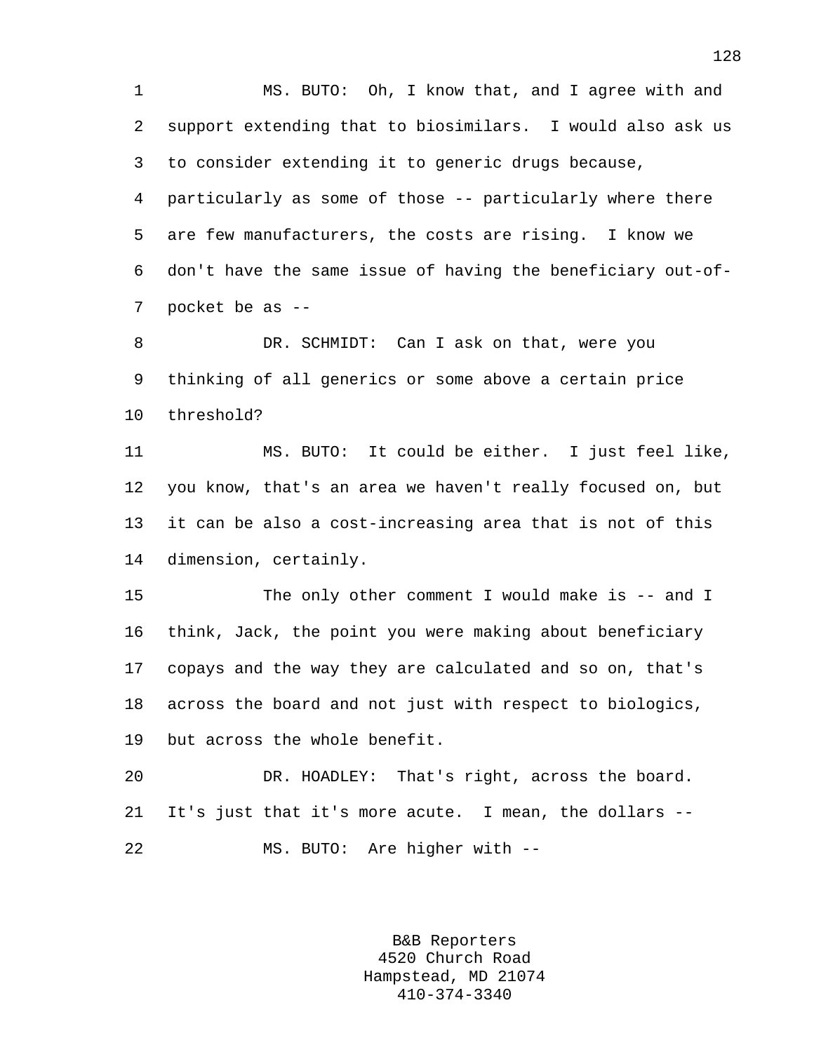MS. BUTO: Oh, I know that, and I agree with and support extending that to biosimilars. I would also ask us to consider extending it to generic drugs because, particularly as some of those -- particularly where there are few manufacturers, the costs are rising. I know we don't have the same issue of having the beneficiary out-of-pocket be as --

DR. SCHMIDT: Can I ask on that, were you thinking of all generics or some above a certain price threshold?

MS. BUTO: It could be either. I just feel like, you know, that's an area we haven't really focused on, but it can be also a cost-increasing area that is not of this dimension, certainly.

The only other comment I would make is -- and I think, Jack, the point you were making about beneficiary copays and the way they are calculated and so on, that's across the board and not just with respect to biologics, but across the whole benefit.

DR. HOADLEY: That's right, across the board. It's just that it's more acute. I mean, the dollars --

MS. BUTO: Are higher with --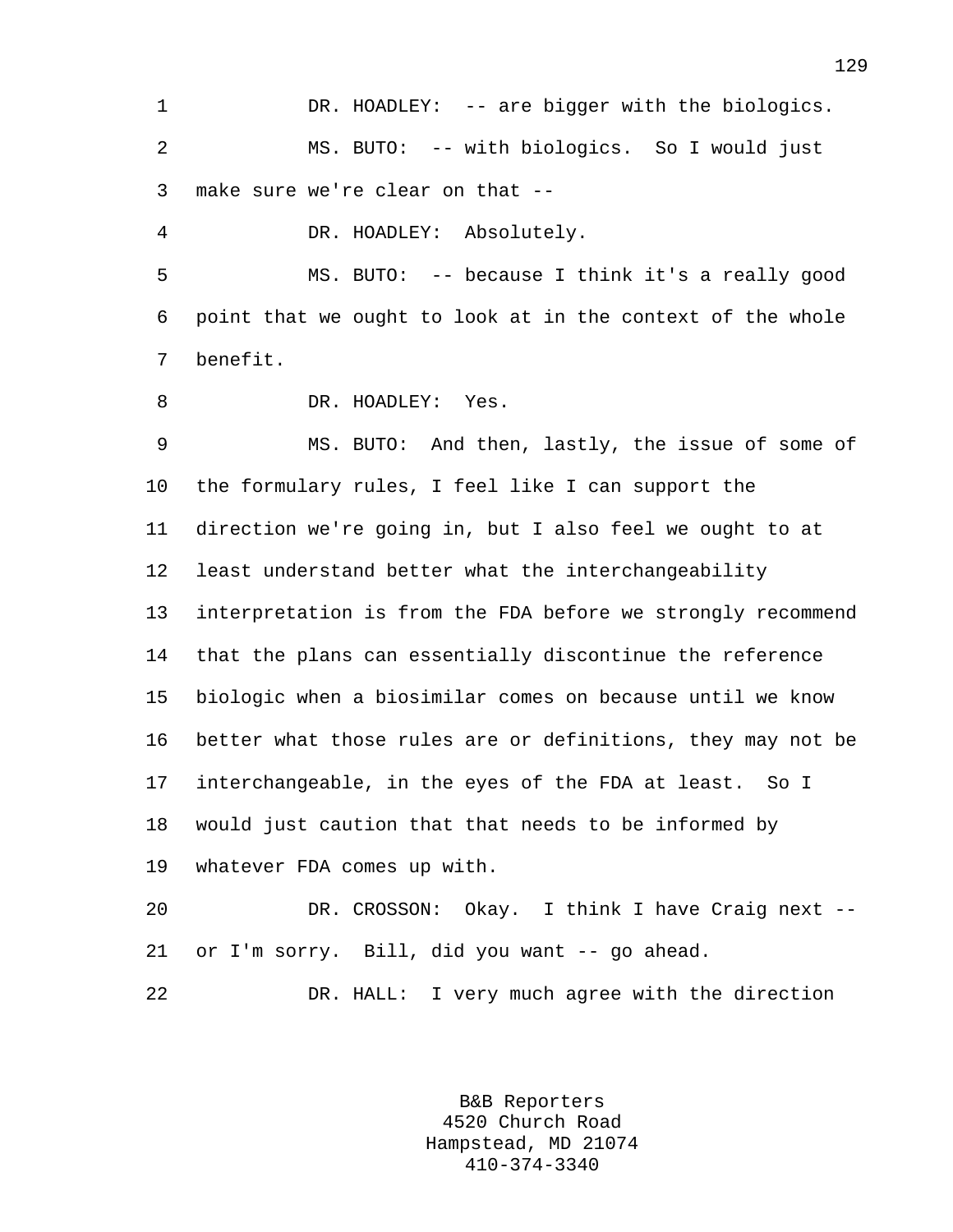DR. HOADLEY: -- are bigger with the biologics.

MS. BUTO: -- with biologics. So I would just make sure we're clear on that --

DR. HOADLEY: Absolutely.

MS. BUTO: -- because I think it's a really good point that we ought to look at in the context of the whole benefit.

DR. HOADLEY: Yes.

MS. BUTO: And then, lastly, the issue of some of the formulary rules, I feel like I can support the direction we're going in, but I also feel we ought to at least understand better what the interchangeability interpretation is from the FDA before we strongly recommend that the plans can essentially discontinue the reference biologic when a biosimilar comes on because until we know better what those rules are or definitions, they may not be interchangeable, in the eyes of the FDA at least. So I would just caution that that needs to be informed by whatever FDA comes up with.

DR. CROSSON: Okay. I think I have Craig next -- or I'm sorry. Bill, did you want -- go ahead.

DR. HALL: I very much agree with the direction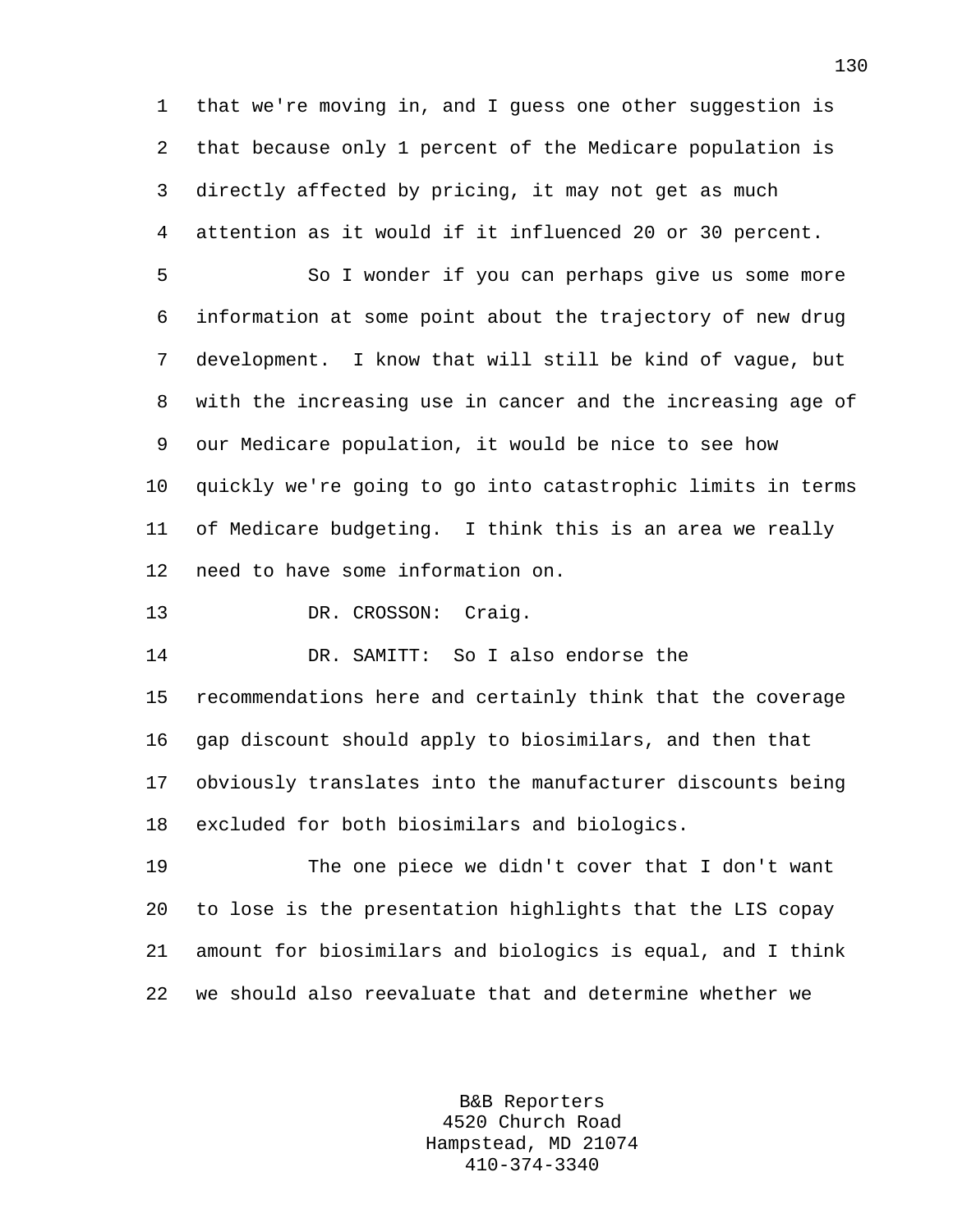that we're moving in, and I guess one other suggestion is that because only 1 percent of the Medicare population is directly affected by pricing, it may not get as much attention as it would if it influenced 20 or 30 percent.

So I wonder if you can perhaps give us some more information at some point about the trajectory of new drug development. I know that will still be kind of vague, but with the increasing use in cancer and the increasing age of our Medicare population, it would be nice to see how quickly we're going to go into catastrophic limits in terms of Medicare budgeting. I think this is an area we really need to have some information on.

DR. CROSSON: Craig.

DR. SAMITT: So I also endorse the recommendations here and certainly think that the coverage gap discount should apply to biosimilars, and then that obviously translates into the manufacturer discounts being excluded for both biosimilars and biologics.

The one piece we didn't cover that I don't want to lose is the presentation highlights that the LIS copay amount for biosimilars and biologics is equal, and I think we should also reevaluate that and determine whether we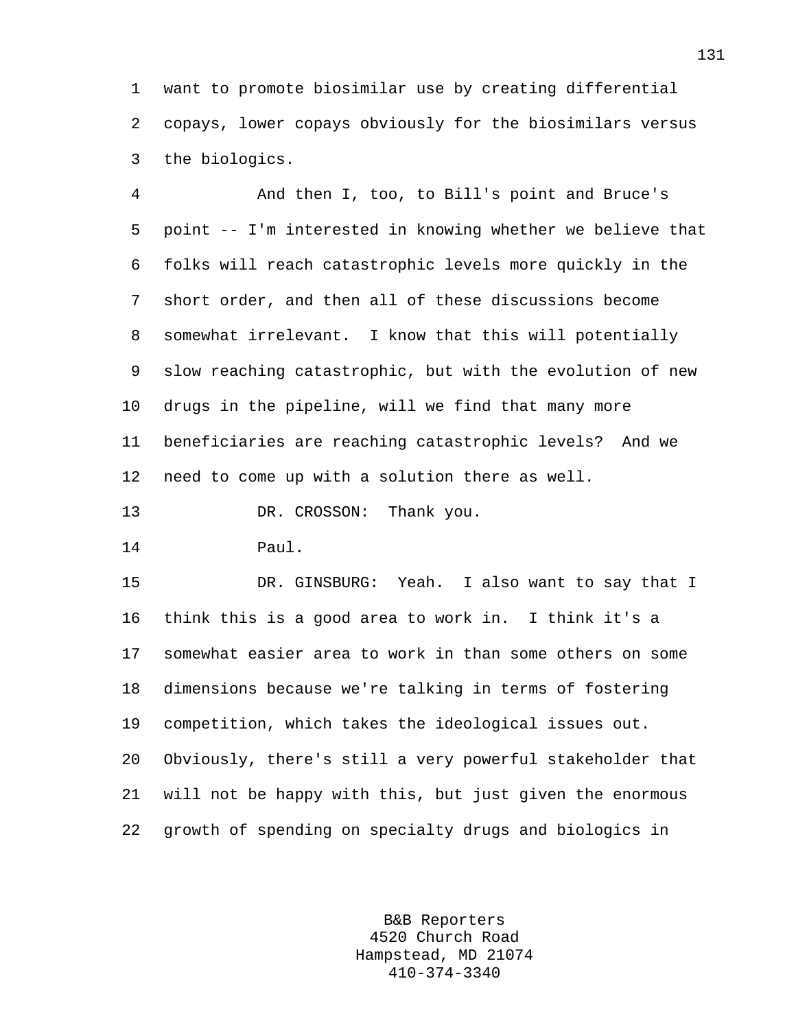want to promote biosimilar use by creating differential copays, lower copays obviously for the biosimilars versus the biologics.

And then I, too, to Bill's point and Bruce's point -- I'm interested in knowing whether we believe that folks will reach catastrophic levels more quickly in the short order, and then all of these discussions become somewhat irrelevant. I know that this will potentially slow reaching catastrophic, but with the evolution of new drugs in the pipeline, will we find that many more beneficiaries are reaching catastrophic levels? And we need to come up with a solution there as well.

DR. CROSSON: Thank you.

Paul.

DR. GINSBURG: Yeah. I also want to say that I think this is a good area to work in. I think it's a somewhat easier area to work in than some others on some dimensions because we're talking in terms of fostering competition, which takes the ideological issues out. Obviously, there's still a very powerful stakeholder that will not be happy with this, but just given the enormous growth of spending on specialty drugs and biologics in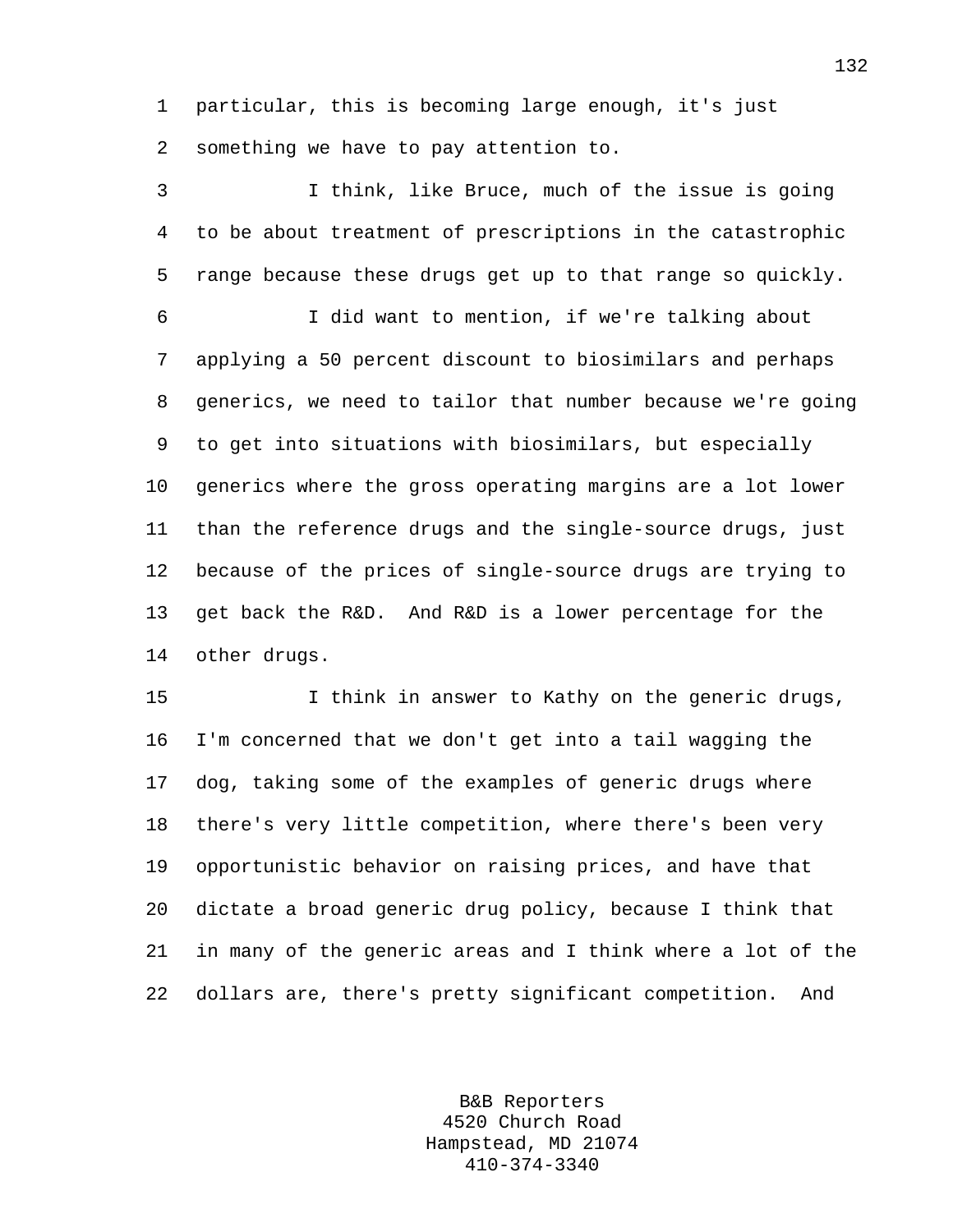particular, this is becoming large enough, it's just something we have to pay attention to.

I think, like Bruce, much of the issue is going to be about treatment of prescriptions in the catastrophic range because these drugs get up to that range so quickly.

I did want to mention, if we're talking about applying a 50 percent discount to biosimilars and perhaps generics, we need to tailor that number because we're going to get into situations with biosimilars, but especially generics where the gross operating margins are a lot lower than the reference drugs and the single-source drugs, just because of the prices of single-source drugs are trying to get back the R&D. And R&D is a lower percentage for the other drugs.

I think in answer to Kathy on the generic drugs, I'm concerned that we don't get into a tail wagging the dog, taking some of the examples of generic drugs where there's very little competition, where there's been very opportunistic behavior on raising prices, and have that dictate a broad generic drug policy, because I think that in many of the generic areas and I think where a lot of the dollars are, there's pretty significant competition. And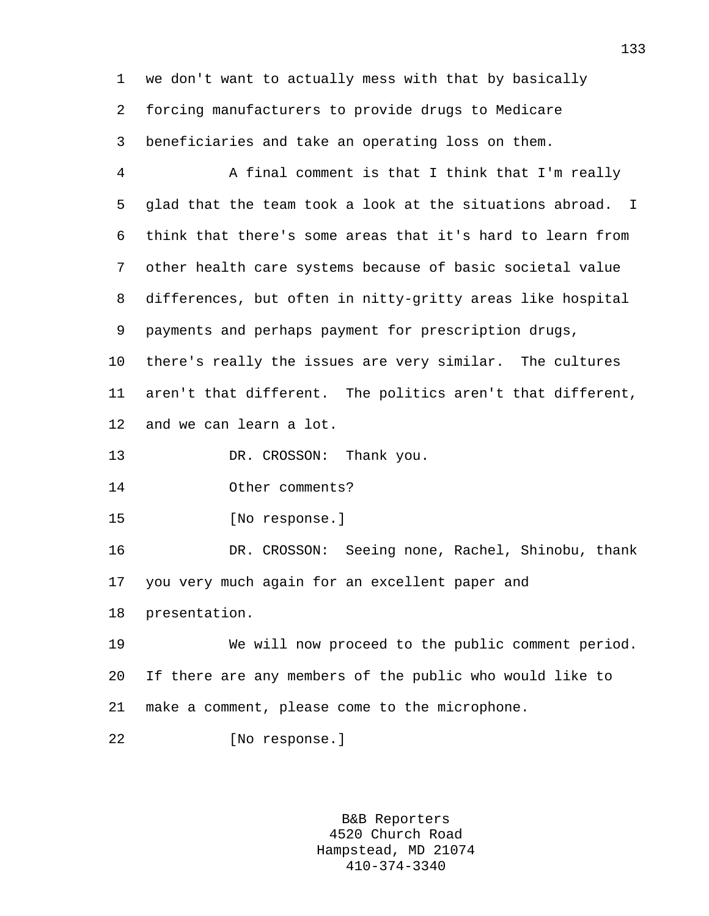we don't want to actually mess with that by basically forcing manufacturers to provide drugs to Medicare beneficiaries and take an operating loss on them.

A final comment is that I think that I'm really glad that the team took a look at the situations abroad. I think that there's some areas that it's hard to learn from other health care systems because of basic societal value differences, but often in nitty-gritty areas like hospital payments and perhaps payment for prescription drugs, there's really the issues are very similar. The cultures aren't that different. The politics aren't that different, and we can learn a lot.

DR. CROSSON: Thank you.

Other comments?

[No response.]

DR. CROSSON: Seeing none, Rachel, Shinobu, thank you very much again for an excellent paper and presentation.

We will now proceed to the public comment period. If there are any members of the public who would like to make a comment, please come to the microphone.

[No response.]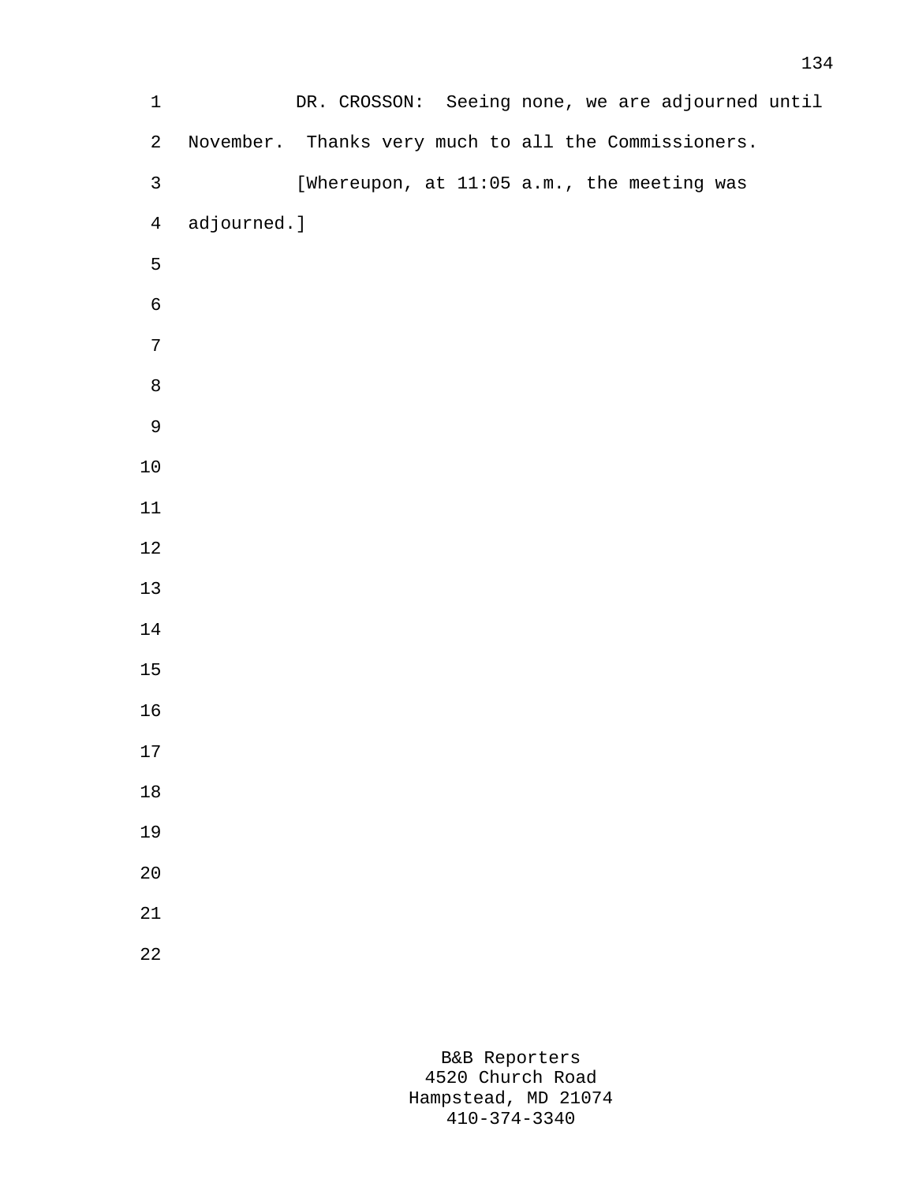DR. CROSSON: Seeing none, we are adjourned until November. Thanks very much to all the Commissioners.

[Whereupon, at 11:05 a.m., the meeting was adjourned.]